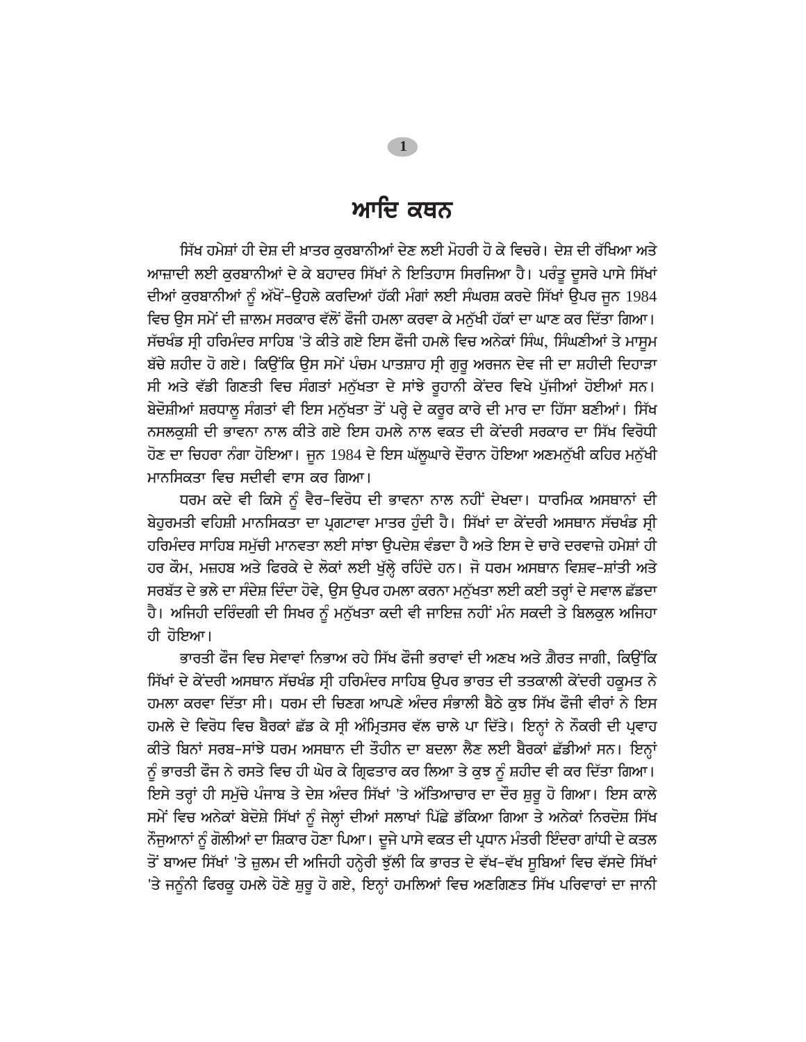# ਆਦਿ ਕਥਨ

ਸਿੱਖ ਹਮੇਸ਼ਾਂ ਹੀ ਦੇਸ਼ ਦੀ ਖ਼ਾਤਰ ਕੁਰਬਾਨੀਆਂ ਦੇਣ ਲਈ ਮੋਹਰੀ ਹੋ ਕੇ ਵਿਚਰੇ। ਦੇਸ਼ ਦੀ ਰੱਖਿਆ ਅਤੇ ਆਜ਼ਾਦੀ ਲਈ ਕੁਰਬਾਨੀਆਂ ਦੇ ਕੇ ਬਹਾਦਰ ਸਿੱਖਾਂ ਨੇ ਇਤਿਹਾਸ ਸਿਰਜਿਆ ਹੈ। ਪਰੰਤੂ ਦੂਸਰੇ ਪਾਸੇ ਸਿੱਖਾਂ ਦੀਆਂ ਕੁਰਬਾਨੀਆਂ ਨੂੰ ਅੱਖੋਂ-ਉਹਲੇ ਕਰਦਿਆਂ ਹੱਕੀ ਮੰਗਾਂ ਲਈ ਸੰਘਰਸ਼ ਕਰਦੇ ਸਿੱਖਾਂ ਉਪਰ ਜੂਨ 1984 ਵਿਚ ਉਸ ਸਮੇਂ ਦੀ ਜ਼ਾਲਮ ਸਰਕਾਰ ਵੱਲੋਂ ਫੌਜੀ ਹਮਲਾ ਕਰਵਾ ਕੇ ਮਨੁੱਖੀ ਹੱਕਾਂ ਦਾ ਘਾਣ ਕਰ ਦਿੱਤਾ ਗਿਆ। ਸੱਚਖੰਡ ਸ੍ਰੀ ਹਰਿਮੰਦਰ ਸਾਹਿਬ 'ਤੇ ਕੀਤੇ ਗਏ ਇਸ ਫੌਜੀ ਹਮਲੇ ਵਿਚ ਅਨੇਕਾਂ ਸਿੰਘ, ਸਿੰਘਣੀਆਂ ਤੇ ਮਾਸੂਮ ਬੱਚੇ ਸ਼ਹੀਦ ਹੋ ਗਏ। ਕਿਉਂਕਿ ਉਸ ਸਮੇਂ ਪੰਚਮ ਪਾਤਸ਼ਾਹ ਸ੍ਰੀ ਗੁਰੂ ਅਰਜਨ ਦੇਵ ਜੀ ਦਾ ਸ਼ਹੀਦੀ ਦਿਹਾੜਾ ਸੀ ਅਤੇ ਵੱਡੀ ਗਿਣਤੀ ਵਿਚ ਸੰਗਤਾਂ ਮਨੁੱਖਤਾ ਦੇ ਸਾਂਝੇ ਰੂਹਾਨੀ ਕੇਂਦਰ ਵਿਖੇ ਪੁੱਜੀਆਂ ਹੋਈਆਂ ਸਨ। ਬੇਦੋਸ਼ੀਆਂ ਸ਼ਰਧਾਲੂ ਸੰਗਤਾਂ ਵੀ ਇਸ ਮਨੁੱਖਤਾ ਤੋਂ ਪਰ੍ਹੇ ਦੇ ਕਰੂਰ ਕਾਰੇ ਦੀ ਮਾਰ ਦਾ ਹਿੱਸਾ ਬਣੀਆਂ। ਸਿੱਖ ਨਸਲਕੁਸ਼ੀ ਦੀ ਭਾਵਨਾ ਨਾਲ ਕੀਤੇ ਗਏ ਇਸ ਹਮਲੇ ਨਾਲ ਵਕਤ ਦੀ ਕੇਂਦਰੀ ਸਰਕਾਰ ਦਾ ਸਿੱਖ ਵਿਰੋਧੀ ਹੋਣ ਦਾ ਚਿਹਰਾ ਨੰਗਾ ਹੋਇਆ। ਜੂਨ 1984 ਦੇ ਇਸ ਘੱਲੂਘਾਰੇ ਦੌਰਾਨ ਹੋਇਆ ਅਣਮਨੁੱਖੀ ਕਹਿਰ ਮਨੁੱਖੀ ਮਾਨਸਿਕਤਾ ਵਿਚ ਸਦੀਵੀ ਵਾਸ ਕਰ ਗਿਆ।

ਧਰਮ ਕਦੇ ਵੀ ਕਿਸੇ ਨੂੰ ਵੈਰ-ਵਿਰੋਧ ਦੀ ਭਾਵਨਾ ਨਾਲ ਨਹੀਂ ਦੇਖਦਾ। ਧਾਰਮਿਕ ਅਸਥਾਨਾਂ ਦੀ ਬੇਹੁਰਮਤੀ ਵਹਿਸ਼ੀ ਮਾਨਸਿਕਤਾ ਦਾ ਪ੍ਰਗਟਾਵਾ ਮਾਤਰ ਹੁੰਦੀ ਹੈ। ਸਿੱਖਾਂ ਦਾ ਕੇਂਦਰੀ ਅਸਥਾਨ ਸੱਚਖੰਡ ਸ੍ਰੀ ਹਰਿਮੰਦਰ ਸਾਹਿਬ ਸਮੁੱਚੀ ਮਾਨਵਤਾ ਲਈ ਸਾਂਝਾ ਉਪਦੇਸ਼ ਵੰਡਦਾ ਹੈ ਅਤੇ ਇਸ ਦੇ ਚਾਰੇ ਦਰਵਾਜ਼ੇ ਹਮੇਸ਼ਾਂ ਹੀ ਹਰ ਕੌਮ, ਮਜ਼ਹਬ ਅਤੇ ਫਿਰਕੇ ਦੇ ਲੋਕਾਂ ਲਈ ਖੁੱਲ੍ਹੇ ਰਹਿੰਦੇ ਹਨ। ਜੋ ਧਰਮ ਅਸਥਾਨ ਵਿਸ਼ਵ-ਸ਼ਾਂਤੀ ਅਤੇ ਸਰਬੱਤ ਦੇ ਭਲੇ ਦਾ ਸੰਦੇਸ਼ ਦਿੰਦਾ ਹੋਵੇ, ਉਸ ਉਪਰ ਹਮਲਾ ਕਰਨਾ ਮਨੁੱਖਤਾ ਲਈ ਕਈ ਤਰ੍ਹਾਂ ਦੇ ਸਵਾਲ ਛੱਡਦਾ ਹੈ। ਅਜਿਹੀ ਦਰਿੰਦਗੀ ਦੀ ਸਿਖਰ ਨੂੰ ਮਨੁੱਖਤਾ ਕਦੀ ਵੀ ਜਾਇਜ਼ ਨਹੀਂ ਮੰਨ ਸਕਦੀ ਤੇ ਬਿਲਕੁਲ ਅਜਿਹਾ ਹੀ ਹੋਇਆ।

ਭਾਰਤੀ ਫੌਜ ਵਿਚ ਸੇਵਾਵਾਂ ਨਿਭਾਅ ਰਹੇ ਸਿੱਖ ਫੌਜੀ ਭਰਾਵਾਂ ਦੀ ਅਣਖ ਅਤੇ ਗ਼ੈਰਤ ਜਾਗੀ, ਕਿਉਂਕਿ ਸਿੱਖਾਂ ਦੇ ਕੇਂਦਰੀ ਅਸਥਾਨ ਸੱਚਖੰਡ ਸ੍ਰੀ ਹਰਿਮੰਦਰ ਸਾਹਿਬ ਉਪਰ ਭਾਰਤ ਦੀ ਤਤਕਾਲੀ ਕੇਂਦਰੀ ਹਕੂਮਤ ਨੇ ਹਮਲਾ ਕਰਵਾ ਦਿੱਤਾ ਸੀ। ਧਰਮ ਦੀ ਚਿਣਗ ਆਪਣੇ ਅੰਦਰ ਸੰਭਾਲੀ ਬੈਠੇ ਕੁਝ ਸਿੱਖ ਫੌਜੀ ਵੀਰਾਂ ਨੇ ਇਸ ਹਮਲੇ ਦੇ ਵਿਰੋਧ ਵਿਚ ਬੈਰਕਾਂ ਛੱਡ ਕੇ ਸ੍ਰੀ ਅੰਮ੍ਰਿਤਸਰ ਵੱਲ ਚਾਲੇ ਪਾ ਦਿੱਤੇ। ਇਨ੍ਹਾਂ ਨੇ ਨੌਕਰੀ ਦੀ ਪ੍ਰਵਾਹ ਕੀਤੇ ਬਿਨਾਂ ਸਰਬ-ਸਾਂਝੇ ਧਰਮ ਅਸਥਾਨ ਦੀ ਤੌਹੀਨ ਦਾ ਬਦਲਾ ਲੈਣ ਲਈ ਬੈਰਕਾਂ ਛੱਡੀਆਂ ਸਨ। ਇਨ੍ਹਾਂ ਨੂੰ ਭਾਰਤੀ ਫੌਜ ਨੇ ਰਸਤੇ ਵਿਚ ਹੀ ਘੇਰ ਕੇ ਗ੍ਰਿਫਤਾਰ ਕਰ ਲਿਆ ਤੇ ਕੁਝ ਨੂੰ ਸ਼ਹੀਦ ਵੀ ਕਰ ਦਿੱਤਾ ਗਿਆ। ਇਸੇ ਤਰ੍ਹਾਂ ਹੀ ਸਮੁੱਚੇ ਪੰਜਾਬ ਤੇ ਦੇਸ਼ ਅੰਦਰ ਸਿੱਖਾਂ 'ਤੇ ਅੱਤਿਆਚਾਰ ਦਾ ਦੌਰ ਸ਼ੁਰੂ ਹੋ ਗਿਆ। ਇਸ ਕਾਲੇ ਸਮੇਂ ਵਿਚ ਅਨੇਕਾਂ ਬੇਦੋਸ਼ੇ ਸਿੱਖਾਂ ਨੂੰ ਜੇਲ੍ਹਾਂ ਦੀਆਂ ਸਲਾਖਾਂ ਪਿੱਛੇ ਡੱਕਿਆ ਗਿਆ ਤੇ ਅਨੇਕਾਂ ਨਿਰਦੋਸ਼ ਸਿੱਖ ਨੌਜੁਆਨਾਂ ਨੂੰ ਗੋਲੀਆਂ ਦਾ ਸ਼ਿਕਾਰ ਹੋਣਾ ਪਿਆ। ਦੂਜੇ ਪਾਸੇ ਵਕਤ ਦੀ ਪ੍ਰਧਾਨ ਮੰਤਰੀ ਇੰਦਰਾ ਗਾਂਧੀ ਦੇ ਕਤਲ ਤੋਂ ਬਾਅਦ ਸਿੱਖਾਂ 'ਤੇ ਜ਼ੁਲਮ ਦੀ ਅਜਿਹੀ ਹਨ੍ਹੇਰੀ ਝੁੱਲੀ ਕਿ ਭਾਰਤ ਦੇ ਵੱਖ-ਵੱਖ ਸੂਬਿਆਂ ਵਿਚ ਵੱਸਦੇ ਸਿੱਖਾਂ 'ਤੇ ਜਨੂੰਨੀ ਫਿਰਕੂ ਹਮਲੇ ਹੋਣੇ ਸ਼ੁਰੂ ਹੋ ਗਏ, ਇਨ੍ਹਾਂ ਹਮਲਿਆਂ ਵਿਚ ਅਣਗਿਣਤ ਸਿੱਖ ਪਰਿਵਾਰਾਂ ਦਾ ਜਾਨੀ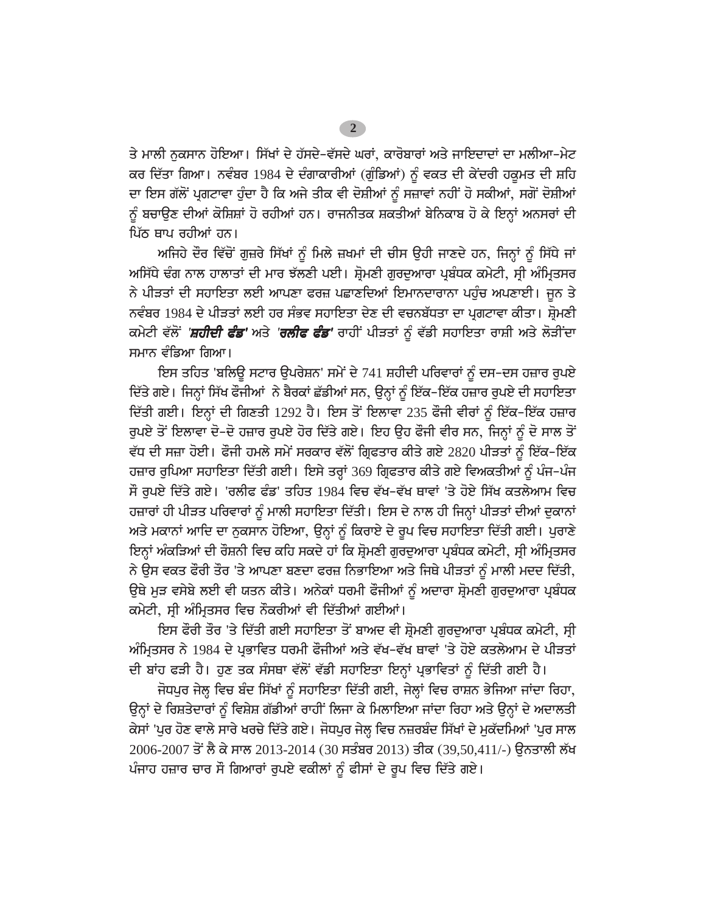ਤੇ ਮਾਲੀ ਨੁਕਸਾਨ ਹੋਇਆ। ਸਿੱਖਾਂ ਦੇ ਹੱਸਦੇ-ਵੱਸਦੇ ਘਰਾਂ, ਕਾਰੋਬਾਰਾਂ ਅਤੇ ਜਾਇਦਾਦਾਂ ਦਾ ਮਲੀਆ-ਮੇਟ ਕਰ ਦਿੱਤਾ ਗਿਆ। ਨਵੰਬਰ 1984 ਦੇ ਦੰਗਾਕਾਰੀਆਂ (ਗੁੰਡਿਆਂ) ਨੂੰ ਵਕਤ ਦੀ ਕੇਂਦਰੀ ਹਕੂਮਤ ਦੀ ਸ਼ਹਿ ਦਾ ਇਸ ਗੱਲੋਂ ਪ੍ਰਗਟਾਵਾ ਹੁੰਦਾ ਹੈ ਕਿ ਅਜੇ ਤੀਕ ਵੀ ਦੋਸ਼ੀਆਂ ਨੂੰ ਸਜ਼ਾਵਾਂ ਨਹੀਂ ਹੋ ਸਕੀਆਂ, ਸਗੋਂ ਦੋਸ਼ੀਆਂ ਨੂੰ ਬਚਾਉਣ ਦੀਆਂ ਕੋਸ਼ਿਸ਼ਾਂ ਹੋ ਰਹੀਆਂ ਹਨ। ਰਾਜਨੀਤਕ ਸ਼ਕਤੀਆਂ ਬੇਨਿਕਾਬ ਹੋ ਕੇ ਇਨ੍ਹਾਂ ਅਨਸਰਾਂ ਦੀ ਪਿੱਠ ਥਾਪ ਰਹੀਆਂ ਹਨ।

ਅਜਿਹੇ ਦੌਰ ਵਿੱਚੋਂ ਗੁਜ਼ਰੇ ਸਿੱਖਾਂ ਨੂੰ ਮਿਲੇ ਜ਼ਖ਼ਮਾਂ ਦੀ ਚੀਸ ਉਹੀ ਜਾਣਦੇ ਹਨ, ਜਿਨ੍ਹਾਂ ਨੂੰ ਸਿੱਧੇ ਜਾਂ ਅਸਿੱਧੇ ਢੰਗ ਨਾਲ ਹਾਲਾਤਾਂ ਦੀ ਮਾਰ ਝੱਲਣੀ ਪਈ। ਸ਼੍ਰੋਮਣੀ ਗੁਰਦੁਆਰਾ ਪ੍ਰਬੰਧਕ ਕਮੇਟੀ, ਸ੍ਰੀ ਅੰਮ੍ਰਿਤਸਰ ਨੇ ਪੀੜਤਾਂ ਦੀ ਸਹਾਇਤਾ ਲਈ ਆਪਣਾ ਫਰਜ਼ ਪਛਾਣਦਿਆਂ ਇਮਾਨਦਾਰਾਨਾ ਪਹੁੰਚ ਅਪਣਾਈ। ਜੂਨ ਤੇ ਨਵੰਬਰ 1984 ਦੇ ਪੀੜਤਾਂ ਲਈ ਹਰ ਸੰਭਵ ਸਹਾਇਤਾ ਦੇਣ ਦੀ ਵਚਨਬੱਧਤਾ ਦਾ ਪ੍ਰਗਟਾਵਾ ਕੀਤਾ। ਸ਼੍ਰੋਮਣੀ ਕਮੇਟੀ ਵੱਲੋਂ ***'ਸ਼ਹੀਦੀ ਫੰਡ'*** ਅਤੇ ***'ਰਲੀਫ ਫੰਡ'*** ਰਾਹੀਂ ਪੀੜਤਾਂ ਨੂੰ ਵੱਡੀ ਸਹਾਇਤਾ ਰਾਸ਼ੀ ਅਤੇ ਲੋੜੀਂਦਾ ਸਮਾਨ ਵੰਡਿਆ ਗਿਆ।

ਇਸ ਤਹਿਤ 'ਬਲਿਊ ਸਟਾਰ ਉਪਰੇਸ਼ਨ' ਸਮੇਂ ਦੇ 741 ਸ਼ਹੀਦੀ ਪਰਿਵਾਰਾਂ ਨੂੰ ਦਸ-ਦਸ ਹਜ਼ਾਰ ਰੁਪਏ ਦਿੱਤੇ ਗਏ। ਜਿਨ੍ਹਾਂ ਸਿੱਖ ਫੌਜੀਆਂ ਨੇ ਬੈਰਕਾਂ ਛੱਡੀਆਂ ਸਨ, ਉਨ੍ਹਾਂ ਨੂੰ ਇੱਕ-ਇੱਕ ਹਜ਼ਾਰ ਰੁਪਏ ਦੀ ਸਹਾਇਤਾ ਦਿੱਤੀ ਗਈ। ਇਨ੍ਹਾਂ ਦੀ ਗਿਣਤੀ 1292 ਹੈ। ਇਸ ਤੋਂ ਇਲਾਵਾ 235 ਫੌਜੀ ਵੀਰਾਂ ਨੂੰ ਇੱਕ-ਇੱਕ ਹਜ਼ਾਰ ਰੁਪਏ ਤੋਂ ਇਲਾਵਾ ਦੋ-ਦੋ ਹਜ਼ਾਰ ਰੁਪਏ ਹੋਰ ਦਿੱਤੇ ਗਏ। ਇਹ ਉਹ ਫੌਜੀ ਵੀਰ ਸਨ, ਜਿਨ੍ਹਾਂ ਨੂੰ ਦੋ ਸਾਲ ਤੋਂ ਵੱਧ ਦੀ ਸਜ਼ਾ ਹੋਈ। ਫੌਜੀ ਹਮਲੇ ਸਮੇਂ ਸਰਕਾਰ ਵੱਲੋਂ ਗ੍ਰਿਫਤਾਰ ਕੀਤੇ ਗਏ 2820 ਪੀੜਤਾਂ ਨੂੰ ਇੱਕ-ਇੱਕ ਹਜ਼ਾਰ ਰੁਪਿਆ ਸਹਾਇਤਾ ਦਿੱਤੀ ਗਈ। ਇਸੇ ਤਰ੍ਹਾਂ 369 ਗ੍ਰਿਫਤਾਰ ਕੀਤੇ ਗਏ ਵਿਅਕਤੀਆਂ ਨੂੰ ਪੰਜ-ਪੰਜ ਸੌ ਰੁਪਏ ਦਿੱਤੇ ਗਏ। 'ਰਲੀਫ ਫੰਡ' ਤਹਿਤ 1984 ਵਿਚ ਵੱਖ-ਵੱਖ ਥਾਵਾਂ 'ਤੇ ਹੋਏ ਸਿੱਖ ਕਤਲੇਆਮ ਵਿਚ ਹਜ਼ਾਰਾਂ ਹੀ ਪੀੜਤ ਪਰਿਵਾਰਾਂ ਨੂੰ ਮਾਲੀ ਸਹਾਇਤਾ ਦਿੱਤੀ। ਇਸ ਦੇ ਨਾਲ ਹੀ ਜਿਨ੍ਹਾਂ ਪੀੜਤਾਂ ਦੀਆਂ ਦੁਕਾਨਾਂ ਅਤੇ ਮਕਾਨਾਂ ਆਦਿ ਦਾ ਨੁਕਸਾਨ ਹੋਇਆ, ਉਨ੍ਹਾਂ ਨੂੰ ਕਿਰਾਏ ਦੇ ਰੂਪ ਵਿਚ ਸਹਾਇਤਾ ਦਿੱਤੀ ਗਈ। ਪੁਰਾਣੇ ਇਨ੍ਹਾਂ ਅੰਕੜਿਆਂ ਦੀ ਰੌਸ਼ਨੀ ਵਿਚ ਕਹਿ ਸਕਦੇ ਹਾਂ ਕਿ ਸ਼੍ਰੋਮਣੀ ਗੁਰਦੁਆਰਾ ਪ੍ਰਬੰਧਕ ਕਮੇਟੀ, ਸ੍ਰੀ ਅੰਮ੍ਰਿਤਸਰ ਨੇ ਉਸ ਵਕਤ ਫੌਰੀ ਤੌਰ 'ਤੇ ਆਪਣਾ ਬਣਦਾ ਫਰਜ਼ ਨਿਭਾਇਆ ਅਤੇ ਜਿਥੇ ਪੀੜਤਾਂ ਨੂੰ ਮਾਲੀ ਮਦਦ ਦਿੱਤੀ, ਉਥੇ ਮੁੜ ਵਸੇਬੇ ਲਈ ਵੀ ਯਤਨ ਕੀਤੇ। ਅਨੇਕਾਂ ਧਰਮੀ ਫੌਜੀਆਂ ਨੂੰ ਅਦਾਰਾ ਸ਼੍ਰੋਮਣੀ ਗੁਰਦੁਆਰਾ ਪ੍ਰਬੰਧਕ ਕਮੇਟੀ, ਸ੍ਰੀ ਅੰਮ੍ਰਿਤਸਰ ਵਿਚ ਨੌਕਰੀਆਂ ਵੀ ਦਿੱਤੀਆਂ ਗਈਆਂ।

ਇਸ ਫੌਰੀ ਤੌਰ 'ਤੇ ਦਿੱਤੀ ਗਈ ਸਹਾਇਤਾ ਤੋਂ ਬਾਅਦ ਵੀ ਸ਼੍ਰੋਮਣੀ ਗੁਰਦੁਆਰਾ ਪ੍ਰਬੰਧਕ ਕਮੇਟੀ, ਸ੍ਰੀ ਅੰਮ੍ਰਿਤਸਰ ਨੇ 1984 ਦੇ ਪ੍ਰਭਾਵਿਤ ਧਰਮੀ ਫੌਜੀਆਂ ਅਤੇ ਵੱਖ-ਵੱਖ ਥਾਵਾਂ 'ਤੇ ਹੋਏ ਕਤਲੇਆਮ ਦੇ ਪੀੜਤਾਂ ਦੀ ਬਾਂਹ ਫੜੀ ਹੈ। ਹੁਣ ਤਕ ਸੰਸਥਾ ਵੱਲੋਂ ਵੱਡੀ ਸਹਾਇਤਾ ਇਨ੍ਹਾਂ ਪ੍ਰਭਾਵਿਤਾਂ ਨੂੰ ਦਿੱਤੀ ਗਈ ਹੈ।

ਜੋਧਪੁਰ ਜੇਲ੍ਹ ਵਿਚ ਬੰਦ ਸਿੱਖਾਂ ਨੂੰ ਸਹਾਇਤਾ ਦਿੱਤੀ ਗਈ, ਜੇਲ੍ਹਾਂ ਵਿਚ ਰਾਸ਼ਨ ਭੇਜਿਆ ਜਾਂਦਾ ਰਿਹਾ, ਉਨ੍ਹਾਂ ਦੇ ਰਿਸ਼ਤੇਦਾਰਾਂ ਨੂੰ ਵਿਸ਼ੇਸ਼ ਗੱਡੀਆਂ ਰਾਹੀਂ ਲਿਜਾ ਕੇ ਮਿਲਾਇਆ ਜਾਂਦਾ ਰਿਹਾ ਅਤੇ ਉਨ੍ਹਾਂ ਦੇ ਅਦਾਲਤੀ ਕੇਸਾਂ 'ਪੁਰ ਹੋਣ ਵਾਲੇ ਸਾਰੇ ਖਰਚੇ ਦਿੱਤੇ ਗਏ। ਜੋਧਪੁਰ ਜੇਲ੍ਹ ਵਿਚ ਨਜ਼ਰਬੰਦ ਸਿੱਖਾਂ ਦੇ ਮੁਕੱਦਮਿਆਂ 'ਪੁਰ ਸਾਲ 2006-2007 ਤੋਂ ਲੈ ਕੇ ਸਾਲ 2013-2014 (30 ਸਤੰਬਰ 2013) ਤੀਕ (39,50,411/-) ਉਨਤਾਲੀ ਲੱਖ ਪੰਜਾਹ ਹਜ਼ਾਰ ਚਾਰ ਸੌ ਗਿਆਰਾਂ ਰੁਪਏ ਵਕੀਲਾਂ ਨੂੰ ਫੀਸਾਂ ਦੇ ਰੂਪ ਵਿਚ ਦਿੱਤੇ ਗਏ।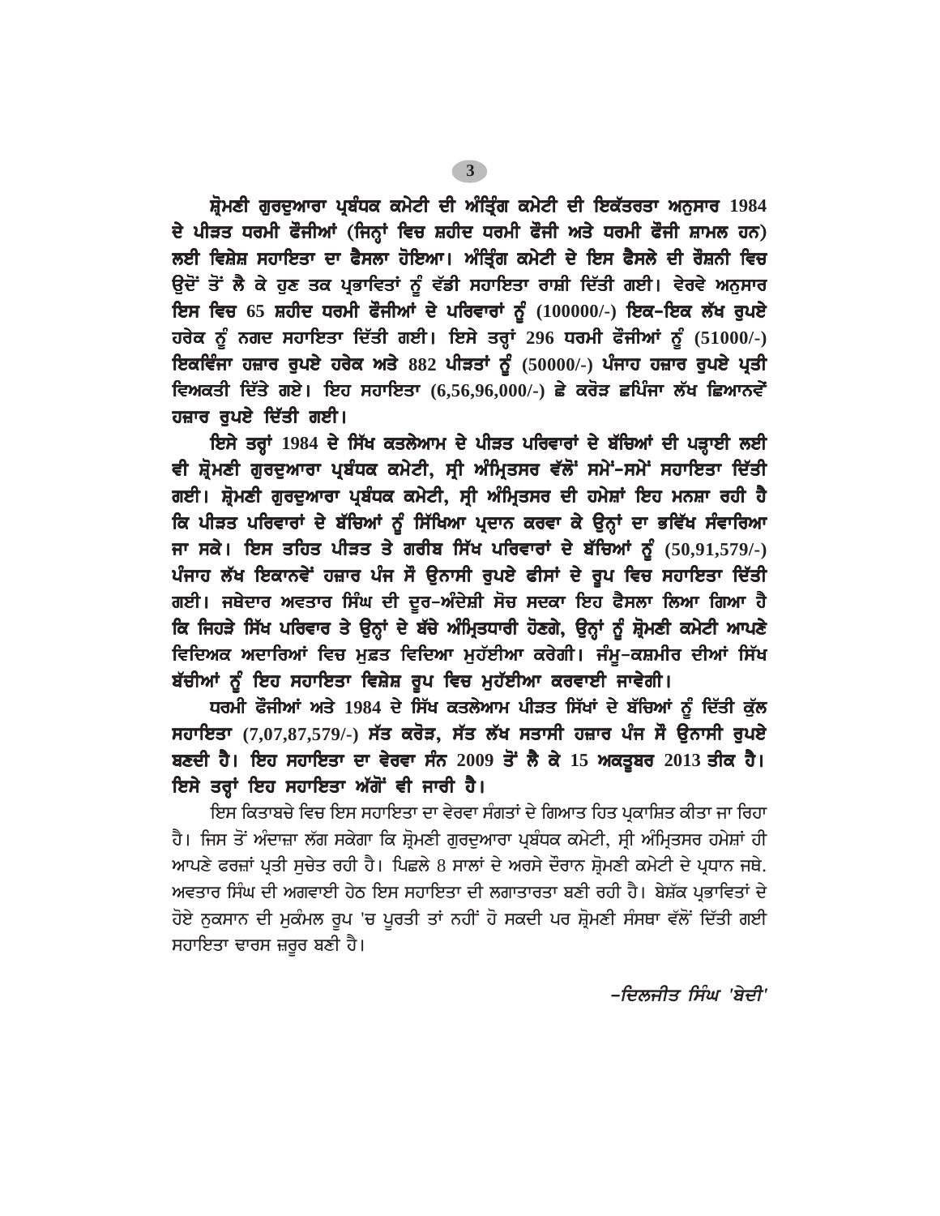**ਸ਼੍ਰੋਮਣੀ ਗੁਰਦੁਆਰਾ ਪ੍ਰਬੰਧਕ ਕਮੇਟੀ ਦੀ ਅੰਤ੍ਰਿੰਗ ਕਮੇਟੀ ਦੀ ਇਕੱਤਰਤਾ ਅਨੁਸਾਰ 1984 ਦੇ ਪੀੜਤ ਧਰਮੀ ਫੌਜੀਆਂ (ਜਿਨ੍ਹਾਂ ਵਿਚ ਸ਼ਹੀਦ ਧਰਮੀ ਫੌਜੀ ਅਤੇ ਧਰਮੀ ਫੌਜੀ ਸ਼ਾਮਲ ਹਨ) ਲਈ ਵਿਸ਼ੇਸ਼ ਸਹਾਇਤਾ ਦਾ ਫੈਸਲਾ ਹੋਇਆ। ਅੰਤ੍ਰਿੰਗ ਕਮੇਟੀ ਦੇ ਇਸ ਫੈਸਲੇ ਦੀ ਰੌਸ਼ਨੀ ਵਿਚ ਉਦੋਂ ਤੋਂ ਲੈ ਕੇ ਹੁਣ ਤਕ ਪ੍ਰਭਾਵਿਤਾਂ ਨੂੰ ਵੱਡੀ ਸਹਾਇਤਾ ਰਾਸ਼ੀ ਦਿੱਤੀ ਗਈ। ਵੇਰਵੇ ਅਨੁਸਾਰ ਇਸ ਵਿਚ 65 ਸ਼ਹੀਦ ਧਰਮੀ ਫੌਜੀਆਂ ਦੇ ਪਰਿਵਾਰਾਂ ਨੂੰ (100000/-) ਇਕ-ਇਕ ਲੱਖ ਰੁਪਏ ਹਰੇਕ ਨੂੰ ਨਗਦ ਸਹਾਇਤਾ ਦਿੱਤੀ ਗਈ। ਇਸੇ ਤਰ੍ਹਾਂ 296 ਧਰਮੀ ਫੌਜੀਆਂ ਨੂੰ (51000/-) ਇਕਵਿੰਜਾ ਹਜ਼ਾਰ ਰੁਪਏ ਹਰੇਕ ਅਤੇ 882 ਪੀੜਤਾਂ ਨੂੰ (50000/-) ਪੰਜਾਹ ਹਜ਼ਾਰ ਰੁਪਏ ਪ੍ਰਤੀ ਵਿਅਕਤੀ ਦਿੱਤੇ ਗਏ। ਇਹ ਸਹਾਇਤਾ (6,56,96,000/-) ਛੇ ਕਰੋੜ ਛਪਿੰਜਾ ਲੱਖ ਛਿਆਨਵੇਂ ਹਜ਼ਾਰ ਰੁਪਏ ਦਿੱਤੀ ਗਈ।**

**ਇਸੇ ਤਰ੍ਹਾਂ 1984 ਦੇ ਸਿੱਖ ਕਤਲੇਆਮ ਦੇ ਪੀੜਤ ਪਰਿਵਾਰਾਂ ਦੇ ਬੱਚਿਆਂ ਦੀ ਪੜ੍ਹਾਈ ਲਈ ਵੀ ਸ਼੍ਰੋਮਣੀ ਗੁਰਦੁਆਰਾ ਪ੍ਰਬੰਧਕ ਕਮੇਟੀ, ਸ੍ਰੀ ਅੰਮ੍ਰਿਤਸਰ ਵੱਲੋਂ ਸਮੇਂ-ਸਮੇਂ ਸਹਾਇਤਾ ਦਿੱਤੀ ਗਈ। ਸ਼੍ਰੋਮਣੀ ਗੁਰਦੁਆਰਾ ਪ੍ਰਬੰਧਕ ਕਮੇਟੀ, ਸ੍ਰੀ ਅੰਮ੍ਰਿਤਸਰ ਦੀ ਹਮੇਸ਼ਾਂ ਇਹ ਮਨਸ਼ਾ ਰਹੀ ਹੈ ਕਿ ਪੀੜਤ ਪਰਿਵਾਰਾਂ ਦੇ ਬੱਚਿਆਂ ਨੂੰ ਸਿੱਖਿਆ ਪ੍ਰਦਾਨ ਕਰਵਾ ਕੇ ਉਨ੍ਹਾਂ ਦਾ ਭਵਿੱਖ ਸੰਵਾਰਿਆ ਜਾ ਸਕੇ। ਇਸ ਤਹਿਤ ਪੀੜਤ ਤੇ ਗਰੀਬ ਸਿੱਖ ਪਰਿਵਾਰਾਂ ਦੇ ਬੱਚਿਆਂ ਨੂੰ (50,91,579/-) ਪੰਜਾਹ ਲੱਖ ਇਕਾਨਵੇਂ ਹਜ਼ਾਰ ਪੰਜ ਸੌ ਉਨਾਸੀ ਰੁਪਏ ਫੀਸਾਂ ਦੇ ਰੂਪ ਵਿਚ ਸਹਾਇਤਾ ਦਿੱਤੀ ਗਈ। ਜਥੇਦਾਰ ਅਵਤਾਰ ਸਿੰਘ ਦੀ ਦੂਰ-ਅੰਦੇਸ਼ੀ ਸੋਚ ਸਦਕਾ ਇਹ ਫੈਸਲਾ ਲਿਆ ਗਿਆ ਹੈ ਕਿ ਜਿਹੜੇ ਸਿੱਖ ਪਰਿਵਾਰ ਤੇ ਉਨ੍ਹਾਂ ਦੇ ਬੱਚੇ ਅੰਮ੍ਰਿਤਧਾਰੀ ਹੋਣਗੇ, ਉਨ੍ਹਾਂ ਨੂੰ ਸ਼੍ਰੋਮਣੀ ਕਮੇਟੀ ਆਪਣੇ ਵਿਦਿਅਕ ਅਦਾਰਿਆਂ ਵਿਚ ਮੁਫ਼ਤ ਵਿਦਿਆ ਮੁਹੱਈਆ ਕਰੇਗੀ। ਜੰਮੂ-ਕਸ਼ਮੀਰ ਦੀਆਂ ਸਿੱਖ ਬੱਚੀਆਂ ਨੂੰ ਇਹ ਸਹਾਇਤਾ ਵਿਸ਼ੇਸ਼ ਰੂਪ ਵਿਚ ਮੁਹੱਈਆ ਕਰਵਾਈ ਜਾਵੇਗੀ।**

**ਧਰਮੀ ਫੌਜੀਆਂ ਅਤੇ 1984 ਦੇ ਸਿੱਖ ਕਤਲੇਆਮ ਪੀੜਤ ਸਿੱਖਾਂ ਦੇ ਬੱਚਿਆਂ ਨੂੰ ਦਿੱਤੀ ਕੁੱਲ ਸਹਾਇਤਾ (7,07,87,579/-) ਸੱਤ ਕਰੋੜ, ਸੱਤ ਲੱਖ ਸਤਾਸੀ ਹਜ਼ਾਰ ਪੰਜ ਸੌ ਉਨਾਸੀ ਰੁਪਏ ਬਣਦੀ ਹੈ। ਇਹ ਸਹਾਇਤਾ ਦਾ ਵੇਰਵਾ ਸੰਨ 2009 ਤੋਂ ਲੈ ਕੇ 15 ਅਕਤੂਬਰ 2013 ਤੀਕ ਹੈ। ਇਸੇ ਤਰ੍ਹਾਂ ਇਹ ਸਹਾਇਤਾ ਅੱਗੋਂ ਵੀ ਜਾਰੀ ਹੈ।**

ਇਸ ਕਿਤਾਬਚੇ ਵਿਚ ਇਸ ਸਹਾਇਤਾ ਦਾ ਵੇਰਵਾ ਸੰਗਤਾਂ ਦੇ ਗਿਆਤ ਹਿਤ ਪ੍ਰਕਾਸ਼ਿਤ ਕੀਤਾ ਜਾ ਰਿਹਾ ਹੈ। ਜਿਸ ਤੋਂ ਅੰਦਾਜ਼ਾ ਲੱਗ ਸਕੇਗਾ ਕਿ ਸ਼੍ਰੋਮਣੀ ਗੁਰਦੁਆਰਾ ਪ੍ਰਬੰਧਕ ਕਮੇਟੀ, ਸ੍ਰੀ ਅੰਮ੍ਰਿਤਸਰ ਹਮੇਸ਼ਾਂ ਹੀ ਆਪਣੇ ਫਰਜ਼ਾਂ ਪ੍ਰਤੀ ਸੁਚੇਤ ਰਹੀ ਹੈ। ਪਿਛਲੇ 8 ਸਾਲਾਂ ਦੇ ਅਰਸੇ ਦੌਰਾਨ ਸ਼੍ਰੋਮਣੀ ਕਮੇਟੀ ਦੇ ਪ੍ਰਧਾਨ ਜਥੇ. ਅਵਤਾਰ ਸਿੰਘ ਦੀ ਅਗਵਾਈ ਹੇਠ ਇਸ ਸਹਾਇਤਾ ਦੀ ਲਗਾਤਾਰਤਾ ਬਣੀ ਰਹੀ ਹੈ। ਬੇਸ਼ੱਕ ਪ੍ਰਭਾਵਿਤਾਂ ਦੇ ਹੋਏ ਨੁਕਸਾਨ ਦੀ ਮੁਕੰਮਲ ਰੂਪ 'ਚ ਪੂਰਤੀ ਤਾਂ ਨਹੀਂ ਹੋ ਸਕਦੀ ਪਰ ਸ਼੍ਰੋਮਣੀ ਸੰਸਥਾ ਵੱਲੋਂ ਦਿੱਤੀ ਗਈ ਸਹਾਇਤਾ ਢਾਰਸ ਜ਼ਰੂਰ ਬਣੀ ਹੈ।

*-ਦਿਲਜੀਤ ਸਿੰਘ 'ਬੇਦੀ'*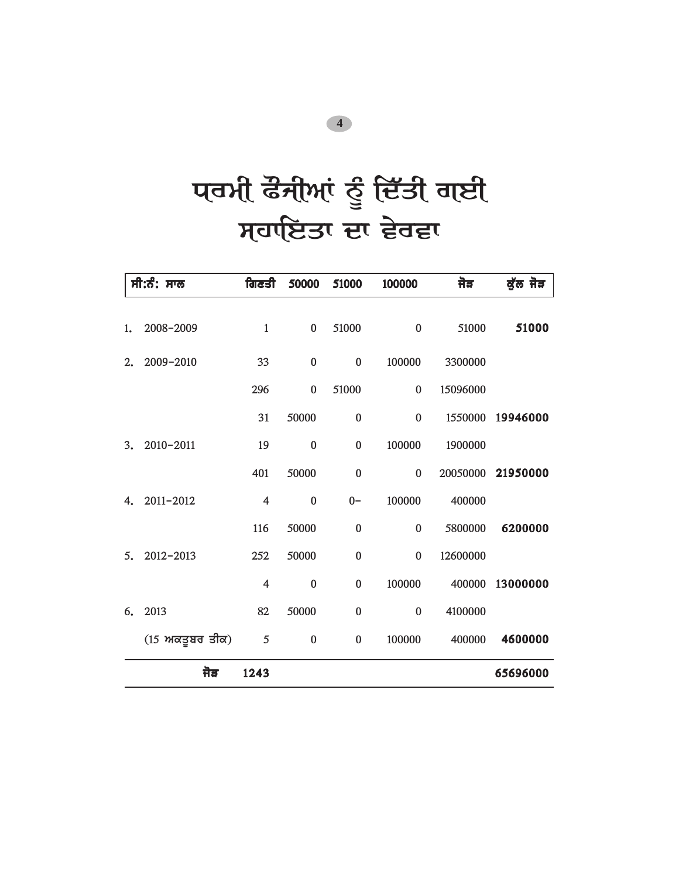# ਧਰਮੀ ਫੌਜੀਆਂ ਨੂੰ ਦਿੱਤੀ ਗਈ ਸਹਾਇਤਾ ਦਾ ਵੇਰਵਾ

| ਸੀ:ਨੰ: | ਸਾਲ | ਗਿਣਤੀ | 50000 | 51000 | 100000 | ਜੋੜ | ਕੁੱਲ ਜੋੜ |
|---|---|---|---|---|---|---|---|
| 1. | 2008-2009 | 1 | 0 | 51000 | 0 | 51000 | **51000** |
| 2. | 2009-2010 | 33 | 0 | 0 | 100000 | 3300000 | |
| | | 296 | 0 | 51000 | 0 | 15096000 | |
| | | 31 | 50000 | 0 | 0 | 1550000 | **19946000** |
| 3. | 2010-2011 | 19 | 0 | 0 | 100000 | 1900000 | |
| | | 401 | 50000 | 0 | 0 | 20050000 | **21950000** |
| 4. | 2011-2012 | 4 | 0 | 0- | 100000 | 400000 | |
| | | 116 | 50000 | 0 | 0 | 5800000 | **6200000** |
| 5. | 2012-2013 | 252 | 50000 | 0 | 0 | 12600000 | |
| | | 4 | 0 | 0 | 100000 | 400000 | **13000000** |
| 6. | 2013 | 82 | 50000 | 0 | 0 | 4100000 | |
| | (15 ਅਕਤੂਬਰ ਤੀਕ) | 5 | 0 | 0 | 100000 | 400000 | **4600000** |
| | **ਜੋੜ** | **1243** | | | | | **65696000** |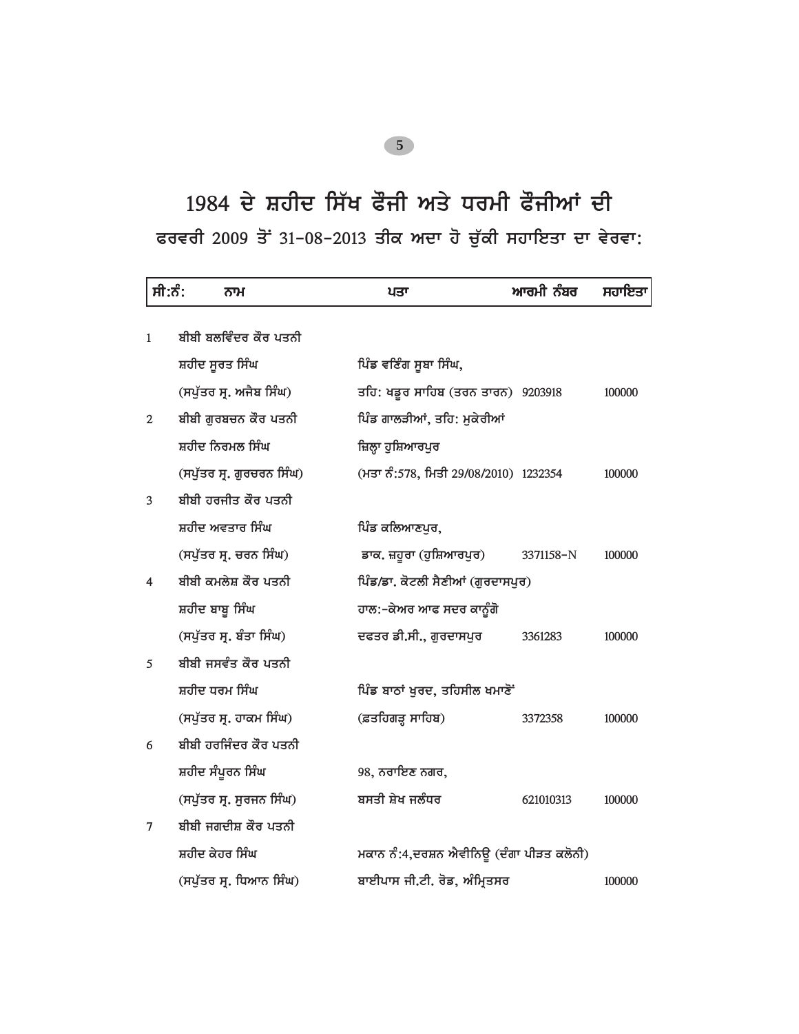# 1984 ਦੇ ਸ਼ਹੀਦ ਸਿੱਖ ਫੌਜੀ ਅਤੇ ਧਰਮੀ ਫੌਜੀਆਂ ਦੀ

## ਫਰਵਰੀ 2009 ਤੋਂ 31-08-2013 ਤੀਕ ਅਦਾ ਹੋ ਚੁੱਕੀ ਸਹਾਇਤਾ ਦਾ ਵੇਰਵਾ:

| ਸੀ:ਨੰ: | ਨਾਮ | ਪਤਾ | ਆਰਮੀ ਨੰਬਰ | ਸਹਾਇਤਾ |
|---|---|---|---|---|
| 1 | ਬੀਬੀ ਬਲਵਿੰਦਰ ਕੌਰ ਪਤਨੀ ਸ਼ਹੀਦ ਸੂਰਤ ਸਿੰਘ (ਸਪੁੱਤਰ ਸ੍ਰ. ਅਜੈਬ ਸਿੰਘ) | ਪਿੰਡ ਵਣਿੰਗ ਸੂਬਾ ਸਿੰਘ, ਤਹਿ: ਖਡੂਰ ਸਾਹਿਬ (ਤਰਨ ਤਾਰਨ) | 9203918 | 100000 |
| 2 | ਬੀਬੀ ਗੁਰਬਚਨ ਕੌਰ ਪਤਨੀ ਸ਼ਹੀਦ ਨਿਰਮਲ ਸਿੰਘ (ਸਪੁੱਤਰ ਸ੍ਰ. ਗੁਰਚਰਨ ਸਿੰਘ) | ਪਿੰਡ ਗਾਲੜੀਆਂ, ਤਹਿ: ਮੁਕੇਰੀਆਂ ਜ਼ਿਲ੍ਹਾ ਹੁਸ਼ਿਆਰਪੁਰ (ਮਤਾ ਨੰ:578, ਮਿਤੀ 29/08/2010) | 1232354 | 100000 |
| 3 | ਬੀਬੀ ਹਰਜੀਤ ਕੌਰ ਪਤਨੀ ਸ਼ਹੀਦ ਅਵਤਾਰ ਸਿੰਘ (ਸਪੁੱਤਰ ਸ੍ਰ. ਚਰਨ ਸਿੰਘ) | ਪਿੰਡ ਕਲਿਆਣਪੁਰ, ਡਾਕ. ਜ਼ਹੂਰਾ (ਹੁਸ਼ਿਆਰਪੁਰ) | 3371158-N | 100000 |
| 4 | ਬੀਬੀ ਕਮਲੇਸ਼ ਕੌਰ ਪਤਨੀ ਸ਼ਹੀਦ ਬਾਬੂ ਸਿੰਘ (ਸਪੁੱਤਰ ਸ੍ਰ. ਬੰਤਾ ਸਿੰਘ) | ਪਿੰਡ/ਡਾ. ਕੋਟਲੀ ਸੈਣੀਆਂ (ਗੁਰਦਾਸਪੁਰ) ਹਾਲ:-ਕੇਅਰ ਆਫ ਸਦਰ ਕਾਨੂੰਗੋ ਦਫਤਰ ਡੀ.ਸੀ., ਗੁਰਦਾਸਪੁਰ | 3361283 | 100000 |
| 5 | ਬੀਬੀ ਜਸਵੰਤ ਕੌਰ ਪਤਨੀ ਸ਼ਹੀਦ ਧਰਮ ਸਿੰਘ (ਸਪੁੱਤਰ ਸ੍ਰ. ਹਾਕਮ ਸਿੰਘ) | ਪਿੰਡ ਬਾਠਾਂ ਖੁਰਦ, ਤਹਿਸੀਲ ਖਮਾਣੋਂ (ਫ਼ਤਹਿਗੜ੍ਹ ਸਾਹਿਬ) | 3372358 | 100000 |
| 6 | ਬੀਬੀ ਹਰਜਿੰਦਰ ਕੌਰ ਪਤਨੀ ਸ਼ਹੀਦ ਸੰਪੂਰਨ ਸਿੰਘ (ਸਪੁੱਤਰ ਸ੍ਰ. ਸੁਰਜਨ ਸਿੰਘ) | 98, ਨਰਾਇਣ ਨਗਰ, ਬਸਤੀ ਸ਼ੇਖ ਜਲੰਧਰ | 621010313 | 100000 |
| 7 | ਬੀਬੀ ਜਗਦੀਸ਼ ਕੌਰ ਪਤਨੀ ਸ਼ਹੀਦ ਕੇਹਰ ਸਿੰਘ (ਸਪੁੱਤਰ ਸ੍ਰ. ਧਿਆਨ ਸਿੰਘ) | ਮਕਾਨ ਨੰ:4,ਦਰਸ਼ਨ ਐਵੀਨਿਊ (ਦੰਗਾ ਪੀੜਤ ਕਲੋਨੀ) ਬਾਈਪਾਸ ਜੀ.ਟੀ. ਰੋਡ, ਅੰਮ੍ਰਿਤਸਰ | | 100000 |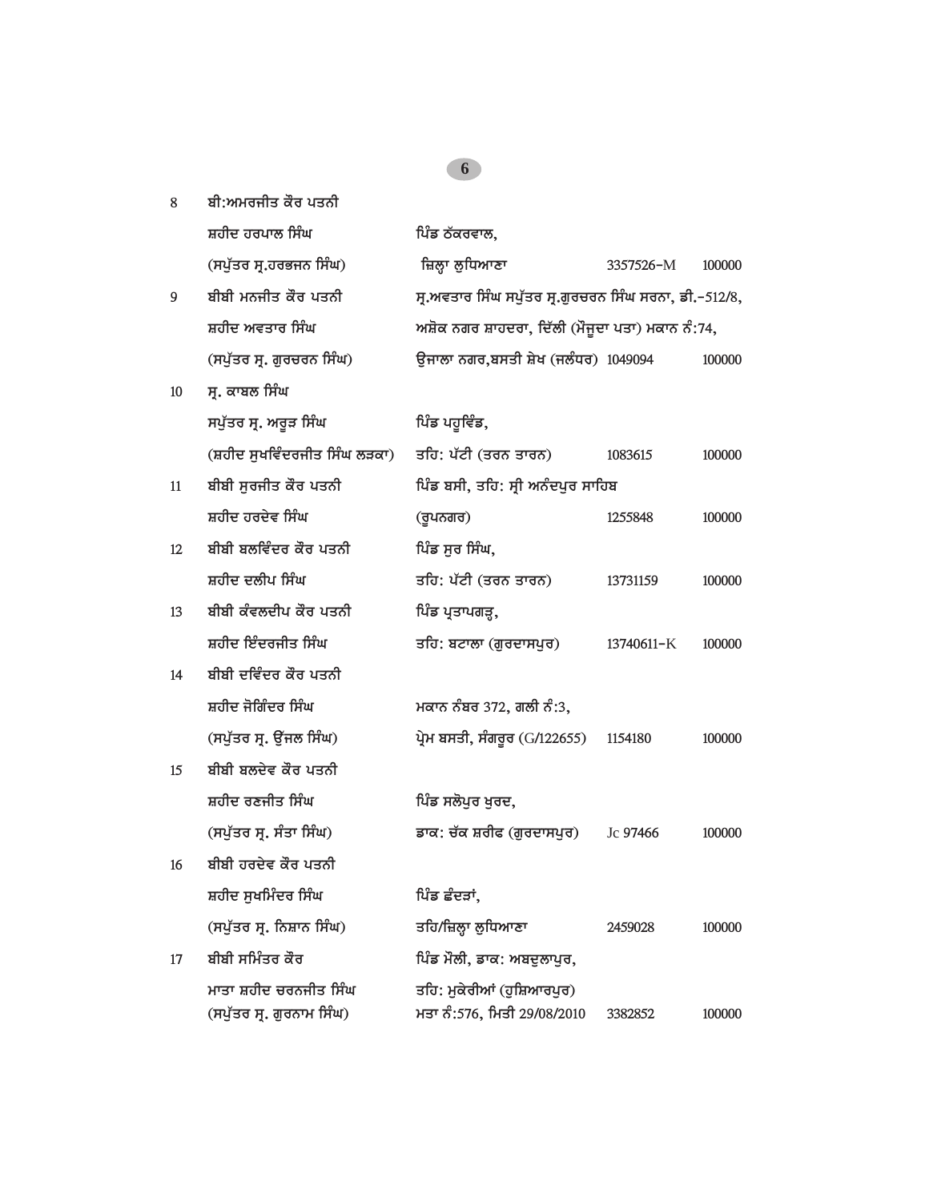| | | | | |
|---|---|---|---|---|
| 8 | ਬੀ:ਅਮਰਜੀਤ ਕੌਰ ਪਤਨੀ ਸ਼ਹੀਦ ਹਰਪਾਲ ਸਿੰਘ (ਸਪੁੱਤਰ ਸ੍ਰ.ਹਰਭਜਨ ਸਿੰਘ) | ਪਿੰਡ ਠੱਕਰਵਾਲ, ਜ਼ਿਲ੍ਹਾ ਲੁਧਿਆਣਾ | 3357526-M | 100000 |
| 9 | ਬੀਬੀ ਮਨਜੀਤ ਕੌਰ ਪਤਨੀ ਸ਼ਹੀਦ ਅਵਤਾਰ ਸਿੰਘ (ਸਪੁੱਤਰ ਸ੍ਰ. ਗੁਰਚਰਨ ਸਿੰਘ) | ਸ੍ਰ.ਅਵਤਾਰ ਸਿੰਘ ਸਪੁੱਤਰ ਸ੍ਰ.ਗੁਰਚਰਨ ਸਿੰਘ ਸਰਨਾ, ਡੀ.-512/8, ਅਸ਼ੋਕ ਨਗਰ ਸ਼ਾਹਦਰਾ, ਦਿੱਲੀ (ਮੌਜੂਦਾ ਪਤਾ) ਮਕਾਨ ਨੰ:74, ਉਜਾਲਾ ਨਗਰ,ਬਸਤੀ ਸ਼ੇਖ (ਜਲੰਧਰ) | 1049094 | 100000 |
| 10 | ਸ੍ਰ. ਕਾਬਲ ਸਿੰਘ ਸਪੁੱਤਰ ਸ੍ਰ. ਅਰੂੜ ਸਿੰਘ (ਸ਼ਹੀਦ ਸੁਖਵਿੰਦਰਜੀਤ ਸਿੰਘ ਲੜਕਾ) | ਪਿੰਡ ਪਹੂਵਿੰਡ, ਤਹਿ: ਪੱਟੀ (ਤਰਨ ਤਾਰਨ) | 1083615 | 100000 |
| 11 | ਬੀਬੀ ਸੁਰਜੀਤ ਕੌਰ ਪਤਨੀ ਸ਼ਹੀਦ ਹਰਦੇਵ ਸਿੰਘ | ਪਿੰਡ ਬਸੀ, ਤਹਿ: ਸ੍ਰੀ ਅਨੰਦਪੁਰ ਸਾਹਿਬ (ਰੂਪਨਗਰ) | 1255848 | 100000 |
| 12 | ਬੀਬੀ ਬਲਵਿੰਦਰ ਕੌਰ ਪਤਨੀ ਸ਼ਹੀਦ ਦਲੀਪ ਸਿੰਘ | ਪਿੰਡ ਸੁਰ ਸਿੰਘ, ਤਹਿ: ਪੱਟੀ (ਤਰਨ ਤਾਰਨ) | 13731159 | 100000 |
| 13 | ਬੀਬੀ ਕੰਵਲਦੀਪ ਕੌਰ ਪਤਨੀ ਸ਼ਹੀਦ ਇੰਦਰਜੀਤ ਸਿੰਘ | ਪਿੰਡ ਪ੍ਰਤਾਪਗੜ੍ਹ, ਤਹਿ: ਬਟਾਲਾ (ਗੁਰਦਾਸਪੁਰ) | 13740611-K | 100000 |
| 14 | ਬੀਬੀ ਦਵਿੰਦਰ ਕੌਰ ਪਤਨੀ ਸ਼ਹੀਦ ਜੋਗਿੰਦਰ ਸਿੰਘ (ਸਪੁੱਤਰ ਸ੍ਰ. ਉੱਜਲ ਸਿੰਘ) | ਮਕਾਨ ਨੰਬਰ 372, ਗਲੀ ਨੰ:3, ਪ੍ਰੇਮ ਬਸਤੀ, ਸੰਗਰੂਰ (G/122655) | 1154180 | 100000 |
| 15 | ਬੀਬੀ ਬਲਦੇਵ ਕੌਰ ਪਤਨੀ ਸ਼ਹੀਦ ਰਣਜੀਤ ਸਿੰਘ (ਸਪੁੱਤਰ ਸ੍ਰ. ਸੰਤਾ ਸਿੰਘ) | ਪਿੰਡ ਸਲੋਪੁਰ ਖੁਰਦ, ਡਾਕ: ਚੱਕ ਸ਼ਰੀਫ (ਗੁਰਦਾਸਪੁਰ) | Jc 97466 | 100000 |
| 16 | ਬੀਬੀ ਹਰਦੇਵ ਕੌਰ ਪਤਨੀ ਸ਼ਹੀਦ ਸੁਖਮਿੰਦਰ ਸਿੰਘ (ਸਪੁੱਤਰ ਸ੍ਰ. ਨਿਸ਼ਾਨ ਸਿੰਘ) | ਪਿੰਡ ਛੰਦੜਾਂ, ਤਹਿ/ਜ਼ਿਲ੍ਹਾ ਲੁਧਿਆਣਾ | 2459028 | 100000 |
| 17 | ਬੀਬੀ ਸਮਿੰਤਰ ਕੌਰ ਮਾਤਾ ਸ਼ਹੀਦ ਚਰਨਜੀਤ ਸਿੰਘ (ਸਪੁੱਤਰ ਸ੍ਰ. ਗੁਰਨਾਮ ਸਿੰਘ) | ਪਿੰਡ ਮੌਲੀ, ਡਾਕ: ਅਬਦੁਲਾਪੁਰ, ਤਹਿ: ਮੁਕੇਰੀਆਂ (ਹੁਸ਼ਿਆਰਪੁਰ) ਮਤਾ ਨੰ:576, ਮਿਤੀ 29/08/2010 | 3382852 | 100000 |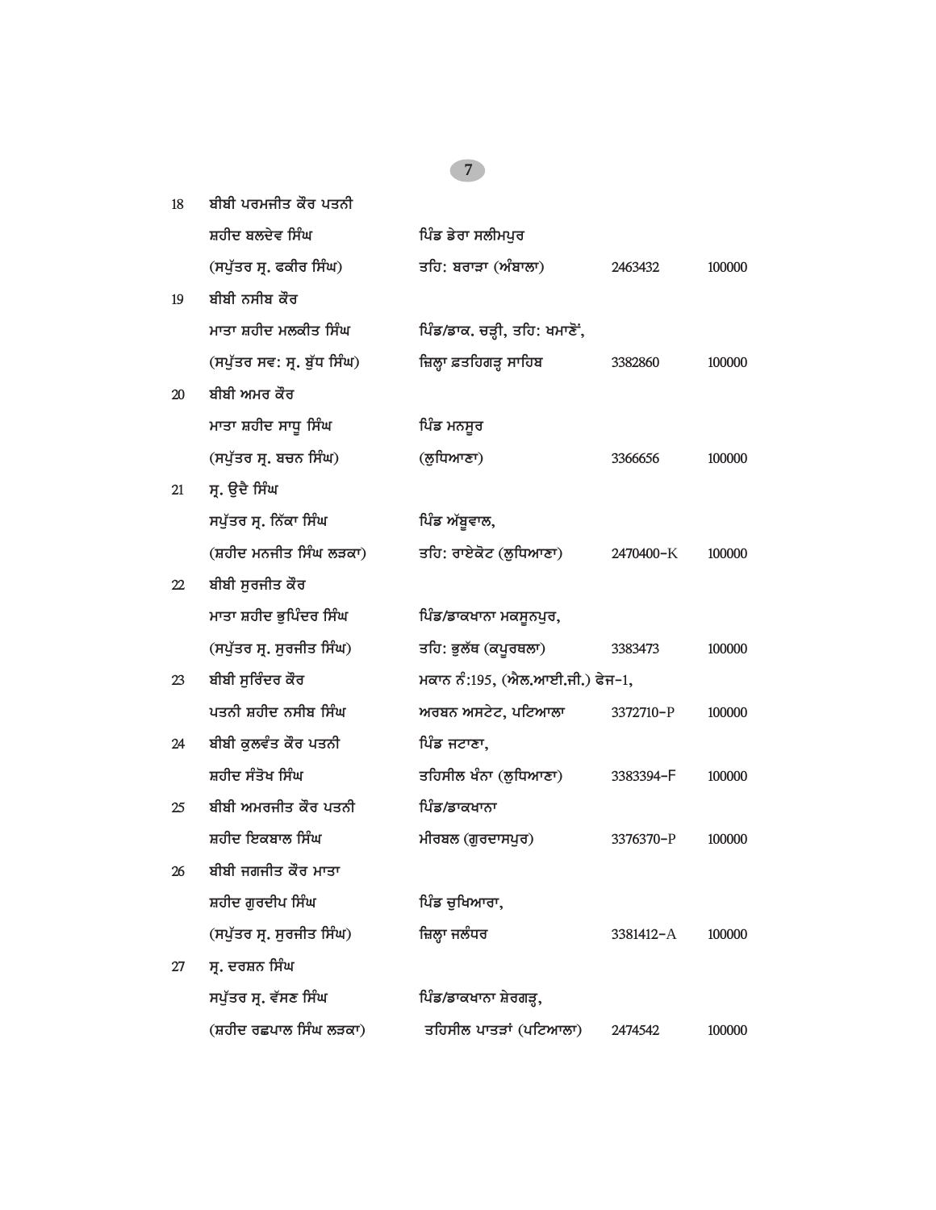| | | | | |
|---|---|---|---|---|
| 18 | ਬੀਬੀ ਪਰਮਜੀਤ ਕੌਰ ਪਤਨੀ ਸ਼ਹੀਦ ਬਲਦੇਵ ਸਿੰਘ (ਸਪੁੱਤਰ ਸ੍ਰ. ਫਕੀਰ ਸਿੰਘ) | ਪਿੰਡ ਡੇਰਾ ਸਲੀਮਪੁਰ ਤਹਿ: ਬਰਾੜਾ (ਅੰਬਾਲਾ) | 2463432 | 100000 |
| 19 | ਬੀਬੀ ਨਸੀਬ ਕੌਰ ਮਾਤਾ ਸ਼ਹੀਦ ਮਲਕੀਤ ਸਿੰਘ (ਸਪੁੱਤਰ ਸਵ: ਸ੍ਰ. ਬੁੱਧ ਸਿੰਘ) | ਪਿੰਡ/ਡਾਕ. ਚੜ੍ਹੀ, ਤਹਿ: ਖਮਾਣੋਂ, ਜ਼ਿਲ੍ਹਾ ਫ਼ਤਹਿਗੜ੍ਹ ਸਾਹਿਬ | 3382860 | 100000 |
| 20 | ਬੀਬੀ ਅਮਰ ਕੌਰ ਮਾਤਾ ਸ਼ਹੀਦ ਸਾਧੂ ਸਿੰਘ (ਸਪੁੱਤਰ ਸ੍ਰ. ਬਚਨ ਸਿੰਘ) | ਪਿੰਡ ਮਨਸੂਰ (ਲੁਧਿਆਣਾ) | 3366656 | 100000 |
| 21 | ਸ੍ਰ. ਉਦੈ ਸਿੰਘ ਸਪੁੱਤਰ ਸ੍ਰ. ਨਿੱਕਾ ਸਿੰਘ (ਸ਼ਹੀਦ ਮਨਜੀਤ ਸਿੰਘ ਲੜਕਾ) | ਪਿੰਡ ਅੱਬੂਵਾਲ, ਤਹਿ: ਰਾਏਕੋਟ (ਲੁਧਿਆਣਾ) | 2470400-K | 100000 |
| 22 | ਬੀਬੀ ਸੁਰਜੀਤ ਕੌਰ ਮਾਤਾ ਸ਼ਹੀਦ ਭੁਪਿੰਦਰ ਸਿੰਘ (ਸਪੁੱਤਰ ਸ੍ਰ. ਸੁਰਜੀਤ ਸਿੰਘ) | ਪਿੰਡ/ਡਾਕਖਾਨਾ ਮਕਸੂਨਪੁਰ, ਤਹਿ: ਭੁਲੱਥ (ਕਪੂਰਥਲਾ) | 3383473 | 100000 |
| 23 | ਬੀਬੀ ਸੁਰਿੰਦਰ ਕੌਰ ਪਤਨੀ ਸ਼ਹੀਦ ਨਸੀਬ ਸਿੰਘ | ਮਕਾਨ ਨੰ:195, (ਐਲ.ਆਈ.ਜੀ.) ਫੇਜ-1, ਅਰਬਨ ਅਸਟੇਟ, ਪਟਿਆਲਾ | 3372710-P | 100000 |
| 24 | ਬੀਬੀ ਕੁਲਵੰਤ ਕੌਰ ਪਤਨੀ ਸ਼ਹੀਦ ਸੰਤੋਖ ਸਿੰਘ | ਪਿੰਡ ਜਟਾਣਾ, ਤਹਿਸੀਲ ਖੰਨਾ (ਲੁਧਿਆਣਾ) | 3383394-F | 100000 |
| 25 | ਬੀਬੀ ਅਮਰਜੀਤ ਕੌਰ ਪਤਨੀ ਸ਼ਹੀਦ ਇਕਬਾਲ ਸਿੰਘ | ਪਿੰਡ/ਡਾਕਖਾਨਾ ਮੀਰਥਲ (ਗੁਰਦਾਸਪੁਰ) | 3376370-P | 100000 |
| 26 | ਬੀਬੀ ਜਗਜੀਤ ਕੌਰ ਮਾਤਾ ਸ਼ਹੀਦ ਗੁਰਦੀਪ ਸਿੰਘ (ਸਪੁੱਤਰ ਸ੍ਰ. ਸੁਰਜੀਤ ਸਿੰਘ) | ਪਿੰਡ ਚੁਖਿਆਰਾ, ਜ਼ਿਲ੍ਹਾ ਜਲੰਧਰ | 3381412-A | 100000 |
| 27 | ਸ੍ਰ. ਦਰਸ਼ਨ ਸਿੰਘ ਸਪੁੱਤਰ ਸ੍ਰ. ਵੱਸਣ ਸਿੰਘ (ਸ਼ਹੀਦ ਰਛਪਾਲ ਸਿੰਘ ਲੜਕਾ) | ਪਿੰਡ/ਡਾਕਖਾਨਾ ਸ਼ੇਰਗੜ੍ਹ, ਤਹਿਸੀਲ ਪਾਤੜਾਂ (ਪਟਿਆਲਾ) | 2474542 | 100000 |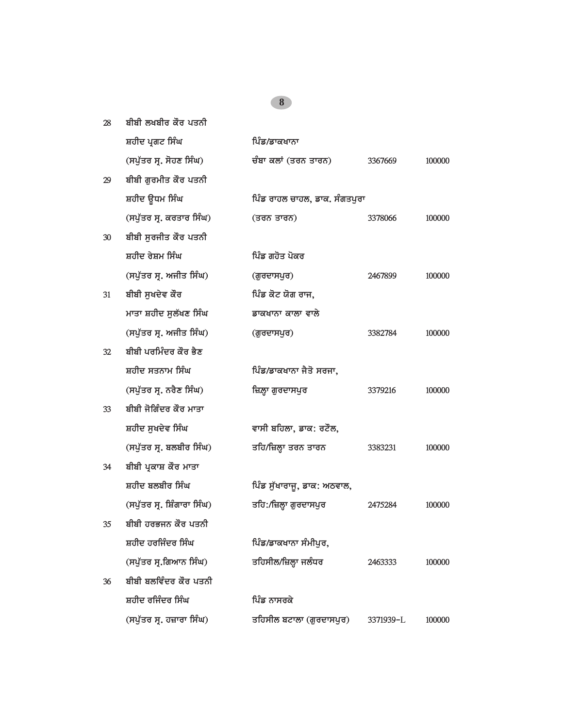| | | | | |
|---|---|---|---|---|
| 28 | ਬੀਬੀ ਲਖਬੀਰ ਕੌਰ ਪਤਨੀ<br>ਸ਼ਹੀਦ ਪ੍ਰਗਟ ਸਿੰਘ<br>(ਸਪੁੱਤਰ ਸ੍ਰ. ਸੋਹਣ ਸਿੰਘ) | ਪਿੰਡ/ਡਾਕਖਾਨਾ<br>ਚੰਬਾ ਕਲਾਂ (ਤਰਨ ਤਾਰਨ) | 3367669 | 100000 |
| 29 | ਬੀਬੀ ਗੁਰਮੀਤ ਕੌਰ ਪਤਨੀ<br>ਸ਼ਹੀਦ ਊਧਮ ਸਿੰਘ<br>(ਸਪੁੱਤਰ ਸ੍ਰ. ਕਰਤਾਰ ਸਿੰਘ) | ਪਿੰਡ ਰਾਹਲ ਚਾਹਲ, ਡਾਕ. ਸੰਗਤਪੁਰਾ<br>(ਤਰਨ ਤਾਰਨ) | 3378066 | 100000 |
| 30 | ਬੀਬੀ ਸੁਰਜੀਤ ਕੌਰ ਪਤਨੀ<br>ਸ਼ਹੀਦ ਰੇਸ਼ਮ ਸਿੰਘ<br>(ਸਪੁੱਤਰ ਸ੍ਰ. ਅਜੀਤ ਸਿੰਘ) | ਪਿੰਡ ਗਹੋਤ ਪੋਕਰ<br>(ਗੁਰਦਾਸਪੁਰ) | 2467899 | 100000 |
| 31 | ਬੀਬੀ ਸੁਖਦੇਵ ਕੌਰ<br>ਮਾਤਾ ਸ਼ਹੀਦ ਸੁਲੱਖਣ ਸਿੰਘ<br>(ਸਪੁੱਤਰ ਸ੍ਰ. ਅਜੀਤ ਸਿੰਘ) | ਪਿੰਡ ਕੋਟ ਯੋਗ ਰਾਜ,<br>ਡਾਕਖਾਨਾ ਕਾਲਾ ਵਾਲੇ<br>(ਗੁਰਦਾਸਪੁਰ) | 3382784 | 100000 |
| 32 | ਬੀਬੀ ਪਰਮਿੰਦਰ ਕੌਰ ਭੈਣ<br>ਸ਼ਹੀਦ ਸਤਨਾਮ ਸਿੰਘ<br>(ਸਪੁੱਤਰ ਸ੍ਰ. ਨਰੈਣ ਸਿੰਘ) | ਪਿੰਡ/ਡਾਕਖਾਨਾ ਜੈਤੋ ਸਰਜਾ,<br>ਜ਼ਿਲ੍ਹਾ ਗੁਰਦਾਸਪੁਰ | 3379216 | 100000 |
| 33 | ਬੀਬੀ ਜੋਗਿੰਦਰ ਕੌਰ ਮਾਤਾ<br>ਸ਼ਹੀਦ ਸੁਖਦੇਵ ਸਿੰਘ<br>(ਸਪੁੱਤਰ ਸ੍ਰ. ਬਲਬੀਰ ਸਿੰਘ) | ਵਾਸੀ ਬਹਿਲਾ, ਡਾਕ: ਰਟੌਲ,<br>ਤਹਿ/ਜ਼ਿਲ੍ਹਾ ਤਰਨ ਤਾਰਨ | 3383231 | 100000 |
| 34 | ਬੀਬੀ ਪ੍ਰਕਾਸ਼ ਕੌਰ ਮਾਤਾ<br>ਸ਼ਹੀਦ ਬਲਬੀਰ ਸਿੰਘ<br>(ਸਪੁੱਤਰ ਸ੍ਰ. ਸ਼ਿੰਗਾਰਾ ਸਿੰਘ) | ਪਿੰਡ ਸੁੱਖਾਰਾਜੂ, ਡਾਕ: ਅਠਵਾਲ,<br>ਤਹਿ:/ਜ਼ਿਲ੍ਹਾ ਗੁਰਦਾਸਪੁਰ | 2475284 | 100000 |
| 35 | ਬੀਬੀ ਹਰਭਜਨ ਕੌਰ ਪਤਨੀ<br>ਸ਼ਹੀਦ ਹਰਜਿੰਦਰ ਸਿੰਘ<br>(ਸਪੁੱਤਰ ਸ੍ਰ.ਗਿਆਨ ਸਿੰਘ) | ਪਿੰਡ/ਡਾਕਖਾਨਾ ਸੰਮੀਪੁਰ,<br>ਤਹਿਸੀਲ/ਜ਼ਿਲ੍ਹਾ ਜਲੰਧਰ | 2463333 | 100000 |
| 36 | ਬੀਬੀ ਬਲਵਿੰਦਰ ਕੌਰ ਪਤਨੀ<br>ਸ਼ਹੀਦ ਰਜਿੰਦਰ ਸਿੰਘ<br>(ਸਪੁੱਤਰ ਸ੍ਰ. ਹਜ਼ਾਰਾ ਸਿੰਘ) | ਪਿੰਡ ਨਾਸਰਕੇ<br>ਤਹਿਸੀਲ ਬਟਾਲਾ (ਗੁਰਦਾਸਪੁਰ) | 3371939-L | 100000 |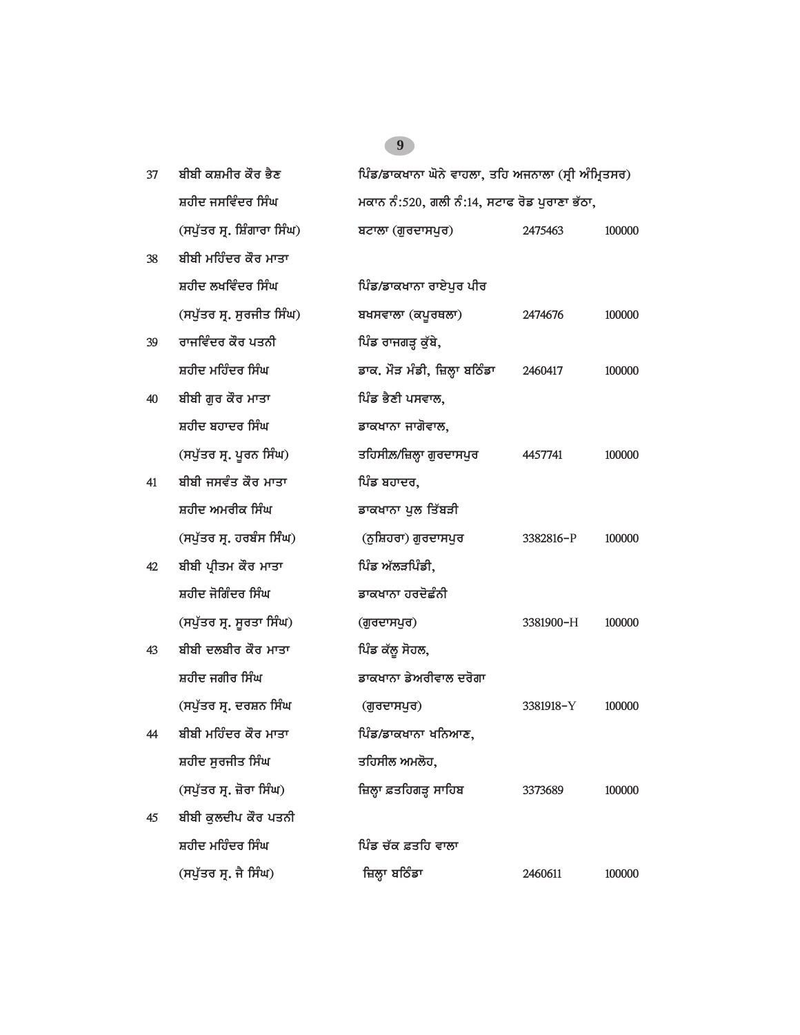| | | | | |
|---|---|---|---|---|
| 37 | ਬੀਬੀ ਕਸ਼ਮੀਰ ਕੌਰ ਭੈਣ<br>ਸ਼ਹੀਦ ਜਸਵਿੰਦਰ ਸਿੰਘ<br>(ਸਪੁੱਤਰ ਸ੍ਰ. ਸ਼ਿੰਗਾਰਾ ਸਿੰਘ) | ਪਿੰਡ/ਡਾਕਖਾਨਾ ਘੋਨੇ ਵਾਹਲਾ, ਤਹਿ ਅਜਨਾਲਾ (ਸ੍ਰੀ ਅੰਮ੍ਰਿਤਸਰ)<br>ਮਕਾਨ ਨੰ:520, ਗਲੀ ਨੰ:14, ਸਟਾਫ ਰੋਡ ਪੁਰਾਣਾ ਭੱਠਾ,<br>ਬਟਾਲਾ (ਗੁਰਦਾਸਪੁਰ) | 2475463 | 100000 |
| 38 | ਬੀਬੀ ਮਹਿੰਦਰ ਕੌਰ ਮਾਤਾ<br>ਸ਼ਹੀਦ ਲਖਵਿੰਦਰ ਸਿੰਘ<br>(ਸਪੁੱਤਰ ਸ੍ਰ. ਸੁਰਜੀਤ ਸਿੰਘ) | ਪਿੰਡ/ਡਾਕਖਾਨਾ ਰਾਏਪੁਰ ਪੀਰ<br>ਬਖਸਵਾਲਾ (ਕਪੂਰਥਲਾ) | 2474676 | 100000 |
| 39 | ਰਾਜਵਿੰਦਰ ਕੌਰ ਪਤਨੀ<br>ਸ਼ਹੀਦ ਮਹਿੰਦਰ ਸਿੰਘ | ਪਿੰਡ ਰਾਜਗੜ੍ਹ ਕੁੱਬੇ,<br>ਡਾਕ. ਮੌੜ ਮੰਡੀ, ਜ਼ਿਲ੍ਹਾ ਬਠਿੰਡਾ | 2460417 | 100000 |
| 40 | ਬੀਬੀ ਗੁਰ ਕੌਰ ਮਾਤਾ<br>ਸ਼ਹੀਦ ਬਹਾਦਰ ਸਿੰਘ<br>(ਸਪੁੱਤਰ ਸ੍ਰ. ਪੂਰਨ ਸਿੰਘ) | ਪਿੰਡ ਭੈਣੀ ਪਸਵਾਲ,<br>ਡਾਕਖਾਨਾ ਜਾਗੋਵਾਲ,<br>ਤਹਿਸੀਲ/ਜ਼ਿਲ੍ਹਾ ਗੁਰਦਾਸਪੁਰ | 4457741 | 100000 |
| 41 | ਬੀਬੀ ਜਸਵੰਤ ਕੌਰ ਮਾਤਾ<br>ਸ਼ਹੀਦ ਅਮਰੀਕ ਸਿੰਘ<br>(ਸਪੁੱਤਰ ਸ੍ਰ. ਹਰਬੰਸ ਸਿੰਘ) | ਪਿੰਡ ਬਹਾਦਰ,<br>ਡਾਕਖਾਨਾ ਪੁਲ ਤਿੱਬੜੀ<br>(ਨੁਸ਼ਿਹਰਾ) ਗੁਰਦਾਸਪੁਰ | 3382816-P | 100000 |
| 42 | ਬੀਬੀ ਪ੍ਰੀਤਮ ਕੌਰ ਮਾਤਾ<br>ਸ਼ਹੀਦ ਜੋਗਿੰਦਰ ਸਿੰਘ<br>(ਸਪੁੱਤਰ ਸ੍ਰ. ਸੂਰਤਾ ਸਿੰਘ) | ਪਿੰਡ ਅੱਲੜਪਿੰਡੀ,<br>ਡਾਕਖਾਨਾ ਹਰਦੋਛੰਨੀ<br>(ਗੁਰਦਾਸਪੁਰ) | 3381900-H | 100000 |
| 43 | ਬੀਬੀ ਦਲਬੀਰ ਕੌਰ ਮਾਤਾ<br>ਸ਼ਹੀਦ ਜਗੀਰ ਸਿੰਘ<br>(ਸਪੁੱਤਰ ਸ੍ਰ. ਦਰਸ਼ਨ ਸਿੰਘ | ਪਿੰਡ ਕੱਲੂ ਸੋਹਲ,<br>ਡਾਕਖਾਨਾ ਡੇਅਰੀਵਾਲ ਦਰੋਗਾ<br>(ਗੁਰਦਾਸਪੁਰ) | 3381918-Y | 100000 |
| 44 | ਬੀਬੀ ਮਹਿੰਦਰ ਕੌਰ ਮਾਤਾ<br>ਸ਼ਹੀਦ ਸੁਰਜੀਤ ਸਿੰਘ<br>(ਸਪੁੱਤਰ ਸ੍ਰ. ਜ਼ੋਰਾ ਸਿੰਘ) | ਪਿੰਡ/ਡਾਕਖਾਨਾ ਖਨਿਆਣ,<br>ਤਹਿਸੀਲ ਅਮਲੋਹ,<br>ਜ਼ਿਲ੍ਹਾ ਫ਼ਤਹਿਗੜ੍ਹ ਸਾਹਿਬ | 3373689 | 100000 |
| 45 | ਬੀਬੀ ਕੁਲਦੀਪ ਕੌਰ ਪਤਨੀ<br>ਸ਼ਹੀਦ ਮਹਿੰਦਰ ਸਿੰਘ<br>(ਸਪੁੱਤਰ ਸ੍ਰ. ਜੈ ਸਿੰਘ) | ਪਿੰਡ ਚੱਕ ਫ਼ਤਹਿ ਵਾਲਾ<br>ਜ਼ਿਲ੍ਹਾ ਬਠਿੰਡਾ | 2460611 | 100000 |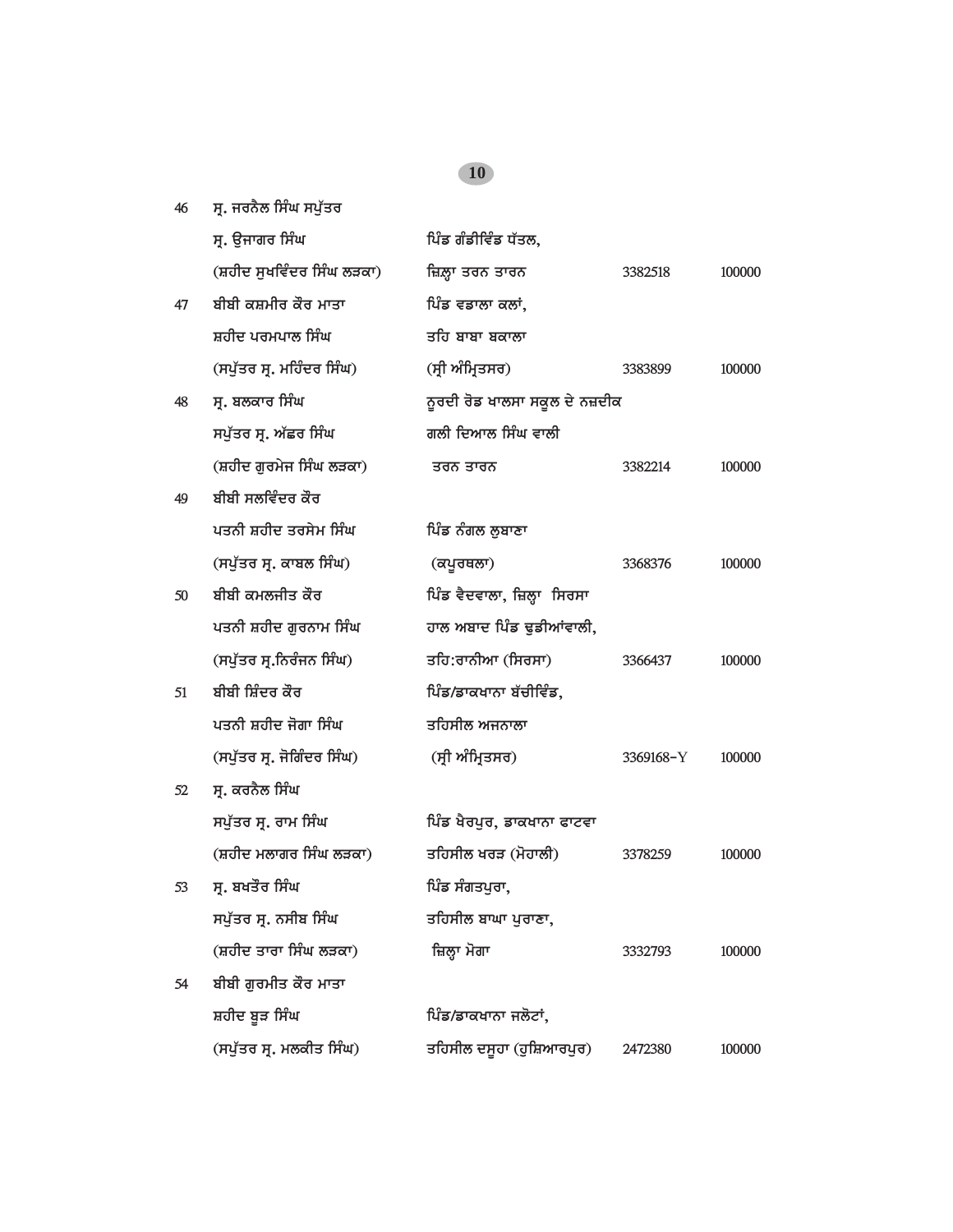| | | | | |
|---|---|---|---|---|
| 46 | ਸ੍ਰ. ਜਰਨੈਲ ਸਿੰਘ ਸਪੁੱਤਰ ਸ੍ਰ. ਉਜਾਗਰ ਸਿੰਘ (ਸ਼ਹੀਦ ਸੁਖਵਿੰਦਰ ਸਿੰਘ ਲੜਕਾ) | ਪਿੰਡ ਗੰਡੀਵਿੰਡ ਧੱਤਲ, ਜ਼ਿਲ੍ਹਾ ਤਰਨ ਤਾਰਨ | 3382518 | 100000 |
| 47 | ਬੀਬੀ ਕਸ਼ਮੀਰ ਕੌਰ ਮਾਤਾ ਸ਼ਹੀਦ ਪਰਮਪਾਲ ਸਿੰਘ (ਸਪੁੱਤਰ ਸ੍ਰ. ਮਹਿੰਦਰ ਸਿੰਘ) | ਪਿੰਡ ਵਡਾਲਾ ਕਲਾਂ, ਤਹਿ ਬਾਬਾ ਬਕਾਲਾ (ਸ੍ਰੀ ਅੰਮ੍ਰਿਤਸਰ) | 3383899 | 100000 |
| 48 | ਸ੍ਰ. ਬਲਕਾਰ ਸਿੰਘ ਸਪੁੱਤਰ ਸ੍ਰ. ਅੱਛਰ ਸਿੰਘ (ਸ਼ਹੀਦ ਗੁਰਮੇਜ ਸਿੰਘ ਲੜਕਾ) | ਨੂਰਦੀ ਰੋਡ ਖਾਲਸਾ ਸਕੂਲ ਦੇ ਨਜ਼ਦੀਕ ਗਲੀ ਦਿਆਲ ਸਿੰਘ ਵਾਲੀ ਤਰਨ ਤਾਰਨ | 3382214 | 100000 |
| 49 | ਬੀਬੀ ਸਲਵਿੰਦਰ ਕੌਰ ਪਤਨੀ ਸ਼ਹੀਦ ਤਰਸੇਮ ਸਿੰਘ (ਸਪੁੱਤਰ ਸ੍ਰ. ਕਾਬਲ ਸਿੰਘ) | ਪਿੰਡ ਨੰਗਲ ਲੁਬਾਣਾ (ਕਪੂਰਥਲਾ) | 3368376 | 100000 |
| 50 | ਬੀਬੀ ਕਮਲਜੀਤ ਕੌਰ ਪਤਨੀ ਸ਼ਹੀਦ ਗੁਰਨਾਮ ਸਿੰਘ (ਸਪੁੱਤਰ ਸ੍ਰ.ਨਿਰੰਜਨ ਸਿੰਘ) | ਪਿੰਡ ਵੈਦਵਾਲਾ, ਜ਼ਿਲ੍ਹਾ ਸਿਰਸਾ ਹਾਲ ਅਬਾਦ ਪਿੰਡ ਚੁਡੀਆਂਵਾਲੀ, ਤਹਿ:ਰਾਨੀਆ (ਸਿਰਸਾ) | 3366437 | 100000 |
| 51 | ਬੀਬੀ ਸ਼ਿੰਦਰ ਕੌਰ ਪਤਨੀ ਸ਼ਹੀਦ ਜੋਗਾ ਸਿੰਘ (ਸਪੁੱਤਰ ਸ੍ਰ. ਜੋਗਿੰਦਰ ਸਿੰਘ) | ਪਿੰਡ/ਡਾਕਖਾਨਾ ਬੱਚੀਵਿੰਡ, ਤਹਿਸੀਲ ਅਜਨਾਲਾ (ਸ੍ਰੀ ਅੰਮ੍ਰਿਤਸਰ) | 3369168-Y | 100000 |
| 52 | ਸ੍ਰ. ਕਰਨੈਲ ਸਿੰਘ ਸਪੁੱਤਰ ਸ੍ਰ. ਰਾਮ ਸਿੰਘ (ਸ਼ਹੀਦ ਮਲਾਗਰ ਸਿੰਘ ਲੜਕਾ) | ਪਿੰਡ ਖੈਰਪੁਰ, ਡਾਕਖਾਨਾ ਫਾਟਵਾ ਤਹਿਸੀਲ ਖਰੜ (ਮੋਹਾਲੀ) | 3378259 | 100000 |
| 53 | ਸ੍ਰ. ਬਖਤੌਰ ਸਿੰਘ ਸਪੁੱਤਰ ਸ੍ਰ. ਨਸੀਬ ਸਿੰਘ (ਸ਼ਹੀਦ ਤਾਰਾ ਸਿੰਘ ਲੜਕਾ) | ਪਿੰਡ ਸੰਗਤਪੁਰਾ, ਤਹਿਸੀਲ ਬਾਘਾ ਪੁਰਾਣਾ, ਜ਼ਿਲ੍ਹਾ ਮੋਗਾ | 3332793 | 100000 |
| 54 | ਬੀਬੀ ਗੁਰਮੀਤ ਕੌਰ ਮਾਤਾ ਸ਼ਹੀਦ ਬੂੜ ਸਿੰਘ (ਸਪੁੱਤਰ ਸ੍ਰ. ਮਲਕੀਤ ਸਿੰਘ) | ਪਿੰਡ/ਡਾਕਖਾਨਾ ਜਲੋਟਾਂ, ਤਹਿਸੀਲ ਦਸੂਹਾ (ਹੁਸ਼ਿਆਰਪੁਰ) | 2472380 | 100000 |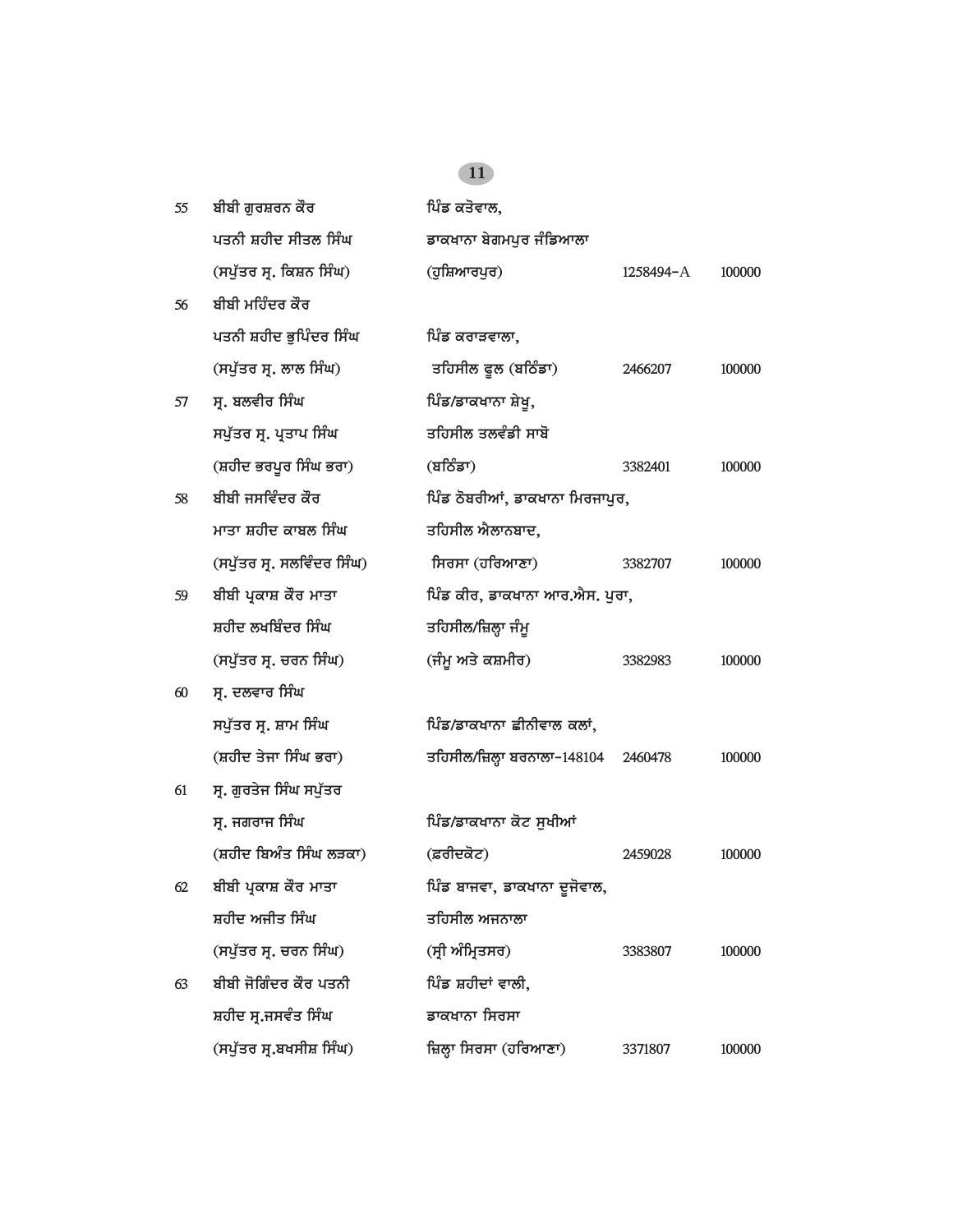| | | | | |
|---|---|---|---|---|
| 55 | ਬੀਬੀ ਗੁਰਸ਼ਰਨ ਕੌਰ<br>ਪਤਨੀ ਸ਼ਹੀਦ ਸੀਤਲ ਸਿੰਘ<br>(ਸਪੁੱਤਰ ਸ੍ਰ. ਕਿਸ਼ਨ ਸਿੰਘ) | ਪਿੰਡ ਕਤੋਵਾਲ,<br>ਡਾਕਖਾਨਾ ਬੇਗਮਪੁਰ ਜੰਡਿਆਲਾ<br>(ਹੁਸ਼ਿਆਰਪੁਰ) | 1258494-A | 100000 |
| 56 | ਬੀਬੀ ਮਹਿੰਦਰ ਕੌਰ<br>ਪਤਨੀ ਸ਼ਹੀਦ ਭੁਪਿੰਦਰ ਸਿੰਘ<br>(ਸਪੁੱਤਰ ਸ੍ਰ. ਲਾਲ ਸਿੰਘ) | ਪਿੰਡ ਕਰਾੜਵਾਲਾ,<br>ਤਹਿਸੀਲ ਫੂਲ (ਬਠਿੰਡਾ) | 2466207 | 100000 |
| 57 | ਸ੍ਰ. ਬਲਵੀਰ ਸਿੰਘ<br>ਸਪੁੱਤਰ ਸ੍ਰ. ਪ੍ਰਤਾਪ ਸਿੰਘ<br>(ਸ਼ਹੀਦ ਭਰਪੂਰ ਸਿੰਘ ਭਰਾ) | ਪਿੰਡ/ਡਾਕਖਾਨਾ ਸ਼ੇਖੂ,<br>ਤਹਿਸੀਲ ਤਲਵੰਡੀ ਸਾਬੋ<br>(ਬਠਿੰਡਾ) | 3382401 | 100000 |
| 58 | ਬੀਬੀ ਜਸਵਿੰਦਰ ਕੌਰ<br>ਮਾਤਾ ਸ਼ਹੀਦ ਕਾਬਲ ਸਿੰਘ<br>(ਸਪੁੱਤਰ ਸ੍ਰ. ਸਲਵਿੰਦਰ ਸਿੰਘ) | ਪਿੰਡ ਠੋਬਰੀਆਂ, ਡਾਕਖਾਨਾ ਮਿਰਜਾਪੁਰ,<br>ਤਹਿਸੀਲ ਐਲਾਨਬਾਦ,<br>ਸਿਰਸਾ (ਹਰਿਆਣਾ) | 3382707 | 100000 |
| 59 | ਬੀਬੀ ਪ੍ਰਕਾਸ਼ ਕੌਰ ਮਾਤਾ<br>ਸ਼ਹੀਦ ਲਖਬਿੰਦਰ ਸਿੰਘ<br>(ਸਪੁੱਤਰ ਸ੍ਰ. ਚਰਨ ਸਿੰਘ) | ਪਿੰਡ ਕੀਰ, ਡਾਕਖਾਨਾ ਆਰ.ਐਸ. ਪੁਰਾ,<br>ਤਹਿਸੀਲ/ਜ਼ਿਲ੍ਹਾ ਜੰਮੂ<br>(ਜੰਮੂ ਅਤੇ ਕਸ਼ਮੀਰ) | 3382983 | 100000 |
| 60 | ਸ੍ਰ. ਦਲਵਾਰ ਸਿੰਘ<br>ਸਪੁੱਤਰ ਸ੍ਰ. ਸ਼ਾਮ ਸਿੰਘ<br>(ਸ਼ਹੀਦ ਤੇਜਾ ਸਿੰਘ ਭਰਾ) | ਪਿੰਡ/ਡਾਕਖਾਨਾ ਛੀਨੀਵਾਲ ਕਲਾਂ,<br>ਤਹਿਸੀਲ/ਜ਼ਿਲ੍ਹਾ ਬਰਨਾਲਾ-148104 | 2460478 | 100000 |
| 61 | ਸ੍ਰ. ਗੁਰਤੇਜ ਸਿੰਘ ਸਪੁੱਤਰ<br>ਸ੍ਰ. ਜਗਰਾਜ ਸਿੰਘ<br>(ਸ਼ਹੀਦ ਬਿਅੰਤ ਸਿੰਘ ਲੜਕਾ) | ਪਿੰਡ/ਡਾਕਖਾਨਾ ਕੋਟ ਸੁਖੀਆਂ<br>(ਫ਼ਰੀਦਕੋਟ) | 2459028 | 100000 |
| 62 | ਬੀਬੀ ਪ੍ਰਕਾਸ਼ ਕੌਰ ਮਾਤਾ<br>ਸ਼ਹੀਦ ਅਜੀਤ ਸਿੰਘ<br>(ਸਪੁੱਤਰ ਸ੍ਰ. ਚਰਨ ਸਿੰਘ) | ਪਿੰਡ ਬਾਜਵਾ, ਡਾਕਖਾਨਾ ਦੂਜੋਵਾਲ,<br>ਤਹਿਸੀਲ ਅਜਨਾਲਾ<br>(ਸ੍ਰੀ ਅੰਮ੍ਰਿਤਸਰ) | 3383807 | 100000 |
| 63 | ਬੀਬੀ ਜੋਗਿੰਦਰ ਕੌਰ ਪਤਨੀ<br>ਸ਼ਹੀਦ ਸ੍ਰ.ਜਸਵੰਤ ਸਿੰਘ<br>(ਸਪੁੱਤਰ ਸ੍ਰ.ਬਖਸੀਸ਼ ਸਿੰਘ) | ਪਿੰਡ ਸ਼ਹੀਦਾਂ ਵਾਲੀ,<br>ਡਾਕਖਾਨਾ ਸਿਰਸਾ<br>ਜ਼ਿਲ੍ਹਾ ਸਿਰਸਾ (ਹਰਿਆਣਾ) | 3371807 | 100000 |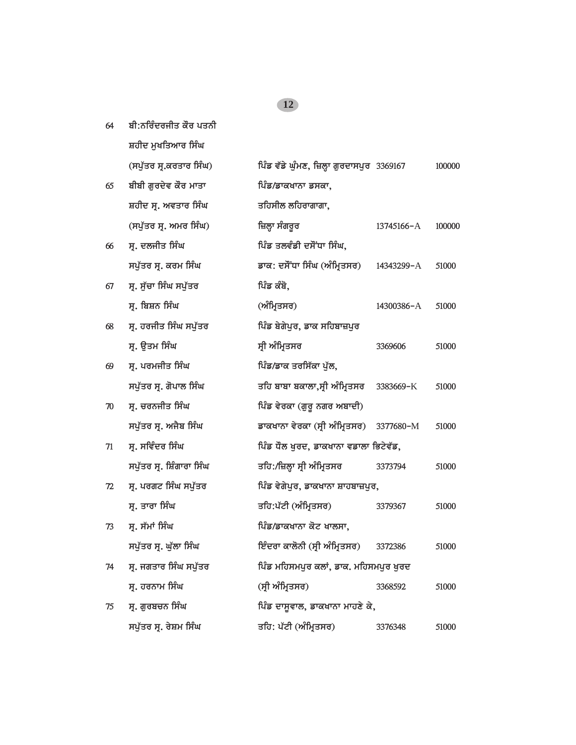| | | | | |
|---|---|---|---|---|
| 64 | ਬੀ:ਨਰਿੰਦਰਜੀਤ ਕੌਰ ਪਤਨੀ ਸ਼ਹੀਦ ਮੁਖਤਿਆਰ ਸਿੰਘ (ਸਪੁੱਤਰ ਸ੍ਰ.ਕਰਤਾਰ ਸਿੰਘ) | ਪਿੰਡ ਵੱਡੇ ਘੁੰਮਣ, ਜ਼ਿਲ੍ਹਾ ਗੁਰਦਾਸਪੁਰ | 3369167 | 100000 |
| 65 | ਬੀਬੀ ਗੁਰਦੇਵ ਕੌਰ ਮਾਤਾ ਸ਼ਹੀਦ ਸ੍ਰ. ਅਵਤਾਰ ਸਿੰਘ (ਸਪੁੱਤਰ ਸ੍ਰ. ਅਮਰ ਸਿੰਘ) | ਪਿੰਡ/ਡਾਕਖਾਨਾ ਡਸਕਾ, ਤਹਿਸੀਲ ਲਹਿਰਾਗਾਗਾ, ਜ਼ਿਲ੍ਹਾ ਸੰਗਰੂਰ | 13745166-A | 100000 |
| 66 | ਸ੍ਰ. ਦਲਜੀਤ ਸਿੰਘ ਸਪੁੱਤਰ ਸ੍ਰ. ਕਰਮ ਸਿੰਘ | ਪਿੰਡ ਤਲਵੰਡੀ ਦਸੌਂਧਾ ਸਿੰਘ, ਡਾਕ: ਦਸੌਂਧਾ ਸਿੰਘ (ਅੰਮ੍ਰਿਤਸਰ) | 14343299-A | 51000 |
| 67 | ਸ੍ਰ. ਸੁੱਚਾ ਸਿੰਘ ਸਪੁੱਤਰ ਸ੍ਰ. ਬਿਸ਼ਨ ਸਿੰਘ | ਪਿੰਡ ਕੰਬੋ, (ਅੰਮ੍ਰਿਤਸਰ) | 14300386-A | 51000 |
| 68 | ਸ੍ਰ. ਹਰਜੀਤ ਸਿੰਘ ਸਪੁੱਤਰ ਸ੍ਰ. ਉਤਮ ਸਿੰਘ | ਪਿੰਡ ਬੇਗੇਪੁਰ, ਡਾਕ ਸਹਿਬਾਜ਼ਪੁਰ ਸ੍ਰੀ ਅੰਮ੍ਰਿਤਸਰ | 3369606 | 51000 |
| 69 | ਸ੍ਰ. ਪਰਮਜੀਤ ਸਿੰਘ ਸਪੁੱਤਰ ਸ੍ਰ. ਗੋਪਾਲ ਸਿੰਘ | ਪਿੰਡ/ਡਾਕ ਤਰਸਿੱਕਾ ਪੁੱਲ, ਤਹਿ ਬਾਬਾ ਬਕਾਲਾ,ਸ੍ਰੀ ਅੰਮ੍ਰਿਤਸਰ | 3383669-K | 51000 |
| 70 | ਸ੍ਰ. ਚਰਨਜੀਤ ਸਿੰਘ ਸਪੁੱਤਰ ਸ੍ਰ. ਅਜੈਬ ਸਿੰਘ | ਪਿੰਡ ਵੇਰਕਾ (ਗੁਰੂ ਨਗਰ ਅਬਾਦੀ) ਡਾਕਖਾਨਾ ਵੇਰਕਾ (ਸ੍ਰੀ ਅੰਮ੍ਰਿਤਸਰ) | 3377680-M | 51000 |
| 71 | ਸ੍ਰ. ਸਵਿੰਦਰ ਸਿੰਘ ਸਪੁੱਤਰ ਸ੍ਰ. ਸ਼ਿੰਗਾਰਾ ਸਿੰਘ | ਪਿੰਡ ਧੌਲ ਖੁਰਦ, ਡਾਕਖਾਨਾ ਵਡਾਲਾ ਭਿਟੇਵੱਡ, ਤਹਿ:/ਜ਼ਿਲ੍ਹਾ ਸ੍ਰੀ ਅੰਮ੍ਰਿਤਸਰ | 3373794 | 51000 |
| 72 | ਸ੍ਰ. ਪਰਗਟ ਸਿੰਘ ਸਪੁੱਤਰ ਸ੍ਰ. ਤਾਰਾ ਸਿੰਘ | ਪਿੰਡ ਵੇਗੇਪੁਰ, ਡਾਕਖਾਨਾ ਸ਼ਾਹਬਾਜ਼ਪੁਰ, ਤਹਿ:ਪੱਟੀ (ਅੰਮ੍ਰਿਤਸਰ) | 3379367 | 51000 |
| 73 | ਸ੍ਰ. ਸੱਮਾਂ ਸਿੰਘ ਸਪੁੱਤਰ ਸ੍ਰ. ਘੁੱਲਾ ਸਿੰਘ | ਪਿੰਡ/ਡਾਕਖਾਨਾ ਕੋਟ ਖਾਲਸਾ, ਇੰਦਰਾ ਕਾਲੋਨੀ (ਸ੍ਰੀ ਅੰਮ੍ਰਿਤਸਰ) | 3372386 | 51000 |
| 74 | ਸ੍ਰ. ਜਗਤਾਰ ਸਿੰਘ ਸਪੁੱਤਰ ਸ੍ਰ. ਹਰਨਾਮ ਸਿੰਘ | ਪਿੰਡ ਮਹਿਸਮਪੁਰ ਕਲਾਂ, ਡਾਕ. ਮਹਿਸਮਪੁਰ ਖੁਰਦ (ਸ੍ਰੀ ਅੰਮ੍ਰਿਤਸਰ) | 3368592 | 51000 |
| 75 | ਸ੍ਰ. ਗੁਰਬਚਨ ਸਿੰਘ ਸਪੁੱਤਰ ਸ੍ਰ. ਰੇਸ਼ਮ ਸਿੰਘ | ਪਿੰਡ ਦਾਸੂਵਾਲ, ਡਾਕਖਾਨਾ ਮਾਹਣੇ ਕੇ, ਤਹਿ: ਪੱਟੀ (ਅੰਮ੍ਰਿਤਸਰ) | 3376348 | 51000 |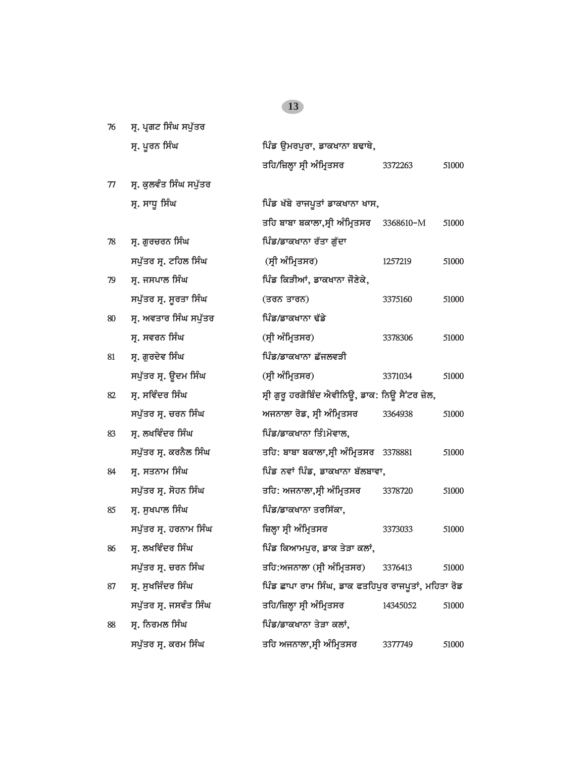| | | | | |
|---|---|---|---|---|
| 76 | ਸ੍ਰ. ਪ੍ਰਗਟ ਸਿੰਘ ਸਪੁੱਤਰ ਸ੍ਰ. ਪੂਰਨ ਸਿੰਘ | ਪਿੰਡ ਉਮਰਪੁਰਾ, ਡਾਕਖਾਨਾ ਬਢਾਥੇ, ਤਹਿ/ਜ਼ਿਲ੍ਹਾ ਸ੍ਰੀ ਅੰਮ੍ਰਿਤਸਰ | 3372263 | 51000 |
| 77 | ਸ੍ਰ. ਕੁਲਵੰਤ ਸਿੰਘ ਸਪੁੱਤਰ ਸ੍ਰ. ਸਾਧੂ ਸਿੰਘ | ਪਿੰਡ ਖੱਬੇ ਰਾਜਪੂਤਾਂ ਡਾਕਖਾਨਾ ਖਾਸ, ਤਹਿ ਬਾਬਾ ਬਕਾਲਾ,ਸ੍ਰੀ ਅੰਮ੍ਰਿਤਸਰ | 3368610-M | 51000 |
| 78 | ਸ੍ਰ. ਗੁਰਚਰਨ ਸਿੰਘ ਸਪੁੱਤਰ ਸ੍ਰ. ਟਹਿਲ ਸਿੰਘ | ਪਿੰਡ/ਡਾਕਖਾਨਾ ਰੱਤਾ ਗੁੱਦਾ (ਸ੍ਰੀ ਅੰਮ੍ਰਿਤਸਰ) | 1257219 | 51000 |
| 79 | ਸ੍ਰ. ਜਸਪਾਲ ਸਿੰਘ ਸਪੁੱਤਰ ਸ੍ਰ. ਸੂਰਤਾ ਸਿੰਘ | ਪਿੰਡ ਕਿੜੀਆਂ, ਡਾਕਖਾਨਾ ਜੌਣੇਕੇ, (ਤਰਨ ਤਾਰਨ) | 3375160 | 51000 |
| 80 | ਸ੍ਰ. ਅਵਤਾਰ ਸਿੰਘ ਸਪੁੱਤਰ ਸ੍ਰ. ਸਵਰਨ ਸਿੰਘ | ਪਿੰਡ/ਡਾਕਖਾਨਾ ਢੱਡੇ (ਸ੍ਰੀ ਅੰਮ੍ਰਿਤਸਰ) | 3378306 | 51000 |
| 81 | ਸ੍ਰ. ਗੁਰਦੇਵ ਸਿੰਘ ਸਪੁੱਤਰ ਸ੍ਰ. ਊਦਮ ਸਿੰਘ | ਪਿੰਡ/ਡਾਕਖਾਨਾ ਛੱਜਲਵੜੀ (ਸ੍ਰੀ ਅੰਮ੍ਰਿਤਸਰ) | 3371034 | 51000 |
| 82 | ਸ੍ਰ. ਸਵਿੰਦਰ ਸਿੰਘ ਸਪੁੱਤਰ ਸ੍ਰ. ਚਰਨ ਸਿੰਘ | ਸ੍ਰੀ ਗੁਰੂ ਹਰਗੋਬਿੰਦ ਐਵੀਨਿਊ, ਡਾਕ: ਨਿਊ ਸੈਂਟਰ ਜ਼ੇਲ, ਅਜਨਾਲਾ ਰੋਡ, ਸ੍ਰੀ ਅੰਮ੍ਰਿਤਸਰ | 3364938 | 51000 |
| 83 | ਸ੍ਰ. ਲਖਵਿੰਦਰ ਸਿੰਘ ਸਪੁੱਤਰ ਸ੍ਰ. ਕਰਨੈਲ ਸਿੰਘ | ਪਿੰਡ/ਡਾਕਖਾਨਾ ਤਿੰ1ਮੋਵਾਲ, ਤਹਿ: ਬਾਬਾ ਬਕਾਲਾ,ਸ੍ਰੀ ਅੰਮ੍ਰਿਤਸਰ | 3378881 | 51000 |
| 84 | ਸ੍ਰ. ਸਤਨਾਮ ਸਿੰਘ ਸਪੁੱਤਰ ਸ੍ਰ. ਸੋਹਨ ਸਿੰਘ | ਪਿੰਡ ਨਵਾਂ ਪਿੰਡ, ਡਾਕਖਾਨਾ ਬੱਲਬਾਵਾ, ਤਹਿ: ਅਜਨਾਲਾ,ਸ੍ਰੀ ਅੰਮ੍ਰਿਤਸਰ | 3378720 | 51000 |
| 85 | ਸ੍ਰ. ਸੁਖਪਾਲ ਸਿੰਘ ਸਪੁੱਤਰ ਸ੍ਰ. ਹਰਨਾਮ ਸਿੰਘ | ਪਿੰਡ/ਡਾਕਖਾਨਾ ਤਰਸਿੱਕਾ, ਜ਼ਿਲ੍ਹਾ ਸ੍ਰੀ ਅੰਮ੍ਰਿਤਸਰ | 3373033 | 51000 |
| 86 | ਸ੍ਰ. ਲਖਵਿੰਦਰ ਸਿੰਘ ਸਪੁੱਤਰ ਸ੍ਰ. ਚਰਨ ਸਿੰਘ | ਪਿੰਡ ਕਿਆਮਪੁਰ, ਡਾਕ ਤੇੜਾ ਕਲਾਂ, ਤਹਿ:ਅਜਨਾਲਾ (ਸ੍ਰੀ ਅੰਮ੍ਰਿਤਸਰ) | 3376413 | 51000 |
| 87 | ਸ੍ਰ. ਸੁਖਜਿੰਦਰ ਸਿੰਘ ਸਪੁੱਤਰ ਸ੍ਰ. ਜਸਵੰਤ ਸਿੰਘ | ਪਿੰਡ ਛਾਪਾ ਰਾਮ ਸਿੰਘ, ਡਾਕ ਫਤਹਿਪੁਰ ਰਾਜਪੂਤਾਂ, ਮਹਿਤਾ ਰੋਡ ਤਹਿ/ਜ਼ਿਲ੍ਹਾ ਸ੍ਰੀ ਅੰਮ੍ਰਿਤਸਰ | 14345052 | 51000 |
| 88 | ਸ੍ਰ. ਨਿਰਮਲ ਸਿੰਘ ਸਪੁੱਤਰ ਸ੍ਰ. ਕਰਮ ਸਿੰਘ | ਪਿੰਡ/ਡਾਕਖਾਨਾ ਤੇੜਾ ਕਲਾਂ, ਤਹਿ ਅਜਨਾਲਾ,ਸ੍ਰੀ ਅੰਮ੍ਰਿਤਸਰ | 3377749 | 51000 |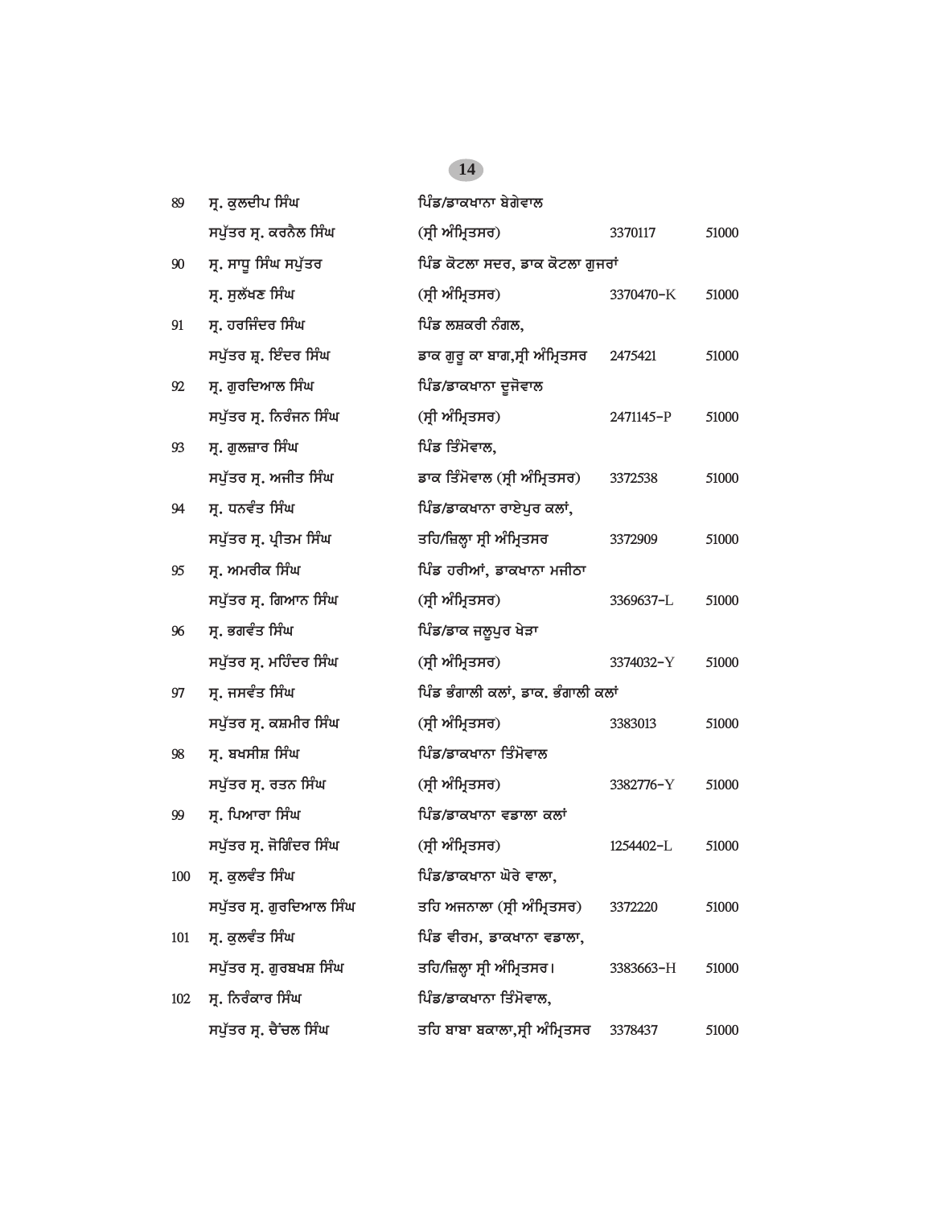| | | | | |
|---|---|---|---|---|
| 89 | ਸ੍ਰ. ਕੁਲਦੀਪ ਸਿੰਘ ਸਪੁੱਤਰ ਸ੍ਰ. ਕਰਨੈਲ ਸਿੰਘ | ਪਿੰਡ/ਡਾਕਖਾਨਾ ਬੇਗੇਵਾਲ (ਸ੍ਰੀ ਅੰਮ੍ਰਿਤਸਰ) | 3370117 | 51000 |
| 90 | ਸ੍ਰ. ਸਾਧੂ ਸਿੰਘ ਸਪੁੱਤਰ ਸ੍ਰ. ਸੁਲੱਖਣ ਸਿੰਘ | ਪਿੰਡ ਕੋਟਲਾ ਸਦਰ, ਡਾਕ ਕੋਟਲਾ ਗੁਜਰਾਂ (ਸ੍ਰੀ ਅੰਮ੍ਰਿਤਸਰ) | 3370470-K | 51000 |
| 91 | ਸ੍ਰ. ਹਰਜਿੰਦਰ ਸਿੰਘ ਸਪੁੱਤਰ ਸ਼੍ਰ. ਇੰਦਰ ਸਿੰਘ | ਪਿੰਡ ਲਸ਼ਕਰੀ ਨੰਗਲ, ਡਾਕ ਗੁਰੂ ਕਾ ਬਾਗ,ਸ੍ਰੀ ਅੰਮ੍ਰਿਤਸਰ | 2475421 | 51000 |
| 92 | ਸ੍ਰ. ਗੁਰਦਿਆਲ ਸਿੰਘ ਸਪੁੱਤਰ ਸ੍ਰ. ਨਿਰੰਜਨ ਸਿੰਘ | ਪਿੰਡ/ਡਾਕਖਾਨਾ ਦੂਜੋਵਾਲ (ਸ੍ਰੀ ਅੰਮ੍ਰਿਤਸਰ) | 2471145-P | 51000 |
| 93 | ਸ੍ਰ. ਗੁਲਜ਼ਾਰ ਸਿੰਘ ਸਪੁੱਤਰ ਸ੍ਰ. ਅਜੀਤ ਸਿੰਘ | ਪਿੰਡ ਤਿੰਮੋਵਾਲ, ਡਾਕ ਤਿੰਮੋਵਾਲ (ਸ੍ਰੀ ਅੰਮ੍ਰਿਤਸਰ) | 3372538 | 51000 |
| 94 | ਸ੍ਰ. ਧਨਵੰਤ ਸਿੰਘ ਸਪੁੱਤਰ ਸ੍ਰ. ਪ੍ਰੀਤਮ ਸਿੰਘ | ਪਿੰਡ/ਡਾਕਖਾਨਾ ਰਾਏਪੁਰ ਕਲਾਂ, ਤਹਿ/ਜ਼ਿਲ੍ਹਾ ਸ੍ਰੀ ਅੰਮ੍ਰਿਤਸਰ | 3372909 | 51000 |
| 95 | ਸ੍ਰ. ਅਮਰੀਕ ਸਿੰਘ ਸਪੁੱਤਰ ਸ੍ਰ. ਗਿਆਨ ਸਿੰਘ | ਪਿੰਡ ਹਰੀਆਂ, ਡਾਕਖਾਨਾ ਮਜੀਠਾ (ਸ੍ਰੀ ਅੰਮ੍ਰਿਤਸਰ) | 3369637-L | 51000 |
| 96 | ਸ੍ਰ. ਭਗਵੰਤ ਸਿੰਘ ਸਪੁੱਤਰ ਸ੍ਰ. ਮਹਿੰਦਰ ਸਿੰਘ | ਪਿੰਡ/ਡਾਕ ਜਲੂਪੁਰ ਖੇੜਾ (ਸ੍ਰੀ ਅੰਮ੍ਰਿਤਸਰ) | 3374032-Y | 51000 |
| 97 | ਸ੍ਰ. ਜਸਵੰਤ ਸਿੰਘ ਸਪੁੱਤਰ ਸ੍ਰ. ਕਸ਼ਮੀਰ ਸਿੰਘ | ਪਿੰਡ ਭੰਗਾਲੀ ਕਲਾਂ, ਡਾਕ. ਭੰਗਾਲੀ ਕਲਾਂ (ਸ੍ਰੀ ਅੰਮ੍ਰਿਤਸਰ) | 3383013 | 51000 |
| 98 | ਸ੍ਰ. ਬਖਸੀਸ਼ ਸਿੰਘ ਸਪੁੱਤਰ ਸ੍ਰ. ਰਤਨ ਸਿੰਘ | ਪਿੰਡ/ਡਾਕਖਾਨਾ ਤਿੰਮੋਵਾਲ (ਸ੍ਰੀ ਅੰਮ੍ਰਿਤਸਰ) | 3382776-Y | 51000 |
| 99 | ਸ੍ਰ. ਪਿਆਰਾ ਸਿੰਘ ਸਪੁੱਤਰ ਸ੍ਰ. ਜੋਗਿੰਦਰ ਸਿੰਘ | ਪਿੰਡ/ਡਾਕਖਾਨਾ ਵਡਾਲਾ ਕਲਾਂ (ਸ੍ਰੀ ਅੰਮ੍ਰਿਤਸਰ) | 1254402-L | 51000 |
| 100 | ਸ੍ਰ. ਕੁਲਵੰਤ ਸਿੰਘ ਸਪੁੱਤਰ ਸ੍ਰ. ਗੁਰਦਿਆਲ ਸਿੰਘ | ਪਿੰਡ/ਡਾਕਖਾਨਾ ਘੋਰੇ ਵਾਲਾ, ਤਹਿ ਅਜਨਾਲਾ (ਸ੍ਰੀ ਅੰਮ੍ਰਿਤਸਰ) | 3372220 | 51000 |
| 101 | ਸ੍ਰ. ਕੁਲਵੰਤ ਸਿੰਘ ਸਪੁੱਤਰ ਸ੍ਰ. ਗੁਰਬਖਸ਼ ਸਿੰਘ | ਪਿੰਡ ਵੀਰਮ, ਡਾਕਖਾਨਾ ਵਡਾਲਾ, ਤਹਿ/ਜ਼ਿਲ੍ਹਾ ਸ੍ਰੀ ਅੰਮ੍ਰਿਤਸਰ। | 3383663-H | 51000 |
| 102 | ਸ੍ਰ. ਨਿਰੰਕਾਰ ਸਿੰਘ ਸਪੁੱਤਰ ਸ੍ਰ. ਚੈਂਚਲ ਸਿੰਘ | ਪਿੰਡ/ਡਾਕਖਾਨਾ ਤਿੰਮੋਵਾਲ, ਤਹਿ ਬਾਬਾ ਬਕਾਲਾ,ਸ੍ਰੀ ਅੰਮ੍ਰਿਤਸਰ | 3378437 | 51000 |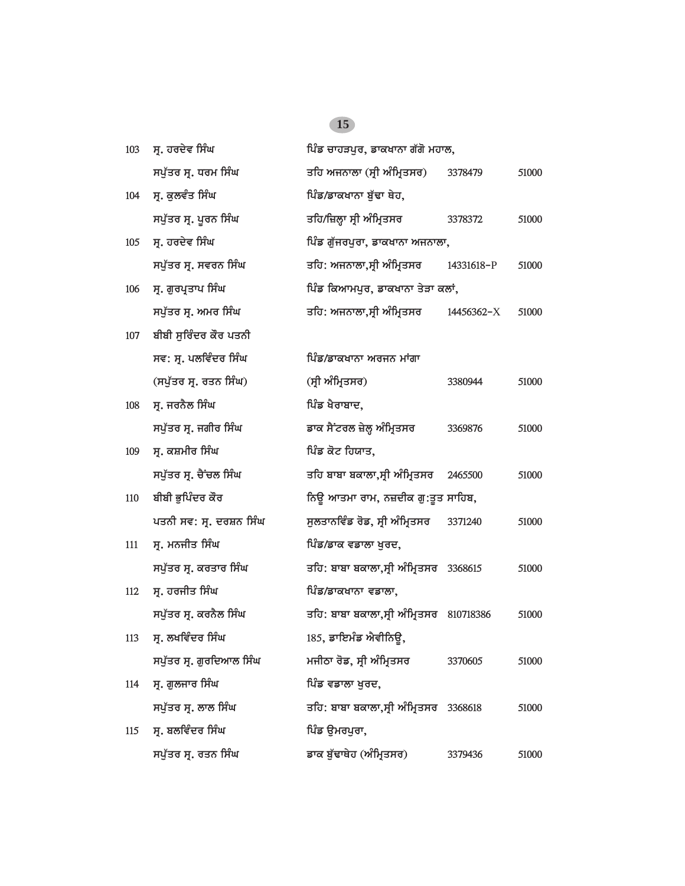| | | | | |
|---|---|---|---|---|
| 103 | ਸ੍ਰ. ਹਰਦੇਵ ਸਿੰਘ<br>ਸਪੁੱਤਰ ਸ੍ਰ. ਧਰਮ ਸਿੰਘ | ਪਿੰਡ ਚਾਹੜਪੁਰ, ਡਾਕਖਾਨਾ ਗੱਗੋ ਮਹਾਲ,<br>ਤਹਿ ਅਜਨਾਲਾ (ਸ੍ਰੀ ਅੰਮ੍ਰਿਤਸਰ) | 3378479 | 51000 |
| 104 | ਸ੍ਰ. ਕੁਲਵੰਤ ਸਿੰਘ<br>ਸਪੁੱਤਰ ਸ੍ਰ. ਪੂਰਨ ਸਿੰਘ | ਪਿੰਡ/ਡਾਕਖਾਨਾ ਬੁੱਢਾ ਥੇਹ,<br>ਤਹਿ/ਜ਼ਿਲ੍ਹਾ ਸ੍ਰੀ ਅੰਮ੍ਰਿਤਸਰ | 3378372 | 51000 |
| 105 | ਸ੍ਰ. ਹਰਦੇਵ ਸਿੰਘ<br>ਸਪੁੱਤਰ ਸ੍ਰ. ਸਵਰਨ ਸਿੰਘ | ਪਿੰਡ ਗੁੱਜਰਪੁਰਾ, ਡਾਕਖਾਨਾ ਅਜਨਾਲਾ,<br>ਤਹਿ: ਅਜਨਾਲਾ,ਸ੍ਰੀ ਅੰਮ੍ਰਿਤਸਰ | 14331618-P | 51000 |
| 106 | ਸ੍ਰ. ਗੁਰਪ੍ਰਤਾਪ ਸਿੰਘ<br>ਸਪੁੱਤਰ ਸ੍ਰ. ਅਮਰ ਸਿੰਘ | ਪਿੰਡ ਕਿਆਮਪੁਰ, ਡਾਕਖਾਨਾ ਤੇੜਾ ਕਲਾਂ,<br>ਤਹਿ: ਅਜਨਾਲਾ,ਸ੍ਰੀ ਅੰਮ੍ਰਿਤਸਰ | 14456362-X | 51000 |
| 107 | ਬੀਬੀ ਸੁਰਿੰਦਰ ਕੌਰ ਪਤਨੀ<br>ਸਵ: ਸ੍ਰ. ਪਲਵਿੰਦਰ ਸਿੰਘ<br>(ਸਪੁੱਤਰ ਸ੍ਰ. ਰਤਨ ਸਿੰਘ) | ਪਿੰਡ/ਡਾਕਖਾਨਾ ਅਰਜਨ ਮਾਂਗਾ<br>(ਸ੍ਰੀ ਅੰਮ੍ਰਿਤਸਰ) | 3380944 | 51000 |
| 108 | ਸ੍ਰ. ਜਰਨੈਲ ਸਿੰਘ<br>ਸਪੁੱਤਰ ਸ੍ਰ. ਜਗੀਰ ਸਿੰਘ | ਪਿੰਡ ਖੈਰਾਬਾਦ,<br>ਡਾਕ ਸੈਂਟਰਲ ਜ਼ੇਲ੍ਹ ਅੰਮ੍ਰਿਤਸਰ | 3369876 | 51000 |
| 109 | ਸ੍ਰ. ਕਸ਼ਮੀਰ ਸਿੰਘ<br>ਸਪੁੱਤਰ ਸ੍ਰ. ਚੈਂਚਲ ਸਿੰਘ | ਪਿੰਡ ਕੋਟ ਹਿਯਾਤ,<br>ਤਹਿ ਬਾਬਾ ਬਕਾਲਾ,ਸ੍ਰੀ ਅੰਮ੍ਰਿਤਸਰ | 2465500 | 51000 |
| 110 | ਬੀਬੀ ਭੁਪਿੰਦਰ ਕੌਰ<br>ਪਤਨੀ ਸਵ: ਸ੍ਰ. ਦਰਸ਼ਨ ਸਿੰਘ | ਨਿਊ ਆਤਮਾ ਰਾਮ, ਨਜ਼ਦੀਕ ਗੁ:ਤੂਤ ਸਾਹਿਬ,<br>ਸੁਲਤਾਨਵਿੰਡ ਰੋਡ, ਸ੍ਰੀ ਅੰਮ੍ਰਿਤਸਰ | 3371240 | 51000 |
| 111 | ਸ੍ਰ. ਮਨਜੀਤ ਸਿੰਘ<br>ਸਪੁੱਤਰ ਸ੍ਰ. ਕਰਤਾਰ ਸਿੰਘ | ਪਿੰਡ/ਡਾਕ ਵਡਾਲਾ ਖੁਰਦ,<br>ਤਹਿ: ਬਾਬਾ ਬਕਾਲਾ,ਸ੍ਰੀ ਅੰਮ੍ਰਿਤਸਰ | 3368615 | 51000 |
| 112 | ਸ੍ਰ. ਹਰਜੀਤ ਸਿੰਘ<br>ਸਪੁੱਤਰ ਸ੍ਰ. ਕਰਨੈਲ ਸਿੰਘ | ਪਿੰਡ/ਡਾਕਖਾਨਾ ਵਡਾਲਾ,<br>ਤਹਿ: ਬਾਬਾ ਬਕਾਲਾ,ਸ੍ਰੀ ਅੰਮ੍ਰਿਤਸਰ | 810718386 | 51000 |
| 113 | ਸ੍ਰ. ਲਖਵਿੰਦਰ ਸਿੰਘ<br>ਸਪੁੱਤਰ ਸ੍ਰ. ਗੁਰਦਿਆਲ ਸਿੰਘ | 185, ਡਾਇਮੰਡ ਐਵੀਨਿਊ,<br>ਮਜੀਠਾ ਰੋਡ, ਸ੍ਰੀ ਅੰਮ੍ਰਿਤਸਰ | 3370605 | 51000 |
| 114 | ਸ੍ਰ. ਗੁਲਜਾਰ ਸਿੰਘ<br>ਸਪੁੱਤਰ ਸ੍ਰ. ਲਾਲ ਸਿੰਘ | ਪਿੰਡ ਵਡਾਲਾ ਖੁਰਦ,<br>ਤਹਿ: ਬਾਬਾ ਬਕਾਲਾ,ਸ੍ਰੀ ਅੰਮ੍ਰਿਤਸਰ | 3368618 | 51000 |
| 115 | ਸ੍ਰ. ਬਲਵਿੰਦਰ ਸਿੰਘ<br>ਸਪੁੱਤਰ ਸ੍ਰ. ਰਤਨ ਸਿੰਘ | ਪਿੰਡ ਉਮਰਪੁਰਾ,<br>ਡਾਕ ਬੁੱਢਾਥੇਹ (ਅੰਮ੍ਰਿਤਸਰ) | 3379436 | 51000 |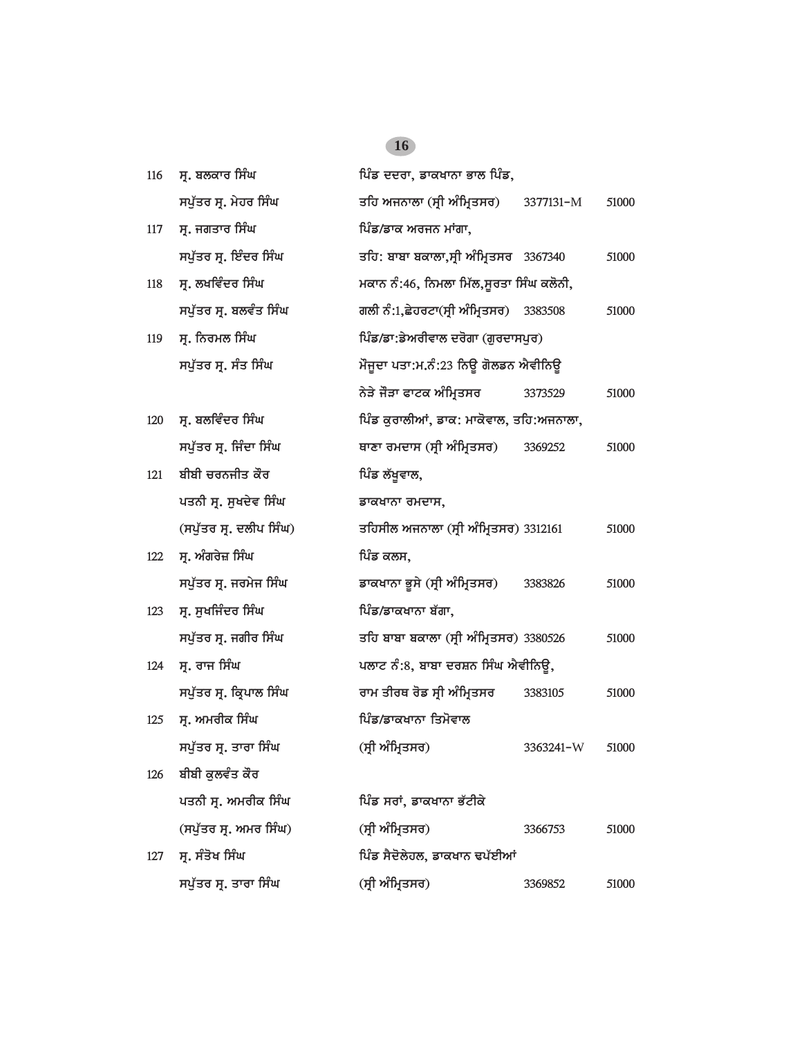| | | | | |
|---|---|---|---|---|
| 116 | ਸ੍ਰ. ਬਲਕਾਰ ਸਿੰਘ<br>ਸਪੁੱਤਰ ਸ੍ਰ. ਮੇਹਰ ਸਿੰਘ | ਪਿੰਡ ਦਦਰਾ, ਡਾਕਖਾਨਾ ਭਾਲ ਪਿੰਡ,<br>ਤਹਿ ਅਜਨਾਲਾ (ਸ੍ਰੀ ਅੰਮ੍ਰਿਤਸਰ) | 3377131-M | 51000 |
| 117 | ਸ੍ਰ. ਜਗਤਾਰ ਸਿੰਘ<br>ਸਪੁੱਤਰ ਸ੍ਰ. ਇੰਦਰ ਸਿੰਘ | ਪਿੰਡ/ਡਾਕ ਅਰਜਨ ਮਾਂਗਾ,<br>ਤਹਿ: ਬਾਬਾ ਬਕਾਲਾ,ਸ੍ਰੀ ਅੰਮ੍ਰਿਤਸਰ | 3367340 | 51000 |
| 118 | ਸ੍ਰ. ਲਖਵਿੰਦਰ ਸਿੰਘ<br>ਸਪੁੱਤਰ ਸ੍ਰ. ਬਲਵੰਤ ਸਿੰਘ | ਮਕਾਨ ਨੰ:46, ਨਿਮਲਾ ਮਿੱਲ,ਸੂਰਤਾ ਸਿੰਘ ਕਲੋਨੀ,<br>ਗਲੀ ਨੰ:1,ਛੇਹਰਟਾ(ਸ੍ਰੀ ਅੰਮ੍ਰਿਤਸਰ) | 3383508 | 51000 |
| 119 | ਸ੍ਰ. ਨਿਰਮਲ ਸਿੰਘ<br>ਸਪੁੱਤਰ ਸ੍ਰ. ਸੰਤ ਸਿੰਘ | ਪਿੰਡ/ਡਾ:ਡੇਅਰੀਵਾਲ ਦਰੋਗਾ (ਗੁਰਦਾਸਪੁਰ)<br>ਮੌਜੂਦਾ ਪਤਾ:ਮ.ਨੰ:23 ਨਿਊ ਗੋਲਡਨ ਐਵੀਨਿਊ<br>ਨੇੜੇ ਜੌੜਾ ਫਾਟਕ ਅੰਮ੍ਰਿਤਸਰ | 3373529 | 51000 |
| 120 | ਸ੍ਰ. ਬਲਵਿੰਦਰ ਸਿੰਘ<br>ਸਪੁੱਤਰ ਸ੍ਰ. ਜਿੰਦਾ ਸਿੰਘ | ਪਿੰਡ ਕੁਰਾਲੀਆਂ, ਡਾਕ: ਮਾਕੋਵਾਲ, ਤਹਿ:ਅਜਨਾਲਾ,<br>ਥਾਣਾ ਰਮਦਾਸ (ਸ੍ਰੀ ਅੰਮ੍ਰਿਤਸਰ) | 3369252 | 51000 |
| 121 | ਬੀਬੀ ਚਰਨਜੀਤ ਕੌਰ<br>ਪਤਨੀ ਸ੍ਰ. ਸੁਖਦੇਵ ਸਿੰਘ<br>(ਸਪੁੱਤਰ ਸ੍ਰ. ਦਲੀਪ ਸਿੰਘ) | ਪਿੰਡ ਲੱਖੂਵਾਲ,<br>ਡਾਕਖਾਨਾ ਰਮਦਾਸ,<br>ਤਹਿਸੀਲ ਅਜਨਾਲਾ (ਸ੍ਰੀ ਅੰਮ੍ਰਿਤਸਰ) | 3312161 | 51000 |
| 122 | ਸ੍ਰ. ਅੰਗਰੇਜ਼ ਸਿੰਘ<br>ਸਪੁੱਤਰ ਸ੍ਰ. ਜਰਮੇਜ ਸਿੰਘ | ਪਿੰਡ ਕਲਸ,<br>ਡਾਕਖਾਨਾ ਭੂਸੇ (ਸ੍ਰੀ ਅੰਮ੍ਰਿਤਸਰ) | 3383826 | 51000 |
| 123 | ਸ੍ਰ. ਸੁਖਜਿੰਦਰ ਸਿੰਘ<br>ਸਪੁੱਤਰ ਸ੍ਰ. ਜਗੀਰ ਸਿੰਘ | ਪਿੰਡ/ਡਾਕਖਾਨਾ ਬੱਗਾ,<br>ਤਹਿ ਬਾਬਾ ਬਕਾਲਾ (ਸ੍ਰੀ ਅੰਮ੍ਰਿਤਸਰ) | 3380526 | 51000 |
| 124 | ਸ੍ਰ. ਰਾਜ ਸਿੰਘ<br>ਸਪੁੱਤਰ ਸ੍ਰ. ਕ੍ਰਿਪਾਲ ਸਿੰਘ | ਪਲਾਟ ਨੰ:8, ਬਾਬਾ ਦਰਸ਼ਨ ਸਿੰਘ ਐਵੀਨਿਊ,<br>ਰਾਮ ਤੀਰਥ ਰੋਡ ਸ੍ਰੀ ਅੰਮ੍ਰਿਤਸਰ | 3383105 | 51000 |
| 125 | ਸ੍ਰ. ਅਮਰੀਕ ਸਿੰਘ<br>ਸਪੁੱਤਰ ਸ੍ਰ. ਤਾਰਾ ਸਿੰਘ | ਪਿੰਡ/ਡਾਕਖਾਨਾ ਤਿਮੋਵਾਲ<br>(ਸ੍ਰੀ ਅੰਮ੍ਰਿਤਸਰ) | 3363241-W | 51000 |
| 126 | ਬੀਬੀ ਕੁਲਵੰਤ ਕੌਰ<br>ਪਤਨੀ ਸ੍ਰ. ਅਮਰੀਕ ਸਿੰਘ<br>(ਸਪੁੱਤਰ ਸ੍ਰ. ਅਮਰ ਸਿੰਘ) | ਪਿੰਡ ਸਰਾਂ, ਡਾਕਖਾਨਾ ਭੱਟੀਕੇ<br>(ਸ੍ਰੀ ਅੰਮ੍ਰਿਤਸਰ) | 3366753 | 51000 |
| 127 | ਸ੍ਰ. ਸੰਤੋਖ ਸਿੰਘ<br>ਸਪੁੱਤਰ ਸ੍ਰ. ਤਾਰਾ ਸਿੰਘ | ਪਿੰਡ ਸੈਦੋਲੇਹਲ, ਡਾਕਖਾਨ ਢਪੱਈਆਂ<br>(ਸ੍ਰੀ ਅੰਮ੍ਰਿਤਸਰ) | 3369852 | 51000 |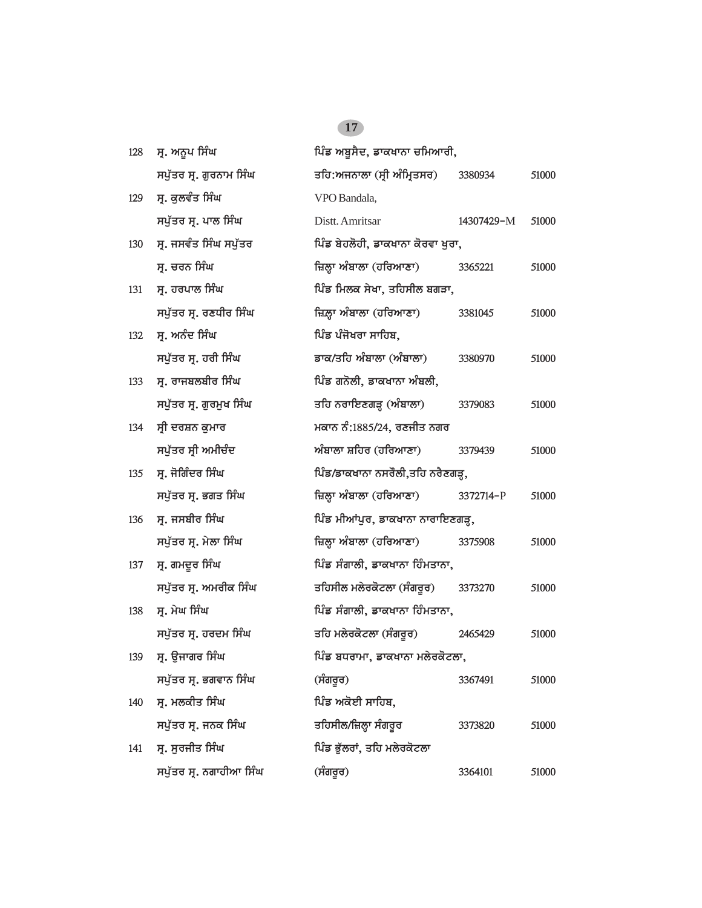| 128 | ਸ੍ਰ. ਅਨੂਪ ਸਿੰਘ ਸਪੁੱਤਰ ਸ੍ਰ. ਗੁਰਨਾਮ ਸਿੰਘ | ਪਿੰਡ ਅਬੂਸੈਦ, ਡਾਕਖਾਨਾ ਚਮਿਆਰੀ, ਤਹਿ:ਅਜਨਾਲਾ (ਸ੍ਰੀ ਅੰਮ੍ਰਿਤਸਰ) | 3380934 | 51000 |
|---|---|---|---|---|
| 129 | ਸ੍ਰ. ਕੁਲਵੰਤ ਸਿੰਘ ਸਪੁੱਤਰ ਸ੍ਰ. ਪਾਲ ਸਿੰਘ | VPO Bandala, Distt. Amritsar | 14307429-M | 51000 |
| 130 | ਸ੍ਰ. ਜਸਵੰਤ ਸਿੰਘ ਸਪੁੱਤਰ ਸ੍ਰ. ਚਰਨ ਸਿੰਘ | ਪਿੰਡ ਬੇਹਲੋਹੀ, ਡਾਕਖਾਨਾ ਕੋਰਵਾ ਖੁਰਾ, ਜ਼ਿਲ੍ਹਾ ਅੰਬਾਲਾ (ਹਰਿਆਣਾ) | 3365221 | 51000 |
| 131 | ਸ੍ਰ. ਹਰਪਾਲ ਸਿੰਘ ਸਪੁੱਤਰ ਸ੍ਰ. ਰਣਧੀਰ ਸਿੰਘ | ਪਿੰਡ ਮਿਲਕ ਸੇਖਾ, ਤਹਿਸੀਲ ਬਗੜਾ, ਜ਼ਿਲ੍ਹਾ ਅੰਬਾਲਾ (ਹਰਿਆਣਾ) | 3381045 | 51000 |
| 132 | ਸ੍ਰ. ਅਨੰਦ ਸਿੰਘ ਸਪੁੱਤਰ ਸ੍ਰ. ਹਰੀ ਸਿੰਘ | ਪਿੰਡ ਪੰਜੋਖਰਾ ਸਾਹਿਬ, ਡਾਕ/ਤਹਿ ਅੰਬਾਲਾ (ਅੰਬਾਲਾ) | 3380970 | 51000 |
| 133 | ਸ੍ਰ. ਰਾਜਬਲਬੀਰ ਸਿੰਘ ਸਪੁੱਤਰ ਸ੍ਰ. ਗੁਰਮੁਖ ਸਿੰਘ | ਪਿੰਡ ਗਨੋਲੀ, ਡਾਕਖਾਨਾ ਅੰਬਲੀ, ਤਹਿ ਨਰਾਇਣਗੜ੍ਹ (ਅੰਬਾਲਾ) | 3379083 | 51000 |
| 134 | ਸ੍ਰੀ ਦਰਸ਼ਨ ਕੁਮਾਰ ਸਪੁੱਤਰ ਸ੍ਰੀ ਅਮੀਚੰਦ | ਮਕਾਨ ਨੰ:1885/24, ਰਣਜੀਤ ਨਗਰ ਅੰਬਾਲਾ ਸ਼ਹਿਰ (ਹਰਿਆਣਾ) | 3379439 | 51000 |
| 135 | ਸ੍ਰ. ਜੋਗਿੰਦਰ ਸਿੰਘ ਸਪੁੱਤਰ ਸ੍ਰ. ਭਗਤ ਸਿੰਘ | ਪਿੰਡ/ਡਾਕਖਾਨਾ ਨਸਰੋਲੀ,ਤਹਿ ਨਰੈਣਗੜ੍ਹ, ਜ਼ਿਲ੍ਹਾ ਅੰਬਾਲਾ (ਹਰਿਆਣਾ) | 3372714-P | 51000 |
| 136 | ਸ੍ਰ. ਜਸਬੀਰ ਸਿੰਘ ਸਪੁੱਤਰ ਸ੍ਰ. ਮੇਲਾ ਸਿੰਘ | ਪਿੰਡ ਮੀਆਂਪੁਰ, ਡਾਕਖਾਨਾ ਨਾਰਾਇਣਗੜ੍ਹ, ਜ਼ਿਲ੍ਹਾ ਅੰਬਾਲਾ (ਹਰਿਆਣਾ) | 3375908 | 51000 |
| 137 | ਸ੍ਰ. ਗਮਦੂਰ ਸਿੰਘ ਸਪੁੱਤਰ ਸ੍ਰ. ਅਮਰੀਕ ਸਿੰਘ | ਪਿੰਡ ਸੰਗਾਲੀ, ਡਾਕਖਾਨਾ ਹਿੰਮਤਾਨਾ, ਤਹਿਸੀਲ ਮਲੇਰਕੋਟਲਾ (ਸੰਗਰੂਰ) | 3373270 | 51000 |
| 138 | ਸ੍ਰ. ਮੇਘ ਸਿੰਘ ਸਪੁੱਤਰ ਸ੍ਰ. ਹਰਦਮ ਸਿੰਘ | ਪਿੰਡ ਸੰਗਾਲੀ, ਡਾਕਖਾਨਾ ਹਿੰਮਤਾਨਾ, ਤਹਿ ਮਲੇਰਕੋਟਲਾ (ਸੰਗਰੂਰ) | 2465429 | 51000 |
| 139 | ਸ੍ਰ. ਉਜਾਗਰ ਸਿੰਘ ਸਪੁੱਤਰ ਸ੍ਰ. ਭਗਵਾਨ ਸਿੰਘ | ਪਿੰਡ ਬਧਰਾਮਾ, ਡਾਕਖਾਨਾ ਮਲੇਰਕੋਟਲਾ, (ਸੰਗਰੂਰ) | 3367491 | 51000 |
| 140 | ਸ੍ਰ. ਮਲਕੀਤ ਸਿੰਘ ਸਪੁੱਤਰ ਸ੍ਰ. ਜਨਕ ਸਿੰਘ | ਪਿੰਡ ਅਕੋਈ ਸਾਹਿਬ, ਤਹਿਸੀਲ/ਜ਼ਿਲ੍ਹਾ ਸੰਗਰੂਰ | 3373820 | 51000 |
| 141 | ਸ੍ਰ. ਸੁਰਜੀਤ ਸਿੰਘ ਸਪੁੱਤਰ ਸ੍ਰ. ਨਗਾਹੀਆ ਸਿੰਘ | ਪਿੰਡ ਭੁੱਲਰਾਂ, ਤਹਿ ਮਲੇਰਕੋਟਲਾ (ਸੰਗਰੂਰ) | 3364101 | 51000 |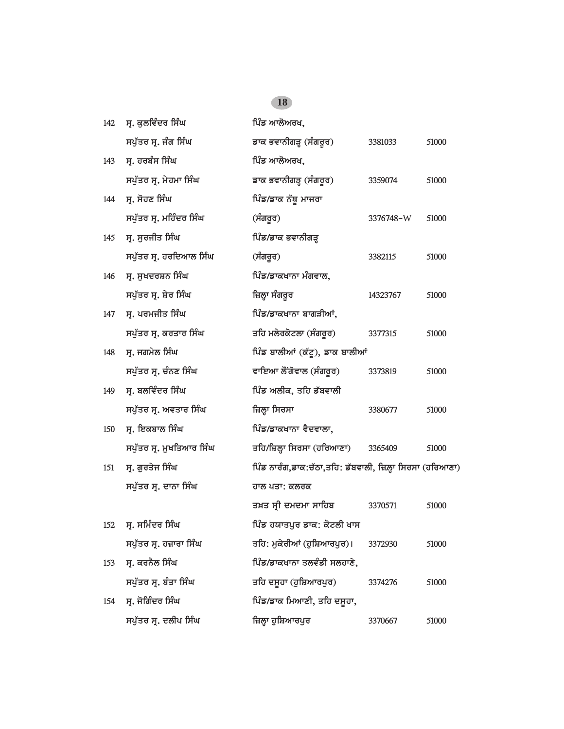| | | | | |
|---|---|---|---|---|
| 142 | ਸ੍ਰ. ਕੁਲਵਿੰਦਰ ਸਿੰਘ<br>ਸਪੁੱਤਰ ਸ੍ਰ. ਜੰਗ ਸਿੰਘ | ਪਿੰਡ ਆਲੋਅਰਖ,<br>ਡਾਕ ਭਵਾਨੀਗੜ੍ਹ (ਸੰਗਰੂਰ) | 3381033 | 51000 |
| 143 | ਸ੍ਰ. ਹਰਬੰਸ ਸਿੰਘ<br>ਸਪੁੱਤਰ ਸ੍ਰ. ਮੇਹਮਾ ਸਿੰਘ | ਪਿੰਡ ਆਲੋਅਰਖ,<br>ਡਾਕ ਭਵਾਨੀਗੜ੍ਹ (ਸੰਗਰੂਰ) | 3359074 | 51000 |
| 144 | ਸ੍ਰ. ਸੋਹਣ ਸਿੰਘ<br>ਸਪੁੱਤਰ ਸ੍ਰ. ਮਹਿੰਦਰ ਸਿੰਘ | ਪਿੰਡ/ਡਾਕ ਨੱਥੂ ਮਾਜਰਾ<br>(ਸੰਗਰੂਰ) | 3376748-W | 51000 |
| 145 | ਸ੍ਰ. ਸੁਰਜੀਤ ਸਿੰਘ<br>ਸਪੁੱਤਰ ਸ੍ਰ. ਹਰਦਿਆਲ ਸਿੰਘ | ਪਿੰਡ/ਡਾਕ ਭਵਾਨੀਗੜ੍ਹ<br>(ਸੰਗਰੂਰ) | 3382115 | 51000 |
| 146 | ਸ੍ਰ. ਸੁਖਦਰਸ਼ਨ ਸਿੰਘ<br>ਸਪੁੱਤਰ ਸ੍ਰ. ਸ਼ੇਰ ਸਿੰਘ | ਪਿੰਡ/ਡਾਕਖਾਨਾ ਮੰਗਵਾਲ,<br>ਜ਼ਿਲ੍ਹਾ ਸੰਗਰੂਰ | 14323767 | 51000 |
| 147 | ਸ੍ਰ. ਪਰਮਜੀਤ ਸਿੰਘ<br>ਸਪੁੱਤਰ ਸ੍ਰ. ਕਰਤਾਰ ਸਿੰਘ | ਪਿੰਡ/ਡਾਕਖਾਨਾ ਬਾਗੜੀਆਂ,<br>ਤਹਿ ਮਲੇਰਕੋਟਲਾ (ਸੰਗਰੂਰ) | 3377315 | 51000 |
| 148 | ਸ੍ਰ. ਜਗਮੇਲ ਸਿੰਘ<br>ਸਪੁੱਤਰ ਸ੍ਰ. ਚੰਨਣ ਸਿੰਘ | ਪਿੰਡ ਬਾਲੀਆਂ (ਕੱਟੂ), ਡਾਕ ਬਾਲੀਆਂ<br>ਵਾਇਆ ਲੌਂਗੋਵਾਲ (ਸੰਗਰੂਰ) | 3373819 | 51000 |
| 149 | ਸ੍ਰ. ਬਲਵਿੰਦਰ ਸਿੰਘ<br>ਸਪੁੱਤਰ ਸ੍ਰ. ਅਵਤਾਰ ਸਿੰਘ | ਪਿੰਡ ਅਲੀਕ, ਤਹਿ ਡੱਬਵਾਲੀ<br>ਜ਼ਿਲ੍ਹਾ ਸਿਰਸਾ | 3380677 | 51000 |
| 150 | ਸ੍ਰ. ਇਕਬਾਲ ਸਿੰਘ<br>ਸਪੁੱਤਰ ਸ੍ਰ. ਮੁਖਤਿਆਰ ਸਿੰਘ | ਪਿੰਡ/ਡਾਕਖਾਨਾ ਵੈਦਵਾਲਾ,<br>ਤਹਿ/ਜ਼ਿਲ੍ਹਾ ਸਿਰਸਾ (ਹਰਿਆਣਾ) | 3365409 | 51000 |
| 151 | ਸ੍ਰ. ਗੁਰਤੇਜ ਸਿੰਘ<br>ਸਪੁੱਤਰ ਸ੍ਰ. ਦਾਨਾ ਸਿੰਘ | ਪਿੰਡ ਨਾਰੰਗ,ਡਾਕ:ਚੱਠਾ,ਤਹਿ: ਡੱਬਵਾਲੀ, ਜ਼ਿਲ੍ਹਾ ਸਿਰਸਾ (ਹਰਿਆਣਾ)<br>ਹਾਲ ਪਤਾ: ਕਲਰਕ<br>ਤਖ਼ਤ ਸ੍ਰੀ ਦਮਦਮਾ ਸਾਹਿਬ | 3370571 | 51000 |
| 152 | ਸ੍ਰ. ਸਮਿੰਦਰ ਸਿੰਘ<br>ਸਪੁੱਤਰ ਸ੍ਰ. ਹਜ਼ਾਰਾ ਸਿੰਘ | ਪਿੰਡ ਹਯਾਤਪੁਰ ਡਾਕ: ਕੋਟਲੀ ਖਾਸ<br>ਤਹਿ: ਮੁਕੇਰੀਆਂ (ਹੁਸ਼ਿਆਰਪੁਰ)। | 3372930 | 51000 |
| 153 | ਸ੍ਰ. ਕਰਨੈਲ ਸਿੰਘ<br>ਸਪੁੱਤਰ ਸ੍ਰ. ਬੰਤਾ ਸਿੰਘ | ਪਿੰਡ/ਡਾਕਖਾਨਾ ਤਲਵੰਡੀ ਸਲਹਾਣੇ,<br>ਤਹਿ ਦਸੂਹਾ (ਹੁਸ਼ਿਆਰਪੁਰ) | 3374276 | 51000 |
| 154 | ਸ੍ਰ. ਜੋਗਿੰਦਰ ਸਿੰਘ<br>ਸਪੁੱਤਰ ਸ੍ਰ. ਦਲੀਪ ਸਿੰਘ | ਪਿੰਡ/ਡਾਕ ਮਿਆਣੀ, ਤਹਿ ਦਸੂਹਾ,<br>ਜ਼ਿਲ੍ਹਾ ਹੁਸ਼ਿਆਰਪੁਰ | 3370667 | 51000 |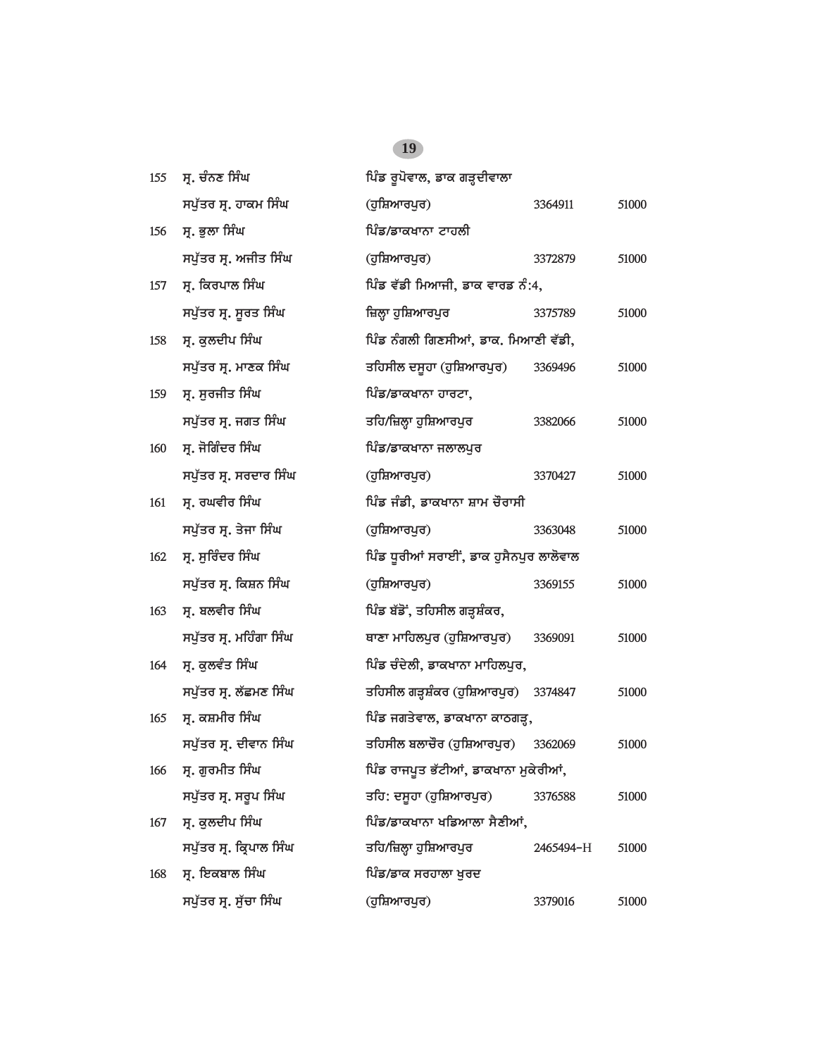| | | | | |
|---|---|---|---|---|
| 155 | ਸ੍ਰ. ਚੰਨਣ ਸਿੰਘ ਸਪੁੱਤਰ ਸ੍ਰ. ਹਾਕਮ ਸਿੰਘ | ਪਿੰਡ ਰੂਪੋਵਾਲ, ਡਾਕ ਗੜ੍ਹਦੀਵਾਲਾ (ਹੁਸ਼ਿਆਰਪੁਰ) | 3364911 | 51000 |
| 156 | ਸ੍ਰ. ਭੁਲਾ ਸਿੰਘ ਸਪੁੱਤਰ ਸ੍ਰ. ਅਜੀਤ ਸਿੰਘ | ਪਿੰਡ/ਡਾਕਖਾਨਾ ਟਾਹਲੀ (ਹੁਸ਼ਿਆਰਪੁਰ) | 3372879 | 51000 |
| 157 | ਸ੍ਰ. ਕਿਰਪਾਲ ਸਿੰਘ ਸਪੁੱਤਰ ਸ੍ਰ. ਸੂਰਤ ਸਿੰਘ | ਪਿੰਡ ਵੱਡੀ ਮਿਆਜੀ, ਡਾਕ ਵਾਰਡ ਨੰ:4, ਜ਼ਿਲ੍ਹਾ ਹੁਸ਼ਿਆਰਪੁਰ | 3375789 | 51000 |
| 158 | ਸ੍ਰ. ਕੁਲਦੀਪ ਸਿੰਘ ਸਪੁੱਤਰ ਸ੍ਰ. ਮਾਣਕ ਸਿੰਘ | ਪਿੰਡ ਨੰਗਲੀ ਗਿਣਸੀਆਂ, ਡਾਕ. ਮਿਆਣੀ ਵੱਡੀ, ਤਹਿਸੀਲ ਦਸੂਹਾ (ਹੁਸ਼ਿਆਰਪੁਰ) | 3369496 | 51000 |
| 159 | ਸ੍ਰ. ਸੁਰਜੀਤ ਸਿੰਘ ਸਪੁੱਤਰ ਸ੍ਰ. ਜਗਤ ਸਿੰਘ | ਪਿੰਡ/ਡਾਕਖਾਨਾ ਹਾਰਟਾ, ਤਹਿ/ਜ਼ਿਲ੍ਹਾ ਹੁਸ਼ਿਆਰਪੁਰ | 3382066 | 51000 |
| 160 | ਸ੍ਰ. ਜੋਗਿੰਦਰ ਸਿੰਘ ਸਪੁੱਤਰ ਸ੍ਰ. ਸਰਦਾਰ ਸਿੰਘ | ਪਿੰਡ/ਡਾਕਖਾਨਾ ਜਲਾਲਪੁਰ (ਹੁਸ਼ਿਆਰਪੁਰ) | 3370427 | 51000 |
| 161 | ਸ੍ਰ. ਰਘਵੀਰ ਸਿੰਘ ਸਪੁੱਤਰ ਸ੍ਰ. ਤੇਜਾ ਸਿੰਘ | ਪਿੰਡ ਜੰਡੀ, ਡਾਕਖਾਨਾ ਸ਼ਾਮ ਚੌਰਾਸੀ (ਹੁਸ਼ਿਆਰਪੁਰ) | 3363048 | 51000 |
| 162 | ਸ੍ਰ. ਸੁਰਿੰਦਰ ਸਿੰਘ ਸਪੁੱਤਰ ਸ੍ਰ. ਕਿਸ਼ਨ ਸਿੰਘ | ਪਿੰਡ ਧੂਰੀਆਂ ਸਰਾਈਂ, ਡਾਕ ਹੁਸੈਨਪੁਰ ਲਾਲੋਵਾਲ (ਹੁਸ਼ਿਆਰਪੁਰ) | 3369155 | 51000 |
| 163 | ਸ੍ਰ. ਬਲਵੀਰ ਸਿੰਘ ਸਪੁੱਤਰ ਸ੍ਰ. ਮਹਿੰਗਾ ਸਿੰਘ | ਪਿੰਡ ਬੱਡੋਂ, ਤਹਿਸੀਲ ਗੜ੍ਹਸ਼ੰਕਰ, ਥਾਣਾ ਮਾਹਿਲਪੁਰ (ਹੁਸ਼ਿਆਰਪੁਰ) | 3369091 | 51000 |
| 164 | ਸ੍ਰ. ਕੁਲਵੰਤ ਸਿੰਘ ਸਪੁੱਤਰ ਸ੍ਰ. ਲੱਛਮਣ ਸਿੰਘ | ਪਿੰਡ ਚੰਦੇਲੀ, ਡਾਕਖਾਨਾ ਮਾਹਿਲਪੁਰ, ਤਹਿਸੀਲ ਗੜ੍ਹਸ਼ੰਕਰ (ਹੁਸ਼ਿਆਰਪੁਰ) | 3374847 | 51000 |
| 165 | ਸ੍ਰ. ਕਸ਼ਮੀਰ ਸਿੰਘ ਸਪੁੱਤਰ ਸ੍ਰ. ਦੀਵਾਨ ਸਿੰਘ | ਪਿੰਡ ਜਗਤੇਵਾਲ, ਡਾਕਖਾਨਾ ਕਾਠਗੜ੍ਹ, ਤਹਿਸੀਲ ਬਲਾਚੌਰ (ਹੁਸ਼ਿਆਰਪੁਰ) | 3362069 | 51000 |
| 166 | ਸ੍ਰ. ਗੁਰਮੀਤ ਸਿੰਘ ਸਪੁੱਤਰ ਸ੍ਰ. ਸਰੂਪ ਸਿੰਘ | ਪਿੰਡ ਰਾਜਪੂਤ ਭੱਟੀਆਂ, ਡਾਕਖਾਨਾ ਮੁਕੇਰੀਆਂ, ਤਹਿ: ਦਸੂਹਾ (ਹੁਸ਼ਿਆਰਪੁਰ) | 3376588 | 51000 |
| 167 | ਸ੍ਰ. ਕੁਲਦੀਪ ਸਿੰਘ ਸਪੁੱਤਰ ਸ੍ਰ. ਕ੍ਰਿਪਾਲ ਸਿੰਘ | ਪਿੰਡ/ਡਾਕਖਾਨਾ ਖੜਿਆਲਾ ਸੈਣੀਆਂ, ਤਹਿ/ਜ਼ਿਲ੍ਹਾ ਹੁਸ਼ਿਆਰਪੁਰ | 2465494-H | 51000 |
| 168 | ਸ੍ਰ. ਇਕਬਾਲ ਸਿੰਘ ਸਪੁੱਤਰ ਸ੍ਰ. ਸੁੱਚਾ ਸਿੰਘ | ਪਿੰਡ/ਡਾਕ ਸਰਹਾਲਾ ਖੁਰਦ (ਹੁਸ਼ਿਆਰਪੁਰ) | 3379016 | 51000 |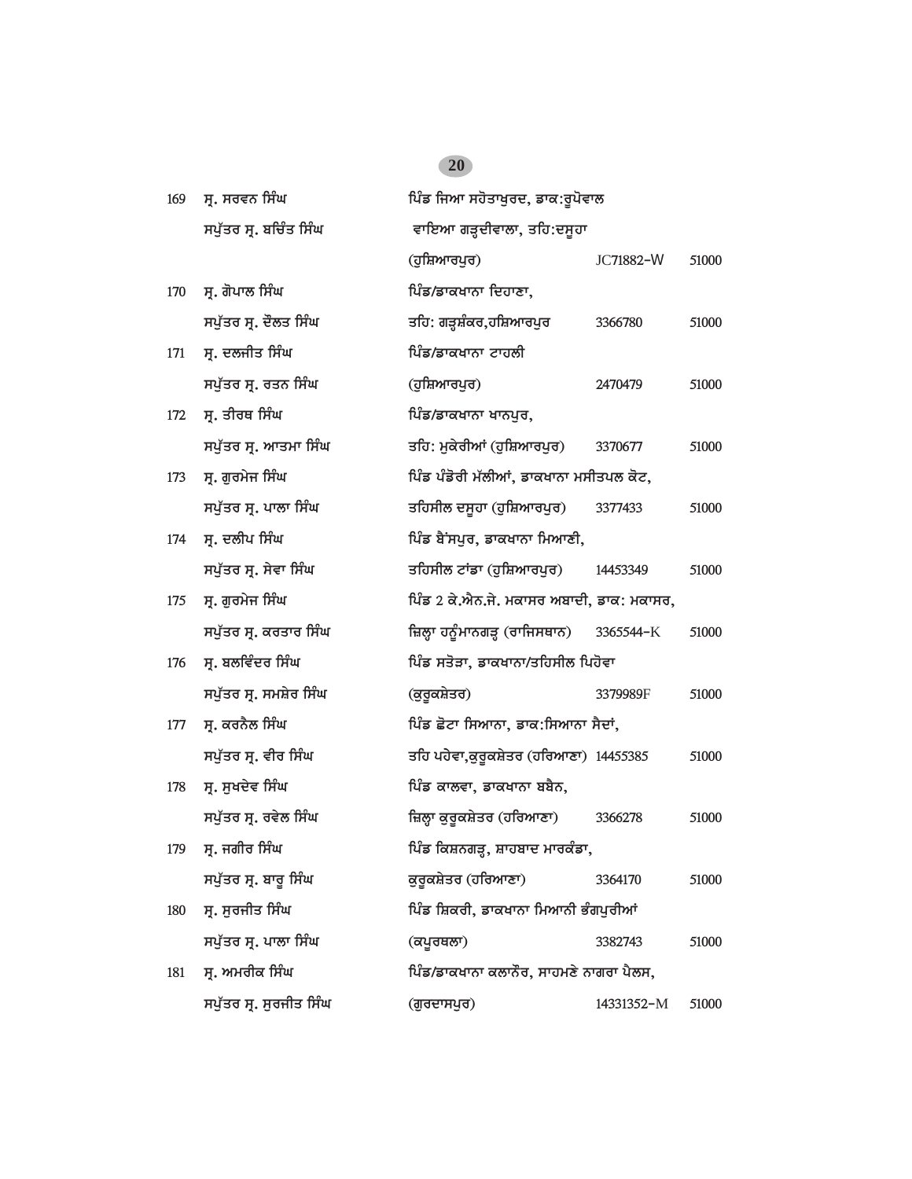| | | | | |
|---|---|---|---|---|
| 169 | ਸ੍ਰ. ਸਰਵਨ ਸਿੰਘ<br>ਸਪੁੱਤਰ ਸ੍ਰ. ਬਚਿੰਤ ਸਿੰਘ | ਪਿੰਡ ਜਿਆ ਸਹੋਤਾਖੁਰਦ, ਡਾਕ:ਰੂਪੋਵਾਲ<br>ਵਾਇਆ ਗੜ੍ਹਦੀਵਾਲਾ, ਤਹਿ:ਦਸੂਹਾ<br>(ਹੁਸ਼ਿਆਰਪੁਰ) | JC71882-W | 51000 |
| 170 | ਸ੍ਰ. ਗੋਪਾਲ ਸਿੰਘ<br>ਸਪੁੱਤਰ ਸ੍ਰ. ਦੌਲਤ ਸਿੰਘ | ਪਿੰਡ/ਡਾਕਖਾਨਾ ਦਿਹਾਣਾ,<br>ਤਹਿ: ਗੜ੍ਹਸ਼ੰਕਰ,ਹਸ਼ਿਆਰਪੁਰ | 3366780 | 51000 |
| 171 | ਸ੍ਰ. ਦਲਜੀਤ ਸਿੰਘ<br>ਸਪੁੱਤਰ ਸ੍ਰ. ਰਤਨ ਸਿੰਘ | ਪਿੰਡ/ਡਾਕਖਾਨਾ ਟਾਹਲੀ<br>(ਹੁਸ਼ਿਆਰਪੁਰ) | 2470479 | 51000 |
| 172 | ਸ੍ਰ. ਤੀਰਥ ਸਿੰਘ<br>ਸਪੁੱਤਰ ਸ੍ਰ. ਆਤਮਾ ਸਿੰਘ | ਪਿੰਡ/ਡਾਕਖਾਨਾ ਖਾਨਪੁਰ,<br>ਤਹਿ: ਮੁਕੇਰੀਆਂ (ਹੁਸ਼ਿਆਰਪੁਰ) | 3370677 | 51000 |
| 173 | ਸ੍ਰ. ਗੁਰਮੇਜ ਸਿੰਘ<br>ਸਪੁੱਤਰ ਸ੍ਰ. ਪਾਲਾ ਸਿੰਘ | ਪਿੰਡ ਪੰਡੋਰੀ ਮੱਲੀਆਂ, ਡਾਕਖਾਨਾ ਮਸੀਤਪਲ ਕੋਟ,<br>ਤਹਿਸੀਲ ਦਸੂਹਾ (ਹੁਸ਼ਿਆਰਪੁਰ) | 3377433 | 51000 |
| 174 | ਸ੍ਰ. ਦਲੀਪ ਸਿੰਘ<br>ਸਪੁੱਤਰ ਸ੍ਰ. ਸੇਵਾ ਸਿੰਘ | ਪਿੰਡ ਬੈਂਸਪੁਰ, ਡਾਕਖਾਨਾ ਮਿਆਣੀ,<br>ਤਹਿਸੀਲ ਟਾਂਡਾ (ਹੁਸ਼ਿਆਰਪੁਰ) | 14453349 | 51000 |
| 175 | ਸ੍ਰ. ਗੁਰਮੇਜ ਸਿੰਘ<br>ਸਪੁੱਤਰ ਸ੍ਰ. ਕਰਤਾਰ ਸਿੰਘ | ਪਿੰਡ 2 ਕੇ.ਐਨ.ਜੇ. ਮਕਾਸਰ ਅਬਾਦੀ, ਡਾਕ: ਮਕਾਸਰ,<br>ਜ਼ਿਲ੍ਹਾ ਹਨੂੰਮਾਨਗੜ੍ਹ (ਰਾਜਿਸਥਾਨ) | 3365544-K | 51000 |
| 176 | ਸ੍ਰ. ਬਲਵਿੰਦਰ ਸਿੰਘ<br>ਸਪੁੱਤਰ ਸ੍ਰ. ਸਮਸ਼ੇਰ ਸਿੰਘ | ਪਿੰਡ ਸਤੋੜਾ, ਡਾਕਖਾਨਾ/ਤਹਿਸੀਲ ਪਿਹੋਵਾ<br>(ਕੁਰੂਕਸ਼ੇਤਰ) | 3379989F | 51000 |
| 177 | ਸ੍ਰ. ਕਰਨੈਲ ਸਿੰਘ<br>ਸਪੁੱਤਰ ਸ੍ਰ. ਵੀਰ ਸਿੰਘ | ਪਿੰਡ ਛੋਟਾ ਸਿਆਨਾ, ਡਾਕ:ਸਿਆਨਾ ਸੈਦਾਂ,<br>ਤਹਿ ਪਹੇਵਾ,ਕੁਰੂਕਸ਼ੇਤਰ (ਹਰਿਆਣਾ) | 14455385 | 51000 |
| 178 | ਸ੍ਰ. ਸੁਖਦੇਵ ਸਿੰਘ<br>ਸਪੁੱਤਰ ਸ੍ਰ. ਰਵੇਲ ਸਿੰਘ | ਪਿੰਡ ਕਾਲਵਾ, ਡਾਕਖਾਨਾ ਬਬੈਨ,<br>ਜ਼ਿਲ੍ਹਾ ਕੁਰੂਕਸ਼ੇਤਰ (ਹਰਿਆਣਾ) | 3366278 | 51000 |
| 179 | ਸ੍ਰ. ਜਗੀਰ ਸਿੰਘ<br>ਸਪੁੱਤਰ ਸ੍ਰ. ਬਾਰੂ ਸਿੰਘ | ਪਿੰਡ ਕਿਸ਼ਨਗੜ੍ਹ, ਸ਼ਾਹਬਾਦ ਮਾਰਕੰਡਾ,<br>ਕੁਰੂਕਸ਼ੇਤਰ (ਹਰਿਆਣਾ) | 3364170 | 51000 |
| 180 | ਸ੍ਰ. ਸੁਰਜੀਤ ਸਿੰਘ<br>ਸਪੁੱਤਰ ਸ੍ਰ. ਪਾਲਾ ਸਿੰਘ | ਪਿੰਡ ਸ਼ਿਕਰੀ, ਡਾਕਖਾਨਾ ਮਿਆਨੀ ਭੰਗਪੁਰੀਆਂ<br>(ਕਪੂਰਥਲਾ) | 3382743 | 51000 |
| 181 | ਸ੍ਰ. ਅਮਰੀਕ ਸਿੰਘ<br>ਸਪੁੱਤਰ ਸ੍ਰ. ਸੁਰਜੀਤ ਸਿੰਘ | ਪਿੰਡ/ਡਾਕਖਾਨਾ ਕਲਾਨੌਰ, ਸਾਹਮਣੇ ਨਾਗਰਾ ਪੈਲਸ,<br>(ਗੁਰਦਾਸਪੁਰ) | 14331352-M | 51000 |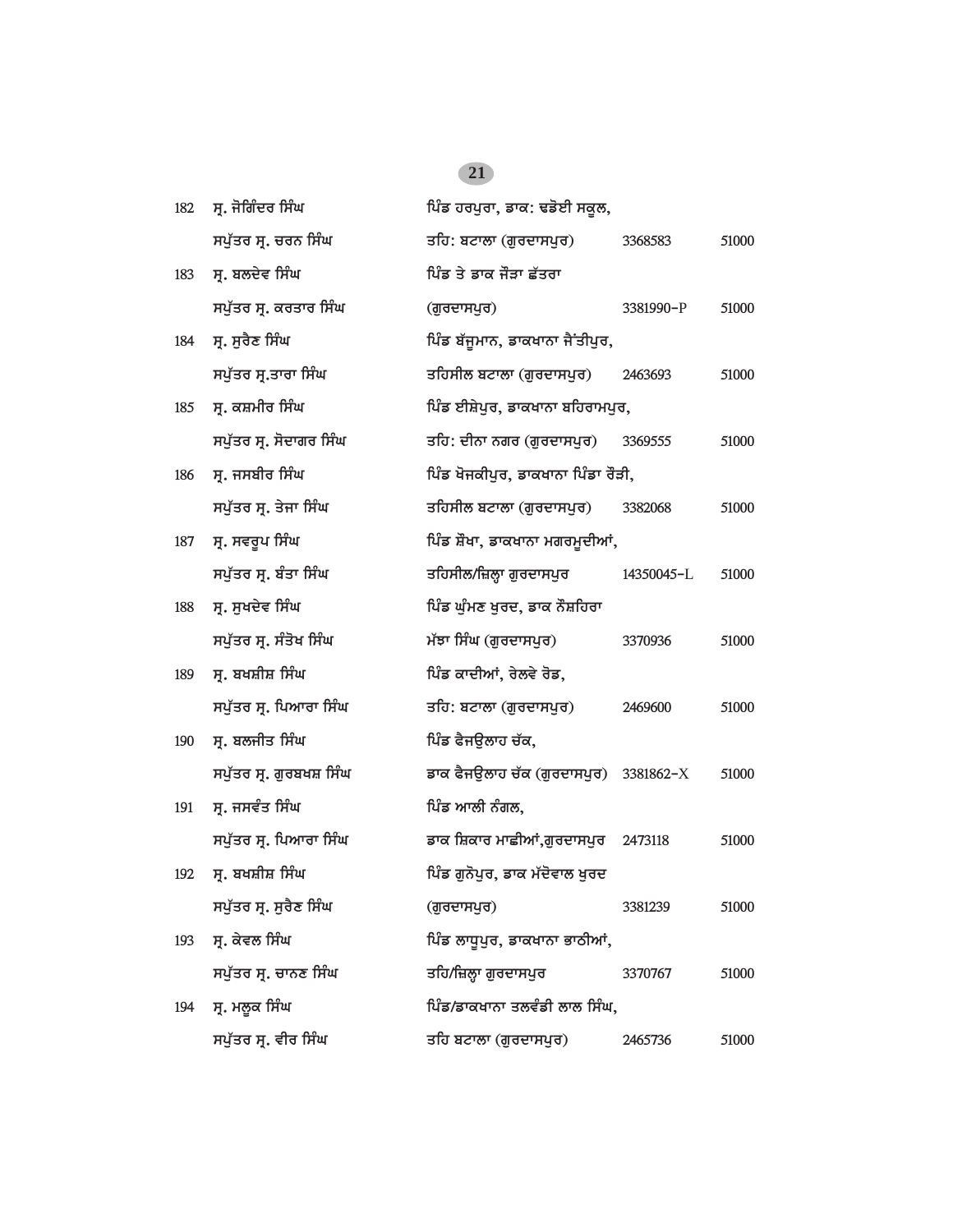| | | | | |
|---|---|---|---|---|
| 182 | ਸ੍ਰ. ਜੋਗਿੰਦਰ ਸਿੰਘ ਸਪੁੱਤਰ ਸ੍ਰ. ਚਰਨ ਸਿੰਘ | ਪਿੰਡ ਹਰਪੁਰਾ, ਡਾਕ: ਢਡੋਈ ਸਕੂਲ, ਤਹਿ: ਬਟਾਲਾ (ਗੁਰਦਾਸਪੁਰ) | 3368583 | 51000 |
| 183 | ਸ੍ਰ. ਬਲਦੇਵ ਸਿੰਘ ਸਪੁੱਤਰ ਸ੍ਰ. ਕਰਤਾਰ ਸਿੰਘ | ਪਿੰਡ ਤੇ ਡਾਕ ਜੌੜਾ ਛੱਤਰਾ (ਗੁਰਦਾਸਪੁਰ) | 3381990-P | 51000 |
| 184 | ਸ੍ਰ. ਸੁਰੈਣ ਸਿੰਘ ਸਪੁੱਤਰ ਸ੍ਰ.ਤਾਰਾ ਸਿੰਘ | ਪਿੰਡ ਬੱਜੂਮਾਨ, ਡਾਕਖਾਨਾ ਜੈਂਤੀਪੁਰ, ਤਹਿਸੀਲ ਬਟਾਲਾ (ਗੁਰਦਾਸਪੁਰ) | 2463693 | 51000 |
| 185 | ਸ੍ਰ. ਕਸ਼ਮੀਰ ਸਿੰਘ ਸਪੁੱਤਰ ਸ੍ਰ. ਸੋਦਾਗਰ ਸਿੰਘ | ਪਿੰਡ ਈਸ਼ੇਪੁਰ, ਡਾਕਖਾਨਾ ਬਹਿਰਾਮਪੁਰ, ਤਹਿ: ਦੀਨਾ ਨਗਰ (ਗੁਰਦਾਸਪੁਰ) | 3369555 | 51000 |
| 186 | ਸ੍ਰ. ਜਸਬੀਰ ਸਿੰਘ ਸਪੁੱਤਰ ਸ੍ਰ. ਤੇਜਾ ਸਿੰਘ | ਪਿੰਡ ਖੋਜਕੀਪੁਰ, ਡਾਕਖਾਨਾ ਪਿੰਡਾ ਰੋੜੀ, ਤਹਿਸੀਲ ਬਟਾਲਾ (ਗੁਰਦਾਸਪੁਰ) | 3382068 | 51000 |
| 187 | ਸ੍ਰ. ਸਵਰੂਪ ਸਿੰਘ ਸਪੁੱਤਰ ਸ੍ਰ. ਬੰਤਾ ਸਿੰਘ | ਪਿੰਡ ਸ਼ੋਖਾ, ਡਾਕਖਾਨਾ ਮਗਰਮੂਦੀਆਂ, ਤਹਿਸੀਲ/ਜ਼ਿਲ੍ਹਾ ਗੁਰਦਾਸਪੁਰ | 14350045-L | 51000 |
| 188 | ਸ੍ਰ. ਸੁਖਦੇਵ ਸਿੰਘ ਸਪੁੱਤਰ ਸ੍ਰ. ਸੰਤੋਖ ਸਿੰਘ | ਪਿੰਡ ਘੁੰਮਣ ਖੁਰਦ, ਡਾਕ ਨੌਸ਼ਹਿਰਾ ਮੱਝਾ ਸਿੰਘ (ਗੁਰਦਾਸਪੁਰ) | 3370936 | 51000 |
| 189 | ਸ੍ਰ. ਬਖਸ਼ੀਸ਼ ਸਿੰਘ ਸਪੁੱਤਰ ਸ੍ਰ. ਪਿਆਰਾ ਸਿੰਘ | ਪਿੰਡ ਕਾਦੀਆਂ, ਰੇਲਵੇ ਰੋਡ, ਤਹਿ: ਬਟਾਲਾ (ਗੁਰਦਾਸਪੁਰ) | 2469600 | 51000 |
| 190 | ਸ੍ਰ. ਬਲਜੀਤ ਸਿੰਘ ਸਪੁੱਤਰ ਸ੍ਰ. ਗੁਰਬਖਸ਼ ਸਿੰਘ | ਪਿੰਡ ਫੈਜਉਲਾਹ ਚੱਕ, ਡਾਕ ਫੈਜਉਲਾਹ ਚੱਕ (ਗੁਰਦਾਸਪੁਰ) | 3381862-X | 51000 |
| 191 | ਸ੍ਰ. ਜਸਵੰਤ ਸਿੰਘ ਸਪੁੱਤਰ ਸ੍ਰ. ਪਿਆਰਾ ਸਿੰਘ | ਪਿੰਡ ਆਲੀ ਨੰਗਲ, ਡਾਕ ਸ਼ਿਕਾਰ ਮਾਛੀਆਂ,ਗੁਰਦਾਸਪੁਰ | 2473118 | 51000 |
| 192 | ਸ੍ਰ. ਬਖਸ਼ੀਸ਼ ਸਿੰਘ ਸਪੁੱਤਰ ਸ੍ਰ. ਸੁਰੈਣ ਸਿੰਘ | ਪਿੰਡ ਗੁਨੋਪੁਰ, ਡਾਕ ਮੱਦੋਵਾਲ ਖੁਰਦ (ਗੁਰਦਾਸਪੁਰ) | 3381239 | 51000 |
| 193 | ਸ੍ਰ. ਕੇਵਲ ਸਿੰਘ ਸਪੁੱਤਰ ਸ੍ਰ. ਚਾਨਣ ਸਿੰਘ | ਪਿੰਡ ਲਾਧੂਪੁਰ, ਡਾਕਖਾਨਾ ਭਾਠੀਆਂ, ਤਹਿ/ਜ਼ਿਲ੍ਹਾ ਗੁਰਦਾਸਪੁਰ | 3370767 | 51000 |
| 194 | ਸ੍ਰ. ਮਲੂਕ ਸਿੰਘ ਸਪੁੱਤਰ ਸ੍ਰ. ਵੀਰ ਸਿੰਘ | ਪਿੰਡ/ਡਾਕਖਾਨਾ ਤਲਵੰਡੀ ਲਾਲ ਸਿੰਘ, ਤਹਿ ਬਟਾਲਾ (ਗੁਰਦਾਸਪੁਰ) | 2465736 | 51000 |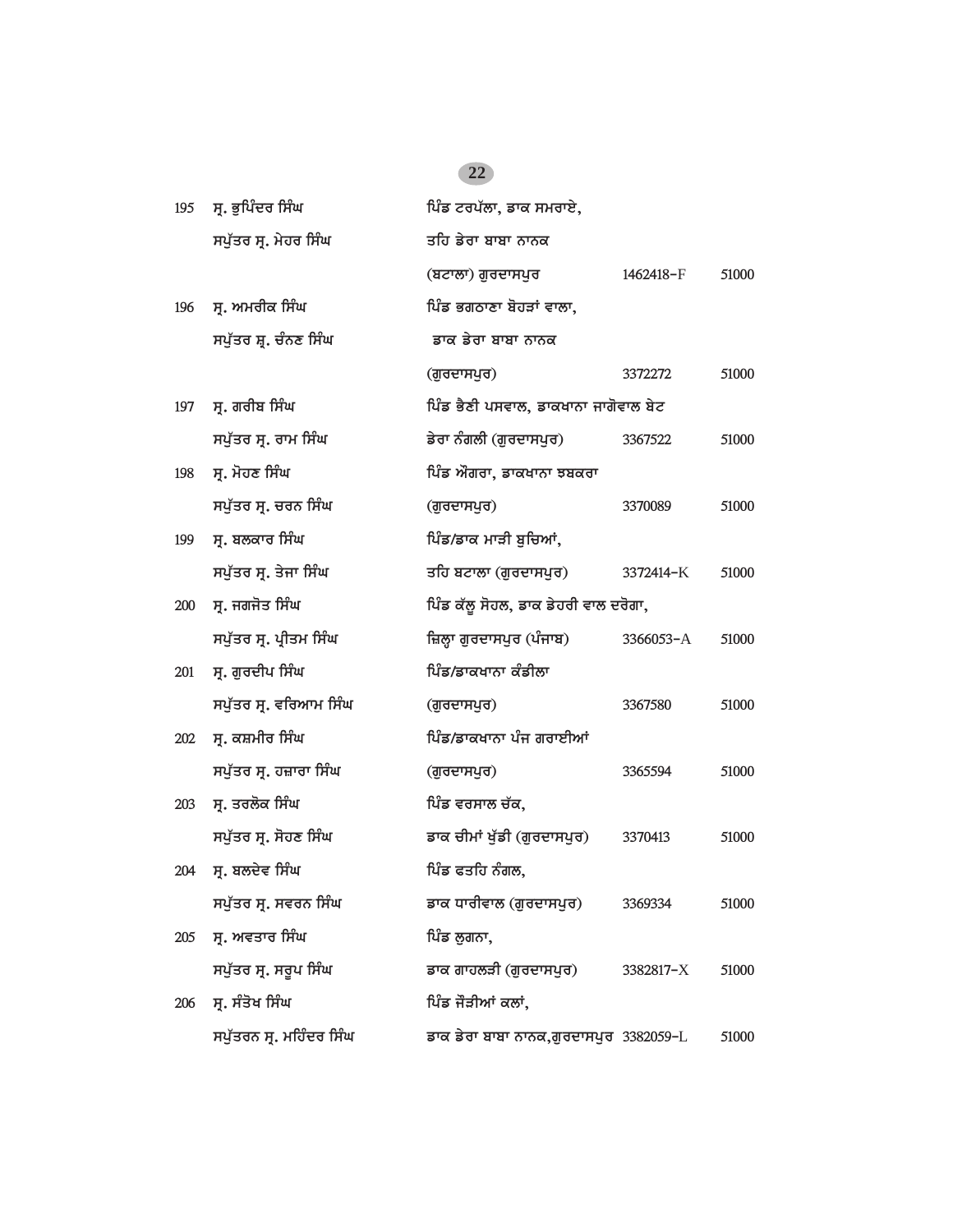| | | | | |
|---|---|---|---|---|
| 195 | ਸ੍ਰ. ਭੁਪਿੰਦਰ ਸਿੰਘ<br>ਸਪੁੱਤਰ ਸ੍ਰ. ਮੇਹਰ ਸਿੰਘ | ਪਿੰਡ ਟਰਪੱਲਾ, ਡਾਕ ਸਮਰਾਏ,<br>ਤਹਿ ਡੇਰਾ ਬਾਬਾ ਨਾਨਕ<br>(ਬਟਾਲਾ) ਗੁਰਦਾਸਪੁਰ | 1462418-F | 51000 |
| 196 | ਸ੍ਰ. ਅਮਰੀਕ ਸਿੰਘ<br>ਸਪੁੱਤਰ ਸ਼੍ਰ. ਚੰਨਣ ਸਿੰਘ | ਪਿੰਡ ਭਗਠਾਣਾ ਬੋਹੜਾਂ ਵਾਲਾ,<br>ਡਾਕ ਡੇਰਾ ਬਾਬਾ ਨਾਨਕ<br>(ਗੁਰਦਾਸਪੁਰ) | 3372272 | 51000 |
| 197 | ਸ੍ਰ. ਗਰੀਬ ਸਿੰਘ<br>ਸਪੁੱਤਰ ਸ੍ਰ. ਰਾਮ ਸਿੰਘ | ਪਿੰਡ ਭੈਣੀ ਪਸਵਾਲ, ਡਾਕਖਾਨਾ ਜਾਗੋਵਾਲ ਬੇਟ<br>ਡੇਰਾ ਨੰਗਲੀ (ਗੁਰਦਾਸਪੁਰ) | 3367522 | 51000 |
| 198 | ਸ੍ਰ. ਮੋਹਣ ਸਿੰਘ<br>ਸਪੁੱਤਰ ਸ੍ਰ. ਚਰਨ ਸਿੰਘ | ਪਿੰਡ ਔਗਰਾ, ਡਾਕਖਾਨਾ ਝਬਕਰਾ<br>(ਗੁਰਦਾਸਪੁਰ) | 3370089 | 51000 |
| 199 | ਸ੍ਰ. ਬਲਕਾਰ ਸਿੰਘ<br>ਸਪੁੱਤਰ ਸ੍ਰ. ਤੇਜਾ ਸਿੰਘ | ਪਿੰਡ/ਡਾਕ ਮਾੜੀ ਬੁਚਿਆਂ,<br>ਤਹਿ ਬਟਾਲਾ (ਗੁਰਦਾਸਪੁਰ) | 3372414-K | 51000 |
| 200 | ਸ੍ਰ. ਜਗਜੋਤ ਸਿੰਘ<br>ਸਪੁੱਤਰ ਸ੍ਰ. ਪ੍ਰੀਤਮ ਸਿੰਘ | ਪਿੰਡ ਕੱਲੂ ਸੋਹਲ, ਡਾਕ ਡੇਹਰੀ ਵਾਲ ਦਰੋਗਾ,<br>ਜ਼ਿਲ੍ਹਾ ਗੁਰਦਾਸਪੁਰ (ਪੰਜਾਬ) | 3366053-A | 51000 |
| 201 | ਸ੍ਰ. ਗੁਰਦੀਪ ਸਿੰਘ<br>ਸਪੁੱਤਰ ਸ੍ਰ. ਵਰਿਆਮ ਸਿੰਘ | ਪਿੰਡ/ਡਾਕਖਾਨਾ ਕੰਡੀਲਾ<br>(ਗੁਰਦਾਸਪੁਰ) | 3367580 | 51000 |
| 202 | ਸ੍ਰ. ਕਸ਼ਮੀਰ ਸਿੰਘ<br>ਸਪੁੱਤਰ ਸ੍ਰ. ਹਜ਼ਾਰਾ ਸਿੰਘ | ਪਿੰਡ/ਡਾਕਖਾਨਾ ਪੰਜ ਗਰਾਈਆਂ<br>(ਗੁਰਦਾਸਪੁਰ) | 3365594 | 51000 |
| 203 | ਸ੍ਰ. ਤਰਲੋਕ ਸਿੰਘ<br>ਸਪੁੱਤਰ ਸ੍ਰ. ਸੋਹਣ ਸਿੰਘ | ਪਿੰਡ ਵਰਸਾਲ ਚੱਕ,<br>ਡਾਕ ਚੀਮਾਂ ਖੁੱਡੀ (ਗੁਰਦਾਸਪੁਰ) | 3370413 | 51000 |
| 204 | ਸ੍ਰ. ਬਲਦੇਵ ਸਿੰਘ<br>ਸਪੁੱਤਰ ਸ੍ਰ. ਸਵਰਨ ਸਿੰਘ | ਪਿੰਡ ਫਤਹਿ ਨੰਗਲ,<br>ਡਾਕ ਧਾਰੀਵਾਲ (ਗੁਰਦਾਸਪੁਰ) | 3369334 | 51000 |
| 205 | ਸ੍ਰ. ਅਵਤਾਰ ਸਿੰਘ<br>ਸਪੁੱਤਰ ਸ੍ਰ. ਸਰੂਪ ਸਿੰਘ | ਪਿੰਡ ਲੁਗਨਾ,<br>ਡਾਕ ਗਾਹਲੜੀ (ਗੁਰਦਾਸਪੁਰ) | 3382817-X | 51000 |
| 206 | ਸ੍ਰ. ਸੰਤੋਖ ਸਿੰਘ<br>ਸਪੁੱਤਰਨ ਸ੍ਰ. ਮਹਿੰਦਰ ਸਿੰਘ | ਪਿੰਡ ਜੌੜੀਆਂ ਕਲਾਂ,<br>ਡਾਕ ਡੇਰਾ ਬਾਬਾ ਨਾਨਕ,ਗੁਰਦਾਸਪੁਰ | 3382059-L | 51000 |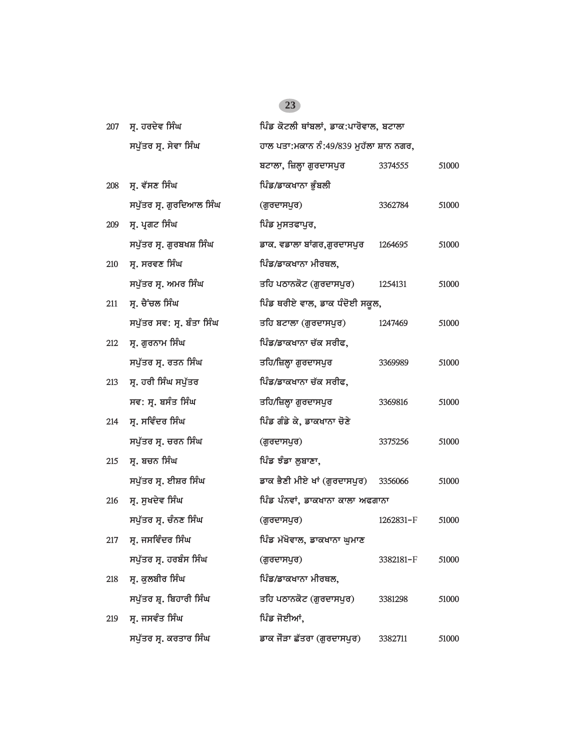| | | | | |
|---|---|---|---|---|
| 207 | ਸ੍ਰ. ਹਰਦੇਵ ਸਿੰਘ<br>ਸਪੁੱਤਰ ਸ੍ਰ. ਸੇਵਾ ਸਿੰਘ | ਪਿੰਡ ਕੋਟਲੀ ਥਾਂਬਲਾਂ, ਡਾਕ:ਪਾਰੋਵਾਲ, ਬਟਾਲਾ<br>ਹਾਲ ਪਤਾ:ਮਕਾਨ ਨੰ:49/839 ਮੁਹੱਲਾ ਸ਼ਾਨ ਨਗਰ,<br>ਬਟਾਲਾ, ਜ਼ਿਲ੍ਹਾ ਗੁਰਦਾਸਪੁਰ | 3374555 | 51000 |
| 208 | ਸ੍ਰ. ਵੱਸਣ ਸਿੰਘ<br>ਸਪੁੱਤਰ ਸ੍ਰ. ਗੁਰਦਿਆਲ ਸਿੰਘ | ਪਿੰਡ/ਡਾਕਖਾਨਾ ਭੁੰਬਲੀ<br>(ਗੁਰਦਾਸਪੁਰ) | 3362784 | 51000 |
| 209 | ਸ੍ਰ. ਪ੍ਰਗਟ ਸਿੰਘ<br>ਸਪੁੱਤਰ ਸ੍ਰ. ਗੁਰਬਖਸ਼ ਸਿੰਘ | ਪਿੰਡ ਮੁਸਤਫਾਪੁਰ,<br>ਡਾਕ. ਵਡਾਲਾ ਬਾਂਗਰ,ਗੁਰਦਾਸਪੁਰ | 1264695 | 51000 |
| 210 | ਸ੍ਰ. ਸਰਵਣ ਸਿੰਘ<br>ਸਪੁੱਤਰ ਸ੍ਰ. ਅਮਰ ਸਿੰਘ | ਪਿੰਡ/ਡਾਕਖਾਨਾ ਮੀਰਥਲ,<br>ਤਹਿ ਪਠਾਨਕੋਟ (ਗੁਰਦਾਸਪੁਰ) | 1254131 | 51000 |
| 211 | ਸ੍ਰ. ਚੈਂਚਲ ਸਿੰਘ<br>ਸਪੁੱਤਰ ਸਵ: ਸ੍ਰ. ਬੰਤਾ ਸਿੰਘ | ਪਿੰਡ ਥਰੀਏ ਵਾਲ, ਡਾਕ ਧੰਦੋਈ ਸਕੂਲ,<br>ਤਹਿ ਬਟਾਲਾ (ਗੁਰਦਾਸਪੁਰ) | 1247469 | 51000 |
| 212 | ਸ੍ਰ. ਗੁਰਨਾਮ ਸਿੰਘ<br>ਸਪੁੱਤਰ ਸ੍ਰ. ਰਤਨ ਸਿੰਘ | ਪਿੰਡ/ਡਾਕਖਾਨਾ ਚੱਕ ਸਰੀਫ,<br>ਤਹਿ/ਜ਼ਿਲ੍ਹਾ ਗੁਰਦਾਸਪੁਰ | 3369989 | 51000 |
| 213 | ਸ੍ਰ. ਹਰੀ ਸਿੰਘ ਸਪੁੱਤਰ<br>ਸਵ: ਸ੍ਰ. ਬਸੰਤ ਸਿੰਘ | ਪਿੰਡ/ਡਾਕਖਾਨਾ ਚੱਕ ਸਰੀਫ,<br>ਤਹਿ/ਜ਼ਿਲ੍ਹਾ ਗੁਰਦਾਸਪੁਰ | 3369816 | 51000 |
| 214 | ਸ੍ਰ. ਸਵਿੰਦਰ ਸਿੰਘ<br>ਸਪੁੱਤਰ ਸ੍ਰ. ਚਰਨ ਸਿੰਘ | ਪਿੰਡ ਗੰਡੇ ਕੇ, ਡਾਕਖਾਨਾ ਚੋਣੇ<br>(ਗੁਰਦਾਸਪੁਰ) | 3375256 | 51000 |
| 215 | ਸ੍ਰ. ਬਚਨ ਸਿੰਘ<br>ਸਪੁੱਤਰ ਸ੍ਰ. ਈਸ਼ਰ ਸਿੰਘ | ਪਿੰਡ ਝੰਡਾ ਲੁਬਾਣਾ,<br>ਡਾਕ ਭੈਣੀ ਮੀਏ ਖਾਂ (ਗੁਰਦਾਸਪੁਰ) | 3356066 | 51000 |
| 216 | ਸ੍ਰ. ਸੁਖਦੇਵ ਸਿੰਘ<br>ਸਪੁੱਤਰ ਸ੍ਰ. ਚੰਨਣ ਸਿੰਘ | ਪਿੰਡ ਪੰਨਵਾਂ, ਡਾਕਖਾਨਾ ਕਾਲਾ ਅਫਗਾਨਾ<br>(ਗੁਰਦਾਸਪੁਰ) | 1262831-F | 51000 |
| 217 | ਸ੍ਰ. ਜਸਵਿੰਦਰ ਸਿੰਘ<br>ਸਪੁੱਤਰ ਸ੍ਰ. ਹਰਬੰਸ ਸਿੰਘ | ਪਿੰਡ ਮੱਖੋਵਾਲ, ਡਾਕਖਾਨਾ ਘੁਮਾਣ<br>(ਗੁਰਦਾਸਪੁਰ) | 3382181-F | 51000 |
| 218 | ਸ੍ਰ. ਕੁਲਬੀਰ ਸਿੰਘ<br>ਸਪੁੱਤਰ ਸ਼੍ਰ. ਬਿਹਾਰੀ ਸਿੰਘ | ਪਿੰਡ/ਡਾਕਖਾਨਾ ਮੀਰਥਲ,<br>ਤਹਿ ਪਠਾਨਕੋਟ (ਗੁਰਦਾਸਪੁਰ) | 3381298 | 51000 |
| 219 | ਸ੍ਰ. ਜਸਵੰਤ ਸਿੰਘ<br>ਸਪੁੱਤਰ ਸ੍ਰ. ਕਰਤਾਰ ਸਿੰਘ | ਪਿੰਡ ਜੋਈਆਂ,<br>ਡਾਕ ਜੌੜਾ ਛੱਤਰਾ (ਗੁਰਦਾਸਪੁਰ) | 3382711 | 51000 |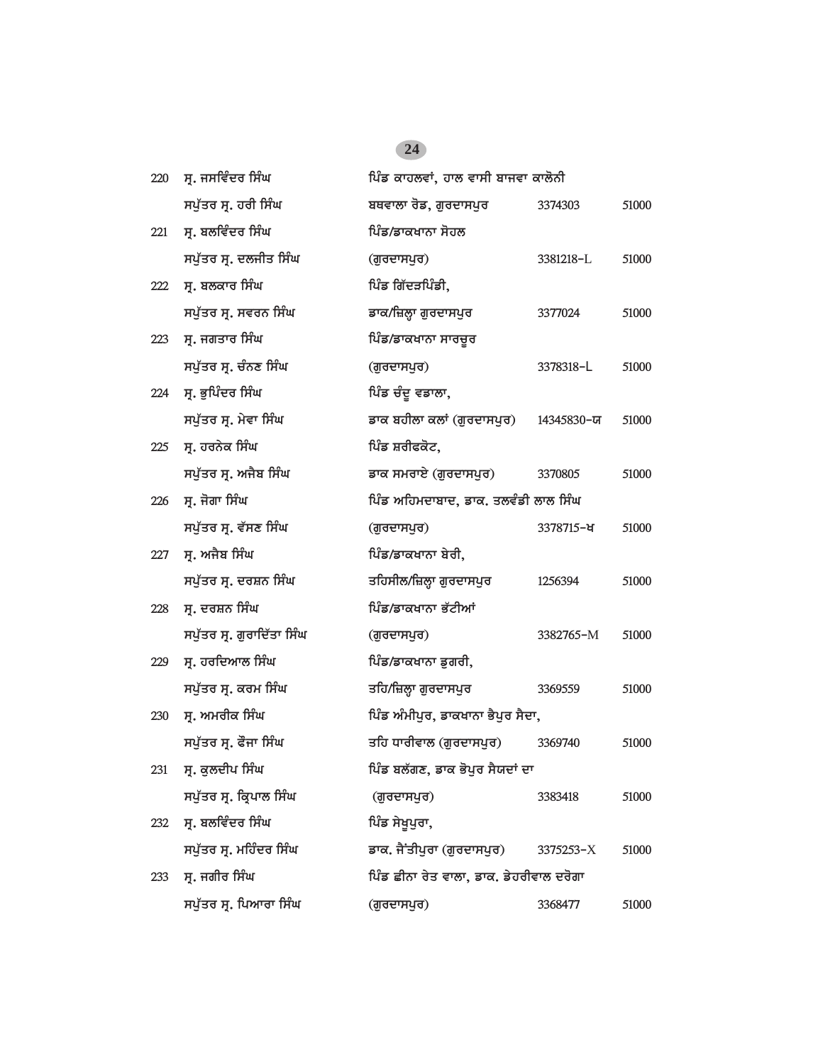| | | | | |
|---|---|---|---|---|
| 220 | ਸ੍ਰ. ਜਸਵਿੰਦਰ ਸਿੰਘ<br>ਸਪੁੱਤਰ ਸ੍ਰ. ਹਰੀ ਸਿੰਘ | ਪਿੰਡ ਕਾਹਲਵਾਂ, ਹਾਲ ਵਾਸੀ ਬਾਜਵਾ ਕਾਲੋਨੀ<br>ਬਥਵਾਲਾ ਰੋਡ, ਗੁਰਦਾਸਪੁਰ | 3374303 | 51000 |
| 221 | ਸ੍ਰ. ਬਲਵਿੰਦਰ ਸਿੰਘ<br>ਸਪੁੱਤਰ ਸ੍ਰ. ਦਲਜੀਤ ਸਿੰਘ | ਪਿੰਡ/ਡਾਕਖਾਨਾ ਸੋਹਲ<br>(ਗੁਰਦਾਸਪੁਰ) | 3381218-L | 51000 |
| 222 | ਸ੍ਰ. ਬਲਕਾਰ ਸਿੰਘ<br>ਸਪੁੱਤਰ ਸ੍ਰ. ਸਵਰਨ ਸਿੰਘ | ਪਿੰਡ ਗਿੱਦੜਪਿੰਡੀ,<br>ਡਾਕ/ਜ਼ਿਲ੍ਹਾ ਗੁਰਦਾਸਪੁਰ | 3377024 | 51000 |
| 223 | ਸ੍ਰ. ਜਗਤਾਰ ਸਿੰਘ<br>ਸਪੁੱਤਰ ਸ੍ਰ. ਚੰਨਣ ਸਿੰਘ | ਪਿੰਡ/ਡਾਕਖਾਨਾ ਸਾਰਚੂਰ<br>(ਗੁਰਦਾਸਪੁਰ) | 3378318-L | 51000 |
| 224 | ਸ੍ਰ. ਭੁਪਿੰਦਰ ਸਿੰਘ<br>ਸਪੁੱਤਰ ਸ੍ਰ. ਮੇਵਾ ਸਿੰਘ | ਪਿੰਡ ਚੰਦੂ ਵਡਾਲਾ,<br>ਡਾਕ ਬਹੀਲਾ ਕਲਾਂ (ਗੁਰਦਾਸਪੁਰ) | 14345830-ਯ | 51000 |
| 225 | ਸ੍ਰ. ਹਰਨੇਕ ਸਿੰਘ<br>ਸਪੁੱਤਰ ਸ੍ਰ. ਅਜੈਬ ਸਿੰਘ | ਪਿੰਡ ਸ਼ਰੀਫਕੋਟ,<br>ਡਾਕ ਸਮਰਾਏ (ਗੁਰਦਾਸਪੁਰ) | 3370805 | 51000 |
| 226 | ਸ੍ਰ. ਜੋਗਾ ਸਿੰਘ<br>ਸਪੁੱਤਰ ਸ੍ਰ. ਵੱਸਣ ਸਿੰਘ | ਪਿੰਡ ਅਹਿਮਦਾਬਾਦ, ਡਾਕ. ਤਲਵੰਡੀ ਲਾਲ ਸਿੰਘ<br>(ਗੁਰਦਾਸਪੁਰ) | 3378715-ਖ | 51000 |
| 227 | ਸ੍ਰ. ਅਜੈਬ ਸਿੰਘ<br>ਸਪੁੱਤਰ ਸ੍ਰ. ਦਰਸ਼ਨ ਸਿੰਘ | ਪਿੰਡ/ਡਾਕਖਾਨਾ ਬੇਰੀ,<br>ਤਹਿਸੀਲ/ਜ਼ਿਲ੍ਹਾ ਗੁਰਦਾਸਪੁਰ | 1256394 | 51000 |
| 228 | ਸ੍ਰ. ਦਰਸ਼ਨ ਸਿੰਘ<br>ਸਪੁੱਤਰ ਸ੍ਰ. ਗੁਰਾਦਿੱਤਾ ਸਿੰਘ | ਪਿੰਡ/ਡਾਕਖਾਨਾ ਭੱਟੀਆਂ<br>(ਗੁਰਦਾਸਪੁਰ) | 3382765-M | 51000 |
| 229 | ਸ੍ਰ. ਹਰਦਿਆਲ ਸਿੰਘ<br>ਸਪੁੱਤਰ ਸ੍ਰ. ਕਰਮ ਸਿੰਘ | ਪਿੰਡ/ਡਾਕਖਾਨਾ ਡੁਗਰੀ,<br>ਤਹਿ/ਜ਼ਿਲ੍ਹਾ ਗੁਰਦਾਸਪੁਰ | 3369559 | 51000 |
| 230 | ਸ੍ਰ. ਅਮਰੀਕ ਸਿੰਘ<br>ਸਪੁੱਤਰ ਸ੍ਰ. ਫੌਜਾ ਸਿੰਘ | ਪਿੰਡ ਅੰਮੀਪੁਰ, ਡਾਕਖਾਨਾ ਭੈਪੁਰ ਸੈਦਾ,<br>ਤਹਿ ਧਾਰੀਵਾਲ (ਗੁਰਦਾਸਪੁਰ) | 3369740 | 51000 |
| 231 | ਸ੍ਰ. ਕੁਲਦੀਪ ਸਿੰਘ<br>ਸਪੁੱਤਰ ਸ੍ਰ. ਕ੍ਰਿਪਾਲ ਸਿੰਘ | ਪਿੰਡ ਬਲੱਗਣ, ਡਾਕ ਭੋਪੁਰ ਸੈਯਦਾਂ ਦਾ<br>(ਗੁਰਦਾਸਪੁਰ) | 3383418 | 51000 |
| 232 | ਸ੍ਰ. ਬਲਵਿੰਦਰ ਸਿੰਘ<br>ਸਪੁੱਤਰ ਸ੍ਰ. ਮਹਿੰਦਰ ਸਿੰਘ | ਪਿੰਡ ਸੇਖੂਪੁਰਾ,<br>ਡਾਕ. ਜੈਂਤੀਪੁਰਾ (ਗੁਰਦਾਸਪੁਰ) | 3375253-X | 51000 |
| 233 | ਸ੍ਰ. ਜਗੀਰ ਸਿੰਘ<br>ਸਪੁੱਤਰ ਸ੍ਰ. ਪਿਆਰਾ ਸਿੰਘ | ਪਿੰਡ ਛੀਨਾ ਰੇਤ ਵਾਲਾ, ਡਾਕ. ਡੇਹਰੀਵਾਲ ਦਰੋਗਾ<br>(ਗੁਰਦਾਸਪੁਰ) | 3368477 | 51000 |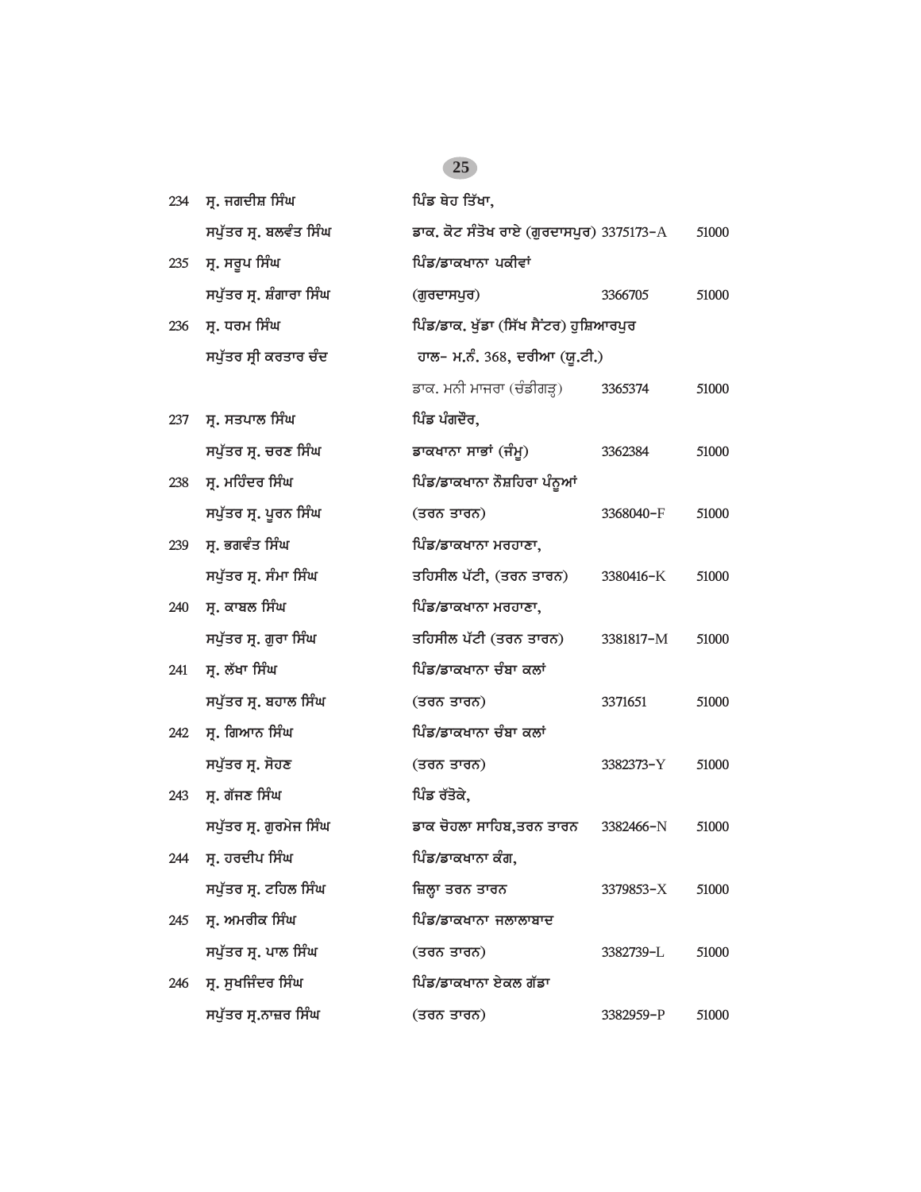| | | | | |
|---|---|---|---|---|
| 234 | ਸ੍ਰ. ਜਗਦੀਸ਼ ਸਿੰਘ<br>ਸਪੁੱਤਰ ਸ੍ਰ. ਬਲਵੰਤ ਸਿੰਘ | ਪਿੰਡ ਥੇਹ ਤਿੱਖਾ,<br>ਡਾਕ. ਕੋਟ ਸੰਤੋਖ ਰਾਏ (ਗੁਰਦਾਸਪੁਰ) | 3375173-A | 51000 |
| 235 | ਸ੍ਰ. ਸਰੂਪ ਸਿੰਘ<br>ਸਪੁੱਤਰ ਸ੍ਰ. ਸ਼ੰਗਾਰਾ ਸਿੰਘ | ਪਿੰਡ/ਡਾਕਖਾਨਾ ਪਕੀਵਾਂ<br>(ਗੁਰਦਾਸਪੁਰ) | 3366705 | 51000 |
| 236 | ਸ੍ਰ. ਧਰਮ ਸਿੰਘ<br>ਸਪੁੱਤਰ ਸ੍ਰੀ ਕਰਤਾਰ ਚੰਦ | ਪਿੰਡ/ਡਾਕ. ਖੁੱਡਾ (ਸਿੱਖ ਸੈਂਟਰ) ਹੁਸ਼ਿਆਰਪੁਰ<br>ਹਾਲ- ਮ.ਨੰ. 368, ਦਰੀਆ (ਯੂ.ਟੀ.)<br>ਡਾਕ. ਮਨੀ ਮਾਜਰਾ (ਚੰਡੀਗੜ੍ਹ) | 3365374 | 51000 |
| 237 | ਸ੍ਰ. ਸਤਪਾਲ ਸਿੰਘ<br>ਸਪੁੱਤਰ ਸ੍ਰ. ਚਰਣ ਸਿੰਘ | ਪਿੰਡ ਪੰਗਦੌਰ,<br>ਡਾਕਖਾਨਾ ਸਾਭਾਂ (ਜੰਮੂ) | 3362384 | 51000 |
| 238 | ਸ੍ਰ. ਮਹਿੰਦਰ ਸਿੰਘ<br>ਸਪੁੱਤਰ ਸ੍ਰ. ਪੂਰਨ ਸਿੰਘ | ਪਿੰਡ/ਡਾਕਖਾਨਾ ਨੌਸ਼ਹਿਰਾ ਪੰਨੂਆਂ<br>(ਤਰਨ ਤਾਰਨ) | 3368040-F | 51000 |
| 239 | ਸ੍ਰ. ਭਗਵੰਤ ਸਿੰਘ<br>ਸਪੁੱਤਰ ਸ੍ਰ. ਸੰਮਾ ਸਿੰਘ | ਪਿੰਡ/ਡਾਕਖਾਨਾ ਮਰਹਾਣਾ,<br>ਤਹਿਸੀਲ ਪੱਟੀ, (ਤਰਨ ਤਾਰਨ) | 3380416-K | 51000 |
| 240 | ਸ੍ਰ. ਕਾਬਲ ਸਿੰਘ<br>ਸਪੁੱਤਰ ਸ੍ਰ. ਗੁਰਾ ਸਿੰਘ | ਪਿੰਡ/ਡਾਕਖਾਨਾ ਮਰਹਾਣਾ,<br>ਤਹਿਸੀਲ ਪੱਟੀ (ਤਰਨ ਤਾਰਨ) | 3381817-M | 51000 |
| 241 | ਸ੍ਰ. ਲੱਖਾ ਸਿੰਘ<br>ਸਪੁੱਤਰ ਸ੍ਰ. ਬਹਾਲ ਸਿੰਘ | ਪਿੰਡ/ਡਾਕਖਾਨਾ ਚੰਬਾ ਕਲਾਂ<br>(ਤਰਨ ਤਾਰਨ) | 3371651 | 51000 |
| 242 | ਸ੍ਰ. ਗਿਆਨ ਸਿੰਘ<br>ਸਪੁੱਤਰ ਸ੍ਰ. ਸੋਹਣ | ਪਿੰਡ/ਡਾਕਖਾਨਾ ਚੰਬਾ ਕਲਾਂ<br>(ਤਰਨ ਤਾਰਨ) | 3382373-Y | 51000 |
| 243 | ਸ੍ਰ. ਗੱਜਣ ਸਿੰਘ<br>ਸਪੁੱਤਰ ਸ੍ਰ. ਗੁਰਮੇਜ ਸਿੰਘ | ਪਿੰਡ ਰੱਤੋਕੇ,<br>ਡਾਕ ਚੋਹਲਾ ਸਾਹਿਬ,ਤਰਨ ਤਾਰਨ | 3382466-N | 51000 |
| 244 | ਸ੍ਰ. ਹਰਦੀਪ ਸਿੰਘ<br>ਸਪੁੱਤਰ ਸ੍ਰ. ਟਹਿਲ ਸਿੰਘ | ਪਿੰਡ/ਡਾਕਖਾਨਾ ਕੰਗ,<br>ਜ਼ਿਲ੍ਹਾ ਤਰਨ ਤਾਰਨ | 3379853-X | 51000 |
| 245 | ਸ੍ਰ. ਅਮਰੀਕ ਸਿੰਘ<br>ਸਪੁੱਤਰ ਸ੍ਰ. ਪਾਲ ਸਿੰਘ | ਪਿੰਡ/ਡਾਕਖਾਨਾ ਜਲਾਲਾਬਾਦ<br>(ਤਰਨ ਤਾਰਨ) | 3382739-L | 51000 |
| 246 | ਸ੍ਰ. ਸੁਖਜਿੰਦਰ ਸਿੰਘ<br>ਸਪੁੱਤਰ ਸ੍ਰ.ਨਾਜ਼ਰ ਸਿੰਘ | ਪਿੰਡ/ਡਾਕਖਾਨਾ ਏਕਲ ਗੱਡਾ<br>(ਤਰਨ ਤਾਰਨ) | 3382959-P | 51000 |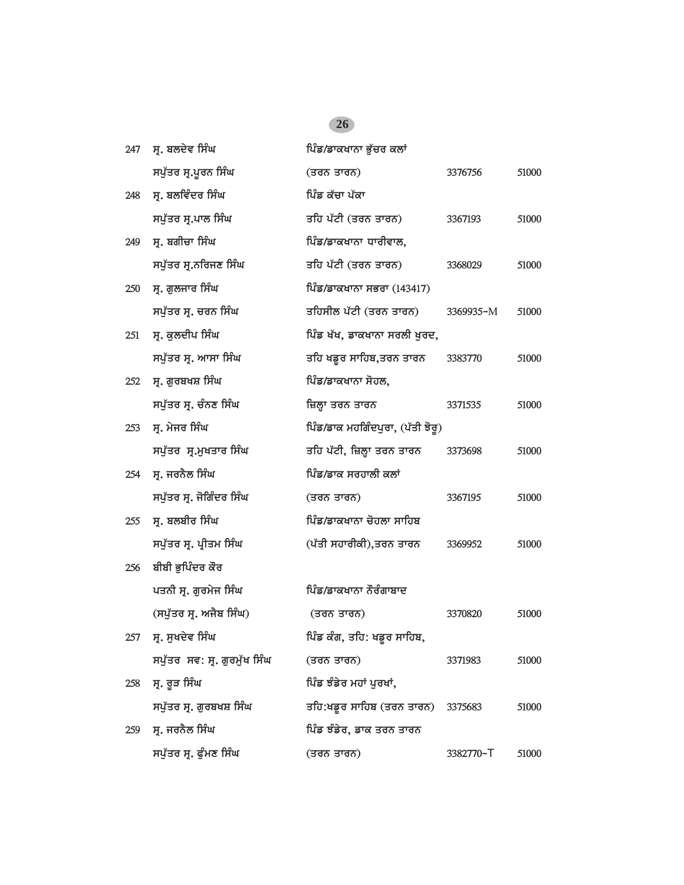| | | | | |
|---|---|---|---|---|
| 247 | ਸ੍ਰ. ਬਲਦੇਵ ਸਿੰਘ<br>ਸਪੁੱਤਰ ਸ੍ਰ.ਪੂਰਨ ਸਿੰਘ | ਪਿੰਡ/ਡਾਕਖਾਨਾ ਭੁੱਚਰ ਕਲਾਂ<br>(ਤਰਨ ਤਾਰਨ) | 3376756 | 51000 |
| 248 | ਸ੍ਰ. ਬਲਵਿੰਦਰ ਸਿੰਘ<br>ਸਪੁੱਤਰ ਸ੍ਰ.ਪਾਲ ਸਿੰਘ | ਪਿੰਡ ਕੱਚਾ ਪੱਕਾ<br>ਤਹਿ ਪੱਟੀ (ਤਰਨ ਤਾਰਨ) | 3367193 | 51000 |
| 249 | ਸ੍ਰ. ਬਗੀਚਾ ਸਿੰਘ<br>ਸਪੁੱਤਰ ਸ੍ਰ.ਨਰਿਜਣ ਸਿੰਘ | ਪਿੰਡ/ਡਾਕਖਾਨਾ ਧਾਰੀਵਾਲ,<br>ਤਹਿ ਪੱਟੀ (ਤਰਨ ਤਾਰਨ) | 3368029 | 51000 |
| 250 | ਸ੍ਰ. ਗੁਲਜਾਰ ਸਿੰਘ<br>ਸਪੁੱਤਰ ਸ੍ਰ. ਚਰਨ ਸਿੰਘ | ਪਿੰਡ/ਡਾਕਖਾਨਾ ਸਭਰਾ (143417)<br>ਤਹਿਸੀਲ ਪੱਟੀ (ਤਰਨ ਤਾਰਨ) | 3369935-M | 51000 |
| 251 | ਸ੍ਰ. ਕੁਲਦੀਪ ਸਿੰਘ<br>ਸਪੁੱਤਰ ਸ੍ਰ. ਆਸਾ ਸਿੰਘ | ਪਿੰਡ ਖੱਖ, ਡਾਕਖਾਨਾ ਸਰਲੀ ਖੁਰਦ,<br>ਤਹਿ ਖਡੂਰ ਸਾਹਿਬ,ਤਰਨ ਤਾਰਨ | 3383770 | 51000 |
| 252 | ਸ੍ਰ. ਗੁਰਬਖਸ਼ ਸਿੰਘ<br>ਸਪੁੱਤਰ ਸ੍ਰ. ਚੰਨਣ ਸਿੰਘ | ਪਿੰਡ/ਡਾਕਖਾਨਾ ਸੋਹਲ,<br>ਜ਼ਿਲ੍ਹਾ ਤਰਨ ਤਾਰਨ | 3371535 | 51000 |
| 253 | ਸ੍ਰ. ਮੇਜਰ ਸਿੰਘ<br>ਸਪੁੱਤਰ ਸ੍ਰ.ਮੁਖਤਾਰ ਸਿੰਘ | ਪਿੰਡ/ਡਾਕ ਮਹਗਿੰਦਪੁਰਾ, (ਪੱਤੀ ਝੋਰੂ)<br>ਤਹਿ ਪੱਟੀ, ਜ਼ਿਲ੍ਹਾ ਤਰਨ ਤਾਰਨ | 3373698 | 51000 |
| 254 | ਸ੍ਰ. ਜਰਨੈਲ ਸਿੰਘ<br>ਸਪੁੱਤਰ ਸ੍ਰ. ਜੋਗਿੰਦਰ ਸਿੰਘ | ਪਿੰਡ/ਡਾਕ ਸਰਹਾਲੀ ਕਲਾਂ<br>(ਤਰਨ ਤਾਰਨ) | 3367195 | 51000 |
| 255 | ਸ੍ਰ. ਬਲਬੀਰ ਸਿੰਘ<br>ਸਪੁੱਤਰ ਸ੍ਰ. ਪ੍ਰੀਤਮ ਸਿੰਘ | ਪਿੰਡ/ਡਾਕਖਾਨਾ ਚੋਹਲਾ ਸਾਹਿਬ<br>(ਪੱਤੀ ਸਹਾਰੀਕੀ),ਤਰਨ ਤਾਰਨ | 3369952 | 51000 |
| 256 | ਬੀਬੀ ਭੁਪਿੰਦਰ ਕੌਰ<br>ਪਤਨੀ ਸ੍ਰ. ਗੁਰਮੇਜ ਸਿੰਘ<br>(ਸਪੁੱਤਰ ਸ੍ਰ. ਅਜੈਬ ਸਿੰਘ) | ਪਿੰਡ/ਡਾਕਖਾਨਾ ਨੌਰੰਗਾਬਾਦ<br>(ਤਰਨ ਤਾਰਨ) | 3370820 | 51000 |
| 257 | ਸ੍ਰ. ਸੁਖਦੇਵ ਸਿੰਘ<br>ਸਪੁੱਤਰ ਸਵ: ਸ੍ਰ. ਗੁਰਮੁੱਖ ਸਿੰਘ | ਪਿੰਡ ਕੰਗ, ਤਹਿ: ਖਡੂਰ ਸਾਹਿਬ,<br>(ਤਰਨ ਤਾਰਨ) | 3371983 | 51000 |
| 258 | ਸ੍ਰ. ਰੂੜ ਸਿੰਘ<br>ਸਪੁੱਤਰ ਸ੍ਰ. ਗੁਰਬਖਸ਼ ਸਿੰਘ | ਪਿੰਡ ਝੰਡੇਰ ਮਹਾਂ ਪੁਰਖਾਂ,<br>ਤਹਿ:ਖਡੂਰ ਸਾਹਿਬ (ਤਰਨ ਤਾਰਨ) | 3375683 | 51000 |
| 259 | ਸ੍ਰ. ਜਰਨੈਲ ਸਿੰਘ<br>ਸਪੁੱਤਰ ਸ੍ਰ. ਫੁੰਮਣ ਸਿੰਘ | ਪਿੰਡ ਝੰਡੇਰ, ਡਾਕ ਤਰਨ ਤਾਰਨ<br>(ਤਰਨ ਤਾਰਨ) | 3382770-T | 51000 |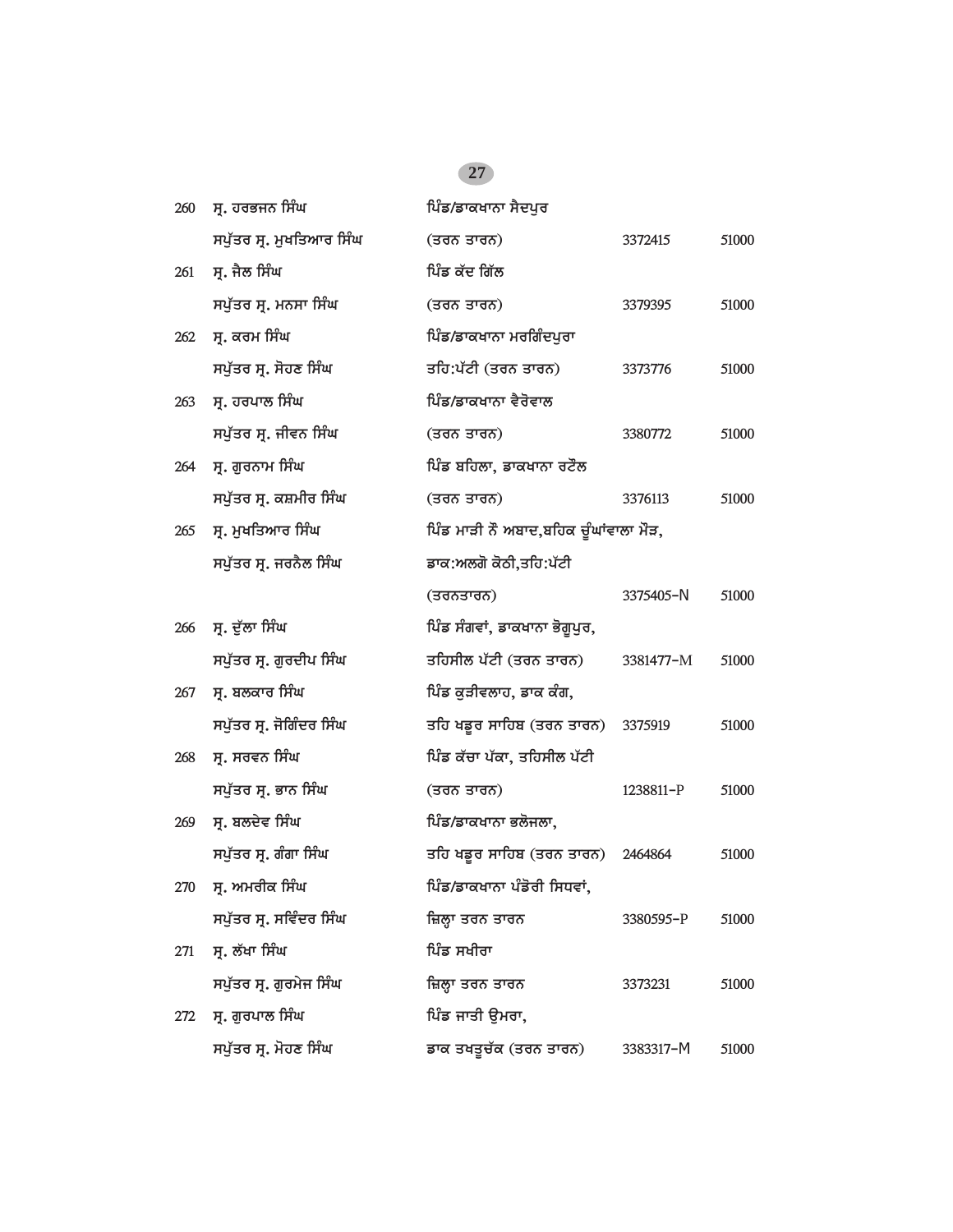| | | | | |
|---|---|---|---|---|
| 260 | ਸ੍ਰ. ਹਰਭਜਨ ਸਿੰਘ ਸਪੁੱਤਰ ਸ੍ਰ. ਮੁਖਤਿਆਰ ਸਿੰਘ | ਪਿੰਡ/ਡਾਕਖਾਨਾ ਸੈਦਪੁਰ (ਤਰਨ ਤਾਰਨ) | 3372415 | 51000 |
| 261 | ਸ੍ਰ. ਜੈਲ ਸਿੰਘ ਸਪੁੱਤਰ ਸ੍ਰ. ਮਨਸਾ ਸਿੰਘ | ਪਿੰਡ ਕੱਦ ਗਿੱਲ (ਤਰਨ ਤਾਰਨ) | 3379395 | 51000 |
| 262 | ਸ੍ਰ. ਕਰਮ ਸਿੰਘ ਸਪੁੱਤਰ ਸ੍ਰ. ਸੋਹਣ ਸਿੰਘ | ਪਿੰਡ/ਡਾਕਖਾਨਾ ਮਰਗਿੰਦਪੁਰਾ ਤਹਿ:ਪੱਟੀ (ਤਰਨ ਤਾਰਨ) | 3373776 | 51000 |
| 263 | ਸ੍ਰ. ਹਰਪਾਲ ਸਿੰਘ ਸਪੁੱਤਰ ਸ੍ਰ. ਜੀਵਨ ਸਿੰਘ | ਪਿੰਡ/ਡਾਕਖਾਨਾ ਵੈਰੋਵਾਲ (ਤਰਨ ਤਾਰਨ) | 3380772 | 51000 |
| 264 | ਸ੍ਰ. ਗੁਰਨਾਮ ਸਿੰਘ ਸਪੁੱਤਰ ਸ੍ਰ. ਕਸ਼ਮੀਰ ਸਿੰਘ | ਪਿੰਡ ਬਹਿਲਾ, ਡਾਕਖਾਨਾ ਰਟੌਲ (ਤਰਨ ਤਾਰਨ) | 3376113 | 51000 |
| 265 | ਸ੍ਰ. ਮੁਖਤਿਆਰ ਸਿੰਘ ਸਪੁੱਤਰ ਸ੍ਰ. ਜਰਨੈਲ ਸਿੰਘ | ਪਿੰਡ ਮਾੜੀ ਨੌ ਅਬਾਦ,ਬਹਿਕ ਚੂੰਘਾਂਵਾਲਾ ਮੋੜ, ਡਾਕ:ਅਲਗੋ ਕੋਠੀ,ਤਹਿ:ਪੱਟੀ (ਤਰਨਤਾਰਨ) | 3375405-N | 51000 |
| 266 | ਸ੍ਰ. ਦੁੱਲਾ ਸਿੰਘ ਸਪੁੱਤਰ ਸ੍ਰ. ਗੁਰਦੀਪ ਸਿੰਘ | ਪਿੰਡ ਸੰਗਵਾਂ, ਡਾਕਖਾਨਾ ਭੋਗੂਪੁਰ, ਤਹਿਸੀਲ ਪੱਟੀ (ਤਰਨ ਤਾਰਨ) | 3381477-M | 51000 |
| 267 | ਸ੍ਰ. ਬਲਕਾਰ ਸਿੰਘ ਸਪੁੱਤਰ ਸ੍ਰ. ਜੋਗਿੰਦਰ ਸਿੰਘ | ਪਿੰਡ ਕੁੜੀਵਲਾਹ, ਡਾਕ ਕੰਗ, ਤਹਿ ਖਡੂਰ ਸਾਹਿਬ (ਤਰਨ ਤਾਰਨ) | 3375919 | 51000 |
| 268 | ਸ੍ਰ. ਸਰਵਨ ਸਿੰਘ ਸਪੁੱਤਰ ਸ੍ਰ. ਭਾਨ ਸਿੰਘ | ਪਿੰਡ ਕੱਚਾ ਪੱਕਾ, ਤਹਿਸੀਲ ਪੱਟੀ (ਤਰਨ ਤਾਰਨ) | 1238811-P | 51000 |
| 269 | ਸ੍ਰ. ਬਲਦੇਵ ਸਿੰਘ ਸਪੁੱਤਰ ਸ੍ਰ. ਗੰਗਾ ਸਿੰਘ | ਪਿੰਡ/ਡਾਕਖਾਨਾ ਭਲੋਜਲਾ, ਤਹਿ ਖਡੂਰ ਸਾਹਿਬ (ਤਰਨ ਤਾਰਨ) | 2464864 | 51000 |
| 270 | ਸ੍ਰ. ਅਮਰੀਕ ਸਿੰਘ ਸਪੁੱਤਰ ਸ੍ਰ. ਸਵਿੰਦਰ ਸਿੰਘ | ਪਿੰਡ/ਡਾਕਖਾਨਾ ਪੰਡੋਰੀ ਸਿਧਵਾਂ, ਜ਼ਿਲ੍ਹਾ ਤਰਨ ਤਾਰਨ | 3380595-P | 51000 |
| 271 | ਸ੍ਰ. ਲੱਖਾ ਸਿੰਘ ਸਪੁੱਤਰ ਸ੍ਰ. ਗੁਰਮੇਜ ਸਿੰਘ | ਪਿੰਡ ਸਖੀਰਾ ਜ਼ਿਲ੍ਹਾ ਤਰਨ ਤਾਰਨ | 3373231 | 51000 |
| 272 | ਸ੍ਰ. ਗੁਰਪਾਲ ਸਿੰਘ ਸਪੁੱਤਰ ਸ੍ਰ. ਮੋਹਣ ਸਿੰਘ | ਪਿੰਡ ਜਾਤੀ ਉਮਰਾ, ਡਾਕ ਤਖਤੂਚੱਕ (ਤਰਨ ਤਾਰਨ) | 3383317-M | 51000 |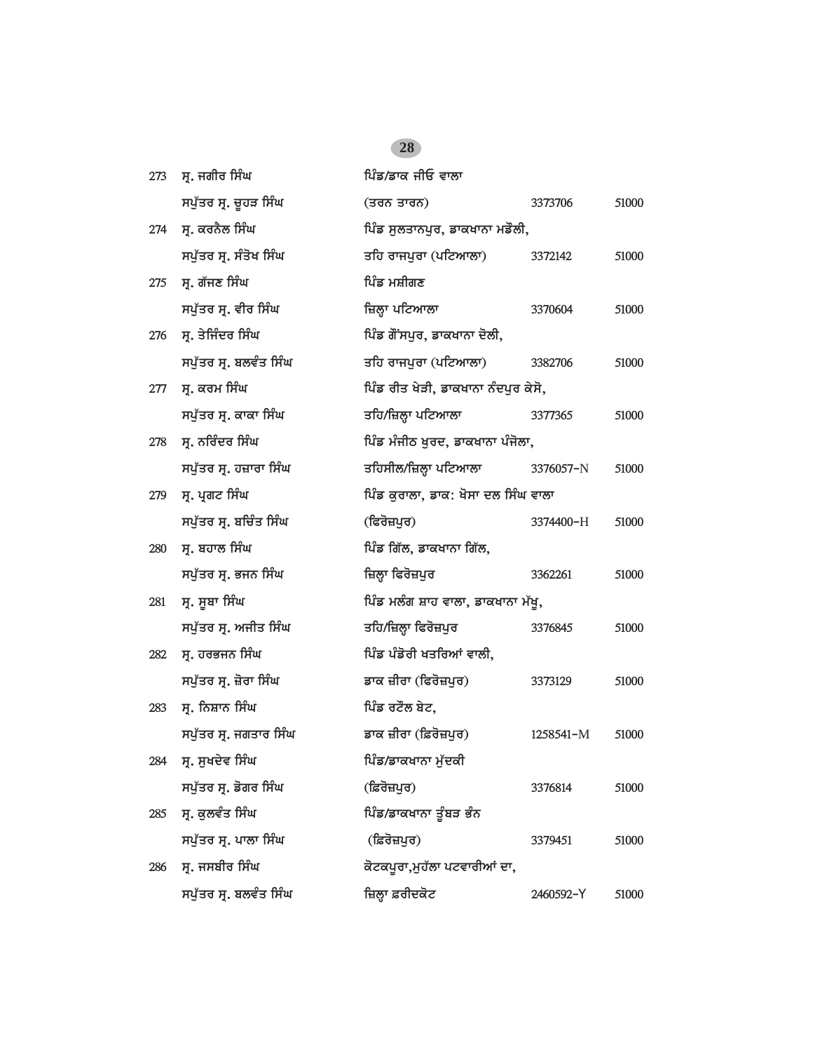| | | | | |
|---|---|---|---|---|
| 273 | ਸ੍ਰ. ਜਗੀਰ ਸਿੰਘ<br>ਸਪੁੱਤਰ ਸ੍ਰ. ਚੂਹੜ ਸਿੰਘ | ਪਿੰਡ/ਡਾਕ ਜੀਓ ਵਾਲਾ<br>(ਤਰਨ ਤਾਰਨ) | 3373706 | 51000 |
| 274 | ਸ੍ਰ. ਕਰਨੈਲ ਸਿੰਘ<br>ਸਪੁੱਤਰ ਸ੍ਰ. ਸੰਤੋਖ ਸਿੰਘ | ਪਿੰਡ ਸੁਲਤਾਨਪੁਰ, ਡਾਕਖਾਨਾ ਮਡੌਲੀ,<br>ਤਹਿ ਰਾਜਪੁਰਾ (ਪਟਿਆਲਾ) | 3372142 | 51000 |
| 275 | ਸ੍ਰ. ਗੱਜਣ ਸਿੰਘ<br>ਸਪੁੱਤਰ ਸ੍ਰ. ਵੀਰ ਸਿੰਘ | ਪਿੰਡ ਮਸ਼ੀਗਣ<br>ਜ਼ਿਲ੍ਹਾ ਪਟਿਆਲਾ | 3370604 | 51000 |
| 276 | ਸ੍ਰ. ਤੇਜਿੰਦਰ ਸਿੰਘ<br>ਸਪੁੱਤਰ ਸ੍ਰ. ਬਲਵੰਤ ਸਿੰਘ | ਪਿੰਡ ਗੌਂਸਪੁਰ, ਡਾਕਖਾਨਾ ਦੋਲੀ,<br>ਤਹਿ ਰਾਜਪੁਰਾ (ਪਟਿਆਲਾ) | 3382706 | 51000 |
| 277 | ਸ੍ਰ. ਕਰਮ ਸਿੰਘ<br>ਸਪੁੱਤਰ ਸ੍ਰ. ਕਾਕਾ ਸਿੰਘ | ਪਿੰਡ ਰੀਤ ਖੇੜੀ, ਡਾਕਖਾਨਾ ਨੰਦਪੁਰ ਕੇਸੋ,<br>ਤਹਿ/ਜ਼ਿਲ੍ਹਾ ਪਟਿਆਲਾ | 3377365 | 51000 |
| 278 | ਸ੍ਰ. ਨਰਿੰਦਰ ਸਿੰਘ<br>ਸਪੁੱਤਰ ਸ੍ਰ. ਹਜ਼ਾਰਾ ਸਿੰਘ | ਪਿੰਡ ਮੰਜੀਠ ਖੁਰਦ, ਡਾਕਖਾਨਾ ਪੰਜੋਲਾ,<br>ਤਹਿਸੀਲ/ਜ਼ਿਲ੍ਹਾ ਪਟਿਆਲਾ | 3376057-N | 51000 |
| 279 | ਸ੍ਰ. ਪ੍ਰਗਟ ਸਿੰਘ<br>ਸਪੁੱਤਰ ਸ੍ਰ. ਬਚਿੰਤ ਸਿੰਘ | ਪਿੰਡ ਕੁਰਾਲਾ, ਡਾਕ: ਖੋਸਾ ਦਲ ਸਿੰਘ ਵਾਲਾ<br>(ਫਿਰੋਜ਼ਪੁਰ) | 3374400-H | 51000 |
| 280 | ਸ੍ਰ. ਬਹਾਲ ਸਿੰਘ<br>ਸਪੁੱਤਰ ਸ੍ਰ. ਭਜਨ ਸਿੰਘ | ਪਿੰਡ ਗਿੱਲ, ਡਾਕਖਾਨਾ ਗਿੱਲ,<br>ਜ਼ਿਲ੍ਹਾ ਫਿਰੋਜ਼ਪੁਰ | 3362261 | 51000 |
| 281 | ਸ੍ਰ. ਸੂਬਾ ਸਿੰਘ<br>ਸਪੁੱਤਰ ਸ੍ਰ. ਅਜੀਤ ਸਿੰਘ | ਪਿੰਡ ਮਲੰਗ ਸ਼ਾਹ ਵਾਲਾ, ਡਾਕਖਾਨਾ ਮੱਖੂ,<br>ਤਹਿ/ਜ਼ਿਲ੍ਹਾ ਫਿਰੋਜ਼ਪੁਰ | 3376845 | 51000 |
| 282 | ਸ੍ਰ. ਹਰਭਜਨ ਸਿੰਘ<br>ਸਪੁੱਤਰ ਸ੍ਰ. ਜ਼ੋਰਾ ਸਿੰਘ | ਪਿੰਡ ਪੰਡੋਰੀ ਖਤਰਿਆਂ ਵਾਲੀ,<br>ਡਾਕ ਜ਼ੀਰਾ (ਫਿਰੋਜ਼ਪੁਰ) | 3373129 | 51000 |
| 283 | ਸ੍ਰ. ਨਿਸ਼ਾਨ ਸਿੰਘ<br>ਸਪੁੱਤਰ ਸ੍ਰ. ਜਗਤਾਰ ਸਿੰਘ | ਪਿੰਡ ਰਟੌਲ ਬੇਟ,<br>ਡਾਕ ਜ਼ੀਰਾ (ਫ਼ਿਰੋਜ਼ਪੁਰ) | 1258541-M | 51000 |
| 284 | ਸ੍ਰ. ਸੁਖਦੇਵ ਸਿੰਘ<br>ਸਪੁੱਤਰ ਸ੍ਰ. ਡੋਗਰ ਸਿੰਘ | ਪਿੰਡ/ਡਾਕਖਾਨਾ ਮੁੱਦਕੀ<br>(ਫ਼ਿਰੋਜ਼ਪੁਰ) | 3376814 | 51000 |
| 285 | ਸ੍ਰ. ਕੁਲਵੰਤ ਸਿੰਘ<br>ਸਪੁੱਤਰ ਸ੍ਰ. ਪਾਲਾ ਸਿੰਘ | ਪਿੰਡ/ਡਾਕਖਾਨਾ ਤੂੰਬੜ ਭੰਨ<br>(ਫ਼ਿਰੋਜ਼ਪੁਰ) | 3379451 | 51000 |
| 286 | ਸ੍ਰ. ਜਸਬੀਰ ਸਿੰਘ<br>ਸਪੁੱਤਰ ਸ੍ਰ. ਬਲਵੰਤ ਸਿੰਘ | ਕੋਟਕਪੂਰਾ,ਮੁਹੱਲਾ ਪਟਵਾਰੀਆਂ ਦਾ,<br>ਜ਼ਿਲ੍ਹਾ ਫ਼ਰੀਦਕੋਟ | 2460592-Y | 51000 |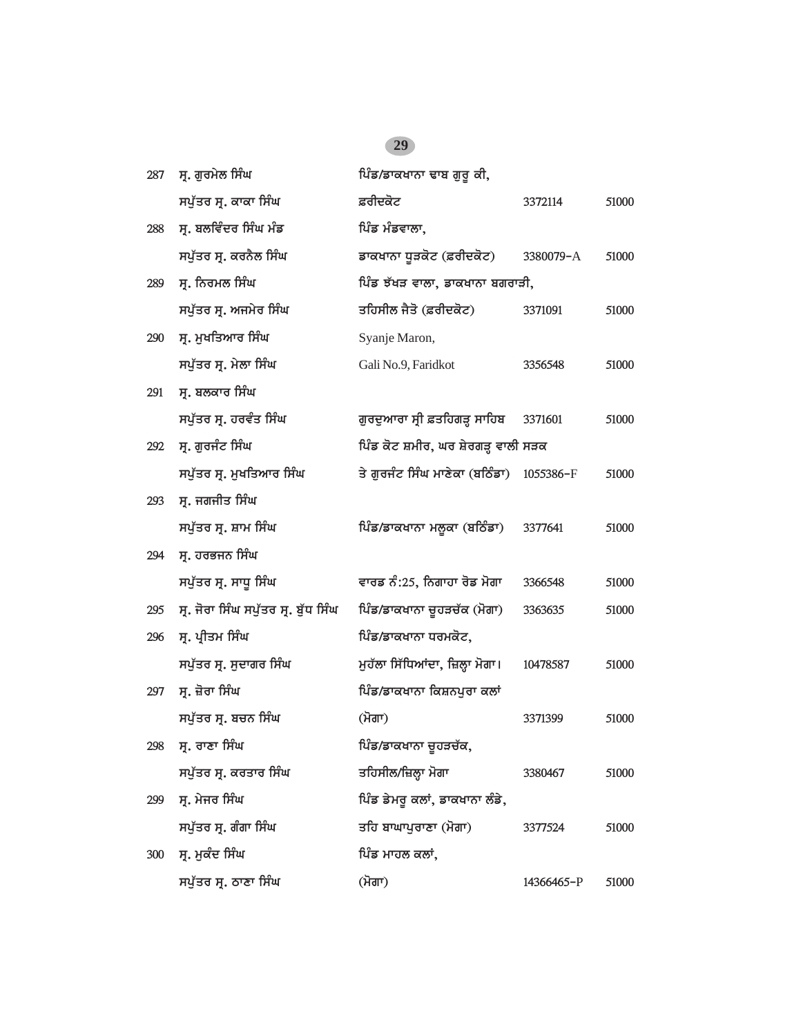| | | | | |
|---|---|---|---|---|
| 287 | ਸ੍ਰ. ਗੁਰਮੇਲ ਸਿੰਘ<br>ਸਪੁੱਤਰ ਸ੍ਰ. ਕਾਕਾ ਸਿੰਘ | ਪਿੰਡ/ਡਾਕਖਾਨਾ ਢਾਬ ਗੁਰੂ ਕੀ,<br>ਫ਼ਰੀਦਕੋਟ | 3372114 | 51000 |
| 288 | ਸ੍ਰ. ਬਲਵਿੰਦਰ ਸਿੰਘ ਮੰਡ<br>ਸਪੁੱਤਰ ਸ੍ਰ. ਕਰਨੈਲ ਸਿੰਘ | ਪਿੰਡ ਮੰਡਵਾਲਾ,<br>ਡਾਕਖਾਨਾ ਧੂੜਕੋਟ (ਫ਼ਰੀਦਕੋਟ) | 3380079-A | 51000 |
| 289 | ਸ੍ਰ. ਨਿਰਮਲ ਸਿੰਘ<br>ਸਪੁੱਤਰ ਸ੍ਰ. ਅਜਮੇਰ ਸਿੰਘ | ਪਿੰਡ ਝੱਖੜ ਵਾਲਾ, ਡਾਕਖਾਨਾ ਬਗਰਾੜੀ,<br>ਤਹਿਸੀਲ ਜੈਤੋ (ਫ਼ਰੀਦਕੋਟ) | 3371091 | 51000 |
| 290 | ਸ੍ਰ. ਮੁਖਤਿਆਰ ਸਿੰਘ<br>ਸਪੁੱਤਰ ਸ੍ਰ. ਮੇਲਾ ਸਿੰਘ | Syanje Maron,<br>Gali No.9, Faridkot | 3356548 | 51000 |
| 291 | ਸ੍ਰ. ਬਲਕਾਰ ਸਿੰਘ<br>ਸਪੁੱਤਰ ਸ੍ਰ. ਹਰਵੰਤ ਸਿੰਘ | ਗੁਰਦੁਆਰਾ ਸ੍ਰੀ ਫ਼ਤਹਿਗੜ੍ਹ ਸਾਹਿਬ | 3371601 | 51000 |
| 292 | ਸ੍ਰ. ਗੁਰਜੰਟ ਸਿੰਘ<br>ਸਪੁੱਤਰ ਸ੍ਰ. ਮੁਖਤਿਆਰ ਸਿੰਘ | ਪਿੰਡ ਕੋਟ ਸ਼ਮੀਰ, ਘਰ ਸ਼ੇਰਗੜ੍ਹ ਵਾਲੀ ਸੜਕ<br>ਤੇ ਗੁਰਜੰਟ ਸਿੰਘ ਮਾਣੇਕਾ (ਬਠਿੰਡਾ) | 1055386-F | 51000 |
| 293 | ਸ੍ਰ. ਜਗਜੀਤ ਸਿੰਘ<br>ਸਪੁੱਤਰ ਸ੍ਰ. ਸ਼ਾਮ ਸਿੰਘ | ਪਿੰਡ/ਡਾਕਖਾਨਾ ਮਲੂਕਾ (ਬਠਿੰਡਾ) | 3377641 | 51000 |
| 294 | ਸ੍ਰ. ਹਰਭਜਨ ਸਿੰਘ<br>ਸਪੁੱਤਰ ਸ੍ਰ. ਸਾਧੂ ਸਿੰਘ | ਵਾਰਡ ਨੰ:25, ਨਿਗਾਹਾ ਰੋਡ ਮੋਗਾ | 3366548 | 51000 |
| 295 | ਸ੍ਰ. ਜੋਰਾ ਸਿੰਘ ਸਪੁੱਤਰ ਸ੍ਰ. ਬੁੱਧ ਸਿੰਘ | ਪਿੰਡ/ਡਾਕਖਾਨਾ ਚੂਹੜਚੱਕ (ਮੋਗਾ) | 3363635 | 51000 |
| 296 | ਸ੍ਰ. ਪ੍ਰੀਤਮ ਸਿੰਘ<br>ਸਪੁੱਤਰ ਸ੍ਰ. ਸੁਦਾਗਰ ਸਿੰਘ | ਪਿੰਡ/ਡਾਕਖਾਨਾ ਧਰਮਕੋਟ,<br>ਮੁਹੱਲਾ ਸਿੱਧਿਆਂਦਾ, ਜ਼ਿਲ੍ਹਾ ਮੋਗਾ। | 10478587 | 51000 |
| 297 | ਸ੍ਰ. ਜ਼ੋਰਾ ਸਿੰਘ<br>ਸਪੁੱਤਰ ਸ੍ਰ. ਬਚਨ ਸਿੰਘ | ਪਿੰਡ/ਡਾਕਖਾਨਾ ਕਿਸ਼ਨਪੁਰਾ ਕਲਾਂ<br>(ਮੋਗਾ) | 3371399 | 51000 |
| 298 | ਸ੍ਰ. ਰਾਣਾ ਸਿੰਘ<br>ਸਪੁੱਤਰ ਸ੍ਰ. ਕਰਤਾਰ ਸਿੰਘ | ਪਿੰਡ/ਡਾਕਖਾਨਾ ਚੂਹੜਚੱਕ,<br>ਤਹਿਸੀਲ/ਜ਼ਿਲ੍ਹਾ ਮੋਗਾ | 3380467 | 51000 |
| 299 | ਸ੍ਰ. ਮੇਜਰ ਸਿੰਘ<br>ਸਪੁੱਤਰ ਸ੍ਰ. ਗੰਗਾ ਸਿੰਘ | ਪਿੰਡ ਡੇਮਰੂ ਕਲਾਂ, ਡਾਕਖਾਨਾ ਲੰਡੇ,<br>ਤਹਿ ਬਾਘਾਪੁਰਾਣਾ (ਮੋਗਾ) | 3377524 | 51000 |
| 300 | ਸ੍ਰ. ਮੁਕੰਦ ਸਿੰਘ<br>ਸਪੁੱਤਰ ਸ੍ਰ. ਠਾਣਾ ਸਿੰਘ | ਪਿੰਡ ਮਾਹਲ ਕਲਾਂ,<br>(ਮੋਗਾ) | 14366465-P | 51000 |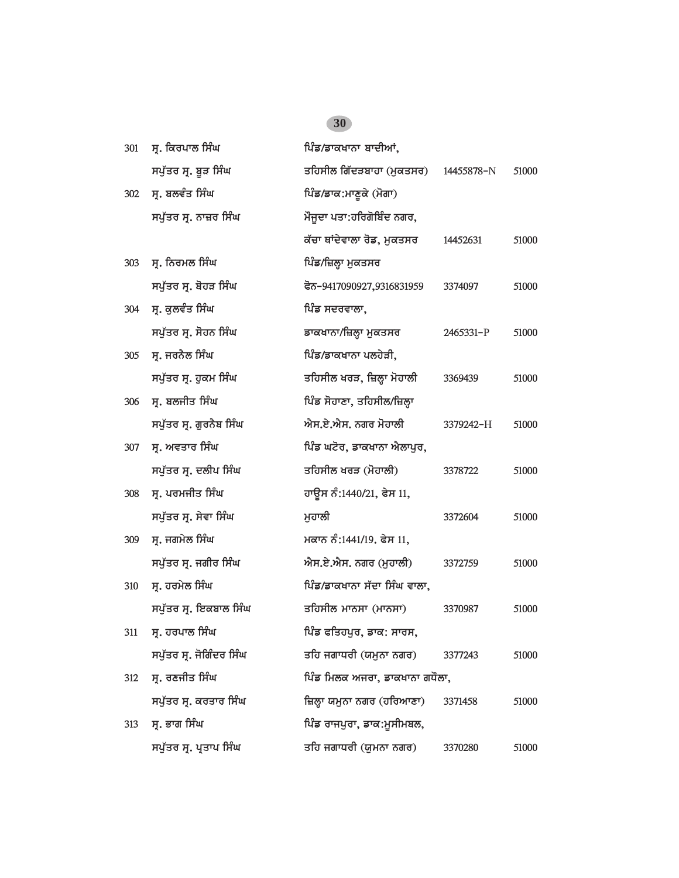| | | | | |
|---|---|---|---|---|
| 301 | ਸ੍. ਕਿਰਪਾਲ ਸਿੰਘ<br>ਸਪੁੱਤਰ ਸ੍. ਬੂੜ ਸਿੰਘ | ਪਿੰਡ/ਡਾਕਖਾਨਾ ਬਾਦੀਆਂ,<br>ਤਹਿਸੀਲ ਗਿੱਦੜਬਾਹਾ (ਮੁਕਤਸਰ) | 14455878-N | 51000 |
| 302 | ਸ੍. ਬਲਵੰਤ ਸਿੰਘ<br>ਸਪੁੱਤਰ ਸ੍. ਨਾਜ਼ਰ ਸਿੰਘ | ਪਿੰਡ/ਡਾਕ:ਮਾਣੂਕੇ (ਮੋਗਾ)<br>ਮੌਜੂਦਾ ਪਤਾ:ਹਰਿਗੋਬਿੰਦ ਨਗਰ,<br>ਕੱਚਾ ਥਾਂਦੇਵਾਲਾ ਰੋਡ, ਮੁਕਤਸਰ | 14452631 | 51000 |
| 303 | ਸ੍. ਨਿਰਮਲ ਸਿੰਘ<br>ਸਪੁੱਤਰ ਸ੍. ਬੋਹੜ ਸਿੰਘ | ਪਿੰਡ/ਜ਼ਿਲ੍ਹਾ ਮੁਕਤਸਰ<br>ਫੋਨ-9417090927,9316831959 | 3374097 | 51000 |
| 304 | ਸ੍. ਕੁਲਵੰਤ ਸਿੰਘ<br>ਸਪੁੱਤਰ ਸ੍. ਸੋਹਨ ਸਿੰਘ | ਪਿੰਡ ਸਦਰਵਾਲਾ,<br>ਡਾਕਖਾਨਾ/ਜ਼ਿਲ੍ਹਾ ਮੁਕਤਸਰ | 2465331-P | 51000 |
| 305 | ਸ੍. ਜਰਨੈਲ ਸਿੰਘ<br>ਸਪੁੱਤਰ ਸ੍. ਹੁਕਮ ਸਿੰਘ | ਪਿੰਡ/ਡਾਕਖਾਨਾ ਪਲਹੇੜੀ,<br>ਤਹਿਸੀਲ ਖਰੜ, ਜ਼ਿਲ੍ਹਾ ਮੋਹਾਲੀ | 3369439 | 51000 |
| 306 | ਸ੍. ਬਲਜੀਤ ਸਿੰਘ<br>ਸਪੁੱਤਰ ਸ੍. ਗੁਰਨੈਬ ਸਿੰਘ | ਪਿੰਡ ਸੋਹਾਣਾ, ਤਹਿਸੀਲ/ਜ਼ਿਲ੍ਹਾ<br>ਐਸ.ਏ.ਐਸ. ਨਗਰ ਮੋਹਾਲੀ | 3379242-H | 51000 |
| 307 | ਸ੍. ਅਵਤਾਰ ਸਿੰਘ<br>ਸਪੁੱਤਰ ਸ੍. ਦਲੀਪ ਸਿੰਘ | ਪਿੰਡ ਘਟੋਰ, ਡਾਕਖਾਨਾ ਐਲਾਪੁਰ,<br>ਤਹਿਸੀਲ ਖਰੜ (ਮੋਹਾਲੀ) | 3378722 | 51000 |
| 308 | ਸ੍. ਪਰਮਜੀਤ ਸਿੰਘ<br>ਸਪੁੱਤਰ ਸ੍. ਸੇਵਾ ਸਿੰਘ | ਹਾਊਸ ਨੰ:1440/21, ਫੇਸ 11,<br>ਮੁਹਾਲੀ | 3372604 | 51000 |
| 309 | ਸ੍. ਜਗਮੇਲ ਸਿੰਘ<br>ਸਪੁੱਤਰ ਸ੍. ਜਗੀਰ ਸਿੰਘ | ਮਕਾਨ ਨੰ:1441/19. ਫੇਸ 11,<br>ਐਸ.ਏ.ਐਸ. ਨਗਰ (ਮੁਹਾਲੀ) | 3372759 | 51000 |
| 310 | ਸ੍. ਹਰਮੇਲ ਸਿੰਘ<br>ਸਪੁੱਤਰ ਸ੍. ਇਕਬਾਲ ਸਿੰਘ | ਪਿੰਡ/ਡਾਕਖਾਨਾ ਸੱਦਾ ਸਿੰਘ ਵਾਲਾ,<br>ਤਹਿਸੀਲ ਮਾਨਸਾ (ਮਾਨਸਾ) | 3370987 | 51000 |
| 311 | ਸ੍. ਹਰਪਾਲ ਸਿੰਘ<br>ਸਪੁੱਤਰ ਸ੍. ਜੋਗਿੰਦਰ ਸਿੰਘ | ਪਿੰਡ ਫਤਿਹਪੁਰ, ਡਾਕ: ਸਾਰਸ,<br>ਤਹਿ ਜਗਾਧਰੀ (ਯਮੁਨਾ ਨਗਰ) | 3377243 | 51000 |
| 312 | ਸ੍. ਰਣਜੀਤ ਸਿੰਘ<br>ਸਪੁੱਤਰ ਸ੍. ਕਰਤਾਰ ਸਿੰਘ | ਪਿੰਡ ਮਿਲਕ ਅਜਰਾ, ਡਾਕਖਾਨਾ ਗਧੌਲਾ,<br>ਜ਼ਿਲ੍ਹਾ ਯਮੁਨਾ ਨਗਰ (ਹਰਿਆਣਾ) | 3371458 | 51000 |
| 313 | ਸ੍. ਭਾਗ ਸਿੰਘ<br>ਸਪੁੱਤਰ ਸ੍. ਪ੍ਰਤਾਪ ਸਿੰਘ | ਪਿੰਡ ਰਾਜਪੁਰਾ, ਡਾਕ:ਮੂਸੀਮਬਲ,<br>ਤਹਿ ਜਗਾਧਰੀ (ਯੁਮਨਾ ਨਗਰ) | 3370280 | 51000 |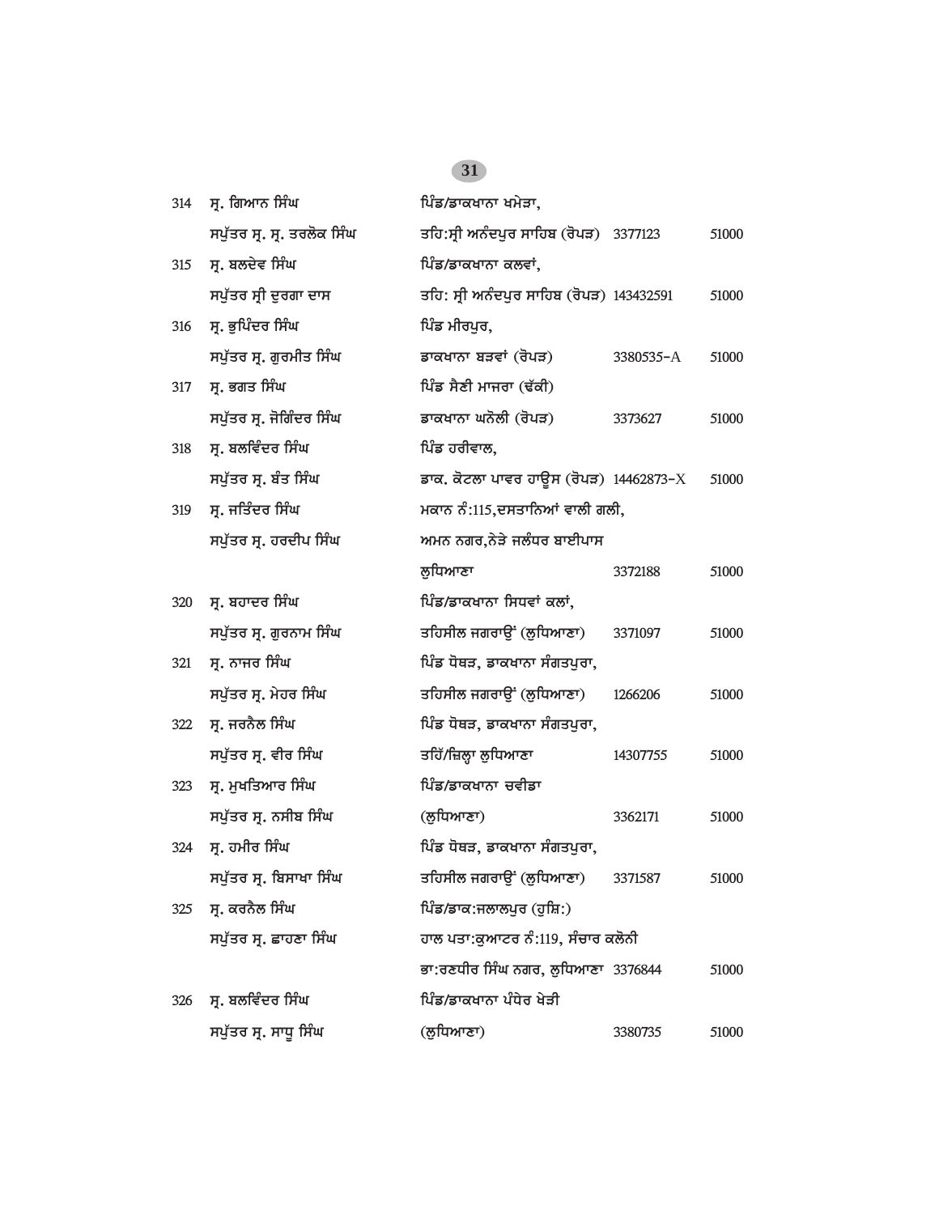| | | | | |
|---|---|---|---|---|
| 314 | ਸ੍ਰ. ਗਿਆਨ ਸਿੰਘ<br>ਸਪੁੱਤਰ ਸ੍ਰ. ਸ੍ਰ. ਤਰਲੋਕ ਸਿੰਘ | ਪਿੰਡ/ਡਾਕਖਾਨਾ ਖਮੇੜਾ,<br>ਤਹਿ:ਸ੍ਰੀ ਅਨੰਦਪੁਰ ਸਾਹਿਬ (ਰੋਪੜ) | 3377123 | 51000 |
| 315 | ਸ੍ਰ. ਬਲਦੇਵ ਸਿੰਘ<br>ਸਪੁੱਤਰ ਸ੍ਰੀ ਦੁਰਗਾ ਦਾਸ | ਪਿੰਡ/ਡਾਕਖਾਨਾ ਕਲਵਾਂ,<br>ਤਹਿ: ਸ੍ਰੀ ਅਨੰਦਪੁਰ ਸਾਹਿਬ (ਰੋਪੜ) | 143432591 | 51000 |
| 316 | ਸ੍ਰ. ਭੁਪਿੰਦਰ ਸਿੰਘ<br>ਸਪੁੱਤਰ ਸ੍ਰ. ਗੁਰਮੀਤ ਸਿੰਘ | ਪਿੰਡ ਮੀਰਪੁਰ,<br>ਡਾਕਖਾਨਾ ਬੜਵਾਂ (ਰੋਪੜ) | 3380535-A | 51000 |
| 317 | ਸ੍ਰ. ਭਗਤ ਸਿੰਘ<br>ਸਪੁੱਤਰ ਸ੍ਰ. ਜੋਗਿੰਦਰ ਸਿੰਘ | ਪਿੰਡ ਸੈਣੀ ਮਾਜਰਾ (ਢੱਕੀ)<br>ਡਾਕਖਾਨਾ ਘਨੋਲੀ (ਰੋਪੜ) | 3373627 | 51000 |
| 318 | ਸ੍ਰ. ਬਲਵਿੰਦਰ ਸਿੰਘ<br>ਸਪੁੱਤਰ ਸ੍ਰ. ਬੰਤ ਸਿੰਘ | ਪਿੰਡ ਹਰੀਵਾਲ,<br>ਡਾਕ. ਕੋਟਲਾ ਪਾਵਰ ਹਾਊਸ (ਰੋਪੜ) | 14462873-X | 51000 |
| 319 | ਸ੍ਰ. ਜਤਿੰਦਰ ਸਿੰਘ<br>ਸਪੁੱਤਰ ਸ੍ਰ. ਹਰਦੀਪ ਸਿੰਘ | ਮਕਾਨ ਨੰ:115,ਦਸਤਾਨਿਆਂ ਵਾਲੀ ਗਲੀ,<br>ਅਮਨ ਨਗਰ,ਨੇੜੇ ਜਲੰਧਰ ਬਾਈਪਾਸ<br>ਲੁਧਿਆਣਾ | 3372188 | 51000 |
| 320 | ਸ੍ਰ. ਬਹਾਦਰ ਸਿੰਘ<br>ਸਪੁੱਤਰ ਸ੍ਰ. ਗੁਰਨਾਮ ਸਿੰਘ | ਪਿੰਡ/ਡਾਕਖਾਨਾ ਸਿਧਵਾਂ ਕਲਾਂ,<br>ਤਹਿਸੀਲ ਜਗਰਾਉਂ (ਲੁਧਿਆਣਾ) | 3371097 | 51000 |
| 321 | ਸ੍ਰ. ਨਾਜਰ ਸਿੰਘ<br>ਸਪੁੱਤਰ ਸ੍ਰ. ਮੇਹਰ ਸਿੰਘ | ਪਿੰਡ ਧੋਥੜ, ਡਾਕਖਾਨਾ ਸੰਗਤਪੁਰਾ,<br>ਤਹਿਸੀਲ ਜਗਰਾਉਂ (ਲੁਧਿਆਣਾ) | 1266206 | 51000 |
| 322 | ਸ੍ਰ. ਜਰਨੈਲ ਸਿੰਘ<br>ਸਪੁੱਤਰ ਸ੍ਰ. ਵੀਰ ਸਿੰਘ | ਪਿੰਡ ਧੋਥੜ, ਡਾਕਖਾਨਾ ਸੰਗਤਪੁਰਾ,<br>ਤਹਿੰ/ਜ਼ਿਲ੍ਹਾ ਲੁਧਿਆਣਾ | 14307755 | 51000 |
| 323 | ਸ੍ਰ. ਮੁਖਤਿਆਰ ਸਿੰਘ<br>ਸਪੁੱਤਰ ਸ੍ਰ. ਨਸੀਬ ਸਿੰਘ | ਪਿੰਡ/ਡਾਕਖਾਨਾ ਚਵੀਡਾ<br>(ਲੁਧਿਆਣਾ) | 3362171 | 51000 |
| 324 | ਸ੍ਰ. ਹਮੀਰ ਸਿੰਘ<br>ਸਪੁੱਤਰ ਸ੍ਰ. ਬਿਸਾਖਾ ਸਿੰਘ | ਪਿੰਡ ਧੋਥੜ, ਡਾਕਖਾਨਾ ਸੰਗਤਪੁਰਾ,<br>ਤਹਿਸੀਲ ਜਗਰਾਉਂ (ਲੁਧਿਆਣਾ) | 3371587 | 51000 |
| 325 | ਸ੍ਰ. ਕਰਨੈਲ ਸਿੰਘ<br>ਸਪੁੱਤਰ ਸ੍ਰ. ਛਾਹਣਾ ਸਿੰਘ | ਪਿੰਡ/ਡਾਕ:ਜਲਾਲਪੁਰ (ਹੁਸ਼ਿ:)<br>ਹਾਲ ਪਤਾ:ਕੁਆਟਰ ਨੰ:119, ਸੰਚਾਰ ਕਲੋਨੀ<br>ਭਾ:ਰਣਧੀਰ ਸਿੰਘ ਨਗਰ, ਲੁਧਿਆਣਾ | 3376844 | 51000 |
| 326 | ਸ੍ਰ. ਬਲਵਿੰਦਰ ਸਿੰਘ<br>ਸਪੁੱਤਰ ਸ੍ਰ. ਸਾਧੂ ਸਿੰਘ | ਪਿੰਡ/ਡਾਕਖਾਨਾ ਪੰਧੇਰ ਖੇੜੀ<br>(ਲੁਧਿਆਣਾ) | 3380735 | 51000 |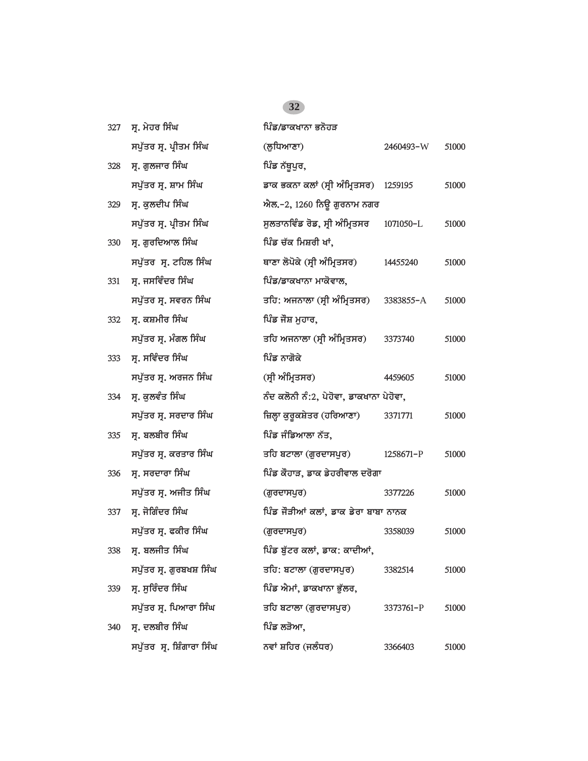| | | | | |
|---|---|---|---|---|
| 327 | ਸ੍ਰ. ਮੇਹਰ ਸਿੰਘ<br>ਸਪੁੱਤਰ ਸ੍ਰ. ਪ੍ਰੀਤਮ ਸਿੰਘ | ਪਿੰਡ/ਡਾਕਖਾਨਾ ਭਨੋਹੜ<br>(ਲੁਧਿਆਣਾ) | 2460493-W | 51000 |
| 328 | ਸ੍ਰ. ਗੁਲਜਾਰ ਸਿੰਘ<br>ਸਪੁੱਤਰ ਸ੍ਰ. ਸ਼ਾਮ ਸਿੰਘ | ਪਿੰਡ ਨੱਥੂਪੁਰ,<br>ਡਾਕ ਭਕਨਾ ਕਲਾਂ (ਸ੍ਰੀ ਅੰਮ੍ਰਿਤਸਰ) | 1259195 | 51000 |
| 329 | ਸ੍ਰ. ਕੁਲਦੀਪ ਸਿੰਘ<br>ਸਪੁੱਤਰ ਸ੍ਰ. ਪ੍ਰੀਤਮ ਸਿੰਘ | ਐਲ.-2, 1260 ਨਿਊ ਗੁਰਨਾਮ ਨਗਰ<br>ਸੁਲਤਾਨਵਿੰਡ ਰੋਡ, ਸ੍ਰੀ ਅੰਮ੍ਰਿਤਸਰ | 1071050-L | 51000 |
| 330 | ਸ੍ਰ. ਗੁਰਦਿਆਲ ਸਿੰਘ<br>ਸਪੁੱਤਰ ਸ੍ਰ. ਟਹਿਲ ਸਿੰਘ | ਪਿੰਡ ਚੱਕ ਮਿਸ਼ਰੀ ਖਾਂ,<br>ਥਾਣਾ ਲੋਪੋਕੇ (ਸ੍ਰੀ ਅੰਮ੍ਰਿਤਸਰ) | 14455240 | 51000 |
| 331 | ਸ੍ਰ. ਜਸਵਿੰਦਰ ਸਿੰਘ<br>ਸਪੁੱਤਰ ਸ੍ਰ. ਸਵਰਨ ਸਿੰਘ | ਪਿੰਡ/ਡਾਕਖਾਨਾ ਮਾਕੋਵਾਲ,<br>ਤਹਿ: ਅਜਨਾਲਾ (ਸ੍ਰੀ ਅੰਮ੍ਰਿਤਸਰ) | 3383855-A | 51000 |
| 332 | ਸ੍ਰ. ਕਸ਼ਮੀਰ ਸਿੰਘ<br>ਸਪੁੱਤਰ ਸ੍ਰ. ਮੰਗਲ ਸਿੰਘ | ਪਿੰਡ ਜੌਸ਼ ਮੁਹਾਰ,<br>ਤਹਿ ਅਜਨਾਲਾ (ਸ੍ਰੀ ਅੰਮ੍ਰਿਤਸਰ) | 3373740 | 51000 |
| 333 | ਸ੍ਰ. ਸਵਿੰਦਰ ਸਿੰਘ<br>ਸਪੁੱਤਰ ਸ੍ਰ. ਅਰਜਨ ਸਿੰਘ | ਪਿੰਡ ਨਾਗੋਕੇ<br>(ਸ੍ਰੀ ਅੰਮ੍ਰਿਤਸਰ) | 4459605 | 51000 |
| 334 | ਸ੍ਰ. ਕੁਲਵੰਤ ਸਿੰਘ<br>ਸਪੁੱਤਰ ਸ੍ਰ. ਸਰਦਾਰ ਸਿੰਘ | ਨੰਦ ਕਲੋਨੀ ਨੰ:2, ਪੇਹੋਵਾ, ਡਾਕਖਾਨਾ ਪੇਹੋਵਾ,<br>ਜ਼ਿਲ੍ਹਾ ਕੁਰੂਕਸ਼ੇਤਰ (ਹਰਿਆਣਾ) | 3371771 | 51000 |
| 335 | ਸ੍ਰ. ਬਲਬੀਰ ਸਿੰਘ<br>ਸਪੁੱਤਰ ਸ੍ਰ. ਕਰਤਾਰ ਸਿੰਘ | ਪਿੰਡ ਜੰਡਿਆਲਾ ਨੱਤ,<br>ਤਹਿ ਬਟਾਲਾ (ਗੁਰਦਾਸਪੁਰ) | 1258671-P | 51000 |
| 336 | ਸ੍ਰ. ਸਰਦਾਰਾ ਸਿੰਘ<br>ਸਪੁੱਤਰ ਸ੍ਰ. ਅਜੀਤ ਸਿੰਘ | ਪਿੰਡ ਕੋਹਾੜ, ਡਾਕ ਡੇਹਰੀਵਾਲ ਦਰੋਗਾ<br>(ਗੁਰਦਾਸਪੁਰ) | 3377226 | 51000 |
| 337 | ਸ੍ਰ. ਜੋਗਿੰਦਰ ਸਿੰਘ<br>ਸਪੁੱਤਰ ਸ੍ਰ. ਫਕੀਰ ਸਿੰਘ | ਪਿੰਡ ਜੌੜੀਆਂ ਕਲਾਂ, ਡਾਕ ਡੇਰਾ ਬਾਬਾ ਨਾਨਕ<br>(ਗੁਰਦਾਸਪੁਰ) | 3358039 | 51000 |
| 338 | ਸ੍ਰ. ਬਲਜੀਤ ਸਿੰਘ<br>ਸਪੁੱਤਰ ਸ੍ਰ. ਗੁਰਬਖਸ਼ ਸਿੰਘ | ਪਿੰਡ ਬੁੱਟਰ ਕਲਾਂ, ਡਾਕ: ਕਾਦੀਆਂ,<br>ਤਹਿ: ਬਟਾਲਾ (ਗੁਰਦਾਸਪੁਰ) | 3382514 | 51000 |
| 339 | ਸ੍ਰ. ਸੁਰਿੰਦਰ ਸਿੰਘ<br>ਸਪੁੱਤਰ ਸ੍ਰ. ਪਿਆਰਾ ਸਿੰਘ | ਪਿੰਡ ਐਮਾਂ, ਡਾਕਖਾਨਾ ਭੁੱਲਰ,<br>ਤਹਿ ਬਟਾਲਾ (ਗੁਰਦਾਸਪੁਰ) | 3373761-P | 51000 |
| 340 | ਸ੍ਰ. ਦਲਬੀਰ ਸਿੰਘ<br>ਸਪੁੱਤਰ ਸ੍ਰ. ਸ਼ਿੰਗਾਰਾ ਸਿੰਘ | ਪਿੰਡ ਲੜੋਆ,<br>ਨਵਾਂ ਸ਼ਹਿਰ (ਜਲੰਧਰ) | 3366403 | 51000 |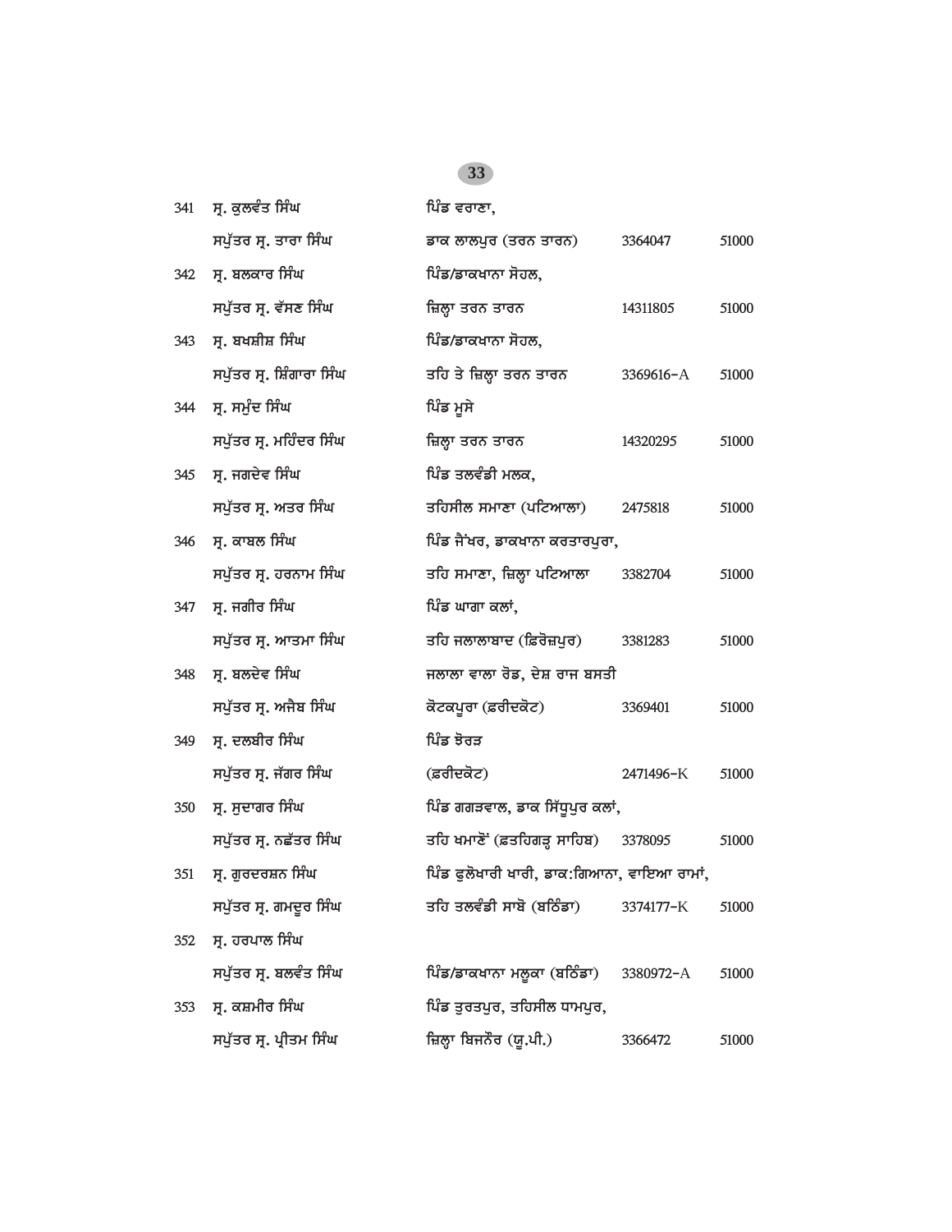| | | | | |
|---|---|---|---|---|
| 341 | ਸ੍ਰ. ਕੁਲਵੰਤ ਸਿੰਘ<br>ਸਪੁੱਤਰ ਸ੍ਰ. ਤਾਰਾ ਸਿੰਘ | ਪਿੰਡ ਵਰਾਣਾ,<br>ਡਾਕ ਲਾਲਪੁਰ (ਤਰਨ ਤਾਰਨ) | 3364047 | 51000 |
| 342 | ਸ੍ਰ. ਬਲਕਾਰ ਸਿੰਘ<br>ਸਪੁੱਤਰ ਸ੍ਰ. ਵੱਸਣ ਸਿੰਘ | ਪਿੰਡ/ਡਾਕਖਾਨਾ ਸੋਹਲ,<br>ਜ਼ਿਲ੍ਹਾ ਤਰਨ ਤਾਰਨ | 14311805 | 51000 |
| 343 | ਸ੍ਰ. ਬਖਸ਼ੀਸ਼ ਸਿੰਘ<br>ਸਪੁੱਤਰ ਸ੍ਰ. ਸ਼ਿੰਗਾਰਾ ਸਿੰਘ | ਪਿੰਡ/ਡਾਕਖਾਨਾ ਸੋਹਲ,<br>ਤਹਿ ਤੇ ਜ਼ਿਲ੍ਹਾ ਤਰਨ ਤਾਰਨ | 3369616-A | 51000 |
| 344 | ਸ੍ਰ. ਸਮੁੰਦ ਸਿੰਘ<br>ਸਪੁੱਤਰ ਸ੍ਰ. ਮਹਿੰਦਰ ਸਿੰਘ | ਪਿੰਡ ਮੂਸੇ<br>ਜ਼ਿਲ੍ਹਾ ਤਰਨ ਤਾਰਨ | 14320295 | 51000 |
| 345 | ਸ੍ਰ. ਜਗਦੇਵ ਸਿੰਘ<br>ਸਪੁੱਤਰ ਸ੍ਰ. ਅਤਰ ਸਿੰਘ | ਪਿੰਡ ਤਲਵੰਡੀ ਮਲਕ,<br>ਤਹਿਸੀਲ ਸਮਾਣਾ (ਪਟਿਆਲਾ) | 2475818 | 51000 |
| 346 | ਸ੍ਰ. ਕਾਬਲ ਸਿੰਘ<br>ਸਪੁੱਤਰ ਸ੍ਰ. ਹਰਨਾਮ ਸਿੰਘ | ਪਿੰਡ ਜੈਂਖਰ, ਡਾਕਖਾਨਾ ਕਰਤਾਰਪੁਰਾ,<br>ਤਹਿ ਸਮਾਣਾ, ਜ਼ਿਲ੍ਹਾ ਪਟਿਆਲਾ | 3382704 | 51000 |
| 347 | ਸ੍ਰ. ਜਗੀਰ ਸਿੰਘ<br>ਸਪੁੱਤਰ ਸ੍ਰ. ਆਤਮਾ ਸਿੰਘ | ਪਿੰਡ ਘਾਗਾ ਕਲਾਂ,<br>ਤਹਿ ਜਲਾਲਾਬਾਦ (ਫ਼ਿਰੋਜ਼ਪੁਰ) | 3381283 | 51000 |
| 348 | ਸ੍ਰ. ਬਲਦੇਵ ਸਿੰਘ<br>ਸਪੁੱਤਰ ਸ੍ਰ. ਅਜੈਬ ਸਿੰਘ | ਜਲਾਲਾ ਵਾਲਾ ਰੋਡ, ਦੇਸ਼ ਰਾਜ ਬਸਤੀ<br>ਕੋਟਕਪੂਰਾ (ਫ਼ਰੀਦਕੋਟ) | 3369401 | 51000 |
| 349 | ਸ੍ਰ. ਦਲਬੀਰ ਸਿੰਘ<br>ਸਪੁੱਤਰ ਸ੍ਰ. ਜੱਗਰ ਸਿੰਘ | ਪਿੰਡ ਝੋਰੜ<br>(ਫ਼ਰੀਦਕੋਟ) | 2471496-K | 51000 |
| 350 | ਸ੍ਰ. ਸੁਦਾਗਰ ਸਿੰਘ<br>ਸਪੁੱਤਰ ਸ੍ਰ. ਨਛੱਤਰ ਸਿੰਘ | ਪਿੰਡ ਗਗੜਵਾਲ, ਡਾਕ ਸਿੱਧੂਪੁਰ ਕਲਾਂ,<br>ਤਹਿ ਖਮਾਣੋਂ (ਫ਼ਤਹਿਗੜ੍ਹ ਸਾਹਿਬ) | 3378095 | 51000 |
| 351 | ਸ੍ਰ. ਗੁਰਦਰਸ਼ਨ ਸਿੰਘ<br>ਸਪੁੱਤਰ ਸ੍ਰ. ਗਮਦੂਰ ਸਿੰਘ | ਪਿੰਡ ਫੂਲੋਖਾਰੀ ਖਾਰੀ, ਡਾਕ:ਗਿਆਨਾ, ਵਾਇਆ ਰਾਮਾਂ,<br>ਤਹਿ ਤਲਵੰਡੀ ਸਾਬੋ (ਬਠਿੰਡਾ) | 3374177-K | 51000 |
| 352 | ਸ੍ਰ. ਹਰਪਾਲ ਸਿੰਘ<br>ਸਪੁੱਤਰ ਸ੍ਰ. ਬਲਵੰਤ ਸਿੰਘ | ਪਿੰਡ/ਡਾਕਖਾਨਾ ਮਲੂਕਾ (ਬਠਿੰਡਾ) | 3380972-A | 51000 |
| 353 | ਸ੍ਰ. ਕਸ਼ਮੀਰ ਸਿੰਘ<br>ਸਪੁੱਤਰ ਸ੍ਰ. ਪ੍ਰੀਤਮ ਸਿੰਘ | ਪਿੰਡ ਤੁਰਤਪੁਰ, ਤਹਿਸੀਲ ਧਾਮਪੁਰ,<br>ਜ਼ਿਲ੍ਹਾ ਬਿਜਨੌਰ (ਯੂ.ਪੀ.) | 3366472 | 51000 |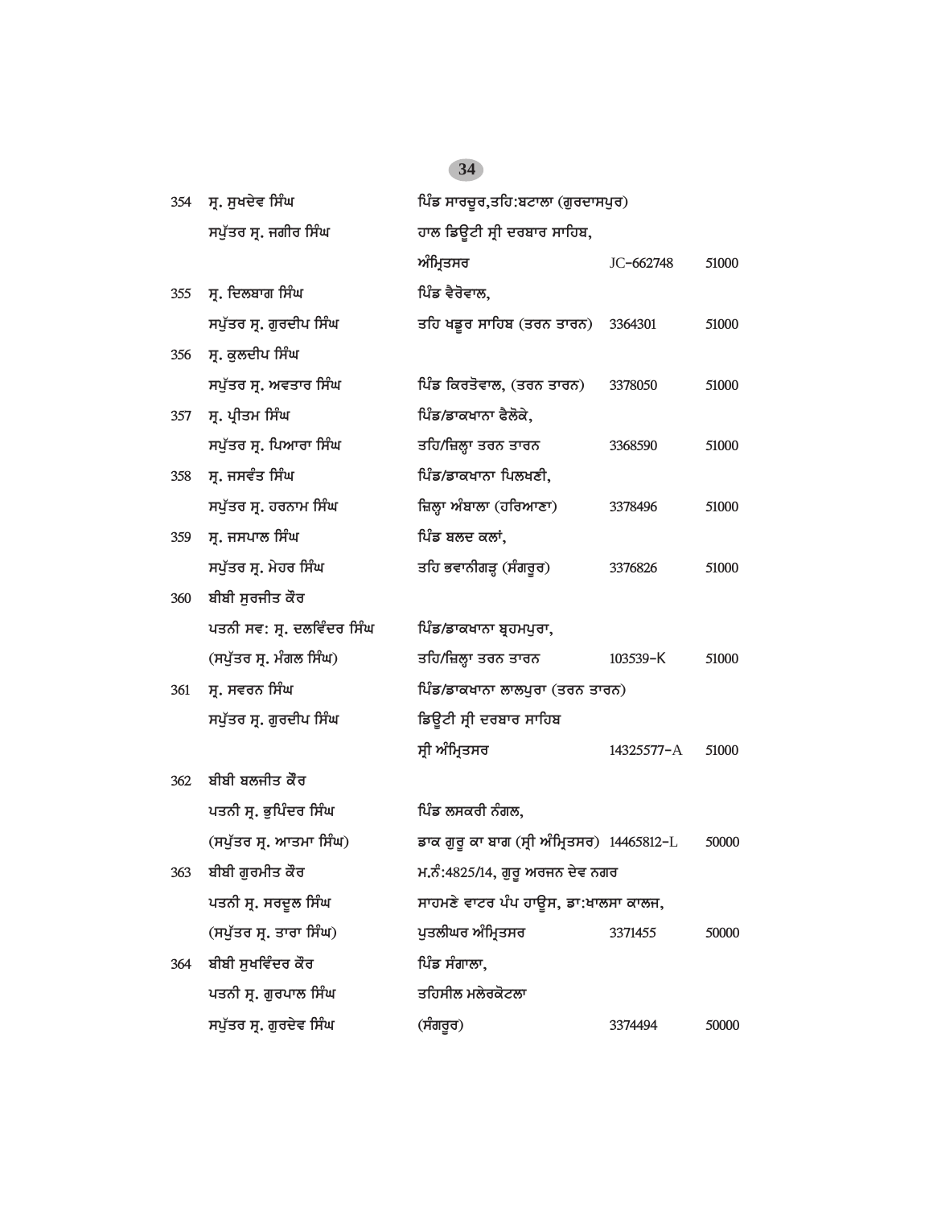| | | | | |
|---|---|---|---|---|
| 354 | ਸ੍ਰ. ਸੁਖਦੇਵ ਸਿੰਘ<br>ਸਪੁੱਤਰ ਸ੍ਰ. ਜਗੀਰ ਸਿੰਘ | ਪਿੰਡ ਸਾਰਚੂਰ,ਤਹਿ:ਬਟਾਲਾ (ਗੁਰਦਾਸਪੁਰ)<br>ਹਾਲ ਡਿਊਟੀ ਸ੍ਰੀ ਦਰਬਾਰ ਸਾਹਿਬ,<br>ਅੰਮ੍ਰਿਤਸਰ | JC-662748 | 51000 |
| 355 | ਸ੍ਰ. ਦਿਲਬਾਗ ਸਿੰਘ<br>ਸਪੁੱਤਰ ਸ੍ਰ. ਗੁਰਦੀਪ ਸਿੰਘ | ਪਿੰਡ ਵੈਰੋਵਾਲ,<br>ਤਹਿ ਖਡੂਰ ਸਾਹਿਬ (ਤਰਨ ਤਾਰਨ) | 3364301 | 51000 |
| 356 | ਸ੍ਰ. ਕੁਲਦੀਪ ਸਿੰਘ<br>ਸਪੁੱਤਰ ਸ੍ਰ. ਅਵਤਾਰ ਸਿੰਘ | ਪਿੰਡ ਕਿਰਤੋਵਾਲ, (ਤਰਨ ਤਾਰਨ) | 3378050 | 51000 |
| 357 | ਸ੍ਰ. ਪ੍ਰੀਤਮ ਸਿੰਘ<br>ਸਪੁੱਤਰ ਸ੍ਰ. ਪਿਆਰਾ ਸਿੰਘ | ਪਿੰਡ/ਡਾਕਖਾਨਾ ਫੈਲੋਕੇ,<br>ਤਹਿ/ਜ਼ਿਲ੍ਹਾ ਤਰਨ ਤਾਰਨ | 3368590 | 51000 |
| 358 | ਸ੍ਰ. ਜਸਵੰਤ ਸਿੰਘ<br>ਸਪੁੱਤਰ ਸ੍ਰ. ਹਰਨਾਮ ਸਿੰਘ | ਪਿੰਡ/ਡਾਕਖਾਨਾ ਪਿਲਖਣੀ,<br>ਜ਼ਿਲ੍ਹਾ ਅੰਬਾਲਾ (ਹਰਿਆਣਾ) | 3378496 | 51000 |
| 359 | ਸ੍ਰ. ਜਸਪਾਲ ਸਿੰਘ<br>ਸਪੁੱਤਰ ਸ੍ਰ. ਮੇਹਰ ਸਿੰਘ | ਪਿੰਡ ਬਲਦ ਕਲਾਂ,<br>ਤਹਿ ਭਵਾਨੀਗੜ੍ਹ (ਸੰਗਰੂਰ) | 3376826 | 51000 |
| 360 | ਬੀਬੀ ਸੁਰਜੀਤ ਕੌਰ<br>ਪਤਨੀ ਸਵ: ਸ੍ਰ. ਦਲਵਿੰਦਰ ਸਿੰਘ<br>(ਸਪੁੱਤਰ ਸ੍ਰ. ਮੰਗਲ ਸਿੰਘ) | ਪਿੰਡ/ਡਾਕਖਾਨਾ ਬ੍ਰਹਮਪੁਰਾ,<br>ਤਹਿ/ਜ਼ਿਲ੍ਹਾ ਤਰਨ ਤਾਰਨ | 103539-K | 51000 |
| 361 | ਸ੍ਰ. ਸਵਰਨ ਸਿੰਘ<br>ਸਪੁੱਤਰ ਸ੍ਰ. ਗੁਰਦੀਪ ਸਿੰਘ | ਪਿੰਡ/ਡਾਕਖਾਨਾ ਲਾਲਪੁਰਾ (ਤਰਨ ਤਾਰਨ)<br>ਡਿਊਟੀ ਸ੍ਰੀ ਦਰਬਾਰ ਸਾਹਿਬ<br>ਸ੍ਰੀ ਅੰਮ੍ਰਿਤਸਰ | 14325577-A | 51000 |
| 362 | ਬੀਬੀ ਬਲਜੀਤ ਕੌਰ<br>ਪਤਨੀ ਸ੍ਰ. ਭੁਪਿੰਦਰ ਸਿੰਘ<br>(ਸਪੁੱਤਰ ਸ੍ਰ. ਆਤਮਾ ਸਿੰਘ) | ਪਿੰਡ ਲਸਕਰੀ ਨੰਗਲ,<br>ਡਾਕ ਗੁਰੂ ਕਾ ਬਾਗ (ਸ੍ਰੀ ਅੰਮ੍ਰਿਤਸਰ) | 14465812-L | 50000 |
| 363 | ਬੀਬੀ ਗੁਰਮੀਤ ਕੌਰ<br>ਪਤਨੀ ਸ੍ਰ. ਸਰਦੂਲ ਸਿੰਘ<br>(ਸਪੁੱਤਰ ਸ੍ਰ. ਤਾਰਾ ਸਿੰਘ) | ਮ.ਨੰ:4825/14, ਗੁਰੂ ਅਰਜਨ ਦੇਵ ਨਗਰ<br>ਸਾਹਮਣੇ ਵਾਟਰ ਪੰਪ ਹਾਊਸ, ਡਾ:ਖਾਲਸਾ ਕਾਲਜ,<br>ਪੁਤਲੀਘਰ ਅੰਮ੍ਰਿਤਸਰ | 3371455 | 50000 |
| 364 | ਬੀਬੀ ਸੁਖਵਿੰਦਰ ਕੌਰ<br>ਪਤਨੀ ਸ੍ਰ. ਗੁਰਪਾਲ ਸਿੰਘ<br>ਸਪੁੱਤਰ ਸ੍ਰ. ਗੁਰਦੇਵ ਸਿੰਘ | ਪਿੰਡ ਸੰਗਾਲਾ,<br>ਤਹਿਸੀਲ ਮਲੇਰਕੋਟਲਾ<br>(ਸੰਗਰੂਰ) | 3374494 | 50000 |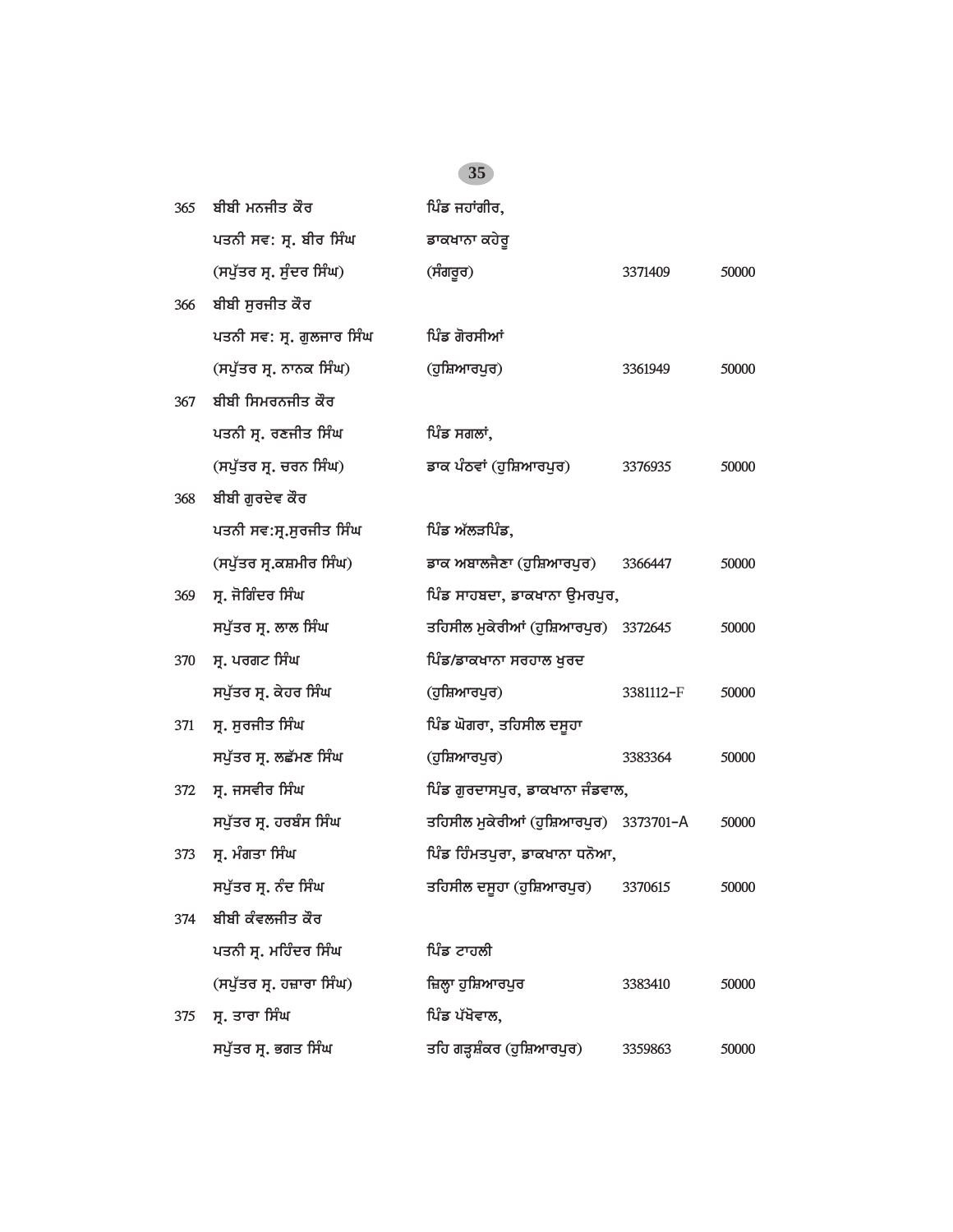| | | | | |
|---|---|---|---|---|
| 365 | ਬੀਬੀ ਮਨਜੀਤ ਕੌਰ<br>ਪਤਨੀ ਸਵ: ਸ੍ਰ. ਬੀਰ ਸਿੰਘ<br>(ਸਪੁੱਤਰ ਸ੍ਰ. ਸੁੰਦਰ ਸਿੰਘ) | ਪਿੰਡ ਜਹਾਂਗੀਰ,<br>ਡਾਕਖਾਨਾ ਕਹੇਰੂ<br>(ਸੰਗਰੂਰ) | 3371409 | 50000 |
| 366 | ਬੀਬੀ ਸੁਰਜੀਤ ਕੌਰ<br>ਪਤਨੀ ਸਵ: ਸ੍ਰ. ਗੁਲਜਾਰ ਸਿੰਘ<br>(ਸਪੁੱਤਰ ਸ੍ਰ. ਨਾਨਕ ਸਿੰਘ) | ਪਿੰਡ ਗੋਰਸੀਆਂ<br>(ਹੁਸ਼ਿਆਰਪੁਰ) | 3361949 | 50000 |
| 367 | ਬੀਬੀ ਸਿਮਰਨਜੀਤ ਕੌਰ<br>ਪਤਨੀ ਸ੍ਰ. ਰਣਜੀਤ ਸਿੰਘ<br>(ਸਪੁੱਤਰ ਸ੍ਰ. ਚਰਨ ਸਿੰਘ) | ਪਿੰਡ ਸਗਲਾਂ,<br>ਡਾਕ ਪੰਠਵਾਂ (ਹੁਸ਼ਿਆਰਪੁਰ) | 3376935 | 50000 |
| 368 | ਬੀਬੀ ਗੁਰਦੇਵ ਕੌਰ<br>ਪਤਨੀ ਸਵ:ਸ੍ਰ.ਸੁਰਜੀਤ ਸਿੰਘ<br>(ਸਪੁੱਤਰ ਸ੍ਰ.ਕਸ਼ਮੀਰ ਸਿੰਘ) | ਪਿੰਡ ਅੱਲੜਪਿੰਡ,<br>ਡਾਕ ਅਬਾਲਜੈਣਾ (ਹੁਸ਼ਿਆਰਪੁਰ) | 3366447 | 50000 |
| 369 | ਸ੍ਰ. ਜੋਗਿੰਦਰ ਸਿੰਘ<br>ਸਪੁੱਤਰ ਸ੍ਰ. ਲਾਲ ਸਿੰਘ | ਪਿੰਡ ਸਾਹਬਦਾ, ਡਾਕਖਾਨਾ ਉਮਰਪੁਰ,<br>ਤਹਿਸੀਲ ਮੁਕੇਰੀਆਂ (ਹੁਸ਼ਿਆਰਪੁਰ) | 3372645 | 50000 |
| 370 | ਸ੍ਰ. ਪਰਗਟ ਸਿੰਘ<br>ਸਪੁੱਤਰ ਸ੍ਰ. ਕੇਹਰ ਸਿੰਘ | ਪਿੰਡ/ਡਾਕਖਾਨਾ ਸਰਹਾਲ ਖੁਰਦ<br>(ਹੁਸ਼ਿਆਰਪੁਰ) | 3381112-F | 50000 |
| 371 | ਸ੍ਰ. ਸੁਰਜੀਤ ਸਿੰਘ<br>ਸਪੁੱਤਰ ਸ੍ਰ. ਲਛੱਮਣ ਸਿੰਘ | ਪਿੰਡ ਘੋਗਰਾ, ਤਹਿਸੀਲ ਦਸੂਹਾ<br>(ਹੁਸ਼ਿਆਰਪੁਰ) | 3383364 | 50000 |
| 372 | ਸ੍ਰ. ਜਸਵੀਰ ਸਿੰਘ<br>ਸਪੁੱਤਰ ਸ੍ਰ. ਹਰਬੰਸ ਸਿੰਘ | ਪਿੰਡ ਗੁਰਦਾਸਪੁਰ, ਡਾਕਖਾਨਾ ਜੰਡਵਾਲ,<br>ਤਹਿਸੀਲ ਮੁਕੇਰੀਆਂ (ਹੁਸ਼ਿਆਰਪੁਰ) | 3373701-A | 50000 |
| 373 | ਸ੍ਰ. ਮੰਗਤਾ ਸਿੰਘ<br>ਸਪੁੱਤਰ ਸ੍ਰ. ਨੰਦ ਸਿੰਘ | ਪਿੰਡ ਹਿੰਮਤਪੁਰਾ, ਡਾਕਖਾਨਾ ਧਨੋਆ,<br>ਤਹਿਸੀਲ ਦਸੂਹਾ (ਹੁਸ਼ਿਆਰਪੁਰ) | 3370615 | 50000 |
| 374 | ਬੀਬੀ ਕੰਵਲਜੀਤ ਕੌਰ<br>ਪਤਨੀ ਸ੍ਰ. ਮਹਿੰਦਰ ਸਿੰਘ<br>(ਸਪੁੱਤਰ ਸ੍ਰ. ਹਜ਼ਾਰਾ ਸਿੰਘ) | ਪਿੰਡ ਟਾਹਲੀ<br>ਜ਼ਿਲ੍ਹਾ ਹੁਸ਼ਿਆਰਪੁਰ | 3383410 | 50000 |
| 375 | ਸ੍ਰ. ਤਾਰਾ ਸਿੰਘ<br>ਸਪੁੱਤਰ ਸ੍ਰ. ਭਗਤ ਸਿੰਘ | ਪਿੰਡ ਪੱਖੋਵਾਲ,<br>ਤਹਿ ਗੜ੍ਹਸ਼ੰਕਰ (ਹੁਸ਼ਿਆਰਪੁਰ) | 3359863 | 50000 |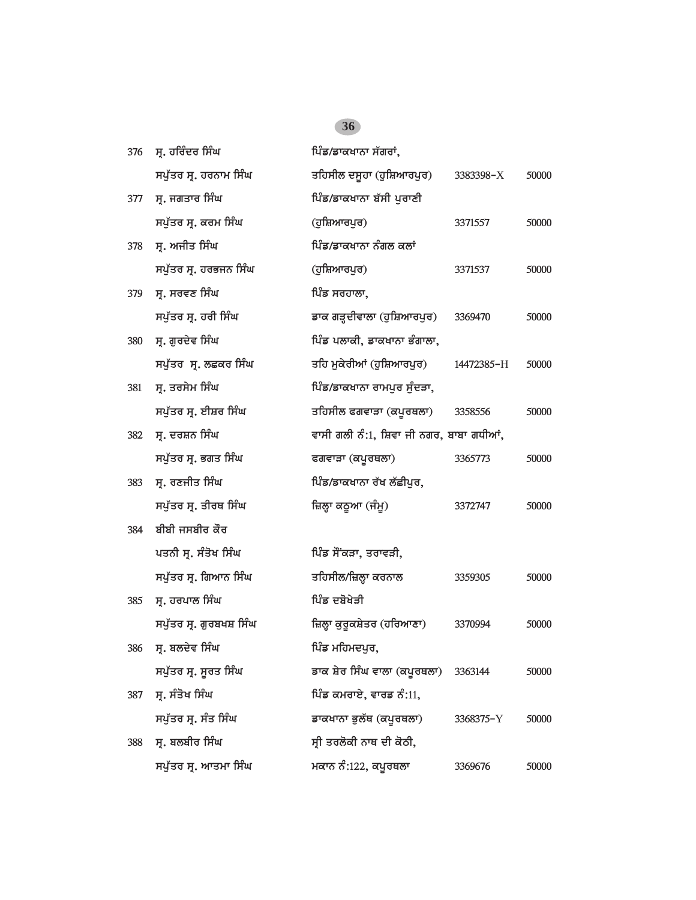| | | | | |
|---|---|---|---|---|
| 376 | ਸ੍ਰ. ਹਰਿੰਦਰ ਸਿੰਘ<br>ਸਪੁੱਤਰ ਸ੍ਰ. ਹਰਨਾਮ ਸਿੰਘ | ਪਿੰਡ/ਡਾਕਖਾਨਾ ਸੱਗਰਾਂ,<br>ਤਹਿਸੀਲ ਦਸੂਹਾ (ਹੁਸ਼ਿਆਰਪੁਰ) | 3383398-X | 50000 |
| 377 | ਸ੍ਰ. ਜਗਤਾਰ ਸਿੰਘ<br>ਸਪੁੱਤਰ ਸ੍ਰ. ਕਰਮ ਸਿੰਘ | ਪਿੰਡ/ਡਾਕਖਾਨਾ ਬੱਸੀ ਪੁਰਾਣੀ<br>(ਹੁਸ਼ਿਆਰਪੁਰ) | 3371557 | 50000 |
| 378 | ਸ੍ਰ. ਅਜੀਤ ਸਿੰਘ<br>ਸਪੁੱਤਰ ਸ੍ਰ. ਹਰਭਜਨ ਸਿੰਘ | ਪਿੰਡ/ਡਾਕਖਾਨਾ ਨੰਗਲ ਕਲਾਂ<br>(ਹੁਸ਼ਿਆਰਪੁਰ) | 3371537 | 50000 |
| 379 | ਸ੍ਰ. ਸਰਵਣ ਸਿੰਘ<br>ਸਪੁੱਤਰ ਸ੍ਰ. ਹਰੀ ਸਿੰਘ | ਪਿੰਡ ਸਰਹਾਲਾ,<br>ਡਾਕ ਗੜ੍ਹਦੀਵਾਲਾ (ਹੁਸ਼ਿਆਰਪੁਰ) | 3369470 | 50000 |
| 380 | ਸ੍ਰ. ਗੁਰਦੇਵ ਸਿੰਘ<br>ਸਪੁੱਤਰ ਸ੍ਰ. ਲਛਕਰ ਸਿੰਘ | ਪਿੰਡ ਪਲਾਕੀ, ਡਾਕਖਾਨਾ ਭੰਗਾਲਾ,<br>ਤਹਿ ਮੁਕੇਰੀਆਂ (ਹੁਸ਼ਿਆਰਪੁਰ) | 14472385-H | 50000 |
| 381 | ਸ੍ਰ. ਤਰਸੇਮ ਸਿੰਘ<br>ਸਪੁੱਤਰ ਸ੍ਰ. ਈਸ਼ਰ ਸਿੰਘ | ਪਿੰਡ/ਡਾਕਖਾਨਾ ਰਾਮਪੁਰ ਸੁੰਦੜਾ,<br>ਤਹਿਸੀਲ ਫਗਵਾੜਾ (ਕਪੂਰਥਲਾ) | 3358556 | 50000 |
| 382 | ਸ੍ਰ. ਦਰਸ਼ਨ ਸਿੰਘ<br>ਸਪੁੱਤਰ ਸ੍ਰ. ਭਗਤ ਸਿੰਘ | ਵਾਸੀ ਗਲੀ ਨੰ:1, ਸ਼ਿਵਾ ਜੀ ਨਗਰ, ਬਾਬਾ ਗਧੀਆਂ,<br>ਫਗਵਾੜਾ (ਕਪੂਰਥਲਾ) | 3365773 | 50000 |
| 383 | ਸ੍ਰ. ਰਣਜੀਤ ਸਿੰਘ<br>ਸਪੁੱਤਰ ਸ੍ਰ. ਤੀਰਥ ਸਿੰਘ | ਪਿੰਡ/ਡਾਕਖਾਨਾ ਰੱਖ ਲੱਛੀਪੁਰ,<br>ਜ਼ਿਲ੍ਹਾ ਕਠੂਆ (ਜੰਮੂ) | 3372747 | 50000 |
| 384 | ਬੀਬੀ ਜਸਬੀਰ ਕੌਰ<br>ਪਤਨੀ ਸ੍ਰ. ਸੰਤੋਖ ਸਿੰਘ<br>ਸਪੁੱਤਰ ਸ੍ਰ. ਗਿਆਨ ਸਿੰਘ | ਪਿੰਡ ਸੌਂਕੜਾ, ਤਰਾਵੜੀ,<br>ਤਹਿਸੀਲ/ਜ਼ਿਲ੍ਹਾ ਕਰਨਾਲ | 3359305 | 50000 |
| 385 | ਸ੍ਰ. ਹਰਪਾਲ ਸਿੰਘ<br>ਸਪੁੱਤਰ ਸ੍ਰ. ਗੁਰਬਖਸ਼ ਸਿੰਘ | ਪਿੰਡ ਦਬੋਖੇੜੀ<br>ਜ਼ਿਲ੍ਹਾ ਕੁਰੂਕਸ਼ੇਤਰ (ਹਰਿਆਣਾ) | 3370994 | 50000 |
| 386 | ਸ੍ਰ. ਬਲਦੇਵ ਸਿੰਘ<br>ਸਪੁੱਤਰ ਸ੍ਰ. ਸੂਰਤ ਸਿੰਘ | ਪਿੰਡ ਮਹਿਮਦਪੁਰ,<br>ਡਾਕ ਸ਼ੇਰ ਸਿੰਘ ਵਾਲਾ (ਕਪੂਰਥਲਾ) | 3363144 | 50000 |
| 387 | ਸ੍ਰ. ਸੰਤੋਖ ਸਿੰਘ<br>ਸਪੁੱਤਰ ਸ੍ਰ. ਸੰਤ ਸਿੰਘ | ਪਿੰਡ ਕਮਰਾਏ, ਵਾਰਡ ਨੰ:11,<br>ਡਾਕਖਾਨਾ ਭੁਲੱਥ (ਕਪੂਰਥਲਾ) | 3368375-Y | 50000 |
| 388 | ਸ੍ਰ. ਬਲਬੀਰ ਸਿੰਘ<br>ਸਪੁੱਤਰ ਸ੍ਰ. ਆਤਮਾ ਸਿੰਘ | ਸ੍ਰੀ ਤਰਲੋਕੀ ਨਾਥ ਦੀ ਕੋਠੀ,<br>ਮਕਾਨ ਨੰ:122, ਕਪੂਰਥਲਾ | 3369676 | 50000 |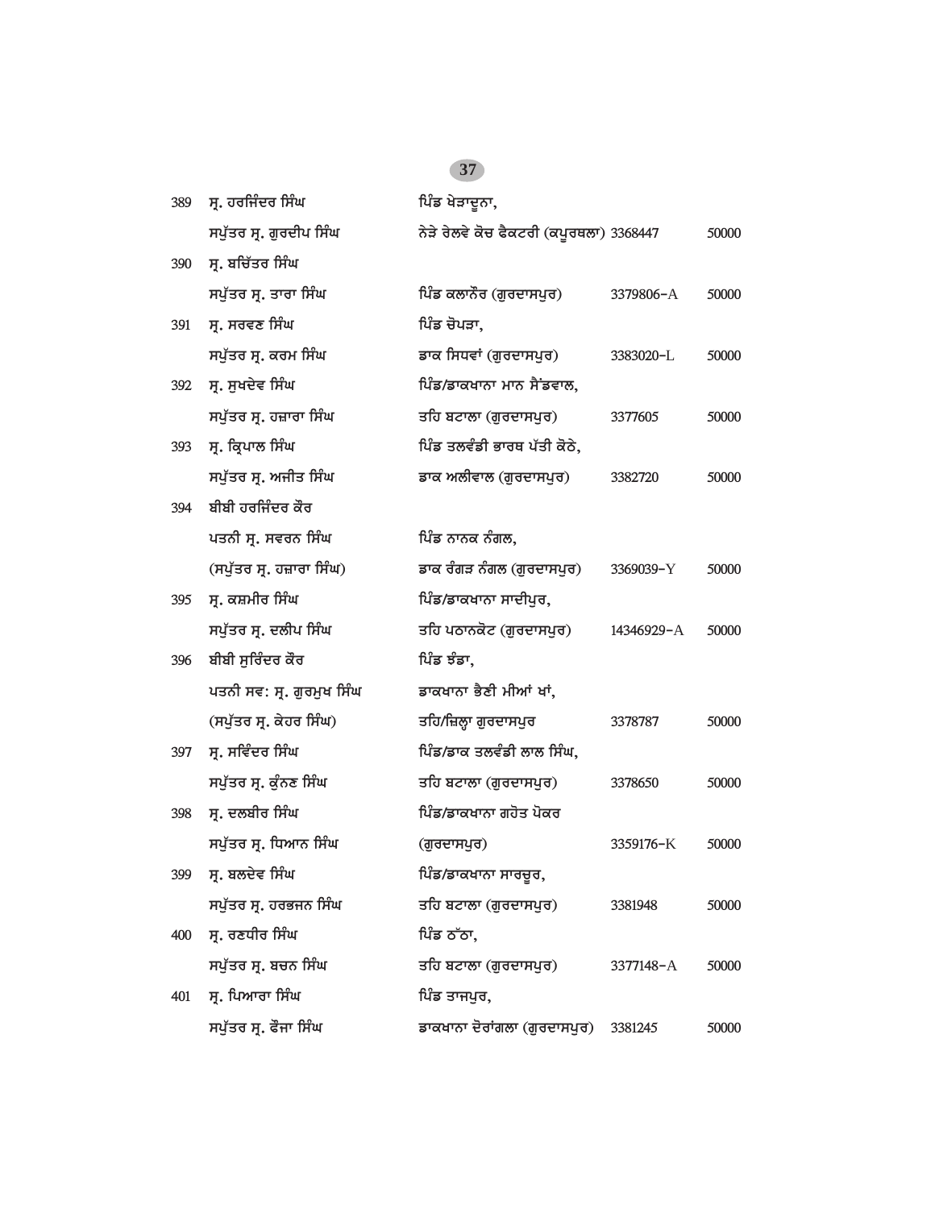| | | | | |
|---|---|---|---|---|
| 389 | ਸ੍ਰ. ਹਰਜਿੰਦਰ ਸਿੰਘ<br>ਸਪੁੱਤਰ ਸ੍ਰ. ਗੁਰਦੀਪ ਸਿੰਘ | ਪਿੰਡ ਖੇੜਾਦੂਨਾ,<br>ਨੇੜੇ ਰੇਲਵੇ ਕੋਚ ਫੈਕਟਰੀ (ਕਪੂਰਥਲਾ) | 3368447 | 50000 |
| 390 | ਸ੍ਰ. ਬਚਿੱਤਰ ਸਿੰਘ<br>ਸਪੁੱਤਰ ਸ੍ਰ. ਤਾਰਾ ਸਿੰਘ | ਪਿੰਡ ਕਲਾਨੌਰ (ਗੁਰਦਾਸਪੁਰ) | 3379806-A | 50000 |
| 391 | ਸ੍ਰ. ਸਰਵਣ ਸਿੰਘ<br>ਸਪੁੱਤਰ ਸ੍ਰ. ਕਰਮ ਸਿੰਘ | ਪਿੰਡ ਚੋਪੜਾ,<br>ਡਾਕ ਸਿਧਵਾਂ (ਗੁਰਦਾਸਪੁਰ) | 3383020-L | 50000 |
| 392 | ਸ੍ਰ. ਸੁਖਦੇਵ ਸਿੰਘ<br>ਸਪੁੱਤਰ ਸ੍ਰ. ਹਜ਼ਾਰਾ ਸਿੰਘ | ਪਿੰਡ/ਡਾਕਖਾਨਾ ਮਾਨ ਸੈਂਡਵਾਲ,<br>ਤਹਿ ਬਟਾਲਾ (ਗੁਰਦਾਸਪੁਰ) | 3377605 | 50000 |
| 393 | ਸ੍ਰ. ਕ੍ਰਿਪਾਲ ਸਿੰਘ<br>ਸਪੁੱਤਰ ਸ੍ਰ. ਅਜੀਤ ਸਿੰਘ | ਪਿੰਡ ਤਲਵੰਡੀ ਭਾਰਥ ਪੱਤੀ ਕੋਠੇ,<br>ਡਾਕ ਅਲੀਵਾਲ (ਗੁਰਦਾਸਪੁਰ) | 3382720 | 50000 |
| 394 | ਬੀਬੀ ਹਰਜਿੰਦਰ ਕੌਰ<br>ਪਤਨੀ ਸ੍ਰ. ਸਵਰਨ ਸਿੰਘ<br>(ਸਪੁੱਤਰ ਸ੍ਰ. ਹਜ਼ਾਰਾ ਸਿੰਘ) | ਪਿੰਡ ਨਾਨਕ ਨੰਗਲ,<br>ਡਾਕ ਰੰਗੜ ਨੰਗਲ (ਗੁਰਦਾਸਪੁਰ) | 3369039-Y | 50000 |
| 395 | ਸ੍ਰ. ਕਸ਼ਮੀਰ ਸਿੰਘ<br>ਸਪੁੱਤਰ ਸ੍ਰ. ਦਲੀਪ ਸਿੰਘ | ਪਿੰਡ/ਡਾਕਖਾਨਾ ਸਾਦੀਪੁਰ,<br>ਤਹਿ ਪਠਾਨਕੋਟ (ਗੁਰਦਾਸਪੁਰ) | 14346929-A | 50000 |
| 396 | ਬੀਬੀ ਸੁਰਿੰਦਰ ਕੌਰ<br>ਪਤਨੀ ਸਵ: ਸ੍ਰ. ਗੁਰਮੁਖ ਸਿੰਘ<br>(ਸਪੁੱਤਰ ਸ੍ਰ. ਕੇਹਰ ਸਿੰਘ) | ਪਿੰਡ ਝੰਡਾ,<br>ਡਾਕਖਾਨਾ ਭੈਣੀ ਮੀਆਂ ਖਾਂ,<br>ਤਹਿ/ਜ਼ਿਲ੍ਹਾ ਗੁਰਦਾਸਪੁਰ | 3378787 | 50000 |
| 397 | ਸ੍ਰ. ਸਵਿੰਦਰ ਸਿੰਘ<br>ਸਪੁੱਤਰ ਸ੍ਰ. ਕੁੰਨਣ ਸਿੰਘ | ਪਿੰਡ/ਡਾਕ ਤਲਵੰਡੀ ਲਾਲ ਸਿੰਘ,<br>ਤਹਿ ਬਟਾਲਾ (ਗੁਰਦਾਸਪੁਰ) | 3378650 | 50000 |
| 398 | ਸ੍ਰ. ਦਲਬੀਰ ਸਿੰਘ<br>ਸਪੁੱਤਰ ਸ੍ਰ. ਧਿਆਨ ਸਿੰਘ | ਪਿੰਡ/ਡਾਕਖਾਨਾ ਗਹੋਤ ਪੋਕਰ<br>(ਗੁਰਦਾਸਪੁਰ) | 3359176-K | 50000 |
| 399 | ਸ੍ਰ. ਬਲਦੇਵ ਸਿੰਘ<br>ਸਪੁੱਤਰ ਸ੍ਰ. ਹਰਭਜਨ ਸਿੰਘ | ਪਿੰਡ/ਡਾਕਖਾਨਾ ਸਾਰਚੂਰ,<br>ਤਹਿ ਬਟਾਲਾ (ਗੁਰਦਾਸਪੁਰ) | 3381948 | 50000 |
| 400 | ਸ੍ਰ. ਰਣਧੀਰ ਸਿੰਘ<br>ਸਪੁੱਤਰ ਸ੍ਰ. ਬਚਨ ਸਿੰਘ | ਪਿੰਡ ਠੱਠਾ,<br>ਤਹਿ ਬਟਾਲਾ (ਗੁਰਦਾਸਪੁਰ) | 3377148-A | 50000 |
| 401 | ਸ੍ਰ. ਪਿਆਰਾ ਸਿੰਘ<br>ਸਪੁੱਤਰ ਸ੍ਰ. ਫੌਜਾ ਸਿੰਘ | ਪਿੰਡ ਤਾਜਪੁਰ,<br>ਡਾਕਖਾਨਾ ਦੋਰਾਂਗਲਾ (ਗੁਰਦਾਸਪੁਰ) | 3381245 | 50000 |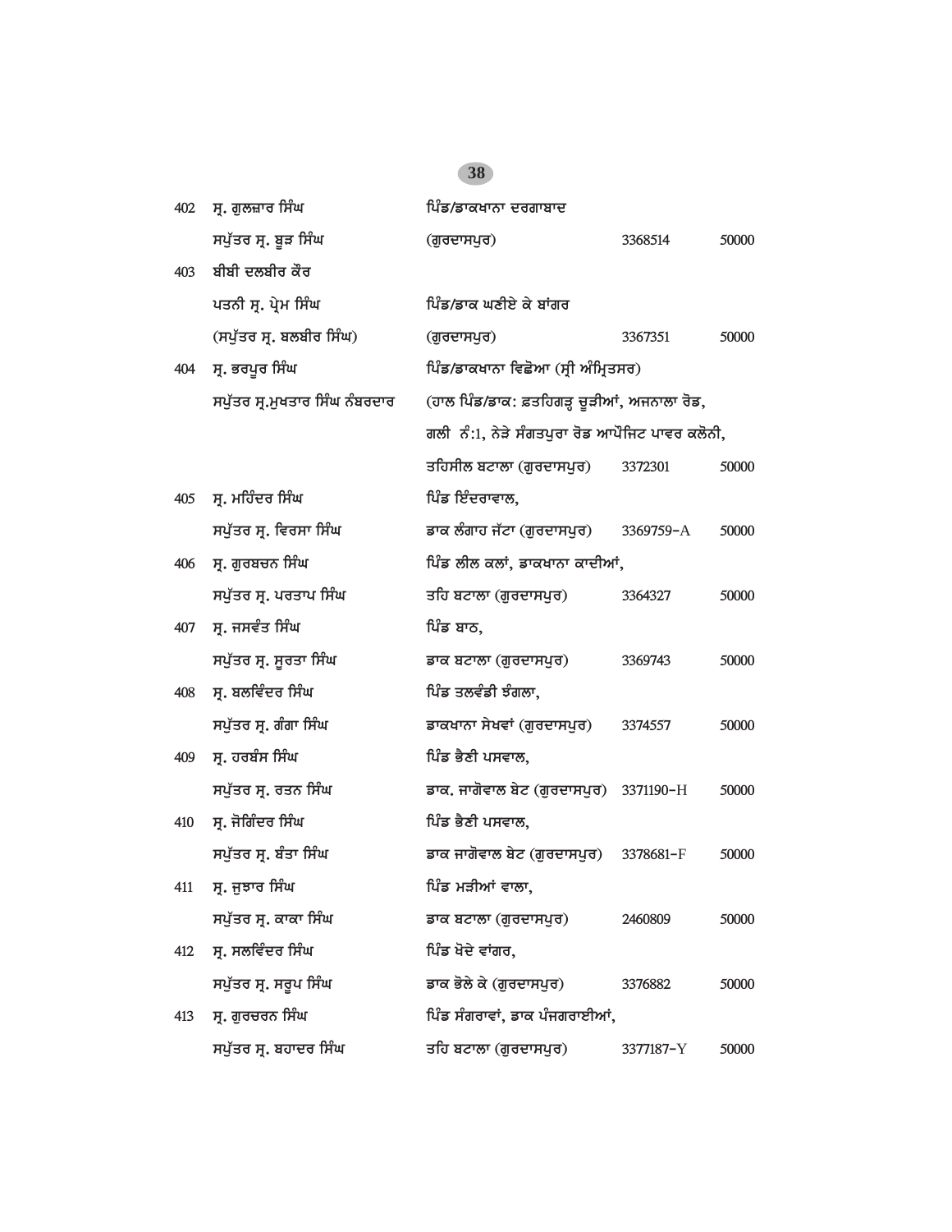| | | | | |
|---|---|---|---|---|
| 402 | ਸ੍ਰ. ਗੁਲਜ਼ਾਰ ਸਿੰਘ<br>ਸਪੁੱਤਰ ਸ੍ਰ. ਬੂੜ ਸਿੰਘ | ਪਿੰਡ/ਡਾਕਖਾਨਾ ਦਰਗਾਬਾਦ<br>(ਗੁਰਦਾਸਪੁਰ) | 3368514 | 50000 |
| 403 | ਬੀਬੀ ਦਲਬੀਰ ਕੌਰ<br>ਪਤਨੀ ਸ੍ਰ. ਪ੍ਰੇਮ ਸਿੰਘ<br>(ਸਪੁੱਤਰ ਸ੍ਰ. ਬਲਬੀਰ ਸਿੰਘ) | ਪਿੰਡ/ਡਾਕ ਘਣੀਏ ਕੇ ਬਾਂਗਰ<br>(ਗੁਰਦਾਸਪੁਰ) | 3367351 | 50000 |
| 404 | ਸ੍ਰ. ਭਰਪੂਰ ਸਿੰਘ<br>ਸਪੁੱਤਰ ਸ੍ਰ.ਮੁਖਤਾਰ ਸਿੰਘ ਨੰਬਰਦਾਰ | ਪਿੰਡ/ਡਾਕਖਾਨਾ ਵਿਛੋਆ (ਸ੍ਰੀ ਅੰਮ੍ਰਿਤਸਰ)<br>(ਹਾਲ ਪਿੰਡ/ਡਾਕ: ਫ਼ਤਹਿਗੜ੍ਹ ਚੂੜੀਆਂ, ਅਜਨਾਲਾ ਰੋਡ,<br>ਗਲੀ ਨੰ:1, ਨੇੜੇ ਸੰਗਤਪੁਰਾ ਰੋਡ ਆਪੋਜਿਟ ਪਾਵਰ ਕਲੋਨੀ,<br>ਤਹਿਸੀਲ ਬਟਾਲਾ (ਗੁਰਦਾਸਪੁਰ) | 3372301 | 50000 |
| 405 | ਸ੍ਰ. ਮਹਿੰਦਰ ਸਿੰਘ<br>ਸਪੁੱਤਰ ਸ੍ਰ. ਵਿਰਸਾ ਸਿੰਘ | ਪਿੰਡ ਇੰਦਰਾਵਾਲ,<br>ਡਾਕ ਲੰਗਾਹ ਜੱਟਾ (ਗੁਰਦਾਸਪੁਰ) | 3369759-A | 50000 |
| 406 | ਸ੍ਰ. ਗੁਰਬਚਨ ਸਿੰਘ<br>ਸਪੁੱਤਰ ਸ੍ਰ. ਪਰਤਾਪ ਸਿੰਘ | ਪਿੰਡ ਲੀਲ ਕਲਾਂ, ਡਾਕਖਾਨਾ ਕਾਦੀਆਂ,<br>ਤਹਿ ਬਟਾਲਾ (ਗੁਰਦਾਸਪੁਰ) | 3364327 | 50000 |
| 407 | ਸ੍ਰ. ਜਸਵੰਤ ਸਿੰਘ<br>ਸਪੁੱਤਰ ਸ੍ਰ. ਸੂਰਤਾ ਸਿੰਘ | ਪਿੰਡ ਬਾਠ,<br>ਡਾਕ ਬਟਾਲਾ (ਗੁਰਦਾਸਪੁਰ) | 3369743 | 50000 |
| 408 | ਸ੍ਰ. ਬਲਵਿੰਦਰ ਸਿੰਘ<br>ਸਪੁੱਤਰ ਸ੍ਰ. ਗੰਗਾ ਸਿੰਘ | ਪਿੰਡ ਤਲਵੰਡੀ ਝੰਗਲਾ,<br>ਡਾਕਖਾਨਾ ਸੇਖਵਾਂ (ਗੁਰਦਾਸਪੁਰ) | 3374557 | 50000 |
| 409 | ਸ੍ਰ. ਹਰਬੰਸ ਸਿੰਘ<br>ਸਪੁੱਤਰ ਸ੍ਰ. ਰਤਨ ਸਿੰਘ | ਪਿੰਡ ਭੈਣੀ ਪਸਵਾਲ,<br>ਡਾਕ. ਜਾਗੋਵਾਲ ਬੇਟ (ਗੁਰਦਾਸਪੁਰ) | 3371190-H | 50000 |
| 410 | ਸ੍ਰ. ਜੋਗਿੰਦਰ ਸਿੰਘ<br>ਸਪੁੱਤਰ ਸ੍ਰ. ਬੰਤਾ ਸਿੰਘ | ਪਿੰਡ ਭੈਣੀ ਪਸਵਾਲ,<br>ਡਾਕ ਜਾਗੋਵਾਲ ਬੇਟ (ਗੁਰਦਾਸਪੁਰ) | 3378681-F | 50000 |
| 411 | ਸ੍ਰ. ਜੁਝਾਰ ਸਿੰਘ<br>ਸਪੁੱਤਰ ਸ੍ਰ. ਕਾਕਾ ਸਿੰਘ | ਪਿੰਡ ਮੜੀਆਂ ਵਾਲਾ,<br>ਡਾਕ ਬਟਾਲਾ (ਗੁਰਦਾਸਪੁਰ) | 2460809 | 50000 |
| 412 | ਸ੍ਰ. ਸਲਵਿੰਦਰ ਸਿੰਘ<br>ਸਪੁੱਤਰ ਸ੍ਰ. ਸਰੂਪ ਸਿੰਘ | ਪਿੰਡ ਖੋਦੇ ਵਾਂਗਰ,<br>ਡਾਕ ਭੋਲੇ ਕੇ (ਗੁਰਦਾਸਪੁਰ) | 3376882 | 50000 |
| 413 | ਸ੍ਰ. ਗੁਰਚਰਨ ਸਿੰਘ<br>ਸਪੁੱਤਰ ਸ੍ਰ. ਬਹਾਦਰ ਸਿੰਘ | ਪਿੰਡ ਸੰਗਰਾਵਾਂ, ਡਾਕ ਪੰਜਗਰਾਈਆਂ,<br>ਤਹਿ ਬਟਾਲਾ (ਗੁਰਦਾਸਪੁਰ) | 3377187-Y | 50000 |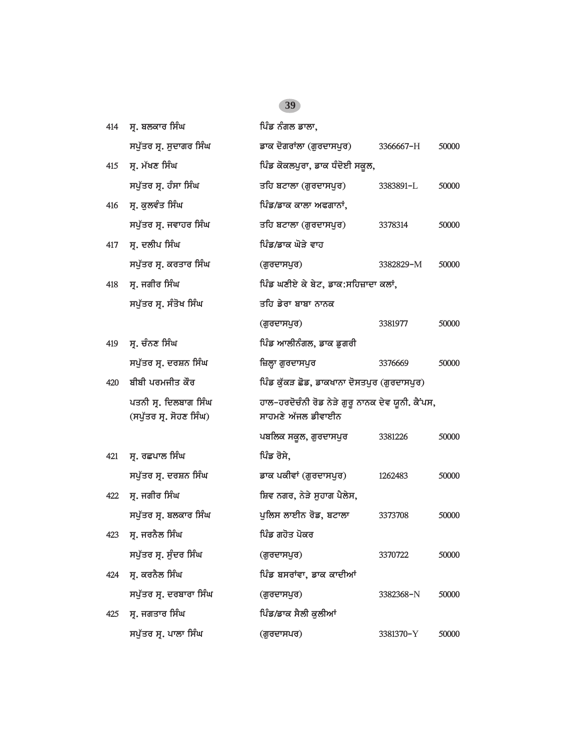| | | | | |
|---|---|---|---|---|
| 414 | ਸ੍ਰ. ਬਲਕਾਰ ਸਿੰਘ<br>ਸਪੁੱਤਰ ਸ੍ਰ. ਸੁਦਾਗਰ ਸਿੰਘ | ਪਿੰਡ ਨੰਗਲ ਡਾਲਾ,<br>ਡਾਕ ਦੋਗਰਾਂਲਾ (ਗੁਰਦਾਸਪੁਰ) | 3366667-H | 50000 |
| 415 | ਸ੍ਰ. ਮੱਖਣ ਸਿੰਘ<br>ਸਪੁੱਤਰ ਸ੍ਰ. ਹੰਸਾ ਸਿੰਘ | ਪਿੰਡ ਕੋਕਲਪੁਰਾ, ਡਾਕ ਧੰਦੋਈ ਸਕੂਲ,<br>ਤਹਿ ਬਟਾਲਾ (ਗੁਰਦਾਸਪੁਰ) | 3383891-L | 50000 |
| 416 | ਸ੍ਰ. ਕੁਲਵੰਤ ਸਿੰਘ<br>ਸਪੁੱਤਰ ਸ੍ਰ. ਜਵਾਹਰ ਸਿੰਘ | ਪਿੰਡ/ਡਾਕ ਕਾਲਾ ਅਫਗਾਨਾਂ,<br>ਤਹਿ ਬਟਾਲਾ (ਗੁਰਦਾਸਪੁਰ) | 3378314 | 50000 |
| 417 | ਸ੍ਰ. ਦਲੀਪ ਸਿੰਘ<br>ਸਪੁੱਤਰ ਸ੍ਰ. ਕਰਤਾਰ ਸਿੰਘ | ਪਿੰਡ/ਡਾਕ ਘੋੜੇ ਵਾਹ<br>(ਗੁਰਦਾਸਪੁਰ) | 3382829-M | 50000 |
| 418 | ਸ੍ਰ. ਜਗੀਰ ਸਿੰਘ<br>ਸਪੁੱਤਰ ਸ੍ਰ. ਸੰਤੋਖ ਸਿੰਘ | ਪਿੰਡ ਘਣੀਏ ਕੇ ਬੇਟ, ਡਾਕ:ਸਹਿਜ਼ਾਦਾ ਕਲਾਂ,<br>ਤਹਿ ਡੇਰਾ ਬਾਬਾ ਨਾਨਕ<br>(ਗੁਰਦਾਸਪੁਰ) | 3381977 | 50000 |
| 419 | ਸ੍ਰ. ਚੰਨਣ ਸਿੰਘ<br>ਸਪੁੱਤਰ ਸ੍ਰ. ਦਰਸ਼ਨ ਸਿੰਘ | ਪਿੰਡ ਆਲੀਨੰਗਲ, ਡਾਕ ਡੁਗਰੀ<br>ਜ਼ਿਲ੍ਹਾ ਗੁਰਦਾਸਪੁਰ | 3376669 | 50000 |
| 420 | ਬੀਬੀ ਪਰਮਜੀਤ ਕੌਰ<br>ਪਤਨੀ ਸ੍ਰ. ਦਿਲਬਾਗ ਸਿੰਘ<br>(ਸਪੁੱਤਰ ਸ੍ਰ. ਸੋਹਣ ਸਿੰਘ) | ਪਿੰਡ ਕੁੱਕੜ ਛੋਡ, ਡਾਕਖਾਨਾ ਦੋਸਤਪੁਰ (ਗੁਰਦਾਸਪੁਰ)<br>ਹਾਲ-ਹਰਦੋਚੰਨੀ ਰੋਡ ਨੇੜੇ ਗੁਰੂ ਨਾਨਕ ਦੇਵ ਯੂਨੀ. ਕੈਂਪਸ,<br>ਸਾਹਮਣੇ ਅੱਜਲ ਡੀਵਾਈਨ<br>ਪਬਲਿਕ ਸਕੂਲ, ਗੁਰਦਾਸਪੁਰ | 3381226 | 50000 |
| 421 | ਸ੍ਰ. ਰਛਪਾਲ ਸਿੰਘ<br>ਸਪੁੱਤਰ ਸ੍ਰ. ਦਰਸ਼ਨ ਸਿੰਘ | ਪਿੰਡ ਰੋਸੇ,<br>ਡਾਕ ਪਕੀਵਾਂ (ਗੁਰਦਾਸਪੁਰ) | 1262483 | 50000 |
| 422 | ਸ੍ਰ. ਜਗੀਰ ਸਿੰਘ<br>ਸਪੁੱਤਰ ਸ੍ਰ. ਬਲਕਾਰ ਸਿੰਘ | ਸ਼ਿਵ ਨਗਰ, ਨੇੜੇ ਸੁਹਾਗ ਪੈਲੇਸ,<br>ਪੁਲਿਸ ਲਾਈਨ ਰੋਡ, ਬਟਾਲਾ | 3373708 | 50000 |
| 423 | ਸ੍ਰ. ਜਰਨੈਲ ਸਿੰਘ<br>ਸਪੁੱਤਰ ਸ੍ਰ. ਸੁੰਦਰ ਸਿੰਘ | ਪਿੰਡ ਗਹੋਤ ਪੋਕਰ<br>(ਗੁਰਦਾਸਪੁਰ) | 3370722 | 50000 |
| 424 | ਸ੍ਰ. ਕਰਨੈਲ ਸਿੰਘ<br>ਸਪੁੱਤਰ ਸ੍ਰ. ਦਰਬਾਰਾ ਸਿੰਘ | ਪਿੰਡ ਬਸਰਾਂਵਾ, ਡਾਕ ਕਾਦੀਆਂ<br>(ਗੁਰਦਾਸਪੁਰ) | 3382368-N | 50000 |
| 425 | ਸ੍ਰ. ਜਗਤਾਰ ਸਿੰਘ<br>ਸਪੁੱਤਰ ਸ੍ਰ. ਪਾਲਾ ਸਿੰਘ | ਪਿੰਡ/ਡਾਕ ਸੈਲੀ ਕੁਲੀਆਂ<br>(ਗੁਰਦਾਸਪਰ) | 3381370-Y | 50000 |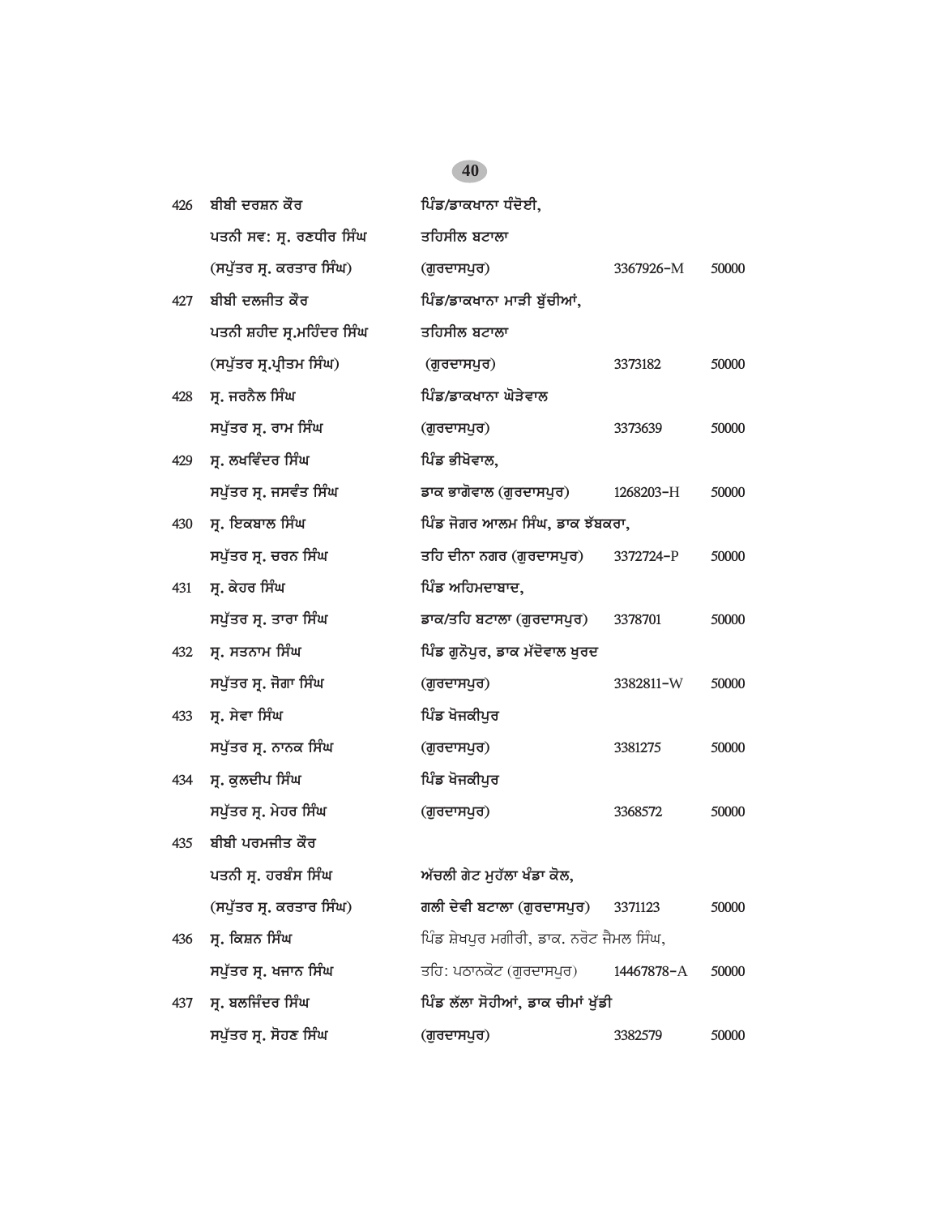| | | | | |
|---|---|---|---|---|
| 426 | ਬੀਬੀ ਦਰਸ਼ਨ ਕੌਰ<br>ਪਤਨੀ ਸਵ: ਸ੍ਰ. ਰਣਧੀਰ ਸਿੰਘ<br>(ਸਪੁੱਤਰ ਸ੍ਰ. ਕਰਤਾਰ ਸਿੰਘ) | ਪਿੰਡ/ਡਾਕਖਾਨਾ ਧੰਦੋਈ,<br>ਤਹਿਸੀਲ ਬਟਾਲਾ<br>(ਗੁਰਦਾਸਪੁਰ) | 3367926-M | 50000 |
| 427 | ਬੀਬੀ ਦਲਜੀਤ ਕੌਰ<br>ਪਤਨੀ ਸ਼ਹੀਦ ਸ੍ਰ.ਮਹਿੰਦਰ ਸਿੰਘ<br>(ਸਪੁੱਤਰ ਸ੍ਰ.ਪ੍ਰੀਤਮ ਸਿੰਘ) | ਪਿੰਡ/ਡਾਕਖਾਨਾ ਮਾੜੀ ਬੁੱਚੀਆਂ,<br>ਤਹਿਸੀਲ ਬਟਾਲਾ<br>(ਗੁਰਦਾਸਪੁਰ) | 3373182 | 50000 |
| 428 | ਸ੍ਰ. ਜਰਨੈਲ ਸਿੰਘ<br>ਸਪੁੱਤਰ ਸ੍ਰ. ਰਾਮ ਸਿੰਘ | ਪਿੰਡ/ਡਾਕਖਾਨਾ ਘੋੜੇਵਾਲ<br>(ਗੁਰਦਾਸਪੁਰ) | 3373639 | 50000 |
| 429 | ਸ੍ਰ. ਲਖਵਿੰਦਰ ਸਿੰਘ<br>ਸਪੁੱਤਰ ਸ੍ਰ. ਜਸਵੰਤ ਸਿੰਘ | ਪਿੰਡ ਭੀਖੋਵਾਲ,<br>ਡਾਕ ਭਾਗੋਵਾਲ (ਗੁਰਦਾਸਪੁਰ) | 1268203-H | 50000 |
| 430 | ਸ੍ਰ. ਇਕਬਾਲ ਸਿੰਘ<br>ਸਪੁੱਤਰ ਸ੍ਰ. ਚਰਨ ਸਿੰਘ | ਪਿੰਡ ਜੋਗਰ ਆਲਮ ਸਿੰਘ, ਡਾਕ ਝੱਬਕਰਾ,<br>ਤਹਿ ਦੀਨਾ ਨਗਰ (ਗੁਰਦਾਸਪੁਰ) | 3372724-P | 50000 |
| 431 | ਸ੍ਰ. ਕੇਹਰ ਸਿੰਘ<br>ਸਪੁੱਤਰ ਸ੍ਰ. ਤਾਰਾ ਸਿੰਘ | ਪਿੰਡ ਅਹਿਮਦਾਬਾਦ,<br>ਡਾਕ/ਤਹਿ ਬਟਾਲਾ (ਗੁਰਦਾਸਪੁਰ) | 3378701 | 50000 |
| 432 | ਸ੍ਰ. ਸਤਨਾਮ ਸਿੰਘ<br>ਸਪੁੱਤਰ ਸ੍ਰ. ਜੋਗਾ ਸਿੰਘ | ਪਿੰਡ ਗੁਨੋਪੁਰ, ਡਾਕ ਮੱਦੋਵਾਲ ਖੁਰਦ<br>(ਗੁਰਦਾਸਪੁਰ) | 3382811-W | 50000 |
| 433 | ਸ੍ਰ. ਸੇਵਾ ਸਿੰਘ<br>ਸਪੁੱਤਰ ਸ੍ਰ. ਨਾਨਕ ਸਿੰਘ | ਪਿੰਡ ਖੋਜਕੀਪੁਰ<br>(ਗੁਰਦਾਸਪੁਰ) | 3381275 | 50000 |
| 434 | ਸ੍ਰ. ਕੁਲਦੀਪ ਸਿੰਘ<br>ਸਪੁੱਤਰ ਸ੍ਰ. ਮੇਹਰ ਸਿੰਘ | ਪਿੰਡ ਖੋਜਕੀਪੁਰ<br>(ਗੁਰਦਾਸਪੁਰ) | 3368572 | 50000 |
| 435 | ਬੀਬੀ ਪਰਮਜੀਤ ਕੌਰ<br>ਪਤਨੀ ਸ੍ਰ. ਹਰਬੰਸ ਸਿੰਘ<br>(ਸਪੁੱਤਰ ਸ੍ਰ. ਕਰਤਾਰ ਸਿੰਘ) | ਅੱਚਲੀ ਗੇਟ ਮੁਹੱਲਾ ਖੰਡਾ ਕੋਲ,<br>ਗਲੀ ਦੇਵੀ ਬਟਾਲਾ (ਗੁਰਦਾਸਪੁਰ) | 3371123 | 50000 |
| 436 | ਸ੍ਰ. ਕਿਸ਼ਨ ਸਿੰਘ<br>ਸਪੁੱਤਰ ਸ੍ਰ. ਖਜਾਨ ਸਿੰਘ | ਪਿੰਡ ਸ਼ੇਖਪੁਰ ਮਗੀਰੀ, ਡਾਕ. ਨਰੋਟ ਜੈਮਲ ਸਿੰਘ,<br>ਤਹਿ: ਪਠਾਨਕੋਟ (ਗੁਰਦਾਸਪੁਰ) | 14467878-A | 50000 |
| 437 | ਸ੍ਰ. ਬਲਜਿੰਦਰ ਸਿੰਘ<br>ਸਪੁੱਤਰ ਸ੍ਰ. ਸੋਹਣ ਸਿੰਘ | ਪਿੰਡ ਲੱਲਾ ਸੋਹੀਆਂ, ਡਾਕ ਚੀਮਾਂ ਖੁੱਡੀ<br>(ਗੁਰਦਾਸਪੁਰ) | 3382579 | 50000 |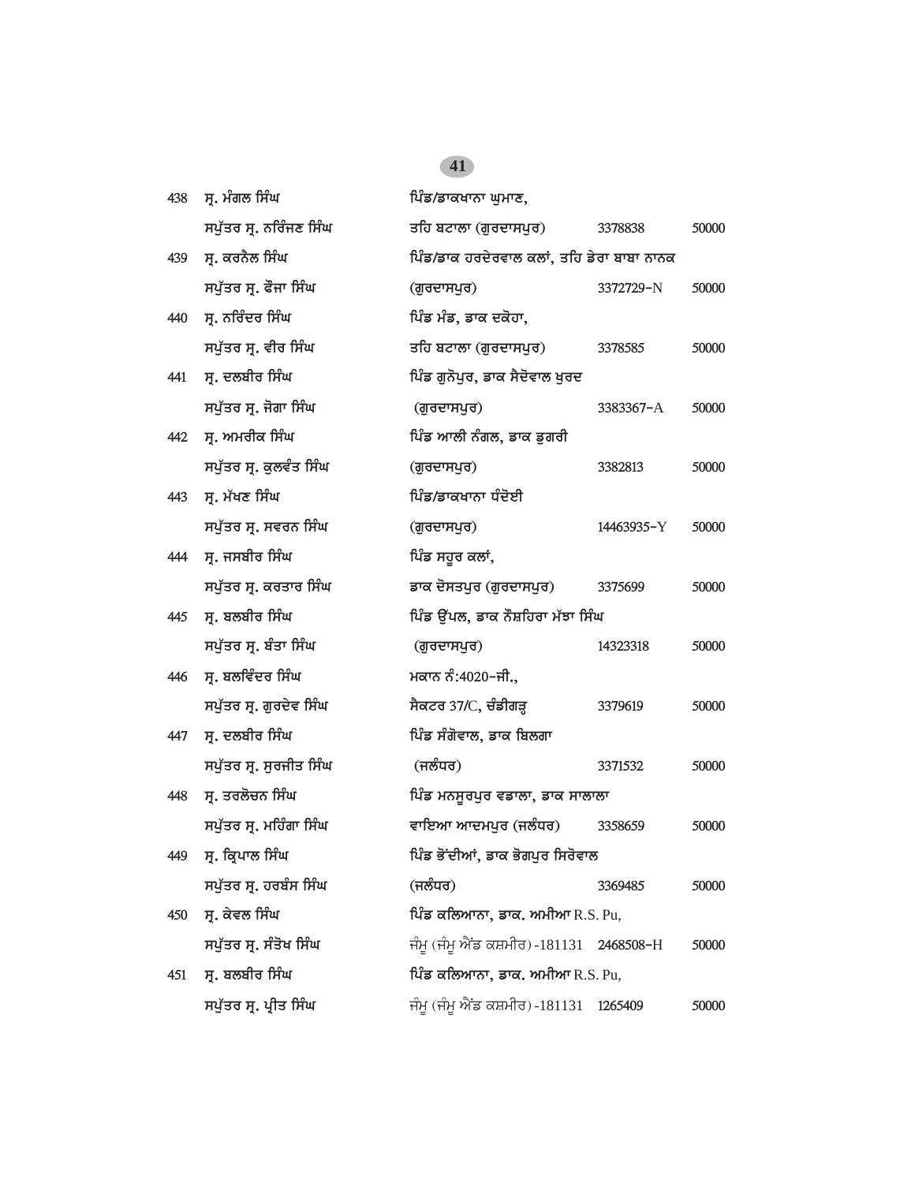| | | | | |
|---|---|---|---|---|
| 438 | ਸ੍ਰ. ਮੰਗਲ ਸਿੰਘ<br>ਸਪੁੱਤਰ ਸ੍ਰ. ਨਰਿੰਜਣ ਸਿੰਘ | ਪਿੰਡ/ਡਾਕਖਾਨਾ ਘੁਮਾਣ,<br>ਤਹਿ ਬਟਾਲਾ (ਗੁਰਦਾਸਪੁਰ) | 3378838 | 50000 |
| 439 | ਸ੍ਰ. ਕਰਨੈਲ ਸਿੰਘ<br>ਸਪੁੱਤਰ ਸ੍ਰ. ਫੌਜਾ ਸਿੰਘ | ਪਿੰਡ/ਡਾਕ ਹਰਦੇਰਵਾਲ ਕਲਾਂ, ਤਹਿ ਡੇਰਾ ਬਾਬਾ ਨਾਨਕ<br>(ਗੁਰਦਾਸਪੁਰ) | 3372729-N | 50000 |
| 440 | ਸ੍ਰ. ਨਰਿੰਦਰ ਸਿੰਘ<br>ਸਪੁੱਤਰ ਸ੍ਰ. ਵੀਰ ਸਿੰਘ | ਪਿੰਡ ਮੰਡ, ਡਾਕ ਦਕੋਹਾ,<br>ਤਹਿ ਬਟਾਲਾ (ਗੁਰਦਾਸਪੁਰ) | 3378585 | 50000 |
| 441 | ਸ੍ਰ. ਦਲਬੀਰ ਸਿੰਘ<br>ਸਪੁੱਤਰ ਸ੍ਰ. ਜੋਗਾ ਸਿੰਘ | ਪਿੰਡ ਗੁਨੋਪੁਰ, ਡਾਕ ਸੈਦੋਵਾਲ ਖੁਰਦ<br>(ਗੁਰਦਾਸਪੁਰ) | 3383367-A | 50000 |
| 442 | ਸ੍ਰ. ਅਮਰੀਕ ਸਿੰਘ<br>ਸਪੁੱਤਰ ਸ੍ਰ. ਕੁਲਵੰਤ ਸਿੰਘ | ਪਿੰਡ ਆਲੀ ਨੰਗਲ, ਡਾਕ ਡੁਗਰੀ<br>(ਗੁਰਦਾਸਪੁਰ) | 3382813 | 50000 |
| 443 | ਸ੍ਰ. ਮੱਖਣ ਸਿੰਘ<br>ਸਪੁੱਤਰ ਸ੍ਰ. ਸਵਰਨ ਸਿੰਘ | ਪਿੰਡ/ਡਾਕਖਾਨਾ ਧੰਦੋਈ<br>(ਗੁਰਦਾਸਪੁਰ) | 14463935-Y | 50000 |
| 444 | ਸ੍ਰ. ਜਸਬੀਰ ਸਿੰਘ<br>ਸਪੁੱਤਰ ਸ੍ਰ. ਕਰਤਾਰ ਸਿੰਘ | ਪਿੰਡ ਸਹੂਰ ਕਲਾਂ,<br>ਡਾਕ ਦੋਸਤਪੁਰ (ਗੁਰਦਾਸਪੁਰ) | 3375699 | 50000 |
| 445 | ਸ੍ਰ. ਬਲਬੀਰ ਸਿੰਘ<br>ਸਪੁੱਤਰ ਸ੍ਰ. ਬੰਤਾ ਸਿੰਘ | ਪਿੰਡ ਉੱਪਲ, ਡਾਕ ਨੌਸ਼ਹਿਰਾ ਮੱਝਾ ਸਿੰਘ<br>(ਗੁਰਦਾਸਪੁਰ) | 14323318 | 50000 |
| 446 | ਸ੍ਰ. ਬਲਵਿੰਦਰ ਸਿੰਘ<br>ਸਪੁੱਤਰ ਸ੍ਰ. ਗੁਰਦੇਵ ਸਿੰਘ | ਮਕਾਨ ਨੰ:4020-ਜੀ.,<br>ਸੈਕਟਰ 37/C, ਚੰਡੀਗੜ੍ਹ | 3379619 | 50000 |
| 447 | ਸ੍ਰ. ਦਲਬੀਰ ਸਿੰਘ<br>ਸਪੁੱਤਰ ਸ੍ਰ. ਸੁਰਜੀਤ ਸਿੰਘ | ਪਿੰਡ ਸੰਗੋਵਾਲ, ਡਾਕ ਬਿਲਗਾ<br>(ਜਲੰਧਰ) | 3371532 | 50000 |
| 448 | ਸ੍ਰ. ਤਰਲੋਚਨ ਸਿੰਘ<br>ਸਪੁੱਤਰ ਸ੍ਰ. ਮਹਿੰਗਾ ਸਿੰਘ | ਪਿੰਡ ਮਨਸੂਰਪੁਰ ਵਡਾਲਾ, ਡਾਕ ਸਾਲਾਲਾ<br>ਵਾਇਆ ਆਦਮਪੁਰ (ਜਲੰਧਰ) | 3358659 | 50000 |
| 449 | ਸ੍ਰ. ਕ੍ਰਿਪਾਲ ਸਿੰਘ<br>ਸਪੁੱਤਰ ਸ੍ਰ. ਹਰਬੰਸ ਸਿੰਘ | ਪਿੰਡ ਭੋਂਦੀਆਂ, ਡਾਕ ਭੋਗਪੁਰ ਸਿਰੋਵਾਲ<br>(ਜਲੰਧਰ) | 3369485 | 50000 |
| 450 | ਸ੍ਰ. ਕੇਵਲ ਸਿੰਘ<br>ਸਪੁੱਤਰ ਸ੍ਰ. ਸੰਤੋਖ ਸਿੰਘ | ਪਿੰਡ ਕਲਿਆਨਾ, ਡਾਕ. ਅਮੀਆ R.S. Pu,<br>ਜੰਮੂ (ਜੰਮੂ ਐਂਡ ਕਸ਼ਮੀਰ) -181131 | 2468508-H | 50000 |
| 451 | ਸ੍ਰ. ਬਲਬੀਰ ਸਿੰਘ<br>ਸਪੁੱਤਰ ਸ੍ਰ. ਪ੍ਰੀਤ ਸਿੰਘ | ਪਿੰਡ ਕਲਿਆਨਾ, ਡਾਕ. ਅਮੀਆ R.S. Pu,<br>ਜੰਮੂ (ਜੰਮੂ ਐਂਡ ਕਸ਼ਮੀਰ) -181131 | 1265409 | 50000 |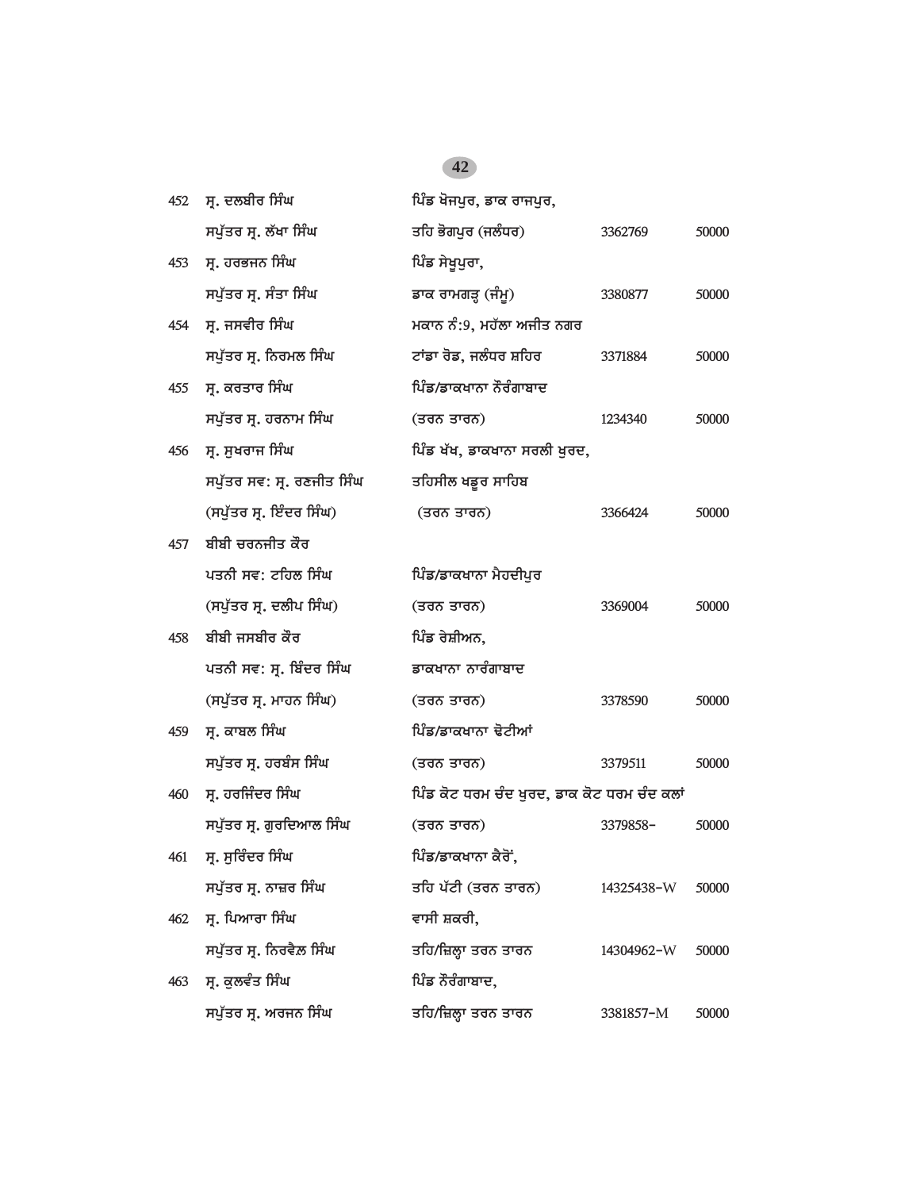| | | | | |
|---|---|---|---|---|
| 452 | ਸ੍. ਦਲਬੀਰ ਸਿੰਘ<br>ਸਪੁੱਤਰ ਸ੍. ਲੱਖਾ ਸਿੰਘ | ਪਿੰਡ ਖੋਜਪੁਰ, ਡਾਕ ਰਾਜਪੁਰ,<br>ਤਹਿ ਭੋਗਪੁਰ (ਜਲੰਧਰ) | 3362769 | 50000 |
| 453 | ਸ੍. ਹਰਭਜਨ ਸਿੰਘ<br>ਸਪੁੱਤਰ ਸ੍. ਸੰਤਾ ਸਿੰਘ | ਪਿੰਡ ਸੇਖੂਪੁਰਾ,<br>ਡਾਕ ਰਾਮਗੜ੍ਹ (ਜੰਮੂ) | 3380877 | 50000 |
| 454 | ਸ੍. ਜਸਵੀਰ ਸਿੰਘ<br>ਸਪੁੱਤਰ ਸ੍. ਨਿਰਮਲ ਸਿੰਘ | ਮਕਾਨ ਨੰ:9, ਮਹੱਲਾ ਅਜੀਤ ਨਗਰ<br>ਟਾਂਡਾ ਰੋਡ, ਜਲੰਧਰ ਸ਼ਹਿਰ | 3371884 | 50000 |
| 455 | ਸ੍. ਕਰਤਾਰ ਸਿੰਘ<br>ਸਪੁੱਤਰ ਸ੍. ਹਰਨਾਮ ਸਿੰਘ | ਪਿੰਡ/ਡਾਕਖਾਨਾ ਨੌਰੰਗਾਬਾਦ<br>(ਤਰਨ ਤਾਰਨ) | 1234340 | 50000 |
| 456 | ਸ੍. ਸੁਖਰਾਜ ਸਿੰਘ<br>ਸਪੁੱਤਰ ਸਵ: ਸ੍. ਰਣਜੀਤ ਸਿੰਘ<br>(ਸਪੁੱਤਰ ਸ੍. ਇੰਦਰ ਸਿੰਘ) | ਪਿੰਡ ਖੱਖ, ਡਾਕਖਾਨਾ ਸਰਲੀ ਖੁਰਦ,<br>ਤਹਿਸੀਲ ਖਡੂਰ ਸਾਹਿਬ<br>(ਤਰਨ ਤਾਰਨ) | 3366424 | 50000 |
| 457 | ਬੀਬੀ ਚਰਨਜੀਤ ਕੌਰ<br>ਪਤਨੀ ਸਵ: ਟਹਿਲ ਸਿੰਘ<br>(ਸਪੁੱਤਰ ਸ੍. ਦਲੀਪ ਸਿੰਘ) | ਪਿੰਡ/ਡਾਕਖਾਨਾ ਮੈਹਦੀਪੁਰ<br>(ਤਰਨ ਤਾਰਨ) | 3369004 | 50000 |
| 458 | ਬੀਬੀ ਜਸਬੀਰ ਕੌਰ<br>ਪਤਨੀ ਸਵ: ਸ੍. ਬਿੰਦਰ ਸਿੰਘ<br>(ਸਪੁੱਤਰ ਸ੍. ਮਾਹਨ ਸਿੰਘ) | ਪਿੰਡ ਰੇਸ਼ੀਅਨ,<br>ਡਾਕਖਾਨਾ ਨਾਰੰਗਾਬਾਦ<br>(ਤਰਨ ਤਾਰਨ) | 3378590 | 50000 |
| 459 | ਸ੍. ਕਾਬਲ ਸਿੰਘ<br>ਸਪੁੱਤਰ ਸ੍. ਹਰਬੰਸ ਸਿੰਘ | ਪਿੰਡ/ਡਾਕਖਾਨਾ ਢੋਟੀਆਂ<br>(ਤਰਨ ਤਾਰਨ) | 3379511 | 50000 |
| 460 | ਸ੍. ਹਰਜਿੰਦਰ ਸਿੰਘ<br>ਸਪੁੱਤਰ ਸ੍. ਗੁਰਦਿਆਲ ਸਿੰਘ | ਪਿੰਡ ਕੋਟ ਧਰਮ ਚੰਦ ਖੁਰਦ, ਡਾਕ ਕੋਟ ਧਰਮ ਚੰਦ ਕਲਾਂ<br>(ਤਰਨ ਤਾਰਨ) | 3379858- | 50000 |
| 461 | ਸ੍. ਸੁਰਿੰਦਰ ਸਿੰਘ<br>ਸਪੁੱਤਰ ਸ੍. ਨਾਜ਼ਰ ਸਿੰਘ | ਪਿੰਡ/ਡਾਕਖਾਨਾ ਕੈਰੋਂ,<br>ਤਹਿ ਪੱਟੀ (ਤਰਨ ਤਾਰਨ) | 14325438-W | 50000 |
| 462 | ਸ੍. ਪਿਆਰਾ ਸਿੰਘ<br>ਸਪੁੱਤਰ ਸ੍. ਨਿਰਵੈਲ ਸਿੰਘ | ਵਾਸੀ ਸ਼ਕਰੀ,<br>ਤਹਿ/ਜ਼ਿਲ੍ਹਾ ਤਰਨ ਤਾਰਨ | 14304962-W | 50000 |
| 463 | ਸ੍. ਕੁਲਵੰਤ ਸਿੰਘ<br>ਸਪੁੱਤਰ ਸ੍. ਅਰਜਨ ਸਿੰਘ | ਪਿੰਡ ਨੌਰੰਗਾਬਾਦ,<br>ਤਹਿ/ਜ਼ਿਲ੍ਹਾ ਤਰਨ ਤਾਰਨ | 3381857-M | 50000 |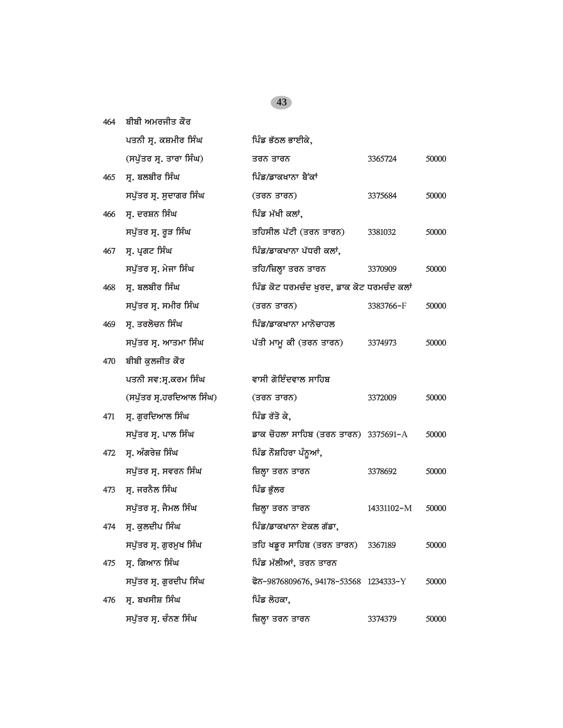| | | | | |
|---|---|---|---|---|
| 464 | ਬੀਬੀ ਅਮਰਜੀਤ ਕੌਰ | | | |
| | ਪਤਨੀ ਸ੍ਰ. ਕਸ਼ਮੀਰ ਸਿੰਘ | ਪਿੰਡ ਭੱਠਲ ਭਾਈਕੇ, | | |
| | (ਸਪੁੱਤਰ ਸ੍ਰ. ਤਾਰਾ ਸਿੰਘ) | ਤਰਨ ਤਾਰਨ | 3365724 | 50000 |
| 465 | ਸ੍ਰ. ਬਲਬੀਰ ਸਿੰਘ | ਪਿੰਡ/ਡਾਕਖਾਨਾ ਬੈਂਕਾਂ | | |
| | ਸਪੁੱਤਰ ਸ੍ਰ. ਸੁਦਾਗਰ ਸਿੰਘ | (ਤਰਨ ਤਾਰਨ) | 3375684 | 50000 |
| 466 | ਸ੍ਰ. ਦਰਸ਼ਨ ਸਿੰਘ | ਪਿੰਡ ਮੱਖੀ ਕਲਾਂ, | | |
| | ਸਪੁੱਤਰ ਸ੍ਰ. ਰੂੜ ਸਿੰਘ | ਤਹਿਸੀਲ ਪੱਟੀ (ਤਰਨ ਤਾਰਨ) | 3381032 | 50000 |
| 467 | ਸ੍ਰ. ਪ੍ਰਗਟ ਸਿੰਘ | ਪਿੰਡ/ਡਾਕਖਾਨਾ ਪੱਧਰੀ ਕਲਾਂ, | | |
| | ਸਪੁੱਤਰ ਸ੍ਰ. ਮੇਜਾ ਸਿੰਘ | ਤਹਿ/ਜ਼ਿਲ੍ਹਾ ਤਰਨ ਤਾਰਨ | 3370909 | 50000 |
| 468 | ਸ੍ਰ. ਬਲਬੀਰ ਸਿੰਘ | ਪਿੰਡ ਕੋਟ ਧਰਮਚੰਦ ਖੁਰਦ, ਡਾਕ ਕੋਟ ਧਰਮਚੰਦ ਕਲਾਂ | | |
| | ਸਪੁੱਤਰ ਸ੍ਰ. ਸਮੀਰ ਸਿੰਘ | (ਤਰਨ ਤਾਰਨ) | 3383766-F | 50000 |
| 469 | ਸ੍ਰ. ਤਰਲੋਚਨ ਸਿੰਘ | ਪਿੰਡ/ਡਾਕਖਾਨਾ ਮਾਨੋਚਾਹਲ | | |
| | ਸਪੁੱਤਰ ਸ੍ਰ. ਆਤਮਾ ਸਿੰਘ | ਪੱਤੀ ਮਾਮੂ ਕੀ (ਤਰਨ ਤਾਰਨ) | 3374973 | 50000 |
| 470 | ਬੀਬੀ ਕੁਲਜੀਤ ਕੌਰ | | | |
| | ਪਤਨੀ ਸਵ:ਸ੍ਰ.ਕਰਮ ਸਿੰਘ | ਵਾਸੀ ਗੋਇੰਦਵਾਲ ਸਾਹਿਬ | | |
| | (ਸਪੁੱਤਰ ਸ੍ਰ.ਹਰਦਿਆਲ ਸਿੰਘ) | (ਤਰਨ ਤਾਰਨ) | 3372009 | 50000 |
| 471 | ਸ੍ਰ. ਗੁਰਦਿਆਲ ਸਿੰਘ | ਪਿੰਡ ਰੱਤੋ ਕੇ, | | |
| | ਸਪੁੱਤਰ ਸ੍ਰ. ਪਾਲ ਸਿੰਘ | ਡਾਕ ਚੋਹਲਾ ਸਾਹਿਬ (ਤਰਨ ਤਾਰਨ) | 3375691-A | 50000 |
| 472 | ਸ੍ਰ. ਅੰਗਰੇਜ਼ ਸਿੰਘ | ਪਿੰਡ ਨੌਸ਼ਹਿਰਾ ਪੰਨੂਆਂ, | | |
| | ਸਪੁੱਤਰ ਸ੍ਰ. ਸਵਰਨ ਸਿੰਘ | ਜ਼ਿਲ੍ਹਾ ਤਰਨ ਤਾਰਨ | 3378692 | 50000 |
| 473 | ਸ੍ਰ. ਜਰਨੈਲ ਸਿੰਘ | ਪਿੰਡ ਭੁੱਲਰ | | |
| | ਸਪੁੱਤਰ ਸ੍ਰ. ਜੈਮਲ ਸਿੰਘ | ਜ਼ਿਲ੍ਹਾ ਤਰਨ ਤਾਰਨ | 14331102-M | 50000 |
| 474 | ਸ੍ਰ. ਕੁਲਦੀਪ ਸਿੰਘ | ਪਿੰਡ/ਡਾਕਖਾਨਾ ਏਕਲ ਗੱਡਾ, | | |
| | ਸਪੁੱਤਰ ਸ੍ਰ. ਗੁਰਮੁਖ ਸਿੰਘ | ਤਹਿ ਖਡੂਰ ਸਾਹਿਬ (ਤਰਨ ਤਾਰਨ) | 3367189 | 50000 |
| 475 | ਸ੍ਰ. ਗਿਆਨ ਸਿੰਘ | ਪਿੰਡ ਮੱਲੀਆਂ, ਤਰਨ ਤਾਰਨ | | |
| | ਸਪੁੱਤਰ ਸ੍ਰ. ਗੁਰਦੀਪ ਸਿੰਘ | ਫੋਨ-9876809676, 94178-53568 | 1234333-Y | 50000 |
| 476 | ਸ੍ਰ. ਬਖਸੀਸ਼ ਸਿੰਘ | ਪਿੰਡ ਲੋਹਕਾ, | | |
| | ਸਪੁੱਤਰ ਸ੍ਰ. ਚੰਨਣ ਸਿੰਘ | ਜ਼ਿਲ੍ਹਾ ਤਰਨ ਤਾਰਨ | 3374379 | 50000 |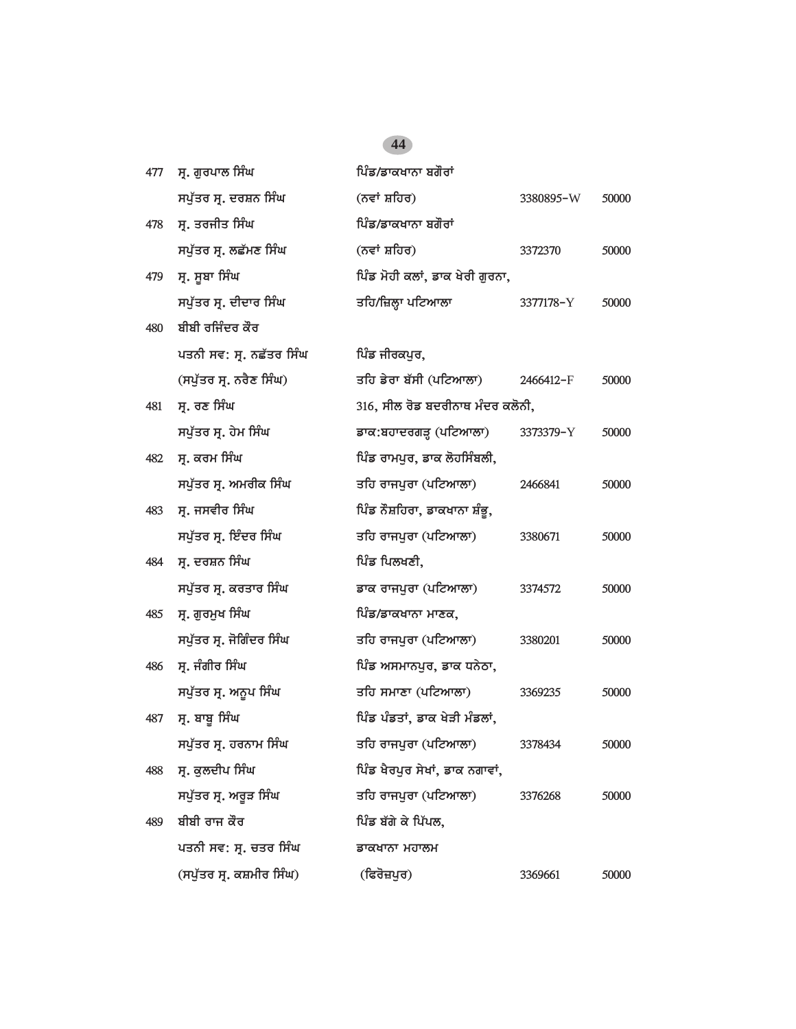| | | | | |
|---|---|---|---|---|
| 477 | ਸ੍. ਗੁਰਪਾਲ ਸਿੰਘ<br>ਸਪੁੱਤਰ ਸ੍. ਦਰਸ਼ਨ ਸਿੰਘ | ਪਿੰਡ/ਡਾਕਖਾਨਾ ਬਗੌਰਾਂ<br>(ਨਵਾਂ ਸ਼ਹਿਰ) | 3380895-W | 50000 |
| 478 | ਸ੍. ਤਰਜੀਤ ਸਿੰਘ<br>ਸਪੁੱਤਰ ਸ੍. ਲਛੱਮਣ ਸਿੰਘ | ਪਿੰਡ/ਡਾਕਖਾਨਾ ਬਗੌਰਾਂ<br>(ਨਵਾਂ ਸ਼ਹਿਰ) | 3372370 | 50000 |
| 479 | ਸ੍. ਸੂਬਾ ਸਿੰਘ<br>ਸਪੁੱਤਰ ਸ੍. ਦੀਦਾਰ ਸਿੰਘ | ਪਿੰਡ ਮੋਹੀ ਕਲਾਂ, ਡਾਕ ਖੇਰੀ ਗੁਰਨਾ,<br>ਤਹਿ/ਜ਼ਿਲ੍ਹਾ ਪਟਿਆਲਾ | 3377178-Y | 50000 |
| 480 | ਬੀਬੀ ਰਜਿੰਦਰ ਕੌਰ<br>ਪਤਨੀ ਸਵ: ਸ੍. ਨਛੱਤਰ ਸਿੰਘ<br>(ਸਪੁੱਤਰ ਸ੍. ਨਰੈਣ ਸਿੰਘ) | ਪਿੰਡ ਜੀਰਕਪੁਰ,<br>ਤਹਿ ਡੇਰਾ ਬੱਸੀ (ਪਟਿਆਲਾ) | 2466412-F | 50000 |
| 481 | ਸ੍. ਰਣ ਸਿੰਘ<br>ਸਪੁੱਤਰ ਸ੍. ਹੇਮ ਸਿੰਘ | 316, ਸੀਲ ਰੋਡ ਬਦਰੀਨਾਥ ਮੰਦਰ ਕਲੋਨੀ,<br>ਡਾਕ:ਬਹਾਦਰਗੜ੍ਹ (ਪਟਿਆਲਾ) | 3373379-Y | 50000 |
| 482 | ਸ੍. ਕਰਮ ਸਿੰਘ<br>ਸਪੁੱਤਰ ਸ੍. ਅਮਰੀਕ ਸਿੰਘ | ਪਿੰਡ ਰਾਮਪੁਰ, ਡਾਕ ਲੋਹਸਿੰਬਲੀ,<br>ਤਹਿ ਰਾਜਪੁਰਾ (ਪਟਿਆਲਾ) | 2466841 | 50000 |
| 483 | ਸ੍. ਜਸਵੀਰ ਸਿੰਘ<br>ਸਪੁੱਤਰ ਸ੍. ਇੰਦਰ ਸਿੰਘ | ਪਿੰਡ ਨੌਸ਼ਹਿਰਾ, ਡਾਕਖਾਨਾ ਸ਼ੰਭੂ,<br>ਤਹਿ ਰਾਜਪੁਰਾ (ਪਟਿਆਲਾ) | 3380671 | 50000 |
| 484 | ਸ੍. ਦਰਸ਼ਨ ਸਿੰਘ<br>ਸਪੁੱਤਰ ਸ੍. ਕਰਤਾਰ ਸਿੰਘ | ਪਿੰਡ ਪਿਲਖਣੀ,<br>ਡਾਕ ਰਾਜਪੁਰਾ (ਪਟਿਆਲਾ) | 3374572 | 50000 |
| 485 | ਸ੍. ਗੁਰਮੁਖ ਸਿੰਘ<br>ਸਪੁੱਤਰ ਸ੍. ਜੋਗਿੰਦਰ ਸਿੰਘ | ਪਿੰਡ/ਡਾਕਖਾਨਾ ਮਾਣਕ,<br>ਤਹਿ ਰਾਜਪੁਰਾ (ਪਟਿਆਲਾ) | 3380201 | 50000 |
| 486 | ਸ੍. ਜੰਗੀਰ ਸਿੰਘ<br>ਸਪੁੱਤਰ ਸ੍. ਅਨੂਪ ਸਿੰਘ | ਪਿੰਡ ਅਸਮਾਨਪੁਰ, ਡਾਕ ਧਨੇਠਾ,<br>ਤਹਿ ਸਮਾਣਾ (ਪਟਿਆਲਾ) | 3369235 | 50000 |
| 487 | ਸ੍. ਬਾਬੂ ਸਿੰਘ<br>ਸਪੁੱਤਰ ਸ੍. ਹਰਨਾਮ ਸਿੰਘ | ਪਿੰਡ ਪੰਡਤਾਂ, ਡਾਕ ਖੇੜੀ ਮੰਡਲਾਂ,<br>ਤਹਿ ਰਾਜਪੁਰਾ (ਪਟਿਆਲਾ) | 3378434 | 50000 |
| 488 | ਸ੍. ਕੁਲਦੀਪ ਸਿੰਘ<br>ਸਪੁੱਤਰ ਸ੍. ਅਰੂੜ ਸਿੰਘ | ਪਿੰਡ ਖੈਰਪੁਰ ਸੇਖਾਂ, ਡਾਕ ਨਗਾਵਾਂ,<br>ਤਹਿ ਰਾਜਪੁਰਾ (ਪਟਿਆਲਾ) | 3376268 | 50000 |
| 489 | ਬੀਬੀ ਰਾਜ ਕੌਰ<br>ਪਤਨੀ ਸਵ: ਸ੍. ਚਤਰ ਸਿੰਘ<br>(ਸਪੁੱਤਰ ਸ੍. ਕਸ਼ਮੀਰ ਸਿੰਘ) | ਪਿੰਡ ਬੱਗੇ ਕੇ ਪਿੱਪਲ,<br>ਡਾਕਖਾਨਾ ਮਹਾਲਮ<br>(ਫਿਰੋਜ਼ਪੁਰ) | 3369661 | 50000 |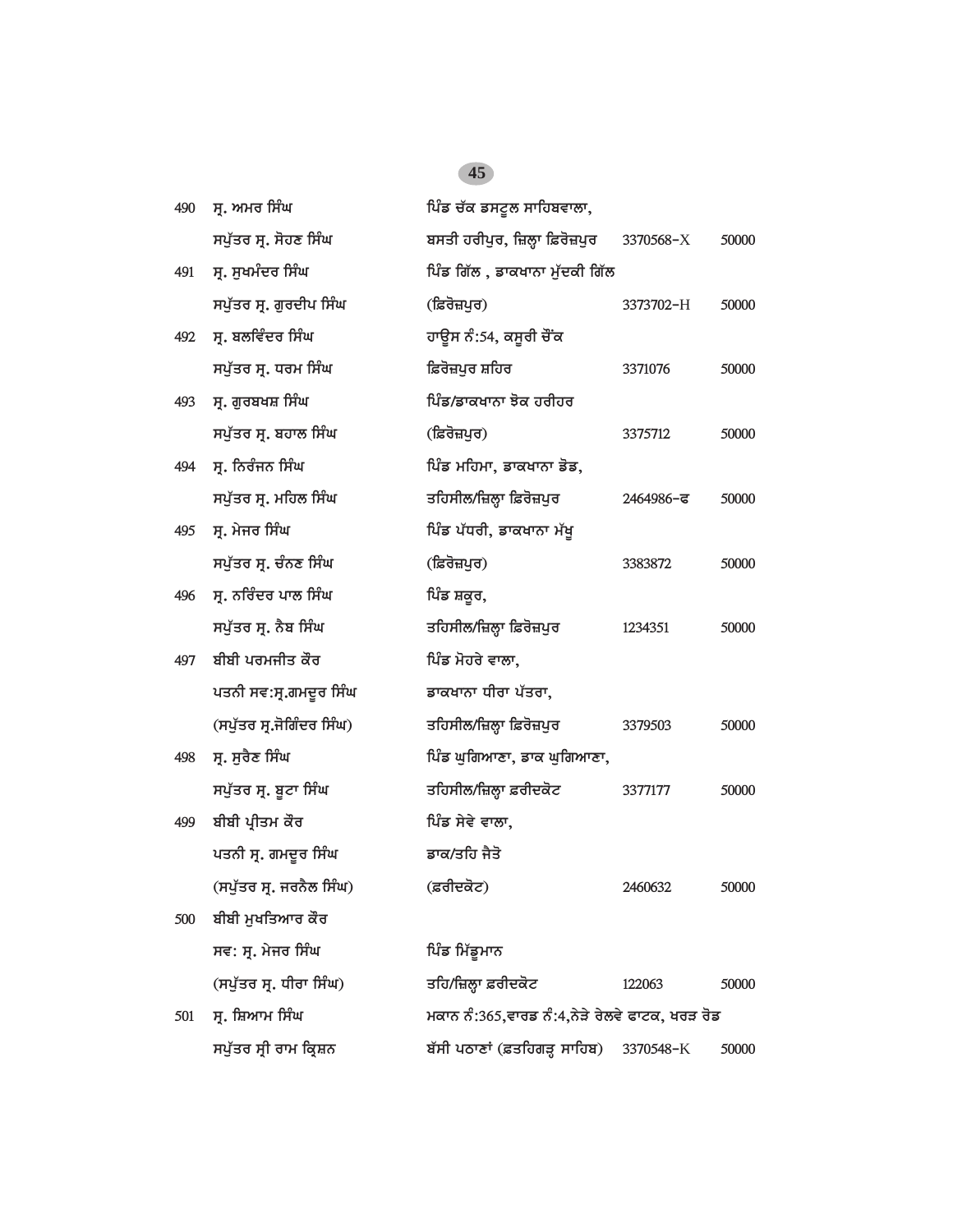| | | | | |
|---|---|---|---|---|
| 490 | ਸ੍ਰ. ਅਮਰ ਸਿੰਘ ਸਪੁੱਤਰ ਸ੍ਰ. ਸੋਹਣ ਸਿੰਘ | ਪਿੰਡ ਚੱਕ ਡਸਟੂਲ ਸਾਹਿਬਵਾਲਾ, ਬਸਤੀ ਹਰੀਪੁਰ, ਜ਼ਿਲ੍ਹਾ ਫ਼ਿਰੋਜ਼ਪੁਰ | 3370568-X | 50000 |
| 491 | ਸ੍ਰ. ਸੁਖਮੰਦਰ ਸਿੰਘ ਸਪੁੱਤਰ ਸ੍ਰ. ਗੁਰਦੀਪ ਸਿੰਘ | ਪਿੰਡ ਗਿੱਲ , ਡਾਕਖਾਨਾ ਮੁੱਦਕੀ ਗਿੱਲ (ਫ਼ਿਰੋਜ਼ਪੁਰ) | 3373702-H | 50000 |
| 492 | ਸ੍ਰ. ਬਲਵਿੰਦਰ ਸਿੰਘ ਸਪੁੱਤਰ ਸ੍ਰ. ਧਰਮ ਸਿੰਘ | ਹਾਊਸ ਨੰ:54, ਕਸੂਰੀ ਚੌਂਕ ਫ਼ਿਰੋਜ਼ਪੁਰ ਸ਼ਹਿਰ | 3371076 | 50000 |
| 493 | ਸ੍ਰ. ਗੁਰਬਖਸ਼ ਸਿੰਘ ਸਪੁੱਤਰ ਸ੍ਰ. ਬਹਾਲ ਸਿੰਘ | ਪਿੰਡ/ਡਾਕਖਾਨਾ ਝੋਕ ਹਰੀਹਰ (ਫ਼ਿਰੋਜ਼ਪੁਰ) | 3375712 | 50000 |
| 494 | ਸ੍ਰ. ਨਿਰੰਜਨ ਸਿੰਘ ਸਪੁੱਤਰ ਸ੍ਰ. ਮਹਿਲ ਸਿੰਘ | ਪਿੰਡ ਮਹਿਮਾ, ਡਾਕਖਾਨਾ ਡੋਡ, ਤਹਿਸੀਲ/ਜ਼ਿਲ੍ਹਾ ਫ਼ਿਰੋਜ਼ਪੁਰ | 2464986-ਫ | 50000 |
| 495 | ਸ੍ਰ. ਮੇਜਰ ਸਿੰਘ ਸਪੁੱਤਰ ਸ੍ਰ. ਚੰਨਣ ਸਿੰਘ | ਪਿੰਡ ਪੱਧਰੀ, ਡਾਕਖਾਨਾ ਮੱਖੂ (ਫ਼ਿਰੋਜ਼ਪੁਰ) | 3383872 | 50000 |
| 496 | ਸ੍ਰ. ਨਰਿੰਦਰ ਪਾਲ ਸਿੰਘ ਸਪੁੱਤਰ ਸ੍ਰ. ਨੈਬ ਸਿੰਘ | ਪਿੰਡ ਸ਼ਕੂਰ, ਤਹਿਸੀਲ/ਜ਼ਿਲ੍ਹਾ ਫ਼ਿਰੋਜ਼ਪੁਰ | 1234351 | 50000 |
| 497 | ਬੀਬੀ ਪਰਮਜੀਤ ਕੌਰ ਪਤਨੀ ਸਵ:ਸ੍ਰ.ਗਮਦੂਰ ਸਿੰਘ (ਸਪੁੱਤਰ ਸ੍ਰ.ਜੋਗਿੰਦਰ ਸਿੰਘ) | ਪਿੰਡ ਮੋਹਰੇ ਵਾਲਾ, ਡਾਕਖਾਨਾ ਧੀਰਾ ਪੱਤਰਾ, ਤਹਿਸੀਲ/ਜ਼ਿਲ੍ਹਾ ਫ਼ਿਰੋਜ਼ਪੁਰ | 3379503 | 50000 |
| 498 | ਸ੍ਰ. ਸੁਰੈਣ ਸਿੰਘ ਸਪੁੱਤਰ ਸ੍ਰ. ਬੂਟਾ ਸਿੰਘ | ਪਿੰਡ ਘੁਗਿਆਣਾ, ਡਾਕ ਘੁਗਿਆਣਾ, ਤਹਿਸੀਲ/ਜ਼ਿਲ੍ਹਾ ਫ਼ਰੀਦਕੋਟ | 3377177 | 50000 |
| 499 | ਬੀਬੀ ਪ੍ਰੀਤਮ ਕੌਰ ਪਤਨੀ ਸ੍ਰ. ਗਮਦੂਰ ਸਿੰਘ (ਸਪੁੱਤਰ ਸ੍ਰ. ਜਰਨੈਲ ਸਿੰਘ) | ਪਿੰਡ ਸੇਵੇ ਵਾਲਾ, ਡਾਕ/ਤਹਿ ਜੈਤੋ (ਫ਼ਰੀਦਕੋਟ) | 2460632 | 50000 |
| 500 | ਬੀਬੀ ਮੁਖਤਿਆਰ ਕੌਰ ਸਵ: ਸ੍ਰ. ਮੇਜਰ ਸਿੰਘ (ਸਪੁੱਤਰ ਸ੍ਰ. ਧੀਰਾ ਸਿੰਘ) | ਪਿੰਡ ਮਿੱਡੂਮਾਨ ਤਹਿ/ਜ਼ਿਲ੍ਹਾ ਫ਼ਰੀਦਕੋਟ | 122063 | 50000 |
| 501 | ਸ੍ਰ. ਸ਼ਿਆਮ ਸਿੰਘ ਸਪੁੱਤਰ ਸ੍ਰੀ ਰਾਮ ਕ੍ਰਿਸ਼ਨ | ਮਕਾਨ ਨੰ:365,ਵਾਰਡ ਨੰ:4,ਨੇੜੇ ਰੇਲਵੇ ਫਾਟਕ, ਖਰੜ ਰੋਡ ਬੱਸੀ ਪਠਾਣਾਂ (ਫ਼ਤਹਿਗੜ੍ਹ ਸਾਹਿਬ) | 3370548-K | 50000 |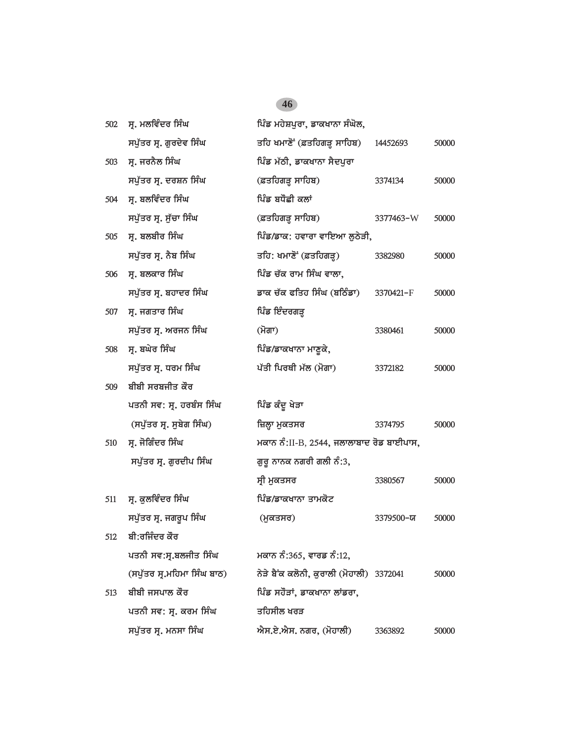| | | | | |
|---|---|---|---|---|
| 502 | ਸ੍ਰ. ਮਲਵਿੰਦਰ ਸਿੰਘ ਸਪੁੱਤਰ ਸ੍ਰ. ਗੁਰਦੇਵ ਸਿੰਘ | ਪਿੰਡ ਮਹੇਸ਼ਪੁਰਾ, ਡਾਕਖਾਨਾ ਸੰਘੋਲ, ਤਹਿ ਖਮਾਣੋਂ (ਫ਼ਤਹਿਗੜ੍ਹ ਸਾਹਿਬ) | 14452693 | 50000 |
| 503 | ਸ੍ਰ. ਜਰਨੈਲ ਸਿੰਘ ਸਪੁੱਤਰ ਸ੍ਰ. ਦਰਸ਼ਨ ਸਿੰਘ | ਪਿੰਡ ਮੱਠੀ, ਡਾਕਖਾਨਾ ਸੈਦਪੁਰਾ (ਫ਼ਤਹਿਗੜ੍ਹ ਸਾਹਿਬ) | 3374134 | 50000 |
| 504 | ਸ੍ਰ. ਬਲਵਿੰਦਰ ਸਿੰਘ ਸਪੁੱਤਰ ਸ੍ਰ. ਸੁੱਚਾ ਸਿੰਘ | ਪਿੰਡ ਬਧੌਛੀ ਕਲਾਂ (ਫ਼ਤਹਿਗੜ੍ਹ ਸਾਹਿਬ) | 3377463-W | 50000 |
| 505 | ਸ੍ਰ. ਬਲਬੀਰ ਸਿੰਘ ਸਪੁੱਤਰ ਸ੍ਰ. ਨੈਬ ਸਿੰਘ | ਪਿੰਡ/ਡਾਕ: ਹਵਾਰਾ ਵਾਇਆ ਲੁਠੇੜੀ, ਤਹਿ: ਖਮਾਣੋਂ (ਫ਼ਤਹਿਗੜ੍ਹ) | 3382980 | 50000 |
| 506 | ਸ੍ਰ. ਬਲਕਾਰ ਸਿੰਘ ਸਪੁੱਤਰ ਸ੍ਰ. ਬਹਾਦਰ ਸਿੰਘ | ਪਿੰਡ ਚੱਕ ਰਾਮ ਸਿੰਘ ਵਾਲਾ, ਡਾਕ ਚੱਕ ਫਤਿਹ ਸਿੰਘ (ਬਠਿੰਡਾ) | 3370421-F | 50000 |
| 507 | ਸ੍ਰ. ਜਗਤਾਰ ਸਿੰਘ ਸਪੁੱਤਰ ਸ੍ਰ. ਅਰਜਨ ਸਿੰਘ | ਪਿੰਡ ਇੰਦਰਗੜ੍ਹ (ਮੋਗਾ) | 3380461 | 50000 |
| 508 | ਸ੍ਰ. ਬਘੇਰ ਸਿੰਘ ਸਪੁੱਤਰ ਸ੍ਰ. ਧਰਮ ਸਿੰਘ | ਪਿੰਡ/ਡਾਕਖਾਨਾ ਮਾਣੂਕੇ, ਪੱਤੀ ਪਿਰਥੀ ਮੱਲ (ਮੋਗਾ) | 3372182 | 50000 |
| 509 | ਬੀਬੀ ਸਰਬਜੀਤ ਕੌਰ ਪਤਨੀ ਸਵ: ਸ੍ਰ. ਹਰਬੰਸ ਸਿੰਘ (ਸਪੁੱਤਰ ਸ੍ਰ. ਸੁਬੇਗ ਸਿੰਘ) | ਪਿੰਡ ਕੰਦੂ ਖੇੜਾ ਜ਼ਿਲ੍ਹਾ ਮੁਕਤਸਰ | 3374795 | 50000 |
| 510 | ਸ੍ਰ. ਜੋਗਿੰਦਰ ਸਿੰਘ ਸਪੁੱਤਰ ਸ੍ਰ. ਗੁਰਦੀਪ ਸਿੰਘ | ਮਕਾਨ ਨੰ:II-B, 2544, ਜਲਾਲਾਬਾਦ ਰੋਡ ਬਾਈਪਾਸ, ਗੁਰੂ ਨਾਨਕ ਨਗਰੀ ਗਲੀ ਨੰ:3, ਸ੍ਰੀ ਮੁਕਤਸਰ | 3380567 | 50000 |
| 511 | ਸ੍ਰ. ਕੁਲਵਿੰਦਰ ਸਿੰਘ ਸਪੁੱਤਰ ਸ੍ਰ. ਜਗਰੂਪ ਸਿੰਘ | ਪਿੰਡ/ਡਾਕਖਾਨਾ ਤਾਮਕੋਟ (ਮੁਕਤਸਰ) | 3379500-ਯ | 50000 |
| 512 | ਬੀ:ਰਜਿੰਦਰ ਕੌਰ ਪਤਨੀ ਸਵ:ਸ੍ਰ.ਬਲਜੀਤ ਸਿੰਘ (ਸਪੁੱਤਰ ਸ੍ਰ.ਮਹਿਮਾ ਸਿੰਘ ਬਾਠ) | ਮਕਾਨ ਨੰ:365, ਵਾਰਡ ਨੰ:12, ਨੇੜੇ ਬੈਂਕ ਕਲੋਨੀ, ਕੁਰਾਲੀ (ਮੋਹਾਲੀ) | 3372041 | 50000 |
| 513 | ਬੀਬੀ ਜਸਪਾਲ ਕੌਰ ਪਤਨੀ ਸਵ: ਸ੍ਰ. ਕਰਮ ਸਿੰਘ ਸਪੁੱਤਰ ਸ੍ਰ. ਮਨਸਾ ਸਿੰਘ | ਪਿੰਡ ਸਹੌੜਾਂ, ਡਾਕਖਾਨਾ ਲਾਂਡਰਾ, ਤਹਿਸੀਲ ਖਰੜ ਐਸ.ਏ.ਐਸ. ਨਗਰ, (ਮੋਹਾਲੀ) | 3363892 | 50000 |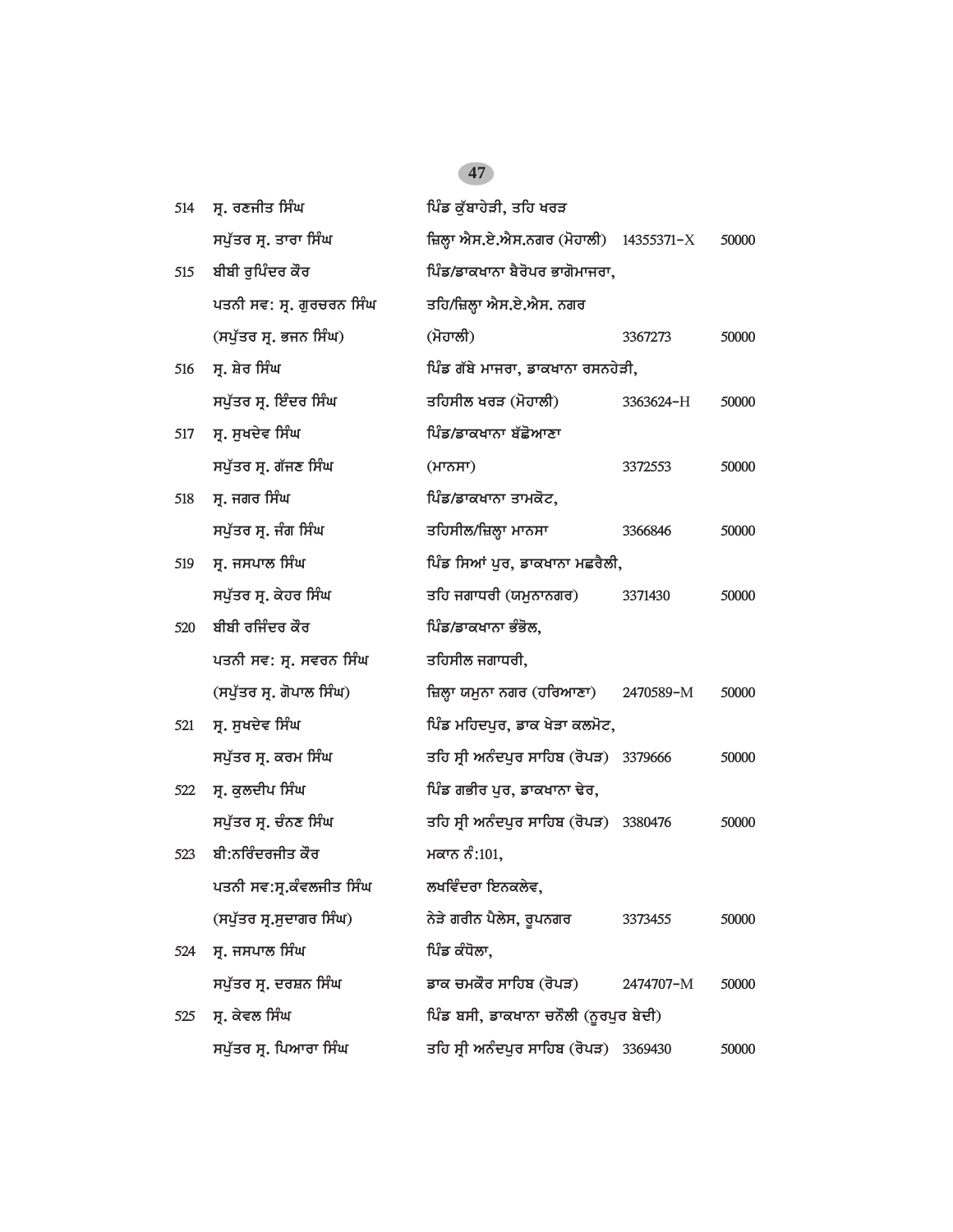| | | | | |
|---|---|---|---|---|
| 514 | ਸ੍ਰ. ਰਣਜੀਤ ਸਿੰਘ<br>ਸਪੁੱਤਰ ਸ੍ਰ. ਤਾਰਾ ਸਿੰਘ | ਪਿੰਡ ਕੁੱਬਾਹੇੜੀ, ਤਹਿ ਖਰੜ<br>ਜ਼ਿਲ੍ਹਾ ਐਸ.ਏ.ਐਸ.ਨਗਰ (ਮੋਹਾਲੀ) | 14355371-X | 50000 |
| 515 | ਬੀਬੀ ਰੁਪਿੰਦਰ ਕੌਰ<br>ਪਤਨੀ ਸਵ: ਸ੍ਰ. ਗੁਰਚਰਨ ਸਿੰਘ<br>(ਸਪੁੱਤਰ ਸ੍ਰ. ਭਜਨ ਸਿੰਘ) | ਪਿੰਡ/ਡਾਕਖਾਨਾ ਬੈਰੋਪਰ ਭਾਗੋਮਾਜਰਾ,<br>ਤਹਿ/ਜ਼ਿਲ੍ਹਾ ਐਸ.ਏ.ਐਸ. ਨਗਰ<br>(ਮੋਹਾਲੀ) | 3367273 | 50000 |
| 516 | ਸ੍ਰ. ਸ਼ੇਰ ਸਿੰਘ<br>ਸਪੁੱਤਰ ਸ੍ਰ. ਇੰਦਰ ਸਿੰਘ | ਪਿੰਡ ਗੱਬੇ ਮਾਜਰਾ, ਡਾਕਖਾਨਾ ਰਸਨਹੇੜੀ,<br>ਤਹਿਸੀਲ ਖਰੜ (ਮੋਹਾਲੀ) | 3363624-H | 50000 |
| 517 | ਸ੍ਰ. ਸੁਖਦੇਵ ਸਿੰਘ<br>ਸਪੁੱਤਰ ਸ੍ਰ. ਗੱਜਣ ਸਿੰਘ | ਪਿੰਡ/ਡਾਕਖਾਨਾ ਬੱਛੋਆਣਾ<br>(ਮਾਨਸਾ) | 3372553 | 50000 |
| 518 | ਸ੍ਰ. ਜਗਰ ਸਿੰਘ<br>ਸਪੁੱਤਰ ਸ੍ਰ. ਜੰਗ ਸਿੰਘ | ਪਿੰਡ/ਡਾਕਖਾਨਾ ਤਾਮਕੋਟ,<br>ਤਹਿਸੀਲ/ਜ਼ਿਲ੍ਹਾ ਮਾਨਸਾ | 3366846 | 50000 |
| 519 | ਸ੍ਰ. ਜਸਪਾਲ ਸਿੰਘ<br>ਸਪੁੱਤਰ ਸ੍ਰ. ਕੇਹਰ ਸਿੰਘ | ਪਿੰਡ ਸਿਆਂ ਪੁਰ, ਡਾਕਖਾਨਾ ਮਛਰੈਲੀ,<br>ਤਹਿ ਜਗਾਧਰੀ (ਯਮੁਨਾਨਗਰ) | 3371430 | 50000 |
| 520 | ਬੀਬੀ ਰਜਿੰਦਰ ਕੌਰ<br>ਪਤਨੀ ਸਵ: ਸ੍ਰ. ਸਵਰਨ ਸਿੰਘ<br>(ਸਪੁੱਤਰ ਸ੍ਰ. ਗੋਪਾਲ ਸਿੰਘ) | ਪਿੰਡ/ਡਾਕਖਾਨਾ ਭੰਭੋਲ,<br>ਤਹਿਸੀਲ ਜਗਾਧਰੀ,<br>ਜ਼ਿਲ੍ਹਾ ਯਮੁਨਾ ਨਗਰ (ਹਰਿਆਣਾ) | 2470589-M | 50000 |
| 521 | ਸ੍ਰ. ਸੁਖਦੇਵ ਸਿੰਘ<br>ਸਪੁੱਤਰ ਸ੍ਰ. ਕਰਮ ਸਿੰਘ | ਪਿੰਡ ਮਹਿਦਪੁਰ, ਡਾਕ ਖੇੜਾ ਕਲਮੋਟ,<br>ਤਹਿ ਸ੍ਰੀ ਅਨੰਦਪੁਰ ਸਾਹਿਬ (ਰੋਪੜ) | 3379666 | 50000 |
| 522 | ਸ੍ਰ. ਕੁਲਦੀਪ ਸਿੰਘ<br>ਸਪੁੱਤਰ ਸ੍ਰ. ਚੰਨਣ ਸਿੰਘ | ਪਿੰਡ ਗਭੀਰ ਪੁਰ, ਡਾਕਖਾਨਾ ਢੇਰ,<br>ਤਹਿ ਸ੍ਰੀ ਅਨੰਦਪੁਰ ਸਾਹਿਬ (ਰੋਪੜ) | 3380476 | 50000 |
| 523 | ਬੀ:ਨਰਿੰਦਰਜੀਤ ਕੌਰ<br>ਪਤਨੀ ਸਵ:ਸ੍ਰ.ਕੰਵਲਜੀਤ ਸਿੰਘ<br>(ਸਪੁੱਤਰ ਸ੍ਰ.ਸੁਦਾਗਰ ਸਿੰਘ) | ਮਕਾਨ ਨੰ:101,<br>ਲਖਵਿੰਦਰਾ ਇਨਕਲੇਵ,<br>ਨੇੜੇ ਗਰੀਨ ਪੈਲੇਸ, ਰੂਪਨਗਰ | 3373455 | 50000 |
| 524 | ਸ੍ਰ. ਜਸਪਾਲ ਸਿੰਘ<br>ਸਪੁੱਤਰ ਸ੍ਰ. ਦਰਸ਼ਨ ਸਿੰਘ | ਪਿੰਡ ਕੰਧੋਲਾ,<br>ਡਾਕ ਚਮਕੌਰ ਸਾਹਿਬ (ਰੋਪੜ) | 2474707-M | 50000 |
| 525 | ਸ੍ਰ. ਕੇਵਲ ਸਿੰਘ<br>ਸਪੁੱਤਰ ਸ੍ਰ. ਪਿਆਰਾ ਸਿੰਘ | ਪਿੰਡ ਬਸੀ, ਡਾਕਖਾਨਾ ਚਨੌਲੀ (ਨੂਰਪੁਰ ਬੇਦੀ)<br>ਤਹਿ ਸ੍ਰੀ ਅਨੰਦਪੁਰ ਸਾਹਿਬ (ਰੋਪੜ) | 3369430 | 50000 |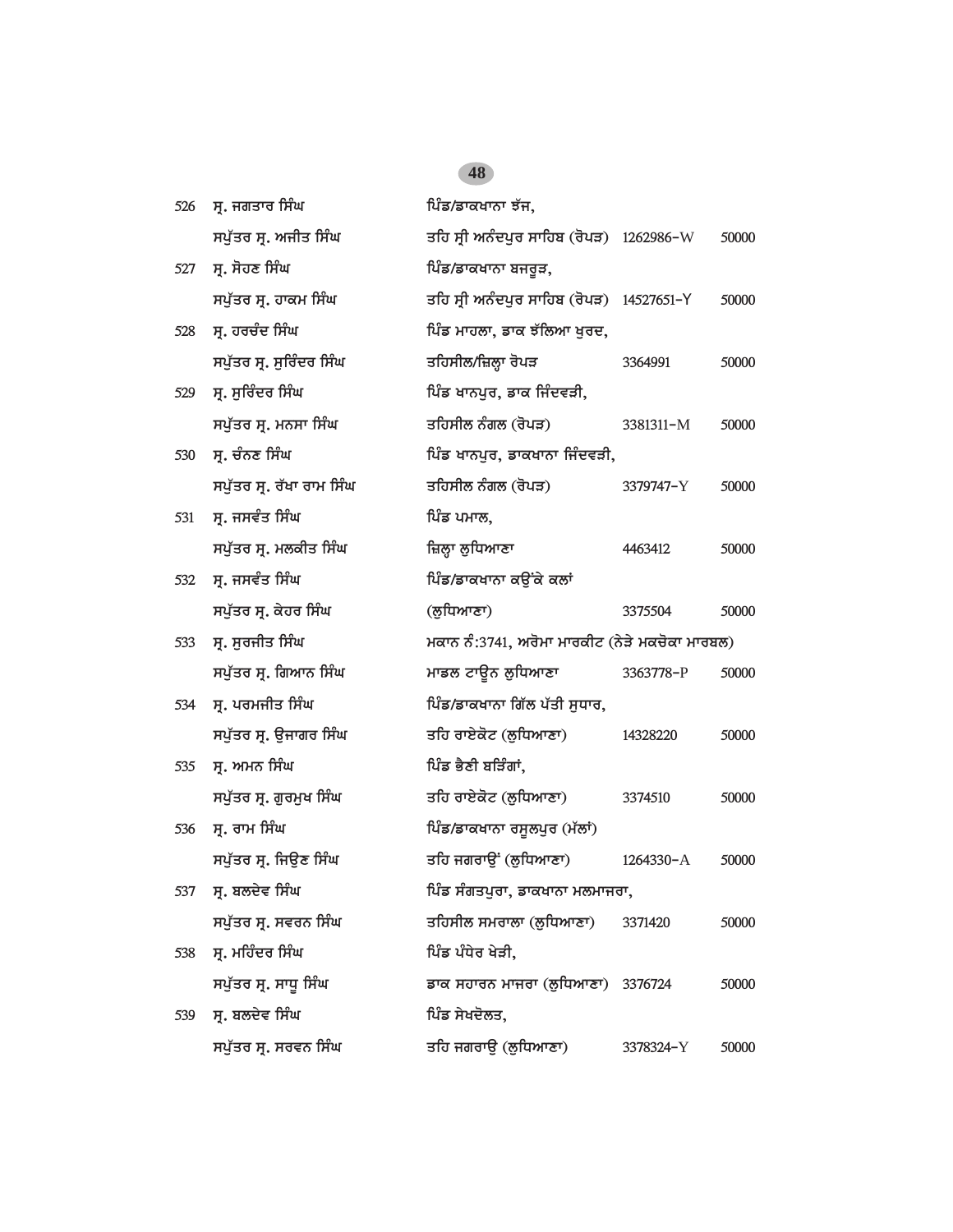| | | | | |
|---|---|---|---|---|
| 526 | ਸ੍ਰ. ਜਗਤਾਰ ਸਿੰਘ<br>ਸਪੁੱਤਰ ਸ੍ਰ. ਅਜੀਤ ਸਿੰਘ | ਪਿੰਡ/ਡਾਕਖਾਨਾ ਝੱਜ,<br>ਤਹਿ ਸ੍ਰੀ ਅਨੰਦਪੁਰ ਸਾਹਿਬ (ਰੋਪੜ) | 1262986-W | 50000 |
| 527 | ਸ੍ਰ. ਸੋਹਣ ਸਿੰਘ<br>ਸਪੁੱਤਰ ਸ੍ਰ. ਹਾਕਮ ਸਿੰਘ | ਪਿੰਡ/ਡਾਕਖਾਨਾ ਬਜਰੂੜ,<br>ਤਹਿ ਸ੍ਰੀ ਅਨੰਦਪੁਰ ਸਾਹਿਬ (ਰੋਪੜ) | 14527651-Y | 50000 |
| 528 | ਸ੍ਰ. ਹਰਚੰਦ ਸਿੰਘ<br>ਸਪੁੱਤਰ ਸ੍ਰ. ਸੁਰਿੰਦਰ ਸਿੰਘ | ਪਿੰਡ ਮਾਹਲਾ, ਡਾਕ ਝੱਲਿਆ ਖੁਰਦ,<br>ਤਹਿਸੀਲ/ਜ਼ਿਲ੍ਹਾ ਰੋਪੜ | 3364991 | 50000 |
| 529 | ਸ੍ਰ. ਸੁਰਿੰਦਰ ਸਿੰਘ<br>ਸਪੁੱਤਰ ਸ੍ਰ. ਮਨਸਾ ਸਿੰਘ | ਪਿੰਡ ਖਾਨਪੁਰ, ਡਾਕ ਜਿੰਦਵੜੀ,<br>ਤਹਿਸੀਲ ਨੰਗਲ (ਰੋਪੜ) | 3381311-M | 50000 |
| 530 | ਸ੍ਰ. ਚੰਨਣ ਸਿੰਘ<br>ਸਪੁੱਤਰ ਸ੍ਰ. ਰੱਖਾ ਰਾਮ ਸਿੰਘ | ਪਿੰਡ ਖਾਨਪੁਰ, ਡਾਕਖਾਨਾ ਜਿੰਦਵੜੀ,<br>ਤਹਿਸੀਲ ਨੰਗਲ (ਰੋਪੜ) | 3379747-Y | 50000 |
| 531 | ਸ੍ਰ. ਜਸਵੰਤ ਸਿੰਘ<br>ਸਪੁੱਤਰ ਸ੍ਰ. ਮਲਕੀਤ ਸਿੰਘ | ਪਿੰਡ ਪਮਾਲ,<br>ਜ਼ਿਲ੍ਹਾ ਲੁਧਿਆਣਾ | 4463412 | 50000 |
| 532 | ਸ੍ਰ. ਜਸਵੰਤ ਸਿੰਘ<br>ਸਪੁੱਤਰ ਸ੍ਰ. ਕੇਹਰ ਸਿੰਘ | ਪਿੰਡ/ਡਾਕਖਾਨਾ ਕਉਂਕੇ ਕਲਾਂ<br>(ਲੁਧਿਆਣਾ) | 3375504 | 50000 |
| 533 | ਸ੍ਰ. ਸੁਰਜੀਤ ਸਿੰਘ<br>ਸਪੁੱਤਰ ਸ੍ਰ. ਗਿਆਨ ਸਿੰਘ | ਮਕਾਨ ਨੰ:3741, ਅਰੋਮਾ ਮਾਰਕੀਟ (ਨੇੜੇ ਮਕਚੋਕਾ ਮਾਰਬਲ)<br>ਮਾਡਲ ਟਾਊਨ ਲੁਧਿਆਣਾ | 3363778-P | 50000 |
| 534 | ਸ੍ਰ. ਪਰਮਜੀਤ ਸਿੰਘ<br>ਸਪੁੱਤਰ ਸ੍ਰ. ਉਜਾਗਰ ਸਿੰਘ | ਪਿੰਡ/ਡਾਕਖਾਨਾ ਗਿੱਲ ਪੱਤੀ ਸੁਧਾਰ,<br>ਤਹਿ ਰਾਏਕੋਟ (ਲੁਧਿਆਣਾ) | 14328220 | 50000 |
| 535 | ਸ੍ਰ. ਅਮਨ ਸਿੰਘ<br>ਸਪੁੱਤਰ ਸ੍ਰ. ਗੁਰਮੁਖ ਸਿੰਘ | ਪਿੰਡ ਭੈਣੀ ਬੜਿੰਗਾਂ,<br>ਤਹਿ ਰਾਏਕੋਟ (ਲੁਧਿਆਣਾ) | 3374510 | 50000 |
| 536 | ਸ੍ਰ. ਰਾਮ ਸਿੰਘ<br>ਸਪੁੱਤਰ ਸ੍ਰ. ਜਿਉਣ ਸਿੰਘ | ਪਿੰਡ/ਡਾਕਖਾਨਾ ਰਸੂਲਪੁਰ (ਮੱਲਾਂ)<br>ਤਹਿ ਜਗਰਾਉਂ (ਲੁਧਿਆਣਾ) | 1264330-A | 50000 |
| 537 | ਸ੍ਰ. ਬਲਦੇਵ ਸਿੰਘ<br>ਸਪੁੱਤਰ ਸ੍ਰ. ਸਵਰਨ ਸਿੰਘ | ਪਿੰਡ ਸੰਗਤਪੁਰਾ, ਡਾਕਖਾਨਾ ਮਲਮਾਜਰਾ,<br>ਤਹਿਸੀਲ ਸਮਰਾਲਾ (ਲੁਧਿਆਣਾ) | 3371420 | 50000 |
| 538 | ਸ੍ਰ. ਮਹਿੰਦਰ ਸਿੰਘ<br>ਸਪੁੱਤਰ ਸ੍ਰ. ਸਾਧੂ ਸਿੰਘ | ਪਿੰਡ ਪੰਧੇਰ ਖੇੜੀ,<br>ਡਾਕ ਸਹਾਰਨ ਮਾਜਰਾ (ਲੁਧਿਆਣਾ) | 3376724 | 50000 |
| 539 | ਸ੍ਰ. ਬਲਦੇਵ ਸਿੰਘ<br>ਸਪੁੱਤਰ ਸ੍ਰ. ਸਰਵਨ ਸਿੰਘ | ਪਿੰਡ ਸੇਖਦੋਲਤ,<br>ਤਹਿ ਜਗਰਾਉ (ਲੁਧਿਆਣਾ) | 3378324-Y | 50000 |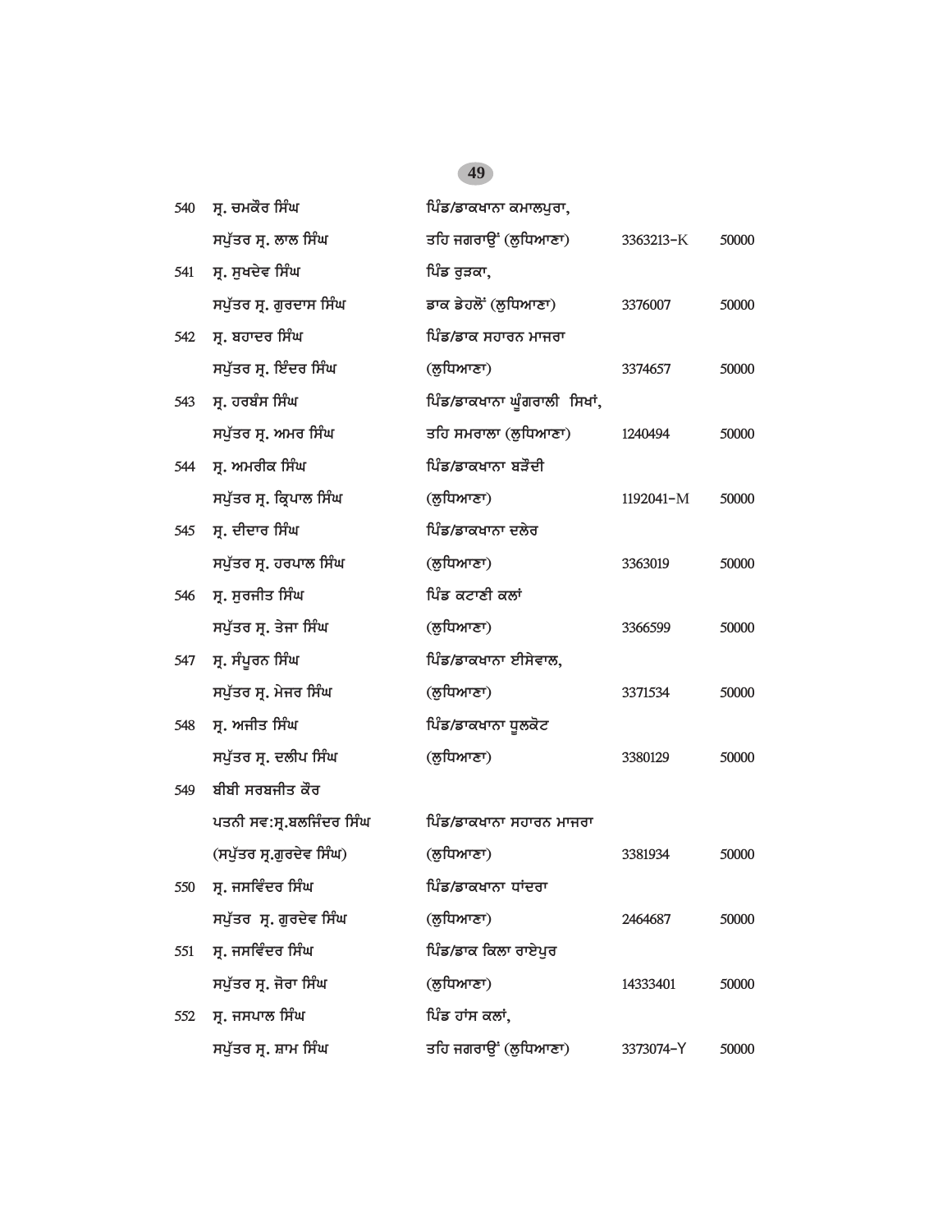| | | | | |
|---|---|---|---|---|
| 540 | ਸ੍ਰ. ਚਮਕੌਰ ਸਿੰਘ<br>ਸਪੁੱਤਰ ਸ੍ਰ. ਲਾਲ ਸਿੰਘ | ਪਿੰਡ/ਡਾਕਖਾਨਾ ਕਮਾਲਪੁਰਾ,<br>ਤਹਿ ਜਗਰਾਉਂ (ਲੁਧਿਆਣਾ) | 3363213-K | 50000 |
| 541 | ਸ੍ਰ. ਸੁਖਦੇਵ ਸਿੰਘ<br>ਸਪੁੱਤਰ ਸ੍ਰ. ਗੁਰਦਾਸ ਸਿੰਘ | ਪਿੰਡ ਰੁੜਕਾ,<br>ਡਾਕ ਡੇਹਲੋਂ (ਲੁਧਿਆਣਾ) | 3376007 | 50000 |
| 542 | ਸ੍ਰ. ਬਹਾਦਰ ਸਿੰਘ<br>ਸਪੁੱਤਰ ਸ੍ਰ. ਇੰਦਰ ਸਿੰਘ | ਪਿੰਡ/ਡਾਕ ਸਹਾਰਨ ਮਾਜਰਾ<br>(ਲੁਧਿਆਣਾ) | 3374657 | 50000 |
| 543 | ਸ੍ਰ. ਹਰਬੰਸ ਸਿੰਘ<br>ਸਪੁੱਤਰ ਸ੍ਰ. ਅਮਰ ਸਿੰਘ | ਪਿੰਡ/ਡਾਕਖਾਨਾ ਘੁੰਗਰਾਲੀ ਸਿਖਾਂ,<br>ਤਹਿ ਸਮਰਾਲਾ (ਲੁਧਿਆਣਾ) | 1240494 | 50000 |
| 544 | ਸ੍ਰ. ਅਮਰੀਕ ਸਿੰਘ<br>ਸਪੁੱਤਰ ਸ੍ਰ. ਕ੍ਰਿਪਾਲ ਸਿੰਘ | ਪਿੰਡ/ਡਾਕਖਾਨਾ ਬੜੌਦੀ<br>(ਲੁਧਿਆਣਾ) | 1192041-M | 50000 |
| 545 | ਸ੍ਰ. ਦੀਦਾਰ ਸਿੰਘ<br>ਸਪੁੱਤਰ ਸ੍ਰ. ਹਰਪਾਲ ਸਿੰਘ | ਪਿੰਡ/ਡਾਕਖਾਨਾ ਦਲੇਰ<br>(ਲੁਧਿਆਣਾ) | 3363019 | 50000 |
| 546 | ਸ੍ਰ. ਸੁਰਜੀਤ ਸਿੰਘ<br>ਸਪੁੱਤਰ ਸ੍ਰ. ਤੇਜਾ ਸਿੰਘ | ਪਿੰਡ ਕਟਾਣੀ ਕਲਾਂ<br>(ਲੁਧਿਆਣਾ) | 3366599 | 50000 |
| 547 | ਸ੍ਰ. ਸੰਪੂਰਨ ਸਿੰਘ<br>ਸਪੁੱਤਰ ਸ੍ਰ. ਮੇਜਰ ਸਿੰਘ | ਪਿੰਡ/ਡਾਕਖਾਨਾ ਈਸੇਵਾਲ,<br>(ਲੁਧਿਆਣਾ) | 3371534 | 50000 |
| 548 | ਸ੍ਰ. ਅਜੀਤ ਸਿੰਘ<br>ਸਪੁੱਤਰ ਸ੍ਰ. ਦਲੀਪ ਸਿੰਘ | ਪਿੰਡ/ਡਾਕਖਾਨਾ ਧੂਲਕੋਟ<br>(ਲੁਧਿਆਣਾ) | 3380129 | 50000 |
| 549 | ਬੀਬੀ ਸਰਬਜੀਤ ਕੌਰ<br>ਪਤਨੀ ਸਵ:ਸ੍ਰ.ਬਲਜਿੰਦਰ ਸਿੰਘ<br>(ਸਪੁੱਤਰ ਸ੍ਰ.ਗੁਰਦੇਵ ਸਿੰਘ) | ਪਿੰਡ/ਡਾਕਖਾਨਾ ਸਹਾਰਨ ਮਾਜਰਾ<br>(ਲੁਧਿਆਣਾ) | 3381934 | 50000 |
| 550 | ਸ੍ਰ. ਜਸਵਿੰਦਰ ਸਿੰਘ<br>ਸਪੁੱਤਰ ਸ੍ਰ. ਗੁਰਦੇਵ ਸਿੰਘ | ਪਿੰਡ/ਡਾਕਖਾਨਾ ਧਾਂਦਰਾ<br>(ਲੁਧਿਆਣਾ) | 2464687 | 50000 |
| 551 | ਸ੍ਰ. ਜਸਵਿੰਦਰ ਸਿੰਘ<br>ਸਪੁੱਤਰ ਸ੍ਰ. ਜੋਰਾ ਸਿੰਘ | ਪਿੰਡ/ਡਾਕ ਕਿਲਾ ਰਾਏਪੁਰ<br>(ਲੁਧਿਆਣਾ) | 14333401 | 50000 |
| 552 | ਸ੍ਰ. ਜਸਪਾਲ ਸਿੰਘ<br>ਸਪੁੱਤਰ ਸ੍ਰ. ਸ਼ਾਮ ਸਿੰਘ | ਪਿੰਡ ਹਾਂਸ ਕਲਾਂ,<br>ਤਹਿ ਜਗਰਾਉਂ (ਲੁਧਿਆਣਾ) | 3373074-Y | 50000 |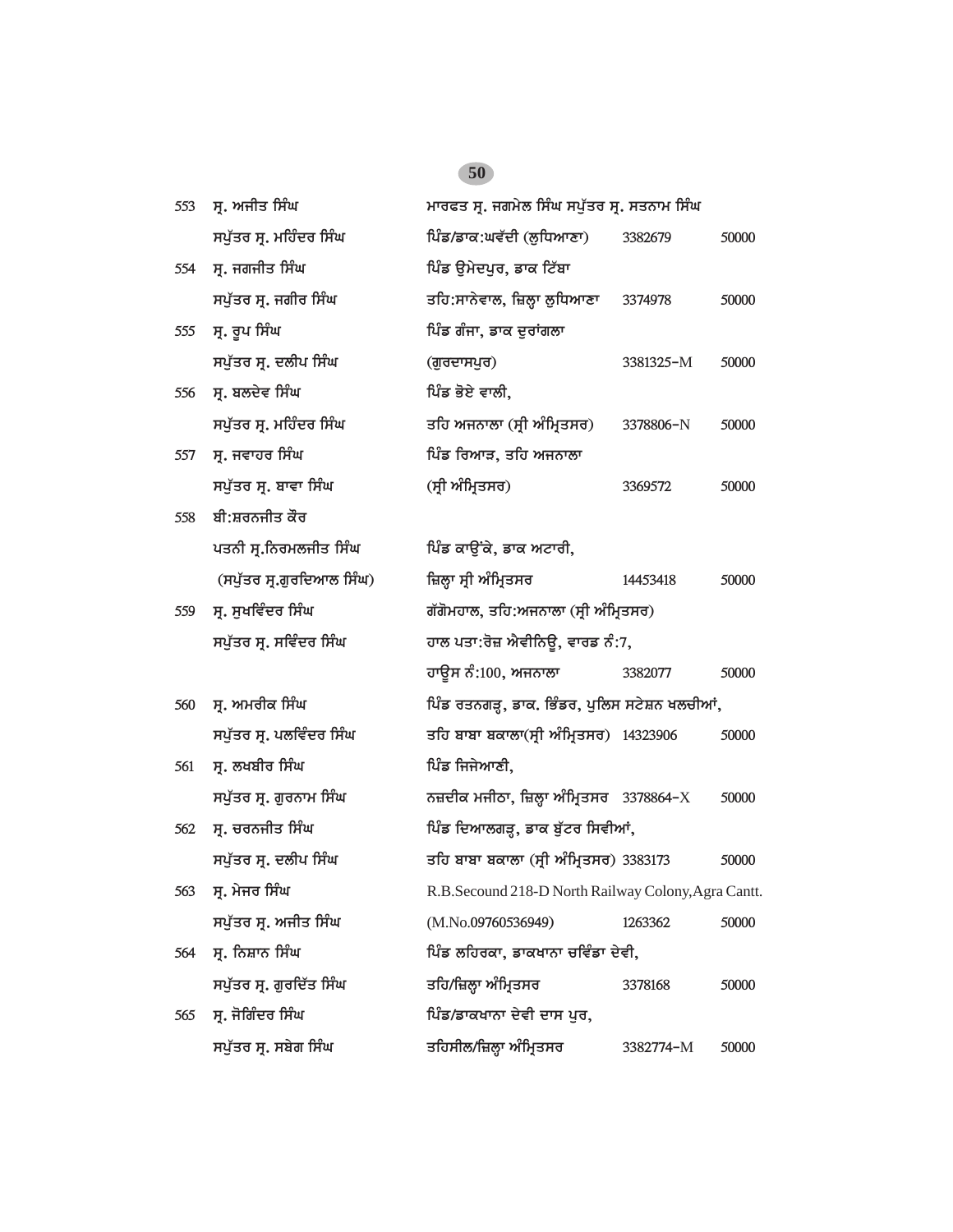| | | | | |
|---|---|---|---|---|
| 553 | ਸ੍ਰ. ਅਜੀਤ ਸਿੰਘ<br>ਸਪੁੱਤਰ ਸ੍ਰ. ਮਹਿੰਦਰ ਸਿੰਘ | ਮਾਰਫਤ ਸ੍ਰ. ਜਗਮੇਲ ਸਿੰਘ ਸਪੁੱਤਰ ਸ੍ਰ. ਸਤਨਾਮ ਸਿੰਘ<br>ਪਿੰਡ/ਡਾਕ:ਘਵੱਦੀ (ਲੁਧਿਆਣਾ) | 3382679 | 50000 |
| 554 | ਸ੍ਰ. ਜਗਜੀਤ ਸਿੰਘ<br>ਸਪੁੱਤਰ ਸ੍ਰ. ਜਗੀਰ ਸਿੰਘ | ਪਿੰਡ ਉਮੇਦਪੁਰ, ਡਾਕ ਟਿੱਬਾ<br>ਤਹਿ:ਸਾਨੇਵਾਲ, ਜ਼ਿਲ੍ਹਾ ਲੁਧਿਆਣਾ | 3374978 | 50000 |
| 555 | ਸ੍ਰ. ਰੂਪ ਸਿੰਘ<br>ਸਪੁੱਤਰ ਸ੍ਰ. ਦਲੀਪ ਸਿੰਘ | ਪਿੰਡ ਗੰਜਾ, ਡਾਕ ਦੁਰਾਂਗਲਾ<br>(ਗੁਰਦਾਸਪੁਰ) | 3381325-M | 50000 |
| 556 | ਸ੍ਰ. ਬਲਦੇਵ ਸਿੰਘ<br>ਸਪੁੱਤਰ ਸ੍ਰ. ਮਹਿੰਦਰ ਸਿੰਘ | ਪਿੰਡ ਭੋਏ ਵਾਲੀ,<br>ਤਹਿ ਅਜਨਾਲਾ (ਸ੍ਰੀ ਅੰਮ੍ਰਿਤਸਰ) | 3378806-N | 50000 |
| 557 | ਸ੍ਰ. ਜਵਾਹਰ ਸਿੰਘ<br>ਸਪੁੱਤਰ ਸ੍ਰ. ਬਾਵਾ ਸਿੰਘ | ਪਿੰਡ ਰਿਆੜ, ਤਹਿ ਅਜਨਾਲਾ<br>(ਸ੍ਰੀ ਅੰਮ੍ਰਿਤਸਰ) | 3369572 | 50000 |
| 558 | ਬੀ:ਸ਼ਰਨਜੀਤ ਕੌਰ<br>ਪਤਨੀ ਸ੍ਰ.ਨਿਰਮਲਜੀਤ ਸਿੰਘ<br>(ਸਪੁੱਤਰ ਸ੍ਰ.ਗੁਰਦਿਆਲ ਸਿੰਘ) | ਪਿੰਡ ਕਾਉਂਕੇ, ਡਾਕ ਅਟਾਰੀ,<br>ਜ਼ਿਲ੍ਹਾ ਸ੍ਰੀ ਅੰਮ੍ਰਿਤਸਰ | 14453418 | 50000 |
| 559 | ਸ੍ਰ. ਸੁਖਵਿੰਦਰ ਸਿੰਘ<br>ਸਪੁੱਤਰ ਸ੍ਰ. ਸਵਿੰਦਰ ਸਿੰਘ | ਗੱਗੋਮਹਾਲ, ਤਹਿ:ਅਜਨਾਲਾ (ਸ੍ਰੀ ਅੰਮ੍ਰਿਤਸਰ)<br>ਹਾਲ ਪਤਾ:ਰੋਜ਼ ਐਵੀਨਿਊ, ਵਾਰਡ ਨੰ:7,<br>ਹਾਊਸ ਨੰ:100, ਅਜਨਾਲਾ | 3382077 | 50000 |
| 560 | ਸ੍ਰ. ਅਮਰੀਕ ਸਿੰਘ<br>ਸਪੁੱਤਰ ਸ੍ਰ. ਪਲਵਿੰਦਰ ਸਿੰਘ | ਪਿੰਡ ਰਤਨਗੜ੍ਹ, ਡਾਕ. ਭਿੰਡਰ, ਪੁਲਿਸ ਸਟੇਸ਼ਨ ਖਲਚੀਆਂ,<br>ਤਹਿ ਬਾਬਾ ਬਕਾਲਾ(ਸ੍ਰੀ ਅੰਮ੍ਰਿਤਸਰ) | 14323906 | 50000 |
| 561 | ਸ੍ਰ. ਲਖਬੀਰ ਸਿੰਘ<br>ਸਪੁੱਤਰ ਸ੍ਰ. ਗੁਰਨਾਮ ਸਿੰਘ | ਪਿੰਡ ਜਿਜੇਆਣੀ,<br>ਨਜ਼ਦੀਕ ਮਜੀਠਾ, ਜ਼ਿਲ੍ਹਾ ਅੰਮ੍ਰਿਤਸਰ | 3378864-X | 50000 |
| 562 | ਸ੍ਰ. ਚਰਨਜੀਤ ਸਿੰਘ<br>ਸਪੁੱਤਰ ਸ੍ਰ. ਦਲੀਪ ਸਿੰਘ | ਪਿੰਡ ਦਿਆਲਗੜ੍ਹ, ਡਾਕ ਬੁੱਟਰ ਸਿਵੀਆਂ,<br>ਤਹਿ ਬਾਬਾ ਬਕਾਲਾ (ਸ੍ਰੀ ਅੰਮ੍ਰਿਤਸਰ) | 3383173 | 50000 |
| 563 | ਸ੍ਰ. ਮੇਜਰ ਸਿੰਘ<br>ਸਪੁੱਤਰ ਸ੍ਰ. ਅਜੀਤ ਸਿੰਘ | R.B.Secound 218-D North Railway Colony,Agra Cantt.<br>(M.No.09760536949) | 1263362 | 50000 |
| 564 | ਸ੍ਰ. ਨਿਸ਼ਾਨ ਸਿੰਘ<br>ਸਪੁੱਤਰ ਸ੍ਰ. ਗੁਰਦਿੱਤ ਸਿੰਘ | ਪਿੰਡ ਲਹਿਰਕਾ, ਡਾਕਖਾਨਾ ਚਵਿੰਡਾ ਦੇਵੀ,<br>ਤਹਿ/ਜ਼ਿਲ੍ਹਾ ਅੰਮ੍ਰਿਤਸਰ | 3378168 | 50000 |
| 565 | ਸ੍ਰ. ਜੋਗਿੰਦਰ ਸਿੰਘ<br>ਸਪੁੱਤਰ ਸ੍ਰ. ਸਬੇਗ ਸਿੰਘ | ਪਿੰਡ/ਡਾਕਖਾਨਾ ਦੇਵੀ ਦਾਸ ਪੁਰ,<br>ਤਹਿਸੀਲ/ਜ਼ਿਲ੍ਹਾ ਅੰਮ੍ਰਿਤਸਰ | 3382774-M | 50000 |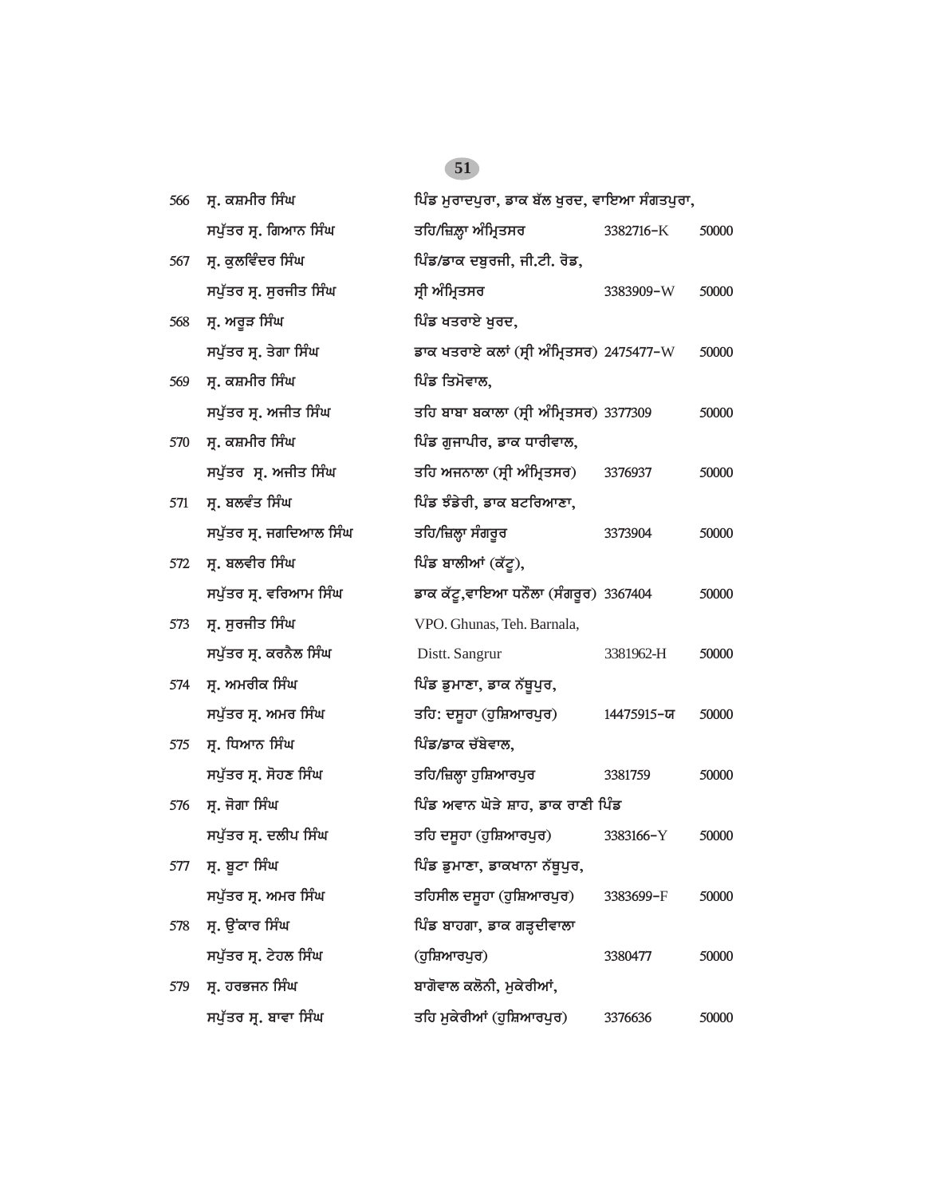| | | | | |
|---|---|---|---|---|
| 566 | ਸ੍ਰ. ਕਸ਼ਮੀਰ ਸਿੰਘ<br>ਸਪੁੱਤਰ ਸ੍ਰ. ਗਿਆਨ ਸਿੰਘ | ਪਿੰਡ ਮੁਰਾਦਪੁਰਾ, ਡਾਕ ਬੱਲ ਖੁਰਦ, ਵਾਇਆ ਸੰਗਤਪੁਰਾ,<br>ਤਹਿ/ਜ਼ਿਲ੍ਹਾ ਅੰਮ੍ਰਿਤਸਰ | 3382716-K | 50000 |
| 567 | ਸ੍ਰ. ਕੁਲਵਿੰਦਰ ਸਿੰਘ<br>ਸਪੁੱਤਰ ਸ੍ਰ. ਸੁਰਜੀਤ ਸਿੰਘ | ਪਿੰਡ/ਡਾਕ ਦਬੁਰਜੀ, ਜੀ.ਟੀ. ਰੋਡ,<br>ਸ੍ਰੀ ਅੰਮ੍ਰਿਤਸਰ | 3383909-W | 50000 |
| 568 | ਸ੍ਰ. ਅਰੂੜ ਸਿੰਘ<br>ਸਪੁੱਤਰ ਸ੍ਰ. ਤੇਗਾ ਸਿੰਘ | ਪਿੰਡ ਖਤਰਾਏ ਖੁਰਦ,<br>ਡਾਕ ਖਤਰਾਏ ਕਲਾਂ (ਸ੍ਰੀ ਅੰਮ੍ਰਿਤਸਰ) | 2475477-W | 50000 |
| 569 | ਸ੍ਰ. ਕਸ਼ਮੀਰ ਸਿੰਘ<br>ਸਪੁੱਤਰ ਸ੍ਰ. ਅਜੀਤ ਸਿੰਘ | ਪਿੰਡ ਤਿਮੋਵਾਲ,<br>ਤਹਿ ਬਾਬਾ ਬਕਾਲਾ (ਸ੍ਰੀ ਅੰਮ੍ਰਿਤਸਰ) | 3377309 | 50000 |
| 570 | ਸ੍ਰ. ਕਸ਼ਮੀਰ ਸਿੰਘ<br>ਸਪੁੱਤਰ ਸ੍ਰ. ਅਜੀਤ ਸਿੰਘ | ਪਿੰਡ ਗੁਜਾਪੀਰ, ਡਾਕ ਧਾਰੀਵਾਲ,<br>ਤਹਿ ਅਜਨਾਲਾ (ਸ੍ਰੀ ਅੰਮ੍ਰਿਤਸਰ) | 3376937 | 50000 |
| 571 | ਸ੍ਰ. ਬਲਵੰਤ ਸਿੰਘ<br>ਸਪੁੱਤਰ ਸ੍ਰ. ਜਗਦਿਆਲ ਸਿੰਘ | ਪਿੰਡ ਝੰਡੇਰੀ, ਡਾਕ ਬਟਰਿਆਣਾ,<br>ਤਹਿ/ਜ਼ਿਲ੍ਹਾ ਸੰਗਰੂਰ | 3373904 | 50000 |
| 572 | ਸ੍ਰ. ਬਲਵੀਰ ਸਿੰਘ<br>ਸਪੁੱਤਰ ਸ੍ਰ. ਵਰਿਆਮ ਸਿੰਘ | ਪਿੰਡ ਬਾਲੀਆਂ (ਕੱਟੂ),<br>ਡਾਕ ਕੱਟੂ,ਵਾਇਆ ਧਨੌਲਾ (ਸੰਗਰੂਰ) | 3367404 | 50000 |
| 573 | ਸ੍ਰ. ਸੁਰਜੀਤ ਸਿੰਘ<br>ਸਪੁੱਤਰ ਸ੍ਰ. ਕਰਨੈਲ ਸਿੰਘ | VPO. Ghunas, Teh. Barnala,<br>Distt. Sangrur | 3381962-H | 50000 |
| 574 | ਸ੍ਰ. ਅਮਰੀਕ ਸਿੰਘ<br>ਸਪੁੱਤਰ ਸ੍ਰ. ਅਮਰ ਸਿੰਘ | ਪਿੰਡ ਡੁਮਾਣਾ, ਡਾਕ ਨੱਥੂਪੁਰ,<br>ਤਹਿ: ਦਸੂਹਾ (ਹੁਸ਼ਿਆਰਪੁਰ) | 14475915-ਯ | 50000 |
| 575 | ਸ੍ਰ. ਧਿਆਨ ਸਿੰਘ<br>ਸਪੁੱਤਰ ਸ੍ਰ. ਸੋਹਣ ਸਿੰਘ | ਪਿੰਡ/ਡਾਕ ਚੱਬੇਵਾਲ,<br>ਤਹਿ/ਜ਼ਿਲ੍ਹਾ ਹੁਸ਼ਿਆਰਪੁਰ | 3381759 | 50000 |
| 576 | ਸ੍ਰ. ਜੋਗਾ ਸਿੰਘ<br>ਸਪੁੱਤਰ ਸ੍ਰ. ਦਲੀਪ ਸਿੰਘ | ਪਿੰਡ ਅਵਾਨ ਘੋੜੇ ਸ਼ਾਹ, ਡਾਕ ਰਾਣੀ ਪਿੰਡ<br>ਤਹਿ ਦਸੂਹਾ (ਹੁਸ਼ਿਆਰਪੁਰ) | 3383166-Y | 50000 |
| 577 | ਸ੍ਰ. ਬੂਟਾ ਸਿੰਘ<br>ਸਪੁੱਤਰ ਸ੍ਰ. ਅਮਰ ਸਿੰਘ | ਪਿੰਡ ਡੁਮਾਣਾ, ਡਾਕਖਾਨਾ ਨੱਥੂਪੁਰ,<br>ਤਹਿਸੀਲ ਦਸੂਹਾ (ਹੁਸ਼ਿਆਰਪੁਰ) | 3383699-F | 50000 |
| 578 | ਸ੍ਰ. ਉਂਕਾਰ ਸਿੰਘ<br>ਸਪੁੱਤਰ ਸ੍ਰ. ਟੇਹਲ ਸਿੰਘ | ਪਿੰਡ ਬਾਹਗਾ, ਡਾਕ ਗੜ੍ਹਦੀਵਾਲਾ<br>(ਹੁਸ਼ਿਆਰਪੁਰ) | 3380477 | 50000 |
| 579 | ਸ੍ਰ. ਹਰਭਜਨ ਸਿੰਘ<br>ਸਪੁੱਤਰ ਸ੍ਰ. ਬਾਵਾ ਸਿੰਘ | ਬਾਗੋਵਾਲ ਕਲੋਨੀ, ਮੁਕੇਰੀਆਂ,<br>ਤਹਿ ਮੁਕੇਰੀਆਂ (ਹੁਸ਼ਿਆਰਪੁਰ) | 3376636 | 50000 |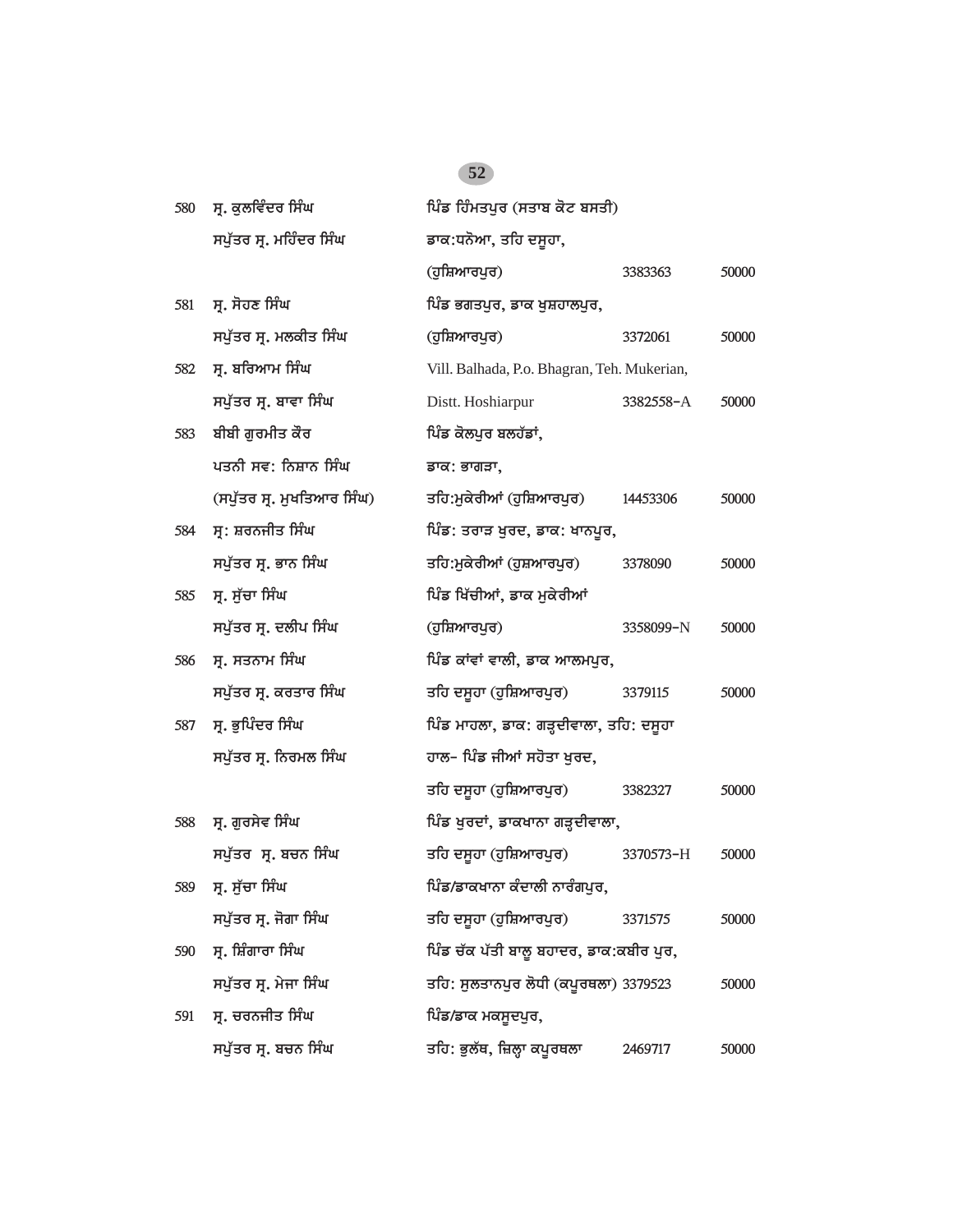| | | | | |
|---|---|---|---|---|
| 580 | ਸ੍ਰ. ਕੁਲਵਿੰਦਰ ਸਿੰਘ<br>ਸਪੁੱਤਰ ਸ੍ਰ. ਮਹਿੰਦਰ ਸਿੰਘ | ਪਿੰਡ ਹਿੰਮਤਪੁਰ (ਸਤਾਬ ਕੋਟ ਬਸਤੀ)<br>ਡਾਕ:ਧਨੋਆ, ਤਹਿ ਦਸੂਹਾ,<br>(ਹੁਸ਼ਿਆਰਪੁਰ) | 3383363 | 50000 |
| 581 | ਸ੍ਰ. ਸੋਹਣ ਸਿੰਘ<br>ਸਪੁੱਤਰ ਸ੍ਰ. ਮਲਕੀਤ ਸਿੰਘ | ਪਿੰਡ ਭਗਤਪੁਰ, ਡਾਕ ਖੁਸ਼ਹਾਲਪੁਰ,<br>(ਹੁਸ਼ਿਆਰਪੁਰ) | 3372061 | 50000 |
| 582 | ਸ੍ਰ. ਬਰਿਆਮ ਸਿੰਘ<br>ਸਪੁੱਤਰ ਸ੍ਰ. ਬਾਵਾ ਸਿੰਘ | Vill. Balhada, P.o. Bhagran, Teh. Mukerian,<br>Distt. Hoshiarpur | 3382558-A | 50000 |
| 583 | ਬੀਬੀ ਗੁਰਮੀਤ ਕੌਰ<br>ਪਤਨੀ ਸਵ: ਨਿਸ਼ਾਨ ਸਿੰਘ<br>(ਸਪੁੱਤਰ ਸ੍ਰ. ਮੁਖਤਿਆਰ ਸਿੰਘ) | ਪਿੰਡ ਕੋਲਪੁਰ ਬਲਹੱਡਾਂ,<br>ਡਾਕ: ਭਾਗੜਾ,<br>ਤਹਿ:ਮੁਕੇਰੀਆਂ (ਹੁਸ਼ਿਆਰਪੁਰ) | 14453306 | 50000 |
| 584 | ਸ੍ਰ: ਸ਼ਰਨਜੀਤ ਸਿੰਘ<br>ਸਪੁੱਤਰ ਸ੍ਰ. ਭਾਨ ਸਿੰਘ | ਪਿੰਡ: ਤਰਾੜ ਖੁਰਦ, ਡਾਕ: ਖਾਨਪੁਰ,<br>ਤਹਿ:ਮੁਕੇਰੀਆਂ (ਹੁਸ਼ਆਰਪੁਰ) | 3378090 | 50000 |
| 585 | ਸ੍ਰ. ਸੁੱਚਾ ਸਿੰਘ<br>ਸਪੁੱਤਰ ਸ੍ਰ. ਦਲੀਪ ਸਿੰਘ | ਪਿੰਡ ਖਿੱਚੀਆਂ, ਡਾਕ ਮੁਕੇਰੀਆਂ<br>(ਹੁਸ਼ਿਆਰਪੁਰ) | 3358099-N | 50000 |
| 586 | ਸ੍ਰ. ਸਤਨਾਮ ਸਿੰਘ<br>ਸਪੁੱਤਰ ਸ੍ਰ. ਕਰਤਾਰ ਸਿੰਘ | ਪਿੰਡ ਕਾਂਵਾਂ ਵਾਲੀ, ਡਾਕ ਆਲਮਪੁਰ,<br>ਤਹਿ ਦਸੂਹਾ (ਹੁਸ਼ਿਆਰਪੁਰ) | 3379115 | 50000 |
| 587 | ਸ੍ਰ. ਭੁਪਿੰਦਰ ਸਿੰਘ<br>ਸਪੁੱਤਰ ਸ੍ਰ. ਨਿਰਮਲ ਸਿੰਘ | ਪਿੰਡ ਮਾਹਲਾ, ਡਾਕ: ਗੜ੍ਹਦੀਵਾਲਾ, ਤਹਿ: ਦਸੂਹਾ<br>ਹਾਲ- ਪਿੰਡ ਜੀਆਂ ਸਹੋਤਾ ਖੁਰਦ,<br>ਤਹਿ ਦਸੂਹਾ (ਹੁਸ਼ਿਆਰਪੁਰ) | 3382327 | 50000 |
| 588 | ਸ੍ਰ. ਗੁਰਸੇਵ ਸਿੰਘ<br>ਸਪੁੱਤਰ ਸ੍ਰ. ਬਚਨ ਸਿੰਘ | ਪਿੰਡ ਖੁਰਦਾਂ, ਡਾਕਖਾਨਾ ਗੜ੍ਹਦੀਵਾਲਾ,<br>ਤਹਿ ਦਸੂਹਾ (ਹੁਸ਼ਿਆਰਪੁਰ) | 3370573-H | 50000 |
| 589 | ਸ੍ਰ. ਸੁੱਚਾ ਸਿੰਘ<br>ਸਪੁੱਤਰ ਸ੍ਰ. ਜੋਗਾ ਸਿੰਘ | ਪਿੰਡ/ਡਾਕਖਾਨਾ ਕੰਦਾਲੀ ਨਾਰੰਗਪੁਰ,<br>ਤਹਿ ਦਸੂਹਾ (ਹੁਸ਼ਿਆਰਪੁਰ) | 3371575 | 50000 |
| 590 | ਸ੍ਰ. ਸ਼ਿੰਗਾਰਾ ਸਿੰਘ<br>ਸਪੁੱਤਰ ਸ੍ਰ. ਮੇਜਾ ਸਿੰਘ | ਪਿੰਡ ਚੱਕ ਪੱਤੀ ਬਾਲੂ ਬਹਾਦਰ, ਡਾਕ:ਕਬੀਰ ਪੁਰ,<br>ਤਹਿ: ਸੁਲਤਾਨਪੁਰ ਲੋਧੀ (ਕਪੂਰਥਲਾ) | 3379523 | 50000 |
| 591 | ਸ੍ਰ. ਚਰਨਜੀਤ ਸਿੰਘ<br>ਸਪੁੱਤਰ ਸ੍ਰ. ਬਚਨ ਸਿੰਘ | ਪਿੰਡ/ਡਾਕ ਮਕਸੂਦਪੁਰ,<br>ਤਹਿ: ਭੁਲੱਥ, ਜ਼ਿਲ੍ਹਾ ਕਪੂਰਥਲਾ | 2469717 | 50000 |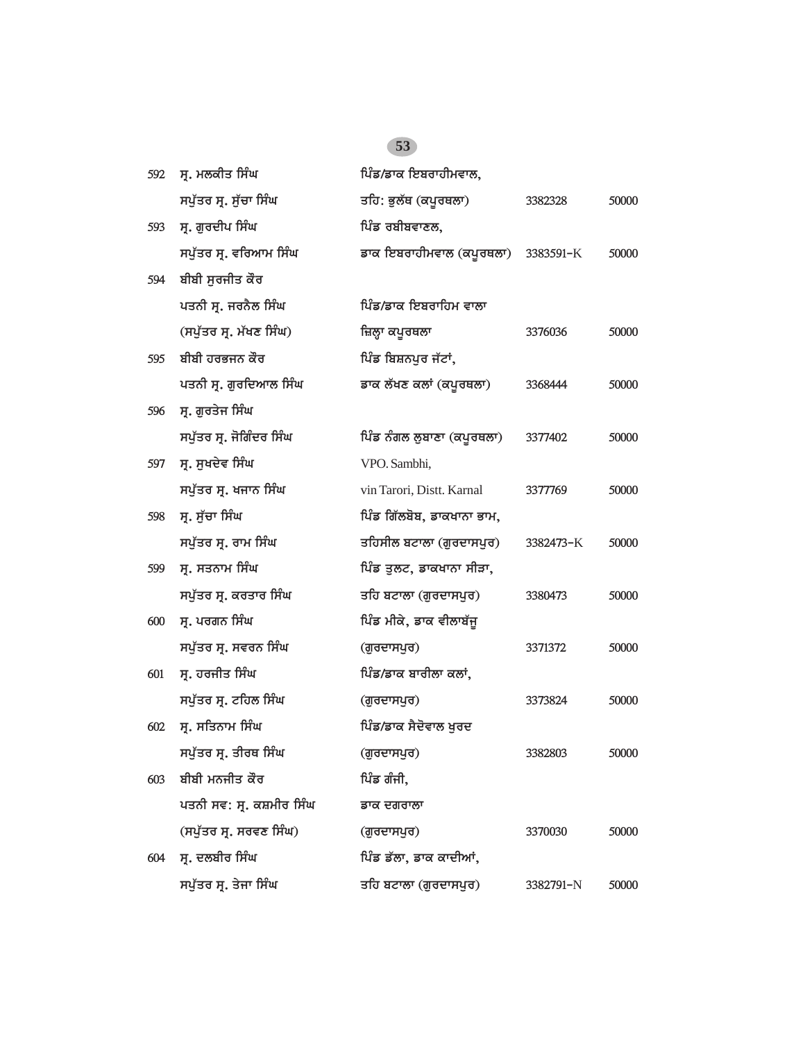| | | | | |
|---|---|---|---|---|
| 592 | ਸ੍ਰ. ਮਲਕੀਤ ਸਿੰਘ | ਪਿੰਡ/ਡਾਕ ਇਬਰਾਹੀਮਵਾਲ, | | |
| | ਸਪੁੱਤਰ ਸ੍ਰ. ਸੁੱਚਾ ਸਿੰਘ | ਤਹਿ: ਭੁਲੱਥ (ਕਪੂਰਥਲਾ) | 3382328 | 50000 |
| 593 | ਸ੍ਰ. ਗੁਰਦੀਪ ਸਿੰਘ | ਪਿੰਡ ਰਬੀਬਵਾਣਲ, | | |
| | ਸਪੁੱਤਰ ਸ੍ਰ. ਵਰਿਆਮ ਸਿੰਘ | ਡਾਕ ਇਬਰਾਹੀਮਵਾਲ (ਕਪੂਰਥਲਾ) | 3383591-K | 50000 |
| 594 | ਬੀਬੀ ਸੁਰਜੀਤ ਕੌਰ | | | |
| | ਪਤਨੀ ਸ੍ਰ. ਜਰਨੈਲ ਸਿੰਘ | ਪਿੰਡ/ਡਾਕ ਇਬਰਾਹਿਮ ਵਾਲਾ | | |
| | (ਸਪੁੱਤਰ ਸ੍ਰ. ਮੱਖਣ ਸਿੰਘ) | ਜ਼ਿਲ੍ਹਾ ਕਪੂਰਥਲਾ | 3376036 | 50000 |
| 595 | ਬੀਬੀ ਹਰਭਜਨ ਕੌਰ | ਪਿੰਡ ਬਿਸ਼ਨਪੁਰ ਜੱਟਾਂ, | | |
| | ਪਤਨੀ ਸ੍ਰ. ਗੁਰਦਿਆਲ ਸਿੰਘ | ਡਾਕ ਲੱਖਣ ਕਲਾਂ (ਕਪੂਰਥਲਾ) | 3368444 | 50000 |
| 596 | ਸ੍ਰ. ਗੁਰਤੇਜ ਸਿੰਘ | | | |
| | ਸਪੁੱਤਰ ਸ੍ਰ. ਜੋਗਿੰਦਰ ਸਿੰਘ | ਪਿੰਡ ਨੰਗਲ ਲੁਬਾਣਾ (ਕਪੂਰਥਲਾ) | 3377402 | 50000 |
| 597 | ਸ੍ਰ. ਸੁਖਦੇਵ ਸਿੰਘ | VPO. Sambhi, | | |
| | ਸਪੁੱਤਰ ਸ੍ਰ. ਖਜਾਨ ਸਿੰਘ | vin Tarori, Distt. Karnal | 3377769 | 50000 |
| 598 | ਸ੍ਰ. ਸੁੱਚਾ ਸਿੰਘ | ਪਿੰਡ ਗਿੱਲਬੋਬ, ਡਾਕਖਾਨਾ ਭਾਮ, | | |
| | ਸਪੁੱਤਰ ਸ੍ਰ. ਰਾਮ ਸਿੰਘ | ਤਹਿਸੀਲ ਬਟਾਲਾ (ਗੁਰਦਾਸਪੁਰ) | 3382473-K | 50000 |
| 599 | ਸ੍ਰ. ਸਤਨਾਮ ਸਿੰਘ | ਪਿੰਡ ਤੁਲਟ, ਡਾਕਖਾਨਾ ਸੀੜਾ, | | |
| | ਸਪੁੱਤਰ ਸ੍ਰ. ਕਰਤਾਰ ਸਿੰਘ | ਤਹਿ ਬਟਾਲਾ (ਗੁਰਦਾਸਪੁਰ) | 3380473 | 50000 |
| 600 | ਸ੍ਰ. ਪਰਗਨ ਸਿੰਘ | ਪਿੰਡ ਮੀਕੇ, ਡਾਕ ਵੀਲਾਬੱਜੂ | | |
| | ਸਪੁੱਤਰ ਸ੍ਰ. ਸਵਰਨ ਸਿੰਘ | (ਗੁਰਦਾਸਪੁਰ) | 3371372 | 50000 |
| 601 | ਸ੍ਰ. ਹਰਜੀਤ ਸਿੰਘ | ਪਿੰਡ/ਡਾਕ ਬਾਰੀਲਾ ਕਲਾਂ, | | |
| | ਸਪੁੱਤਰ ਸ੍ਰ. ਟਹਿਲ ਸਿੰਘ | (ਗੁਰਦਾਸਪੁਰ) | 3373824 | 50000 |
| 602 | ਸ੍ਰ. ਸਤਿਨਾਮ ਸਿੰਘ | ਪਿੰਡ/ਡਾਕ ਸੈਦੋਵਾਲ ਖੁਰਦ | | |
| | ਸਪੁੱਤਰ ਸ੍ਰ. ਤੀਰਥ ਸਿੰਘ | (ਗੁਰਦਾਸਪੁਰ) | 3382803 | 50000 |
| 603 | ਬੀਬੀ ਮਨਜੀਤ ਕੌਰ | ਪਿੰਡ ਗੰਜੀ, | | |
| | ਪਤਨੀ ਸਵ: ਸ੍ਰ. ਕਸ਼ਮੀਰ ਸਿੰਘ | ਡਾਕ ਦਗਰਾਲਾ | | |
| | (ਸਪੁੱਤਰ ਸ੍ਰ. ਸਰਵਣ ਸਿੰਘ) | (ਗੁਰਦਾਸਪੁਰ) | 3370030 | 50000 |
| 604 | ਸ੍ਰ. ਦਲਬੀਰ ਸਿੰਘ | ਪਿੰਡ ਡੱਲਾ, ਡਾਕ ਕਾਦੀਆਂ, | | |
| | ਸਪੁੱਤਰ ਸ੍ਰ. ਤੇਜਾ ਸਿੰਘ | ਤਹਿ ਬਟਾਲਾ (ਗੁਰਦਾਸਪੁਰ) | 3382791-N | 50000 |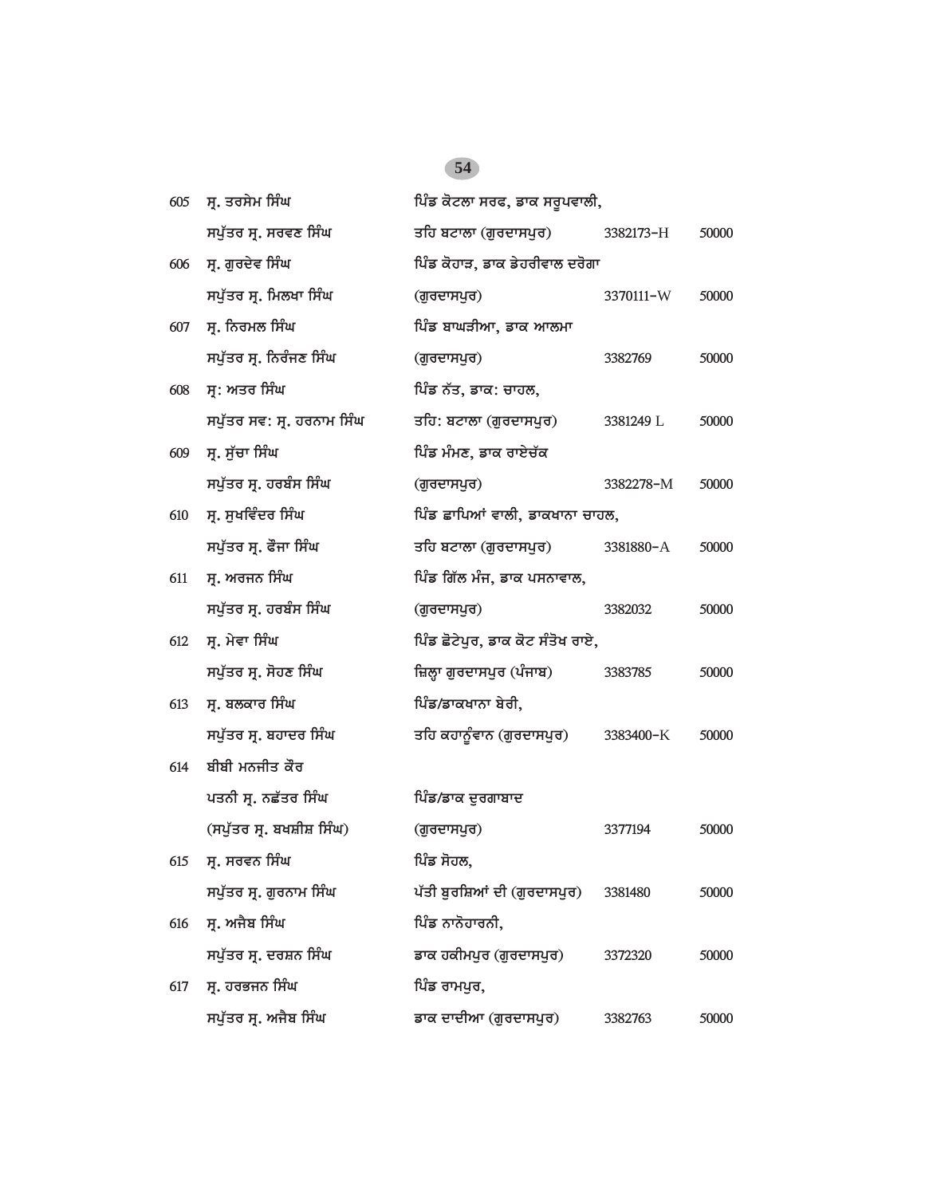| | | | | |
|---|---|---|---|---|
| 605 | ਸ੍ਰ. ਤਰਸੇਮ ਸਿੰਘ ਸਪੁੱਤਰ ਸ੍ਰ. ਸਰਵਣ ਸਿੰਘ | ਪਿੰਡ ਕੋਟਲਾ ਸਰਫ, ਡਾਕ ਸਰੂਪਵਾਲੀ, ਤਹਿ ਬਟਾਲਾ (ਗੁਰਦਾਸਪੁਰ) | 3382173-H | 50000 |
| 606 | ਸ੍ਰ. ਗੁਰਦੇਵ ਸਿੰਘ ਸਪੁੱਤਰ ਸ੍ਰ. ਮਿਲਖਾ ਸਿੰਘ | ਪਿੰਡ ਕੋਹਾੜ, ਡਾਕ ਡੇਹਰੀਵਾਲ ਦਰੋਗਾ (ਗੁਰਦਾਸਪੁਰ) | 3370111-W | 50000 |
| 607 | ਸ੍ਰ. ਨਿਰਮਲ ਸਿੰਘ ਸਪੁੱਤਰ ਸ੍ਰ. ਨਿਰੰਜਣ ਸਿੰਘ | ਪਿੰਡ ਬਾਘੜੀਆ, ਡਾਕ ਆਲਮਾ (ਗੁਰਦਾਸਪੁਰ) | 3382769 | 50000 |
| 608 | ਸ੍ਰ: ਅਤਰ ਸਿੰਘ ਸਪੁੱਤਰ ਸਵ: ਸ੍ਰ. ਹਰਨਾਮ ਸਿੰਘ | ਪਿੰਡ ਨੱਤ, ਡਾਕ: ਚਾਹਲ, ਤਹਿ: ਬਟਾਲਾ (ਗੁਰਦਾਸਪੁਰ) | 3381249 L | 50000 |
| 609 | ਸ੍ਰ. ਸੁੱਚਾ ਸਿੰਘ ਸਪੁੱਤਰ ਸ੍ਰ. ਹਰਬੰਸ ਸਿੰਘ | ਪਿੰਡ ਮੰਮਣ, ਡਾਕ ਰਾਏਚੱਕ (ਗੁਰਦਾਸਪੁਰ) | 3382278-M | 50000 |
| 610 | ਸ੍ਰ. ਸੁਖਵਿੰਦਰ ਸਿੰਘ ਸਪੁੱਤਰ ਸ੍ਰ. ਫੌਜਾ ਸਿੰਘ | ਪਿੰਡ ਛਾਪਿਆਂ ਵਾਲੀ, ਡਾਕਖਾਨਾ ਚਾਹਲ, ਤਹਿ ਬਟਾਲਾ (ਗੁਰਦਾਸਪੁਰ) | 3381880-A | 50000 |
| 611 | ਸ੍ਰ. ਅਰਜਨ ਸਿੰਘ ਸਪੁੱਤਰ ਸ੍ਰ. ਹਰਬੰਸ ਸਿੰਘ | ਪਿੰਡ ਗਿੱਲ ਮੰਜ, ਡਾਕ ਪਸਨਾਵਾਲ, (ਗੁਰਦਾਸਪੁਰ) | 3382032 | 50000 |
| 612 | ਸ੍ਰ. ਮੇਵਾ ਸਿੰਘ ਸਪੁੱਤਰ ਸ੍ਰ. ਸੋਹਣ ਸਿੰਘ | ਪਿੰਡ ਛੋਟੇਪੁਰ, ਡਾਕ ਕੋਟ ਸੰਤੋਖ ਰਾਏ, ਜ਼ਿਲ੍ਹਾ ਗੁਰਦਾਸਪੁਰ (ਪੰਜਾਬ) | 3383785 | 50000 |
| 613 | ਸ੍ਰ. ਬਲਕਾਰ ਸਿੰਘ ਸਪੁੱਤਰ ਸ੍ਰ. ਬਹਾਦਰ ਸਿੰਘ | ਪਿੰਡ/ਡਾਕਖਾਨਾ ਬੇਰੀ, ਤਹਿ ਕਹਾਨੂੰਵਾਨ (ਗੁਰਦਾਸਪੁਰ) | 3383400-K | 50000 |
| 614 | ਬੀਬੀ ਮਨਜੀਤ ਕੌਰ ਪਤਨੀ ਸ੍ਰ. ਨਛੱਤਰ ਸਿੰਘ (ਸਪੁੱਤਰ ਸ੍ਰ. ਬਖਸ਼ੀਸ਼ ਸਿੰਘ) | ਪਿੰਡ/ਡਾਕ ਦੁਰਗਾਬਾਦ (ਗੁਰਦਾਸਪੁਰ) | 3377194 | 50000 |
| 615 | ਸ੍ਰ. ਸਰਵਨ ਸਿੰਘ ਸਪੁੱਤਰ ਸ੍ਰ. ਗੁਰਨਾਮ ਸਿੰਘ | ਪਿੰਡ ਸੋਹਲ, ਪੱਤੀ ਬੁਰਸ਼ਿਆਂ ਦੀ (ਗੁਰਦਾਸਪੁਰ) | 3381480 | 50000 |
| 616 | ਸ੍ਰ. ਅਜੈਬ ਸਿੰਘ ਸਪੁੱਤਰ ਸ੍ਰ. ਦਰਸ਼ਨ ਸਿੰਘ | ਪਿੰਡ ਨਾਨੋਹਾਰਨੀ, ਡਾਕ ਹਕੀਮਪੁਰ (ਗੁਰਦਾਸਪੁਰ) | 3372320 | 50000 |
| 617 | ਸ੍ਰ. ਹਰਭਜਨ ਸਿੰਘ ਸਪੁੱਤਰ ਸ੍ਰ. ਅਜੈਬ ਸਿੰਘ | ਪਿੰਡ ਰਾਮਪੁਰ, ਡਾਕ ਦਾਦੀਆ (ਗੁਰਦਾਸਪੁਰ) | 3382763 | 50000 |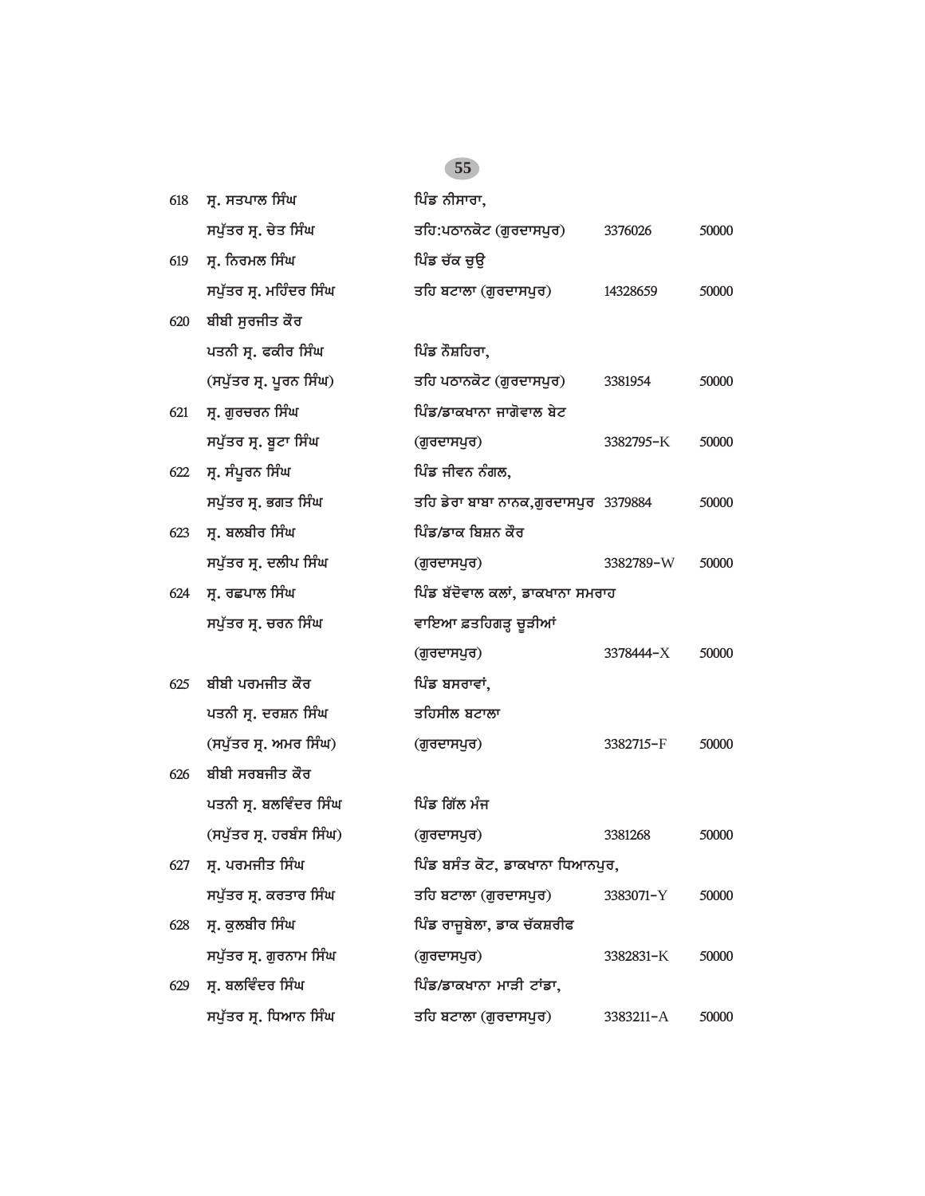| | | | | |
|---|---|---|---|---|
| 618 | ਸ੍ਰ. ਸਤਪਾਲ ਸਿੰਘ<br>ਸਪੁੱਤਰ ਸ੍ਰ. ਚੇਤ ਸਿੰਘ | ਪਿੰਡ ਨੀਸਾਰਾ,<br>ਤਹਿ:ਪਠਾਨਕੋਟ (ਗੁਰਦਾਸਪੁਰ) | 3376026 | 50000 |
| 619 | ਸ੍ਰ. ਨਿਰਮਲ ਸਿੰਘ<br>ਸਪੁੱਤਰ ਸ੍ਰ. ਮਹਿੰਦਰ ਸਿੰਘ | ਪਿੰਡ ਚੱਕ ਚੁਉ<br>ਤਹਿ ਬਟਾਲਾ (ਗੁਰਦਾਸਪੁਰ) | 14328659 | 50000 |
| 620 | ਬੀਬੀ ਸੁਰਜੀਤ ਕੌਰ<br>ਪਤਨੀ ਸ੍ਰ. ਫਕੀਰ ਸਿੰਘ<br>(ਸਪੁੱਤਰ ਸ੍ਰ. ਪੂਰਨ ਸਿੰਘ) | ਪਿੰਡ ਨੌਸ਼ਹਿਰਾ,<br>ਤਹਿ ਪਠਾਨਕੋਟ (ਗੁਰਦਾਸਪੁਰ) | 3381954 | 50000 |
| 621 | ਸ੍ਰ. ਗੁਰਚਰਨ ਸਿੰਘ<br>ਸਪੁੱਤਰ ਸ੍ਰ. ਬੂਟਾ ਸਿੰਘ | ਪਿੰਡ/ਡਾਕਖਾਨਾ ਜਾਗੋਵਾਲ ਬੇਟ<br>(ਗੁਰਦਾਸਪੁਰ) | 3382795-K | 50000 |
| 622 | ਸ੍ਰ. ਸੰਪੂਰਨ ਸਿੰਘ<br>ਸਪੁੱਤਰ ਸ੍ਰ. ਭਗਤ ਸਿੰਘ | ਪਿੰਡ ਜੀਵਨ ਨੰਗਲ,<br>ਤਹਿ ਡੇਰਾ ਬਾਬਾ ਨਾਨਕ,ਗੁਰਦਾਸਪੁਰ | 3379884 | 50000 |
| 623 | ਸ੍ਰ. ਬਲਬੀਰ ਸਿੰਘ<br>ਸਪੁੱਤਰ ਸ੍ਰ. ਦਲੀਪ ਸਿੰਘ | ਪਿੰਡ/ਡਾਕ ਬਿਸ਼ਨ ਕੌਰ<br>(ਗੁਰਦਾਸਪੁਰ) | 3382789-W | 50000 |
| 624 | ਸ੍ਰ. ਰਛਪਾਲ ਸਿੰਘ<br>ਸਪੁੱਤਰ ਸ੍ਰ. ਚਰਨ ਸਿੰਘ | ਪਿੰਡ ਬੱਦੋਵਾਲ ਕਲਾਂ, ਡਾਕਖਾਨਾ ਸਮਰਾਹ<br>ਵਾਇਆ ਫ਼ਤਹਿਗੜ੍ਹ ਚੂੜੀਆਂ<br>(ਗੁਰਦਾਸਪੁਰ) | 3378444-X | 50000 |
| 625 | ਬੀਬੀ ਪਰਮਜੀਤ ਕੌਰ<br>ਪਤਨੀ ਸ੍ਰ. ਦਰਸ਼ਨ ਸਿੰਘ<br>(ਸਪੁੱਤਰ ਸ੍ਰ. ਅਮਰ ਸਿੰਘ) | ਪਿੰਡ ਬਸਰਾਵਾਂ,<br>ਤਹਿਸੀਲ ਬਟਾਲਾ<br>(ਗੁਰਦਾਸਪੁਰ) | 3382715-F | 50000 |
| 626 | ਬੀਬੀ ਸਰਬਜੀਤ ਕੌਰ<br>ਪਤਨੀ ਸ੍ਰ. ਬਲਵਿੰਦਰ ਸਿੰਘ<br>(ਸਪੁੱਤਰ ਸ੍ਰ. ਹਰਬੰਸ ਸਿੰਘ) | ਪਿੰਡ ਗਿੱਲ ਮੰਜ<br>(ਗੁਰਦਾਸਪੁਰ) | 3381268 | 50000 |
| 627 | ਸ੍ਰ. ਪਰਮਜੀਤ ਸਿੰਘ<br>ਸਪੁੱਤਰ ਸ੍ਰ. ਕਰਤਾਰ ਸਿੰਘ | ਪਿੰਡ ਬਸੰਤ ਕੋਟ, ਡਾਕਖਾਨਾ ਧਿਆਨਪੁਰ,<br>ਤਹਿ ਬਟਾਲਾ (ਗੁਰਦਾਸਪੁਰ) | 3383071-Y | 50000 |
| 628 | ਸ੍ਰ. ਕੁਲਬੀਰ ਸਿੰਘ<br>ਸਪੁੱਤਰ ਸ੍ਰ. ਗੁਰਨਾਮ ਸਿੰਘ | ਪਿੰਡ ਰਾਜੂਬੇਲਾ, ਡਾਕ ਚੱਕਸ਼ਰੀਫ<br>(ਗੁਰਦਾਸਪੁਰ) | 3382831-K | 50000 |
| 629 | ਸ੍ਰ. ਬਲਵਿੰਦਰ ਸਿੰਘ<br>ਸਪੁੱਤਰ ਸ੍ਰ. ਧਿਆਨ ਸਿੰਘ | ਪਿੰਡ/ਡਾਕਖਾਨਾ ਮਾੜੀ ਟਾਂਡਾ,<br>ਤਹਿ ਬਟਾਲਾ (ਗੁਰਦਾਸਪੁਰ) | 3383211-A | 50000 |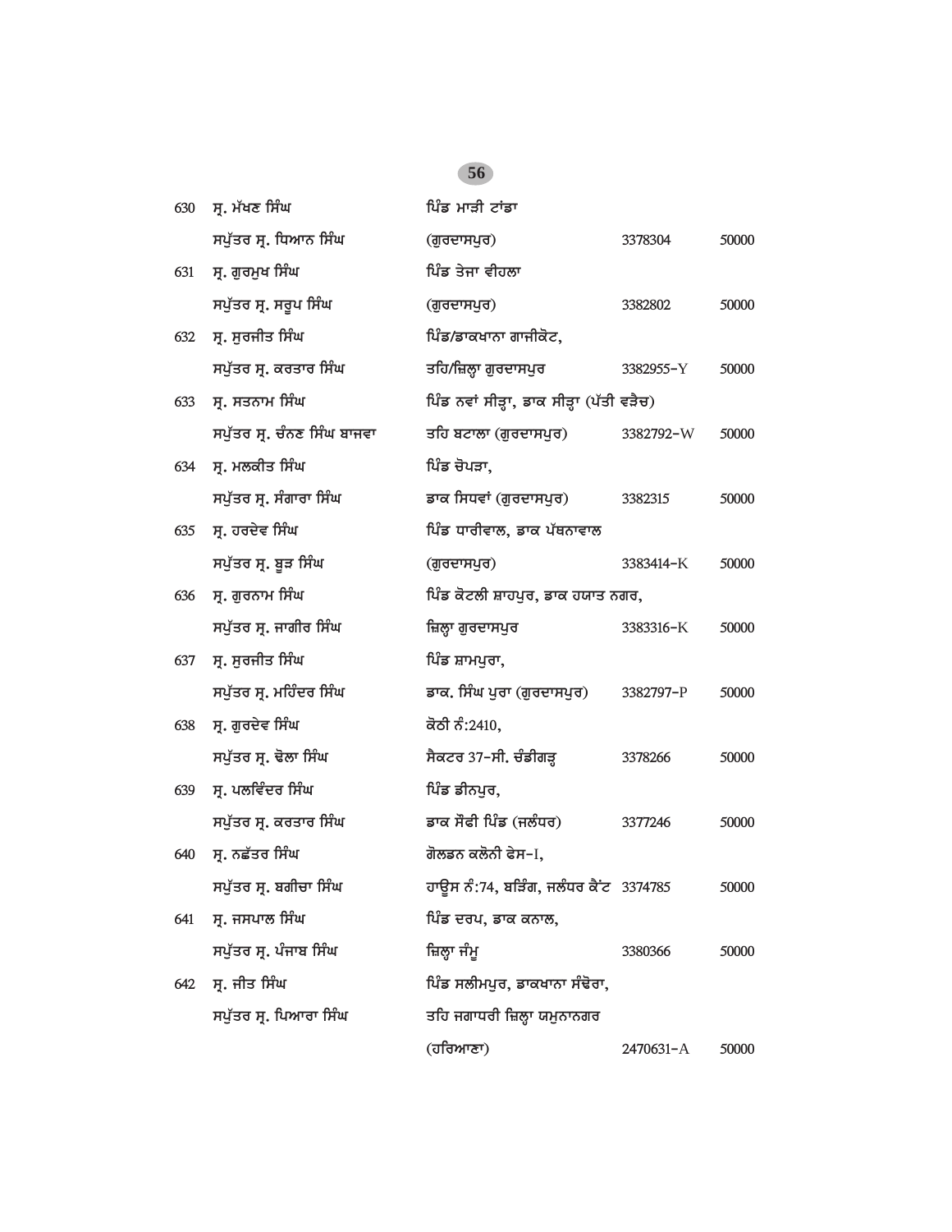| | | | | |
|---|---|---|---|---|
| 630 | ਸ੍ਰ. ਮੱਖਣ ਸਿੰਘ ਸਪੁੱਤਰ ਸ੍ਰ. ਧਿਆਨ ਸਿੰਘ | ਪਿੰਡ ਮਾੜੀ ਟਾਂਡਾ (ਗੁਰਦਾਸਪੁਰ) | 3378304 | 50000 |
| 631 | ਸ੍ਰ. ਗੁਰਮੁਖ ਸਿੰਘ ਸਪੁੱਤਰ ਸ੍ਰ. ਸਰੂਪ ਸਿੰਘ | ਪਿੰਡ ਤੇਜਾ ਵੀਹਲਾ (ਗੁਰਦਾਸਪੁਰ) | 3382802 | 50000 |
| 632 | ਸ੍ਰ. ਸੁਰਜੀਤ ਸਿੰਘ ਸਪੁੱਤਰ ਸ੍ਰ. ਕਰਤਾਰ ਸਿੰਘ | ਪਿੰਡ/ਡਾਕਖਾਨਾ ਗਾਜੀਕੋਟ, ਤਹਿ/ਜ਼ਿਲ੍ਹਾ ਗੁਰਦਾਸਪੁਰ | 3382955-Y | 50000 |
| 633 | ਸ੍ਰ. ਸਤਨਾਮ ਸਿੰਘ ਸਪੁੱਤਰ ਸ੍ਰ. ਚੰਨਣ ਸਿੰਘ ਬਾਜਵਾ | ਪਿੰਡ ਨਵਾਂ ਸੀੜ੍ਹਾ, ਡਾਕ ਸੀੜ੍ਹਾ (ਪੱਤੀ ਵੜੈਚ) ਤਹਿ ਬਟਾਲਾ (ਗੁਰਦਾਸਪੁਰ) | 3382792-W | 50000 |
| 634 | ਸ੍ਰ. ਮਲਕੀਤ ਸਿੰਘ ਸਪੁੱਤਰ ਸ੍ਰ. ਸੰਗਾਰਾ ਸਿੰਘ | ਪਿੰਡ ਚੋਪੜਾ, ਡਾਕ ਸਿਧਵਾਂ (ਗੁਰਦਾਸਪੁਰ) | 3382315 | 50000 |
| 635 | ਸ੍ਰ. ਹਰਦੇਵ ਸਿੰਘ ਸਪੁੱਤਰ ਸ੍ਰ. ਬੂੜ ਸਿੰਘ | ਪਿੰਡ ਧਾਰੀਵਾਲ, ਡਾਕ ਪੱਥਨਾਵਾਲ (ਗੁਰਦਾਸਪੁਰ) | 3383414-K | 50000 |
| 636 | ਸ੍ਰ. ਗੁਰਨਾਮ ਸਿੰਘ ਸਪੁੱਤਰ ਸ੍ਰ. ਜਾਗੀਰ ਸਿੰਘ | ਪਿੰਡ ਕੋਟਲੀ ਸ਼ਾਹਪੁਰ, ਡਾਕ ਹਯਾਤ ਨਗਰ, ਜ਼ਿਲ੍ਹਾ ਗੁਰਦਾਸਪੁਰ | 3383316-K | 50000 |
| 637 | ਸ੍ਰ. ਸੁਰਜੀਤ ਸਿੰਘ ਸਪੁੱਤਰ ਸ੍ਰ. ਮਹਿੰਦਰ ਸਿੰਘ | ਪਿੰਡ ਸ਼ਾਮਪੁਰਾ, ਡਾਕ. ਸਿੰਘ ਪੁਰਾ (ਗੁਰਦਾਸਪੁਰ) | 3382797-P | 50000 |
| 638 | ਸ੍ਰ. ਗੁਰਦੇਵ ਸਿੰਘ ਸਪੁੱਤਰ ਸ੍ਰ. ਢੋਲਾ ਸਿੰਘ | ਕੋਠੀ ਨੰ:2410, ਸੈਕਟਰ 37-ਸੀ. ਚੰਡੀਗੜ੍ਹ | 3378266 | 50000 |
| 639 | ਸ੍ਰ. ਪਲਵਿੰਦਰ ਸਿੰਘ ਸਪੁੱਤਰ ਸ੍ਰ. ਕਰਤਾਰ ਸਿੰਘ | ਪਿੰਡ ਡੀਨਪੁਰ, ਡਾਕ ਸੋਫੀ ਪਿੰਡ (ਜਲੰਧਰ) | 3377246 | 50000 |
| 640 | ਸ੍ਰ. ਨਛੱਤਰ ਸਿੰਘ ਸਪੁੱਤਰ ਸ੍ਰ. ਬਗੀਚਾ ਸਿੰਘ | ਗੋਲਡਨ ਕਲੋਨੀ ਫੇਸ-I, ਹਾਊਸ ਨੰ:74, ਬੜਿੰਗ, ਜਲੰਧਰ ਕੈਂਟ | 3374785 | 50000 |
| 641 | ਸ੍ਰ. ਜਸਪਾਲ ਸਿੰਘ ਸਪੁੱਤਰ ਸ੍ਰ. ਪੰਜਾਬ ਸਿੰਘ | ਪਿੰਡ ਦਰਪ, ਡਾਕ ਕਨਾਲ, ਜ਼ਿਲ੍ਹਾ ਜੰਮੂ | 3380366 | 50000 |
| 642 | ਸ੍ਰ. ਜੀਤ ਸਿੰਘ ਸਪੁੱਤਰ ਸ੍ਰ. ਪਿਆਰਾ ਸਿੰਘ | ਪਿੰਡ ਸਲੀਮਪੁਰ, ਡਾਕਖਾਨਾ ਸੰਢੋਰਾ, ਤਹਿ ਜਗਾਧਰੀ ਜ਼ਿਲ੍ਹਾ ਯਮੁਨਾਨਗਰ (ਹਰਿਆਣਾ) | 2470631-A | 50000 |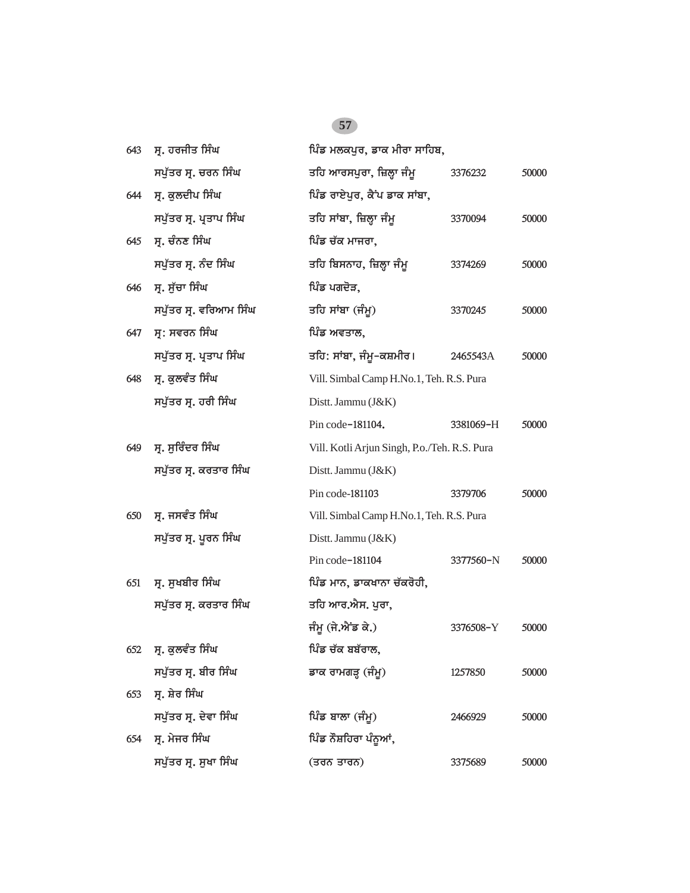| | | | | |
|---|---|---|---|---|
| 643 | ਸ੍ਰ. ਹਰਜੀਤ ਸਿੰਘ<br>ਸਪੁੱਤਰ ਸ੍ਰ. ਚਰਨ ਸਿੰਘ | ਪਿੰਡ ਮਲਕਪੁਰ, ਡਾਕ ਮੀਰਾ ਸਾਹਿਬ,<br>ਤਹਿ ਆਰਸਪੁਰਾ, ਜ਼ਿਲ੍ਹਾ ਜੰਮੂ | 3376232 | 50000 |
| 644 | ਸ੍ਰ. ਕੁਲਦੀਪ ਸਿੰਘ<br>ਸਪੁੱਤਰ ਸ੍ਰ. ਪ੍ਰਤਾਪ ਸਿੰਘ | ਪਿੰਡ ਰਾਏਪੁਰ, ਕੈਂਪ ਡਾਕ ਸਾਂਬਾ,<br>ਤਹਿ ਸਾਂਬਾ, ਜ਼ਿਲ੍ਹਾ ਜੰਮੂ | 3370094 | 50000 |
| 645 | ਸ੍ਰ. ਚੰਨਣ ਸਿੰਘ<br>ਸਪੁੱਤਰ ਸ੍ਰ. ਨੰਦ ਸਿੰਘ | ਪਿੰਡ ਚੱਕ ਮਾਜਰਾ,<br>ਤਹਿ ਬਿਸਨਾਹ, ਜ਼ਿਲ੍ਹਾ ਜੰਮੂ | 3374269 | 50000 |
| 646 | ਸ੍ਰ. ਸੁੱਚਾ ਸਿੰਘ<br>ਸਪੁੱਤਰ ਸ੍ਰ. ਵਰਿਆਮ ਸਿੰਘ | ਪਿੰਡ ਪਗਦੋੜ,<br>ਤਹਿ ਸਾਂਬਾ (ਜੰਮੂ) | 3370245 | 50000 |
| 647 | ਸ੍ਰ: ਸਵਰਨ ਸਿੰਘ<br>ਸਪੁੱਤਰ ਸ੍ਰ. ਪ੍ਰਤਾਪ ਸਿੰਘ | ਪਿੰਡ ਅਵਤਾਲ,<br>ਤਹਿ: ਸਾਂਬਾ, ਜੰਮੂ-ਕਸ਼ਮੀਰ। | 2465543A | 50000 |
| 648 | ਸ੍ਰ. ਕੁਲਵੰਤ ਸਿੰਘ<br>ਸਪੁੱਤਰ ਸ੍ਰ. ਹਰੀ ਸਿੰਘ | Vill. Simbal Camp H.No.1, Teh. R.S. Pura<br>Distt. Jammu (J&K)<br>Pin code-181104. | 3381069-H | 50000 |
| 649 | ਸ੍ਰ. ਸੁਰਿੰਦਰ ਸਿੰਘ<br>ਸਪੁੱਤਰ ਸ੍ਰ. ਕਰਤਾਰ ਸਿੰਘ | Vill. Kotli Arjun Singh, P.o./Teh. R.S. Pura<br>Distt. Jammu (J&K)<br>Pin code-181103 | 3379706 | 50000 |
| 650 | ਸ੍ਰ. ਜਸਵੰਤ ਸਿੰਘ<br>ਸਪੁੱਤਰ ਸ੍ਰ. ਪੂਰਨ ਸਿੰਘ | Vill. Simbal Camp H.No.1, Teh. R.S. Pura<br>Distt. Jammu (J&K)<br>Pin code-181104 | 3377560-N | 50000 |
| 651 | ਸ੍ਰ. ਸੁਖਬੀਰ ਸਿੰਘ<br>ਸਪੁੱਤਰ ਸ੍ਰ. ਕਰਤਾਰ ਸਿੰਘ | ਪਿੰਡ ਮਾਨ, ਡਾਕਖਾਨਾ ਚੱਕਰੋਹੀ,<br>ਤਹਿ ਆਰ.ਐਸ. ਪੁਰਾ,<br>ਜੰਮੂ (ਜੇ.ਐਂਡ ਕੇ.) | 3376508-Y | 50000 |
| 652 | ਸ੍ਰ. ਕੁਲਵੰਤ ਸਿੰਘ<br>ਸਪੁੱਤਰ ਸ੍ਰ. ਬੀਰ ਸਿੰਘ | ਪਿੰਡ ਚੱਕ ਬਬੱਰਾਲ,<br>ਡਾਕ ਰਾਮਗੜ੍ਹ (ਜੰਮੂ) | 1257850 | 50000 |
| 653 | ਸ੍ਰ. ਸ਼ੇਰ ਸਿੰਘ<br>ਸਪੁੱਤਰ ਸ੍ਰ. ਦੇਵਾ ਸਿੰਘ | ਪਿੰਡ ਬਾਲਾ (ਜੰਮੂ) | 2466929 | 50000 |
| 654 | ਸ੍ਰ. ਮੇਜਰ ਸਿੰਘ<br>ਸਪੁੱਤਰ ਸ੍ਰ. ਸੁਖਾ ਸਿੰਘ | ਪਿੰਡ ਨੌਸ਼ਹਿਰਾ ਪੰਨੂਆਂ,<br>(ਤਰਨ ਤਾਰਨ) | 3375689 | 50000 |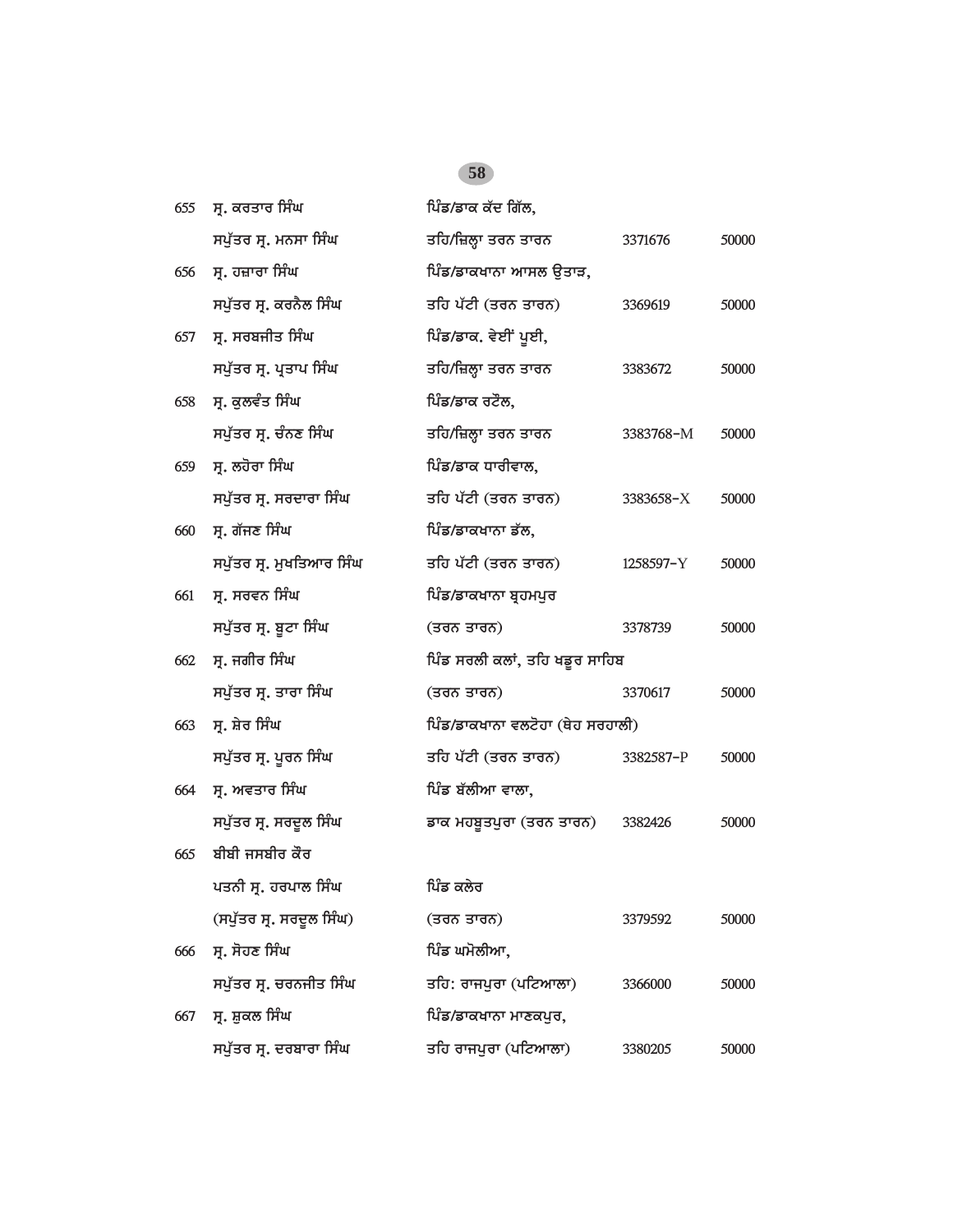| | | | | |
|---|---|---|---|---|
| 655 | ਸ੍ਰ. ਕਰਤਾਰ ਸਿੰਘ | ਪਿੰਡ/ਡਾਕ ਕੱਦ ਗਿੱਲ, | | |
| | ਸਪੁੱਤਰ ਸ੍ਰ. ਮਨਸਾ ਸਿੰਘ | ਤਹਿ/ਜ਼ਿਲ੍ਹਾ ਤਰਨ ਤਾਰਨ | 3371676 | 50000 |
| 656 | ਸ੍ਰ. ਹਜ਼ਾਰਾ ਸਿੰਘ | ਪਿੰਡ/ਡਾਕਖਾਨਾ ਆਸਲ ਉਤਾੜ, | | |
| | ਸਪੁੱਤਰ ਸ੍ਰ. ਕਰਨੈਲ ਸਿੰਘ | ਤਹਿ ਪੱਟੀ (ਤਰਨ ਤਾਰਨ) | 3369619 | 50000 |
| 657 | ਸ੍ਰ. ਸਰਬਜੀਤ ਸਿੰਘ | ਪਿੰਡ/ਡਾਕ. ਵੇਈਂ ਪੂਈ, | | |
| | ਸਪੁੱਤਰ ਸ੍ਰ. ਪ੍ਰਤਾਪ ਸਿੰਘ | ਤਹਿ/ਜ਼ਿਲ੍ਹਾ ਤਰਨ ਤਾਰਨ | 3383672 | 50000 |
| 658 | ਸ੍ਰ. ਕੁਲਵੰਤ ਸਿੰਘ | ਪਿੰਡ/ਡਾਕ ਰਟੌਲ, | | |
| | ਸਪੁੱਤਰ ਸ੍ਰ. ਚੰਨਣ ਸਿੰਘ | ਤਹਿ/ਜ਼ਿਲ੍ਹਾ ਤਰਨ ਤਾਰਨ | 3383768-M | 50000 |
| 659 | ਸ੍ਰ. ਲਹੌਰਾ ਸਿੰਘ | ਪਿੰਡ/ਡਾਕ ਧਾਰੀਵਾਲ, | | |
| | ਸਪੁੱਤਰ ਸ੍ਰ. ਸਰਦਾਰਾ ਸਿੰਘ | ਤਹਿ ਪੱਟੀ (ਤਰਨ ਤਾਰਨ) | 3383658-X | 50000 |
| 660 | ਸ੍ਰ. ਗੱਜਣ ਸਿੰਘ | ਪਿੰਡ/ਡਾਕਖਾਨਾ ਡੱਲ, | | |
| | ਸਪੁੱਤਰ ਸ੍ਰ. ਮੁਖਤਿਆਰ ਸਿੰਘ | ਤਹਿ ਪੱਟੀ (ਤਰਨ ਤਾਰਨ) | 1258597-Y | 50000 |
| 661 | ਸ੍ਰ. ਸਰਵਨ ਸਿੰਘ | ਪਿੰਡ/ਡਾਕਖਾਨਾ ਬ੍ਰਹਮਪੁਰ | | |
| | ਸਪੁੱਤਰ ਸ੍ਰ. ਬੂਟਾ ਸਿੰਘ | (ਤਰਨ ਤਾਰਨ) | 3378739 | 50000 |
| 662 | ਸ੍ਰ. ਜਗੀਰ ਸਿੰਘ | ਪਿੰਡ ਸਰਲੀ ਕਲਾਂ, ਤਹਿ ਖਡੂਰ ਸਾਹਿਬ | | |
| | ਸਪੁੱਤਰ ਸ੍ਰ. ਤਾਰਾ ਸਿੰਘ | (ਤਰਨ ਤਾਰਨ) | 3370617 | 50000 |
| 663 | ਸ੍ਰ. ਸ਼ੇਰ ਸਿੰਘ | ਪਿੰਡ/ਡਾਕਖਾਨਾ ਵਲਟੋਹਾ (ਥੇਹ ਸਰਹਾਲੀ) | | |
| | ਸਪੁੱਤਰ ਸ੍ਰ. ਪੂਰਨ ਸਿੰਘ | ਤਹਿ ਪੱਟੀ (ਤਰਨ ਤਾਰਨ) | 3382587-P | 50000 |
| 664 | ਸ੍ਰ. ਅਵਤਾਰ ਸਿੰਘ | ਪਿੰਡ ਬੱਲੀਆ ਵਾਲਾ, | | |
| | ਸਪੁੱਤਰ ਸ੍ਰ. ਸਰਦੂਲ ਸਿੰਘ | ਡਾਕ ਮਹਬੂਤਪੁਰਾ (ਤਰਨ ਤਾਰਨ) | 3382426 | 50000 |
| 665 | ਬੀਬੀ ਜਸਬੀਰ ਕੌਰ | | | |
| | ਪਤਨੀ ਸ੍ਰ. ਹਰਪਾਲ ਸਿੰਘ | ਪਿੰਡ ਕਲੇਰ | | |
| | (ਸਪੁੱਤਰ ਸ੍ਰ. ਸਰਦੂਲ ਸਿੰਘ) | (ਤਰਨ ਤਾਰਨ) | 3379592 | 50000 |
| 666 | ਸ੍ਰ. ਸੋਹਣ ਸਿੰਘ | ਪਿੰਡ ਘਮੋਲੀਆ, | | |
| | ਸਪੁੱਤਰ ਸ੍ਰ. ਚਰਨਜੀਤ ਸਿੰਘ | ਤਹਿ: ਰਾਜਪੁਰਾ (ਪਟਿਆਲਾ) | 3366000 | 50000 |
| 667 | ਸ੍ਰ. ਸ਼ੁਕਲ ਸਿੰਘ | ਪਿੰਡ/ਡਾਕਖਾਨਾ ਮਾਣਕਪੁਰ, | | |
| | ਸਪੁੱਤਰ ਸ੍ਰ. ਦਰਬਾਰਾ ਸਿੰਘ | ਤਹਿ ਰਾਜਪੁਰਾ (ਪਟਿਆਲਾ) | 3380205 | 50000 |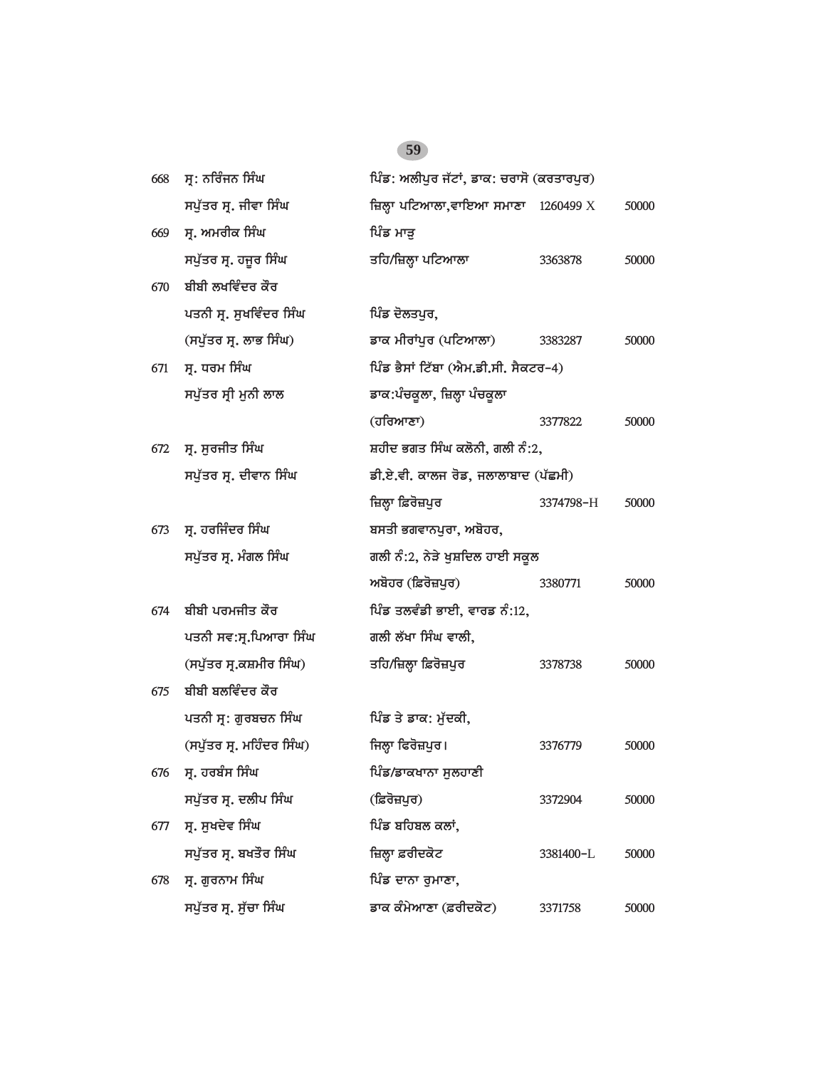| | | | | |
|---|---|---|---|---|
| 668 | ਸ੍ਰ: ਨਰਿੰਜਨ ਸਿੰਘ<br>ਸਪੁੱਤਰ ਸ੍ਰ. ਜੀਵਾ ਸਿੰਘ | ਪਿੰਡ: ਅਲੀਪੁਰ ਜੱਟਾਂ, ਡਾਕ: ਚਰਾਸੋ (ਕਰਤਾਰਪੁਰ)<br>ਜ਼ਿਲ੍ਹਾ ਪਟਿਆਲਾ,ਵਾਇਆ ਸਮਾਣਾ | 1260499 X | 50000 |
| 669 | ਸ੍ਰ. ਅਮਰੀਕ ਸਿੰਘ<br>ਸਪੁੱਤਰ ਸ੍ਰ. ਹਜੂਰ ਸਿੰਘ | ਪਿੰਡ ਮਾੜੂ<br>ਤਹਿ/ਜ਼ਿਲ੍ਹਾ ਪਟਿਆਲਾ | 3363878 | 50000 |
| 670 | ਬੀਬੀ ਲਖਵਿੰਦਰ ਕੌਰ<br>ਪਤਨੀ ਸ੍ਰ. ਸੁਖਵਿੰਦਰ ਸਿੰਘ<br>(ਸਪੁੱਤਰ ਸ੍ਰ. ਲਾਭ ਸਿੰਘ) | ਪਿੰਡ ਦੋਲਤਪੁਰ,<br>ਡਾਕ ਮੀਰਾਂਪੁਰ (ਪਟਿਆਲਾ) | 3383287 | 50000 |
| 671 | ਸ੍ਰ. ਧਰਮ ਸਿੰਘ<br>ਸਪੁੱਤਰ ਸ੍ਰੀ ਮੁਨੀ ਲਾਲ | ਪਿੰਡ ਭੈਸਾਂ ਟਿੱਬਾ (ਐਮ.ਡੀ.ਸੀ. ਸੈਕਟਰ-4)<br>ਡਾਕ:ਪੰਚਕੂਲਾ, ਜ਼ਿਲ੍ਹਾ ਪੰਚਕੂਲਾ<br>(ਹਰਿਆਣਾ) | 3377822 | 50000 |
| 672 | ਸ੍ਰ. ਸੁਰਜੀਤ ਸਿੰਘ<br>ਸਪੁੱਤਰ ਸ੍ਰ. ਦੀਵਾਨ ਸਿੰਘ | ਸ਼ਹੀਦ ਭਗਤ ਸਿੰਘ ਕਲੋਨੀ, ਗਲੀ ਨੰ:2,<br>ਡੀ.ਏ.ਵੀ. ਕਾਲਜ ਰੋਡ, ਜਲਾਲਾਬਾਦ (ਪੱਛਮੀ)<br>ਜ਼ਿਲ੍ਹਾ ਫ਼ਿਰੋਜ਼ਪੁਰ | 3374798-H | 50000 |
| 673 | ਸ੍ਰ. ਹਰਜਿੰਦਰ ਸਿੰਘ<br>ਸਪੁੱਤਰ ਸ੍ਰ. ਮੰਗਲ ਸਿੰਘ | ਬਸਤੀ ਭਗਵਾਨਪੁਰਾ, ਅਬੋਹਰ,<br>ਗਲੀ ਨੰ:2, ਨੇੜੇ ਖੁਸ਼ਦਿਲ ਹਾਈ ਸਕੂਲ<br>ਅਬੋਹਰ (ਫ਼ਿਰੋਜ਼ਪੁਰ) | 3380771 | 50000 |
| 674 | ਬੀਬੀ ਪਰਮਜੀਤ ਕੌਰ<br>ਪਤਨੀ ਸਵ:ਸ੍ਰ.ਪਿਆਰਾ ਸਿੰਘ<br>(ਸਪੁੱਤਰ ਸ੍ਰ.ਕਸ਼ਮੀਰ ਸਿੰਘ) | ਪਿੰਡ ਤਲਵੰਡੀ ਭਾਈ, ਵਾਰਡ ਨੰ:12,<br>ਗਲੀ ਲੱਖਾ ਸਿੰਘ ਵਾਲੀ,<br>ਤਹਿ/ਜ਼ਿਲ੍ਹਾ ਫ਼ਿਰੋਜ਼ਪੁਰ | 3378738 | 50000 |
| 675 | ਬੀਬੀ ਬਲਵਿੰਦਰ ਕੌਰ<br>ਪਤਨੀ ਸ੍ਰ: ਗੁਰਬਚਨ ਸਿੰਘ<br>(ਸਪੁੱਤਰ ਸ੍ਰ. ਮਹਿੰਦਰ ਸਿੰਘ) | ਪਿੰਡ ਤੇ ਡਾਕ: ਮੁੱਦਕੀ,<br>ਜਿਲ੍ਹਾ ਫਿਰੋਜ਼ਪੁਰ। | 3376779 | 50000 |
| 676 | ਸ੍ਰ. ਹਰਬੰਸ ਸਿੰਘ<br>ਸਪੁੱਤਰ ਸ੍ਰ. ਦਲੀਪ ਸਿੰਘ | ਪਿੰਡ/ਡਾਕਖਾਨਾ ਸੁਲਹਾਣੀ<br>(ਫ਼ਿਰੋਜ਼ਪੁਰ) | 3372904 | 50000 |
| 677 | ਸ੍ਰ. ਸੁਖਦੇਵ ਸਿੰਘ<br>ਸਪੁੱਤਰ ਸ੍ਰ. ਬਖਤੌਰ ਸਿੰਘ | ਪਿੰਡ ਬਹਿਬਲ ਕਲਾਂ,<br>ਜ਼ਿਲ੍ਹਾ ਫ਼ਰੀਦਕੋਟ | 3381400-L | 50000 |
| 678 | ਸ੍ਰ. ਗੁਰਨਾਮ ਸਿੰਘ<br>ਸਪੁੱਤਰ ਸ੍ਰ. ਸੁੱਚਾ ਸਿੰਘ | ਪਿੰਡ ਦਾਨਾ ਰੁਮਾਣਾ,<br>ਡਾਕ ਕੰਮੇਆਣਾ (ਫ਼ਰੀਦਕੋਟ) | 3371758 | 50000 |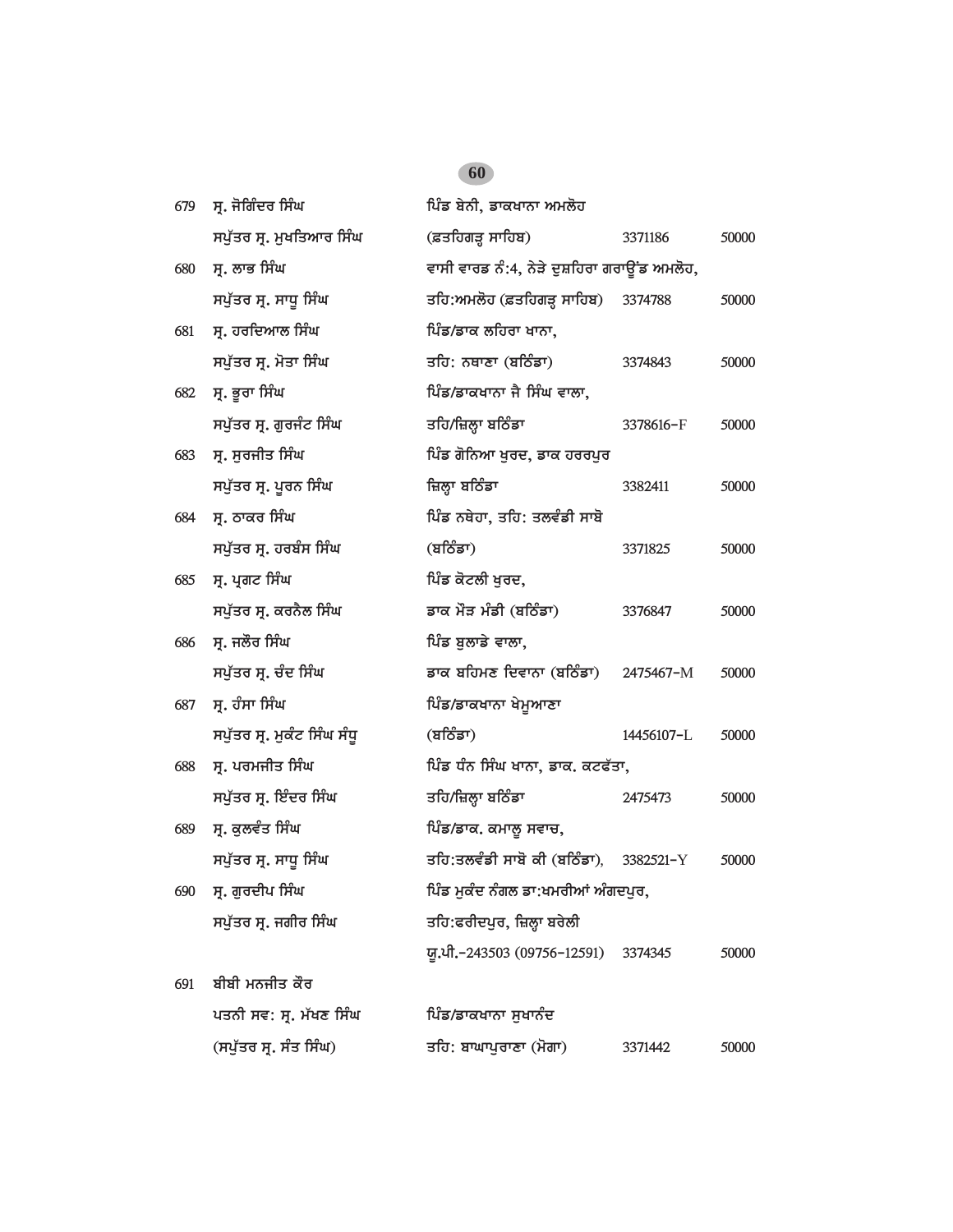| | | | | |
|---|---|---|---|---|
| 679 | ਸ੍ਰ. ਜੋਗਿੰਦਰ ਸਿੰਘ<br>ਸਪੁੱਤਰ ਸ੍ਰ. ਮੁਖਤਿਆਰ ਸਿੰਘ | ਪਿੰਡ ਬੇਨੀ, ਡਾਕਖਾਨਾ ਅਮਲੋਹ<br>(ਫ਼ਤਹਿਗੜ੍ਹ ਸਾਹਿਬ) | 3371186 | 50000 |
| 680 | ਸ੍ਰ. ਲਾਭ ਸਿੰਘ<br>ਸਪੁੱਤਰ ਸ੍ਰ. ਸਾਧੂ ਸਿੰਘ | ਵਾਸੀ ਵਾਰਡ ਨੰ:4, ਨੇੜੇ ਦੁਸ਼ਹਿਰਾ ਗਰਾਊਂਡ ਅਮਲੋਹ,<br>ਤਹਿ:ਅਮਲੋਹ (ਫ਼ਤਹਿਗੜ੍ਹ ਸਾਹਿਬ) | 3374788 | 50000 |
| 681 | ਸ੍ਰ. ਹਰਦਿਆਲ ਸਿੰਘ<br>ਸਪੁੱਤਰ ਸ੍ਰ. ਮੋਤਾ ਸਿੰਘ | ਪਿੰਡ/ਡਾਕ ਲਹਿਰਾ ਖਾਨਾ,<br>ਤਹਿ: ਨਥਾਣਾ (ਬਠਿੰਡਾ) | 3374843 | 50000 |
| 682 | ਸ੍ਰ. ਭੂਰਾ ਸਿੰਘ<br>ਸਪੁੱਤਰ ਸ੍ਰ. ਗੁਰਜੰਟ ਸਿੰਘ | ਪਿੰਡ/ਡਾਕਖਾਨਾ ਜੈ ਸਿੰਘ ਵਾਲਾ,<br>ਤਹਿ/ਜ਼ਿਲ੍ਹਾ ਬਠਿੰਡਾ | 3378616-F | 50000 |
| 683 | ਸ੍ਰ. ਸੁਰਜੀਤ ਸਿੰਘ<br>ਸਪੁੱਤਰ ਸ੍ਰ. ਪੂਰਨ ਸਿੰਘ | ਪਿੰਡ ਗੋਨਿਆ ਖੁਰਦ, ਡਾਕ ਹਰਰਪੁਰ<br>ਜ਼ਿਲ੍ਹਾ ਬਠਿੰਡਾ | 3382411 | 50000 |
| 684 | ਸ੍ਰ. ਠਾਕਰ ਸਿੰਘ<br>ਸਪੁੱਤਰ ਸ੍ਰ. ਹਰਬੰਸ ਸਿੰਘ | ਪਿੰਡ ਨਥੇਹਾ, ਤਹਿ: ਤਲਵੰਡੀ ਸਾਬੋ<br>(ਬਠਿੰਡਾ) | 3371825 | 50000 |
| 685 | ਸ੍ਰ. ਪ੍ਰਗਟ ਸਿੰਘ<br>ਸਪੁੱਤਰ ਸ੍ਰ. ਕਰਨੈਲ ਸਿੰਘ | ਪਿੰਡ ਕੋਟਲੀ ਖੁਰਦ,<br>ਡਾਕ ਮੌੜ ਮੰਡੀ (ਬਠਿੰਡਾ) | 3376847 | 50000 |
| 686 | ਸ੍ਰ. ਜਲੌਰ ਸਿੰਘ<br>ਸਪੁੱਤਰ ਸ੍ਰ. ਚੰਦ ਸਿੰਘ | ਪਿੰਡ ਬੁਲਾਡੇ ਵਾਲਾ,<br>ਡਾਕ ਬਹਿਮਣ ਦਿਵਾਨਾ (ਬਠਿੰਡਾ) | 2475467-M | 50000 |
| 687 | ਸ੍ਰ. ਹੰਸਾ ਸਿੰਘ<br>ਸਪੁੱਤਰ ਸ੍ਰ. ਮੁਕੰਟ ਸਿੰਘ ਸੰਧੂ | ਪਿੰਡ/ਡਾਕਖਾਨਾ ਖੇਮੂਆਣਾ<br>(ਬਠਿੰਡਾ) | 14456107-L | 50000 |
| 688 | ਸ੍ਰ. ਪਰਮਜੀਤ ਸਿੰਘ<br>ਸਪੁੱਤਰ ਸ੍ਰ. ਇੰਦਰ ਸਿੰਘ | ਪਿੰਡ ਧੰਨ ਸਿੰਘ ਖਾਨਾ, ਡਾਕ. ਕਟਫੱਤਾ,<br>ਤਹਿ/ਜ਼ਿਲ੍ਹਾ ਬਠਿੰਡਾ | 2475473 | 50000 |
| 689 | ਸ੍ਰ. ਕੁਲਵੰਤ ਸਿੰਘ<br>ਸਪੁੱਤਰ ਸ੍ਰ. ਸਾਧੂ ਸਿੰਘ | ਪਿੰਡ/ਡਾਕ. ਕਮਾਲੂ ਸਵਾਚ,<br>ਤਹਿ:ਤਲਵੰਡੀ ਸਾਬੋ ਕੀ (ਬਠਿੰਡਾ), | 3382521-Y | 50000 |
| 690 | ਸ੍ਰ. ਗੁਰਦੀਪ ਸਿੰਘ<br>ਸਪੁੱਤਰ ਸ੍ਰ. ਜਗੀਰ ਸਿੰਘ | ਪਿੰਡ ਮੁਕੰਦ ਨੰਗਲ ਡਾ:ਖਮਰੀਆਂ ਅੰਗਦਪੁਰ,<br>ਤਹਿ:ਫਰੀਦਪੁਰ, ਜ਼ਿਲ੍ਹਾ ਬਰੇਲੀ<br>ਯੂ.ਪੀ.-243503 (09756-12591) | 3374345 | 50000 |
| 691 | ਬੀਬੀ ਮਨਜੀਤ ਕੌਰ<br>ਪਤਨੀ ਸਵ: ਸ੍ਰ. ਮੱਖਣ ਸਿੰਘ<br>(ਸਪੁੱਤਰ ਸ੍ਰ. ਸੰਤ ਸਿੰਘ) | ਪਿੰਡ/ਡਾਕਖਾਨਾ ਸੁਖਾਨੰਦ<br>ਤਹਿ: ਬਾਘਾਪੁਰਾਣਾ (ਮੋਗਾ) | 3371442 | 50000 |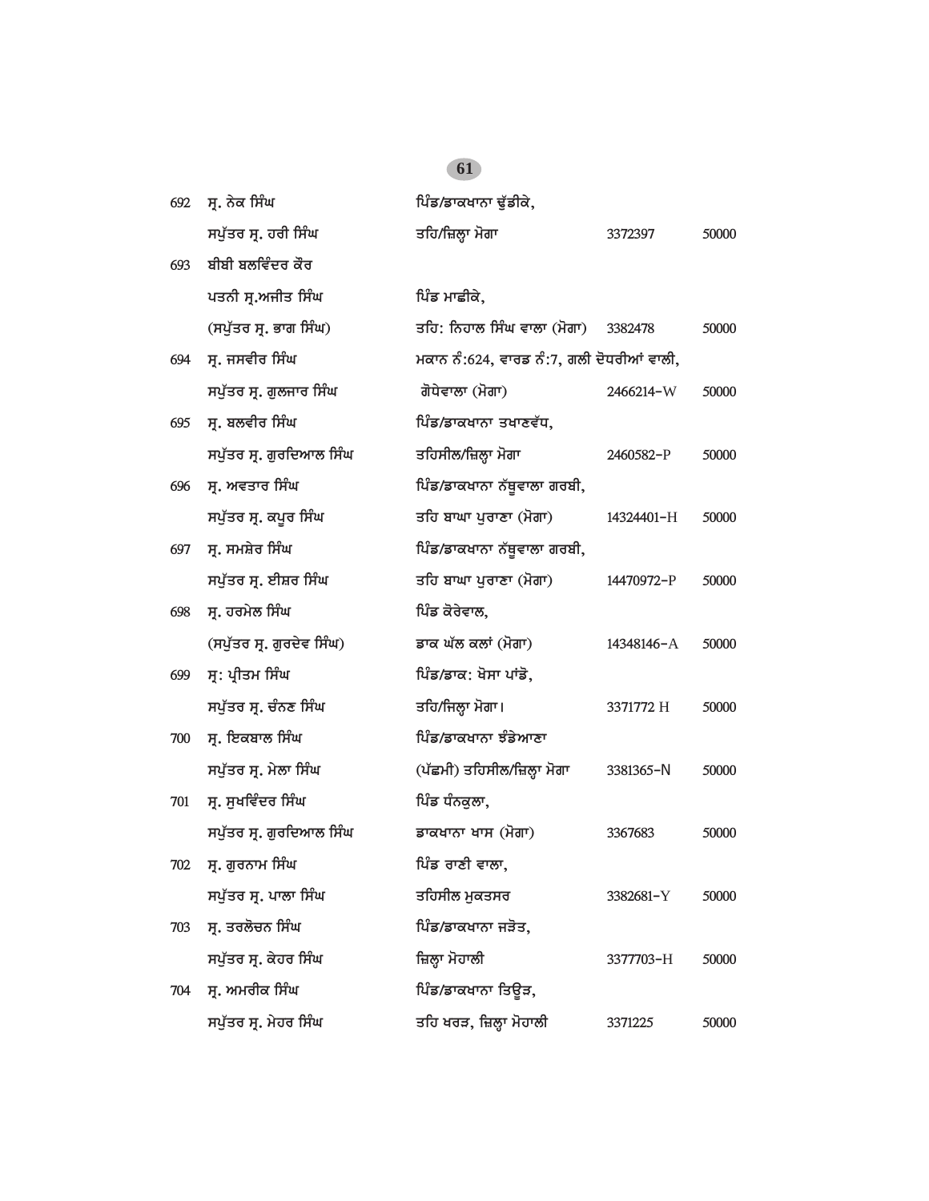| | | | | |
|---|---|---|---|---|
| 692 | ਸ੍ਰ. ਨੇਕ ਸਿੰਘ<br>ਸਪੁੱਤਰ ਸ੍ਰ. ਹਰੀ ਸਿੰਘ | ਪਿੰਡ/ਡਾਕਖਾਨਾ ਢੁੱਡੀਕੇ,<br>ਤਹਿ/ਜ਼ਿਲ੍ਹਾ ਮੋਗਾ | 3372397 | 50000 |
| 693 | ਬੀਬੀ ਬਲਵਿੰਦਰ ਕੌਰ<br>ਪਤਨੀ ਸ੍ਰ.ਅਜੀਤ ਸਿੰਘ<br>(ਸਪੁੱਤਰ ਸ੍ਰ. ਭਾਗ ਸਿੰਘ) | ਪਿੰਡ ਮਾਛੀਕੇ,<br>ਤਹਿ: ਨਿਹਾਲ ਸਿੰਘ ਵਾਲਾ (ਮੋਗਾ) | 3382478 | 50000 |
| 694 | ਸ੍ਰ. ਜਸਵੀਰ ਸਿੰਘ<br>ਸਪੁੱਤਰ ਸ੍ਰ. ਗੁਲਜਾਰ ਸਿੰਘ | ਮਕਾਨ ਨੰ:624, ਵਾਰਡ ਨੰ:7, ਗਲੀ ਦੋਧਰੀਆਂ ਵਾਲੀ,<br>ਗੋਧੇਵਾਲਾ (ਮੋਗਾ) | 2466214-W | 50000 |
| 695 | ਸ੍ਰ. ਬਲਵੀਰ ਸਿੰਘ<br>ਸਪੁੱਤਰ ਸ੍ਰ. ਗੁਰਦਿਆਲ ਸਿੰਘ | ਪਿੰਡ/ਡਾਕਖਾਨਾ ਤਖਾਣਵੱਧ,<br>ਤਹਿਸੀਲ/ਜ਼ਿਲ੍ਹਾ ਮੋਗਾ | 2460582-P | 50000 |
| 696 | ਸ੍ਰ. ਅਵਤਾਰ ਸਿੰਘ<br>ਸਪੁੱਤਰ ਸ੍ਰ. ਕਪੂਰ ਸਿੰਘ | ਪਿੰਡ/ਡਾਕਖਾਨਾ ਨੱਥੂਵਾਲਾ ਗਰਬੀ,<br>ਤਹਿ ਬਾਘਾ ਪੁਰਾਣਾ (ਮੋਗਾ) | 14324401-H | 50000 |
| 697 | ਸ੍ਰ. ਸਮਸ਼ੇਰ ਸਿੰਘ<br>ਸਪੁੱਤਰ ਸ੍ਰ. ਈਸ਼ਰ ਸਿੰਘ | ਪਿੰਡ/ਡਾਕਖਾਨਾ ਨੱਥੂਵਾਲਾ ਗਰਬੀ,<br>ਤਹਿ ਬਾਘਾ ਪੁਰਾਣਾ (ਮੋਗਾ) | 14470972-P | 50000 |
| 698 | ਸ੍ਰ. ਹਰਮੇਲ ਸਿੰਘ<br>(ਸਪੁੱਤਰ ਸ੍ਰ. ਗੁਰਦੇਵ ਸਿੰਘ) | ਪਿੰਡ ਕੋਰੇਵਾਲ,<br>ਡਾਕ ਘੱਲ ਕਲਾਂ (ਮੋਗਾ) | 14348146-A | 50000 |
| 699 | ਸ੍ਰ: ਪ੍ਰੀਤਮ ਸਿੰਘ<br>ਸਪੁੱਤਰ ਸ੍ਰ. ਚੰਨਣ ਸਿੰਘ | ਪਿੰਡ/ਡਾਕ: ਖੋਸਾ ਪਾਂਡੋ,<br>ਤਹਿ/ਜਿਲ੍ਹਾ ਮੋਗਾ। | 3371772 H | 50000 |
| 700 | ਸ੍ਰ. ਇਕਬਾਲ ਸਿੰਘ<br>ਸਪੁੱਤਰ ਸ੍ਰ. ਮੇਲਾ ਸਿੰਘ | ਪਿੰਡ/ਡਾਕਖਾਨਾ ਝੰਡੇਆਣਾ<br>(ਪੱਛਮੀ) ਤਹਿਸੀਲ/ਜ਼ਿਲ੍ਹਾ ਮੋਗਾ | 3381365-N | 50000 |
| 701 | ਸ੍ਰ. ਸੁਖਵਿੰਦਰ ਸਿੰਘ<br>ਸਪੁੱਤਰ ਸ੍ਰ. ਗੁਰਦਿਆਲ ਸਿੰਘ | ਪਿੰਡ ਧੰਨਕੁਲਾ,<br>ਡਾਕਖਾਨਾ ਖਾਸ (ਮੋਗਾ) | 3367683 | 50000 |
| 702 | ਸ੍ਰ. ਗੁਰਨਾਮ ਸਿੰਘ<br>ਸਪੁੱਤਰ ਸ੍ਰ. ਪਾਲਾ ਸਿੰਘ | ਪਿੰਡ ਰਾਣੀ ਵਾਲਾ,<br>ਤਹਿਸੀਲ ਮੁਕਤਸਰ | 3382681-Y | 50000 |
| 703 | ਸ੍ਰ. ਤਰਲੋਚਨ ਸਿੰਘ<br>ਸਪੁੱਤਰ ਸ੍ਰ. ਕੇਹਰ ਸਿੰਘ | ਪਿੰਡ/ਡਾਕਖਾਨਾ ਜੜੋਤ,<br>ਜ਼ਿਲ੍ਹਾ ਮੋਹਾਲੀ | 3377703-H | 50000 |
| 704 | ਸ੍ਰ. ਅਮਰੀਕ ਸਿੰਘ<br>ਸਪੁੱਤਰ ਸ੍ਰ. ਮੇਹਰ ਸਿੰਘ | ਪਿੰਡ/ਡਾਕਖਾਨਾ ਤਿਊੜ,<br>ਤਹਿ ਖਰੜ, ਜ਼ਿਲ੍ਹਾ ਮੋਹਾਲੀ | 3371225 | 50000 |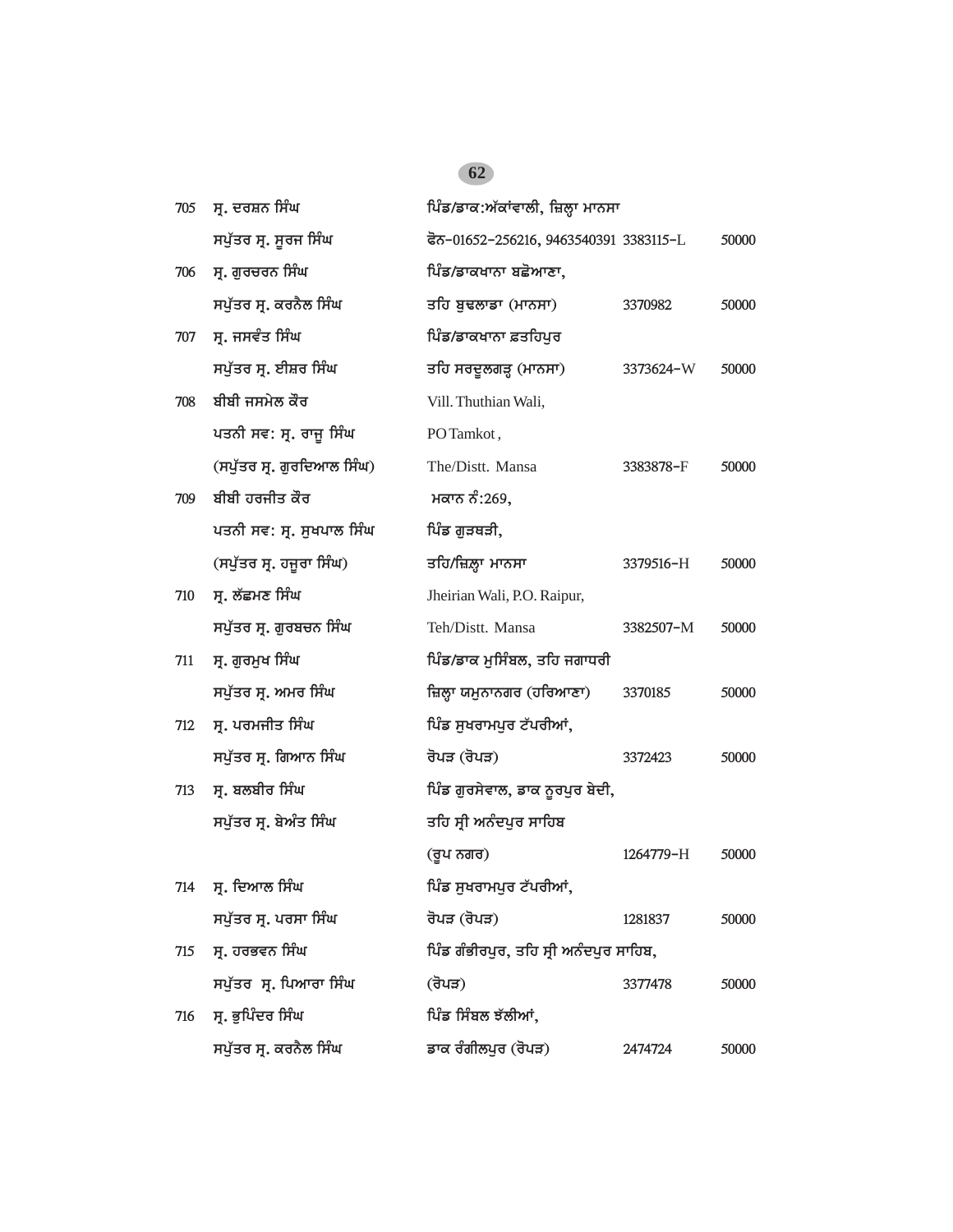| | | | | |
|---|---|---|---|---|
| 705 | ਸ੍ਰ. ਦਰਸ਼ਨ ਸਿੰਘ<br>ਸਪੁੱਤਰ ਸ੍ਰ. ਸੂਰਜ ਸਿੰਘ | ਪਿੰਡ/ਡਾਕ:ਅੱਕਾਂਵਾਲੀ, ਜ਼ਿਲ੍ਹਾ ਮਾਨਸਾ<br>ਫੋਨ-01652-256216, 9463540391 | 3383115-L | 50000 |
| 706 | ਸ੍ਰ. ਗੁਰਚਰਨ ਸਿੰਘ<br>ਸਪੁੱਤਰ ਸ੍ਰ. ਕਰਨੈਲ ਸਿੰਘ | ਪਿੰਡ/ਡਾਕਖਾਨਾ ਬਛੋਆਣਾ,<br>ਤਹਿ ਬੁਢਲਾਡਾ (ਮਾਨਸਾ) | 3370982 | 50000 |
| 707 | ਸ੍ਰ. ਜਸਵੰਤ ਸਿੰਘ<br>ਸਪੁੱਤਰ ਸ੍ਰ. ਈਸ਼ਰ ਸਿੰਘ | ਪਿੰਡ/ਡਾਕਖਾਨਾ ਫ਼ਤਹਿਪੁਰ<br>ਤਹਿ ਸਰਦੂਲਗੜ੍ਹ (ਮਾਨਸਾ) | 3373624-W | 50000 |
| 708 | ਬੀਬੀ ਜਸਮੇਲ ਕੌਰ<br>ਪਤਨੀ ਸਵ: ਸ੍ਰ. ਰਾਜੂ ਸਿੰਘ<br>(ਸਪੁੱਤਰ ਸ੍ਰ. ਗੁਰਦਿਆਲ ਸਿੰਘ) | Vill. Thuthian Wali,<br>PO Tamkot ,<br>The/Distt. Mansa | 3383878-F | 50000 |
| 709 | ਬੀਬੀ ਹਰਜੀਤ ਕੌਰ<br>ਪਤਨੀ ਸਵ: ਸ੍ਰ. ਸੁਖਪਾਲ ਸਿੰਘ<br>(ਸਪੁੱਤਰ ਸ੍ਰ. ਹਜ਼ੂਰਾ ਸਿੰਘ) | ਮਕਾਨ ਨੰ:269,<br>ਪਿੰਡ ਗੁੜਥੜੀ,<br>ਤਹਿ/ਜ਼ਿਲ੍ਹਾ ਮਾਨਸਾ | 3379516-H | 50000 |
| 710 | ਸ੍ਰ. ਲੱਛਮਣ ਸਿੰਘ<br>ਸਪੁੱਤਰ ਸ੍ਰ. ਗੁਰਬਚਨ ਸਿੰਘ | Jheirian Wali, P.O. Raipur,<br>Teh/Distt. Mansa | 3382507-M | 50000 |
| 711 | ਸ੍ਰ. ਗੁਰਮੁਖ ਸਿੰਘ<br>ਸਪੁੱਤਰ ਸ੍ਰ. ਅਮਰ ਸਿੰਘ | ਪਿੰਡ/ਡਾਕ ਮੁਸਿੰਬਲ, ਤਹਿ ਜਗਾਧਰੀ<br>ਜ਼ਿਲ੍ਹਾ ਯਮੁਨਾਨਗਰ (ਹਰਿਆਣਾ) | 3370185 | 50000 |
| 712 | ਸ੍ਰ. ਪਰਮਜੀਤ ਸਿੰਘ<br>ਸਪੁੱਤਰ ਸ੍ਰ. ਗਿਆਨ ਸਿੰਘ | ਪਿੰਡ ਸੁਖਰਾਮਪੁਰ ਟੱਪਰੀਆਂ,<br>ਰੋਪੜ (ਰੋਪੜ) | 3372423 | 50000 |
| 713 | ਸ੍ਰ. ਬਲਬੀਰ ਸਿੰਘ<br>ਸਪੁੱਤਰ ਸ੍ਰ. ਬੇਅੰਤ ਸਿੰਘ | ਪਿੰਡ ਗੁਰਸੇਵਾਲ, ਡਾਕ ਨੂਰਪੁਰ ਬੇਦੀ,<br>ਤਹਿ ਸ੍ਰੀ ਅਨੰਦਪੁਰ ਸਾਹਿਬ<br>(ਰੂਪ ਨਗਰ) | 1264779-H | 50000 |
| 714 | ਸ੍ਰ. ਦਿਆਲ ਸਿੰਘ<br>ਸਪੁੱਤਰ ਸ੍ਰ. ਪਰਸਾ ਸਿੰਘ | ਪਿੰਡ ਸੁਖਰਾਮਪੁਰ ਟੱਪਰੀਆਂ,<br>ਰੋਪੜ (ਰੋਪੜ) | 1281837 | 50000 |
| 715 | ਸ੍ਰ. ਹਰਭਵਨ ਸਿੰਘ<br>ਸਪੁੱਤਰ ਸ੍ਰ. ਪਿਆਰਾ ਸਿੰਘ | ਪਿੰਡ ਗੰਭੀਰਪੁਰ, ਤਹਿ ਸ੍ਰੀ ਅਨੰਦਪੁਰ ਸਾਹਿਬ,<br>(ਰੋਪੜ) | 3377478 | 50000 |
| 716 | ਸ੍ਰ. ਭੁਪਿੰਦਰ ਸਿੰਘ<br>ਸਪੁੱਤਰ ਸ੍ਰ. ਕਰਨੈਲ ਸਿੰਘ | ਪਿੰਡ ਸਿੰਬਲ ਝੱਲੀਆਂ,<br>ਡਾਕ ਰੰਗੀਲਪੁਰ (ਰੋਪੜ) | 2474724 | 50000 |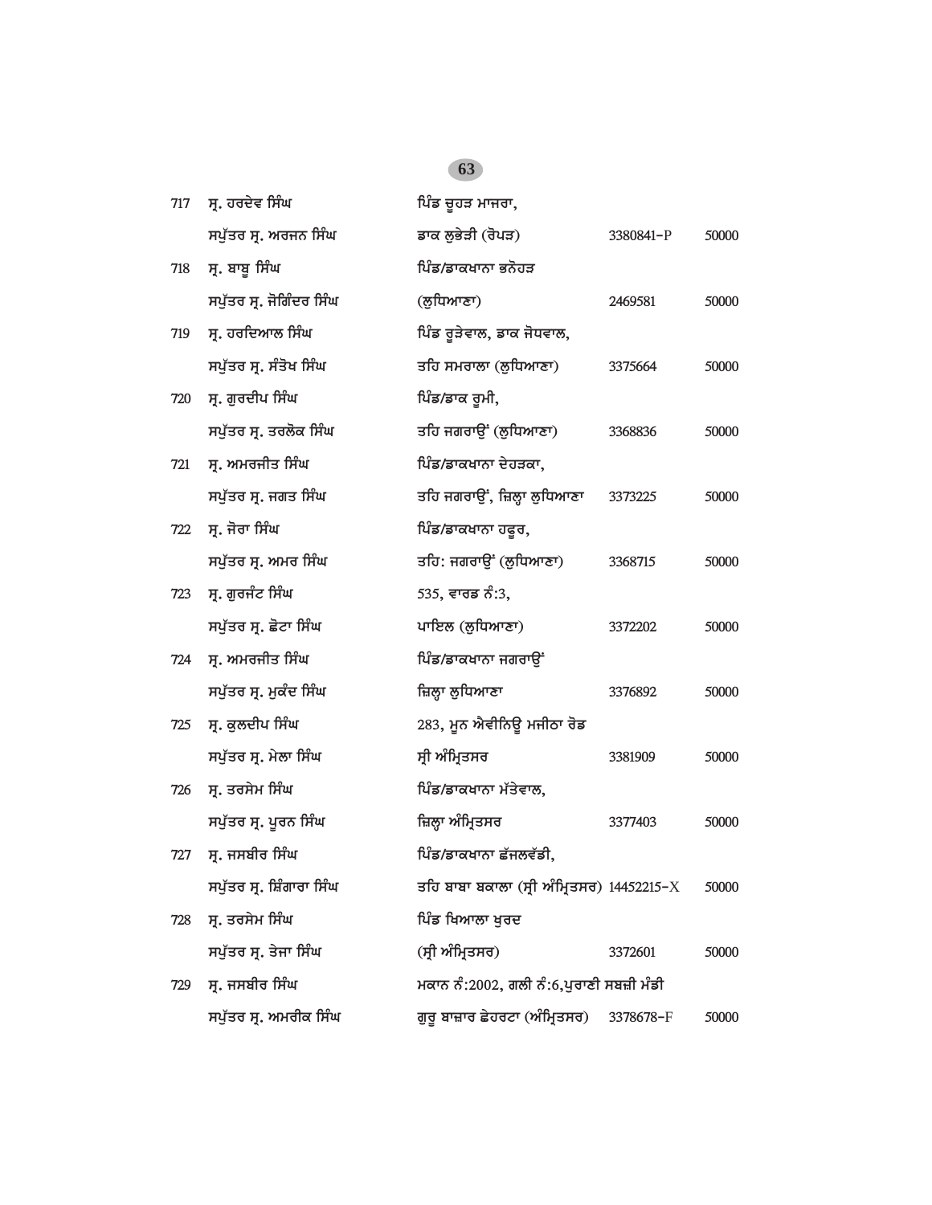| | | | | |
|---|---|---|---|---|
| 717 | ਸ੍ਰ. ਹਰਦੇਵ ਸਿੰਘ<br>ਸਪੁੱਤਰ ਸ੍ਰ. ਅਰਜਨ ਸਿੰਘ | ਪਿੰਡ ਚੂਹੜ ਮਾਜਰਾ,<br>ਡਾਕ ਲੁਭੇੜੀ (ਰੋਪੜ) | 3380841-P | 50000 |
| 718 | ਸ੍ਰ. ਬਾਬੂ ਸਿੰਘ<br>ਸਪੁੱਤਰ ਸ੍ਰ. ਜੋਗਿੰਦਰ ਸਿੰਘ | ਪਿੰਡ/ਡਾਕਖਾਨਾ ਭਨੋਹੜ<br>(ਲੁਧਿਆਣਾ) | 2469581 | 50000 |
| 719 | ਸ੍ਰ. ਹਰਦਿਆਲ ਸਿੰਘ<br>ਸਪੁੱਤਰ ਸ੍ਰ. ਸੰਤੋਖ ਸਿੰਘ | ਪਿੰਡ ਰੂੜੇਵਾਲ, ਡਾਕ ਜੋਧਵਾਲ,<br>ਤਹਿ ਸਮਰਾਲਾ (ਲੁਧਿਆਣਾ) | 3375664 | 50000 |
| 720 | ਸ੍ਰ. ਗੁਰਦੀਪ ਸਿੰਘ<br>ਸਪੁੱਤਰ ਸ੍ਰ. ਤਰਲੋਕ ਸਿੰਘ | ਪਿੰਡ/ਡਾਕ ਰੂਮੀ,<br>ਤਹਿ ਜਗਰਾਉਂ (ਲੁਧਿਆਣਾ) | 3368836 | 50000 |
| 721 | ਸ੍ਰ. ਅਮਰਜੀਤ ਸਿੰਘ<br>ਸਪੁੱਤਰ ਸ੍ਰ. ਜਗਤ ਸਿੰਘ | ਪਿੰਡ/ਡਾਕਖਾਨਾ ਦੇਹੜਕਾ,<br>ਤਹਿ ਜਗਰਾਉਂ, ਜ਼ਿਲ੍ਹਾ ਲੁਧਿਆਣਾ | 3373225 | 50000 |
| 722 | ਸ੍ਰ. ਜੋਰਾ ਸਿੰਘ<br>ਸਪੁੱਤਰ ਸ੍ਰ. ਅਮਰ ਸਿੰਘ | ਪਿੰਡ/ਡਾਕਖਾਨਾ ਹਢੂਰ,<br>ਤਹਿ: ਜਗਰਾਉਂ (ਲੁਧਿਆਣਾ) | 3368715 | 50000 |
| 723 | ਸ੍ਰ. ਗੁਰਜੰਟ ਸਿੰਘ<br>ਸਪੁੱਤਰ ਸ੍ਰ. ਛੋਟਾ ਸਿੰਘ | 535, ਵਾਰਡ ਨੰ:3,<br>ਪਾਇਲ (ਲੁਧਿਆਣਾ) | 3372202 | 50000 |
| 724 | ਸ੍ਰ. ਅਮਰਜੀਤ ਸਿੰਘ<br>ਸਪੁੱਤਰ ਸ੍ਰ. ਮੁਕੰਦ ਸਿੰਘ | ਪਿੰਡ/ਡਾਕਖਾਨਾ ਜਗਰਾਉਂ<br>ਜ਼ਿਲ੍ਹਾ ਲੁਧਿਆਣਾ | 3376892 | 50000 |
| 725 | ਸ੍ਰ. ਕੁਲਦੀਪ ਸਿੰਘ<br>ਸਪੁੱਤਰ ਸ੍ਰ. ਮੇਲਾ ਸਿੰਘ | 283, ਮੂਨ ਐਵੀਨਿਊ ਮਜੀਠਾ ਰੋਡ<br>ਸ੍ਰੀ ਅੰਮ੍ਰਿਤਸਰ | 3381909 | 50000 |
| 726 | ਸ੍ਰ. ਤਰਸੇਮ ਸਿੰਘ<br>ਸਪੁੱਤਰ ਸ੍ਰ. ਪੂਰਨ ਸਿੰਘ | ਪਿੰਡ/ਡਾਕਖਾਨਾ ਮੱਤੇਵਾਲ,<br>ਜ਼ਿਲ੍ਹਾ ਅੰਮ੍ਰਿਤਸਰ | 3377403 | 50000 |
| 727 | ਸ੍ਰ. ਜਸਬੀਰ ਸਿੰਘ<br>ਸਪੁੱਤਰ ਸ੍ਰ. ਸ਼ਿੰਗਾਰਾ ਸਿੰਘ | ਪਿੰਡ/ਡਾਕਖਾਨਾ ਛੱਜਲਵੱਡੀ,<br>ਤਹਿ ਬਾਬਾ ਬਕਾਲਾ (ਸ੍ਰੀ ਅੰਮ੍ਰਿਤਸਰ) | 14452215-X | 50000 |
| 728 | ਸ੍ਰ. ਤਰਸੇਮ ਸਿੰਘ<br>ਸਪੁੱਤਰ ਸ੍ਰ. ਤੇਜਾ ਸਿੰਘ | ਪਿੰਡ ਖਿਆਲਾ ਖੁਰਦ<br>(ਸ੍ਰੀ ਅੰਮ੍ਰਿਤਸਰ) | 3372601 | 50000 |
| 729 | ਸ੍ਰ. ਜਸਬੀਰ ਸਿੰਘ<br>ਸਪੁੱਤਰ ਸ੍ਰ. ਅਮਰੀਕ ਸਿੰਘ | ਮਕਾਨ ਨੰ:2002, ਗਲੀ ਨੰ:6,ਪੁਰਾਣੀ ਸਬਜ਼ੀ ਮੰਡੀ<br>ਗੁਰੂ ਬਾਜ਼ਾਰ ਛੇਹਰਟਾ (ਅੰਮ੍ਰਿਤਸਰ) | 3378678-F | 50000 |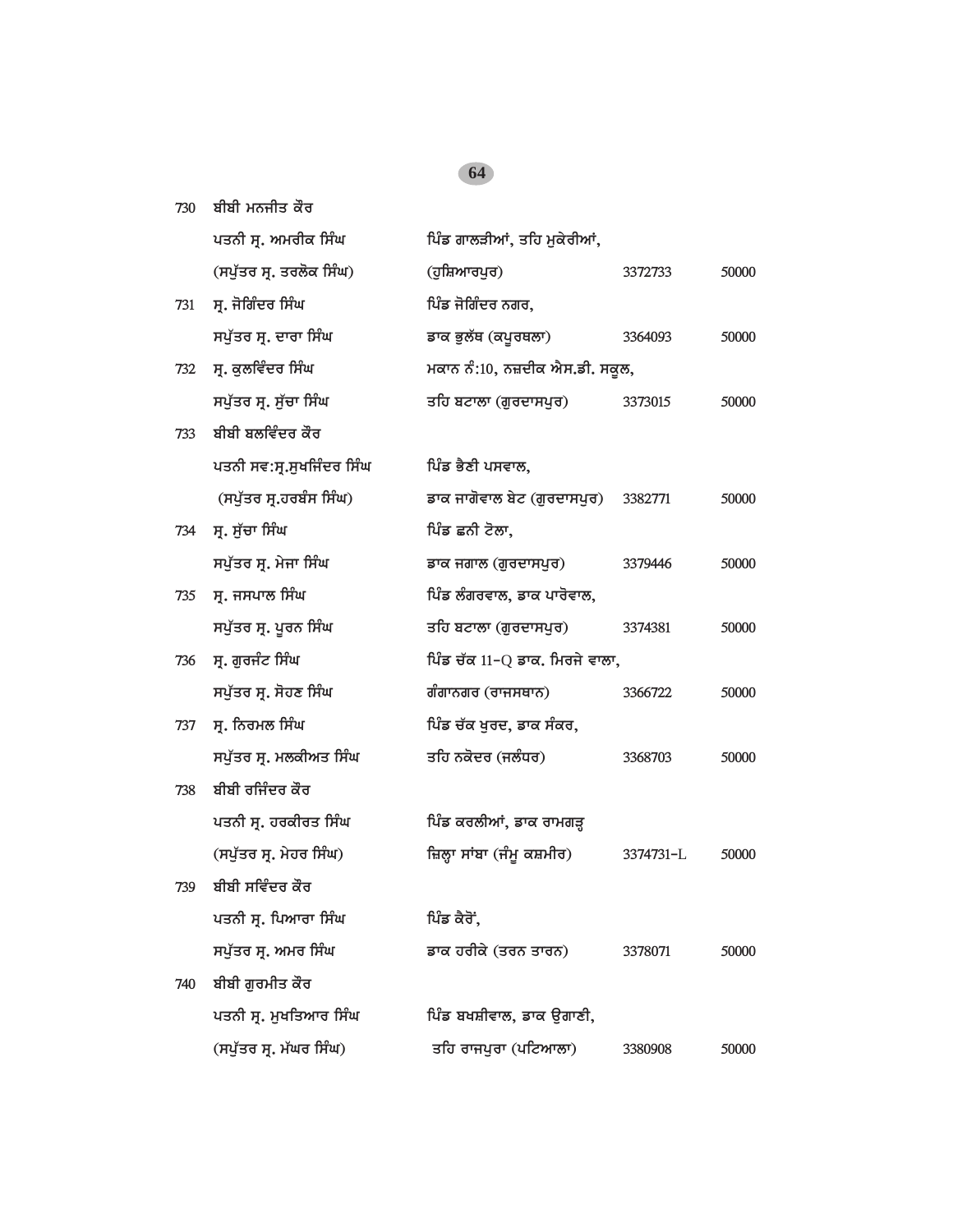| | | | | |
|---|---|---|---|---|
| 730 | ਬੀਬੀ ਮਨਜੀਤ ਕੌਰ<br>ਪਤਨੀ ਸ੍ਰ. ਅਮਰੀਕ ਸਿੰਘ<br>(ਸਪੁੱਤਰ ਸ੍ਰ. ਤਰਲੋਕ ਸਿੰਘ) | ਪਿੰਡ ਗਾਲੜੀਆਂ, ਤਹਿ ਮੁਕੇਰੀਆਂ,<br>(ਹੁਸ਼ਿਆਰਪੁਰ) | 3372733 | 50000 |
| 731 | ਸ੍ਰ. ਜੋਗਿੰਦਰ ਸਿੰਘ<br>ਸਪੁੱਤਰ ਸ੍ਰ. ਦਾਰਾ ਸਿੰਘ | ਪਿੰਡ ਜੋਗਿੰਦਰ ਨਗਰ,<br>ਡਾਕ ਭੁਲੱਥ (ਕਪੂਰਥਲਾ) | 3364093 | 50000 |
| 732 | ਸ੍ਰ. ਕੁਲਵਿੰਦਰ ਸਿੰਘ<br>ਸਪੁੱਤਰ ਸ੍ਰ. ਸੁੱਚਾ ਸਿੰਘ | ਮਕਾਨ ਨੰ:10, ਨਜ਼ਦੀਕ ਐਸ.ਡੀ. ਸਕੂਲ,<br>ਤਹਿ ਬਟਾਲਾ (ਗੁਰਦਾਸਪੁਰ) | 3373015 | 50000 |
| 733 | ਬੀਬੀ ਬਲਵਿੰਦਰ ਕੌਰ<br>ਪਤਨੀ ਸਵ:ਸ੍ਰ.ਸੁਖਜਿੰਦਰ ਸਿੰਘ<br>(ਸਪੁੱਤਰ ਸ੍ਰ.ਹਰਬੰਸ ਸਿੰਘ) | ਪਿੰਡ ਭੈਣੀ ਪਸਵਾਲ,<br>ਡਾਕ ਜਾਗੋਵਾਲ ਬੇਟ (ਗੁਰਦਾਸਪੁਰ) | 3382771 | 50000 |
| 734 | ਸ੍ਰ. ਸੁੱਚਾ ਸਿੰਘ<br>ਸਪੁੱਤਰ ਸ੍ਰ. ਮੇਜਾ ਸਿੰਘ | ਪਿੰਡ ਛਨੀ ਟੋਲਾ,<br>ਡਾਕ ਜਗਾਲ (ਗੁਰਦਾਸਪੁਰ) | 3379446 | 50000 |
| 735 | ਸ੍ਰ. ਜਸਪਾਲ ਸਿੰਘ<br>ਸਪੁੱਤਰ ਸ੍ਰ. ਪੂਰਨ ਸਿੰਘ | ਪਿੰਡ ਲੰਗਰਵਾਲ, ਡਾਕ ਪਾਰੋਵਾਲ,<br>ਤਹਿ ਬਟਾਲਾ (ਗੁਰਦਾਸਪੁਰ) | 3374381 | 50000 |
| 736 | ਸ੍ਰ. ਗੁਰਜੰਟ ਸਿੰਘ<br>ਸਪੁੱਤਰ ਸ੍ਰ. ਸੋਹਣ ਸਿੰਘ | ਪਿੰਡ ਚੱਕ 11-Q ਡਾਕ. ਮਿਰਜੇ ਵਾਲਾ,<br>ਗੰਗਾਨਗਰ (ਰਾਜਸਥਾਨ) | 3366722 | 50000 |
| 737 | ਸ੍ਰ. ਨਿਰਮਲ ਸਿੰਘ<br>ਸਪੁੱਤਰ ਸ੍ਰ. ਮਲਕੀਅਤ ਸਿੰਘ | ਪਿੰਡ ਚੱਕ ਖੁਰਦ, ਡਾਕ ਸੰਕਰ,<br>ਤਹਿ ਨਕੋਦਰ (ਜਲੰਧਰ) | 3368703 | 50000 |
| 738 | ਬੀਬੀ ਰਜਿੰਦਰ ਕੌਰ<br>ਪਤਨੀ ਸ੍ਰ. ਹਰਕੀਰਤ ਸਿੰਘ<br>(ਸਪੁੱਤਰ ਸ੍ਰ. ਮੇਹਰ ਸਿੰਘ) | ਪਿੰਡ ਕਰਲੀਆਂ, ਡਾਕ ਰਾਮਗੜ੍ਹ<br>ਜ਼ਿਲ੍ਹਾ ਸਾਂਬਾ (ਜੰਮੂ ਕਸ਼ਮੀਰ) | 3374731-L | 50000 |
| 739 | ਬੀਬੀ ਸਵਿੰਦਰ ਕੌਰ<br>ਪਤਨੀ ਸ੍ਰ. ਪਿਆਰਾ ਸਿੰਘ<br>ਸਪੁੱਤਰ ਸ੍ਰ. ਅਮਰ ਸਿੰਘ | ਪਿੰਡ ਕੈਰੋਂ,<br>ਡਾਕ ਹਰੀਕੇ (ਤਰਨ ਤਾਰਨ) | 3378071 | 50000 |
| 740 | ਬੀਬੀ ਗੁਰਮੀਤ ਕੌਰ<br>ਪਤਨੀ ਸ੍ਰ. ਮੁਖਤਿਆਰ ਸਿੰਘ<br>(ਸਪੁੱਤਰ ਸ੍ਰ. ਮੱਘਰ ਸਿੰਘ) | ਪਿੰਡ ਬਖਸ਼ੀਵਾਲ, ਡਾਕ ਉਗਾਣੀ,<br>ਤਹਿ ਰਾਜਪੁਰਾ (ਪਟਿਆਲਾ) | 3380908 | 50000 |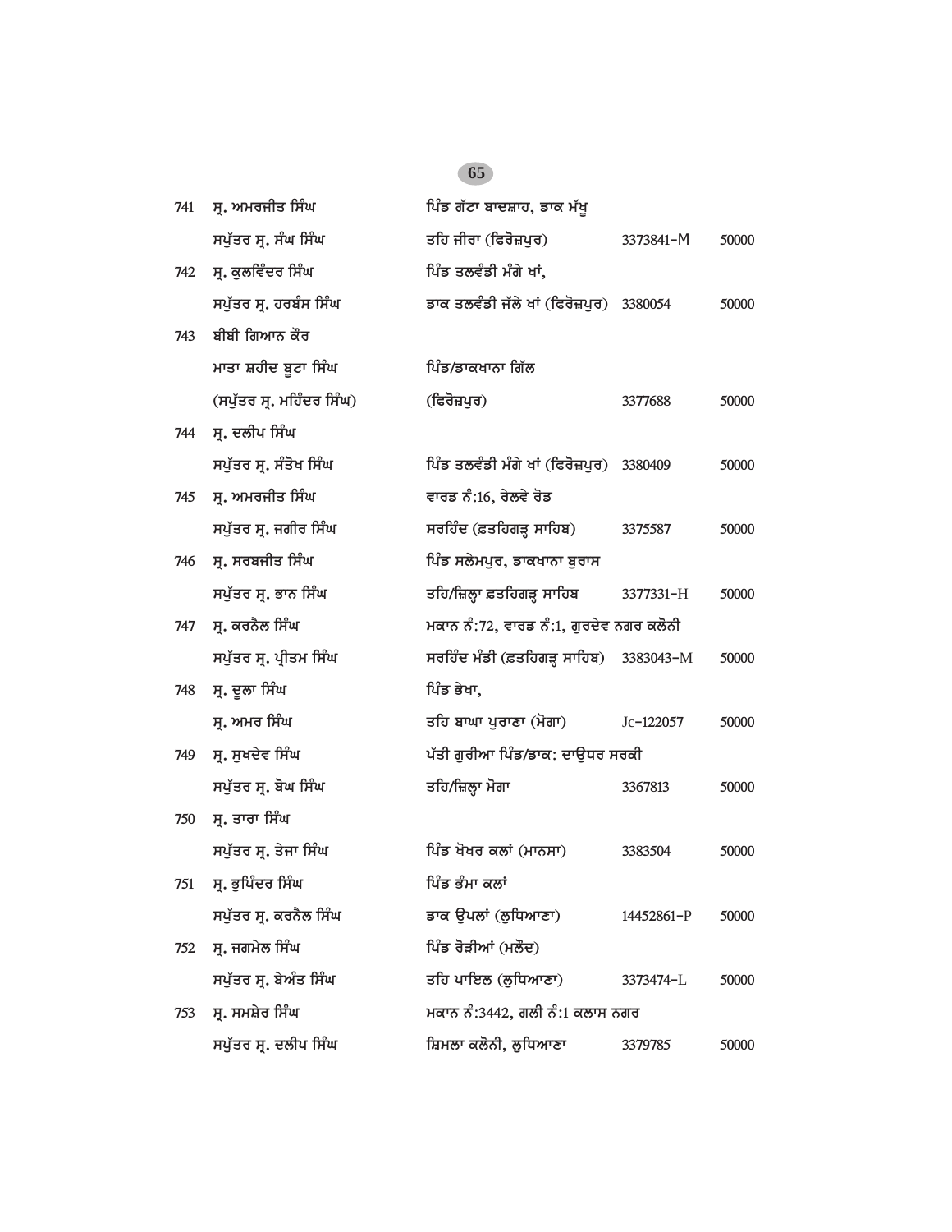| | | | | |
|---|---|---|---|---|
| 741 | ਸ੍ਰ. ਅਮਰਜੀਤ ਸਿੰਘ | ਪਿੰਡ ਗੱਟਾ ਬਾਦਸ਼ਾਹ, ਡਾਕ ਮੱਖੂ | | |
| | ਸਪੁੱਤਰ ਸ੍ਰ. ਸੰਘ ਸਿੰਘ | ਤਹਿ ਜੀਰਾ (ਫਿਰੋਜ਼ਪੁਰ) | 3373841-M | 50000 |
| 742 | ਸ੍ਰ. ਕੁਲਵਿੰਦਰ ਸਿੰਘ | ਪਿੰਡ ਤਲਵੰਡੀ ਮੰਗੇ ਖਾਂ, | | |
| | ਸਪੁੱਤਰ ਸ੍ਰ. ਹਰਬੰਸ ਸਿੰਘ | ਡਾਕ ਤਲਵੰਡੀ ਜੱਲੇ ਖਾਂ (ਫਿਰੋਜ਼ਪੁਰ) | 3380054 | 50000 |
| 743 | ਬੀਬੀ ਗਿਆਨ ਕੌਰ | | | |
| | ਮਾਤਾ ਸ਼ਹੀਦ ਬੂਟਾ ਸਿੰਘ | ਪਿੰਡ/ਡਾਕਖਾਨਾ ਗਿੱਲ | | |
| | (ਸਪੁੱਤਰ ਸ੍ਰ. ਮਹਿੰਦਰ ਸਿੰਘ) | (ਫਿਰੋਜ਼ਪੁਰ) | 3377688 | 50000 |
| 744 | ਸ੍ਰ. ਦਲੀਪ ਸਿੰਘ | | | |
| | ਸਪੁੱਤਰ ਸ੍ਰ. ਸੰਤੋਖ ਸਿੰਘ | ਪਿੰਡ ਤਲਵੰਡੀ ਮੰਗੇ ਖਾਂ (ਫਿਰੋਜ਼ਪੁਰ) | 3380409 | 50000 |
| 745 | ਸ੍ਰ. ਅਮਰਜੀਤ ਸਿੰਘ | ਵਾਰਡ ਨੰ:16, ਰੇਲਵੇ ਰੋਡ | | |
| | ਸਪੁੱਤਰ ਸ੍ਰ. ਜਗੀਰ ਸਿੰਘ | ਸਰਹਿੰਦ (ਫ਼ਤਹਿਗੜ੍ਹ ਸਾਹਿਬ) | 3375587 | 50000 |
| 746 | ਸ੍ਰ. ਸਰਬਜੀਤ ਸਿੰਘ | ਪਿੰਡ ਸਲੇਮਪੁਰ, ਡਾਕਖਾਨਾ ਬੁਰਾਸ | | |
| | ਸਪੁੱਤਰ ਸ੍ਰ. ਭਾਨ ਸਿੰਘ | ਤਹਿ/ਜ਼ਿਲ੍ਹਾ ਫ਼ਤਹਿਗੜ੍ਹ ਸਾਹਿਬ | 3377331-H | 50000 |
| 747 | ਸ੍ਰ. ਕਰਨੈਲ ਸਿੰਘ | ਮਕਾਨ ਨੰ:72, ਵਾਰਡ ਨੰ:1, ਗੁਰਦੇਵ ਨਗਰ ਕਲੋਨੀ | | |
| | ਸਪੁੱਤਰ ਸ੍ਰ. ਪ੍ਰੀਤਮ ਸਿੰਘ | ਸਰਹਿੰਦ ਮੰਡੀ (ਫ਼ਤਹਿਗੜ੍ਹ ਸਾਹਿਬ) | 3383043-M | 50000 |
| 748 | ਸ੍ਰ. ਦੂਲਾ ਸਿੰਘ | ਪਿੰਡ ਭੇਖਾ, | | |
| | ਸ੍ਰ. ਅਮਰ ਸਿੰਘ | ਤਹਿ ਬਾਘਾ ਪੁਰਾਣਾ (ਮੋਗਾ) | Jc-122057 | 50000 |
| 749 | ਸ੍ਰ. ਸੁਖਦੇਵ ਸਿੰਘ | ਪੱਤੀ ਗੁਰੀਆ ਪਿੰਡ/ਡਾਕ: ਦਾਉਧਰ ਸਰਕੀ | | |
| | ਸਪੁੱਤਰ ਸ੍ਰ. ਬੋਘ ਸਿੰਘ | ਤਹਿ/ਜ਼ਿਲ੍ਹਾ ਮੋਗਾ | 3367813 | 50000 |
| 750 | ਸ੍ਰ. ਤਾਰਾ ਸਿੰਘ | | | |
| | ਸਪੁੱਤਰ ਸ੍ਰ. ਤੇਜਾ ਸਿੰਘ | ਪਿੰਡ ਖੋਖਰ ਕਲਾਂ (ਮਾਨਸਾ) | 3383504 | 50000 |
| 751 | ਸ੍ਰ. ਭੁਪਿੰਦਰ ਸਿੰਘ | ਪਿੰਡ ਭੰਮਾ ਕਲਾਂ | | |
| | ਸਪੁੱਤਰ ਸ੍ਰ. ਕਰਨੈਲ ਸਿੰਘ | ਡਾਕ ਉਪਲਾਂ (ਲੁਧਿਆਣਾ) | 14452861-P | 50000 |
| 752 | ਸ੍ਰ. ਜਗਮੇਲ ਸਿੰਘ | ਪਿੰਡ ਰੋੜੀਆਂ (ਮਲੌਦ) | | |
| | ਸਪੁੱਤਰ ਸ੍ਰ. ਬੇਅੰਤ ਸਿੰਘ | ਤਹਿ ਪਾਇਲ (ਲੁਧਿਆਣਾ) | 3373474-L | 50000 |
| 753 | ਸ੍ਰ. ਸਮਸ਼ੇਰ ਸਿੰਘ | ਮਕਾਨ ਨੰ:3442, ਗਲੀ ਨੰ:1 ਕਲਾਸ ਨਗਰ | | |
| | ਸਪੁੱਤਰ ਸ੍ਰ. ਦਲੀਪ ਸਿੰਘ | ਸ਼ਿਮਲਾ ਕਲੋਨੀ, ਲੁਧਿਆਣਾ | 3379785 | 50000 |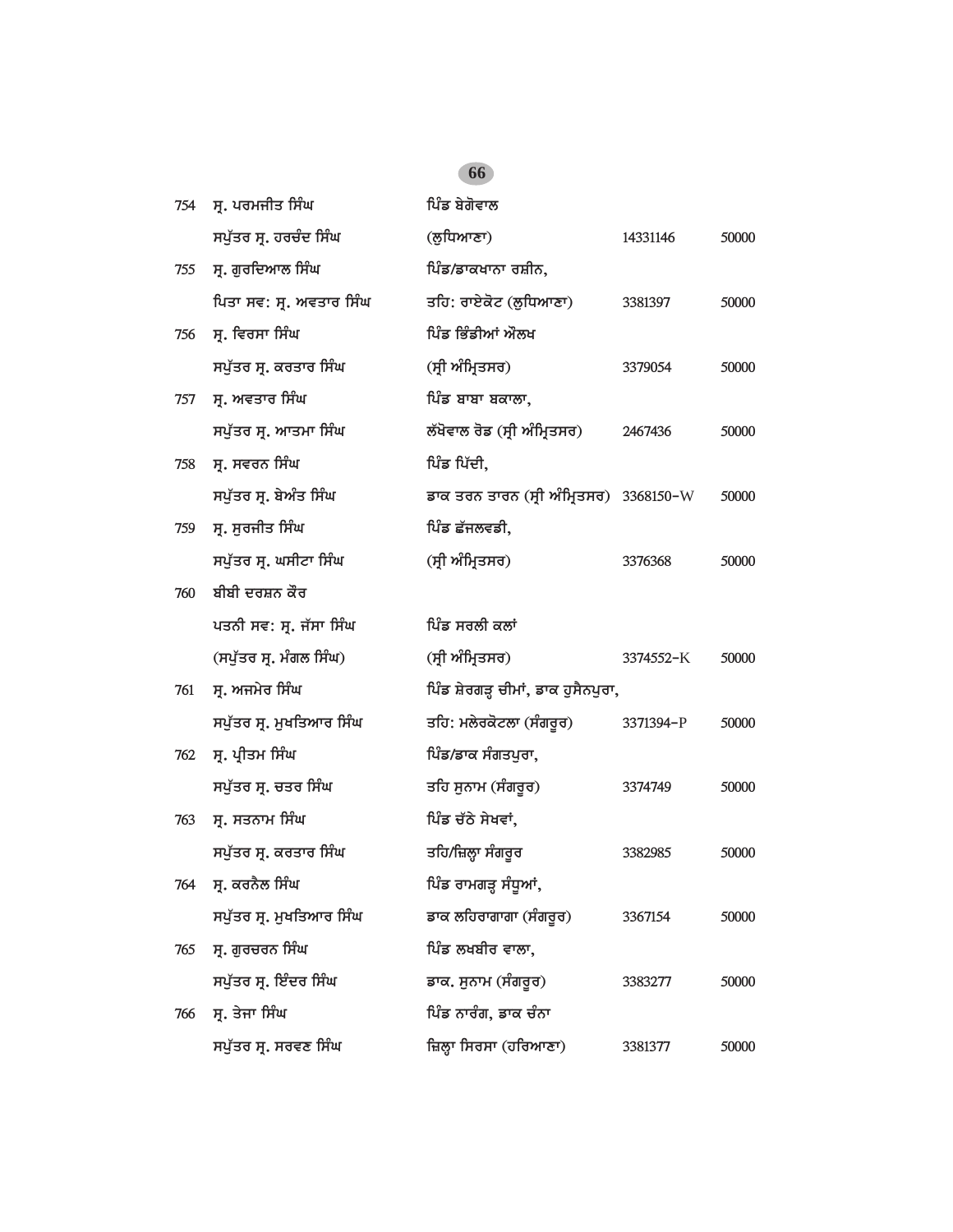| | | | | |
|---|---|---|---|---|
| 754 | ਸ੍ਰ. ਪਰਮਜੀਤ ਸਿੰਘ<br>ਸਪੁੱਤਰ ਸ੍ਰ. ਹਰਚੰਦ ਸਿੰਘ | ਪਿੰਡ ਬੇਗੋਵਾਲ<br>(ਲੁਧਿਆਣਾ) | 14331146 | 50000 |
| 755 | ਸ੍ਰ. ਗੁਰਦਿਆਲ ਸਿੰਘ<br>ਪਿਤਾ ਸਵ: ਸ੍ਰ. ਅਵਤਾਰ ਸਿੰਘ | ਪਿੰਡ/ਡਾਕਖਾਨਾ ਰਸ਼ੀਨ,<br>ਤਹਿ: ਰਾਏਕੋਟ (ਲੁਧਿਆਣਾ) | 3381397 | 50000 |
| 756 | ਸ੍ਰ. ਵਿਰਸਾ ਸਿੰਘ<br>ਸਪੁੱਤਰ ਸ੍ਰ. ਕਰਤਾਰ ਸਿੰਘ | ਪਿੰਡ ਭਿੰਡੀਆਂ ਔਲਖ<br>(ਸ੍ਰੀ ਅੰਮ੍ਰਿਤਸਰ) | 3379054 | 50000 |
| 757 | ਸ੍ਰ. ਅਵਤਾਰ ਸਿੰਘ<br>ਸਪੁੱਤਰ ਸ੍ਰ. ਆਤਮਾ ਸਿੰਘ | ਪਿੰਡ ਬਾਬਾ ਬਕਾਲਾ,<br>ਲੱਖੋਵਾਲ ਰੋਡ (ਸ੍ਰੀ ਅੰਮ੍ਰਿਤਸਰ) | 2467436 | 50000 |
| 758 | ਸ੍ਰ. ਸਵਰਨ ਸਿੰਘ<br>ਸਪੁੱਤਰ ਸ੍ਰ. ਬੇਅੰਤ ਸਿੰਘ | ਪਿੰਡ ਪਿੱਦੀ,<br>ਡਾਕ ਤਰਨ ਤਾਰਨ (ਸ੍ਰੀ ਅੰਮ੍ਰਿਤਸਰ) | 3368150-W | 50000 |
| 759 | ਸ੍ਰ. ਸੁਰਜੀਤ ਸਿੰਘ<br>ਸਪੁੱਤਰ ਸ੍ਰ. ਘਸੀਟਾ ਸਿੰਘ | ਪਿੰਡ ਛੱਜਲਵਡੀ,<br>(ਸ੍ਰੀ ਅੰਮ੍ਰਿਤਸਰ) | 3376368 | 50000 |
| 760 | ਬੀਬੀ ਦਰਸ਼ਨ ਕੌਰ<br>ਪਤਨੀ ਸਵ: ਸ੍ਰ. ਜੱਸਾ ਸਿੰਘ<br>(ਸਪੁੱਤਰ ਸ੍ਰ. ਮੰਗਲ ਸਿੰਘ) | ਪਿੰਡ ਸਰਲੀ ਕਲਾਂ<br>(ਸ੍ਰੀ ਅੰਮ੍ਰਿਤਸਰ) | 3374552-K | 50000 |
| 761 | ਸ੍ਰ. ਅਜਮੇਰ ਸਿੰਘ<br>ਸਪੁੱਤਰ ਸ੍ਰ. ਮੁਖਤਿਆਰ ਸਿੰਘ | ਪਿੰਡ ਸ਼ੇਰਗੜ੍ਹ ਚੀਮਾਂ, ਡਾਕ ਹੁਸੈਨਪੁਰਾ,<br>ਤਹਿ: ਮਲੇਰਕੋਟਲਾ (ਸੰਗਰੂਰ) | 3371394-P | 50000 |
| 762 | ਸ੍ਰ. ਪ੍ਰੀਤਮ ਸਿੰਘ<br>ਸਪੁੱਤਰ ਸ੍ਰ. ਚਤਰ ਸਿੰਘ | ਪਿੰਡ/ਡਾਕ ਸੰਗਤਪੁਰਾ,<br>ਤਹਿ ਸੁਨਾਮ (ਸੰਗਰੂਰ) | 3374749 | 50000 |
| 763 | ਸ੍ਰ. ਸਤਨਾਮ ਸਿੰਘ<br>ਸਪੁੱਤਰ ਸ੍ਰ. ਕਰਤਾਰ ਸਿੰਘ | ਪਿੰਡ ਚੱਠੇ ਸੇਖਵਾਂ,<br>ਤਹਿ/ਜ਼ਿਲ੍ਹਾ ਸੰਗਰੂਰ | 3382985 | 50000 |
| 764 | ਸ੍ਰ. ਕਰਨੈਲ ਸਿੰਘ<br>ਸਪੁੱਤਰ ਸ੍ਰ. ਮੁਖਤਿਆਰ ਸਿੰਘ | ਪਿੰਡ ਰਾਮਗੜ੍ਹ ਸੰਧੂਆਂ,<br>ਡਾਕ ਲਹਿਰਾਗਾਗਾ (ਸੰਗਰੂਰ) | 3367154 | 50000 |
| 765 | ਸ੍ਰ. ਗੁਰਚਰਨ ਸਿੰਘ<br>ਸਪੁੱਤਰ ਸ੍ਰ. ਇੰਦਰ ਸਿੰਘ | ਪਿੰਡ ਲਖਬੀਰ ਵਾਲਾ,<br>ਡਾਕ. ਸੁਨਾਮ (ਸੰਗਰੂਰ) | 3383277 | 50000 |
| 766 | ਸ੍ਰ. ਤੇਜਾ ਸਿੰਘ<br>ਸਪੁੱਤਰ ਸ੍ਰ. ਸਰਵਣ ਸਿੰਘ | ਪਿੰਡ ਨਾਰੰਗ, ਡਾਕ ਚੰਨਾ<br>ਜ਼ਿਲ੍ਹਾ ਸਿਰਸਾ (ਹਰਿਆਣਾ) | 3381377 | 50000 |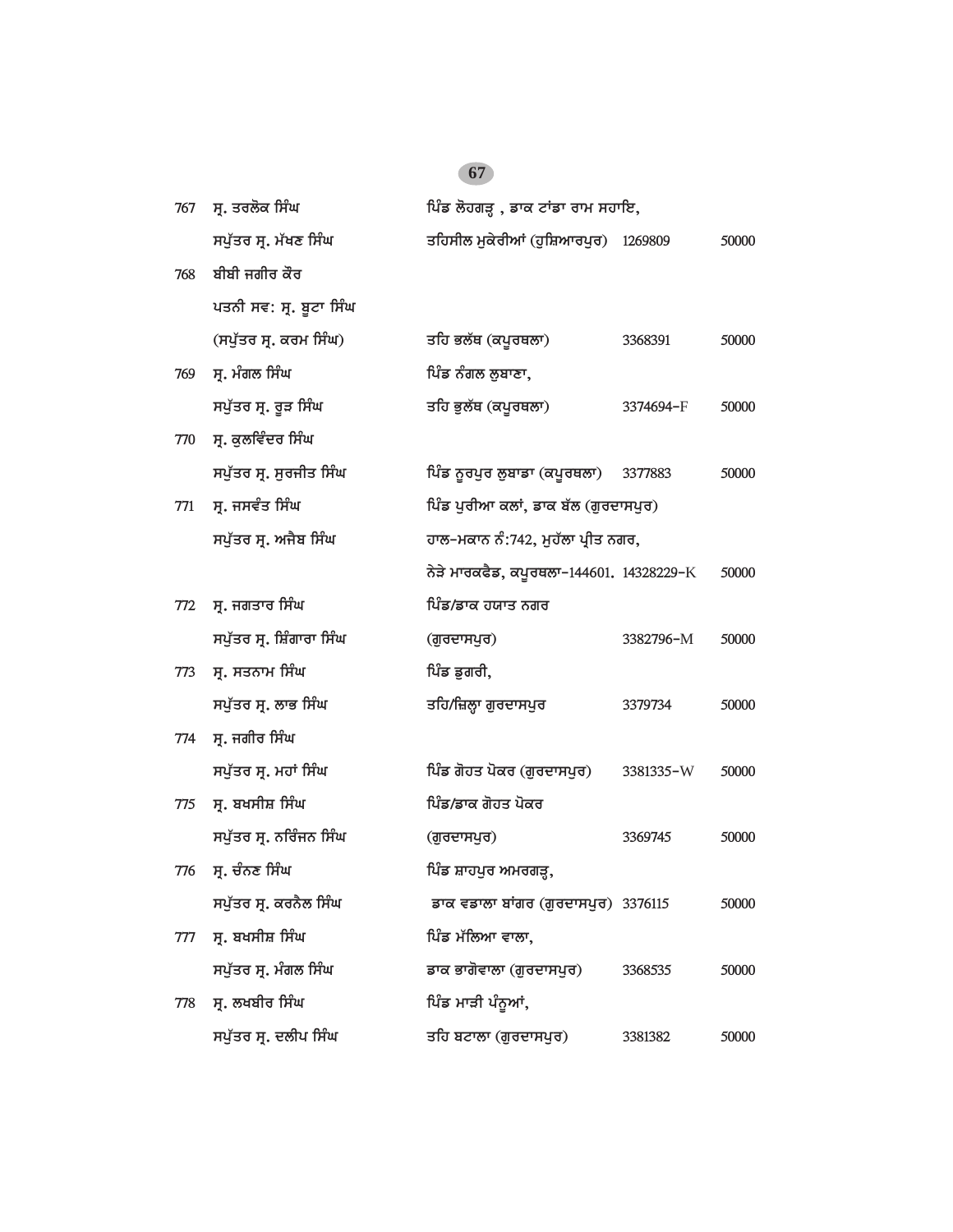| | | | | |
|---|---|---|---|---|
| 767 | ਸ੍ਰ. ਤਰਲੋਕ ਸਿੰਘ<br>ਸਪੁੱਤਰ ਸ੍ਰ. ਮੱਖਣ ਸਿੰਘ | ਪਿੰਡ ਲੋਹਗੜ੍ਹ , ਡਾਕ ਟਾਂਡਾ ਰਾਮ ਸਹਾਇ,<br>ਤਹਿਸੀਲ ਮੁਕੇਰੀਆਂ (ਹੁਸ਼ਿਆਰਪੁਰ) | 1269809 | 50000 |
| 768 | ਬੀਬੀ ਜਗੀਰ ਕੌਰ<br>ਪਤਨੀ ਸਵ: ਸ੍ਰ. ਬੂਟਾ ਸਿੰਘ<br>(ਸਪੁੱਤਰ ਸ੍ਰ. ਕਰਮ ਸਿੰਘ) | ਤਹਿ ਭਲੱਥ (ਕਪੂਰਥਲਾ) | 3368391 | 50000 |
| 769 | ਸ੍ਰ. ਮੰਗਲ ਸਿੰਘ<br>ਸਪੁੱਤਰ ਸ੍ਰ. ਰੂੜ ਸਿੰਘ | ਪਿੰਡ ਨੰਗਲ ਲੁਬਾਣਾ,<br>ਤਹਿ ਭੁਲੱਥ (ਕਪੂਰਥਲਾ) | 3374694-F | 50000 |
| 770 | ਸ੍ਰ. ਕੁਲਵਿੰਦਰ ਸਿੰਘ<br>ਸਪੁੱਤਰ ਸ੍ਰ. ਸੁਰਜੀਤ ਸਿੰਘ | ਪਿੰਡ ਨੂਰਪੁਰ ਲੁਬਾਣਾ (ਕਪੂਰਥਲਾ) | 3377883 | 50000 |
| 771 | ਸ੍ਰ. ਜਸਵੰਤ ਸਿੰਘ<br>ਸਪੁੱਤਰ ਸ੍ਰ. ਅਜੈਬ ਸਿੰਘ | ਪਿੰਡ ਪੁਰੀਆ ਕਲਾਂ, ਡਾਕ ਬੱਲ (ਗੁਰਦਾਸਪੁਰ)<br>ਹਾਲ-ਮਕਾਨ ਨੰ:742, ਮੁਹੱਲਾ ਪ੍ਰੀਤ ਨਗਰ,<br>ਨੇੜੇ ਮਾਰਕਫੈਡ, ਕਪੂਰਥਲਾ-144601. | 14328229-K | 50000 |
| 772 | ਸ੍ਰ. ਜਗਤਾਰ ਸਿੰਘ<br>ਸਪੁੱਤਰ ਸ੍ਰ. ਸ਼ਿੰਗਾਰਾ ਸਿੰਘ | ਪਿੰਡ/ਡਾਕ ਹਯਾਤ ਨਗਰ<br>(ਗੁਰਦਾਸਪੁਰ) | 3382796-M | 50000 |
| 773 | ਸ੍ਰ. ਸਤਨਾਮ ਸਿੰਘ<br>ਸਪੁੱਤਰ ਸ੍ਰ. ਲਾਭ ਸਿੰਘ | ਪਿੰਡ ਡੁਗਰੀ,<br>ਤਹਿ/ਜ਼ਿਲ੍ਹਾ ਗੁਰਦਾਸਪੁਰ | 3379734 | 50000 |
| 774 | ਸ੍ਰ. ਜਗੀਰ ਸਿੰਘ<br>ਸਪੁੱਤਰ ਸ੍ਰ. ਮਹਾਂ ਸਿੰਘ | ਪਿੰਡ ਗੋਹਤ ਪੋਕਰ (ਗੁਰਦਾਸਪੁਰ) | 3381335-W | 50000 |
| 775 | ਸ੍ਰ. ਬਖਸੀਸ਼ ਸਿੰਘ<br>ਸਪੁੱਤਰ ਸ੍ਰ. ਨਰਿੰਜਨ ਸਿੰਘ | ਪਿੰਡ/ਡਾਕ ਗੋਹਤ ਪੋਕਰ<br>(ਗੁਰਦਾਸਪੁਰ) | 3369745 | 50000 |
| 776 | ਸ੍ਰ. ਚੰਨਣ ਸਿੰਘ<br>ਸਪੁੱਤਰ ਸ੍ਰ. ਕਰਨੈਲ ਸਿੰਘ | ਪਿੰਡ ਸ਼ਾਹਪੁਰ ਅਮਰਗੜ੍ਹ,<br>ਡਾਕ ਵਡਾਲਾ ਬਾਂਗਰ (ਗੁਰਦਾਸਪੁਰ) | 3376115 | 50000 |
| 777 | ਸ੍ਰ. ਬਖਸੀਸ਼ ਸਿੰਘ<br>ਸਪੁੱਤਰ ਸ੍ਰ. ਮੰਗਲ ਸਿੰਘ | ਪਿੰਡ ਮੱਲਿਆ ਵਾਲਾ,<br>ਡਾਕ ਭਾਗੋਵਾਲਾ (ਗੁਰਦਾਸਪੁਰ) | 3368535 | 50000 |
| 778 | ਸ੍ਰ. ਲਖਬੀਰ ਸਿੰਘ<br>ਸਪੁੱਤਰ ਸ੍ਰ. ਦਲੀਪ ਸਿੰਘ | ਪਿੰਡ ਮਾੜੀ ਪੰਨੂਆਂ,<br>ਤਹਿ ਬਟਾਲਾ (ਗੁਰਦਾਸਪੁਰ) | 3381382 | 50000 |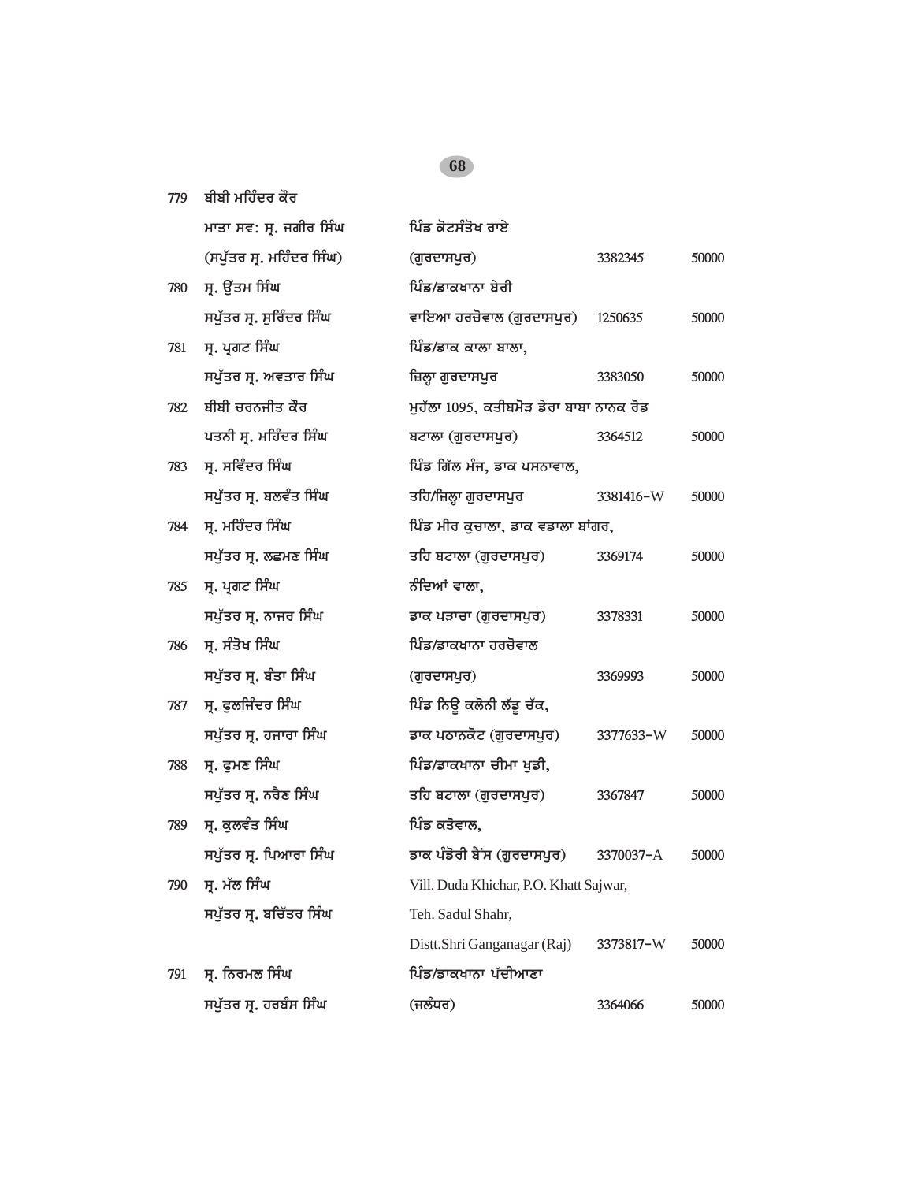| | | | | |
|---|---|---|---|---|
| 779 | ਬੀਬੀ ਮਹਿੰਦਰ ਕੌਰ | | | |
| | ਮਾਤਾ ਸਵ: ਸ੍ਰ. ਜਗੀਰ ਸਿੰਘ | ਪਿੰਡ ਕੋਟਸੰਤੋਖ ਰਾਏ | | |
| | (ਸਪੁੱਤਰ ਸ੍ਰ. ਮਹਿੰਦਰ ਸਿੰਘ) | (ਗੁਰਦਾਸਪੁਰ) | 3382345 | 50000 |
| 780 | ਸ੍ਰ. ਉੱਤਮ ਸਿੰਘ | ਪਿੰਡ/ਡਾਕਖਾਨਾ ਬੇਰੀ | | |
| | ਸਪੁੱਤਰ ਸ੍ਰ. ਸੁਰਿੰਦਰ ਸਿੰਘ | ਵਾਇਆ ਹਰਚੋਵਾਲ (ਗੁਰਦਾਸਪੁਰ) | 1250635 | 50000 |
| 781 | ਸ੍ਰ. ਪ੍ਰਗਟ ਸਿੰਘ | ਪਿੰਡ/ਡਾਕ ਕਾਲਾ ਬਾਲਾ, | | |
| | ਸਪੁੱਤਰ ਸ੍ਰ. ਅਵਤਾਰ ਸਿੰਘ | ਜ਼ਿਲ੍ਹਾ ਗੁਰਦਾਸਪੁਰ | 3383050 | 50000 |
| 782 | ਬੀਬੀ ਚਰਨਜੀਤ ਕੌਰ | ਮੁਹੱਲਾ 1095, ਕਤੀਬਮੋੜ ਡੇਰਾ ਬਾਬਾ ਨਾਨਕ ਰੋਡ | | |
| | ਪਤਨੀ ਸ੍ਰ. ਮਹਿੰਦਰ ਸਿੰਘ | ਬਟਾਲਾ (ਗੁਰਦਾਸਪੁਰ) | 3364512 | 50000 |
| 783 | ਸ੍ਰ. ਸਵਿੰਦਰ ਸਿੰਘ | ਪਿੰਡ ਗਿੱਲ ਮੰਜ, ਡਾਕ ਪਸਨਾਵਾਲ, | | |
| | ਸਪੁੱਤਰ ਸ੍ਰ. ਬਲਵੰਤ ਸਿੰਘ | ਤਹਿ/ਜ਼ਿਲ੍ਹਾ ਗੁਰਦਾਸਪੁਰ | 3381416-W | 50000 |
| 784 | ਸ੍ਰ. ਮਹਿੰਦਰ ਸਿੰਘ | ਪਿੰਡ ਮੀਰ ਕੁਚਾਲਾ, ਡਾਕ ਵਡਾਲਾ ਬਾਂਗਰ, | | |
| | ਸਪੁੱਤਰ ਸ੍ਰ. ਲਛਮਣ ਸਿੰਘ | ਤਹਿ ਬਟਾਲਾ (ਗੁਰਦਾਸਪੁਰ) | 3369174 | 50000 |
| 785 | ਸ੍ਰ. ਪ੍ਰਗਟ ਸਿੰਘ | ਨੰਦਿਆਂ ਵਾਲਾ, | | |
| | ਸਪੁੱਤਰ ਸ੍ਰ. ਨਾਜਰ ਸਿੰਘ | ਡਾਕ ਪੜਾਚਾ (ਗੁਰਦਾਸਪੁਰ) | 3378331 | 50000 |
| 786 | ਸ੍ਰ. ਸੰਤੋਖ ਸਿੰਘ | ਪਿੰਡ/ਡਾਕਖਾਨਾ ਹਰਚੋਵਾਲ | | |
| | ਸਪੁੱਤਰ ਸ੍ਰ. ਬੰਤਾ ਸਿੰਘ | (ਗੁਰਦਾਸਪੁਰ) | 3369993 | 50000 |
| 787 | ਸ੍ਰ. ਫੁਲਜਿੰਦਰ ਸਿੰਘ | ਪਿੰਡ ਨਿਊ ਕਲੋਨੀ ਲੱਡੂ ਚੱਕ, | | |
| | ਸਪੁੱਤਰ ਸ੍ਰ. ਹਜਾਰਾ ਸਿੰਘ | ਡਾਕ ਪਠਾਨਕੋਟ (ਗੁਰਦਾਸਪੁਰ) | 3377633-W | 50000 |
| 788 | ਸ੍ਰ. ਫੁਮਣ ਸਿੰਘ | ਪਿੰਡ/ਡਾਕਖਾਨਾ ਚੀਮਾ ਖੁਡੀ, | | |
| | ਸਪੁੱਤਰ ਸ੍ਰ. ਨਰੈਣ ਸਿੰਘ | ਤਹਿ ਬਟਾਲਾ (ਗੁਰਦਾਸਪੁਰ) | 3367847 | 50000 |
| 789 | ਸ੍ਰ. ਕੁਲਵੰਤ ਸਿੰਘ | ਪਿੰਡ ਕਤੋਵਾਲ, | | |
| | ਸਪੁੱਤਰ ਸ੍ਰ. ਪਿਆਰਾ ਸਿੰਘ | ਡਾਕ ਪੰਡੋਰੀ ਬੈਂਸ (ਗੁਰਦਾਸਪੁਰ) | 3370037-A | 50000 |
| 790 | ਸ੍ਰ. ਮੱਲ ਸਿੰਘ | Vill. Duda Khichar, P.O. Khatt Sajwar, | | |
| | ਸਪੁੱਤਰ ਸ੍ਰ. ਬਚਿੱਤਰ ਸਿੰਘ | Teh. Sadul Shahr, | | |
| | | Distt.Shri Ganganagar (Raj) | 3373817-W | 50000 |
| 791 | ਸ੍ਰ. ਨਿਰਮਲ ਸਿੰਘ | ਪਿੰਡ/ਡਾਕਖਾਨਾ ਪੱਦੀਆਣਾ | | |
| | ਸਪੁੱਤਰ ਸ੍ਰ. ਹਰਬੰਸ ਸਿੰਘ | (ਜਲੰਧਰ) | 3364066 | 50000 |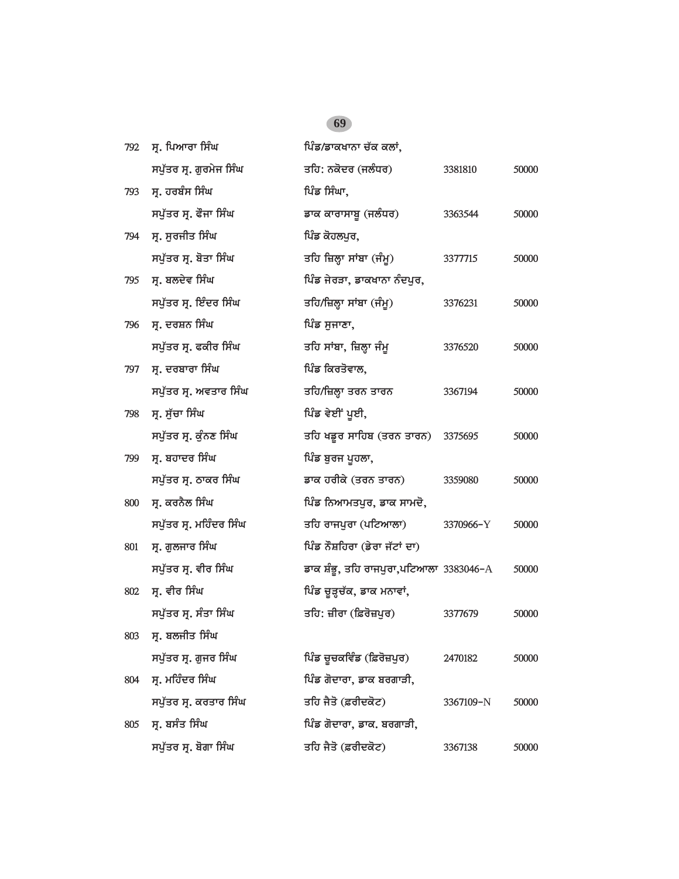| | | | | |
|---|---|---|---|---|
| 792 | ਸ੍ਰ. ਪਿਆਰਾ ਸਿੰਘ<br>ਸਪੁੱਤਰ ਸ੍ਰ. ਗੁਰਮੇਜ ਸਿੰਘ | ਪਿੰਡ/ਡਾਕਖਾਨਾ ਚੱਕ ਕਲਾਂ,<br>ਤਹਿ: ਨਕੋਦਰ (ਜਲੰਧਰ) | 3381810 | 50000 |
| 793 | ਸ੍ਰ. ਹਰਬੰਸ ਸਿੰਘ<br>ਸਪੁੱਤਰ ਸ੍ਰ. ਫੌਜਾ ਸਿੰਘ | ਪਿੰਡ ਸਿੰਘਾ,<br>ਡਾਕ ਕਾਰਾਸਾਬੂ (ਜਲੰਧਰ) | 3363544 | 50000 |
| 794 | ਸ੍ਰ. ਸੁਰਜੀਤ ਸਿੰਘ<br>ਸਪੁੱਤਰ ਸ੍ਰ. ਬੋਤਾ ਸਿੰਘ | ਪਿੰਡ ਕੋਹਲਪੁਰ,<br>ਤਹਿ ਜ਼ਿਲ੍ਹਾ ਸਾਂਬਾ (ਜੰਮੂ) | 3377715 | 50000 |
| 795 | ਸ੍ਰ. ਬਲਦੇਵ ਸਿੰਘ<br>ਸਪੁੱਤਰ ਸ੍ਰ. ਇੰਦਰ ਸਿੰਘ | ਪਿੰਡ ਜੇਰੜਾ, ਡਾਕਖਾਨਾ ਨੰਦਪੁਰ,<br>ਤਹਿ/ਜ਼ਿਲ੍ਹਾ ਸਾਂਬਾ (ਜੰਮੂ) | 3376231 | 50000 |
| 796 | ਸ੍ਰ. ਦਰਸ਼ਨ ਸਿੰਘ<br>ਸਪੁੱਤਰ ਸ੍ਰ. ਫਕੀਰ ਸਿੰਘ | ਪਿੰਡ ਸੁਜਾਣਾ,<br>ਤਹਿ ਸਾਂਬਾ, ਜ਼ਿਲ੍ਹਾ ਜੰਮੂ | 3376520 | 50000 |
| 797 | ਸ੍ਰ. ਦਰਬਾਰਾ ਸਿੰਘ<br>ਸਪੁੱਤਰ ਸ੍ਰ. ਅਵਤਾਰ ਸਿੰਘ | ਪਿੰਡ ਕਿਰਤੋਵਾਲ,<br>ਤਹਿ/ਜ਼ਿਲ੍ਹਾ ਤਰਨ ਤਾਰਨ | 3367194 | 50000 |
| 798 | ਸ੍ਰ. ਸੁੱਚਾ ਸਿੰਘ<br>ਸਪੁੱਤਰ ਸ੍ਰ. ਕੁੰਨਣ ਸਿੰਘ | ਪਿੰਡ ਵੇਈਂ ਪੂਈ,<br>ਤਹਿ ਖਡੂਰ ਸਾਹਿਬ (ਤਰਨ ਤਾਰਨ) | 3375695 | 50000 |
| 799 | ਸ੍ਰ. ਬਹਾਦਰ ਸਿੰਘ<br>ਸਪੁੱਤਰ ਸ੍ਰ. ਠਾਕਰ ਸਿੰਘ | ਪਿੰਡ ਬੁਰਜ ਪੂਹਲਾ,<br>ਡਾਕ ਹਰੀਕੇ (ਤਰਨ ਤਾਰਨ) | 3359080 | 50000 |
| 800 | ਸ੍ਰ. ਕਰਨੈਲ ਸਿੰਘ<br>ਸਪੁੱਤਰ ਸ੍ਰ. ਮਹਿੰਦਰ ਸਿੰਘ | ਪਿੰਡ ਨਿਆਮਤਪੁਰ, ਡਾਕ ਸਾਮਦੋ,<br>ਤਹਿ ਰਾਜਪੁਰਾ (ਪਟਿਆਲਾ) | 3370966-Y | 50000 |
| 801 | ਸ੍ਰ. ਗੁਲਜ਼ਾਰ ਸਿੰਘ<br>ਸਪੁੱਤਰ ਸ੍ਰ. ਵੀਰ ਸਿੰਘ | ਪਿੰਡ ਨੌਸ਼ਹਿਰਾ (ਡੇਰਾ ਜੱਟਾਂ ਦਾ)<br>ਡਾਕ ਸ਼ੰਭੂ, ਤਹਿ ਰਾਜਪੁਰਾ,ਪਟਿਆਲਾ | 3383046-A | 50000 |
| 802 | ਸ੍ਰ. ਵੀਰ ਸਿੰਘ<br>ਸਪੁੱਤਰ ਸ੍ਰ. ਸੰਤਾ ਸਿੰਘ | ਪਿੰਡ ਚੂੜ੍ਹਚੱਕ, ਡਾਕ ਮਨਾਵਾਂ,<br>ਤਹਿ: ਜ਼ੀਰਾ (ਫ਼ਿਰੋਜ਼ਪੁਰ) | 3377679 | 50000 |
| 803 | ਸ੍ਰ. ਬਲਜੀਤ ਸਿੰਘ<br>ਸਪੁੱਤਰ ਸ੍ਰ. ਗੁਜਰ ਸਿੰਘ | ਪਿੰਡ ਚੂਚਕਵਿੰਡ (ਫ਼ਿਰੋਜ਼ਪੁਰ) | 2470182 | 50000 |
| 804 | ਸ੍ਰ. ਮਹਿੰਦਰ ਸਿੰਘ<br>ਸਪੁੱਤਰ ਸ੍ਰ. ਕਰਤਾਰ ਸਿੰਘ | ਪਿੰਡ ਗੋਦਾਰਾ, ਡਾਕ ਬਰਗਾੜੀ,<br>ਤਹਿ ਜੈਤੋ (ਫ਼ਰੀਦਕੋਟ) | 3367109-N | 50000 |
| 805 | ਸ੍ਰ. ਬਸੰਤ ਸਿੰਘ<br>ਸਪੁੱਤਰ ਸ੍ਰ. ਬੋਗਾ ਸਿੰਘ | ਪਿੰਡ ਗੋਦਾਰਾ, ਡਾਕ. ਬਰਗਾੜੀ,<br>ਤਹਿ ਜੈਤੋ (ਫ਼ਰੀਦਕੋਟ) | 3367138 | 50000 |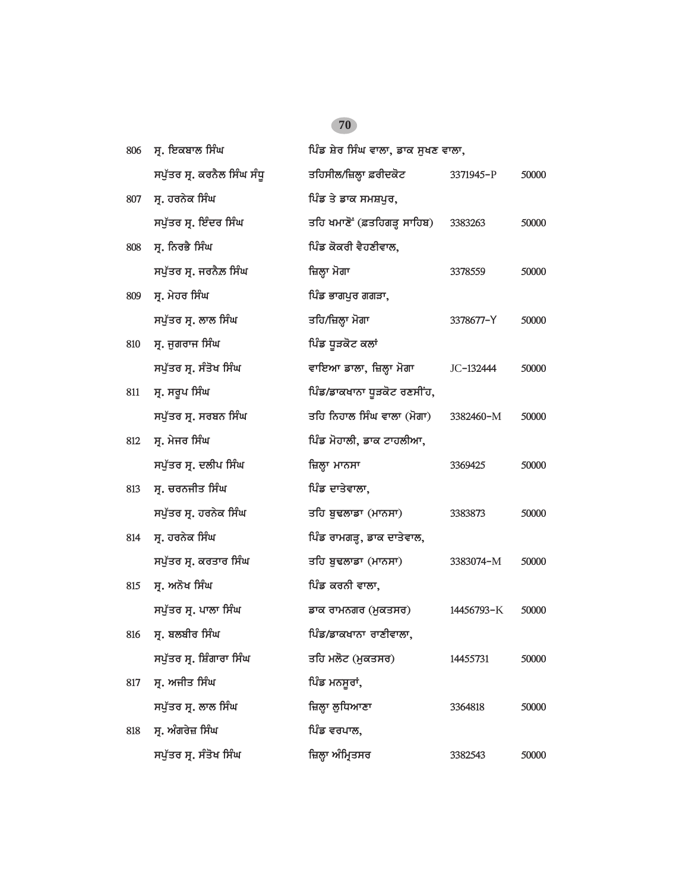| | | | | |
|---|---|---|---|---|
| 806 | ਸ੍ਰ. ਇਕਬਾਲ ਸਿੰਘ<br>ਸਪੁੱਤਰ ਸ੍ਰ. ਕਰਨੈਲ ਸਿੰਘ ਸੰਧੂ | ਪਿੰਡ ਸ਼ੇਰ ਸਿੰਘ ਵਾਲਾ, ਡਾਕ ਸੁਖਣ ਵਾਲਾ,<br>ਤਹਿਸੀਲ/ਜ਼ਿਲ੍ਹਾ ਫ਼ਰੀਦਕੋਟ | 3371945-P | 50000 |
| 807 | ਸ੍ਰ. ਹਰਨੇਕ ਸਿੰਘ<br>ਸਪੁੱਤਰ ਸ੍ਰ. ਇੰਦਰ ਸਿੰਘ | ਪਿੰਡ ਤੇ ਡਾਕ ਸਮਸ਼ਪੁਰ,<br>ਤਹਿ ਖਮਾਣੋਂ (ਫ਼ਤਹਿਗੜ੍ਹ ਸਾਹਿਬ) | 3383263 | 50000 |
| 808 | ਸ੍ਰ. ਨਿਰਭੈ ਸਿੰਘ<br>ਸਪੁੱਤਰ ਸ੍ਰ. ਜਰਨੈਲ ਸਿੰਘ | ਪਿੰਡ ਕੋਕਰੀ ਵੈਹਣੀਵਾਲ,<br>ਜ਼ਿਲ੍ਹਾ ਮੋਗਾ | 3378559 | 50000 |
| 809 | ਸ੍ਰ. ਮੇਹਰ ਸਿੰਘ<br>ਸਪੁੱਤਰ ਸ੍ਰ. ਲਾਲ ਸਿੰਘ | ਪਿੰਡ ਭਾਗਪੁਰ ਗਗੜਾ,<br>ਤਹਿ/ਜ਼ਿਲ੍ਹਾ ਮੋਗਾ | 3378677-Y | 50000 |
| 810 | ਸ੍ਰ. ਜੁਗਰਾਜ ਸਿੰਘ<br>ਸਪੁੱਤਰ ਸ੍ਰ. ਸੰਤੋਖ ਸਿੰਘ | ਪਿੰਡ ਧੂੜਕੋਟ ਕਲਾਂ<br>ਵਾਇਆ ਡਾਲਾ, ਜ਼ਿਲ੍ਹਾ ਮੋਗਾ | JC-132444 | 50000 |
| 811 | ਸ੍ਰ. ਸਰੂਪ ਸਿੰਘ<br>ਸਪੁੱਤਰ ਸ੍ਰ. ਸਰਬਨ ਸਿੰਘ | ਪਿੰਡ/ਡਾਕਖਾਨਾ ਧੂੜਕੋਟ ਰਣਸੀਂਹ,<br>ਤਹਿ ਨਿਹਾਲ ਸਿੰਘ ਵਾਲਾ (ਮੋਗਾ) | 3382460-M | 50000 |
| 812 | ਸ੍ਰ. ਮੇਜਰ ਸਿੰਘ<br>ਸਪੁੱਤਰ ਸ੍ਰ. ਦਲੀਪ ਸਿੰਘ | ਪਿੰਡ ਮੋਹਾਲੀ, ਡਾਕ ਟਾਹਲੀਆ,<br>ਜ਼ਿਲ੍ਹਾ ਮਾਨਸਾ | 3369425 | 50000 |
| 813 | ਸ੍ਰ. ਚਰਨਜੀਤ ਸਿੰਘ<br>ਸਪੁੱਤਰ ਸ੍ਰ. ਹਰਨੇਕ ਸਿੰਘ | ਪਿੰਡ ਦਾਤੇਵਾਲਾ,<br>ਤਹਿ ਬੁਢਲਾਡਾ (ਮਾਨਸਾ) | 3383873 | 50000 |
| 814 | ਸ੍ਰ. ਹਰਨੇਕ ਸਿੰਘ<br>ਸਪੁੱਤਰ ਸ੍ਰ. ਕਰਤਾਰ ਸਿੰਘ | ਪਿੰਡ ਰਾਮਗੜ੍ਹ, ਡਾਕ ਦਾਤੇਵਾਲ,<br>ਤਹਿ ਬੁਢਲਾਡਾ (ਮਾਨਸਾ) | 3383074-M | 50000 |
| 815 | ਸ੍ਰ. ਅਨੋਖ ਸਿੰਘ<br>ਸਪੁੱਤਰ ਸ੍ਰ. ਪਾਲਾ ਸਿੰਘ | ਪਿੰਡ ਕਰਨੀ ਵਾਲਾ,<br>ਡਾਕ ਰਾਮਨਗਰ (ਮੁਕਤਸਰ) | 14456793-K | 50000 |
| 816 | ਸ੍ਰ. ਬਲਬੀਰ ਸਿੰਘ<br>ਸਪੁੱਤਰ ਸ੍ਰ. ਸ਼ਿੰਗਾਰਾ ਸਿੰਘ | ਪਿੰਡ/ਡਾਕਖਾਨਾ ਰਾਣੀਵਾਲਾ,<br>ਤਹਿ ਮਲੋਟ (ਮੁਕਤਸਰ) | 14455731 | 50000 |
| 817 | ਸ੍ਰ. ਅਜੀਤ ਸਿੰਘ<br>ਸਪੁੱਤਰ ਸ੍ਰ. ਲਾਲ ਸਿੰਘ | ਪਿੰਡ ਮਨਸੂਰਾਂ,<br>ਜ਼ਿਲ੍ਹਾ ਲੁਧਿਆਣਾ | 3364818 | 50000 |
| 818 | ਸ੍ਰ. ਅੰਗਰੇਜ਼ ਸਿੰਘ<br>ਸਪੁੱਤਰ ਸ੍ਰ. ਸੰਤੋਖ ਸਿੰਘ | ਪਿੰਡ ਵਰਪਾਲ,<br>ਜ਼ਿਲ੍ਹਾ ਅੰਮ੍ਰਿਤਸਰ | 3382543 | 50000 |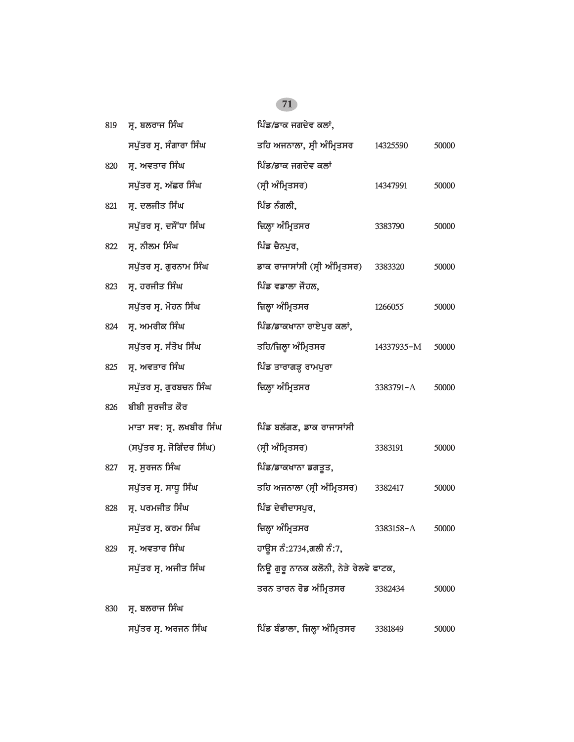| | | | | |
|---|---|---|---|---|
| 819 | ਸ੍ਰ. ਬਲਰਾਜ ਸਿੰਘ<br>ਸਪੁੱਤਰ ਸ੍ਰ. ਸੰਗਾਰਾ ਸਿੰਘ | ਪਿੰਡ/ਡਾਕ ਜਗਦੇਵ ਕਲਾਂ,<br>ਤਹਿ ਅਜਨਾਲਾ, ਸ੍ਰੀ ਅੰਮ੍ਰਿਤਸਰ | 14325590 | 50000 |
| 820 | ਸ੍ਰ. ਅਵਤਾਰ ਸਿੰਘ<br>ਸਪੁੱਤਰ ਸ੍ਰ. ਅੱਛਰ ਸਿੰਘ | ਪਿੰਡ/ਡਾਕ ਜਗਦੇਵ ਕਲਾਂ<br>(ਸ੍ਰੀ ਅੰਮ੍ਰਿਤਸਰ) | 14347991 | 50000 |
| 821 | ਸ੍ਰ. ਦਲਜੀਤ ਸਿੰਘ<br>ਸਪੁੱਤਰ ਸ੍ਰ. ਦਸੌਂਧਾ ਸਿੰਘ | ਪਿੰਡ ਨੰਗਲੀ,<br>ਜ਼ਿਲ੍ਹਾ ਅੰਮ੍ਰਿਤਸਰ | 3383790 | 50000 |
| 822 | ਸ੍ਰ. ਨੀਲਮ ਸਿੰਘ<br>ਸਪੁੱਤਰ ਸ੍ਰ. ਗੁਰਨਾਮ ਸਿੰਘ | ਪਿੰਡ ਚੈਨਪੁਰ,<br>ਡਾਕ ਰਾਜਾਸਾਂਸੀ (ਸ੍ਰੀ ਅੰਮ੍ਰਿਤਸਰ) | 3383320 | 50000 |
| 823 | ਸ੍ਰ. ਹਰਜੀਤ ਸਿੰਘ<br>ਸਪੁੱਤਰ ਸ੍ਰ. ਮੋਹਨ ਸਿੰਘ | ਪਿੰਡ ਵਡਾਲਾ ਜੌਹਲ,<br>ਜ਼ਿਲ੍ਹਾ ਅੰਮ੍ਰਿਤਸਰ | 1266055 | 50000 |
| 824 | ਸ੍ਰ. ਅਮਰੀਕ ਸਿੰਘ<br>ਸਪੁੱਤਰ ਸ੍ਰ. ਸੰਤੋਖ ਸਿੰਘ | ਪਿੰਡ/ਡਾਕਖਾਨਾ ਰਾਏਪੁਰ ਕਲਾਂ,<br>ਤਹਿ/ਜ਼ਿਲ੍ਹਾ ਅੰਮ੍ਰਿਤਸਰ | 14337935-M | 50000 |
| 825 | ਸ੍ਰ. ਅਵਤਾਰ ਸਿੰਘ<br>ਸਪੁੱਤਰ ਸ੍ਰ. ਗੁਰਬਚਨ ਸਿੰਘ | ਪਿੰਡ ਤਾਰਾਗੜ੍ਹ ਰਾਮਪੁਰਾ<br>ਜ਼ਿਲ੍ਹਾ ਅੰਮ੍ਰਿਤਸਰ | 3383791-A | 50000 |
| 826 | ਬੀਬੀ ਸੁਰਜੀਤ ਕੌਰ<br>ਮਾਤਾ ਸਵ: ਸ੍ਰ. ਲਖਬੀਰ ਸਿੰਘ<br>(ਸਪੁੱਤਰ ਸ੍ਰ. ਜੋਗਿੰਦਰ ਸਿੰਘ) | ਪਿੰਡ ਬਲੱਗਣ, ਡਾਕ ਰਾਜਾਸਾਂਸੀ<br>(ਸ੍ਰੀ ਅੰਮ੍ਰਿਤਸਰ) | 3383191 | 50000 |
| 827 | ਸ੍ਰ. ਸੁਰਜਨ ਸਿੰਘ<br>ਸਪੁੱਤਰ ਸ੍ਰ. ਸਾਧੂ ਸਿੰਘ | ਪਿੰਡ/ਡਾਕਖਾਨਾ ਡਗਤੂਤ,<br>ਤਹਿ ਅਜਨਾਲਾ (ਸ੍ਰੀ ਅੰਮ੍ਰਿਤਸਰ) | 3382417 | 50000 |
| 828 | ਸ੍ਰ. ਪਰਮਜੀਤ ਸਿੰਘ<br>ਸਪੁੱਤਰ ਸ੍ਰ. ਕਰਮ ਸਿੰਘ | ਪਿੰਡ ਦੇਵੀਦਾਸਪੁਰ,<br>ਜ਼ਿਲ੍ਹਾ ਅੰਮ੍ਰਿਤਸਰ | 3383158-A | 50000 |
| 829 | ਸ੍ਰ. ਅਵਤਾਰ ਸਿੰਘ<br>ਸਪੁੱਤਰ ਸ੍ਰ. ਅਜੀਤ ਸਿੰਘ | ਹਾਊਸ ਨੰ:2734,ਗਲੀ ਨੰ:7,<br>ਨਿਊ ਗੁਰੂ ਨਾਨਕ ਕਲੋਨੀ, ਨੇੜੇ ਰੇਲਵੇ ਫਾਟਕ,<br>ਤਰਨ ਤਾਰਨ ਰੋਡ ਅੰਮ੍ਰਿਤਸਰ | 3382434 | 50000 |
| 830 | ਸ੍ਰ. ਬਲਰਾਜ ਸਿੰਘ<br>ਸਪੁੱਤਰ ਸ੍ਰ. ਅਰਜਨ ਸਿੰਘ | ਪਿੰਡ ਬੰਡਾਲਾ, ਜ਼ਿਲ੍ਹਾ ਅੰਮ੍ਰਿਤਸਰ | 3381849 | 50000 |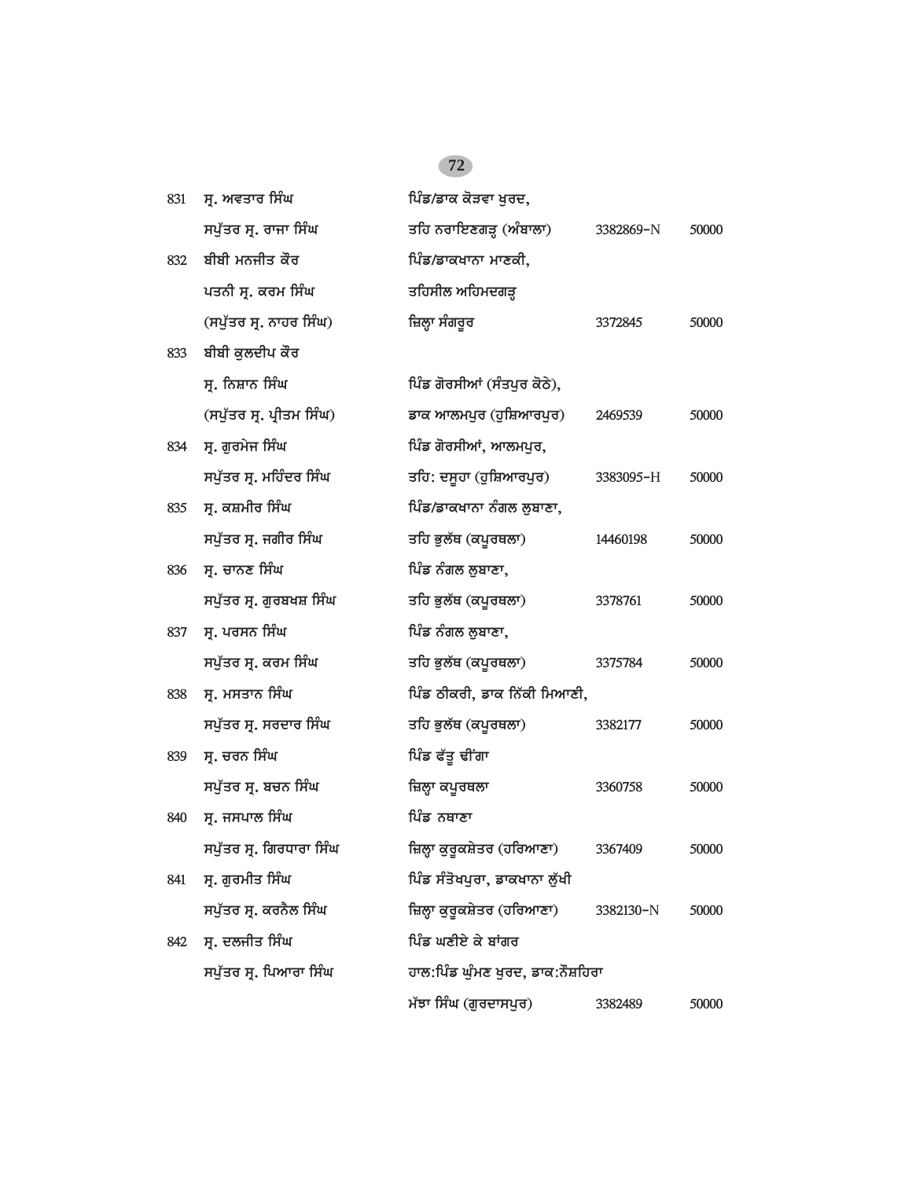| | | | | |
|---|---|---|---|---|
| 831 | ਸ੍ਰ. ਅਵਤਾਰ ਸਿੰਘ<br>ਸਪੁੱਤਰ ਸ੍ਰ. ਰਾਜਾ ਸਿੰਘ | ਪਿੰਡ/ਡਾਕ ਕੋੜਵਾ ਖੁਰਦ,<br>ਤਹਿ ਨਰਾਇਣਗੜ੍ਹ (ਅੰਬਾਲਾ) | 3382869-N | 50000 |
| 832 | ਬੀਬੀ ਮਨਜੀਤ ਕੌਰ<br>ਪਤਨੀ ਸ੍ਰ. ਕਰਮ ਸਿੰਘ<br>(ਸਪੁੱਤਰ ਸ੍ਰ. ਨਾਹਰ ਸਿੰਘ) | ਪਿੰਡ/ਡਾਕਖਾਨਾ ਮਾਣਕੀ,<br>ਤਹਿਸੀਲ ਅਹਿਮਦਗੜ੍ਹ<br>ਜ਼ਿਲ੍ਹਾ ਸੰਗਰੂਰ | 3372845 | 50000 |
| 833 | ਬੀਬੀ ਕੁਲਦੀਪ ਕੌਰ<br>ਸ੍ਰ. ਨਿਸ਼ਾਨ ਸਿੰਘ<br>(ਸਪੁੱਤਰ ਸ੍ਰ. ਪ੍ਰੀਤਮ ਸਿੰਘ) | ਪਿੰਡ ਗੋਰਸੀਆਂ (ਸੰਤਪੁਰ ਕੋਠੇ),<br>ਡਾਕ ਆਲਮਪੁਰ (ਹੁਸ਼ਿਆਰਪੁਰ) | 2469539 | 50000 |
| 834 | ਸ੍ਰ. ਗੁਰਮੇਜ ਸਿੰਘ<br>ਸਪੁੱਤਰ ਸ੍ਰ. ਮਹਿੰਦਰ ਸਿੰਘ | ਪਿੰਡ ਗੋਰਸੀਆਂ, ਆਲਮਪੁਰ,<br>ਤਹਿ: ਦਸੂਹਾ (ਹੁਸ਼ਿਆਰਪੁਰ) | 3383095-H | 50000 |
| 835 | ਸ੍ਰ. ਕਸ਼ਮੀਰ ਸਿੰਘ<br>ਸਪੁੱਤਰ ਸ੍ਰ. ਜਗੀਰ ਸਿੰਘ | ਪਿੰਡ/ਡਾਕਖਾਨਾ ਨੰਗਲ ਲੁਬਾਣਾ,<br>ਤਹਿ ਭੁਲੱਥ (ਕਪੂਰਥਲਾ) | 14460198 | 50000 |
| 836 | ਸ੍ਰ. ਚਾਨਣ ਸਿੰਘ<br>ਸਪੁੱਤਰ ਸ੍ਰ. ਗੁਰਬਖਸ਼ ਸਿੰਘ | ਪਿੰਡ ਨੰਗਲ ਲੁਬਾਣਾ,<br>ਤਹਿ ਭੁਲੱਥ (ਕਪੂਰਥਲਾ) | 3378761 | 50000 |
| 837 | ਸ੍ਰ. ਪਰਸਨ ਸਿੰਘ<br>ਸਪੁੱਤਰ ਸ੍ਰ. ਕਰਮ ਸਿੰਘ | ਪਿੰਡ ਨੰਗਲ ਲੁਬਾਣਾ,<br>ਤਹਿ ਭੁਲੱਥ (ਕਪੂਰਥਲਾ) | 3375784 | 50000 |
| 838 | ਸ੍ਰ. ਮਸਤਾਨ ਸਿੰਘ<br>ਸਪੁੱਤਰ ਸ੍ਰ. ਸਰਦਾਰ ਸਿੰਘ | ਪਿੰਡ ਠੀਕਰੀ, ਡਾਕ ਨਿੱਕੀ ਮਿਆਣੀ,<br>ਤਹਿ ਭੁਲੱਥ (ਕਪੂਰਥਲਾ) | 3382177 | 50000 |
| 839 | ਸ੍ਰ. ਚਰਨ ਸਿੰਘ<br>ਸਪੁੱਤਰ ਸ੍ਰ. ਬਚਨ ਸਿੰਘ | ਪਿੰਡ ਫੱਤੂ ਢੀਂਗਾ<br>ਜ਼ਿਲ੍ਹਾ ਕਪੂਰਥਲਾ | 3360758 | 50000 |
| 840 | ਸ੍ਰ. ਜਸਪਾਲ ਸਿੰਘ<br>ਸਪੁੱਤਰ ਸ੍ਰ. ਗਿਰਧਾਰਾ ਸਿੰਘ | ਪਿੰਡ ਨਥਾਣਾ<br>ਜ਼ਿਲ੍ਹਾ ਕੁਰੂਕਸ਼ੇਤਰ (ਹਰਿਆਣਾ) | 3367409 | 50000 |
| 841 | ਸ੍ਰ. ਗੁਰਮੀਤ ਸਿੰਘ<br>ਸਪੁੱਤਰ ਸ੍ਰ. ਕਰਨੈਲ ਸਿੰਘ | ਪਿੰਡ ਸੰਤੋਖਪੁਰਾ, ਡਾਕਖਾਨਾ ਲੁੱਖੀ<br>ਜ਼ਿਲ੍ਹਾ ਕੁਰੂਕਸ਼ੇਤਰ (ਹਰਿਆਣਾ) | 3382130-N | 50000 |
| 842 | ਸ੍ਰ. ਦਲਜੀਤ ਸਿੰਘ<br>ਸਪੁੱਤਰ ਸ੍ਰ. ਪਿਆਰਾ ਸਿੰਘ | ਪਿੰਡ ਘਣੀਏ ਕੇ ਬਾਂਗਰ<br>ਹਾਲ:ਪਿੰਡ ਘੁੰਮਣ ਖੁਰਦ, ਡਾਕ:ਨੌਸ਼ਹਿਰਾ<br>ਮੱਝਾ ਸਿੰਘ (ਗੁਰਦਾਸਪੁਰ) | 3382489 | 50000 |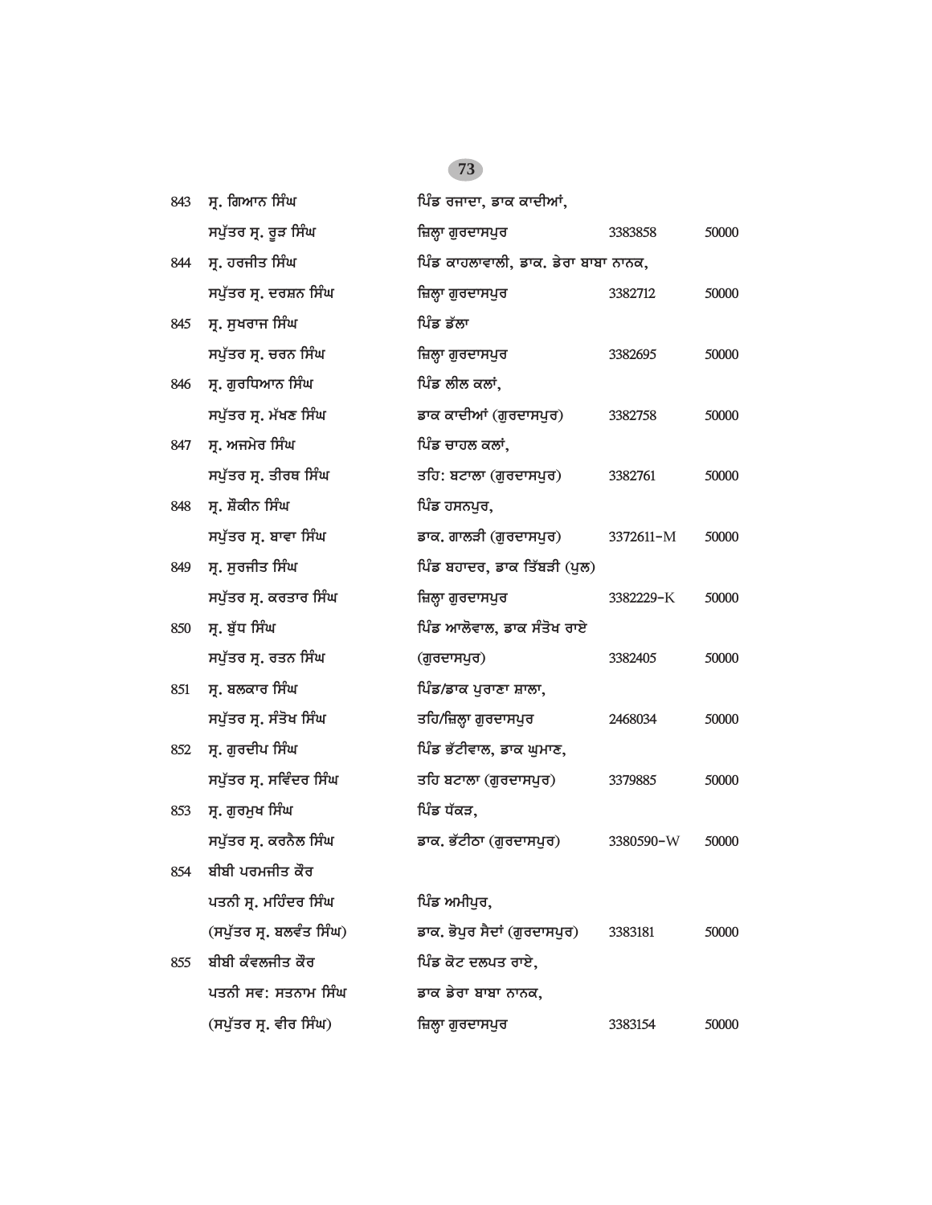| | | | | |
|---|---|---|---|---|
| 843 | ਸ੍ਰ. ਗਿਆਨ ਸਿੰਘ<br>ਸਪੁੱਤਰ ਸ੍ਰ. ਰੂੜ ਸਿੰਘ | ਪਿੰਡ ਰਜਾਦਾ, ਡਾਕ ਕਾਦੀਆਂ,<br>ਜ਼ਿਲ੍ਹਾ ਗੁਰਦਾਸਪੁਰ | 3383858 | 50000 |
| 844 | ਸ੍ਰ. ਹਰਜੀਤ ਸਿੰਘ<br>ਸਪੁੱਤਰ ਸ੍ਰ. ਦਰਸ਼ਨ ਸਿੰਘ | ਪਿੰਡ ਕਾਹਲਾਂਵਾਲੀ, ਡਾਕ. ਡੇਰਾ ਬਾਬਾ ਨਾਨਕ,<br>ਜ਼ਿਲ੍ਹਾ ਗੁਰਦਾਸਪੁਰ | 3382712 | 50000 |
| 845 | ਸ੍ਰ. ਸੁਖਰਾਜ ਸਿੰਘ<br>ਸਪੁੱਤਰ ਸ੍ਰ. ਚਰਨ ਸਿੰਘ | ਪਿੰਡ ਡੱਲਾ<br>ਜ਼ਿਲ੍ਹਾ ਗੁਰਦਾਸਪੁਰ | 3382695 | 50000 |
| 846 | ਸ੍ਰ. ਗੁਰਧਿਆਨ ਸਿੰਘ<br>ਸਪੁੱਤਰ ਸ੍ਰ. ਮੱਖਣ ਸਿੰਘ | ਪਿੰਡ ਲੀਲ ਕਲਾਂ,<br>ਡਾਕ ਕਾਦੀਆਂ (ਗੁਰਦਾਸਪੁਰ) | 3382758 | 50000 |
| 847 | ਸ੍ਰ. ਅਜਮੇਰ ਸਿੰਘ<br>ਸਪੁੱਤਰ ਸ੍ਰ. ਤੀਰਥ ਸਿੰਘ | ਪਿੰਡ ਚਾਹਲ ਕਲਾਂ,<br>ਤਹਿ: ਬਟਾਲਾ (ਗੁਰਦਾਸਪੁਰ) | 3382761 | 50000 |
| 848 | ਸ੍ਰ. ਸ਼ੌਕੀਨ ਸਿੰਘ<br>ਸਪੁੱਤਰ ਸ੍ਰ. ਬਾਵਾ ਸਿੰਘ | ਪਿੰਡ ਹਸਨਪੁਰ,<br>ਡਾਕ. ਗਾਲੜੀ (ਗੁਰਦਾਸਪੁਰ) | 3372611-M | 50000 |
| 849 | ਸ੍ਰ. ਸੁਰਜੀਤ ਸਿੰਘ<br>ਸਪੁੱਤਰ ਸ੍ਰ. ਕਰਤਾਰ ਸਿੰਘ | ਪਿੰਡ ਬਹਾਦਰ, ਡਾਕ ਤਿੱਬੜੀ (ਪੁਲ)<br>ਜ਼ਿਲ੍ਹਾ ਗੁਰਦਾਸਪੁਰ | 3382229-K | 50000 |
| 850 | ਸ੍ਰ. ਬੁੱਧ ਸਿੰਘ<br>ਸਪੁੱਤਰ ਸ੍ਰ. ਰਤਨ ਸਿੰਘ | ਪਿੰਡ ਆਲੋਵਾਲ, ਡਾਕ ਸੰਤੋਖ ਰਾਏ<br>(ਗੁਰਦਾਸਪੁਰ) | 3382405 | 50000 |
| 851 | ਸ੍ਰ. ਬਲਕਾਰ ਸਿੰਘ<br>ਸਪੁੱਤਰ ਸ੍ਰ. ਸੰਤੋਖ ਸਿੰਘ | ਪਿੰਡ/ਡਾਕ ਪੁਰਾਣਾ ਸ਼ਾਲਾ,<br>ਤਹਿ/ਜ਼ਿਲ੍ਹਾ ਗੁਰਦਾਸਪੁਰ | 2468034 | 50000 |
| 852 | ਸ੍ਰ. ਗੁਰਦੀਪ ਸਿੰਘ<br>ਸਪੁੱਤਰ ਸ੍ਰ. ਸਵਿੰਦਰ ਸਿੰਘ | ਪਿੰਡ ਭੱਟੀਵਾਲ, ਡਾਕ ਘੁਮਾਣ,<br>ਤਹਿ ਬਟਾਲਾ (ਗੁਰਦਾਸਪੁਰ) | 3379885 | 50000 |
| 853 | ਸ੍ਰ. ਗੁਰਮੁਖ ਸਿੰਘ<br>ਸਪੁੱਤਰ ਸ੍ਰ. ਕਰਨੈਲ ਸਿੰਘ | ਪਿੰਡ ਧੱਕੜ,<br>ਡਾਕ. ਭੱਟੀਠਾ (ਗੁਰਦਾਸਪੁਰ) | 3380590-W | 50000 |
| 854 | ਬੀਬੀ ਪਰਮਜੀਤ ਕੌਰ<br>ਪਤਨੀ ਸ੍ਰ. ਮਹਿੰਦਰ ਸਿੰਘ<br>(ਸਪੁੱਤਰ ਸ੍ਰ. ਬਲਵੰਤ ਸਿੰਘ) | ਪਿੰਡ ਅਮੀਪੁਰ,<br>ਡਾਕ. ਭੋਪੁਰ ਸੈਦਾਂ (ਗੁਰਦਾਸਪੁਰ) | 3383181 | 50000 |
| 855 | ਬੀਬੀ ਕੰਵਲਜੀਤ ਕੌਰ<br>ਪਤਨੀ ਸਵ: ਸਤਨਾਮ ਸਿੰਘ<br>(ਸਪੁੱਤਰ ਸ੍ਰ. ਵੀਰ ਸਿੰਘ) | ਪਿੰਡ ਕੋਟ ਦਲਪਤ ਰਾਏ,<br>ਡਾਕ ਡੇਰਾ ਬਾਬਾ ਨਾਨਕ,<br>ਜ਼ਿਲ੍ਹਾ ਗੁਰਦਾਸਪੁਰ | 3383154 | 50000 |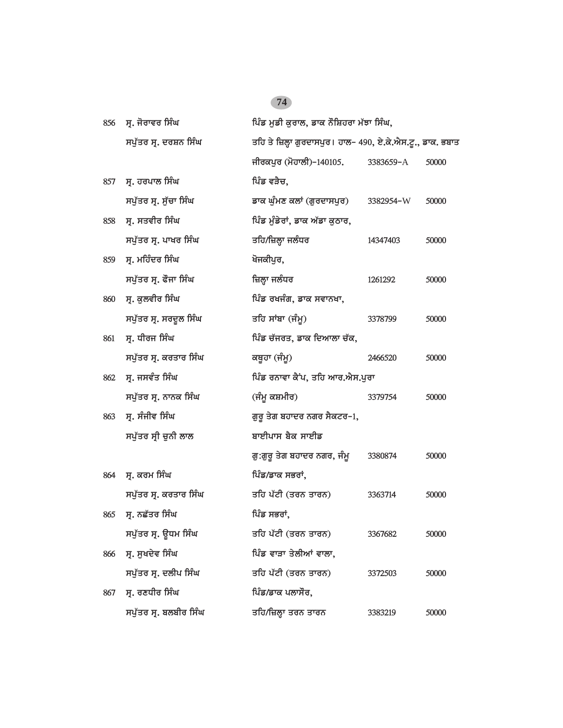| | | | | |
|---|---|---|---|---|
| 856 | ਸ੍ਰ. ਜੋਰਾਵਰ ਸਿੰਘ<br>ਸਪੁੱਤਰ ਸ੍ਰ. ਦਰਸ਼ਨ ਸਿੰਘ | ਪਿੰਡ ਮੁਡੀ ਕੁਰਾਲ, ਡਾਕ ਨੌਸ਼ਿਹਰਾ ਮੱਝਾ ਸਿੰਘ, ਤਹਿ ਤੇ ਜ਼ਿਲ੍ਹਾ ਗੁਰਦਾਸਪੁਰ। ਹਾਲ- 490, ਏ.ਕੇ.ਐਸ.ਟੂ., ਡਾਕ. ਭਬਾਤ ਜੀਰਕਪੁਰ (ਮੋਹਾਲੀ)-140105. | 3383659-A | 50000 |
| 857 | ਸ੍ਰ. ਹਰਪਾਲ ਸਿੰਘ<br>ਸਪੁੱਤਰ ਸ੍ਰ. ਸੁੱਚਾ ਸਿੰਘ | ਪਿੰਡ ਵੜੈਚ, ਡਾਕ ਘੁੰਮਣ ਕਲਾਂ (ਗੁਰਦਾਸਪੁਰ) | 3382954-W | 50000 |
| 858 | ਸ੍ਰ. ਸਤਵੀਰ ਸਿੰਘ<br>ਸਪੁੱਤਰ ਸ੍ਰ. ਪਾਖਰ ਸਿੰਘ | ਪਿੰਡ ਮੁੰਡੇਰਾਂ, ਡਾਕ ਅੱਡਾ ਕੁਠਾਰ, ਤਹਿ/ਜ਼ਿਲ੍ਹਾ ਜਲੰਧਰ | 14347403 | 50000 |
| 859 | ਸ੍ਰ. ਮਹਿੰਦਰ ਸਿੰਘ<br>ਸਪੁੱਤਰ ਸ੍ਰ. ਫੌਜਾ ਸਿੰਘ | ਖੋਜਕੀਪੁਰ, ਜ਼ਿਲ੍ਹਾ ਜਲੰਧਰ | 1261292 | 50000 |
| 860 | ਸ੍ਰ. ਕੁਲਵੀਰ ਸਿੰਘ<br>ਸਪੁੱਤਰ ਸ੍ਰ. ਸਰਦੂਲ ਸਿੰਘ | ਪਿੰਡ ਰਖਜੰਗ, ਡਾਕ ਸਵਾਨਖਾ, ਤਹਿ ਸਾਂਬਾ (ਜੰਮੂ) | 3378799 | 50000 |
| 861 | ਸ੍ਰ. ਧੀਰਜ ਸਿੰਘ<br>ਸਪੁੱਤਰ ਸ੍ਰ. ਕਰਤਾਰ ਸਿੰਘ | ਪਿੰਡ ਚੱਜਰਤ, ਡਾਕ ਦਿਆਲਾ ਚੱਕ, ਕਥੂਹਾ (ਜੰਮੂ) | 2466520 | 50000 |
| 862 | ਸ੍ਰ. ਜਸਵੰਤ ਸਿੰਘ<br>ਸਪੁੱਤਰ ਸ੍ਰ. ਨਾਨਕ ਸਿੰਘ | ਪਿੰਡ ਰਨਾਵਾ ਕੈਂਪ, ਤਹਿ ਆਰ.ਐਸ.ਪੁਰਾ (ਜੰਮੂ ਕਸ਼ਮੀਰ) | 3379754 | 50000 |
| 863 | ਸ੍ਰ. ਸੰਜੀਵ ਸਿੰਘ<br>ਸਪੁੱਤਰ ਸ੍ਰੀ ਚੁਨੀ ਲਾਲ | ਗੁਰੂ ਤੇਗ ਬਹਾਦਰ ਨਗਰ ਸੈਕਟਰ-1, ਬਾਈਪਾਸ ਬੈਕ ਸਾਈਡ ਗੁ:ਗੁਰੂ ਤੇਗ ਬਹਾਦਰ ਨਗਰ, ਜੰਮੂ | 3380874 | 50000 |
| 864 | ਸ੍ਰ. ਕਰਮ ਸਿੰਘ<br>ਸਪੁੱਤਰ ਸ੍ਰ. ਕਰਤਾਰ ਸਿੰਘ | ਪਿੰਡ/ਡਾਕ ਸਭਰਾਂ, ਤਹਿ ਪੱਟੀ (ਤਰਨ ਤਾਰਨ) | 3363714 | 50000 |
| 865 | ਸ੍ਰ. ਨਛੱਤਰ ਸਿੰਘ<br>ਸਪੁੱਤਰ ਸ੍ਰ. ਊਧਮ ਸਿੰਘ | ਪਿੰਡ ਸਭਰਾਂ, ਤਹਿ ਪੱਟੀ (ਤਰਨ ਤਾਰਨ) | 3367682 | 50000 |
| 866 | ਸ੍ਰ. ਸੁਖਦੇਵ ਸਿੰਘ<br>ਸਪੁੱਤਰ ਸ੍ਰ. ਦਲੀਪ ਸਿੰਘ | ਪਿੰਡ ਵਾੜਾ ਤੇਲੀਆਂ ਵਾਲਾ, ਤਹਿ ਪੱਟੀ (ਤਰਨ ਤਾਰਨ) | 3372503 | 50000 |
| 867 | ਸ੍ਰ. ਰਣਧੀਰ ਸਿੰਘ<br>ਸਪੁੱਤਰ ਸ੍ਰ. ਬਲਬੀਰ ਸਿੰਘ | ਪਿੰਡ/ਡਾਕ ਪਲਾਸੌਰ, ਤਹਿ/ਜ਼ਿਲ੍ਹਾ ਤਰਨ ਤਾਰਨ | 3383219 | 50000 |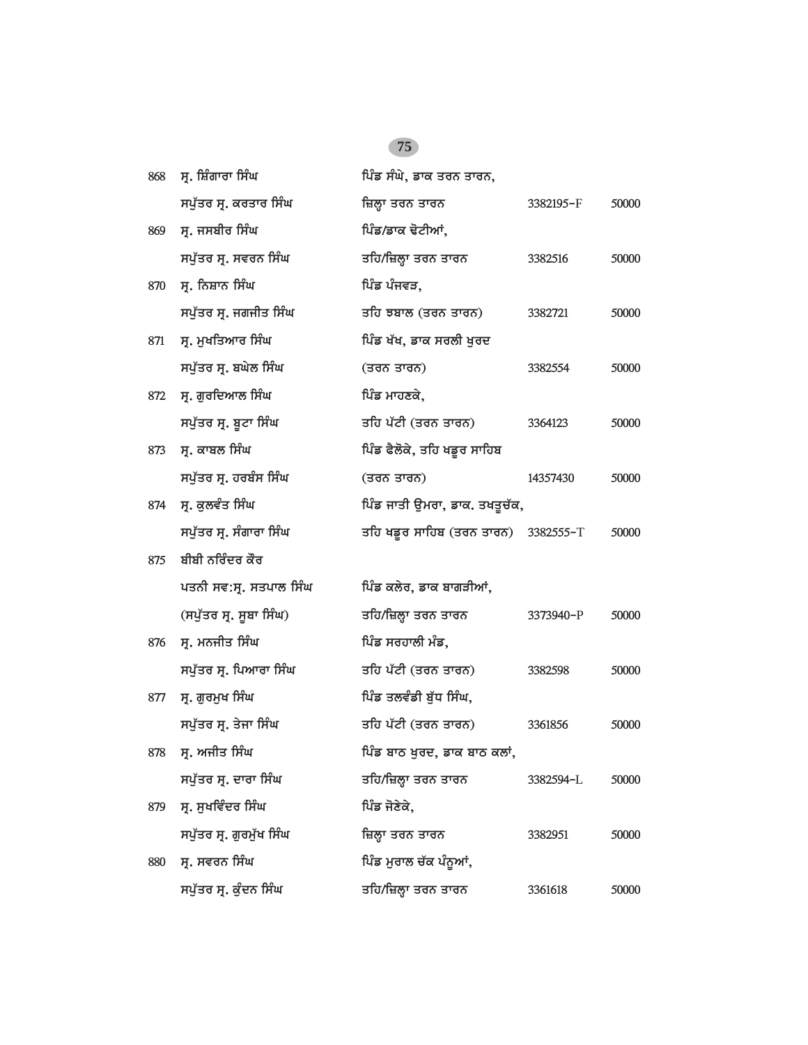| | | | | |
|---|---|---|---|---|
| 868 | ਸ੍ਰ. ਸ਼ਿੰਗਾਰਾ ਸਿੰਘ<br>ਸਪੁੱਤਰ ਸ੍ਰ. ਕਰਤਾਰ ਸਿੰਘ | ਪਿੰਡ ਸੰਘੇ, ਡਾਕ ਤਰਨ ਤਾਰਨ,<br>ਜ਼ਿਲ੍ਹਾ ਤਰਨ ਤਾਰਨ | 3382195-F | 50000 |
| 869 | ਸ੍ਰ. ਜਸਬੀਰ ਸਿੰਘ<br>ਸਪੁੱਤਰ ਸ੍ਰ. ਸਵਰਨ ਸਿੰਘ | ਪਿੰਡ/ਡਾਕ ਢੋਟੀਆਂ,<br>ਤਹਿ/ਜ਼ਿਲ੍ਹਾ ਤਰਨ ਤਾਰਨ | 3382516 | 50000 |
| 870 | ਸ੍ਰ. ਨਿਸ਼ਾਨ ਸਿੰਘ<br>ਸਪੁੱਤਰ ਸ੍ਰ. ਜਗਜੀਤ ਸਿੰਘ | ਪਿੰਡ ਪੰਜਵੜ,<br>ਤਹਿ ਝਬਾਲ (ਤਰਨ ਤਾਰਨ) | 3382721 | 50000 |
| 871 | ਸ੍ਰ. ਮੁਖਤਿਆਰ ਸਿੰਘ<br>ਸਪੁੱਤਰ ਸ੍ਰ. ਬਘੇਲ ਸਿੰਘ | ਪਿੰਡ ਖੱਖ, ਡਾਕ ਸਰਲੀ ਖੁਰਦ<br>(ਤਰਨ ਤਾਰਨ) | 3382554 | 50000 |
| 872 | ਸ੍ਰ. ਗੁਰਦਿਆਲ ਸਿੰਘ<br>ਸਪੁੱਤਰ ਸ੍ਰ. ਬੂਟਾ ਸਿੰਘ | ਪਿੰਡ ਮਾਹਣਕੇ,<br>ਤਹਿ ਪੱਟੀ (ਤਰਨ ਤਾਰਨ) | 3364123 | 50000 |
| 873 | ਸ੍ਰ. ਕਾਬਲ ਸਿੰਘ<br>ਸਪੁੱਤਰ ਸ੍ਰ. ਹਰਬੰਸ ਸਿੰਘ | ਪਿੰਡ ਫੈਲੋਕੇ, ਤਹਿ ਖਡੂਰ ਸਾਹਿਬ<br>(ਤਰਨ ਤਾਰਨ) | 14357430 | 50000 |
| 874 | ਸ੍ਰ. ਕੁਲਵੰਤ ਸਿੰਘ<br>ਸਪੁੱਤਰ ਸ੍ਰ. ਸੰਗਾਰਾ ਸਿੰਘ | ਪਿੰਡ ਜਾਤੀ ਉਮਰਾ, ਡਾਕ. ਤਖਤੂਚੱਕ,<br>ਤਹਿ ਖਡੂਰ ਸਾਹਿਬ (ਤਰਨ ਤਾਰਨ) | 3382555-T | 50000 |
| 875 | ਬੀਬੀ ਨਰਿੰਦਰ ਕੌਰ<br>ਪਤਨੀ ਸਵ:ਸ੍ਰ. ਸਤਪਾਲ ਸਿੰਘ<br>(ਸਪੁੱਤਰ ਸ੍ਰ. ਸੂਬਾ ਸਿੰਘ) | ਪਿੰਡ ਕਲੇਰ, ਡਾਕ ਬਾਗੜੀਆਂ,<br>ਤਹਿ/ਜ਼ਿਲ੍ਹਾ ਤਰਨ ਤਾਰਨ | 3373940-P | 50000 |
| 876 | ਸ੍ਰ. ਮਨਜੀਤ ਸਿੰਘ<br>ਸਪੁੱਤਰ ਸ੍ਰ. ਪਿਆਰਾ ਸਿੰਘ | ਪਿੰਡ ਸਰਹਾਲੀ ਮੰਡ,<br>ਤਹਿ ਪੱਟੀ (ਤਰਨ ਤਾਰਨ) | 3382598 | 50000 |
| 877 | ਸ੍ਰ. ਗੁਰਮੁਖ ਸਿੰਘ<br>ਸਪੁੱਤਰ ਸ੍ਰ. ਤੇਜਾ ਸਿੰਘ | ਪਿੰਡ ਤਲਵੰਡੀ ਬੁੱਧ ਸਿੰਘ,<br>ਤਹਿ ਪੱਟੀ (ਤਰਨ ਤਾਰਨ) | 3361856 | 50000 |
| 878 | ਸ੍ਰ. ਅਜੀਤ ਸਿੰਘ<br>ਸਪੁੱਤਰ ਸ੍ਰ. ਦਾਰਾ ਸਿੰਘ | ਪਿੰਡ ਬਾਠ ਖੁਰਦ, ਡਾਕ ਬਾਠ ਕਲਾਂ,<br>ਤਹਿ/ਜ਼ਿਲ੍ਹਾ ਤਰਨ ਤਾਰਨ | 3382594-L | 50000 |
| 879 | ਸ੍ਰ. ਸੁਖਵਿੰਦਰ ਸਿੰਘ<br>ਸਪੁੱਤਰ ਸ੍ਰ. ਗੁਰਮੁੱਖ ਸਿੰਘ | ਪਿੰਡ ਜੋਣੇਕੇ,<br>ਜ਼ਿਲ੍ਹਾ ਤਰਨ ਤਾਰਨ | 3382951 | 50000 |
| 880 | ਸ੍ਰ. ਸਵਰਨ ਸਿੰਘ<br>ਸਪੁੱਤਰ ਸ੍ਰ. ਕੁੰਦਨ ਸਿੰਘ | ਪਿੰਡ ਮੁਰਾਲ ਚੱਕ ਪੰਨੂਆਂ,<br>ਤਹਿ/ਜ਼ਿਲ੍ਹਾ ਤਰਨ ਤਾਰਨ | 3361618 | 50000 |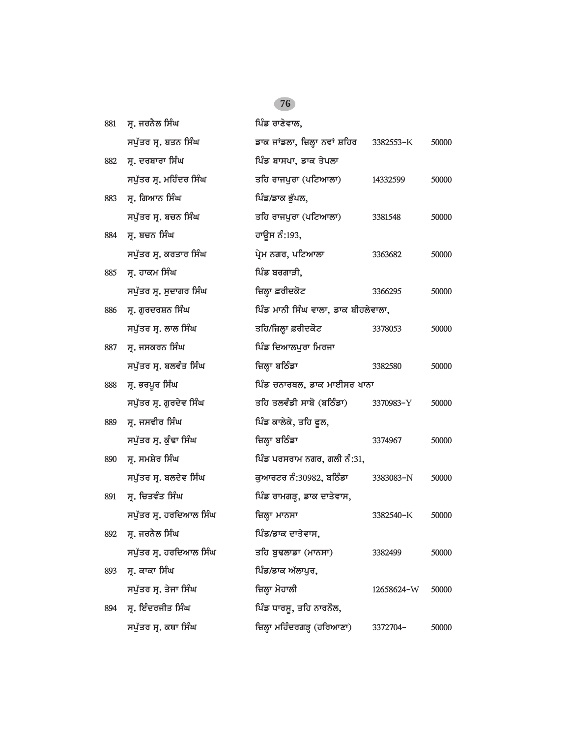| | | | | |
|---|---|---|---|---|
| 881 | ਸ੍ਰ. ਜਰਨੈਲ ਸਿੰਘ<br>ਸਪੁੱਤਰ ਸ੍ਰ. ਬਤਨ ਸਿੰਘ | ਪਿੰਡ ਰਾਣੇਵਾਲ,<br>ਡਾਕ ਜਾਂਡਲਾ, ਜ਼ਿਲ੍ਹਾ ਨਵਾਂ ਸ਼ਹਿਰ | 3382553-K | 50000 |
| 882 | ਸ੍ਰ. ਦਰਬਾਰਾ ਸਿੰਘ<br>ਸਪੁੱਤਰ ਸ੍ਰ. ਮਹਿੰਦਰ ਸਿੰਘ | ਪਿੰਡ ਬਾਸਪਾ, ਡਾਕ ਤੇਪਲਾ<br>ਤਹਿ ਰਾਜਪੁਰਾ (ਪਟਿਆਲਾ) | 14332599 | 50000 |
| 883 | ਸ੍ਰ. ਗਿਆਨ ਸਿੰਘ<br>ਸਪੁੱਤਰ ਸ੍ਰ. ਬਚਨ ਸਿੰਘ | ਪਿੰਡ/ਡਾਕ ਭੁੱਪਲ,<br>ਤਹਿ ਰਾਜਪੁਰਾ (ਪਟਿਆਲਾ) | 3381548 | 50000 |
| 884 | ਸ੍ਰ. ਬਚਨ ਸਿੰਘ<br>ਸਪੁੱਤਰ ਸ੍ਰ. ਕਰਤਾਰ ਸਿੰਘ | ਹਾਊਸ ਨੰ:193,<br>ਪ੍ਰੇਮ ਨਗਰ, ਪਟਿਆਲਾ | 3363682 | 50000 |
| 885 | ਸ੍ਰ. ਹਾਕਮ ਸਿੰਘ<br>ਸਪੁੱਤਰ ਸ੍ਰ. ਸੁਦਾਗਰ ਸਿੰਘ | ਪਿੰਡ ਬਰਗਾੜੀ,<br>ਜ਼ਿਲ੍ਹਾ ਫ਼ਰੀਦਕੋਟ | 3366295 | 50000 |
| 886 | ਸ੍ਰ. ਗੁਰਦਰਸ਼ਨ ਸਿੰਘ<br>ਸਪੁੱਤਰ ਸ੍ਰ. ਲਾਲ ਸਿੰਘ | ਪਿੰਡ ਮਾਨੀ ਸਿੰਘ ਵਾਲਾ, ਡਾਕ ਬੀਹਲੇਵਾਲਾ,<br>ਤਹਿ/ਜ਼ਿਲ੍ਹਾ ਫ਼ਰੀਦਕੋਟ | 3378053 | 50000 |
| 887 | ਸ੍ਰ. ਜਸਕਰਨ ਸਿੰਘ<br>ਸਪੁੱਤਰ ਸ੍ਰ. ਬਲਵੰਤ ਸਿੰਘ | ਪਿੰਡ ਦਿਆਲਪੁਰਾ ਮਿਰਜਾ<br>ਜ਼ਿਲ੍ਹਾ ਬਠਿੰਡਾ | 3382580 | 50000 |
| 888 | ਸ੍ਰ. ਭਰਪੂਰ ਸਿੰਘ<br>ਸਪੁੱਤਰ ਸ੍ਰ. ਗੁਰਦੇਵ ਸਿੰਘ | ਪਿੰਡ ਚਨਾਰਥਲ, ਡਾਕ ਮਾਈਸਰ ਖਾਨਾ<br>ਤਹਿ ਤਲਵੰਡੀ ਸਾਬੋ (ਬਠਿੰਡਾ) | 3370983-Y | 50000 |
| 889 | ਸ੍ਰ. ਜਸਵੀਰ ਸਿੰਘ<br>ਸਪੁੱਤਰ ਸ੍ਰ. ਕੁੰਢਾ ਸਿੰਘ | ਪਿੰਡ ਕਾਲੇਕੇ, ਤਹਿ ਫੂਲ,<br>ਜ਼ਿਲ੍ਹਾ ਬਠਿੰਡਾ | 3374967 | 50000 |
| 890 | ਸ੍ਰ. ਸਮਸ਼ੇਰ ਸਿੰਘ<br>ਸਪੁੱਤਰ ਸ੍ਰ. ਬਲਦੇਵ ਸਿੰਘ | ਪਿੰਡ ਪਰਸਰਾਮ ਨਗਰ, ਗਲੀ ਨੰ:31,<br>ਕੁਆਰਟਰ ਨੰ:30982, ਬਠਿੰਡਾ | 3383083-N | 50000 |
| 891 | ਸ੍ਰ. ਚਿਤਵੰਤ ਸਿੰਘ<br>ਸਪੁੱਤਰ ਸ੍ਰ. ਹਰਦਿਆਲ ਸਿੰਘ | ਪਿੰਡ ਰਾਮਗੜ੍ਹ, ਡਾਕ ਦਾਤੇਵਾਸ,<br>ਜ਼ਿਲ੍ਹਾ ਮਾਨਸਾ | 3382540-K | 50000 |
| 892 | ਸ੍ਰ. ਜਰਨੈਲ ਸਿੰਘ<br>ਸਪੁੱਤਰ ਸ੍ਰ. ਹਰਦਿਆਲ ਸਿੰਘ | ਪਿੰਡ/ਡਾਕ ਦਾਤੇਵਾਸ,<br>ਤਹਿ ਬੁਢਲਾਡਾ (ਮਾਨਸਾ) | 3382499 | 50000 |
| 893 | ਸ੍ਰ. ਕਾਕਾ ਸਿੰਘ<br>ਸਪੁੱਤਰ ਸ੍ਰ. ਤੇਜਾ ਸਿੰਘ | ਪਿੰਡ/ਡਾਕ ਅੱਲਾਪੁਰ,<br>ਜ਼ਿਲ੍ਹਾ ਮੋਹਾਲੀ | 12658624-W | 50000 |
| 894 | ਸ੍ਰ. ਇੰਦਰਜੀਤ ਸਿੰਘ<br>ਸਪੁੱਤਰ ਸ੍ਰ. ਕਥਾ ਸਿੰਘ | ਪਿੰਡ ਧਾਰਸੂ, ਤਹਿ ਨਾਰਨੌਲ,<br>ਜ਼ਿਲ੍ਹਾ ਮਹਿੰਦਰਗੜ੍ਹ (ਹਰਿਆਣਾ) | 3372704- | 50000 |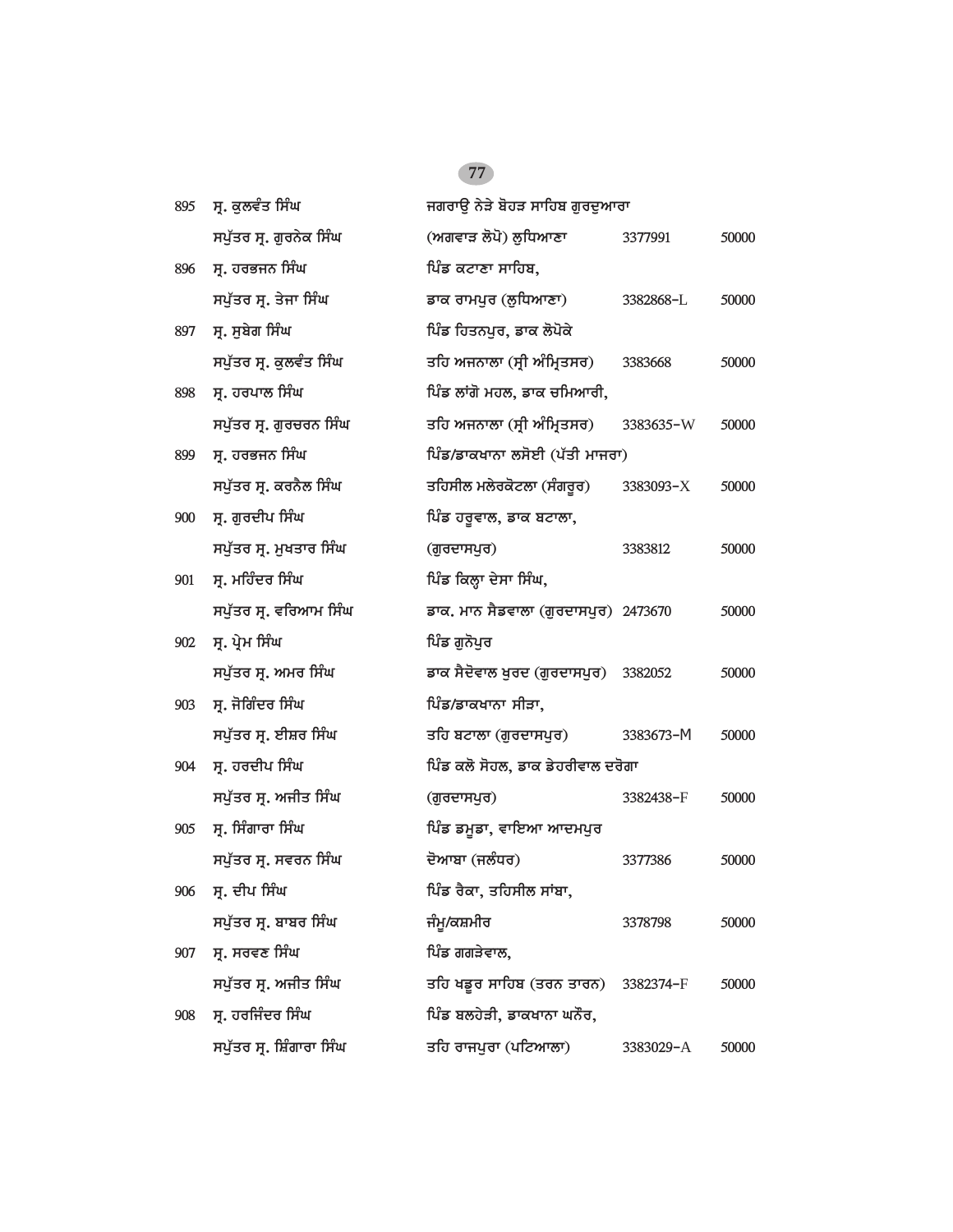| | | | | |
|---|---|---|---|---|
| 895 | ਸ੍ਰ. ਕੁਲਵੰਤ ਸਿੰਘ | ਜਗਰਾਉ ਨੇੜੇ ਬੋਹੜ ਸਾਹਿਬ ਗੁਰਦੁਆਰਾ | | |
| | ਸਪੁੱਤਰ ਸ੍ਰ. ਗੁਰਨੇਕ ਸਿੰਘ | (ਅਗਵਾੜ ਲੋਪੋ) ਲੁਧਿਆਣਾ | 3377991 | 50000 |
| 896 | ਸ੍ਰ. ਹਰਭਜਨ ਸਿੰਘ | ਪਿੰਡ ਕਟਾਣਾ ਸਾਹਿਬ, | | |
| | ਸਪੁੱਤਰ ਸ੍ਰ. ਤੇਜਾ ਸਿੰਘ | ਡਾਕ ਰਾਮਪੁਰ (ਲੁਧਿਆਣਾ) | 3382868-L | 50000 |
| 897 | ਸ੍ਰ. ਸੁਬੇਗ ਸਿੰਘ | ਪਿੰਡ ਹਿਤਨਪੁਰ, ਡਾਕ ਲੋਪੋਕੇ | | |
| | ਸਪੁੱਤਰ ਸ੍ਰ. ਕੁਲਵੰਤ ਸਿੰਘ | ਤਹਿ ਅਜਨਾਲਾ (ਸ੍ਰੀ ਅੰਮ੍ਰਿਤਸਰ) | 3383668 | 50000 |
| 898 | ਸ੍ਰ. ਹਰਪਾਲ ਸਿੰਘ | ਪਿੰਡ ਲਾਂਗੋ ਮਹਲ, ਡਾਕ ਚਮਿਆਰੀ, | | |
| | ਸਪੁੱਤਰ ਸ੍ਰ. ਗੁਰਚਰਨ ਸਿੰਘ | ਤਹਿ ਅਜਨਾਲਾ (ਸ੍ਰੀ ਅੰਮ੍ਰਿਤਸਰ) | 3383635-W | 50000 |
| 899 | ਸ੍ਰ. ਹਰਭਜਨ ਸਿੰਘ | ਪਿੰਡ/ਡਾਕਖਾਨਾ ਲਸੋਈ (ਪੱਤੀ ਮਾਜਰਾ) | | |
| | ਸਪੁੱਤਰ ਸ੍ਰ. ਕਰਨੈਲ ਸਿੰਘ | ਤਹਿਸੀਲ ਮਲੇਰਕੋਟਲਾ (ਸੰਗਰੂਰ) | 3383093-X | 50000 |
| 900 | ਸ੍ਰ. ਗੁਰਦੀਪ ਸਿੰਘ | ਪਿੰਡ ਹਰੂਵਾਲ, ਡਾਕ ਬਟਾਲਾ, | | |
| | ਸਪੁੱਤਰ ਸ੍ਰ. ਮੁਖਤਾਰ ਸਿੰਘ | (ਗੁਰਦਾਸਪੁਰ) | 3383812 | 50000 |
| 901 | ਸ੍ਰ. ਮਹਿੰਦਰ ਸਿੰਘ | ਪਿੰਡ ਕਿਲ੍ਹਾ ਦੇਸਾ ਸਿੰਘ, | | |
| | ਸਪੁੱਤਰ ਸ੍ਰ. ਵਰਿਆਮ ਸਿੰਘ | ਡਾਕ. ਮਾਨ ਸੈਡਵਾਲਾ (ਗੁਰਦਾਸਪੁਰ) | 2473670 | 50000 |
| 902 | ਸ੍ਰ. ਪ੍ਰੇਮ ਸਿੰਘ | ਪਿੰਡ ਗੁਨੋਪੁਰ | | |
| | ਸਪੁੱਤਰ ਸ੍ਰ. ਅਮਰ ਸਿੰਘ | ਡਾਕ ਸੈਦੋਵਾਲ ਖੁਰਦ (ਗੁਰਦਾਸਪੁਰ) | 3382052 | 50000 |
| 903 | ਸ੍ਰ. ਜੋਗਿੰਦਰ ਸਿੰਘ | ਪਿੰਡ/ਡਾਕਖਾਨਾ ਸੀੜਾ, | | |
| | ਸਪੁੱਤਰ ਸ੍ਰ. ਈਸ਼ਰ ਸਿੰਘ | ਤਹਿ ਬਟਾਲਾ (ਗੁਰਦਾਸਪੁਰ) | 3383673-M | 50000 |
| 904 | ਸ੍ਰ. ਹਰਦੀਪ ਸਿੰਘ | ਪਿੰਡ ਕਲੋ ਸੋਹਲ, ਡਾਕ ਡੇਹਰੀਵਾਲ ਦਰੋਗਾ | | |
| | ਸਪੁੱਤਰ ਸ੍ਰ. ਅਜੀਤ ਸਿੰਘ | (ਗੁਰਦਾਸਪੁਰ) | 3382438-F | 50000 |
| 905 | ਸ੍ਰ. ਸਿੰਗਾਰਾ ਸਿੰਘ | ਪਿੰਡ ਡਮੂਡਾ, ਵਾਇਆ ਆਦਮਪੁਰ | | |
| | ਸਪੁੱਤਰ ਸ੍ਰ. ਸਵਰਨ ਸਿੰਘ | ਦੋਆਬਾ (ਜਲੰਧਰ) | 3377386 | 50000 |
| 906 | ਸ੍ਰ. ਦੀਪ ਸਿੰਘ | ਪਿੰਡ ਰੈਕਾ, ਤਹਿਸੀਲ ਸਾਂਬਾ, | | |
| | ਸਪੁੱਤਰ ਸ੍ਰ. ਬਾਬਰ ਸਿੰਘ | ਜੰਮੂ/ਕਸ਼ਮੀਰ | 3378798 | 50000 |
| 907 | ਸ੍ਰ. ਸਰਵਣ ਸਿੰਘ | ਪਿੰਡ ਗਗੜੇਵਾਲ, | | |
| | ਸਪੁੱਤਰ ਸ੍ਰ. ਅਜੀਤ ਸਿੰਘ | ਤਹਿ ਖਡੂਰ ਸਾਹਿਬ (ਤਰਨ ਤਾਰਨ) | 3382374-F | 50000 |
| 908 | ਸ੍ਰ. ਹਰਜਿੰਦਰ ਸਿੰਘ | ਪਿੰਡ ਬਲਹੇੜੀ, ਡਾਕਖਾਨਾ ਘਨੌਰ, | | |
| | ਸਪੁੱਤਰ ਸ੍ਰ. ਸ਼ਿੰਗਾਰਾ ਸਿੰਘ | ਤਹਿ ਰਾਜਪੁਰਾ (ਪਟਿਆਲਾ) | 3383029-A | 50000 |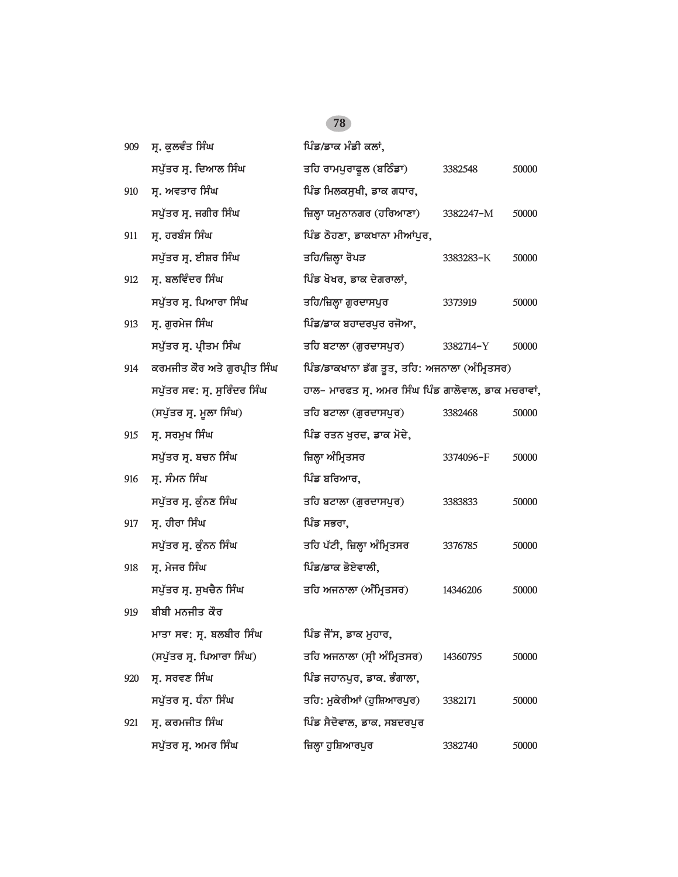| | | | | |
|---|---|---|---|---|
| 909 | ਸ੍ਰ. ਕੁਲਵੰਤ ਸਿੰਘ | ਪਿੰਡ/ਡਾਕ ਮੰਡੀ ਕਲਾਂ, | | |
| | ਸਪੁੱਤਰ ਸ੍ਰ. ਦਿਆਲ ਸਿੰਘ | ਤਹਿ ਰਾਮਪੁਰਾਫੂਲ (ਬਠਿੰਡਾ) | 3382548 | 50000 |
| 910 | ਸ੍ਰ. ਅਵਤਾਰ ਸਿੰਘ | ਪਿੰਡ ਮਿਲਕਸੁਖੀ, ਡਾਕ ਗਧਾਰ, | | |
| | ਸਪੁੱਤਰ ਸ੍ਰ. ਜਗੀਰ ਸਿੰਘ | ਜ਼ਿਲ੍ਹਾ ਯਮੁਨਾਨਗਰ (ਹਰਿਆਣਾ) | 3382247-M | 50000 |
| 911 | ਸ੍ਰ. ਹਰਬੰਸ ਸਿੰਘ | ਪਿੰਡ ਠੋਹਣਾ, ਡਾਕਖਾਨਾ ਮੀਆਂਪੁਰ, | | |
| | ਸਪੁੱਤਰ ਸ੍ਰ. ਈਸ਼ਰ ਸਿੰਘ | ਤਹਿ/ਜ਼ਿਲ੍ਹਾ ਰੋਪੜ | 3383283-K | 50000 |
| 912 | ਸ੍ਰ. ਬਲਵਿੰਦਰ ਸਿੰਘ | ਪਿੰਡ ਖੋਖਰ, ਡਾਕ ਦੇਗਰਾਲਾਂ, | | |
| | ਸਪੁੱਤਰ ਸ੍ਰ. ਪਿਆਰਾ ਸਿੰਘ | ਤਹਿ/ਜ਼ਿਲ੍ਹਾ ਗੁਰਦਾਸਪੁਰ | 3373919 | 50000 |
| 913 | ਸ੍ਰ. ਗੁਰਮੇਜ ਸਿੰਘ | ਪਿੰਡ/ਡਾਕ ਬਹਾਦਰਪੁਰ ਰਜੋਆ, | | |
| | ਸਪੁੱਤਰ ਸ੍ਰ. ਪ੍ਰੀਤਮ ਸਿੰਘ | ਤਹਿ ਬਟਾਲਾ (ਗੁਰਦਾਸਪੁਰ) | 3382714-Y | 50000 |
| 914 | ਕਰਮਜੀਤ ਕੌਰ ਅਤੇ ਗੁਰਪ੍ਰੀਤ ਸਿੰਘ | ਪਿੰਡ/ਡਾਕਖਾਨਾ ਡੱਗ ਤੂਤ, ਤਹਿ: ਅਜਨਾਲਾ (ਅੰਮ੍ਰਿਤਸਰ) | | |
| | ਸਪੁੱਤਰ ਸਵ: ਸ੍ਰ. ਸੁਰਿੰਦਰ ਸਿੰਘ | ਹਾਲ- ਮਾਰਫਤ ਸ੍ਰ. ਅਮਰ ਸਿੰਘ ਪਿੰਡ ਗਾਲੋਵਾਲ, ਡਾਕ ਮਚਰਾਵਾਂ, | | |
| | (ਸਪੁੱਤਰ ਸ੍ਰ. ਮੂਲਾ ਸਿੰਘ) | ਤਹਿ ਬਟਾਲਾ (ਗੁਰਦਾਸਪੁਰ) | 3382468 | 50000 |
| 915 | ਸ੍ਰ. ਸਰਮੁਖ ਸਿੰਘ | ਪਿੰਡ ਰਤਨ ਖੁਰਦ, ਡਾਕ ਮੋਦੇ, | | |
| | ਸਪੁੱਤਰ ਸ੍ਰ. ਬਚਨ ਸਿੰਘ | ਜ਼ਿਲ੍ਹਾ ਅੰਮ੍ਰਿਤਸਰ | 3374096-F | 50000 |
| 916 | ਸ੍ਰ. ਸੰਮਨ ਸਿੰਘ | ਪਿੰਡ ਬਰਿਆਰ, | | |
| | ਸਪੁੱਤਰ ਸ੍ਰ. ਕੁੰਨਣ ਸਿੰਘ | ਤਹਿ ਬਟਾਲਾ (ਗੁਰਦਾਸਪੁਰ) | 3383833 | 50000 |
| 917 | ਸ੍ਰ. ਹੀਰਾ ਸਿੰਘ | ਪਿੰਡ ਸਭਰਾ, | | |
| | ਸਪੁੱਤਰ ਸ੍ਰ. ਕੁੰਨਨ ਸਿੰਘ | ਤਹਿ ਪੱਟੀ, ਜ਼ਿਲ੍ਹਾ ਅੰਮ੍ਰਿਤਸਰ | 3376785 | 50000 |
| 918 | ਸ੍ਰ. ਮੇਜਰ ਸਿੰਘ | ਪਿੰਡ/ਡਾਕ ਭੋਏਵਾਲੀ, | | |
| | ਸਪੁੱਤਰ ਸ੍ਰ. ਸੁਖਚੈਨ ਸਿੰਘ | ਤਹਿ ਅਜਨਾਲਾ (ਅੰਮ੍ਰਿਤਸਰ) | 14346206 | 50000 |
| 919 | ਬੀਬੀ ਮਨਜੀਤ ਕੌਰ | | | |
| | ਮਾਤਾ ਸਵ: ਸ੍ਰ. ਬਲਬੀਰ ਸਿੰਘ | ਪਿੰਡ ਜੌਂਸ, ਡਾਕ ਮੁਹਾਰ, | | |
| | (ਸਪੁੱਤਰ ਸ੍ਰ. ਪਿਆਰਾ ਸਿੰਘ) | ਤਹਿ ਅਜਨਾਲਾ (ਸ੍ਰੀ ਅੰਮ੍ਰਿਤਸਰ) | 14360795 | 50000 |
| 920 | ਸ੍ਰ. ਸਰਵਣ ਸਿੰਘ | ਪਿੰਡ ਜਹਾਨਪੁਰ, ਡਾਕ. ਭੰਗਾਲਾ, | | |
| | ਸਪੁੱਤਰ ਸ੍ਰ. ਧੰਨਾ ਸਿੰਘ | ਤਹਿ: ਮੁਕੇਰੀਆਂ (ਹੁਸ਼ਿਆਰਪੁਰ) | 3382171 | 50000 |
| 921 | ਸ੍ਰ. ਕਰਮਜੀਤ ਸਿੰਘ | ਪਿੰਡ ਸੈਦੋਵਾਲ, ਡਾਕ. ਸਬਦਰਪੁਰ | | |
| | ਸਪੁੱਤਰ ਸ੍ਰ. ਅਮਰ ਸਿੰਘ | ਜ਼ਿਲ੍ਹਾ ਹੁਸ਼ਿਆਰਪੁਰ | 3382740 | 50000 |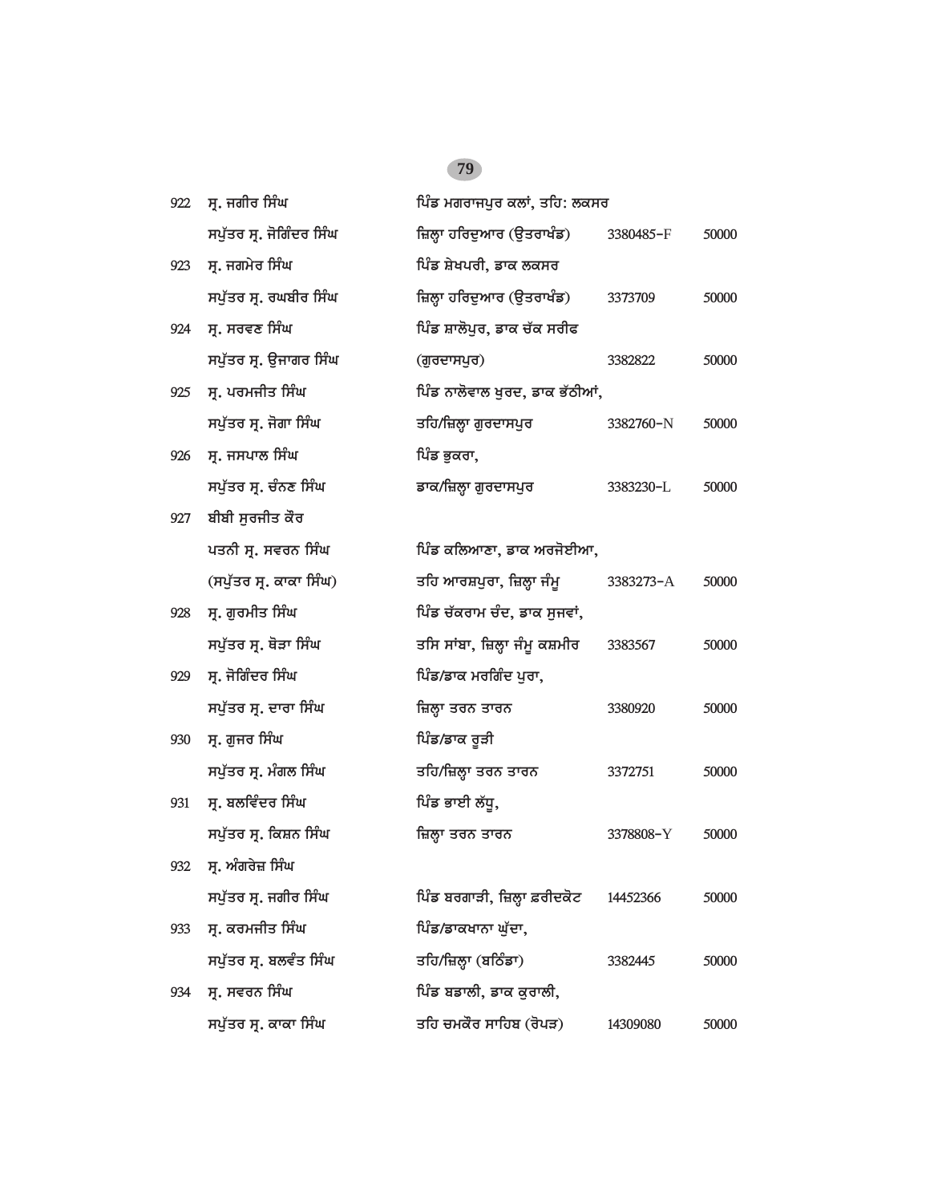| | | | | |
|---|---|---|---|---|
| 922 | ਸ੍ਰ. ਜਗੀਰ ਸਿੰਘ<br>ਸਪੁੱਤਰ ਸ੍ਰ. ਜੋਗਿੰਦਰ ਸਿੰਘ | ਪਿੰਡ ਮਗਰਾਜਪੁਰ ਕਲਾਂ, ਤਹਿ: ਲਕਸਰ<br>ਜ਼ਿਲ੍ਹਾ ਹਰਿਦੁਆਰ (ਉਤਰਾਖੰਡ) | 3380485-F | 50000 |
| 923 | ਸ੍ਰ. ਜਗਮੇਰ ਸਿੰਘ<br>ਸਪੁੱਤਰ ਸ੍ਰ. ਰਘਬੀਰ ਸਿੰਘ | ਪਿੰਡ ਸ਼ੇਖਪਰੀ, ਡਾਕ ਲਕਸਰ<br>ਜ਼ਿਲ੍ਹਾ ਹਰਿਦੁਆਰ (ਉਤਰਾਖੰਡ) | 3373709 | 50000 |
| 924 | ਸ੍ਰ. ਸਰਵਣ ਸਿੰਘ<br>ਸਪੁੱਤਰ ਸ੍ਰ. ਉਜਾਗਰ ਸਿੰਘ | ਪਿੰਡ ਸ਼ਾਲੋਪੁਰ, ਡਾਕ ਚੱਕ ਸਰੀਫ<br>(ਗੁਰਦਾਸਪੁਰ) | 3382822 | 50000 |
| 925 | ਸ੍ਰ. ਪਰਮਜੀਤ ਸਿੰਘ<br>ਸਪੁੱਤਰ ਸ੍ਰ. ਜੋਗਾ ਸਿੰਘ | ਪਿੰਡ ਨਾਲੋਵਾਲ ਖੁਰਦ, ਡਾਕ ਭੱਠੀਆਂ,<br>ਤਹਿ/ਜ਼ਿਲ੍ਹਾ ਗੁਰਦਾਸਪੁਰ | 3382760-N | 50000 |
| 926 | ਸ੍ਰ. ਜਸਪਾਲ ਸਿੰਘ<br>ਸਪੁੱਤਰ ਸ੍ਰ. ਚੰਨਣ ਸਿੰਘ | ਪਿੰਡ ਭੁਕਰਾ,<br>ਡਾਕ/ਜ਼ਿਲ੍ਹਾ ਗੁਰਦਾਸਪੁਰ | 3383230-L | 50000 |
| 927 | ਬੀਬੀ ਸੁਰਜੀਤ ਕੌਰ<br>ਪਤਨੀ ਸ੍ਰ. ਸਵਰਨ ਸਿੰਘ<br>(ਸਪੁੱਤਰ ਸ੍ਰ. ਕਾਕਾ ਸਿੰਘ) | ਪਿੰਡ ਕਲਿਆਣਾ, ਡਾਕ ਅਰਜੋਈਆ,<br>ਤਹਿ ਆਰਸ਼ਪੁਰਾ, ਜ਼ਿਲ੍ਹਾ ਜੰਮੂ | 3383273-A | 50000 |
| 928 | ਸ੍ਰ. ਗੁਰਮੀਤ ਸਿੰਘ<br>ਸਪੁੱਤਰ ਸ੍ਰ. ਥੋੜਾ ਸਿੰਘ | ਪਿੰਡ ਚੱਕਰਾਮ ਚੰਦ, ਡਾਕ ਸੁਜਵਾਂ,<br>ਤਸਿ ਸਾਂਬਾ, ਜ਼ਿਲ੍ਹਾ ਜੰਮੂ ਕਸ਼ਮੀਰ | 3383567 | 50000 |
| 929 | ਸ੍ਰ. ਜੋਗਿੰਦਰ ਸਿੰਘ<br>ਸਪੁੱਤਰ ਸ੍ਰ. ਦਾਰਾ ਸਿੰਘ | ਪਿੰਡ/ਡਾਕ ਮਰਗਿੰਦ ਪੁਰਾ,<br>ਜ਼ਿਲ੍ਹਾ ਤਰਨ ਤਾਰਨ | 3380920 | 50000 |
| 930 | ਸ੍ਰ. ਗੁਜਰ ਸਿੰਘ<br>ਸਪੁੱਤਰ ਸ੍ਰ. ਮੰਗਲ ਸਿੰਘ | ਪਿੰਡ/ਡਾਕ ਰੂੜੀ<br>ਤਹਿ/ਜ਼ਿਲ੍ਹਾ ਤਰਨ ਤਾਰਨ | 3372751 | 50000 |
| 931 | ਸ੍ਰ. ਬਲਵਿੰਦਰ ਸਿੰਘ<br>ਸਪੁੱਤਰ ਸ੍ਰ. ਕਿਸ਼ਨ ਸਿੰਘ | ਪਿੰਡ ਭਾਈ ਲੱਧੂ,<br>ਜ਼ਿਲ੍ਹਾ ਤਰਨ ਤਾਰਨ | 3378808-Y | 50000 |
| 932 | ਸ੍ਰ. ਅੰਗਰੇਜ਼ ਸਿੰਘ<br>ਸਪੁੱਤਰ ਸ੍ਰ. ਜਗੀਰ ਸਿੰਘ | ਪਿੰਡ ਬਰਗਾੜੀ, ਜ਼ਿਲ੍ਹਾ ਫ਼ਰੀਦਕੋਟ | 14452366 | 50000 |
| 933 | ਸ੍ਰ. ਕਰਮਜੀਤ ਸਿੰਘ<br>ਸਪੁੱਤਰ ਸ੍ਰ. ਬਲਵੰਤ ਸਿੰਘ | ਪਿੰਡ/ਡਾਕਖਾਨਾ ਘੁੱਦਾ,<br>ਤਹਿ/ਜ਼ਿਲ੍ਹਾ (ਬਠਿੰਡਾ) | 3382445 | 50000 |
| 934 | ਸ੍ਰ. ਸਵਰਨ ਸਿੰਘ<br>ਸਪੁੱਤਰ ਸ੍ਰ. ਕਾਕਾ ਸਿੰਘ | ਪਿੰਡ ਬਡਾਲੀ, ਡਾਕ ਕੁਰਾਲੀ,<br>ਤਹਿ ਚਮਕੌਰ ਸਾਹਿਬ (ਰੋਪੜ) | 14309080 | 50000 |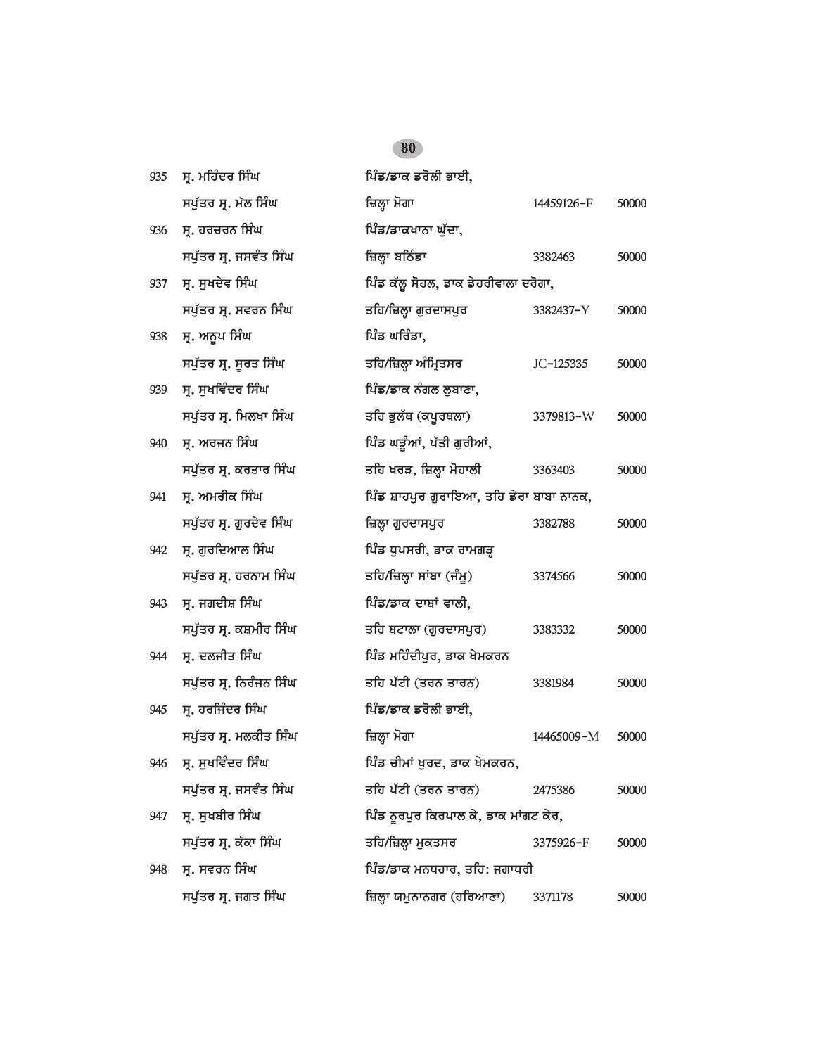| | | | | |
|---|---|---|---|---|
| 935 | ਸ੍ਰ. ਮਹਿੰਦਰ ਸਿੰਘ<br>ਸਪੁੱਤਰ ਸ੍ਰ. ਮੱਲ ਸਿੰਘ | ਪਿੰਡ/ਡਾਕ ਡਰੋਲੀ ਭਾਈ,<br>ਜ਼ਿਲ੍ਹਾ ਮੋਗਾ | 14459126-F | 50000 |
| 936 | ਸ੍ਰ. ਹਰਚਰਨ ਸਿੰਘ<br>ਸਪੁੱਤਰ ਸ੍ਰ. ਜਸਵੰਤ ਸਿੰਘ | ਪਿੰਡ/ਡਾਕਖਾਨਾ ਘੁੱਦਾ,<br>ਜ਼ਿਲ੍ਹਾ ਬਠਿੰਡਾ | 3382463 | 50000 |
| 937 | ਸ੍ਰ. ਸੁਖਦੇਵ ਸਿੰਘ<br>ਸਪੁੱਤਰ ਸ੍ਰ. ਸਵਰਨ ਸਿੰਘ | ਪਿੰਡ ਕੱਲੂ ਸੋਹਲ, ਡਾਕ ਡੇਹਰੀਵਾਲਾ ਦਰੋਗਾ,<br>ਤਹਿ/ਜ਼ਿਲ੍ਹਾ ਗੁਰਦਾਸਪੁਰ | 3382437-Y | 50000 |
| 938 | ਸ੍ਰ. ਅਨੂਪ ਸਿੰਘ<br>ਸਪੁੱਤਰ ਸ੍ਰ. ਸੂਰਤ ਸਿੰਘ | ਪਿੰਡ ਘਰਿੰਡਾ,<br>ਤਹਿ/ਜ਼ਿਲ੍ਹਾ ਅੰਮ੍ਰਿਤਸਰ | JC-125335 | 50000 |
| 939 | ਸ੍ਰ. ਸੁਖਵਿੰਦਰ ਸਿੰਘ<br>ਸਪੁੱਤਰ ਸ੍ਰ. ਮਿਲਖਾ ਸਿੰਘ | ਪਿੰਡ/ਡਾਕ ਨੰਗਲ ਲੁਬਾਣਾ,<br>ਤਹਿ ਭੁਲੱਥ (ਕਪੂਰਥਲਾ) | 3379813-W | 50000 |
| 940 | ਸ੍ਰ. ਅਰਜਨ ਸਿੰਘ<br>ਸਪੁੱਤਰ ਸ੍ਰ. ਕਰਤਾਰ ਸਿੰਘ | ਪਿੰਡ ਘੜੂੰਆਂ, ਪੱਤੀ ਗੁਰੀਆਂ,<br>ਤਹਿ ਖਰੜ, ਜ਼ਿਲ੍ਹਾ ਮੋਹਾਲੀ | 3363403 | 50000 |
| 941 | ਸ੍ਰ. ਅਮਰੀਕ ਸਿੰਘ<br>ਸਪੁੱਤਰ ਸ੍ਰ. ਗੁਰਦੇਵ ਸਿੰਘ | ਪਿੰਡ ਸ਼ਾਹਪੁਰ ਗੁਰਾਇਆ, ਤਹਿ ਡੇਰਾ ਬਾਬਾ ਨਾਨਕ,<br>ਜ਼ਿਲ੍ਹਾ ਗੁਰਦਾਸਪੁਰ | 3382788 | 50000 |
| 942 | ਸ੍ਰ. ਗੁਰਦਿਆਲ ਸਿੰਘ<br>ਸਪੁੱਤਰ ਸ੍ਰ. ਹਰਨਾਮ ਸਿੰਘ | ਪਿੰਡ ਧੁਪਸਰੀ, ਡਾਕ ਰਾਮਗੜ੍ਹ<br>ਤਹਿ/ਜ਼ਿਲ੍ਹਾ ਸਾਂਬਾ (ਜੰਮੂ) | 3374566 | 50000 |
| 943 | ਸ੍ਰ. ਜਗਦੀਸ਼ ਸਿੰਘ<br>ਸਪੁੱਤਰ ਸ੍ਰ. ਕਸ਼ਮੀਰ ਸਿੰਘ | ਪਿੰਡ/ਡਾਕ ਦਾਬਾਂ ਵਾਲੀ,<br>ਤਹਿ ਬਟਾਲਾ (ਗੁਰਦਾਸਪੁਰ) | 3383332 | 50000 |
| 944 | ਸ੍ਰ. ਦਲਜੀਤ ਸਿੰਘ<br>ਸਪੁੱਤਰ ਸ੍ਰ. ਨਿਰੰਜਨ ਸਿੰਘ | ਪਿੰਡ ਮਹਿੰਦੀਪੁਰ, ਡਾਕ ਖੇਮਕਰਨ<br>ਤਹਿ ਪੱਟੀ (ਤਰਨ ਤਾਰਨ) | 3381984 | 50000 |
| 945 | ਸ੍ਰ. ਹਰਜਿੰਦਰ ਸਿੰਘ<br>ਸਪੁੱਤਰ ਸ੍ਰ. ਮਲਕੀਤ ਸਿੰਘ | ਪਿੰਡ/ਡਾਕ ਡਰੋਲੀ ਭਾਈ,<br>ਜ਼ਿਲ੍ਹਾ ਮੋਗਾ | 14465009-M | 50000 |
| 946 | ਸ੍ਰ. ਸੁਖਵਿੰਦਰ ਸਿੰਘ<br>ਸਪੁੱਤਰ ਸ੍ਰ. ਜਸਵੰਤ ਸਿੰਘ | ਪਿੰਡ ਚੀਮਾਂ ਖੁਰਦ, ਡਾਕ ਖੇਮਕਰਨ,<br>ਤਹਿ ਪੱਟੀ (ਤਰਨ ਤਾਰਨ) | 2475386 | 50000 |
| 947 | ਸ੍ਰ. ਸੁਖਬੀਰ ਸਿੰਘ<br>ਸਪੁੱਤਰ ਸ੍ਰ. ਕੱਕਾ ਸਿੰਘ | ਪਿੰਡ ਨੂਰਪੁਰ ਕਿਰਪਾਲ ਕੇ, ਡਾਕ ਮਾਂਗਟ ਕੇਰ,<br>ਤਹਿ/ਜ਼ਿਲ੍ਹਾ ਮੁਕਤਸਰ | 3375926-F | 50000 |
| 948 | ਸ੍ਰ. ਸਵਰਨ ਸਿੰਘ<br>ਸਪੁੱਤਰ ਸ੍ਰ. ਜਗਤ ਸਿੰਘ | ਪਿੰਡ/ਡਾਕ ਮਨਧਹਾਰ, ਤਹਿ: ਜਗਾਧਰੀ<br>ਜ਼ਿਲ੍ਹਾ ਯਮੁਨਾਨਗਰ (ਹਰਿਆਣਾ) | 3371178 | 50000 |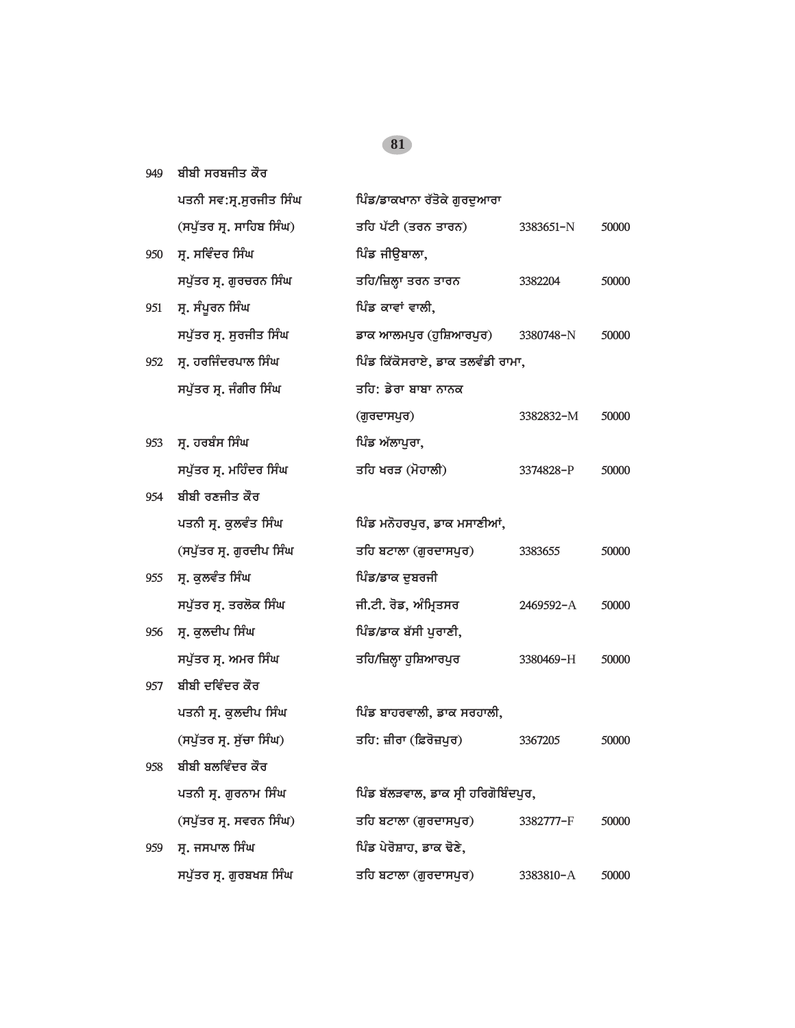| | | | | |
|---|---|---|---|---|
| 949 | ਬੀਬੀ ਸਰਬਜੀਤ ਕੌਰ<br>ਪਤਨੀ ਸਵ:ਸ੍ਰ.ਸੁਰਜੀਤ ਸਿੰਘ<br>(ਸਪੁੱਤਰ ਸ੍ਰ. ਸਾਹਿਬ ਸਿੰਘ) | ਪਿੰਡ/ਡਾਕਖਾਨਾ ਰੱਤੋਕੇ ਗੁਰਦੁਆਰਾ<br>ਤਹਿ ਪੱਟੀ (ਤਰਨ ਤਾਰਨ) | 3383651-N | 50000 |
| 950 | ਸ੍ਰ. ਸਵਿੰਦਰ ਸਿੰਘ<br>ਸਪੁੱਤਰ ਸ੍ਰ. ਗੁਰਚਰਨ ਸਿੰਘ | ਪਿੰਡ ਜੀਉਬਾਲਾ,<br>ਤਹਿ/ਜ਼ਿਲ੍ਹਾ ਤਰਨ ਤਾਰਨ | 3382204 | 50000 |
| 951 | ਸ੍ਰ. ਸੰਪੂਰਨ ਸਿੰਘ<br>ਸਪੁੱਤਰ ਸ੍ਰ. ਸੁਰਜੀਤ ਸਿੰਘ | ਪਿੰਡ ਕਾਵਾਂ ਵਾਲੀ,<br>ਡਾਕ ਆਲਮਪੁਰ (ਹੁਸ਼ਿਆਰਪੁਰ) | 3380748-N | 50000 |
| 952 | ਸ੍ਰ. ਹਰਜਿੰਦਰਪਾਲ ਸਿੰਘ<br>ਸਪੁੱਤਰ ਸ੍ਰ. ਜੰਗੀਰ ਸਿੰਘ | ਪਿੰਡ ਕਿੱਕੋਸਰਾਏ, ਡਾਕ ਤਲਵੰਡੀ ਰਾਮਾ,<br>ਤਹਿ: ਡੇਰਾ ਬਾਬਾ ਨਾਨਕ<br>(ਗੁਰਦਾਸਪੁਰ) | 3382832-M | 50000 |
| 953 | ਸ੍ਰ. ਹਰਬੰਸ ਸਿੰਘ<br>ਸਪੁੱਤਰ ਸ੍ਰ. ਮਹਿੰਦਰ ਸਿੰਘ | ਪਿੰਡ ਅੱਲਾਪੁਰਾ,<br>ਤਹਿ ਖਰੜ (ਮੋਹਾਲੀ) | 3374828-P | 50000 |
| 954 | ਬੀਬੀ ਰਣਜੀਤ ਕੌਰ<br>ਪਤਨੀ ਸ੍ਰ. ਕੁਲਵੰਤ ਸਿੰਘ<br>(ਸਪੁੱਤਰ ਸ੍ਰ. ਗੁਰਦੀਪ ਸਿੰਘ | ਪਿੰਡ ਮਨੋਹਰਪੁਰ, ਡਾਕ ਮਸਾਣੀਆਂ,<br>ਤਹਿ ਬਟਾਲਾ (ਗੁਰਦਾਸਪੁਰ) | 3383655 | 50000 |
| 955 | ਸ੍ਰ. ਕੁਲਵੰਤ ਸਿੰਘ<br>ਸਪੁੱਤਰ ਸ੍ਰ. ਤਰਲੋਕ ਸਿੰਘ | ਪਿੰਡ/ਡਾਕ ਦੁਬਰਜੀ<br>ਜੀ.ਟੀ. ਰੋਡ, ਅੰਮ੍ਰਿਤਸਰ | 2469592-A | 50000 |
| 956 | ਸ੍ਰ. ਕੁਲਦੀਪ ਸਿੰਘ<br>ਸਪੁੱਤਰ ਸ੍ਰ. ਅਮਰ ਸਿੰਘ | ਪਿੰਡ/ਡਾਕ ਬੱਸੀ ਪੁਰਾਣੀ,<br>ਤਹਿ/ਜ਼ਿਲ੍ਹਾ ਹੁਸ਼ਿਆਰਪੁਰ | 3380469-H | 50000 |
| 957 | ਬੀਬੀ ਦਵਿੰਦਰ ਕੌਰ<br>ਪਤਨੀ ਸ੍ਰ. ਕੁਲਦੀਪ ਸਿੰਘ<br>(ਸਪੁੱਤਰ ਸ੍ਰ. ਸੁੱਚਾ ਸਿੰਘ) | ਪਿੰਡ ਬਾਹਰਵਾਲੀ, ਡਾਕ ਸਰਹਾਲੀ,<br>ਤਹਿ: ਜ਼ੀਰਾ (ਫ਼ਿਰੋਜ਼ਪੁਰ) | 3367205 | 50000 |
| 958 | ਬੀਬੀ ਬਲਵਿੰਦਰ ਕੌਰ<br>ਪਤਨੀ ਸ੍ਰ. ਗੁਰਨਾਮ ਸਿੰਘ<br>(ਸਪੁੱਤਰ ਸ੍ਰ. ਸਵਰਨ ਸਿੰਘ) | ਪਿੰਡ ਬੱਲੜਵਾਲ, ਡਾਕ ਸ੍ਰੀ ਹਰਿਗੋਬਿੰਦਪੁਰ,<br>ਤਹਿ ਬਟਾਲਾ (ਗੁਰਦਾਸਪੁਰ) | 3382777-F | 50000 |
| 959 | ਸ੍ਰ. ਜਸਪਾਲ ਸਿੰਘ<br>ਸਪੁੱਤਰ ਸ੍ਰ. ਗੁਰਬਖਸ਼ ਸਿੰਘ | ਪਿੰਡ ਪੇਰੋਸ਼ਾਹ, ਡਾਕ ਢੋਣੇ,<br>ਤਹਿ ਬਟਾਲਾ (ਗੁਰਦਾਸਪੁਰ) | 3383810-A | 50000 |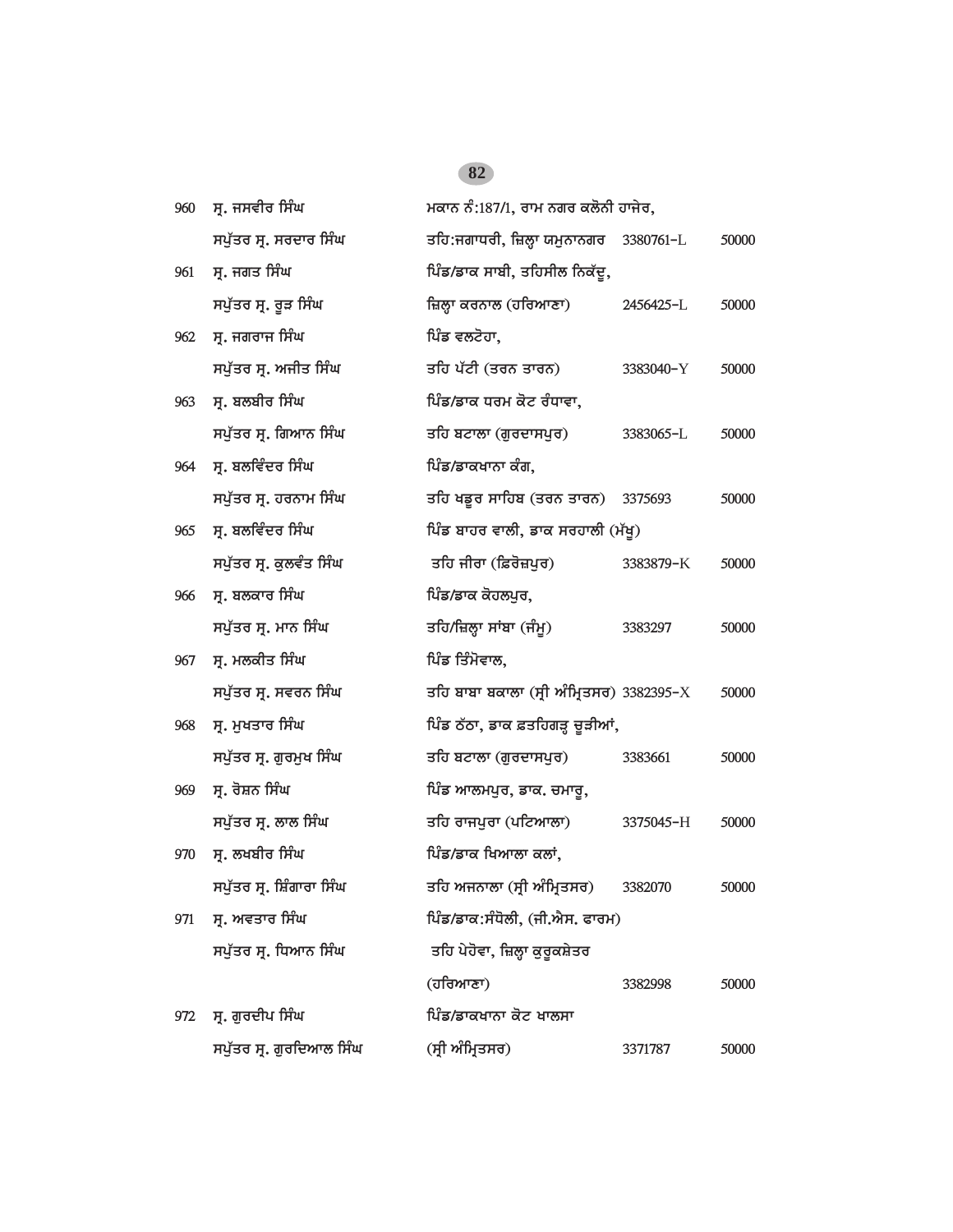| | | | | |
|---|---|---|---|---|
| 960 | ਸ੍ਰ. ਜਸਵੀਰ ਸਿੰਘ<br>ਸਪੁੱਤਰ ਸ੍ਰ. ਸਰਦਾਰ ਸਿੰਘ | ਮਕਾਨ ਨੰ:187/1, ਰਾਮ ਨਗਰ ਕਲੋਨੀ ਹਾਜੇਰ,<br>ਤਹਿ:ਜਗਾਧਰੀ, ਜ਼ਿਲ੍ਹਾ ਯਮੁਨਾਨਗਰ | 3380761-L | 50000 |
| 961 | ਸ੍ਰ. ਜਗਤ ਸਿੰਘ<br>ਸਪੁੱਤਰ ਸ੍ਰ. ਰੂੜ ਸਿੰਘ | ਪਿੰਡ/ਡਾਕ ਸਾਬੀ, ਤਹਿਸੀਲ ਨਿਕੱਦੂ,<br>ਜ਼ਿਲ੍ਹਾ ਕਰਨਾਲ (ਹਰਿਆਣਾ) | 2456425-L | 50000 |
| 962 | ਸ੍ਰ. ਜਗਰਾਜ ਸਿੰਘ<br>ਸਪੁੱਤਰ ਸ੍ਰ. ਅਜੀਤ ਸਿੰਘ | ਪਿੰਡ ਵਲਟੋਹਾ,<br>ਤਹਿ ਪੱਟੀ (ਤਰਨ ਤਾਰਨ) | 3383040-Y | 50000 |
| 963 | ਸ੍ਰ. ਬਲਬੀਰ ਸਿੰਘ<br>ਸਪੁੱਤਰ ਸ੍ਰ. ਗਿਆਨ ਸਿੰਘ | ਪਿੰਡ/ਡਾਕ ਧਰਮ ਕੋਟ ਰੰਧਾਵਾ,<br>ਤਹਿ ਬਟਾਲਾ (ਗੁਰਦਾਸਪੁਰ) | 3383065-L | 50000 |
| 964 | ਸ੍ਰ. ਬਲਵਿੰਦਰ ਸਿੰਘ<br>ਸਪੁੱਤਰ ਸ੍ਰ. ਹਰਨਾਮ ਸਿੰਘ | ਪਿੰਡ/ਡਾਕਖਾਨਾ ਕੰਗ,<br>ਤਹਿ ਖਡੂਰ ਸਾਹਿਬ (ਤਰਨ ਤਾਰਨ) | 3375693 | 50000 |
| 965 | ਸ੍ਰ. ਬਲਵਿੰਦਰ ਸਿੰਘ<br>ਸਪੁੱਤਰ ਸ੍ਰ. ਕੁਲਵੰਤ ਸਿੰਘ | ਪਿੰਡ ਬਾਹਰ ਵਾਲੀ, ਡਾਕ ਸਰਹਾਲੀ (ਮੱਖੂ)<br>ਤਹਿ ਜੀਰਾ (ਫ਼ਿਰੋਜ਼ਪੁਰ) | 3383879-K | 50000 |
| 966 | ਸ੍ਰ. ਬਲਕਾਰ ਸਿੰਘ<br>ਸਪੁੱਤਰ ਸ੍ਰ. ਮਾਨ ਸਿੰਘ | ਪਿੰਡ/ਡਾਕ ਕੋਹਲਪੁਰ,<br>ਤਹਿ/ਜ਼ਿਲ੍ਹਾ ਸਾਂਬਾ (ਜੰਮੂ) | 3383297 | 50000 |
| 967 | ਸ੍ਰ. ਮਲਕੀਤ ਸਿੰਘ<br>ਸਪੁੱਤਰ ਸ੍ਰ. ਸਵਰਨ ਸਿੰਘ | ਪਿੰਡ ਤਿੰਮੋਵਾਲ,<br>ਤਹਿ ਬਾਬਾ ਬਕਾਲਾ (ਸ੍ਰੀ ਅੰਮ੍ਰਿਤਸਰ) | 3382395-X | 50000 |
| 968 | ਸ੍ਰ. ਮੁਖਤਾਰ ਸਿੰਘ<br>ਸਪੁੱਤਰ ਸ੍ਰ. ਗੁਰਮੁਖ ਸਿੰਘ | ਪਿੰਡ ਠੱਠਾ, ਡਾਕ ਫ਼ਤਹਿਗੜ੍ਹ ਚੂੜੀਆਂ,<br>ਤਹਿ ਬਟਾਲਾ (ਗੁਰਦਾਸਪੁਰ) | 3383661 | 50000 |
| 969 | ਸ੍ਰ. ਰੋਸ਼ਨ ਸਿੰਘ<br>ਸਪੁੱਤਰ ਸ੍ਰ. ਲਾਲ ਸਿੰਘ | ਪਿੰਡ ਆਲਮਪੁਰ, ਡਾਕ. ਚਮਾਰੂ,<br>ਤਹਿ ਰਾਜਪੁਰਾ (ਪਟਿਆਲਾ) | 3375045-H | 50000 |
| 970 | ਸ੍ਰ. ਲਖਬੀਰ ਸਿੰਘ<br>ਸਪੁੱਤਰ ਸ੍ਰ. ਸ਼ਿੰਗਾਰਾ ਸਿੰਘ | ਪਿੰਡ/ਡਾਕ ਖਿਆਲਾ ਕਲਾਂ,<br>ਤਹਿ ਅਜਨਾਲਾ (ਸ੍ਰੀ ਅੰਮ੍ਰਿਤਸਰ) | 3382070 | 50000 |
| 971 | ਸ੍ਰ. ਅਵਤਾਰ ਸਿੰਘ<br>ਸਪੁੱਤਰ ਸ੍ਰ. ਧਿਆਨ ਸਿੰਘ | ਪਿੰਡ/ਡਾਕ:ਸੰਧੋਲੀ, (ਜੀ.ਐਸ. ਫਾਰਮ)<br>ਤਹਿ ਪੇਹੋਵਾ, ਜ਼ਿਲ੍ਹਾ ਕੁਰੂਕਸ਼ੇਤਰ<br>(ਹਰਿਆਣਾ) | 3382998 | 50000 |
| 972 | ਸ੍ਰ. ਗੁਰਦੀਪ ਸਿੰਘ<br>ਸਪੁੱਤਰ ਸ੍ਰ. ਗੁਰਦਿਆਲ ਸਿੰਘ | ਪਿੰਡ/ਡਾਕਖਾਨਾ ਕੋਟ ਖਾਲਸਾ<br>(ਸ੍ਰੀ ਅੰਮ੍ਰਿਤਸਰ) | 3371787 | 50000 |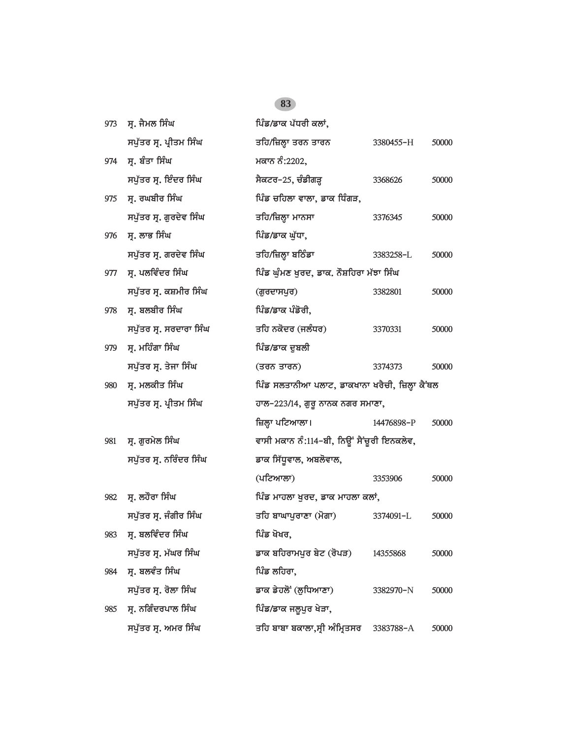| | | | | |
|---|---|---|---|---|
| 973 | ਸ੍ਰ. ਜੈਮਲ ਸਿੰਘ<br>ਸਪੁੱਤਰ ਸ੍ਰ. ਪ੍ਰੀਤਮ ਸਿੰਘ | ਪਿੰਡ/ਡਾਕ ਪੱਧਰੀ ਕਲਾਂ,<br>ਤਹਿ/ਜ਼ਿਲ੍ਹਾ ਤਰਨ ਤਾਰਨ | 3380455-H | 50000 |
| 974 | ਸ੍ਰ. ਬੰਤਾ ਸਿੰਘ<br>ਸਪੁੱਤਰ ਸ੍ਰ. ਇੰਦਰ ਸਿੰਘ | ਮਕਾਨ ਨੰ:2202,<br>ਸੈਕਟਰ-25, ਚੰਡੀਗੜ੍ਹ | 3368626 | 50000 |
| 975 | ਸ੍ਰ. ਰਘਬੀਰ ਸਿੰਘ<br>ਸਪੁੱਤਰ ਸ੍ਰ. ਗੁਰਦੇਵ ਸਿੰਘ | ਪਿੰਡ ਚਹਿਲਾ ਵਾਲਾ, ਡਾਕ ਧਿੰਗੜ,<br>ਤਹਿ/ਜ਼ਿਲ੍ਹਾ ਮਾਨਸਾ | 3376345 | 50000 |
| 976 | ਸ੍ਰ. ਲਾਭ ਸਿੰਘ<br>ਸਪੁੱਤਰ ਸ੍ਰ. ਗਰਦੇਵ ਸਿੰਘ | ਪਿੰਡ/ਡਾਕ ਘੁੱਧਾ,<br>ਤਹਿ/ਜ਼ਿਲ੍ਹਾ ਬਠਿੰਡਾ | 3383258-L | 50000 |
| 977 | ਸ੍ਰ. ਪਲਵਿੰਦਰ ਸਿੰਘ<br>ਸਪੁੱਤਰ ਸ੍ਰ. ਕਸ਼ਮੀਰ ਸਿੰਘ | ਪਿੰਡ ਘੁੰਮਣ ਖੁਰਦ, ਡਾਕ. ਨੌਸ਼ਹਿਰਾ ਮੱਝਾ ਸਿੰਘ<br>(ਗੁਰਦਾਸਪੁਰ) | 3382801 | 50000 |
| 978 | ਸ੍ਰ. ਬਲਬੀਰ ਸਿੰਘ<br>ਸਪੁੱਤਰ ਸ੍ਰ. ਸਰਦਾਰਾ ਸਿੰਘ | ਪਿੰਡ/ਡਾਕ ਪੰਡੋਰੀ,<br>ਤਹਿ ਨਕੋਦਰ (ਜਲੰਧਰ) | 3370331 | 50000 |
| 979 | ਸ੍ਰ. ਮਹਿੰਗਾ ਸਿੰਘ<br>ਸਪੁੱਤਰ ਸ੍ਰ. ਤੇਜਾ ਸਿੰਘ | ਪਿੰਡ/ਡਾਕ ਦੁਬਲੀ<br>(ਤਰਨ ਤਾਰਨ) | 3374373 | 50000 |
| 980 | ਸ੍ਰ. ਮਲਕੀਤ ਸਿੰਘ<br>ਸਪੁੱਤਰ ਸ੍ਰ. ਪ੍ਰੀਤਮ ਸਿੰਘ | ਪਿੰਡ ਸਲਤਾਨੀਆ ਪਲਾਟ, ਡਾਕਖਾਨਾ ਖਰੈਚੀ, ਜ਼ਿਲ੍ਹਾ ਕੈਂਥਲ<br>ਹਾਲ-223/14, ਗੁਰੂ ਨਾਨਕ ਨਗਰ ਸਮਾਣਾ,<br>ਜ਼ਿਲ੍ਹਾ ਪਟਿਆਲਾ। | 14476898-P | 50000 |
| 981 | ਸ੍ਰ. ਗੁਰਮੇਲ ਸਿੰਘ<br>ਸਪੁੱਤਰ ਸ੍ਰ. ਨਰਿੰਦਰ ਸਿੰਘ | ਵਾਸੀ ਮਕਾਨ ਨੰ:114-ਬੀ, ਨਿਊਂ ਸੈਂਚੂਰੀ ਇਨਕਲੇਵ,<br>ਡਾਕ ਸਿੱਧੂਵਾਲ, ਅਬਲੋਵਾਲ,<br>(ਪਟਿਆਲਾ) | 3353906 | 50000 |
| 982 | ਸ੍ਰ. ਲਹੌਰਾ ਸਿੰਘ<br>ਸਪੁੱਤਰ ਸ੍ਰ. ਜੰਗੀਰ ਸਿੰਘ | ਪਿੰਡ ਮਾਹਲਾ ਖੁਰਦ, ਡਾਕ ਮਾਹਲਾ ਕਲਾਂ,<br>ਤਹਿ ਬਾਘਾਪੁਰਾਣਾ (ਮੋਗਾ) | 3374091-L | 50000 |
| 983 | ਸ੍ਰ. ਬਲਵਿੰਦਰ ਸਿੰਘ<br>ਸਪੁੱਤਰ ਸ੍ਰ. ਮੱਘਰ ਸਿੰਘ | ਪਿੰਡ ਖੋਖਰ,<br>ਡਾਕ ਬਹਿਰਾਮਪੁਰ ਬੇਟ (ਰੋਪੜ) | 14355868 | 50000 |
| 984 | ਸ੍ਰ. ਬਲਵੰਤ ਸਿੰਘ<br>ਸਪੁੱਤਰ ਸ੍ਰ. ਰੋਲਾ ਸਿੰਘ | ਪਿੰਡ ਲਹਿਰਾ,<br>ਡਾਕ ਡੇਹਲੋਂ (ਲੁਧਿਆਣਾ) | 3382970-N | 50000 |
| 985 | ਸ੍ਰ. ਨਗਿੰਦਰਪਾਲ ਸਿੰਘ<br>ਸਪੁੱਤਰ ਸ੍ਰ. ਅਮਰ ਸਿੰਘ | ਪਿੰਡ/ਡਾਕ ਜਲੂਪੁਰ ਖੇੜਾ,<br>ਤਹਿ ਬਾਬਾ ਬਕਾਲਾ,ਸ੍ਰੀ ਅੰਮ੍ਰਿਤਸਰ | 3383788-A | 50000 |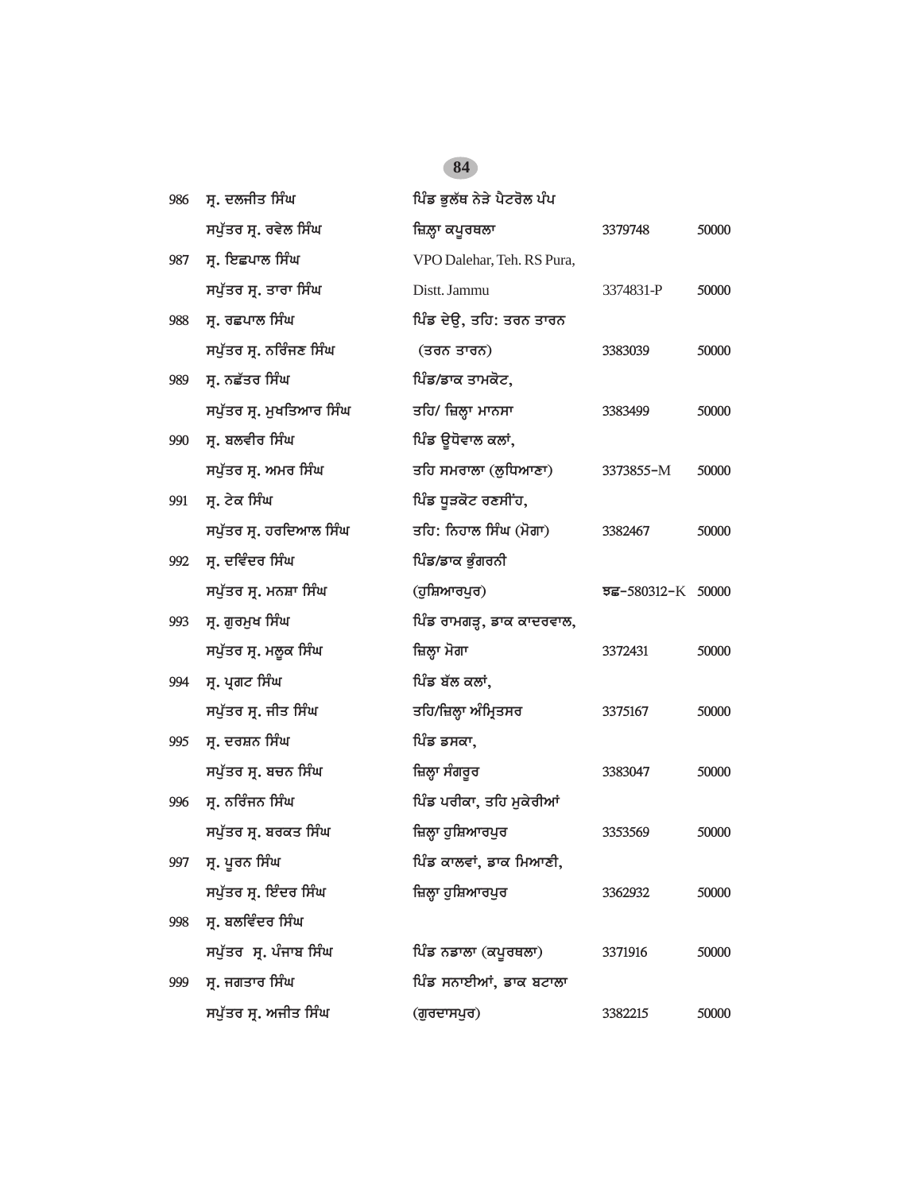| | | | | |
|---|---|---|---|---|
| 986 | ਸ੍ਰ. ਦਲਜੀਤ ਸਿੰਘ | ਪਿੰਡ ਭੁਲੱਥ ਨੇੜੇ ਪੈਟਰੋਲ ਪੰਪ | | |
| | ਸਪੁੱਤਰ ਸ੍ਰ. ਰਵੇਲ ਸਿੰਘ | ਜ਼ਿਲ੍ਹਾ ਕਪੂਰਥਲਾ | 3379748 | 50000 |
| 987 | ਸ੍ਰ. ਇਛਪਾਲ ਸਿੰਘ | VPO Dalehar, Teh. RS Pura, | | |
| | ਸਪੁੱਤਰ ਸ੍ਰ. ਤਾਰਾ ਸਿੰਘ | Distt. Jammu | 3374831-P | 50000 |
| 988 | ਸ੍ਰ. ਰਛਪਾਲ ਸਿੰਘ | ਪਿੰਡ ਦੇਉ, ਤਹਿ: ਤਰਨ ਤਾਰਨ | | |
| | ਸਪੁੱਤਰ ਸ੍ਰ. ਨਰਿੰਜਣ ਸਿੰਘ | (ਤਰਨ ਤਾਰਨ) | 3383039 | 50000 |
| 989 | ਸ੍ਰ. ਨਛੱਤਰ ਸਿੰਘ | ਪਿੰਡ/ਡਾਕ ਤਾਮਕੋਟ, | | |
| | ਸਪੁੱਤਰ ਸ੍ਰ. ਮੁਖਤਿਆਰ ਸਿੰਘ | ਤਹਿ/ ਜ਼ਿਲ੍ਹਾ ਮਾਨਸਾ | 3383499 | 50000 |
| 990 | ਸ੍ਰ. ਬਲਵੀਰ ਸਿੰਘ | ਪਿੰਡ ਊਧੋਵਾਲ ਕਲਾਂ, | | |
| | ਸਪੁੱਤਰ ਸ੍ਰ. ਅਮਰ ਸਿੰਘ | ਤਹਿ ਸਮਰਾਲਾ (ਲੁਧਿਆਣਾ) | 3373855-M | 50000 |
| 991 | ਸ੍ਰ. ਟੇਕ ਸਿੰਘ | ਪਿੰਡ ਧੂੜਕੋਟ ਰਣਸੀਂਹ, | | |
| | ਸਪੁੱਤਰ ਸ੍ਰ. ਹਰਦਿਆਲ ਸਿੰਘ | ਤਹਿ: ਨਿਹਾਲ ਸਿੰਘ (ਮੋਗਾ) | 3382467 | 50000 |
| 992 | ਸ੍ਰ. ਦਵਿੰਦਰ ਸਿੰਘ | ਪਿੰਡ/ਡਾਕ ਭੂੰਗਰਨੀ | | |
| | ਸਪੁੱਤਰ ਸ੍ਰ. ਮਨਸ਼ਾ ਸਿੰਘ | (ਹੁਸ਼ਿਆਰਪੁਰ) | ਝਛ-580312-K | 50000 |
| 993 | ਸ੍ਰ. ਗੁਰਮੁਖ ਸਿੰਘ | ਪਿੰਡ ਰਾਮਗੜ੍ਹ, ਡਾਕ ਕਾਦਰਵਾਲ, | | |
| | ਸਪੁੱਤਰ ਸ੍ਰ. ਮਲੂਕ ਸਿੰਘ | ਜ਼ਿਲ੍ਹਾ ਮੋਗਾ | 3372431 | 50000 |
| 994 | ਸ੍ਰ. ਪ੍ਰਗਟ ਸਿੰਘ | ਪਿੰਡ ਬੱਲ ਕਲਾਂ, | | |
| | ਸਪੁੱਤਰ ਸ੍ਰ. ਜੀਤ ਸਿੰਘ | ਤਹਿ/ਜ਼ਿਲ੍ਹਾ ਅੰਮ੍ਰਿਤਸਰ | 3375167 | 50000 |
| 995 | ਸ੍ਰ. ਦਰਸ਼ਨ ਸਿੰਘ | ਪਿੰਡ ਡਸਕਾ, | | |
| | ਸਪੁੱਤਰ ਸ੍ਰ. ਬਚਨ ਸਿੰਘ | ਜ਼ਿਲ੍ਹਾ ਸੰਗਰੂਰ | 3383047 | 50000 |
| 996 | ਸ੍ਰ. ਨਰਿੰਜਨ ਸਿੰਘ | ਪਿੰਡ ਪਰੀਕਾ, ਤਹਿ ਮੁਕੇਰੀਆਂ | | |
| | ਸਪੁੱਤਰ ਸ੍ਰ. ਬਰਕਤ ਸਿੰਘ | ਜ਼ਿਲ੍ਹਾ ਹੁਸ਼ਿਆਰਪੁਰ | 3353569 | 50000 |
| 997 | ਸ੍ਰ. ਪੂਰਨ ਸਿੰਘ | ਪਿੰਡ ਕਾਲਵਾਂ, ਡਾਕ ਮਿਆਣੀ, | | |
| | ਸਪੁੱਤਰ ਸ੍ਰ. ਇੰਦਰ ਸਿੰਘ | ਜ਼ਿਲ੍ਹਾ ਹੁਸ਼ਿਆਰਪੁਰ | 3362932 | 50000 |
| 998 | ਸ੍ਰ. ਬਲਵਿੰਦਰ ਸਿੰਘ | | | |
| | ਸਪੁੱਤਰ ਸ੍ਰ. ਪੰਜਾਬ ਸਿੰਘ | ਪਿੰਡ ਨਡਾਲਾ (ਕਪੂਰਥਲਾ) | 3371916 | 50000 |
| 999 | ਸ੍ਰ. ਜਗਤਾਰ ਸਿੰਘ | ਪਿੰਡ ਸਨਾਈਆਂ, ਡਾਕ ਬਟਾਲਾ | | |
| | ਸਪੁੱਤਰ ਸ੍ਰ. ਅਜੀਤ ਸਿੰਘ | (ਗੁਰਦਾਸਪੁਰ) | 3382215 | 50000 |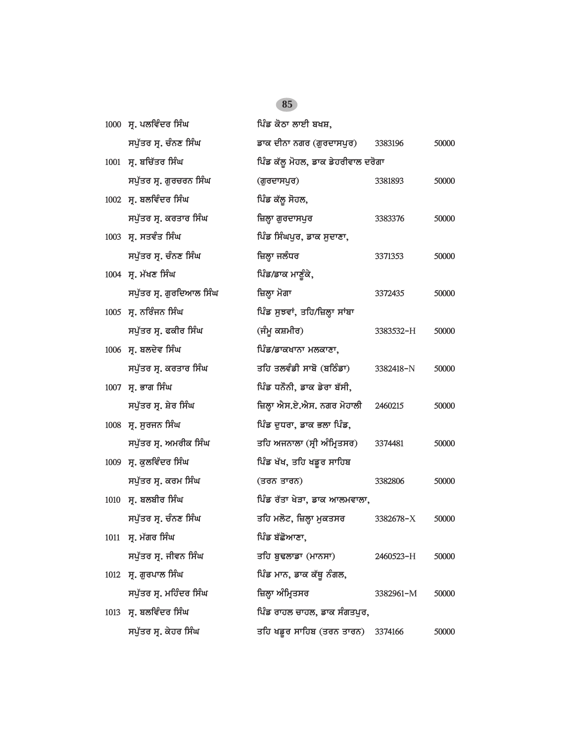| | | | | |
|---|---|---|---|---|
| 1000 | ਸ੍ਰ. ਪਲਵਿੰਦਰ ਸਿੰਘ<br>ਸਪੁੱਤਰ ਸ੍ਰ. ਚੰਨਣ ਸਿੰਘ | ਪਿੰਡ ਕੋਠਾ ਲਾਈ ਬਖਸ਼,<br>ਡਾਕ ਦੀਨਾ ਨਗਰ (ਗੁਰਦਾਸਪੁਰ) | 3383196 | 50000 |
| 1001 | ਸ੍ਰ. ਬਚਿੱਤਰ ਸਿੰਘ<br>ਸਪੁੱਤਰ ਸ੍ਰ. ਗੁਰਚਰਨ ਸਿੰਘ | ਪਿੰਡ ਕੱਲੂ ਮੋਹਲ, ਡਾਕ ਡੇਹਰੀਵਾਲ ਦਰੋਗਾ<br>(ਗੁਰਦਾਸਪੁਰ) | 3381893 | 50000 |
| 1002 | ਸ੍ਰ. ਬਲਵਿੰਦਰ ਸਿੰਘ<br>ਸਪੁੱਤਰ ਸ੍ਰ. ਕਰਤਾਰ ਸਿੰਘ | ਪਿੰਡ ਕੱਲੂ ਸੋਹਲ,<br>ਜ਼ਿਲ੍ਹਾ ਗੁਰਦਾਸਪੁਰ | 3383376 | 50000 |
| 1003 | ਸ੍ਰ. ਸਤਵੰਤ ਸਿੰਘ<br>ਸਪੁੱਤਰ ਸ੍ਰ. ਚੰਨਣ ਸਿੰਘ | ਪਿੰਡ ਸਿੰਘਪੁਰ, ਡਾਕ ਸੁਦਾਣਾ,<br>ਜ਼ਿਲ੍ਹਾ ਜਲੰਧਰ | 3371353 | 50000 |
| 1004 | ਸ੍ਰ. ਮੱਖਣ ਸਿੰਘ<br>ਸਪੁੱਤਰ ਸ੍ਰ. ਗੁਰਦਿਆਲ ਸਿੰਘ | ਪਿੰਡ/ਡਾਕ ਮਾਣੂੰਕੇ,<br>ਜ਼ਿਲ੍ਹਾ ਮੋਗਾ | 3372435 | 50000 |
| 1005 | ਸ੍ਰ. ਨਰਿੰਜਨ ਸਿੰਘ<br>ਸਪੁੱਤਰ ਸ੍ਰ. ਫਕੀਰ ਸਿੰਘ | ਪਿੰਡ ਸੁਝਵਾਂ, ਤਹਿ/ਜ਼ਿਲ੍ਹਾ ਸਾਂਬਾ<br>(ਜੰਮੂ ਕਸ਼ਮੀਰ) | 3383532-H | 50000 |
| 1006 | ਸ੍ਰ. ਬਲਦੇਵ ਸਿੰਘ<br>ਸਪੁੱਤਰ ਸ੍ਰ. ਕਰਤਾਰ ਸਿੰਘ | ਪਿੰਡ/ਡਾਕਖਾਨਾ ਮਲਕਾਣਾ,<br>ਤਹਿ ਤਲਵੰਡੀ ਸਾਬੋ (ਬਠਿੰਡਾ) | 3382418-N | 50000 |
| 1007 | ਸ੍ਰ. ਭਾਗ ਸਿੰਘ<br>ਸਪੁੱਤਰ ਸ੍ਰ. ਸ਼ੇਰ ਸਿੰਘ | ਪਿੰਡ ਧਨੌਨੀ, ਡਾਕ ਡੇਰਾ ਬੱਸੀ,<br>ਜ਼ਿਲ੍ਹਾ ਐਸ.ਏ.ਐਸ. ਨਗਰ ਮੋਹਾਲੀ | 2460215 | 50000 |
| 1008 | ਸ੍ਰ. ਸੁਰਜਨ ਸਿੰਘ<br>ਸਪੁੱਤਰ ਸ੍ਰ. ਅਮਰੀਕ ਸਿੰਘ | ਪਿੰਡ ਦੁਧਰਾ, ਡਾਕ ਭਲਾ ਪਿੰਡ,<br>ਤਹਿ ਅਜਨਾਲਾ (ਸ੍ਰੀ ਅੰਮ੍ਰਿਤਸਰ) | 3374481 | 50000 |
| 1009 | ਸ੍ਰ. ਕੁਲਵਿੰਦਰ ਸਿੰਘ<br>ਸਪੁੱਤਰ ਸ੍ਰ. ਕਰਮ ਸਿੰਘ | ਪਿੰਡ ਖੱਖ, ਤਹਿ ਖਡੂਰ ਸਾਹਿਬ<br>(ਤਰਨ ਤਾਰਨ) | 3382806 | 50000 |
| 1010 | ਸ੍ਰ. ਬਲਬੀਰ ਸਿੰਘ<br>ਸਪੁੱਤਰ ਸ੍ਰ. ਚੰਨਣ ਸਿੰਘ | ਪਿੰਡ ਰੱਤਾ ਖੇੜਾ, ਡਾਕ ਆਲਮਵਾਲਾ,<br>ਤਹਿ ਮਲੋਟ, ਜ਼ਿਲ੍ਹਾ ਮੁਕਤਸਰ | 3382678-X | 50000 |
| 1011 | ਸ੍ਰ. ਮੱਗਰ ਸਿੰਘ<br>ਸਪੁੱਤਰ ਸ੍ਰ. ਜੀਵਨ ਸਿੰਘ | ਪਿੰਡ ਬੱਛੋਆਣਾ,<br>ਤਹਿ ਬੁਢਲਾਡਾ (ਮਾਨਸਾ) | 2460523-H | 50000 |
| 1012 | ਸ੍ਰ. ਗੁਰਪਾਲ ਸਿੰਘ<br>ਸਪੁੱਤਰ ਸ੍ਰ. ਮਹਿੰਦਰ ਸਿੰਘ | ਪਿੰਡ ਮਾਨ, ਡਾਕ ਕੱਥੂ ਨੰਗਲ,<br>ਜ਼ਿਲ੍ਹਾ ਅੰਮ੍ਰਿਤਸਰ | 3382961-M | 50000 |
| 1013 | ਸ੍ਰ. ਬਲਵਿੰਦਰ ਸਿੰਘ<br>ਸਪੁੱਤਰ ਸ੍ਰ. ਕੇਹਰ ਸਿੰਘ | ਪਿੰਡ ਰਾਹਲ ਚਾਹਲ, ਡਾਕ ਸੰਗਤਪੁਰ,<br>ਤਹਿ ਖਡੂਰ ਸਾਹਿਬ (ਤਰਨ ਤਾਰਨ) | 3374166 | 50000 |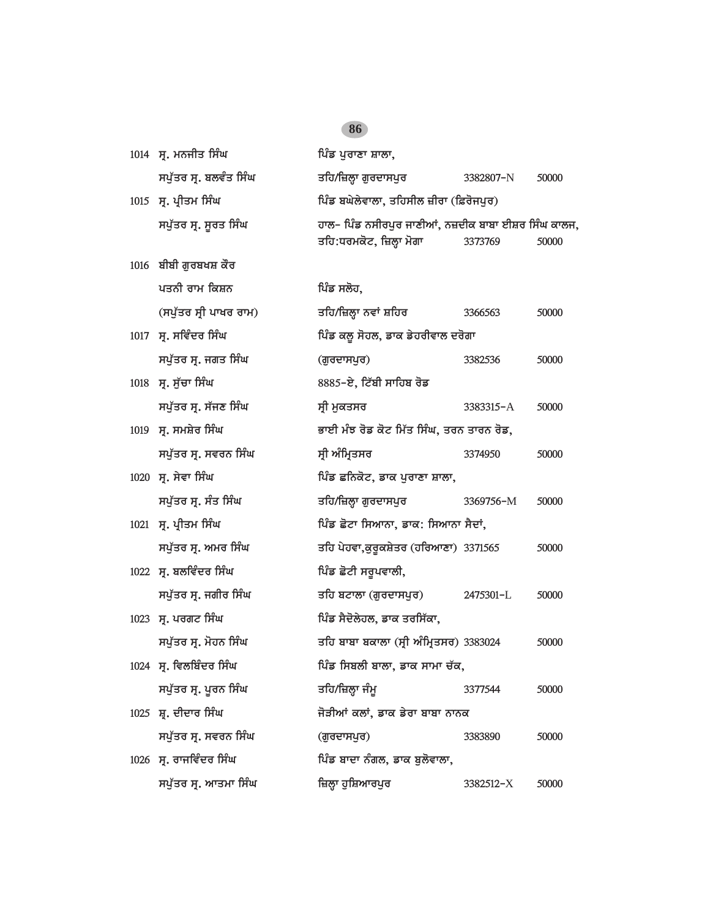| | | | | |
|---|---|---|---|---|
| 1014 | ਸ੍ਰ. ਮਨਜੀਤ ਸਿੰਘ<br>ਸਪੁੱਤਰ ਸ੍ਰ. ਬਲਵੰਤ ਸਿੰਘ | ਪਿੰਡ ਪੁਰਾਣਾ ਸ਼ਾਲਾ,<br>ਤਹਿ/ਜ਼ਿਲ੍ਹਾ ਗੁਰਦਾਸਪੁਰ | 3382807-N | 50000 |
| 1015 | ਸ੍ਰ. ਪ੍ਰੀਤਮ ਸਿੰਘ<br>ਸਪੁੱਤਰ ਸ੍ਰ. ਸੂਰਤ ਸਿੰਘ | ਪਿੰਡ ਬਘੇਲੇਵਾਲਾ, ਤਹਿਸੀਲ ਜ਼ੀਰਾ (ਫ਼ਿਰੋਜਪੁਰ)<br>ਹਾਲ- ਪਿੰਡ ਨਸੀਰਪੁਰ ਜਾਣੀਆਂ, ਨਜ਼ਦੀਕ ਬਾਬਾ ਈਸ਼ਰ ਸਿੰਘ ਕਾਲਜ,<br>ਤਹਿ:ਧਰਮਕੋਟ, ਜ਼ਿਲ੍ਹਾ ਮੋਗਾ | 3373769 | 50000 |
| 1016 | ਬੀਬੀ ਗੁਰਬਖਸ਼ ਕੌਰ<br>ਪਤਨੀ ਰਾਮ ਕਿਸ਼ਨ<br>(ਸਪੁੱਤਰ ਸ੍ਰੀ ਪਾਖਰ ਰਾਮ) | ਪਿੰਡ ਸਲੋਹ,<br>ਤਹਿ/ਜ਼ਿਲ੍ਹਾ ਨਵਾਂ ਸ਼ਹਿਰ | 3366563 | 50000 |
| 1017 | ਸ੍ਰ. ਸਵਿੰਦਰ ਸਿੰਘ<br>ਸਪੁੱਤਰ ਸ੍ਰ. ਜਗਤ ਸਿੰਘ | ਪਿੰਡ ਕਲੂ ਸੋਹਲ, ਡਾਕ ਡੇਹਰੀਵਾਲ ਦਰੋਗਾ<br>(ਗੁਰਦਾਸਪੁਰ) | 3382536 | 50000 |
| 1018 | ਸ੍ਰ. ਸੁੱਚਾ ਸਿੰਘ<br>ਸਪੁੱਤਰ ਸ੍ਰ. ਸੱਜਣ ਸਿੰਘ | 8885-ਏ, ਟਿੱਬੀ ਸਾਹਿਬ ਰੋਡ<br>ਸ੍ਰੀ ਮੁਕਤਸਰ | 3383315-A | 50000 |
| 1019 | ਸ੍ਰ. ਸਮਸ਼ੇਰ ਸਿੰਘ<br>ਸਪੁੱਤਰ ਸ੍ਰ. ਸਵਰਨ ਸਿੰਘ | ਭਾਈ ਮੰਝ ਰੋਡ ਕੋਟ ਮਿੱਤ ਸਿੰਘ, ਤਰਨ ਤਾਰਨ ਰੋਡ,<br>ਸ੍ਰੀ ਅੰਮ੍ਰਿਤਸਰ | 3374950 | 50000 |
| 1020 | ਸ੍ਰ. ਸੇਵਾ ਸਿੰਘ<br>ਸਪੁੱਤਰ ਸ੍ਰ. ਸੰਤ ਸਿੰਘ | ਪਿੰਡ ਛਨਿਕੋਟ, ਡਾਕ ਪੁਰਾਣਾ ਸ਼ਾਲਾ,<br>ਤਹਿ/ਜ਼ਿਲ੍ਹਾ ਗੁਰਦਾਸਪੁਰ | 3369756-M | 50000 |
| 1021 | ਸ੍ਰ. ਪ੍ਰੀਤਮ ਸਿੰਘ<br>ਸਪੁੱਤਰ ਸ੍ਰ. ਅਮਰ ਸਿੰਘ | ਪਿੰਡ ਛੋਟਾ ਸਿਆਨਾ, ਡਾਕ: ਸਿਆਨਾ ਸੈਦਾਂ,<br>ਤਹਿ ਪੇਹਵਾ,ਕੁਰੂਕਸ਼ੇਤਰ (ਹਰਿਆਣਾ) | 3371565 | 50000 |
| 1022 | ਸ੍ਰ. ਬਲਵਿੰਦਰ ਸਿੰਘ<br>ਸਪੁੱਤਰ ਸ੍ਰ. ਜਗੀਰ ਸਿੰਘ | ਪਿੰਡ ਛੋਟੀ ਸਰੂਪਵਾਲੀ,<br>ਤਹਿ ਬਟਾਲਾ (ਗੁਰਦਾਸਪੁਰ) | 2475301-L | 50000 |
| 1023 | ਸ੍ਰ. ਪਰਗਟ ਸਿੰਘ<br>ਸਪੁੱਤਰ ਸ੍ਰ. ਮੋਹਨ ਸਿੰਘ | ਪਿੰਡ ਸੈਦੋਲੇਹਲ, ਡਾਕ ਤਰਸਿੱਕਾ,<br>ਤਹਿ ਬਾਬਾ ਬਕਾਲਾ (ਸ੍ਰੀ ਅੰਮ੍ਰਿਤਸਰ) | 3383024 | 50000 |
| 1024 | ਸ੍ਰ. ਵਿਲਬਿੰਦਰ ਸਿੰਘ<br>ਸਪੁੱਤਰ ਸ੍ਰ. ਪੂਰਨ ਸਿੰਘ | ਪਿੰਡ ਸਿਬਲੀ ਬਾਲਾ, ਡਾਕ ਸਾਮਾ ਚੱਕ,<br>ਤਹਿ/ਜ਼ਿਲ੍ਹਾ ਜੰਮੂ | 3377544 | 50000 |
| 1025 | ਸ਼੍ਰ. ਦੀਦਾਰ ਸਿੰਘ<br>ਸਪੁੱਤਰ ਸ੍ਰ. ਸਵਰਨ ਸਿੰਘ | ਜੋੜੀਆਂ ਕਲਾਂ, ਡਾਕ ਡੇਰਾ ਬਾਬਾ ਨਾਨਕ<br>(ਗੁਰਦਾਸਪੁਰ) | 3383890 | 50000 |
| 1026 | ਸ੍ਰ. ਰਾਜਵਿੰਦਰ ਸਿੰਘ<br>ਸਪੁੱਤਰ ਸ੍ਰ. ਆਤਮਾ ਸਿੰਘ | ਪਿੰਡ ਬਾਦਾ ਨੰਗਲ, ਡਾਕ ਬੁਲੋਵਾਲਾ,<br>ਜ਼ਿਲ੍ਹਾ ਹੁਸ਼ਿਆਰਪੁਰ | 3382512-X | 50000 |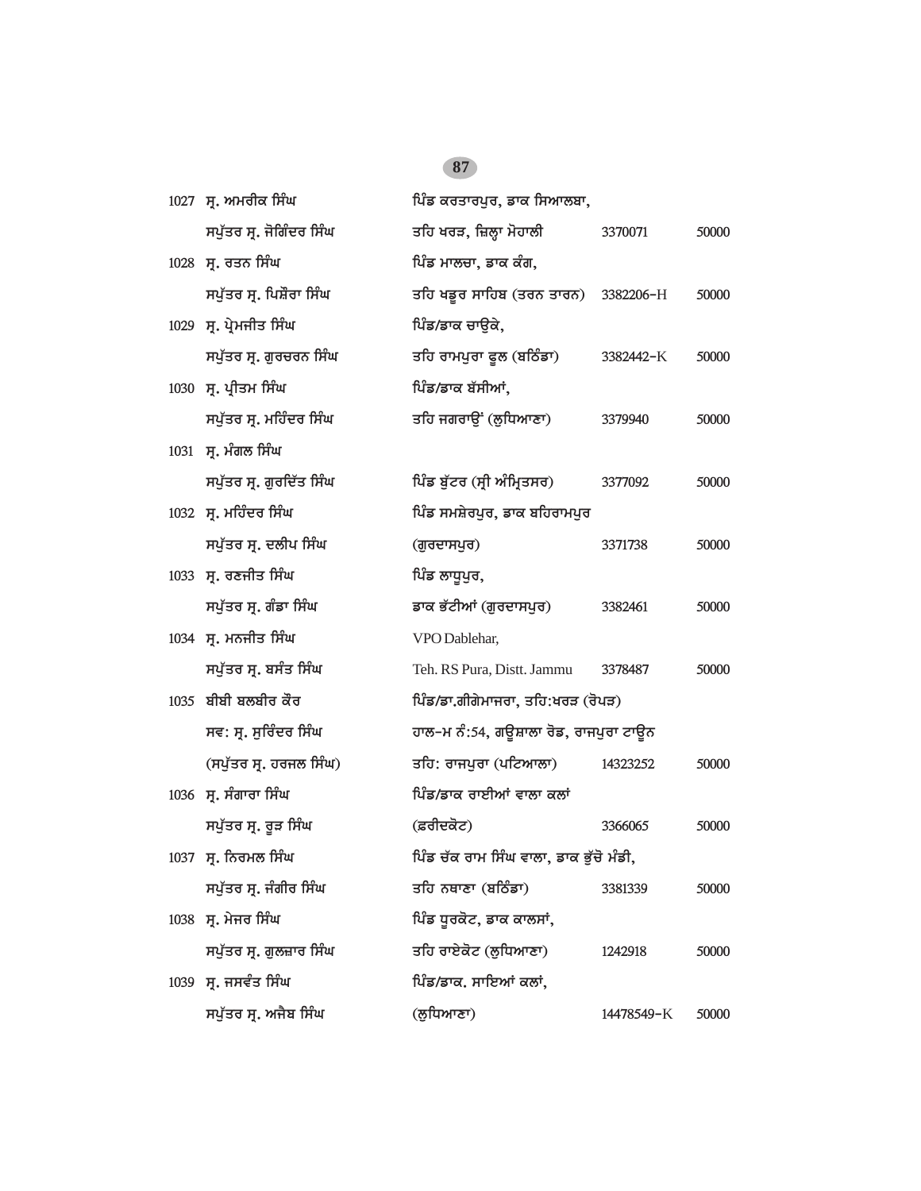| | | | | |
|---|---|---|---|---|
| 1027 | ਸ੍ਰ. ਅਮਰੀਕ ਸਿੰਘ<br>ਸਪੁੱਤਰ ਸ੍ਰ. ਜੋਗਿੰਦਰ ਸਿੰਘ | ਪਿੰਡ ਕਰਤਾਰਪੁਰ, ਡਾਕ ਸਿਆਲਬਾ,<br>ਤਹਿ ਖਰੜ, ਜ਼ਿਲ੍ਹਾ ਮੋਹਾਲੀ | 3370071 | 50000 |
| 1028 | ਸ੍ਰ. ਰਤਨ ਸਿੰਘ<br>ਸਪੁੱਤਰ ਸ੍ਰ. ਪਿਸ਼ੌਰਾ ਸਿੰਘ | ਪਿੰਡ ਮਾਲਚਾ, ਡਾਕ ਕੰਗ,<br>ਤਹਿ ਖਡੂਰ ਸਾਹਿਬ (ਤਰਨ ਤਾਰਨ) | 3382206-H | 50000 |
| 1029 | ਸ੍ਰ. ਪ੍ਰੇਮਜੀਤ ਸਿੰਘ<br>ਸਪੁੱਤਰ ਸ੍ਰ. ਗੁਰਚਰਨ ਸਿੰਘ | ਪਿੰਡ/ਡਾਕ ਚਾਉਕੇ,<br>ਤਹਿ ਰਾਮਪੁਰਾ ਫੂਲ (ਬਠਿੰਡਾ) | 3382442-K | 50000 |
| 1030 | ਸ੍ਰ. ਪ੍ਰੀਤਮ ਸਿੰਘ<br>ਸਪੁੱਤਰ ਸ੍ਰ. ਮਹਿੰਦਰ ਸਿੰਘ | ਪਿੰਡ/ਡਾਕ ਬੱਸੀਆਂ,<br>ਤਹਿ ਜਗਰਾਉਂ (ਲੁਧਿਆਣਾ) | 3379940 | 50000 |
| 1031 | ਸ੍ਰ. ਮੰਗਲ ਸਿੰਘ<br>ਸਪੁੱਤਰ ਸ੍ਰ. ਗੁਰਦਿੱਤ ਸਿੰਘ | ਪਿੰਡ ਬੁੱਟਰ (ਸ੍ਰੀ ਅੰਮ੍ਰਿਤਸਰ) | 3377092 | 50000 |
| 1032 | ਸ੍ਰ. ਮਹਿੰਦਰ ਸਿੰਘ<br>ਸਪੁੱਤਰ ਸ੍ਰ. ਦਲੀਪ ਸਿੰਘ | ਪਿੰਡ ਸਮਸ਼ੇਰਪੁਰ, ਡਾਕ ਬਹਿਰਾਮਪੁਰ<br>(ਗੁਰਦਾਸਪੁਰ) | 3371738 | 50000 |
| 1033 | ਸ੍ਰ. ਰਣਜੀਤ ਸਿੰਘ<br>ਸਪੁੱਤਰ ਸ੍ਰ. ਗੰਡਾ ਸਿੰਘ | ਪਿੰਡ ਲਾਧੂਪੁਰ,<br>ਡਾਕ ਭੱਟੀਆਂ (ਗੁਰਦਾਸਪੁਰ) | 3382461 | 50000 |
| 1034 | ਸ੍ਰ. ਮਨਜੀਤ ਸਿੰਘ<br>ਸਪੁੱਤਰ ਸ੍ਰ. ਬਸੰਤ ਸਿੰਘ | VPO Dablehar,<br>Teh. RS Pura, Distt. Jammu | 3378487 | 50000 |
| 1035 | ਬੀਬੀ ਬਲਬੀਰ ਕੌਰ<br>ਸਵ: ਸ੍ਰ. ਸੁਰਿੰਦਰ ਸਿੰਘ<br>(ਸਪੁੱਤਰ ਸ੍ਰ. ਹਰਜਲ ਸਿੰਘ) | ਪਿੰਡ/ਡਾ.ਗੀਗੇਮਾਜਰਾ, ਤਹਿ:ਖਰੜ (ਰੋਪੜ)<br>ਹਾਲ-ਮ ਨੰ:54, ਗਊਸ਼ਾਲਾ ਰੋਡ, ਰਾਜਪੁਰਾ ਟਾਊਨ<br>ਤਹਿ: ਰਾਜਪੁਰਾ (ਪਟਿਆਲਾ) | 14323252 | 50000 |
| 1036 | ਸ੍ਰ. ਸੰਗਾਰਾ ਸਿੰਘ<br>ਸਪੁੱਤਰ ਸ੍ਰ. ਰੂੜ ਸਿੰਘ | ਪਿੰਡ/ਡਾਕ ਰਾਈਆਂ ਵਾਲਾ ਕਲਾਂ<br>(ਫ਼ਰੀਦਕੋਟ) | 3366065 | 50000 |
| 1037 | ਸ੍ਰ. ਨਿਰਮਲ ਸਿੰਘ<br>ਸਪੁੱਤਰ ਸ੍ਰ. ਜੰਗੀਰ ਸਿੰਘ | ਪਿੰਡ ਚੱਕ ਰਾਮ ਸਿੰਘ ਵਾਲਾ, ਡਾਕ ਭੁੱਚੋ ਮੰਡੀ,<br>ਤਹਿ ਨਥਾਣਾ (ਬਠਿੰਡਾ) | 3381339 | 50000 |
| 1038 | ਸ੍ਰ. ਮੇਜਰ ਸਿੰਘ<br>ਸਪੁੱਤਰ ਸ੍ਰ. ਗੁਲਜ਼ਾਰ ਸਿੰਘ | ਪਿੰਡ ਧੂਰਕੋਟ, ਡਾਕ ਕਾਲਸਾਂ,<br>ਤਹਿ ਰਾਏਕੋਟ (ਲੁਧਿਆਣਾ) | 1242918 | 50000 |
| 1039 | ਸ੍ਰ. ਜਸਵੰਤ ਸਿੰਘ<br>ਸਪੁੱਤਰ ਸ੍ਰ. ਅਜੈਬ ਸਿੰਘ | ਪਿੰਡ/ਡਾਕ. ਸਾਇਆਂ ਕਲਾਂ,<br>(ਲੁਧਿਆਣਾ) | 14478549-K | 50000 |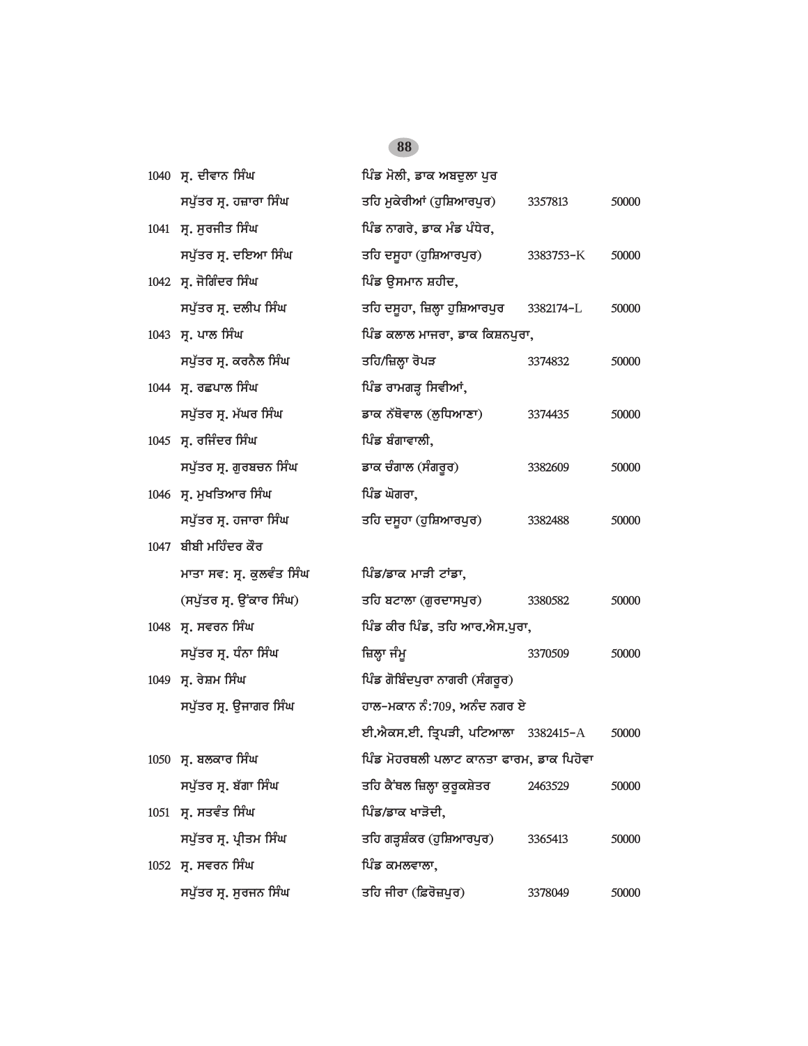| | | | | |
|---|---|---|---|---|
| 1040 | ਸ੍ਰ. ਦੀਵਾਨ ਸਿੰਘ | ਪਿੰਡ ਮੋਲੀ, ਡਾਕ ਅਬਦੁਲਾ ਪੁਰ | | |
| | ਸਪੁੱਤਰ ਸ੍ਰ. ਹਜ਼ਾਰਾ ਸਿੰਘ | ਤਹਿ ਮੁਕੇਰੀਆਂ (ਹੁਸ਼ਿਆਰਪੁਰ) | 3357813 | 50000 |
| 1041 | ਸ੍ਰ. ਸੁਰਜੀਤ ਸਿੰਘ | ਪਿੰਡ ਨਾਗਰੇ, ਡਾਕ ਮੰਡ ਪੰਧੇਰ, | | |
| | ਸਪੁੱਤਰ ਸ੍ਰ. ਦਇਆ ਸਿੰਘ | ਤਹਿ ਦਸੂਹਾ (ਹੁਸ਼ਿਆਰਪੁਰ) | 3383753-K | 50000 |
| 1042 | ਸ੍ਰ. ਜੋਗਿੰਦਰ ਸਿੰਘ | ਪਿੰਡ ਉਸਮਾਨ ਸ਼ਹੀਦ, | | |
| | ਸਪੁੱਤਰ ਸ੍ਰ. ਦਲੀਪ ਸਿੰਘ | ਤਹਿ ਦਸੂਹਾ, ਜ਼ਿਲ੍ਹਾ ਹੁਸ਼ਿਆਰਪੁਰ | 3382174-L | 50000 |
| 1043 | ਸ੍ਰ. ਪਾਲ ਸਿੰਘ | ਪਿੰਡ ਕਲਾਲ ਮਾਜਰਾ, ਡਾਕ ਕਿਸ਼ਨਪੁਰਾ, | | |
| | ਸਪੁੱਤਰ ਸ੍ਰ. ਕਰਨੈਲ ਸਿੰਘ | ਤਹਿ/ਜ਼ਿਲ੍ਹਾ ਰੋਪੜ | 3374832 | 50000 |
| 1044 | ਸ੍ਰ. ਰਛਪਾਲ ਸਿੰਘ | ਪਿੰਡ ਰਾਮਗੜ੍ਹ ਸਿਵੀਆਂ, | | |
| | ਸਪੁੱਤਰ ਸ੍ਰ. ਮੱਘਰ ਸਿੰਘ | ਡਾਕ ਨੱਥੋਵਾਲ (ਲੁਧਿਆਣਾ) | 3374435 | 50000 |
| 1045 | ਸ੍ਰ. ਰਜਿੰਦਰ ਸਿੰਘ | ਪਿੰਡ ਬੰਗਾਵਾਲੀ, | | |
| | ਸਪੁੱਤਰ ਸ੍ਰ. ਗੁਰਬਚਨ ਸਿੰਘ | ਡਾਕ ਚੰਗਾਲ (ਸੰਗਰੂਰ) | 3382609 | 50000 |
| 1046 | ਸ੍ਰ. ਮੁਖਤਿਆਰ ਸਿੰਘ | ਪਿੰਡ ਘੋਗਰਾ, | | |
| | ਸਪੁੱਤਰ ਸ੍ਰ. ਹਜਾਰਾ ਸਿੰਘ | ਤਹਿ ਦਸੂਹਾ (ਹੁਸ਼ਿਆਰਪੁਰ) | 3382488 | 50000 |
| 1047 | ਬੀਬੀ ਮਹਿੰਦਰ ਕੌਰ | | | |
| | ਮਾਤਾ ਸਵ: ਸ੍ਰ. ਕੁਲਵੰਤ ਸਿੰਘ | ਪਿੰਡ/ਡਾਕ ਮਾੜੀ ਟਾਂਡਾ, | | |
| | (ਸਪੁੱਤਰ ਸ੍ਰ. ਉਂਕਾਰ ਸਿੰਘ) | ਤਹਿ ਬਟਾਲਾ (ਗੁਰਦਾਸਪੁਰ) | 3380582 | 50000 |
| 1048 | ਸ੍ਰ. ਸਵਰਨ ਸਿੰਘ | ਪਿੰਡ ਕੀਰ ਪਿੰਡ, ਤਹਿ ਆਰ.ਐਸ.ਪੁਰਾ, | | |
| | ਸਪੁੱਤਰ ਸ੍ਰ. ਧੰਨਾ ਸਿੰਘ | ਜ਼ਿਲ੍ਹਾ ਜੰਮੂ | 3370509 | 50000 |
| 1049 | ਸ੍ਰ. ਰੇਸ਼ਮ ਸਿੰਘ | ਪਿੰਡ ਗੋਬਿੰਦਪੁਰਾ ਨਾਗਰੀ (ਸੰਗਰੂਰ) | | |
| | ਸਪੁੱਤਰ ਸ੍ਰ. ਉਜਾਗਰ ਸਿੰਘ | ਹਾਲ-ਮਕਾਨ ਨੰ:709, ਅਨੰਦ ਨਗਰ ਏ | | |
| | | ਈ.ਐਕਸ.ਈ. ਤ੍ਰਿਪੜੀ, ਪਟਿਆਲਾ | 3382415-A | 50000 |
| 1050 | ਸ੍ਰ. ਬਲਕਾਰ ਸਿੰਘ | ਪਿੰਡ ਮੋਰਥਲੀ ਪਲਾਟ ਕਾਨਤਾ ਫਾਰਮ, ਡਾਕ ਪਿਹੋਵਾ | | |
| | ਸਪੁੱਤਰ ਸ੍ਰ. ਬੱਗਾ ਸਿੰਘ | ਤਹਿ ਕੈਂਥਲ ਜ਼ਿਲ੍ਹਾ ਕੁਰੂਕਸ਼ੇਤਰ | 2463529 | 50000 |
| 1051 | ਸ੍ਰ. ਸਤਵੰਤ ਸਿੰਘ | ਪਿੰਡ/ਡਾਕ ਖਾੜੋਦੀ, | | |
| | ਸਪੁੱਤਰ ਸ੍ਰ. ਪ੍ਰੀਤਮ ਸਿੰਘ | ਤਹਿ ਗੜ੍ਹਸ਼ੰਕਰ (ਹੁਸ਼ਿਆਰਪੁਰ) | 3365413 | 50000 |
| 1052 | ਸ੍ਰ. ਸਵਰਨ ਸਿੰਘ | ਪਿੰਡ ਕਮਲਵਾਲਾ, | | |
| | ਸਪੁੱਤਰ ਸ੍ਰ. ਸੁਰਜਨ ਸਿੰਘ | ਤਹਿ ਜ਼ੀਰਾ (ਫ਼ਿਰੋਜ਼ਪੁਰ) | 3378049 | 50000 |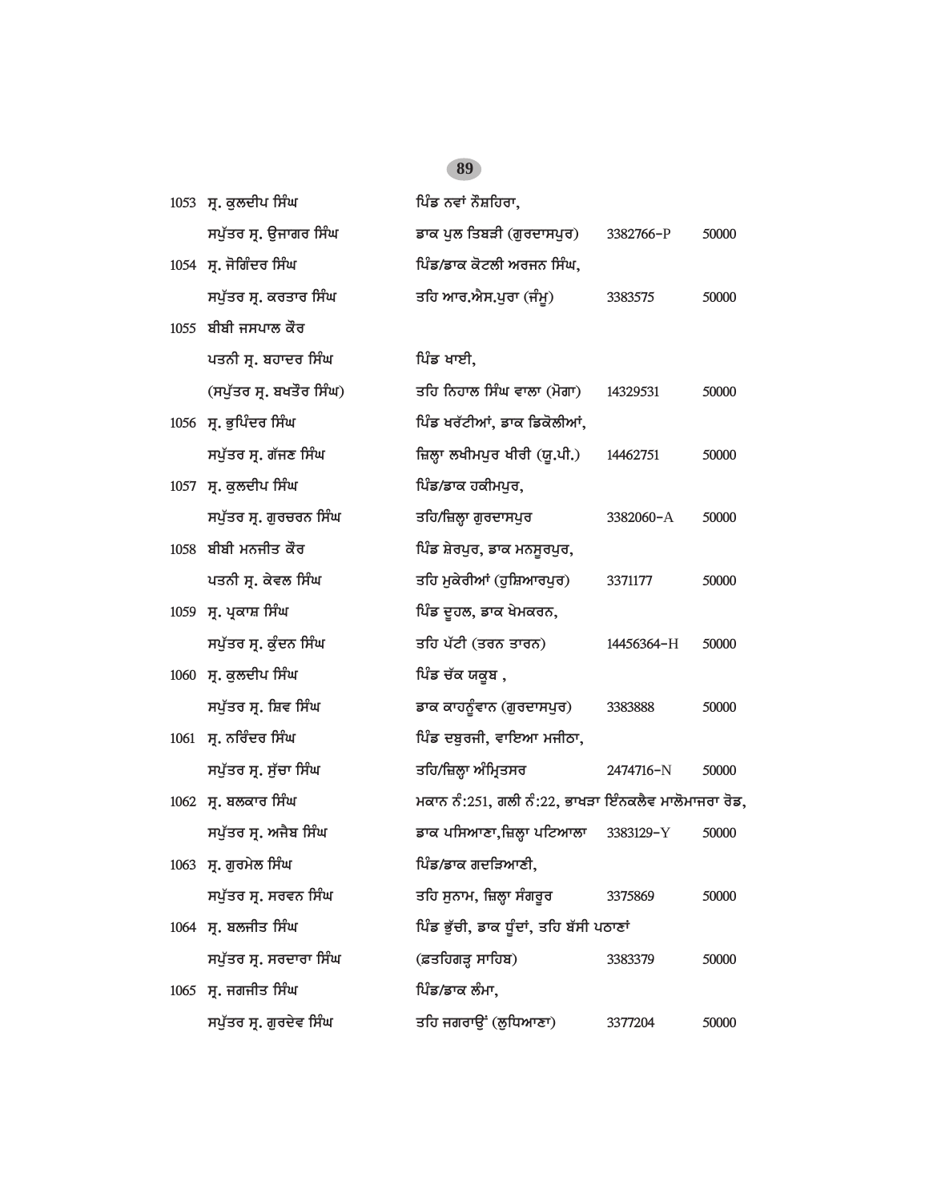| | | | | |
|---|---|---|---|---|
| 1053 | ਸ੍ਰ. ਕੁਲਦੀਪ ਸਿੰਘ | ਪਿੰਡ ਨਵਾਂ ਨੌਸ਼ਹਿਰਾ, | | |
| | ਸਪੁੱਤਰ ਸ੍ਰ. ਉਜਾਗਰ ਸਿੰਘ | ਡਾਕ ਪੁਲ ਤਿਬੜੀ (ਗੁਰਦਾਸਪੁਰ) | 3382766-P | 50000 |
| 1054 | ਸ੍ਰ. ਜੋਗਿੰਦਰ ਸਿੰਘ | ਪਿੰਡ/ਡਾਕ ਕੋਟਲੀ ਅਰਜਨ ਸਿੰਘ, | | |
| | ਸਪੁੱਤਰ ਸ੍ਰ. ਕਰਤਾਰ ਸਿੰਘ | ਤਹਿ ਆਰ.ਐਸ.ਪੁਰਾ (ਜੰਮੂ) | 3383575 | 50000 |
| 1055 | ਬੀਬੀ ਜਸਪਾਲ ਕੌਰ | | | |
| | ਪਤਨੀ ਸ੍ਰ. ਬਹਾਦਰ ਸਿੰਘ | ਪਿੰਡ ਖਾਈ, | | |
| | (ਸਪੁੱਤਰ ਸ੍ਰ. ਬਖਤੌਰ ਸਿੰਘ) | ਤਹਿ ਨਿਹਾਲ ਸਿੰਘ ਵਾਲਾ (ਮੋਗਾ) | 14329531 | 50000 |
| 1056 | ਸ੍ਰ. ਭੁਪਿੰਦਰ ਸਿੰਘ | ਪਿੰਡ ਖਰੱਟੀਆਂ, ਡਾਕ ਡਿਕੋਲੀਆਂ, | | |
| | ਸਪੁੱਤਰ ਸ੍ਰ. ਗੱਜਣ ਸਿੰਘ | ਜ਼ਿਲ੍ਹਾ ਲਖੀਮਪੁਰ ਖੀਰੀ (ਯੂ.ਪੀ.) | 14462751 | 50000 |
| 1057 | ਸ੍ਰ. ਕੁਲਦੀਪ ਸਿੰਘ | ਪਿੰਡ/ਡਾਕ ਹਕੀਮਪੁਰ, | | |
| | ਸਪੁੱਤਰ ਸ੍ਰ. ਗੁਰਚਰਨ ਸਿੰਘ | ਤਹਿ/ਜ਼ਿਲ੍ਹਾ ਗੁਰਦਾਸਪੁਰ | 3382060-A | 50000 |
| 1058 | ਬੀਬੀ ਮਨਜੀਤ ਕੌਰ | ਪਿੰਡ ਸ਼ੇਰਪੁਰ, ਡਾਕ ਮਨਸੂਰਪੁਰ, | | |
| | ਪਤਨੀ ਸ੍ਰ. ਕੇਵਲ ਸਿੰਘ | ਤਹਿ ਮੁਕੇਰੀਆਂ (ਹੁਸ਼ਿਆਰਪੁਰ) | 3371177 | 50000 |
| 1059 | ਸ੍ਰ. ਪ੍ਰਕਾਸ਼ ਸਿੰਘ | ਪਿੰਡ ਦੂਹਲ, ਡਾਕ ਖੇਮਕਰਨ, | | |
| | ਸਪੁੱਤਰ ਸ੍ਰ. ਕੁੰਦਨ ਸਿੰਘ | ਤਹਿ ਪੱਟੀ (ਤਰਨ ਤਾਰਨ) | 14456364-H | 50000 |
| 1060 | ਸ੍ਰ. ਕੁਲਦੀਪ ਸਿੰਘ | ਪਿੰਡ ਚੱਕ ਯਕੂਬ , | | |
| | ਸਪੁੱਤਰ ਸ੍ਰ. ਸ਼ਿਵ ਸਿੰਘ | ਡਾਕ ਕਾਹਨੂੰਵਾਨ (ਗੁਰਦਾਸਪੁਰ) | 3383888 | 50000 |
| 1061 | ਸ੍ਰ. ਨਰਿੰਦਰ ਸਿੰਘ | ਪਿੰਡ ਦਬੁਰਜੀ, ਵਾਇਆ ਮਜੀਠਾ, | | |
| | ਸਪੁੱਤਰ ਸ੍ਰ. ਸੁੱਚਾ ਸਿੰਘ | ਤਹਿ/ਜ਼ਿਲ੍ਹਾ ਅੰਮ੍ਰਿਤਸਰ | 2474716-N | 50000 |
| 1062 | ਸ੍ਰ. ਬਲਕਾਰ ਸਿੰਘ | ਮਕਾਨ ਨੰ:251, ਗਲੀ ਨੰ:22, ਭਾਖੜਾ ਇੰਨਕਲੈਵ ਮਾਲੋਮਾਜਰਾ ਰੋਡ, | | |
| | ਸਪੁੱਤਰ ਸ੍ਰ. ਅਜੈਬ ਸਿੰਘ | ਡਾਕ ਪਸਿਆਣਾ,ਜ਼ਿਲ੍ਹਾ ਪਟਿਆਲਾ | 3383129-Y | 50000 |
| 1063 | ਸ੍ਰ. ਗੁਰਮੇਲ ਸਿੰਘ | ਪਿੰਡ/ਡਾਕ ਗਦੜਿਆਣੀ, | | |
| | ਸਪੁੱਤਰ ਸ੍ਰ. ਸਰਵਨ ਸਿੰਘ | ਤਹਿ ਸੁਨਾਮ, ਜ਼ਿਲ੍ਹਾ ਸੰਗਰੂਰ | 3375869 | 50000 |
| 1064 | ਸ੍ਰ. ਬਲਜੀਤ ਸਿੰਘ | ਪਿੰਡ ਭੁੱਚੀ, ਡਾਕ ਧੂੰਦਾਂ, ਤਹਿ ਬੱਸੀ ਪਠਾਣਾਂ | | |
| | ਸਪੁੱਤਰ ਸ੍ਰ. ਸਰਦਾਰਾ ਸਿੰਘ | (ਫ਼ਤਹਿਗੜ੍ਹ ਸਾਹਿਬ) | 3383379 | 50000 |
| 1065 | ਸ੍ਰ. ਜਗਜੀਤ ਸਿੰਘ | ਪਿੰਡ/ਡਾਕ ਲੰਮਾ, | | |
| | ਸਪੁੱਤਰ ਸ੍ਰ. ਗੁਰਦੇਵ ਸਿੰਘ | ਤਹਿ ਜਗਰਾਉਂ (ਲੁਧਿਆਣਾ) | 3377204 | 50000 |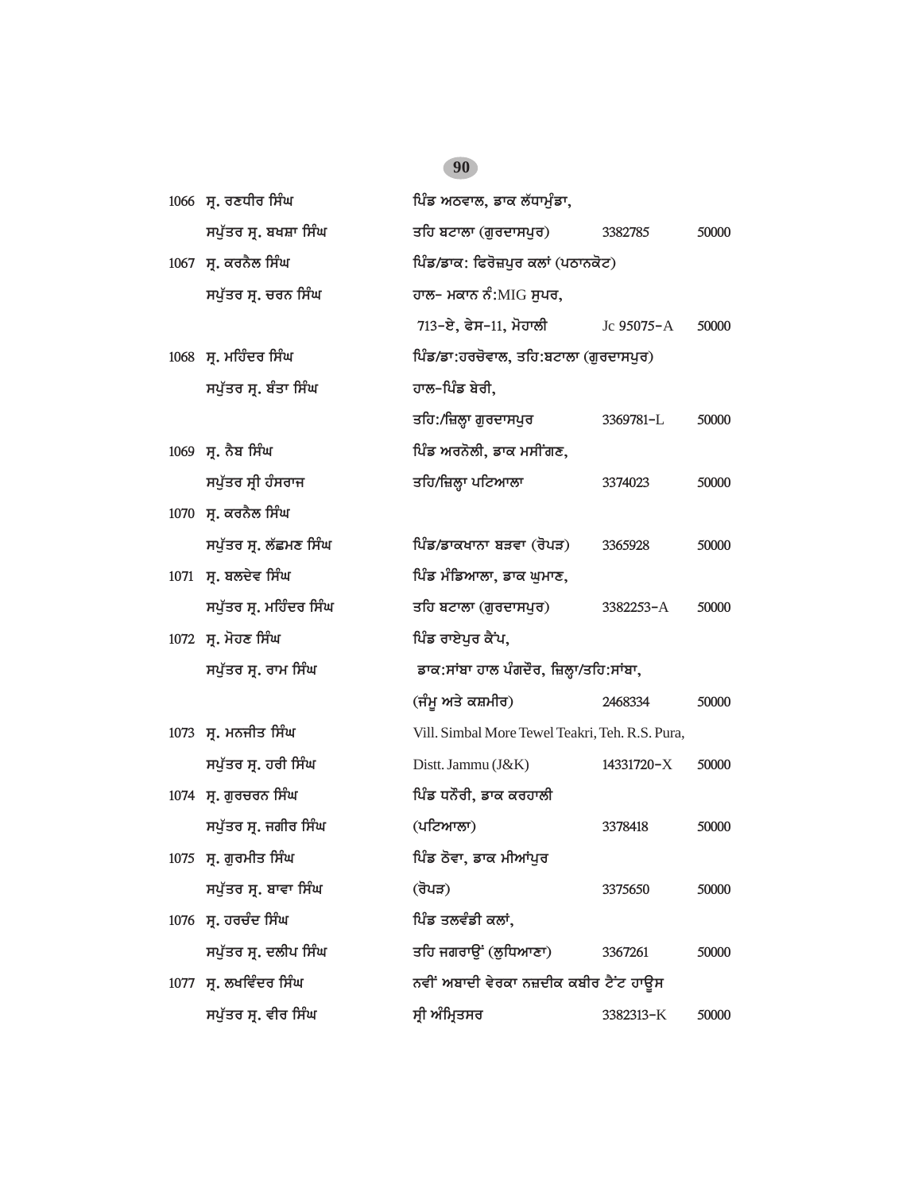| | | | | |
|---|---|---|---|---|
| 1066 | ਸ੍ਰ. ਰਣਧੀਰ ਸਿੰਘ ਸਪੁੱਤਰ ਸ੍ਰ. ਬਖਸ਼ਾ ਸਿੰਘ | ਪਿੰਡ ਅਠਵਾਲ, ਡਾਕ ਲੱਧਾਮੁੰਡਾ, ਤਹਿ ਬਟਾਲਾ (ਗੁਰਦਾਸਪੁਰ) | 3382785 | 50000 |
| 1067 | ਸ੍ਰ. ਕਰਨੈਲ ਸਿੰਘ ਸਪੁੱਤਰ ਸ੍ਰ. ਚਰਨ ਸਿੰਘ | ਪਿੰਡ/ਡਾਕ: ਫਿਰੋਜ਼ਪੁਰ ਕਲਾਂ (ਪਠਾਨਕੋਟ) ਹਾਲ- ਮਕਾਨ ਨੰ:MIG ਸੁਪਰ, 713-ਏ, ਫੇਸ-11, ਮੋਹਾਲੀ | Jc 95075-A | 50000 |
| 1068 | ਸ੍ਰ. ਮਹਿੰਦਰ ਸਿੰਘ ਸਪੁੱਤਰ ਸ੍ਰ. ਬੰਤਾ ਸਿੰਘ | ਪਿੰਡ/ਡਾ:ਹਰਚੋਵਾਲ, ਤਹਿ:ਬਟਾਲਾ (ਗੁਰਦਾਸਪੁਰ) ਹਾਲ-ਪਿੰਡ ਬੇਰੀ, ਤਹਿ:/ਜ਼ਿਲ੍ਹਾ ਗੁਰਦਾਸਪੁਰ | 3369781-L | 50000 |
| 1069 | ਸ੍ਰ. ਨੈਬ ਸਿੰਘ ਸਪੁੱਤਰ ਸ੍ਰੀ ਹੰਸਰਾਜ | ਪਿੰਡ ਅਰਨੋਲੀ, ਡਾਕ ਮਸੀਂਗਣ, ਤਹਿ/ਜ਼ਿਲ੍ਹਾ ਪਟਿਆਲਾ | 3374023 | 50000 |
| 1070 | ਸ੍ਰ. ਕਰਨੈਲ ਸਿੰਘ ਸਪੁੱਤਰ ਸ੍ਰ. ਲੱਛਮਣ ਸਿੰਘ | ਪਿੰਡ/ਡਾਕਖਾਨਾ ਬੜਵਾ (ਰੋਪੜ) | 3365928 | 50000 |
| 1071 | ਸ੍ਰ. ਬਲਦੇਵ ਸਿੰਘ ਸਪੁੱਤਰ ਸ੍ਰ. ਮਹਿੰਦਰ ਸਿੰਘ | ਪਿੰਡ ਮੰਡਿਆਲਾ, ਡਾਕ ਘੁਮਾਣ, ਤਹਿ ਬਟਾਲਾ (ਗੁਰਦਾਸਪੁਰ) | 3382253-A | 50000 |
| 1072 | ਸ੍ਰ. ਮੋਹਣ ਸਿੰਘ ਸਪੁੱਤਰ ਸ੍ਰ. ਰਾਮ ਸਿੰਘ | ਪਿੰਡ ਰਾਏਪੁਰ ਕੈਂਪ, ਡਾਕ:ਸਾਂਬਾ ਹਾਲ ਪੰਗਦੌਰ, ਜ਼ਿਲ੍ਹਾ/ਤਹਿ:ਸਾਂਬਾ, (ਜੰਮੂ ਅਤੇ ਕਸ਼ਮੀਰ) | 2468334 | 50000 |
| 1073 | ਸ੍ਰ. ਮਨਜੀਤ ਸਿੰਘ ਸਪੁੱਤਰ ਸ੍ਰ. ਹਰੀ ਸਿੰਘ | Vill. Simbal More Tewel Teakri, Teh. R.S. Pura, Distt. Jammu (J&K) | 14331720-X | 50000 |
| 1074 | ਸ੍ਰ. ਗੁਰਚਰਨ ਸਿੰਘ ਸਪੁੱਤਰ ਸ੍ਰ. ਜਗੀਰ ਸਿੰਘ | ਪਿੰਡ ਧਨੌਰੀ, ਡਾਕ ਕਰਹਾਲੀ (ਪਟਿਆਲਾ) | 3378418 | 50000 |
| 1075 | ਸ੍ਰ. ਗੁਰਮੀਤ ਸਿੰਘ ਸਪੁੱਤਰ ਸ੍ਰ. ਬਾਵਾ ਸਿੰਘ | ਪਿੰਡ ਠੋਵਾ, ਡਾਕ ਮੀਆਂਪੁਰ (ਰੋਪੜ) | 3375650 | 50000 |
| 1076 | ਸ੍ਰ. ਹਰਚੰਦ ਸਿੰਘ ਸਪੁੱਤਰ ਸ੍ਰ. ਦਲੀਪ ਸਿੰਘ | ਪਿੰਡ ਤਲਵੰਡੀ ਕਲਾਂ, ਤਹਿ ਜਗਰਾਉਂ (ਲੁਧਿਆਣਾ) | 3367261 | 50000 |
| 1077 | ਸ੍ਰ. ਲਖਵਿੰਦਰ ਸਿੰਘ ਸਪੁੱਤਰ ਸ੍ਰ. ਵੀਰ ਸਿੰਘ | ਨਵੀਂ ਅਬਾਦੀ ਵੇਰਕਾ ਨਜ਼ਦੀਕ ਕਬੀਰ ਟੈਂਟ ਹਾਊਸ ਸ੍ਰੀ ਅੰਮ੍ਰਿਤਸਰ | 3382313-K | 50000 |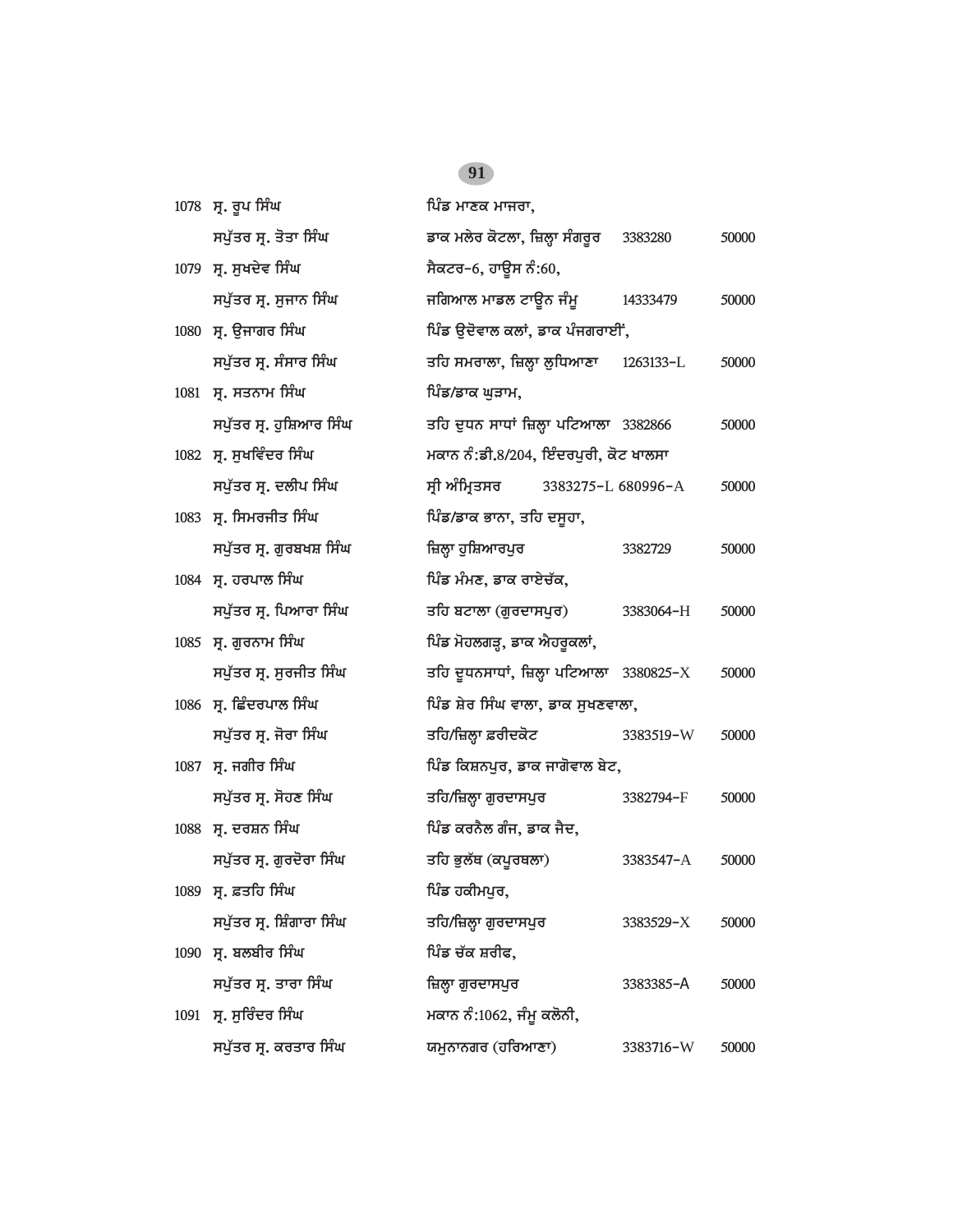| | | | | |
|---|---|---|---|---|
| 1078 | ਸ੍ਰ. ਰੂਪ ਸਿੰਘ<br>ਸਪੁੱਤਰ ਸ੍ਰ. ਤੋਤਾ ਸਿੰਘ | ਪਿੰਡ ਮਾਣਕ ਮਾਜਰਾ,<br>ਡਾਕ ਮਲੇਰ ਕੋਟਲਾ, ਜ਼ਿਲ੍ਹਾ ਸੰਗਰੂਰ | 3383280 | 50000 |
| 1079 | ਸ੍ਰ. ਸੁਖਦੇਵ ਸਿੰਘ<br>ਸਪੁੱਤਰ ਸ੍ਰ. ਸੁਜਾਨ ਸਿੰਘ | ਸੈਕਟਰ-6, ਹਾਊਸ ਨੰ:60,<br>ਜਗਿਆਲ ਮਾਡਲ ਟਾਊਨ ਜੰਮੂ | 14333479 | 50000 |
| 1080 | ਸ੍ਰ. ਉਜਾਗਰ ਸਿੰਘ<br>ਸਪੁੱਤਰ ਸ੍ਰ. ਸੰਸਾਰ ਸਿੰਘ | ਪਿੰਡ ਉਦੋਵਾਲ ਕਲਾਂ, ਡਾਕ ਪੰਜਗਰਾਈਂ,<br>ਤਹਿ ਸਮਰਾਲਾ, ਜ਼ਿਲ੍ਹਾ ਲੁਧਿਆਣਾ | 1263133-L | 50000 |
| 1081 | ਸ੍ਰ. ਸਤਨਾਮ ਸਿੰਘ<br>ਸਪੁੱਤਰ ਸ੍ਰ. ਹੁਸ਼ਿਆਰ ਸਿੰਘ | ਪਿੰਡ/ਡਾਕ ਘੁੜਾਮ,<br>ਤਹਿ ਦੁਧਨ ਸਾਧਾਂ ਜ਼ਿਲ੍ਹਾ ਪਟਿਆਲਾ | 3382866 | 50000 |
| 1082 | ਸ੍ਰ. ਸੁਖਵਿੰਦਰ ਸਿੰਘ<br>ਸਪੁੱਤਰ ਸ੍ਰ. ਦਲੀਪ ਸਿੰਘ | ਮਕਾਨ ਨੰ:ਡੀ.8/204, ਇੰਦਰਪੁਰੀ, ਕੋਟ ਖਾਲਸਾ<br>ਸ੍ਰੀ ਅੰਮ੍ਰਿਤਸਰ | 3383275-L 680996-A | 50000 |
| 1083 | ਸ੍ਰ. ਸਿਮਰਜੀਤ ਸਿੰਘ<br>ਸਪੁੱਤਰ ਸ੍ਰ. ਗੁਰਬਖਸ਼ ਸਿੰਘ | ਪਿੰਡ/ਡਾਕ ਭਾਨਾ, ਤਹਿ ਦਸੂਹਾ,<br>ਜ਼ਿਲ੍ਹਾ ਹੁਸ਼ਿਆਰਪੁਰ | 3382729 | 50000 |
| 1084 | ਸ੍ਰ. ਹਰਪਾਲ ਸਿੰਘ<br>ਸਪੁੱਤਰ ਸ੍ਰ. ਪਿਆਰਾ ਸਿੰਘ | ਪਿੰਡ ਮੰਮਣ, ਡਾਕ ਰਾਏਚੱਕ,<br>ਤਹਿ ਬਟਾਲਾ (ਗੁਰਦਾਸਪੁਰ) | 3383064-H | 50000 |
| 1085 | ਸ੍ਰ. ਗੁਰਨਾਮ ਸਿੰਘ<br>ਸਪੁੱਤਰ ਸ੍ਰ. ਸੁਰਜੀਤ ਸਿੰਘ | ਪਿੰਡ ਮੋਹਲਗੜ੍ਹ, ਡਾਕ ਐਹਰੂਕਲਾਂ,<br>ਤਹਿ ਦੂਧਨਸਾਧਾਂ, ਜ਼ਿਲ੍ਹਾ ਪਟਿਆਲਾ | 3380825-X | 50000 |
| 1086 | ਸ੍ਰ. ਛਿੰਦਰਪਾਲ ਸਿੰਘ<br>ਸਪੁੱਤਰ ਸ੍ਰ. ਜੋਰਾ ਸਿੰਘ | ਪਿੰਡ ਸ਼ੇਰ ਸਿੰਘ ਵਾਲਾ, ਡਾਕ ਸੁਖਣਵਾਲਾ,<br>ਤਹਿ/ਜ਼ਿਲ੍ਹਾ ਫ਼ਰੀਦਕੋਟ | 3383519-W | 50000 |
| 1087 | ਸ੍ਰ. ਜਗੀਰ ਸਿੰਘ<br>ਸਪੁੱਤਰ ਸ੍ਰ. ਸੋਹਣ ਸਿੰਘ | ਪਿੰਡ ਕਿਸ਼ਨਪੁਰ, ਡਾਕ ਜਾਗੋਵਾਲ ਬੇਟ,<br>ਤਹਿ/ਜ਼ਿਲ੍ਹਾ ਗੁਰਦਾਸਪੁਰ | 3382794-F | 50000 |
| 1088 | ਸ੍ਰ. ਦਰਸ਼ਨ ਸਿੰਘ<br>ਸਪੁੱਤਰ ਸ੍ਰ. ਗੁਰਦੇਰਾ ਸਿੰਘ | ਪਿੰਡ ਕਰਨੈਲ ਗੰਜ, ਡਾਕ ਜੈਦ,<br>ਤਹਿ ਭੁਲੱਥ (ਕਪੂਰਥਲਾ) | 3383547-A | 50000 |
| 1089 | ਸ੍ਰ. ਫ਼ਤਹਿ ਸਿੰਘ<br>ਸਪੁੱਤਰ ਸ੍ਰ. ਸ਼ਿੰਗਾਰਾ ਸਿੰਘ | ਪਿੰਡ ਹਕੀਮਪੁਰ,<br>ਤਹਿ/ਜ਼ਿਲ੍ਹਾ ਗੁਰਦਾਸਪੁਰ | 3383529-X | 50000 |
| 1090 | ਸ੍ਰ. ਬਲਬੀਰ ਸਿੰਘ<br>ਸਪੁੱਤਰ ਸ੍ਰ. ਤਾਰਾ ਸਿੰਘ | ਪਿੰਡ ਚੱਕ ਸ਼ਰੀਫ,<br>ਜ਼ਿਲ੍ਹਾ ਗੁਰਦਾਸਪੁਰ | 3383385-A | 50000 |
| 1091 | ਸ੍ਰ. ਸੁਰਿੰਦਰ ਸਿੰਘ<br>ਸਪੁੱਤਰ ਸ੍ਰ. ਕਰਤਾਰ ਸਿੰਘ | ਮਕਾਨ ਨੰ:1062, ਜੰਮੂ ਕਲੋਨੀ,<br>ਯਮੁਨਾਨਗਰ (ਹਰਿਆਣਾ) | 3383716-W | 50000 |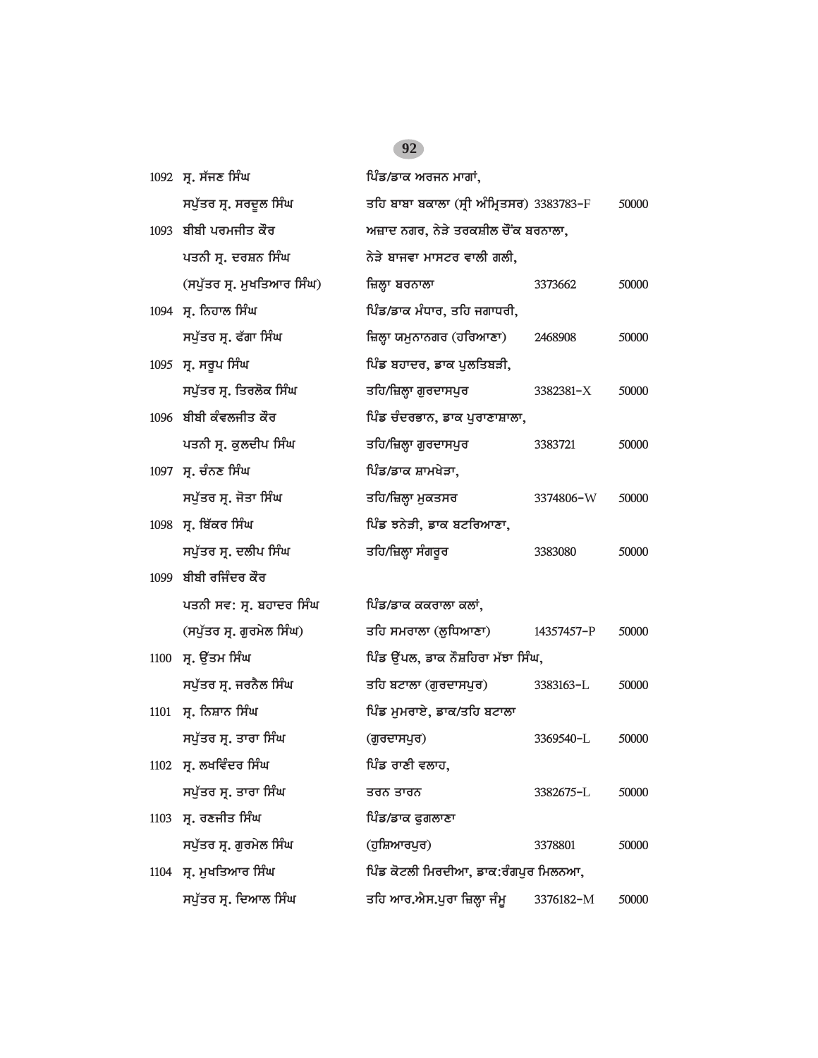| | | | | |
|---|---|---|---|---|
| 1092 | ਸ੍ਰ. ਸੱਜਣ ਸਿੰਘ<br>ਸਪੁੱਤਰ ਸ੍ਰ. ਸਰਦੂਲ ਸਿੰਘ | ਪਿੰਡ/ਡਾਕ ਅਰਜਨ ਮਾਗਾਂ,<br>ਤਹਿ ਬਾਬਾ ਬਕਾਲਾ (ਸ੍ਰੀ ਅੰਮ੍ਰਿਤਸਰ) | 3383783-F | 50000 |
| 1093 | ਬੀਬੀ ਪਰਮਜੀਤ ਕੌਰ<br>ਪਤਨੀ ਸ੍ਰ. ਦਰਸ਼ਨ ਸਿੰਘ<br>(ਸਪੁੱਤਰ ਸ੍ਰ. ਮੁਖਤਿਆਰ ਸਿੰਘ) | ਅਜ਼ਾਦ ਨਗਰ, ਨੇੜੇ ਤਰਕਸ਼ੀਲ ਚੌਂਕ ਬਰਨਾਲਾ,<br>ਨੇੜੇ ਬਾਜਵਾ ਮਾਸਟਰ ਵਾਲੀ ਗਲੀ,<br>ਜ਼ਿਲ੍ਹਾ ਬਰਨਾਲਾ | 3373662 | 50000 |
| 1094 | ਸ੍ਰ. ਨਿਹਾਲ ਸਿੰਘ<br>ਸਪੁੱਤਰ ਸ੍ਰ. ਫੱਗਾ ਸਿੰਘ | ਪਿੰਡ/ਡਾਕ ਮੰਧਾਰ, ਤਹਿ ਜਗਾਧਰੀ,<br>ਜ਼ਿਲ੍ਹਾ ਯਮੁਨਾਨਗਰ (ਹਰਿਆਣਾ) | 2468908 | 50000 |
| 1095 | ਸ੍ਰ. ਸਰੂਪ ਸਿੰਘ<br>ਸਪੁੱਤਰ ਸ੍ਰ. ਤਿਰਲੋਕ ਸਿੰਘ | ਪਿੰਡ ਬਹਾਦਰ, ਡਾਕ ਪੁਲਤਿਬੜੀ,<br>ਤਹਿ/ਜ਼ਿਲ੍ਹਾ ਗੁਰਦਾਸਪੁਰ | 3382381-X | 50000 |
| 1096 | ਬੀਬੀ ਕੰਵਲਜੀਤ ਕੌਰ<br>ਪਤਨੀ ਸ੍ਰ. ਕੁਲਦੀਪ ਸਿੰਘ | ਪਿੰਡ ਚੰਦਰਭਾਨ, ਡਾਕ ਪੁਰਾਣਾਸ਼ਾਲਾ,<br>ਤਹਿ/ਜ਼ਿਲ੍ਹਾ ਗੁਰਦਾਸਪੁਰ | 3383721 | 50000 |
| 1097 | ਸ੍ਰ. ਚੰਨਣ ਸਿੰਘ<br>ਸਪੁੱਤਰ ਸ੍ਰ. ਜੋਤਾ ਸਿੰਘ | ਪਿੰਡ/ਡਾਕ ਸ਼ਾਮਖੇੜਾ,<br>ਤਹਿ/ਜ਼ਿਲ੍ਹਾ ਮੁਕਤਸਰ | 3374806-W | 50000 |
| 1098 | ਸ੍ਰ. ਬਿੱਕਰ ਸਿੰਘ<br>ਸਪੁੱਤਰ ਸ੍ਰ. ਦਲੀਪ ਸਿੰਘ | ਪਿੰਡ ਝਨੇੜੀ, ਡਾਕ ਬਟਰਿਆਣਾ,<br>ਤਹਿ/ਜ਼ਿਲ੍ਹਾ ਸੰਗਰੂਰ | 3383080 | 50000 |
| 1099 | ਬੀਬੀ ਰਜਿੰਦਰ ਕੌਰ<br>ਪਤਨੀ ਸਵ: ਸ੍ਰ. ਬਹਾਦਰ ਸਿੰਘ<br>(ਸਪੁੱਤਰ ਸ੍ਰ. ਗੁਰਮੇਲ ਸਿੰਘ) | ਪਿੰਡ/ਡਾਕ ਕਕਰਾਲਾ ਕਲਾਂ,<br>ਤਹਿ ਸਮਰਾਲਾ (ਲੁਧਿਆਣਾ) | 14357457-P | 50000 |
| 1100 | ਸ੍ਰ. ਉੱਤਮ ਸਿੰਘ<br>ਸਪੁੱਤਰ ਸ੍ਰ. ਜਰਨੈਲ ਸਿੰਘ | ਪਿੰਡ ਉੱਪਲ, ਡਾਕ ਨੌਸ਼ਹਿਰਾ ਮੱਝਾ ਸਿੰਘ,<br>ਤਹਿ ਬਟਾਲਾ (ਗੁਰਦਾਸਪੁਰ) | 3383163-L | 50000 |
| 1101 | ਸ੍ਰ. ਨਿਸ਼ਾਨ ਸਿੰਘ<br>ਸਪੁੱਤਰ ਸ੍ਰ. ਤਾਰਾ ਸਿੰਘ | ਪਿੰਡ ਮੁਮਰਾਏ, ਡਾਕ/ਤਹਿ ਬਟਾਲਾ<br>(ਗੁਰਦਾਸਪੁਰ) | 3369540-L | 50000 |
| 1102 | ਸ੍ਰ. ਲਖਵਿੰਦਰ ਸਿੰਘ<br>ਸਪੁੱਤਰ ਸ੍ਰ. ਤਾਰਾ ਸਿੰਘ | ਪਿੰਡ ਰਾਣੀ ਵਲਾਹ,<br>ਤਰਨ ਤਾਰਨ | 3382675-L | 50000 |
| 1103 | ਸ੍ਰ. ਰਣਜੀਤ ਸਿੰਘ<br>ਸਪੁੱਤਰ ਸ੍ਰ. ਗੁਰਮੇਲ ਸਿੰਘ | ਪਿੰਡ/ਡਾਕ ਫੁਗਲਾਣਾ<br>(ਹੁਸ਼ਿਆਰਪੁਰ) | 3378801 | 50000 |
| 1104 | ਸ੍ਰ. ਮੁਖਤਿਆਰ ਸਿੰਘ<br>ਸਪੁੱਤਰ ਸ੍ਰ. ਦਿਆਲ ਸਿੰਘ | ਪਿੰਡ ਕੋਟਲੀ ਮਿਰਦੀਆ, ਡਾਕ:ਰੰਗਪੁਰ ਮਿਲਨਆ,<br>ਤਹਿ ਆਰ.ਐਸ.ਪੁਰਾ ਜ਼ਿਲ੍ਹਾ ਜੰਮੂ | 3376182-M | 50000 |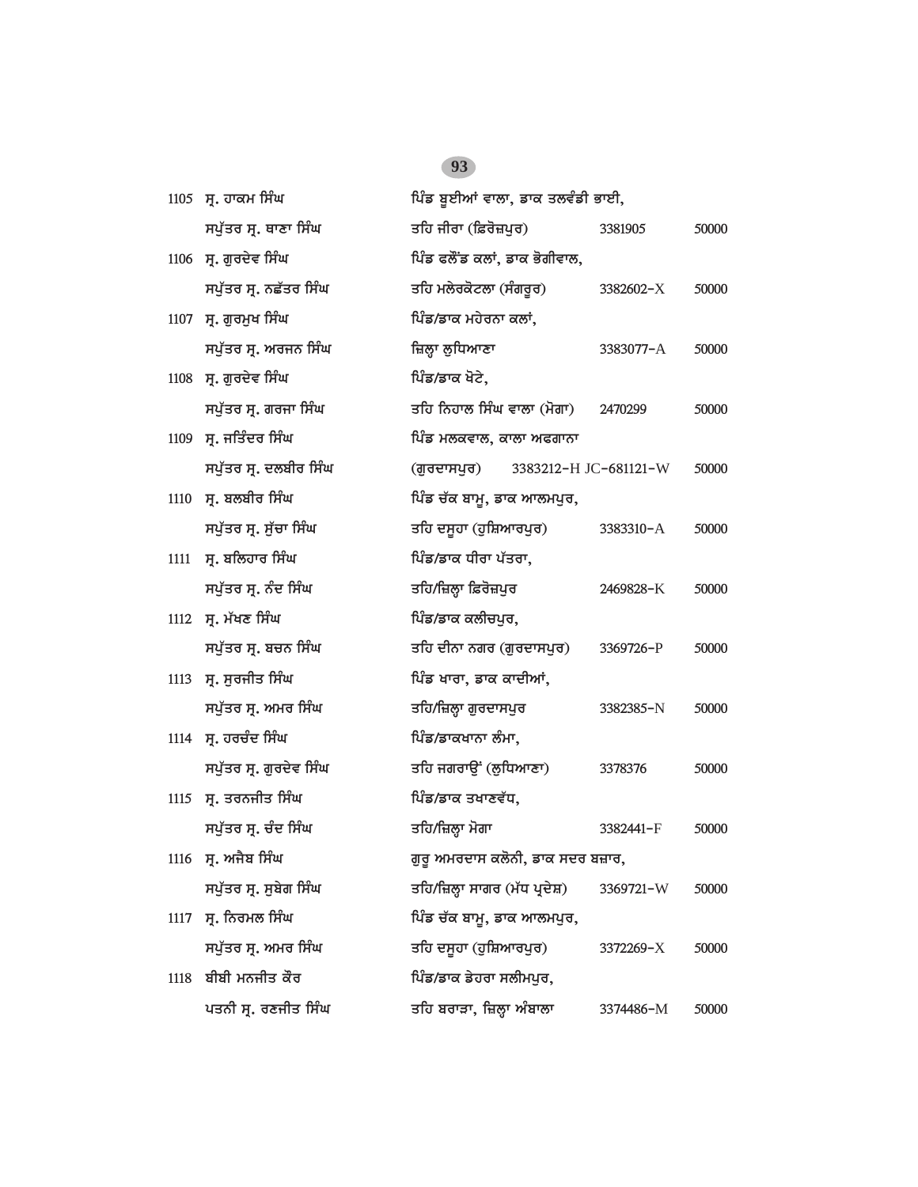| | | | | |
|---|---|---|---|---|
| 1105 | ਸ੍ਰ. ਹਾਕਮ ਸਿੰਘ ਸਪੁੱਤਰ ਸ੍ਰ. ਥਾਣਾ ਸਿੰਘ | ਪਿੰਡ ਬੂਈਆਂ ਵਾਲਾ, ਡਾਕ ਤਲਵੰਡੀ ਭਾਈ, ਤਹਿ ਜੀਰਾ (ਫ਼ਿਰੋਜ਼ਪੁਰ) | 3381905 | 50000 |
| 1106 | ਸ੍ਰ. ਗੁਰਦੇਵ ਸਿੰਘ ਸਪੁੱਤਰ ਸ੍ਰ. ਨਛੱਤਰ ਸਿੰਘ | ਪਿੰਡ ਫਲੌਂਡ ਕਲਾਂ, ਡਾਕ ਭੋਗੀਵਾਲ, ਤਹਿ ਮਲੇਰਕੋਟਲਾ (ਸੰਗਰੂਰ) | 3382602-X | 50000 |
| 1107 | ਸ੍ਰ. ਗੁਰਮੁਖ ਸਿੰਘ ਸਪੁੱਤਰ ਸ੍ਰ. ਅਰਜਨ ਸਿੰਘ | ਪਿੰਡ/ਡਾਕ ਮਹੇਰਨਾ ਕਲਾਂ, ਜ਼ਿਲ੍ਹਾ ਲੁਧਿਆਣਾ | 3383077-A | 50000 |
| 1108 | ਸ੍ਰ. ਗੁਰਦੇਵ ਸਿੰਘ ਸਪੁੱਤਰ ਸ੍ਰ. ਗਰਜਾ ਸਿੰਘ | ਪਿੰਡ/ਡਾਕ ਖੋਟੇ, ਤਹਿ ਨਿਹਾਲ ਸਿੰਘ ਵਾਲਾ (ਮੋਗਾ) | 2470299 | 50000 |
| 1109 | ਸ੍ਰ. ਜਤਿੰਦਰ ਸਿੰਘ ਸਪੁੱਤਰ ਸ੍ਰ. ਦਲਬੀਰ ਸਿੰਘ | ਪਿੰਡ ਮਲਕਵਾਲ, ਕਾਲਾ ਅਫਗਾਨਾ (ਗੁਰਦਾਸਪੁਰ) | 3383212-H JC-681121-W | 50000 |
| 1110 | ਸ੍ਰ. ਬਲਬੀਰ ਸਿੰਘ ਸਪੁੱਤਰ ਸ੍ਰ. ਸੁੱਚਾ ਸਿੰਘ | ਪਿੰਡ ਚੱਕ ਬਾਮੂ, ਡਾਕ ਆਲਮਪੁਰ, ਤਹਿ ਦਸੂਹਾ (ਹੁਸ਼ਿਆਰਪੁਰ) | 3383310-A | 50000 |
| 1111 | ਸ੍ਰ. ਬਲਿਹਾਰ ਸਿੰਘ ਸਪੁੱਤਰ ਸ੍ਰ. ਨੰਦ ਸਿੰਘ | ਪਿੰਡ/ਡਾਕ ਧੀਰਾ ਪੱਤਰਾ, ਤਹਿ/ਜ਼ਿਲ੍ਹਾ ਫ਼ਿਰੋਜ਼ਪੁਰ | 2469828-K | 50000 |
| 1112 | ਸ੍ਰ. ਮੱਖਣ ਸਿੰਘ ਸਪੁੱਤਰ ਸ੍ਰ. ਬਚਨ ਸਿੰਘ | ਪਿੰਡ/ਡਾਕ ਕਲੀਚਪੁਰ, ਤਹਿ ਦੀਨਾ ਨਗਰ (ਗੁਰਦਾਸਪੁਰ) | 3369726-P | 50000 |
| 1113 | ਸ੍ਰ. ਸੁਰਜੀਤ ਸਿੰਘ ਸਪੁੱਤਰ ਸ੍ਰ. ਅਮਰ ਸਿੰਘ | ਪਿੰਡ ਖਾਰਾ, ਡਾਕ ਕਾਦੀਆਂ, ਤਹਿ/ਜ਼ਿਲ੍ਹਾ ਗੁਰਦਾਸਪੁਰ | 3382385-N | 50000 |
| 1114 | ਸ੍ਰ. ਹਰਚੰਦ ਸਿੰਘ ਸਪੁੱਤਰ ਸ੍ਰ. ਗੁਰਦੇਵ ਸਿੰਘ | ਪਿੰਡ/ਡਾਕਖਾਨਾ ਲੰਮਾ, ਤਹਿ ਜਗਰਾਉਂ (ਲੁਧਿਆਣਾ) | 3378376 | 50000 |
| 1115 | ਸ੍ਰ. ਤਰਨਜੀਤ ਸਿੰਘ ਸਪੁੱਤਰ ਸ੍ਰ. ਚੰਦ ਸਿੰਘ | ਪਿੰਡ/ਡਾਕ ਤਖਾਣਵੱਧ, ਤਹਿ/ਜ਼ਿਲ੍ਹਾ ਮੋਗਾ | 3382441-F | 50000 |
| 1116 | ਸ੍ਰ. ਅਜੈਬ ਸਿੰਘ ਸਪੁੱਤਰ ਸ੍ਰ. ਸੁਬੇਗ ਸਿੰਘ | ਗੁਰੂ ਅਮਰਦਾਸ ਕਲੋਨੀ, ਡਾਕ ਸਦਰ ਬਜ਼ਾਰ, ਤਹਿ/ਜ਼ਿਲ੍ਹਾ ਸਾਗਰ (ਮੱਧ ਪ੍ਰਦੇਸ਼) | 3369721-W | 50000 |
| 1117 | ਸ੍ਰ. ਨਿਰਮਲ ਸਿੰਘ ਸਪੁੱਤਰ ਸ੍ਰ. ਅਮਰ ਸਿੰਘ | ਪਿੰਡ ਚੱਕ ਬਾਮੂ, ਡਾਕ ਆਲਮਪੁਰ, ਤਹਿ ਦਸੂਹਾ (ਹੁਸ਼ਿਆਰਪੁਰ) | 3372269-X | 50000 |
| 1118 | ਬੀਬੀ ਮਨਜੀਤ ਕੌਰ ਪਤਨੀ ਸ੍ਰ. ਰਣਜੀਤ ਸਿੰਘ | ਪਿੰਡ/ਡਾਕ ਡੇਹਰਾ ਸਲੀਮਪੁਰ, ਤਹਿ ਬਰਾੜਾ, ਜ਼ਿਲ੍ਹਾ ਅੰਬਾਲਾ | 3374486-M | 50000 |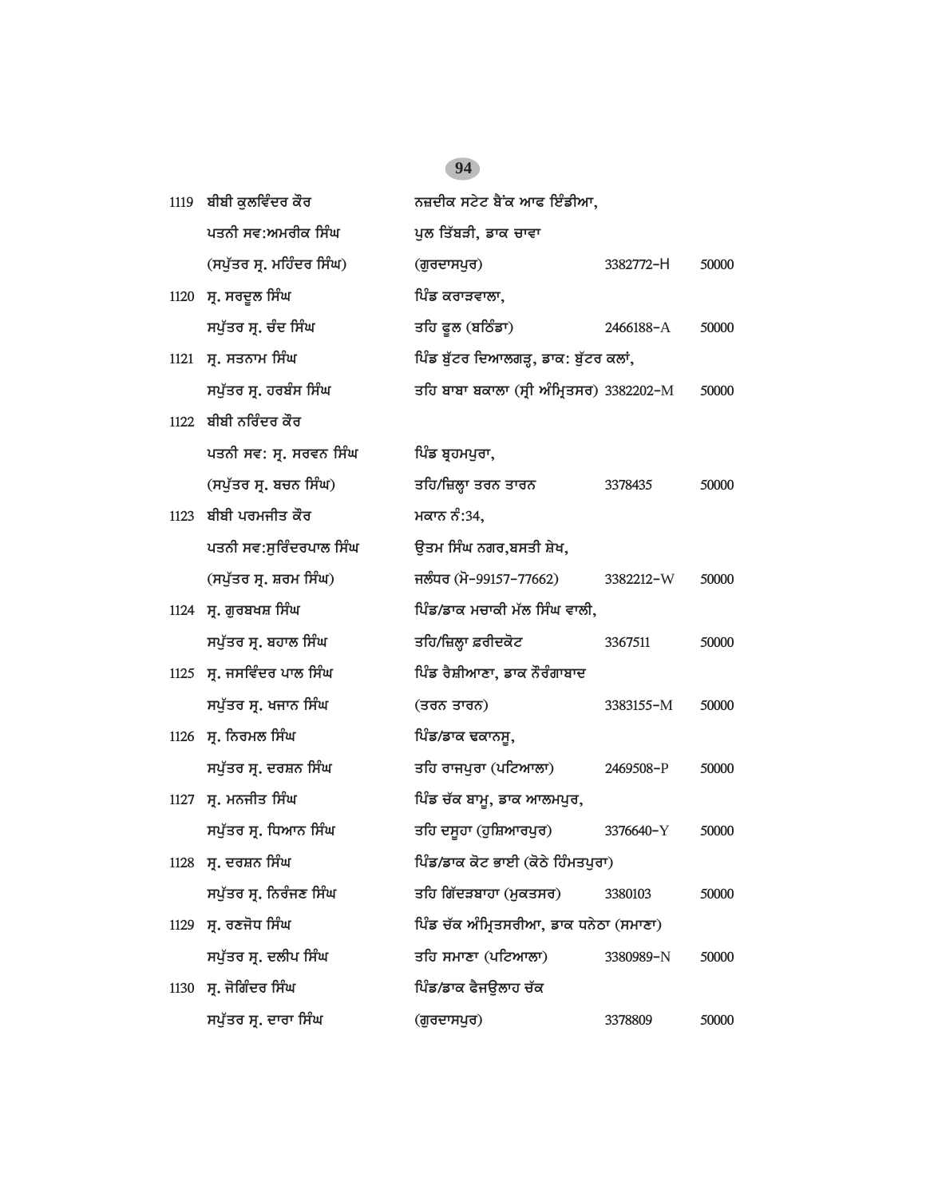| | | | | |
|---|---|---|---|---|
| 1119 | ਬੀਬੀ ਕੁਲਵਿੰਦਰ ਕੌਰ<br>ਪਤਨੀ ਸਵ:ਅਮਰੀਕ ਸਿੰਘ<br>(ਸਪੁੱਤਰ ਸ੍ਰ. ਮਹਿੰਦਰ ਸਿੰਘ) | ਨਜ਼ਦੀਕ ਸਟੇਟ ਬੈਂਕ ਆਫ ਇੰਡੀਆ,<br>ਪੁਲ ਤਿੱਬੜੀ, ਡਾਕ ਚਾਵਾ<br>(ਗੁਰਦਾਸਪੁਰ) | 3382772-H | 50000 |
| 1120 | ਸ੍ਰ. ਸਰਦੂਲ ਸਿੰਘ<br>ਸਪੁੱਤਰ ਸ੍ਰ. ਚੰਦ ਸਿੰਘ | ਪਿੰਡ ਕਰਾੜਵਾਲਾ,<br>ਤਹਿ ਫੂਲ (ਬਠਿੰਡਾ) | 2466188-A | 50000 |
| 1121 | ਸ੍ਰ. ਸਤਨਾਮ ਸਿੰਘ<br>ਸਪੁੱਤਰ ਸ੍ਰ. ਹਰਬੰਸ ਸਿੰਘ | ਪਿੰਡ ਬੁੱਟਰ ਦਿਆਲਗੜ੍ਹ, ਡਾਕ: ਬੁੱਟਰ ਕਲਾਂ,<br>ਤਹਿ ਬਾਬਾ ਬਕਾਲਾ (ਸ੍ਰੀ ਅੰਮ੍ਰਿਤਸਰ) | 3382202-M | 50000 |
| 1122 | ਬੀਬੀ ਨਰਿੰਦਰ ਕੌਰ<br>ਪਤਨੀ ਸਵ: ਸ੍ਰ. ਸਰਵਨ ਸਿੰਘ<br>(ਸਪੁੱਤਰ ਸ੍ਰ. ਬਚਨ ਸਿੰਘ) | ਪਿੰਡ ਬ੍ਰਹਮਪੁਰਾ,<br>ਤਹਿ/ਜ਼ਿਲ੍ਹਾ ਤਰਨ ਤਾਰਨ | 3378435 | 50000 |
| 1123 | ਬੀਬੀ ਪਰਮਜੀਤ ਕੌਰ<br>ਪਤਨੀ ਸਵ:ਸੁਰਿੰਦਰਪਾਲ ਸਿੰਘ<br>(ਸਪੁੱਤਰ ਸ੍ਰ. ਸ਼ਰਮ ਸਿੰਘ) | ਮਕਾਨ ਨੰ:34,<br>ਉਤਮ ਸਿੰਘ ਨਗਰ,ਬਸਤੀ ਸ਼ੇਖ,<br>ਜਲੰਧਰ (ਮੋ-99157-77662) | 3382212-W | 50000 |
| 1124 | ਸ੍ਰ. ਗੁਰਬਖਸ਼ ਸਿੰਘ<br>ਸਪੁੱਤਰ ਸ੍ਰ. ਬਹਾਲ ਸਿੰਘ | ਪਿੰਡ/ਡਾਕ ਮਚਾਕੀ ਮੱਲ ਸਿੰਘ ਵਾਲੀ,<br>ਤਹਿ/ਜ਼ਿਲ੍ਹਾ ਫ਼ਰੀਦਕੋਟ | 3367511 | 50000 |
| 1125 | ਸ੍ਰ. ਜਸਵਿੰਦਰ ਪਾਲ ਸਿੰਘ<br>ਸਪੁੱਤਰ ਸ੍ਰ. ਖਜਾਨ ਸਿੰਘ | ਪਿੰਡ ਰੈਸ਼ੀਆਣਾ, ਡਾਕ ਨੌਰੰਗਾਬਾਦ<br>(ਤਰਨ ਤਾਰਨ) | 3383155-M | 50000 |
| 1126 | ਸ੍ਰ. ਨਿਰਮਲ ਸਿੰਘ<br>ਸਪੁੱਤਰ ਸ੍ਰ. ਦਰਸ਼ਨ ਸਿੰਘ | ਪਿੰਡ/ਡਾਕ ਢਕਾਨਸੂ,<br>ਤਹਿ ਰਾਜਪੁਰਾ (ਪਟਿਆਲਾ) | 2469508-P | 50000 |
| 1127 | ਸ੍ਰ. ਮਨਜੀਤ ਸਿੰਘ<br>ਸਪੁੱਤਰ ਸ੍ਰ. ਧਿਆਨ ਸਿੰਘ | ਪਿੰਡ ਚੱਕ ਬਾਮੂ, ਡਾਕ ਆਲਮਪੁਰ,<br>ਤਹਿ ਦਸੂਹਾ (ਹੁਸ਼ਿਆਰਪੁਰ) | 3376640-Y | 50000 |
| 1128 | ਸ੍ਰ. ਦਰਸ਼ਨ ਸਿੰਘ<br>ਸਪੁੱਤਰ ਸ੍ਰ. ਨਿਰੰਜਣ ਸਿੰਘ | ਪਿੰਡ/ਡਾਕ ਕੋਟ ਭਾਈ (ਕੋਠੇ ਹਿੰਮਤਪੁਰਾ)<br>ਤਹਿ ਗਿੱਦੜਬਾਹਾ (ਮੁਕਤਸਰ) | 3380103 | 50000 |
| 1129 | ਸ੍ਰ. ਰਣਜੋਧ ਸਿੰਘ<br>ਸਪੁੱਤਰ ਸ੍ਰ. ਦਲੀਪ ਸਿੰਘ | ਪਿੰਡ ਚੱਕ ਅੰਮ੍ਰਿਤਸਰੀਆ, ਡਾਕ ਧਨੇਠਾ (ਸਮਾਣਾ)<br>ਤਹਿ ਸਮਾਣਾ (ਪਟਿਆਲਾ) | 3380989-N | 50000 |
| 1130 | ਸ੍ਰ. ਜੋਗਿੰਦਰ ਸਿੰਘ<br>ਸਪੁੱਤਰ ਸ੍ਰ. ਦਾਰਾ ਸਿੰਘ | ਪਿੰਡ/ਡਾਕ ਫੈਜਉਲਾਹ ਚੱਕ<br>(ਗੁਰਦਾਸਪੁਰ) | 3378809 | 50000 |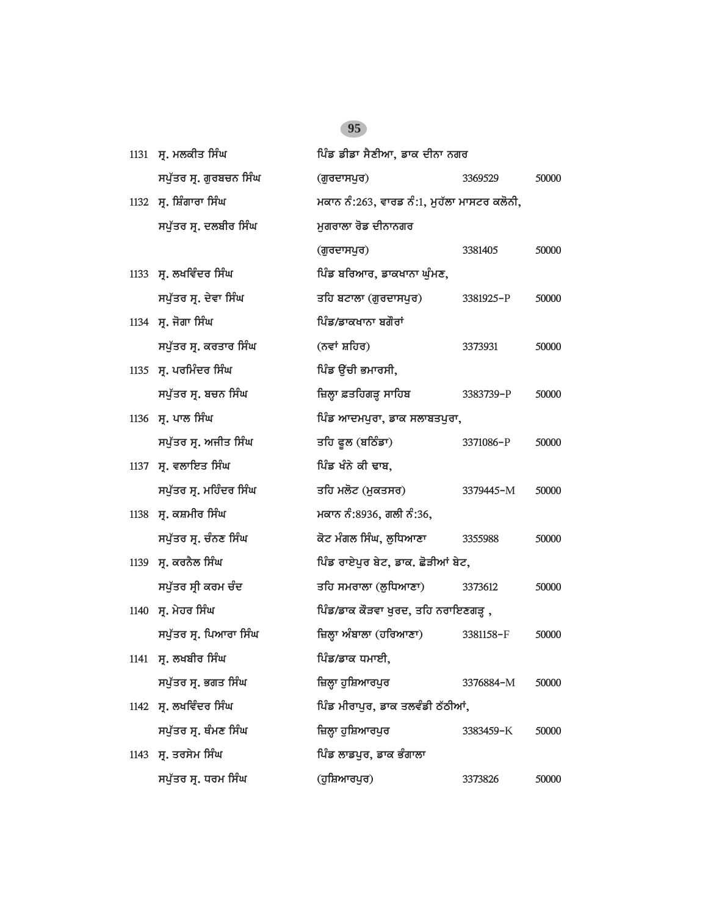| | | | | |
|---|---|---|---|---|
| 1131 | ਸ੍ਰ. ਮਲਕੀਤ ਸਿੰਘ ਸਪੁੱਤਰ ਸ੍ਰ. ਗੁਰਬਚਨ ਸਿੰਘ | ਪਿੰਡ ਡੀਡਾ ਸੈਣੀਆ, ਡਾਕ ਦੀਨਾ ਨਗਰ (ਗੁਰਦਾਸਪੁਰ) | 3369529 | 50000 |
| 1132 | ਸ੍ਰ. ਸ਼ਿੰਗਾਰਾ ਸਿੰਘ ਸਪੁੱਤਰ ਸ੍ਰ. ਦਲਬੀਰ ਸਿੰਘ | ਮਕਾਨ ਨੰ:263, ਵਾਰਡ ਨੰ:1, ਮੁਹੱਲਾ ਮਾਸਟਰ ਕਲੋਨੀ, ਮੁਗਰਾਲਾ ਰੋਡ ਦੀਨਾਨਗਰ (ਗੁਰਦਾਸਪੁਰ) | 3381405 | 50000 |
| 1133 | ਸ੍ਰ. ਲਖਵਿੰਦਰ ਸਿੰਘ ਸਪੁੱਤਰ ਸ੍ਰ. ਦੇਵਾ ਸਿੰਘ | ਪਿੰਡ ਬਰਿਆਰ, ਡਾਕਖਾਨਾ ਘੁੰਮਣ, ਤਹਿ ਬਟਾਲਾ (ਗੁਰਦਾਸਪੁਰ) | 3381925-P | 50000 |
| 1134 | ਸ੍ਰ. ਜੋਗਾ ਸਿੰਘ ਸਪੁੱਤਰ ਸ੍ਰ. ਕਰਤਾਰ ਸਿੰਘ | ਪਿੰਡ/ਡਾਕਖਾਨਾ ਬਗੌਰਾਂ (ਨਵਾਂ ਸ਼ਹਿਰ) | 3373931 | 50000 |
| 1135 | ਸ੍ਰ. ਪਰਮਿੰਦਰ ਸਿੰਘ ਸਪੁੱਤਰ ਸ੍ਰ. ਬਚਨ ਸਿੰਘ | ਪਿੰਡ ਉੱਚੀ ਭਮਾਰਸੀ, ਜ਼ਿਲ੍ਹਾ ਫ਼ਤਹਿਗੜ੍ਹ ਸਾਹਿਬ | 3383739-P | 50000 |
| 1136 | ਸ੍ਰ. ਪਾਲ ਸਿੰਘ ਸਪੁੱਤਰ ਸ੍ਰ. ਅਜੀਤ ਸਿੰਘ | ਪਿੰਡ ਆਦਮਪੁਰਾ, ਡਾਕ ਸਲਾਬਤਪੁਰਾ, ਤਹਿ ਫੂਲ (ਬਠਿੰਡਾ) | 3371086-P | 50000 |
| 1137 | ਸ੍ਰ. ਵਲਾਇਤ ਸਿੰਘ ਸਪੁੱਤਰ ਸ੍ਰ. ਮਹਿੰਦਰ ਸਿੰਘ | ਪਿੰਡ ਖੰਨੇ ਕੀ ਢਾਬ, ਤਹਿ ਮਲੋਟ (ਮੁਕਤਸਰ) | 3379445-M | 50000 |
| 1138 | ਸ੍ਰ. ਕਸ਼ਮੀਰ ਸਿੰਘ ਸਪੁੱਤਰ ਸ੍ਰ. ਚੰਨਣ ਸਿੰਘ | ਮਕਾਨ ਨੰ:8936, ਗਲੀ ਨੰ:36, ਕੋਟ ਮੰਗਲ ਸਿੰਘ, ਲੁਧਿਆਣਾ | 3355988 | 50000 |
| 1139 | ਸ੍ਰ. ਕਰਨੈਲ ਸਿੰਘ ਸਪੁੱਤਰ ਸ੍ਰੀ ਕਰਮ ਚੰਦ | ਪਿੰਡ ਰਾਏਪੁਰ ਬੇਟ, ਡਾਕ. ਛੋੜੀਆਂ ਬੇਟ, ਤਹਿ ਸਮਰਾਲਾ (ਲੁਧਿਆਣਾ) | 3373612 | 50000 |
| 1140 | ਸ੍ਰ. ਮੇਹਰ ਸਿੰਘ ਸਪੁੱਤਰ ਸ੍ਰ. ਪਿਆਰਾ ਸਿੰਘ | ਪਿੰਡ/ਡਾਕ ਕੌੜਵਾ ਖੁਰਦ, ਤਹਿ ਨਰਾਇਣਗੜ੍ਹ , ਜ਼ਿਲ੍ਹਾ ਅੰਬਾਲਾ (ਹਰਿਆਣਾ) | 3381158-F | 50000 |
| 1141 | ਸ੍ਰ. ਲਖਬੀਰ ਸਿੰਘ ਸਪੁੱਤਰ ਸ੍ਰ. ਭਗਤ ਸਿੰਘ | ਪਿੰਡ/ਡਾਕ ਧਮਾਈ, ਜ਼ਿਲ੍ਹਾ ਹੁਸ਼ਿਆਰਪੁਰ | 3376884-M | 50000 |
| 1142 | ਸ੍ਰ. ਲਖਵਿੰਦਰ ਸਿੰਘ ਸਪੁੱਤਰ ਸ੍ਰ. ਬੰਮਣ ਸਿੰਘ | ਪਿੰਡ ਮੀਰਾਪੁਰ, ਡਾਕ ਤਲਵੰਡੀ ਠੱਠੀਆਂ, ਜ਼ਿਲ੍ਹਾ ਹੁਸ਼ਿਆਰਪੁਰ | 3383459-K | 50000 |
| 1143 | ਸ੍ਰ. ਤਰਸੇਮ ਸਿੰਘ ਸਪੁੱਤਰ ਸ੍ਰ. ਧਰਮ ਸਿੰਘ | ਪਿੰਡ ਲਾਡਪੁਰ, ਡਾਕ ਭੰਗਾਲਾ (ਹੁਸ਼ਿਆਰਪੁਰ) | 3373826 | 50000 |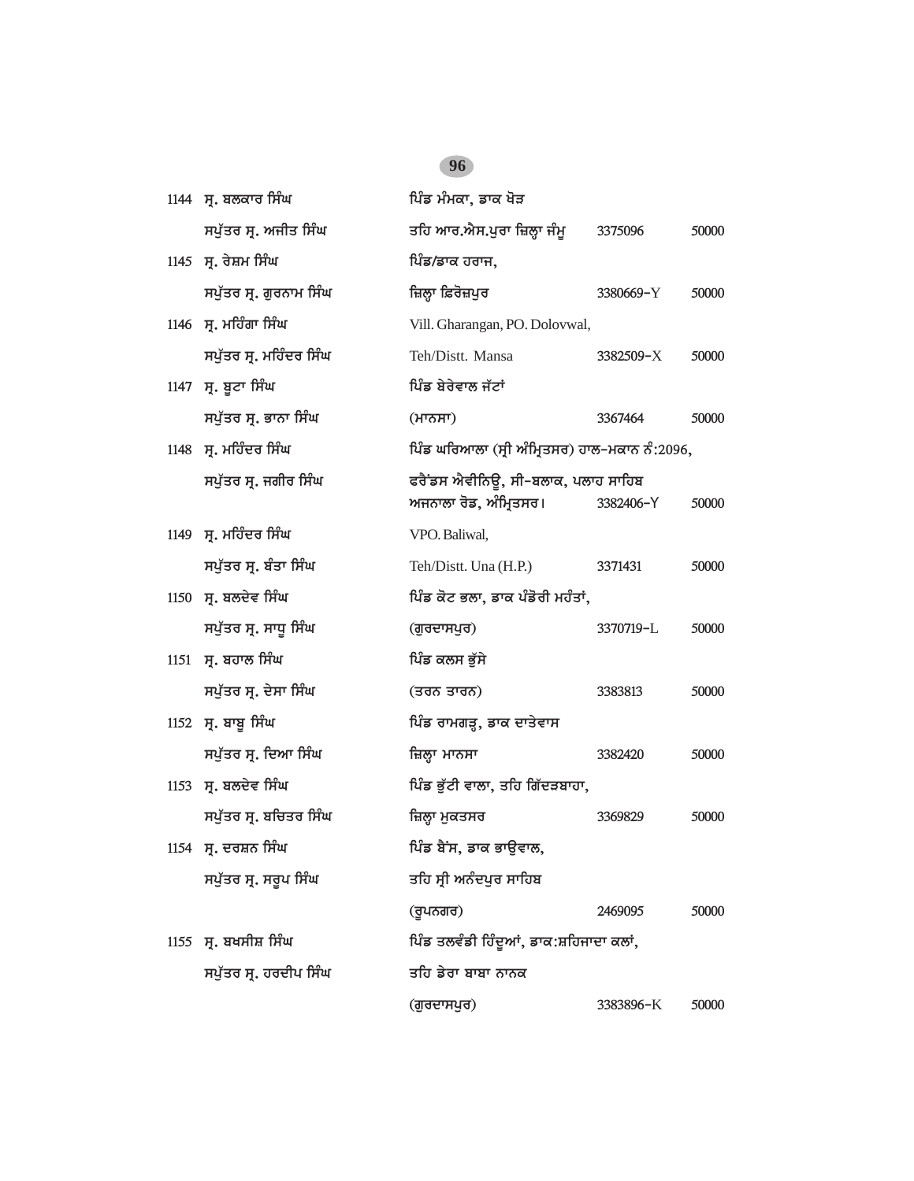| | | | | |
|---|---|---|---|---|
| 1144 | ਸ੍ਰ. ਬਲਕਾਰ ਸਿੰਘ ਸਪੁੱਤਰ ਸ੍ਰ. ਅਜੀਤ ਸਿੰਘ | ਪਿੰਡ ਮੰਮਕਾ, ਡਾਕ ਖੋੜ ਤਹਿ ਆਰ.ਐਸ.ਪੁਰਾ ਜ਼ਿਲ੍ਹਾ ਜੰਮੂ | 3375096 | 50000 |
| 1145 | ਸ੍ਰ. ਰੇਸ਼ਮ ਸਿੰਘ ਸਪੁੱਤਰ ਸ੍ਰ. ਗੁਰਨਾਮ ਸਿੰਘ | ਪਿੰਡ/ਡਾਕ ਹਰਾਜ, ਜ਼ਿਲ੍ਹਾ ਫਿਰੋਜ਼ਪੁਰ | 3380669-Y | 50000 |
| 1146 | ਸ੍ਰ. ਮਹਿੰਗਾ ਸਿੰਘ ਸਪੁੱਤਰ ਸ੍ਰ. ਮਹਿੰਦਰ ਸਿੰਘ | Vill. Gharangan, PO. Dolovwal, Teh/Distt. Mansa | 3382509-X | 50000 |
| 1147 | ਸ੍ਰ. ਬੂਟਾ ਸਿੰਘ ਸਪੁੱਤਰ ਸ੍ਰ. ਭਾਨਾ ਸਿੰਘ | ਪਿੰਡ ਬੇਰੇਵਾਲ ਜੱਟਾਂ (ਮਾਨਸਾ) | 3367464 | 50000 |
| 1148 | ਸ੍ਰ. ਮਹਿੰਦਰ ਸਿੰਘ ਸਪੁੱਤਰ ਸ੍ਰ. ਜਗੀਰ ਸਿੰਘ | ਪਿੰਡ ਘਰਿਆਲਾ (ਸ੍ਰੀ ਅੰਮ੍ਰਿਤਸਰ) ਹਾਲ-ਮਕਾਨ ਨੰ:2096, ਫਰੈਂਡਸ ਐਵੀਨਿਊ, ਸੀ-ਬਲਾਕ, ਪਲਾਹ ਸਾਹਿਬ ਅਜਨਾਲਾ ਰੋਡ, ਅੰਮ੍ਰਿਤਸਰ। | 3382406-Y | 50000 |
| 1149 | ਸ੍ਰ. ਮਹਿੰਦਰ ਸਿੰਘ ਸਪੁੱਤਰ ਸ੍ਰ. ਬੰਤਾ ਸਿੰਘ | VPO. Baliwal, Teh/Distt. Una (H.P.) | 3371431 | 50000 |
| 1150 | ਸ੍ਰ. ਬਲਦੇਵ ਸਿੰਘ ਸਪੁੱਤਰ ਸ੍ਰ. ਸਾਧੂ ਸਿੰਘ | ਪਿੰਡ ਕੋਟ ਭਲਾ, ਡਾਕ ਪੰਡੋਰੀ ਮਹੰਤਾਂ, (ਗੁਰਦਾਸਪੁਰ) | 3370719-L | 50000 |
| 1151 | ਸ੍ਰ. ਬਹਾਲ ਸਿੰਘ ਸਪੁੱਤਰ ਸ੍ਰ. ਦੇਸਾ ਸਿੰਘ | ਪਿੰਡ ਕਲਸ ਭੁੱਸੇ (ਤਰਨ ਤਾਰਨ) | 3383813 | 50000 |
| 1152 | ਸ੍ਰ. ਬਾਬੂ ਸਿੰਘ ਸਪੁੱਤਰ ਸ੍ਰ. ਦਿਆ ਸਿੰਘ | ਪਿੰਡ ਰਾਮਗੜ੍ਹ, ਡਾਕ ਦਾਤੇਵਾਸ ਜ਼ਿਲ੍ਹਾ ਮਾਨਸਾ | 3382420 | 50000 |
| 1153 | ਸ੍ਰ. ਬਲਦੇਵ ਸਿੰਘ ਸਪੁੱਤਰ ਸ੍ਰ. ਬਚਿਤਰ ਸਿੰਘ | ਪਿੰਡ ਭੁੱਟੀ ਵਾਲਾ, ਤਹਿ ਗਿੱਦੜਬਾਹਾ, ਜ਼ਿਲ੍ਹਾ ਮੁਕਤਸਰ | 3369829 | 50000 |
| 1154 | ਸ੍ਰ. ਦਰਸ਼ਨ ਸਿੰਘ ਸਪੁੱਤਰ ਸ੍ਰ. ਸਰੂਪ ਸਿੰਘ | ਪਿੰਡ ਬੈਂਸ, ਡਾਕ ਭਾਉਵਾਲ, ਤਹਿ ਸ੍ਰੀ ਅਨੰਦਪੁਰ ਸਾਹਿਬ (ਰੂਪਨਗਰ) | 2469095 | 50000 |
| 1155 | ਸ੍ਰ. ਬਖਸੀਸ਼ ਸਿੰਘ ਸਪੁੱਤਰ ਸ੍ਰ. ਹਰਦੀਪ ਸਿੰਘ | ਪਿੰਡ ਤਲਵੰਡੀ ਹਿੰਦੂਆਂ, ਡਾਕ:ਸ਼ਹਿਜਾਦਾ ਕਲਾਂ, ਤਹਿ ਡੇਰਾ ਬਾਬਾ ਨਾਨਕ (ਗੁਰਦਾਸਪੁਰ) | 3383896-K | 50000 |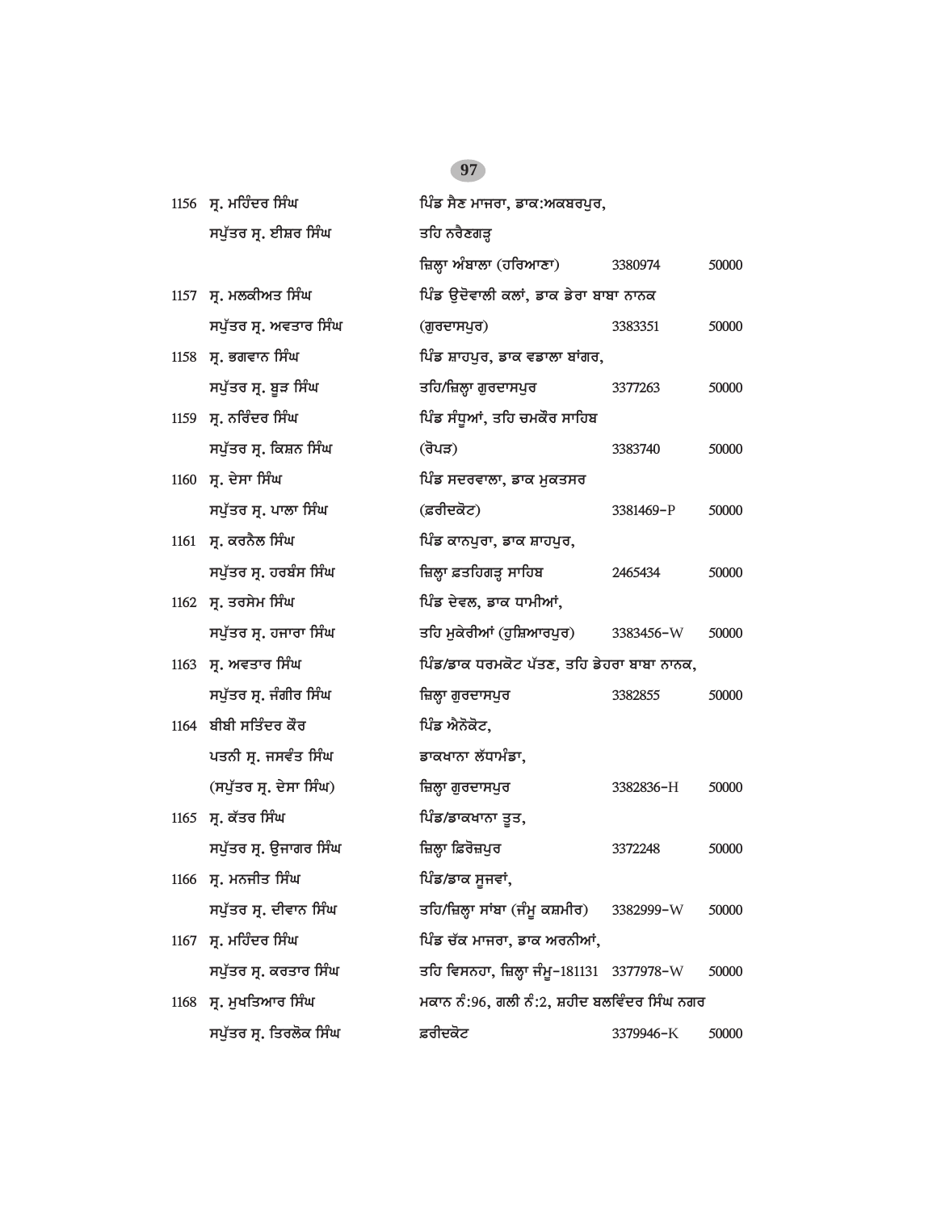| | | | | |
|---|---|---|---|---|
| 1156 | ਸ੍ਰ. ਮਹਿੰਦਰ ਸਿੰਘ ਸਪੁੱਤਰ ਸ੍ਰ. ਈਸ਼ਰ ਸਿੰਘ | ਪਿੰਡ ਸੈਣ ਮਾਜਰਾ, ਡਾਕ:ਅਕਬਰਪੁਰ, ਤਹਿ ਨਰੈਣਗੜ੍ਹ ਜ਼ਿਲ੍ਹਾ ਅੰਬਾਲਾ (ਹਰਿਆਣਾ) | 3380974 | 50000 |
| 1157 | ਸ੍ਰ. ਮਲਕੀਅਤ ਸਿੰਘ ਸਪੁੱਤਰ ਸ੍ਰ. ਅਵਤਾਰ ਸਿੰਘ | ਪਿੰਡ ਉਦੋਵਾਲੀ ਕਲਾਂ, ਡਾਕ ਡੇਰਾ ਬਾਬਾ ਨਾਨਕ (ਗੁਰਦਾਸਪੁਰ) | 3383351 | 50000 |
| 1158 | ਸ੍ਰ. ਭਗਵਾਨ ਸਿੰਘ ਸਪੁੱਤਰ ਸ੍ਰ. ਬੂੜ ਸਿੰਘ | ਪਿੰਡ ਸ਼ਾਹਪੁਰ, ਡਾਕ ਵਡਾਲਾ ਬਾਂਗਰ, ਤਹਿ/ਜ਼ਿਲ੍ਹਾ ਗੁਰਦਾਸਪੁਰ | 3377263 | 50000 |
| 1159 | ਸ੍ਰ. ਨਰਿੰਦਰ ਸਿੰਘ ਸਪੁੱਤਰ ਸ੍ਰ. ਕਿਸ਼ਨ ਸਿੰਘ | ਪਿੰਡ ਸੰਧੂਆਂ, ਤਹਿ ਚਮਕੌਰ ਸਾਹਿਬ (ਰੋਪੜ) | 3383740 | 50000 |
| 1160 | ਸ੍ਰ. ਦੇਸਾ ਸਿੰਘ ਸਪੁੱਤਰ ਸ੍ਰ. ਪਾਲਾ ਸਿੰਘ | ਪਿੰਡ ਸਦਰਵਾਲਾ, ਡਾਕ ਮੁਕਤਸਰ (ਫ਼ਰੀਦਕੋਟ) | 3381469-P | 50000 |
| 1161 | ਸ੍ਰ. ਕਰਨੈਲ ਸਿੰਘ ਸਪੁੱਤਰ ਸ੍ਰ. ਹਰਬੰਸ ਸਿੰਘ | ਪਿੰਡ ਕਾਨਪੁਰਾ, ਡਾਕ ਸ਼ਾਹਪੁਰ, ਜ਼ਿਲ੍ਹਾ ਫ਼ਤਹਿਗੜ੍ਹ ਸਾਹਿਬ | 2465434 | 50000 |
| 1162 | ਸ੍ਰ. ਤਰਸੇਮ ਸਿੰਘ ਸਪੁੱਤਰ ਸ੍ਰ. ਹਜਾਰਾ ਸਿੰਘ | ਪਿੰਡ ਦੇਵਲ, ਡਾਕ ਧਾਮੀਆਂ, ਤਹਿ ਮੁਕੇਰੀਆਂ (ਹੁਸ਼ਿਆਰਪੁਰ) | 3383456-W | 50000 |
| 1163 | ਸ੍ਰ. ਅਵਤਾਰ ਸਿੰਘ ਸਪੁੱਤਰ ਸ੍ਰ. ਜੰਗੀਰ ਸਿੰਘ | ਪਿੰਡ/ਡਾਕ ਧਰਮਕੋਟ ਪੱਤਣ, ਤਹਿ ਡੇਹਰਾ ਬਾਬਾ ਨਾਨਕ, ਜ਼ਿਲ੍ਹਾ ਗੁਰਦਾਸਪੁਰ | 3382855 | 50000 |
| 1164 | ਬੀਬੀ ਸਤਿੰਦਰ ਕੌਰ ਪਤਨੀ ਸ੍ਰ. ਜਸਵੰਤ ਸਿੰਘ (ਸਪੁੱਤਰ ਸ੍ਰ. ਦੇਸਾ ਸਿੰਘ) | ਪਿੰਡ ਐਨੋਕੋਟ, ਡਾਕਖਾਨਾ ਲੱਧਾਮੰਡਾ, ਜ਼ਿਲ੍ਹਾ ਗੁਰਦਾਸਪੁਰ | 3382836-H | 50000 |
| 1165 | ਸ੍ਰ. ਕੱਤਰ ਸਿੰਘ ਸਪੁੱਤਰ ਸ੍ਰ. ਉਜਾਗਰ ਸਿੰਘ | ਪਿੰਡ/ਡਾਕਖਾਨਾ ਤੂਤ, ਜ਼ਿਲ੍ਹਾ ਫ਼ਿਰੋਜ਼ਪੁਰ | 3372248 | 50000 |
| 1166 | ਸ੍ਰ. ਮਨਜੀਤ ਸਿੰਘ ਸਪੁੱਤਰ ਸ੍ਰ. ਦੀਵਾਨ ਸਿੰਘ | ਪਿੰਡ/ਡਾਕ ਸੂਜਵਾਂ, ਤਹਿ/ਜ਼ਿਲ੍ਹਾ ਸਾਂਬਾ (ਜੰਮੂ ਕਸ਼ਮੀਰ) | 3382999-W | 50000 |
| 1167 | ਸ੍ਰ. ਮਹਿੰਦਰ ਸਿੰਘ ਸਪੁੱਤਰ ਸ੍ਰ. ਕਰਤਾਰ ਸਿੰਘ | ਪਿੰਡ ਚੱਕ ਮਾਜਰਾ, ਡਾਕ ਅਰਨੀਆਂ, ਤਹਿ ਵਿਸਨਹਾ, ਜ਼ਿਲ੍ਹਾ ਜੰਮੂ-181131 | 3377978-W | 50000 |
| 1168 | ਸ੍ਰ. ਮੁਖਤਿਆਰ ਸਿੰਘ ਸਪੁੱਤਰ ਸ੍ਰ. ਤਿਰਲੋਕ ਸਿੰਘ | ਮਕਾਨ ਨੰ:96, ਗਲੀ ਨੰ:2, ਸ਼ਹੀਦ ਬਲਵਿੰਦਰ ਸਿੰਘ ਨਗਰ ਫ਼ਰੀਦਕੋਟ | 3379946-K | 50000 |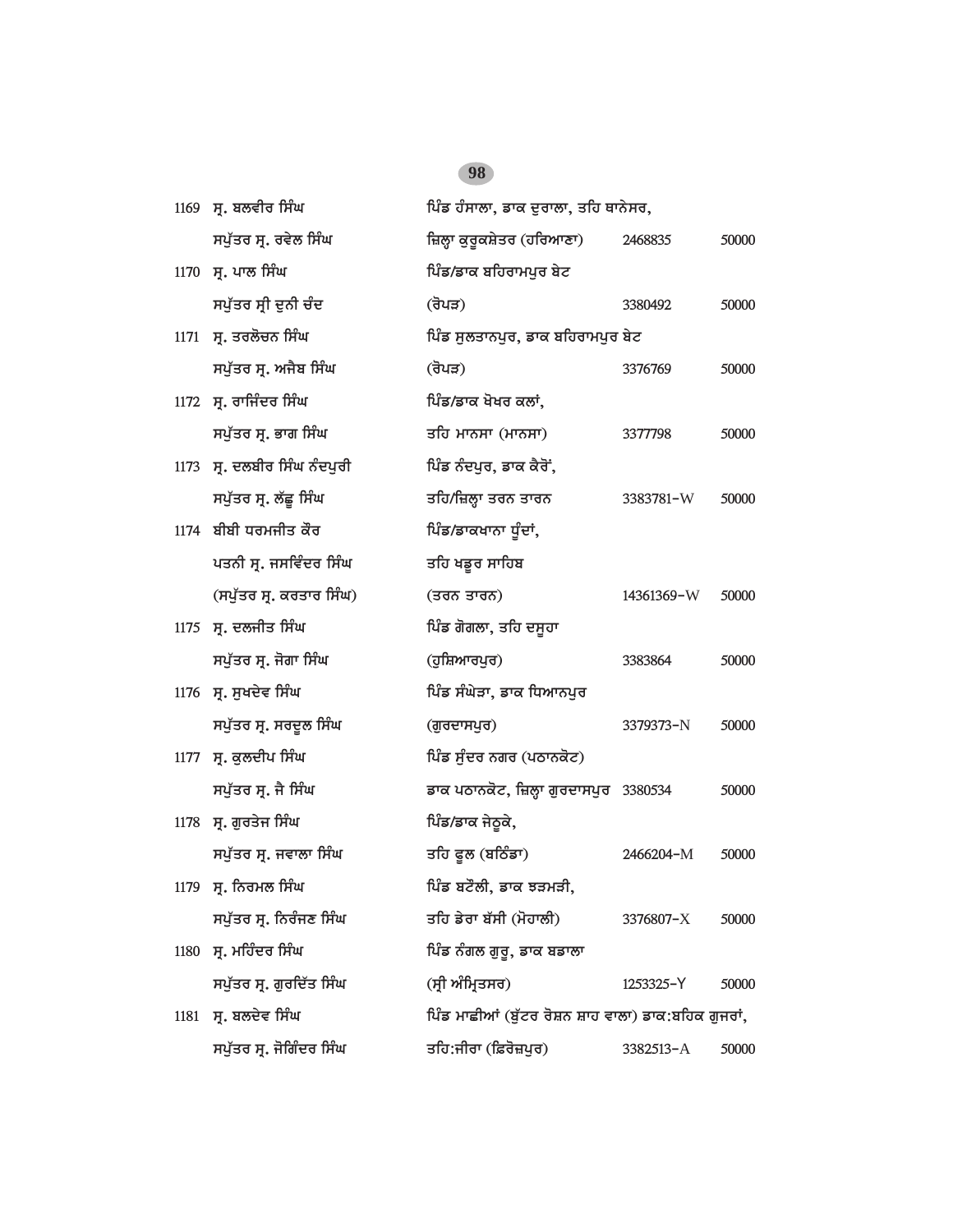| | | | | |
|---|---|---|---|---|
| 1169 | ਸ੍ਰ. ਬਲਵੀਰ ਸਿੰਘ<br>ਸਪੁੱਤਰ ਸ੍ਰ. ਰਵੇਲ ਸਿੰਘ | ਪਿੰਡ ਹੰਸਾਲਾ, ਡਾਕ ਦੁਰਾਲਾ, ਤਹਿ ਥਾਨੇਸਰ,<br>ਜ਼ਿਲ੍ਹਾ ਕੁਰੂਕਸ਼ੇਤਰ (ਹਰਿਆਣਾ) | 2468835 | 50000 |
| 1170 | ਸ੍ਰ. ਪਾਲ ਸਿੰਘ<br>ਸਪੁੱਤਰ ਸ੍ਰੀ ਦੁਨੀ ਚੰਦ | ਪਿੰਡ/ਡਾਕ ਬਹਿਰਾਮਪੁਰ ਬੇਟ<br>(ਰੋਪੜ) | 3380492 | 50000 |
| 1171 | ਸ੍ਰ. ਤਰਲੋਚਨ ਸਿੰਘ<br>ਸਪੁੱਤਰ ਸ੍ਰ. ਅਜੈਬ ਸਿੰਘ | ਪਿੰਡ ਸੁਲਤਾਨਪੁਰ, ਡਾਕ ਬਹਿਰਾਮਪੁਰ ਬੇਟ<br>(ਰੋਪੜ) | 3376769 | 50000 |
| 1172 | ਸ੍ਰ. ਰਾਜਿੰਦਰ ਸਿੰਘ<br>ਸਪੁੱਤਰ ਸ੍ਰ. ਭਾਗ ਸਿੰਘ | ਪਿੰਡ/ਡਾਕ ਖੋਖਰ ਕਲਾਂ,<br>ਤਹਿ ਮਾਨਸਾ (ਮਾਨਸਾ) | 3377798 | 50000 |
| 1173 | ਸ੍ਰ. ਦਲਬੀਰ ਸਿੰਘ ਨੰਦਪੁਰੀ<br>ਸਪੁੱਤਰ ਸ੍ਰ. ਲੱਛੂ ਸਿੰਘ | ਪਿੰਡ ਨੰਦਪੁਰ, ਡਾਕ ਕੈਰੋਂ,<br>ਤਹਿ/ਜ਼ਿਲ੍ਹਾ ਤਰਨ ਤਾਰਨ | 3383781-W | 50000 |
| 1174 | ਬੀਬੀ ਧਰਮਜੀਤ ਕੌਰ<br>ਪਤਨੀ ਸ੍ਰ. ਜਸਵਿੰਦਰ ਸਿੰਘ<br>(ਸਪੁੱਤਰ ਸ੍ਰ. ਕਰਤਾਰ ਸਿੰਘ) | ਪਿੰਡ/ਡਾਕਖਾਨਾ ਧੂੰਦਾਂ,<br>ਤਹਿ ਖਡੂਰ ਸਾਹਿਬ<br>(ਤਰਨ ਤਾਰਨ) | 14361369-W | 50000 |
| 1175 | ਸ੍ਰ. ਦਲਜੀਤ ਸਿੰਘ<br>ਸਪੁੱਤਰ ਸ੍ਰ. ਜੋਗਾ ਸਿੰਘ | ਪਿੰਡ ਗੋਗਲਾ, ਤਹਿ ਦਸੂਹਾ<br>(ਹੁਸ਼ਿਆਰਪੁਰ) | 3383864 | 50000 |
| 1176 | ਸ੍ਰ. ਸੁਖਦੇਵ ਸਿੰਘ<br>ਸਪੁੱਤਰ ਸ੍ਰ. ਸਰਦੂਲ ਸਿੰਘ | ਪਿੰਡ ਸੰਘੇੜਾ, ਡਾਕ ਧਿਆਨਪੁਰ<br>(ਗੁਰਦਾਸਪੁਰ) | 3379373-N | 50000 |
| 1177 | ਸ੍ਰ. ਕੁਲਦੀਪ ਸਿੰਘ<br>ਸਪੁੱਤਰ ਸ੍ਰ. ਜੈ ਸਿੰਘ | ਪਿੰਡ ਸੁੰਦਰ ਨਗਰ (ਪਠਾਨਕੋਟ)<br>ਡਾਕ ਪਠਾਨਕੋਟ, ਜ਼ਿਲ੍ਹਾ ਗੁਰਦਾਸਪੁਰ | 3380534 | 50000 |
| 1178 | ਸ੍ਰ. ਗੁਰਤੇਜ ਸਿੰਘ<br>ਸਪੁੱਤਰ ਸ੍ਰ. ਜਵਾਲਾ ਸਿੰਘ | ਪਿੰਡ/ਡਾਕ ਜੇਠੂਕੇ,<br>ਤਹਿ ਫੂਲ (ਬਠਿੰਡਾ) | 2466204-M | 50000 |
| 1179 | ਸ੍ਰ. ਨਿਰਮਲ ਸਿੰਘ<br>ਸਪੁੱਤਰ ਸ੍ਰ. ਨਿਰੰਜਣ ਸਿੰਘ | ਪਿੰਡ ਬਟੌਲੀ, ਡਾਕ ਝੜਮੜੀ,<br>ਤਹਿ ਡੇਰਾ ਬੱਸੀ (ਮੋਹਾਲੀ) | 3376807-X | 50000 |
| 1180 | ਸ੍ਰ. ਮਹਿੰਦਰ ਸਿੰਘ<br>ਸਪੁੱਤਰ ਸ੍ਰ. ਗੁਰਦਿੱਤ ਸਿੰਘ | ਪਿੰਡ ਨੰਗਲ ਗੁਰੂ, ਡਾਕ ਬਡਾਲਾ<br>(ਸ੍ਰੀ ਅੰਮ੍ਰਿਤਸਰ) | 1253325-Y | 50000 |
| 1181 | ਸ੍ਰ. ਬਲਦੇਵ ਸਿੰਘ<br>ਸਪੁੱਤਰ ਸ੍ਰ. ਜੋਗਿੰਦਰ ਸਿੰਘ | ਪਿੰਡ ਮਾਛੀਆਂ (ਬੁੱਟਰ ਰੋਸ਼ਨ ਸ਼ਾਹ ਵਾਲਾ) ਡਾਕ:ਬਹਿਕ ਗੁਜਰਾਂ,<br>ਤਹਿ:ਜੀਰਾ (ਫ਼ਿਰੋਜ਼ਪੁਰ) | 3382513-A | 50000 |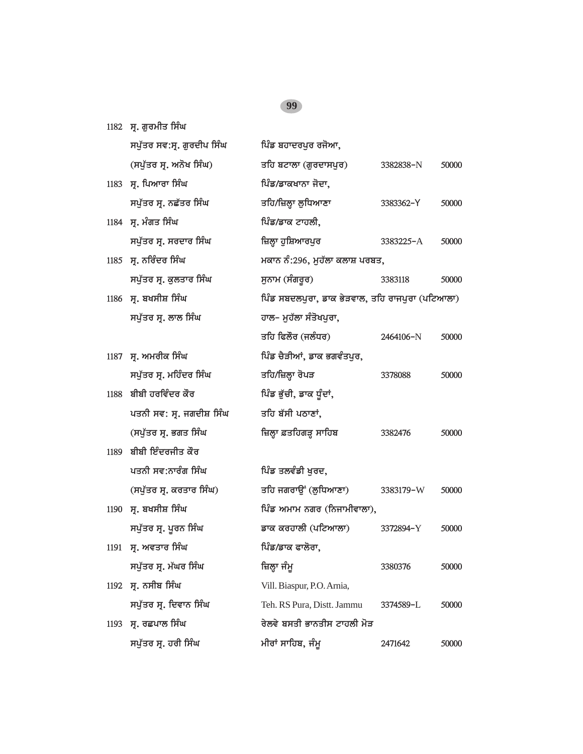| | | | | |
|---|---|---|---|---|
| 1182 | ਸ੍ਰ. ਗੁਰਮੀਤ ਸਿੰਘ | | | |
| | ਸਪੁੱਤਰ ਸਵ:ਸ੍ਰ. ਗੁਰਦੀਪ ਸਿੰਘ | ਪਿੰਡ ਬਹਾਦਰਪੁਰ ਰਜੋਆ, | | |
| | (ਸਪੁੱਤਰ ਸ੍ਰ. ਅਨੋਖ ਸਿੰਘ) | ਤਹਿ ਬਟਾਲਾ (ਗੁਰਦਾਸਪੁਰ) | 3382838-N | 50000 |
| 1183 | ਸ੍ਰ. ਪਿਆਰਾ ਸਿੰਘ | ਪਿੰਡ/ਡਾਕਖਾਨਾ ਜੋਦਾ, | | |
| | ਸਪੁੱਤਰ ਸ੍ਰ. ਨਛੱਤਰ ਸਿੰਘ | ਤਹਿ/ਜ਼ਿਲ੍ਹਾ ਲੁਧਿਆਣਾ | 3383362-Y | 50000 |
| 1184 | ਸ੍ਰ. ਮੰਗਤ ਸਿੰਘ | ਪਿੰਡ/ਡਾਕ ਟਾਹਲੀ, | | |
| | ਸਪੁੱਤਰ ਸ੍ਰ. ਸਰਦਾਰ ਸਿੰਘ | ਜ਼ਿਲ੍ਹਾ ਹੁਸ਼ਿਆਰਪੁਰ | 3383225-A | 50000 |
| 1185 | ਸ੍ਰ. ਨਰਿੰਦਰ ਸਿੰਘ | ਮਕਾਨ ਨੰ:296, ਮੁਹੱਲਾ ਕਲਾਸ਼ ਪਰਬਤ, | | |
| | ਸਪੁੱਤਰ ਸ੍ਰ. ਕੁਲਤਾਰ ਸਿੰਘ | ਸੁਨਾਮ (ਸੰਗਰੂਰ) | 3383118 | 50000 |
| 1186 | ਸ੍ਰ. ਬਖਸੀਸ਼ ਸਿੰਘ | ਪਿੰਡ ਸਬਦਲਪੁਰਾ, ਡਾਕ ਭੇੜਵਾਲ, ਤਹਿ ਰਾਜਪੁਰਾ (ਪਟਿਆਲਾ) | | |
| | ਸਪੁੱਤਰ ਸ੍ਰ. ਲਾਲ ਸਿੰਘ | ਹਾਲ- ਮੁਹੱਲਾ ਸੰਤੋਖਪੁਰਾ, | | |
| | | ਤਹਿ ਫਿਲੌਰ (ਜਲੰਧਰ) | 2464106-N | 50000 |
| 1187 | ਸ੍ਰ. ਅਮਰੀਕ ਸਿੰਘ | ਪਿੰਡ ਚੈੜੀਆਂ, ਡਾਕ ਭਗਵੰਤਪੁਰ, | | |
| | ਸਪੁੱਤਰ ਸ੍ਰ. ਮਹਿੰਦਰ ਸਿੰਘ | ਤਹਿ/ਜ਼ਿਲ੍ਹਾ ਰੋਪੜ | 3378088 | 50000 |
| 1188 | ਬੀਬੀ ਹਰਵਿੰਦਰ ਕੌਰ | ਪਿੰਡ ਭੁੱਚੀ, ਡਾਕ ਧੂੰਦਾਂ, | | |
| | ਪਤਨੀ ਸਵ: ਸ੍ਰ. ਜਗਦੀਸ਼ ਸਿੰਘ | ਤਹਿ ਬੱਸੀ ਪਠਾਣਾਂ, | | |
| | (ਸਪੁੱਤਰ ਸ੍ਰ. ਭਗਤ ਸਿੰਘ | ਜ਼ਿਲ੍ਹਾ ਫ਼ਤਹਿਗੜ੍ਹ ਸਾਹਿਬ | 3382476 | 50000 |
| 1189 | ਬੀਬੀ ਇੰਦਰਜੀਤ ਕੌਰ | | | |
| | ਪਤਨੀ ਸਵ:ਨਾਰੰਗ ਸਿੰਘ | ਪਿੰਡ ਤਲਵੰਡੀ ਖੁਰਦ, | | |
| | (ਸਪੁੱਤਰ ਸ੍ਰ. ਕਰਤਾਰ ਸਿੰਘ) | ਤਹਿ ਜਗਰਾਉਂ (ਲੁਧਿਆਣਾ) | 3383179-W | 50000 |
| 1190 | ਸ੍ਰ. ਬਖਸੀਸ਼ ਸਿੰਘ | ਪਿੰਡ ਅਮਾਮ ਨਗਰ (ਨਿਜਾਮੀਵਾਲਾ), | | |
| | ਸਪੁੱਤਰ ਸ੍ਰ. ਪੂਰਨ ਸਿੰਘ | ਡਾਕ ਕਰਹਾਲੀ (ਪਟਿਆਲਾ) | 3372894-Y | 50000 |
| 1191 | ਸ੍ਰ. ਅਵਤਾਰ ਸਿੰਘ | ਪਿੰਡ/ਡਾਕ ਫਾਲੋਰਾ, | | |
| | ਸਪੁੱਤਰ ਸ੍ਰ. ਮੱਘਰ ਸਿੰਘ | ਜ਼ਿਲ੍ਹਾ ਜੰਮੂ | 3380376 | 50000 |
| 1192 | ਸ੍ਰ. ਨਸੀਬ ਸਿੰਘ | Vill. Biaspur, P.O. Arnia, | | |
| | ਸਪੁੱਤਰ ਸ੍ਰ. ਦਿਵਾਨ ਸਿੰਘ | Teh. RS Pura, Distt. Jammu | 3374589-L | 50000 |
| 1193 | ਸ੍ਰ. ਰਛਪਾਲ ਸਿੰਘ | ਰੇਲਵੇ ਬਸਤੀ ਭਾਨਤੀਸ ਟਾਹਲੀ ਮੋੜ | | |
| | ਸਪੁੱਤਰ ਸ੍ਰ. ਹਰੀ ਸਿੰਘ | ਮੀਰਾਂ ਸਾਹਿਬ, ਜੰਮੂ | 2471642 | 50000 |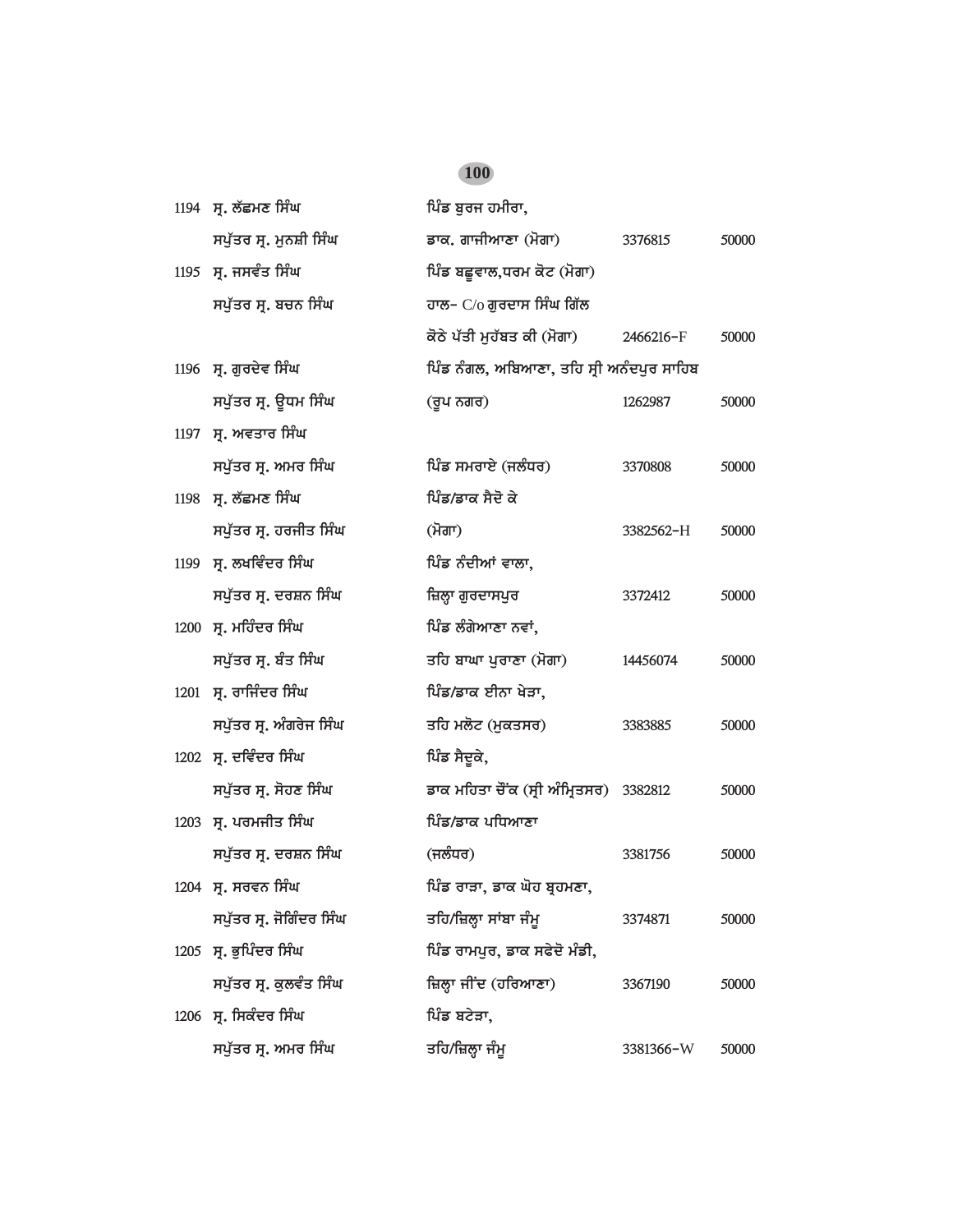| | | | | |
|---|---|---|---|---|
| 1194 | ਸ੍ਰ. ਲੱਛਮਣ ਸਿੰਘ<br>ਸਪੁੱਤਰ ਸ੍ਰ. ਮੁਨਸ਼ੀ ਸਿੰਘ | ਪਿੰਡ ਬੁਰਜ ਹਮੀਰਾ,<br>ਡਾਕ. ਗਾਜੀਆਣਾ (ਮੋਗਾ) | 3376815 | 50000 |
| 1195 | ਸ੍ਰ. ਜਸਵੰਤ ਸਿੰਘ<br>ਸਪੁੱਤਰ ਸ੍ਰ. ਬਚਨ ਸਿੰਘ | ਪਿੰਡ ਬਛੂਵਾਲ,ਧਰਮ ਕੋਟ (ਮੋਗਾ)<br>ਹਾਲ– C/o ਗੁਰਦਾਸ ਸਿੰਘ ਗਿੱਲ<br>ਕੋਠੇ ਪੱਤੀ ਮੁਹੱਬਤ ਕੀ (ਮੋਗਾ) | 2466216-F | 50000 |
| 1196 | ਸ੍ਰ. ਗੁਰਦੇਵ ਸਿੰਘ<br>ਸਪੁੱਤਰ ਸ੍ਰ. ਊਧਮ ਸਿੰਘ | ਪਿੰਡ ਨੰਗਲ, ਅਬਿਆਣਾ, ਤਹਿ ਸ੍ਰੀ ਅਨੰਦਪੁਰ ਸਾਹਿਬ<br>(ਰੂਪ ਨਗਰ) | 1262987 | 50000 |
| 1197 | ਸ੍ਰ. ਅਵਤਾਰ ਸਿੰਘ<br>ਸਪੁੱਤਰ ਸ੍ਰ. ਅਮਰ ਸਿੰਘ | ਪਿੰਡ ਸਮਰਾਏ (ਜਲੰਧਰ) | 3370808 | 50000 |
| 1198 | ਸ੍ਰ. ਲੱਛਮਣ ਸਿੰਘ<br>ਸਪੁੱਤਰ ਸ੍ਰ. ਹਰਜੀਤ ਸਿੰਘ | ਪਿੰਡ/ਡਾਕ ਸੈਦੋ ਕੇ<br>(ਮੋਗਾ) | 3382562-H | 50000 |
| 1199 | ਸ੍ਰ. ਲਖਵਿੰਦਰ ਸਿੰਘ<br>ਸਪੁੱਤਰ ਸ੍ਰ. ਦਰਸ਼ਨ ਸਿੰਘ | ਪਿੰਡ ਨੰਦੀਆਂ ਵਾਲਾ,<br>ਜ਼ਿਲ੍ਹਾ ਗੁਰਦਾਸਪੁਰ | 3372412 | 50000 |
| 1200 | ਸ੍ਰ. ਮਹਿੰਦਰ ਸਿੰਘ<br>ਸਪੁੱਤਰ ਸ੍ਰ. ਬੰਤ ਸਿੰਘ | ਪਿੰਡ ਲੰਗੇਆਣਾ ਨਵਾਂ,<br>ਤਹਿ ਬਾਘਾ ਪੁਰਾਣਾ (ਮੋਗਾ) | 14456074 | 50000 |
| 1201 | ਸ੍ਰ. ਰਾਜਿੰਦਰ ਸਿੰਘ<br>ਸਪੁੱਤਰ ਸ੍ਰ. ਅੰਗਰੇਜ ਸਿੰਘ | ਪਿੰਡ/ਡਾਕ ਈਨਾ ਖੇੜਾ,<br>ਤਹਿ ਮਲੋਟ (ਮੁਕਤਸਰ) | 3383885 | 50000 |
| 1202 | ਸ੍ਰ. ਦਵਿੰਦਰ ਸਿੰਘ<br>ਸਪੁੱਤਰ ਸ੍ਰ. ਸੋਹਣ ਸਿੰਘ | ਪਿੰਡ ਸੈਦੂਕੇ,<br>ਡਾਕ ਮਹਿਤਾ ਚੌਂਕ (ਸ੍ਰੀ ਅੰਮ੍ਰਿਤਸਰ) | 3382812 | 50000 |
| 1203 | ਸ੍ਰ. ਪਰਮਜੀਤ ਸਿੰਘ<br>ਸਪੁੱਤਰ ਸ੍ਰ. ਦਰਸ਼ਨ ਸਿੰਘ | ਪਿੰਡ/ਡਾਕ ਪਧਿਆਣਾ<br>(ਜਲੰਧਰ) | 3381756 | 50000 |
| 1204 | ਸ੍ਰ. ਸਰਵਨ ਸਿੰਘ<br>ਸਪੁੱਤਰ ਸ੍ਰ. ਜੋਗਿੰਦਰ ਸਿੰਘ | ਪਿੰਡ ਰਾੜਾ, ਡਾਕ ਘੋਹ ਬ੍ਰਹਮਣਾ,<br>ਤਹਿ/ਜ਼ਿਲ੍ਹਾ ਸਾਂਬਾ ਜੰਮੂ | 3374871 | 50000 |
| 1205 | ਸ੍ਰ. ਭੁਪਿੰਦਰ ਸਿੰਘ<br>ਸਪੁੱਤਰ ਸ੍ਰ. ਕੁਲਵੰਤ ਸਿੰਘ | ਪਿੰਡ ਰਾਮਪੁਰ, ਡਾਕ ਸਫੇਦੋ ਮੰਡੀ,<br>ਜ਼ਿਲ੍ਹਾ ਜੀਂਦ (ਹਰਿਆਣਾ) | 3367190 | 50000 |
| 1206 | ਸ੍ਰ. ਸਿਕੰਦਰ ਸਿੰਘ<br>ਸਪੁੱਤਰ ਸ੍ਰ. ਅਮਰ ਸਿੰਘ | ਪਿੰਡ ਬਟੇੜਾ,<br>ਤਹਿ/ਜ਼ਿਲ੍ਹਾ ਜੰਮੂ | 3381366-W | 50000 |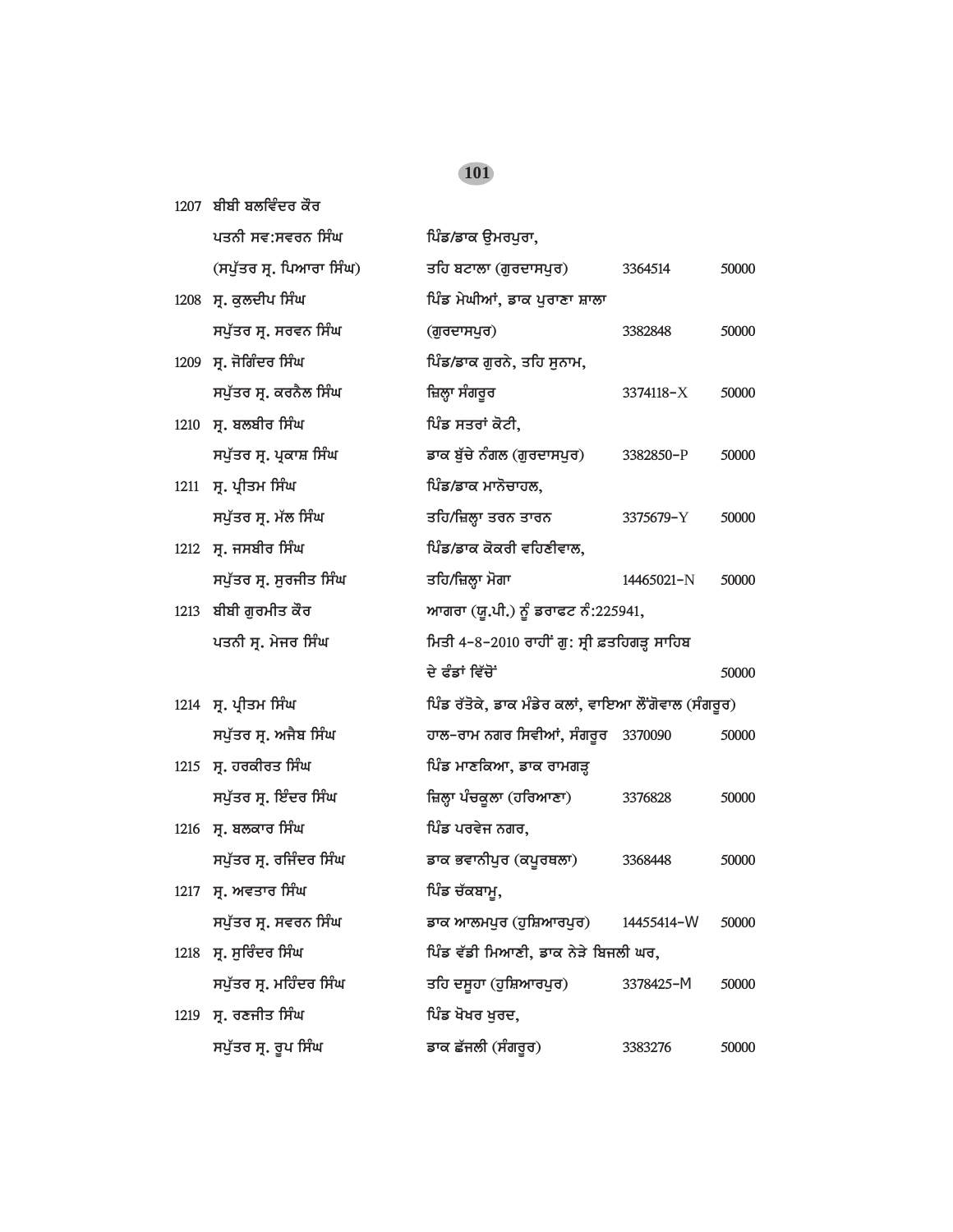| | | | | |
|---|---|---|---|---|
| 1207 | ਬੀਬੀ ਬਲਵਿੰਦਰ ਕੌਰ<br>ਪਤਨੀ ਸਵ:ਸਵਰਨ ਸਿੰਘ<br>(ਸਪੁੱਤਰ ਸ੍ਰ. ਪਿਆਰਾ ਸਿੰਘ) | ਪਿੰਡ/ਡਾਕ ਉਮਰਪੁਰਾ,<br>ਤਹਿ ਬਟਾਲਾ (ਗੁਰਦਾਸਪੁਰ) | 3364514 | 50000 |
| 1208 | ਸ੍ਰ. ਕੁਲਦੀਪ ਸਿੰਘ<br>ਸਪੁੱਤਰ ਸ੍ਰ. ਸਰਵਨ ਸਿੰਘ | ਪਿੰਡ ਮੇਘੀਆਂ, ਡਾਕ ਪੁਰਾਣਾ ਸ਼ਾਲਾ<br>(ਗੁਰਦਾਸਪੁਰ) | 3382848 | 50000 |
| 1209 | ਸ੍ਰ. ਜੋਗਿੰਦਰ ਸਿੰਘ<br>ਸਪੁੱਤਰ ਸ੍ਰ. ਕਰਨੈਲ ਸਿੰਘ | ਪਿੰਡ/ਡਾਕ ਗੁਰਨੇ, ਤਹਿ ਸੁਨਾਮ,<br>ਜ਼ਿਲ੍ਹਾ ਸੰਗਰੂਰ | 3374118-X | 50000 |
| 1210 | ਸ੍ਰ. ਬਲਬੀਰ ਸਿੰਘ<br>ਸਪੁੱਤਰ ਸ੍ਰ. ਪ੍ਰਕਾਸ਼ ਸਿੰਘ | ਪਿੰਡ ਸਤਰਾਂ ਕੋਟੀ,<br>ਡਾਕ ਬੁੱਚੇ ਨੰਗਲ (ਗੁਰਦਾਸਪੁਰ) | 3382850-P | 50000 |
| 1211 | ਸ੍ਰ. ਪ੍ਰੀਤਮ ਸਿੰਘ<br>ਸਪੁੱਤਰ ਸ੍ਰ. ਮੱਲ ਸਿੰਘ | ਪਿੰਡ/ਡਾਕ ਮਾਨੋਚਾਹਲ,<br>ਤਹਿ/ਜ਼ਿਲ੍ਹਾ ਤਰਨ ਤਾਰਨ | 3375679-Y | 50000 |
| 1212 | ਸ੍ਰ. ਜਸਬੀਰ ਸਿੰਘ<br>ਸਪੁੱਤਰ ਸ੍ਰ. ਸੁਰਜੀਤ ਸਿੰਘ | ਪਿੰਡ/ਡਾਕ ਕੋਕਰੀ ਵਹਿਣੀਵਾਲ,<br>ਤਹਿ/ਜ਼ਿਲ੍ਹਾ ਮੋਗਾ | 14465021-N | 50000 |
| 1213 | ਬੀਬੀ ਗੁਰਮੀਤ ਕੌਰ<br>ਪਤਨੀ ਸ੍ਰ. ਮੇਜਰ ਸਿੰਘ | ਆਗਰਾ (ਯੂ.ਪੀ.) ਨੂੰ ਡਰਾਫਟ ਨੰ:225941,<br>ਮਿਤੀ 4-8-2010 ਰਾਹੀਂ ਗੁ: ਸ੍ਰੀ ਫ਼ਤਹਿਗੜ੍ਹ ਸਾਹਿਬ<br>ਦੇ ਫੰਡਾਂ ਵਿੱਚੋਂ | | 50000 |
| 1214 | ਸ੍ਰ. ਪ੍ਰੀਤਮ ਸਿੰਘ<br>ਸਪੁੱਤਰ ਸ੍ਰ. ਅਜੈਬ ਸਿੰਘ | ਪਿੰਡ ਰੱਤੋਕੇ, ਡਾਕ ਮੰਡੇਰ ਕਲਾਂ, ਵਾਇਆ ਲੌਂਗੋਵਾਲ (ਸੰਗਰੂਰ)<br>ਹਾਲ-ਰਾਮ ਨਗਰ ਸਿਵੀਆਂ, ਸੰਗਰੂਰ | 3370090 | 50000 |
| 1215 | ਸ੍ਰ. ਹਰਕੀਰਤ ਸਿੰਘ<br>ਸਪੁੱਤਰ ਸ੍ਰ. ਇੰਦਰ ਸਿੰਘ | ਪਿੰਡ ਮਾਣਕਿਆ, ਡਾਕ ਰਾਮਗੜ੍ਹ<br>ਜ਼ਿਲ੍ਹਾ ਪੰਚਕੂਲਾ (ਹਰਿਆਣਾ) | 3376828 | 50000 |
| 1216 | ਸ੍ਰ. ਬਲਕਾਰ ਸਿੰਘ<br>ਸਪੁੱਤਰ ਸ੍ਰ. ਰਜਿੰਦਰ ਸਿੰਘ | ਪਿੰਡ ਪਰਵੇਜ ਨਗਰ,<br>ਡਾਕ ਭਵਾਨੀਪੁਰ (ਕਪੂਰਥਲਾ) | 3368448 | 50000 |
| 1217 | ਸ੍ਰ. ਅਵਤਾਰ ਸਿੰਘ<br>ਸਪੁੱਤਰ ਸ੍ਰ. ਸਵਰਨ ਸਿੰਘ | ਪਿੰਡ ਚੱਕਬਾਮੂ,<br>ਡਾਕ ਆਲਮਪੁਰ (ਹੁਸ਼ਿਆਰਪੁਰ) | 14455414-W | 50000 |
| 1218 | ਸ੍ਰ. ਸੁਰਿੰਦਰ ਸਿੰਘ<br>ਸਪੁੱਤਰ ਸ੍ਰ. ਮਹਿੰਦਰ ਸਿੰਘ | ਪਿੰਡ ਵੱਡੀ ਮਿਆਣੀ, ਡਾਕ ਨੇੜੇ ਬਿਜਲੀ ਘਰ,<br>ਤਹਿ ਦਸੂਹਾ (ਹੁਸ਼ਿਆਰਪੁਰ) | 3378425-M | 50000 |
| 1219 | ਸ੍ਰ. ਰਣਜੀਤ ਸਿੰਘ<br>ਸਪੁੱਤਰ ਸ੍ਰ. ਰੂਪ ਸਿੰਘ | ਪਿੰਡ ਖੋਖਰ ਖੁਰਦ,<br>ਡਾਕ ਛੱਜਲੀ (ਸੰਗਰੂਰ) | 3383276 | 50000 |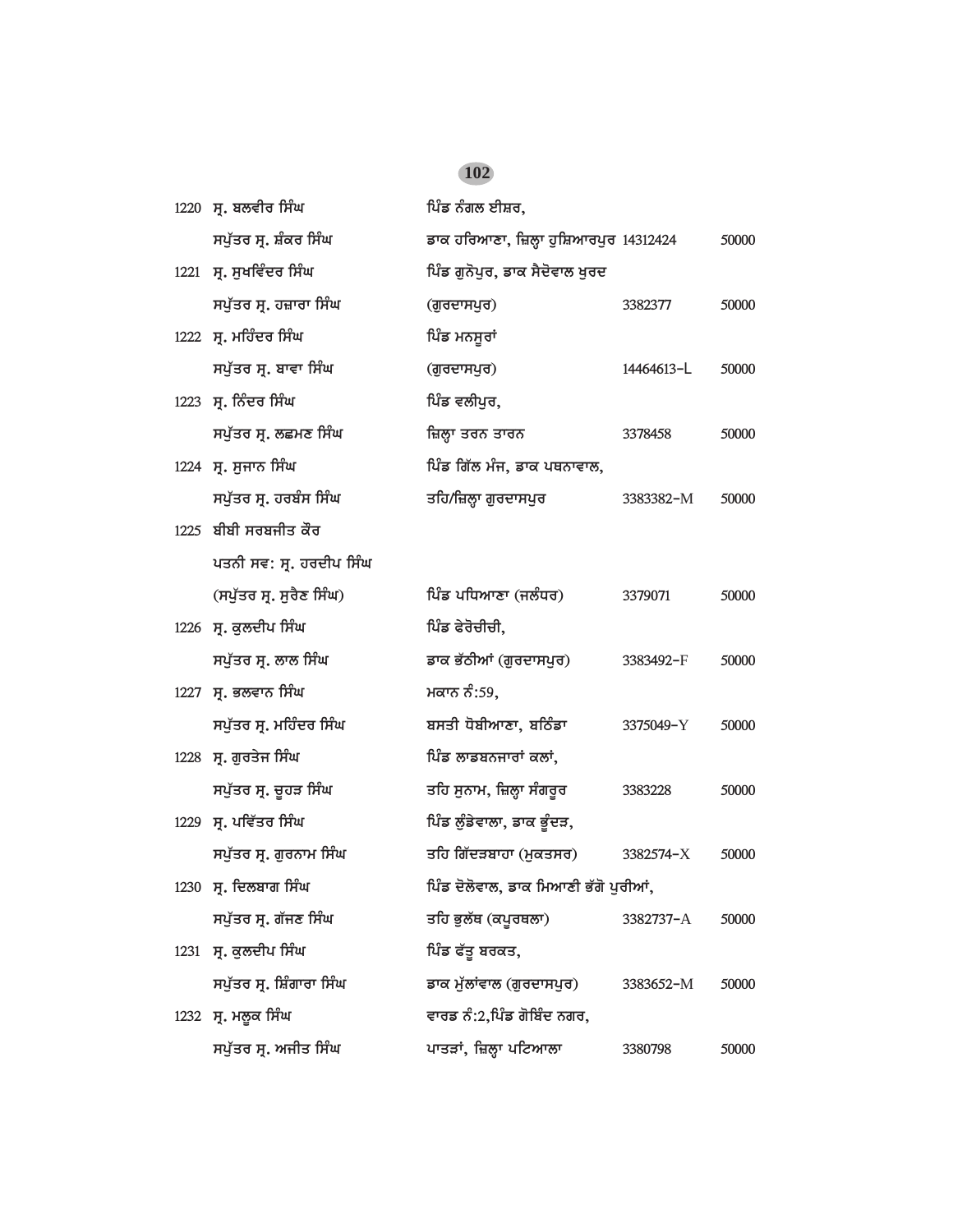| | | | | |
|---|---|---|---|---|
| 1220 | ਸ੍ਰ. ਬਲਵੀਰ ਸਿੰਘ ਸਪੁੱਤਰ ਸ੍ਰ. ਸ਼ੰਕਰ ਸਿੰਘ | ਪਿੰਡ ਨੰਗਲ ਈਸ਼ਰ, ਡਾਕ ਹਰਿਆਣਾ, ਜ਼ਿਲ੍ਹਾ ਹੁਸ਼ਿਆਰਪੁਰ | 14312424 | 50000 |
| 1221 | ਸ੍ਰ. ਸੁਖਵਿੰਦਰ ਸਿੰਘ ਸਪੁੱਤਰ ਸ੍ਰ. ਹਜ਼ਾਰਾ ਸਿੰਘ | ਪਿੰਡ ਗੁਨੋਪੁਰ, ਡਾਕ ਸੈਦੋਵਾਲ ਖੁਰਦ (ਗੁਰਦਾਸਪੁਰ) | 3382377 | 50000 |
| 1222 | ਸ੍ਰ. ਮਹਿੰਦਰ ਸਿੰਘ ਸਪੁੱਤਰ ਸ੍ਰ. ਬਾਵਾ ਸਿੰਘ | ਪਿੰਡ ਮਨਸੂਰਾਂ (ਗੁਰਦਾਸਪੁਰ) | 14464613-L | 50000 |
| 1223 | ਸ੍ਰ. ਨਿੰਦਰ ਸਿੰਘ ਸਪੁੱਤਰ ਸ੍ਰ. ਲਛਮਣ ਸਿੰਘ | ਪਿੰਡ ਵਲੀਪੁਰ, ਜ਼ਿਲ੍ਹਾ ਤਰਨ ਤਾਰਨ | 3378458 | 50000 |
| 1224 | ਸ੍ਰ. ਸੁਜਾਨ ਸਿੰਘ ਸਪੁੱਤਰ ਸ੍ਰ. ਹਰਬੰਸ ਸਿੰਘ | ਪਿੰਡ ਗਿੱਲ ਮੰਜ, ਡਾਕ ਪਥਨਾਵਾਲ, ਤਹਿ/ਜ਼ਿਲ੍ਹਾ ਗੁਰਦਾਸਪੁਰ | 3383382-M | 50000 |
| 1225 | ਬੀਬੀ ਸਰਬਜੀਤ ਕੌਰ ਪਤਨੀ ਸਵ: ਸ੍ਰ. ਹਰਦੀਪ ਸਿੰਘ (ਸਪੁੱਤਰ ਸ੍ਰ. ਸੁਰੈਣ ਸਿੰਘ) | ਪਿੰਡ ਪਧਿਆਣਾ (ਜਲੰਧਰ) | 3379071 | 50000 |
| 1226 | ਸ੍ਰ. ਕੁਲਦੀਪ ਸਿੰਘ ਸਪੁੱਤਰ ਸ੍ਰ. ਲਾਲ ਸਿੰਘ | ਪਿੰਡ ਫੇਰੋਚੀਚੀ, ਡਾਕ ਭੱਠੀਆਂ (ਗੁਰਦਾਸਪੁਰ) | 3383492-F | 50000 |
| 1227 | ਸ੍ਰ. ਭਲਵਾਨ ਸਿੰਘ ਸਪੁੱਤਰ ਸ੍ਰ. ਮਹਿੰਦਰ ਸਿੰਘ | ਮਕਾਨ ਨੰ:59, ਬਸਤੀ ਧੋਬੀਆਣਾ, ਬਠਿੰਡਾ | 3375049-Y | 50000 |
| 1228 | ਸ੍ਰ. ਗੁਰਤੇਜ ਸਿੰਘ ਸਪੁੱਤਰ ਸ੍ਰ. ਚੂਹੜ ਸਿੰਘ | ਪਿੰਡ ਲਾਡਬਨਜਾਰਾਂ ਕਲਾਂ, ਤਹਿ ਸੁਨਾਮ, ਜ਼ਿਲ੍ਹਾ ਸੰਗਰੂਰ | 3383228 | 50000 |
| 1229 | ਸ੍ਰ. ਪਵਿੱਤਰ ਸਿੰਘ ਸਪੁੱਤਰ ਸ੍ਰ. ਗੁਰਨਾਮ ਸਿੰਘ | ਪਿੰਡ ਲੁੰਡੇਵਾਲਾ, ਡਾਕ ਭੂੰਦੜ, ਤਹਿ ਗਿੱਦੜਬਾਹਾ (ਮੁਕਤਸਰ) | 3382574-X | 50000 |
| 1230 | ਸ੍ਰ. ਦਿਲਬਾਗ ਸਿੰਘ ਸਪੁੱਤਰ ਸ੍ਰ. ਗੱਜਣ ਸਿੰਘ | ਪਿੰਡ ਦੋਲੋਵਾਲ, ਡਾਕ ਮਿਆਣੀ ਭੱਗੋ ਪੁਰੀਆਂ, ਤਹਿ ਭੁਲੱਥ (ਕਪੂਰਥਲਾ) | 3382737-A | 50000 |
| 1231 | ਸ੍ਰ. ਕੁਲਦੀਪ ਸਿੰਘ ਸਪੁੱਤਰ ਸ੍ਰ. ਸ਼ਿੰਗਾਰਾ ਸਿੰਘ | ਪਿੰਡ ਫੱਤੂ ਬਰਕਤ, ਡਾਕ ਮੁੱਲਾਂਵਾਲ (ਗੁਰਦਾਸਪੁਰ) | 3383652-M | 50000 |
| 1232 | ਸ੍ਰ. ਮਲੂਕ ਸਿੰਘ ਸਪੁੱਤਰ ਸ੍ਰ. ਅਜੀਤ ਸਿੰਘ | ਵਾਰਡ ਨੰ:2,ਪਿੰਡ ਗੋਬਿੰਦ ਨਗਰ, ਪਾਤੜਾਂ, ਜ਼ਿਲ੍ਹਾ ਪਟਿਆਲਾ | 3380798 | 50000 |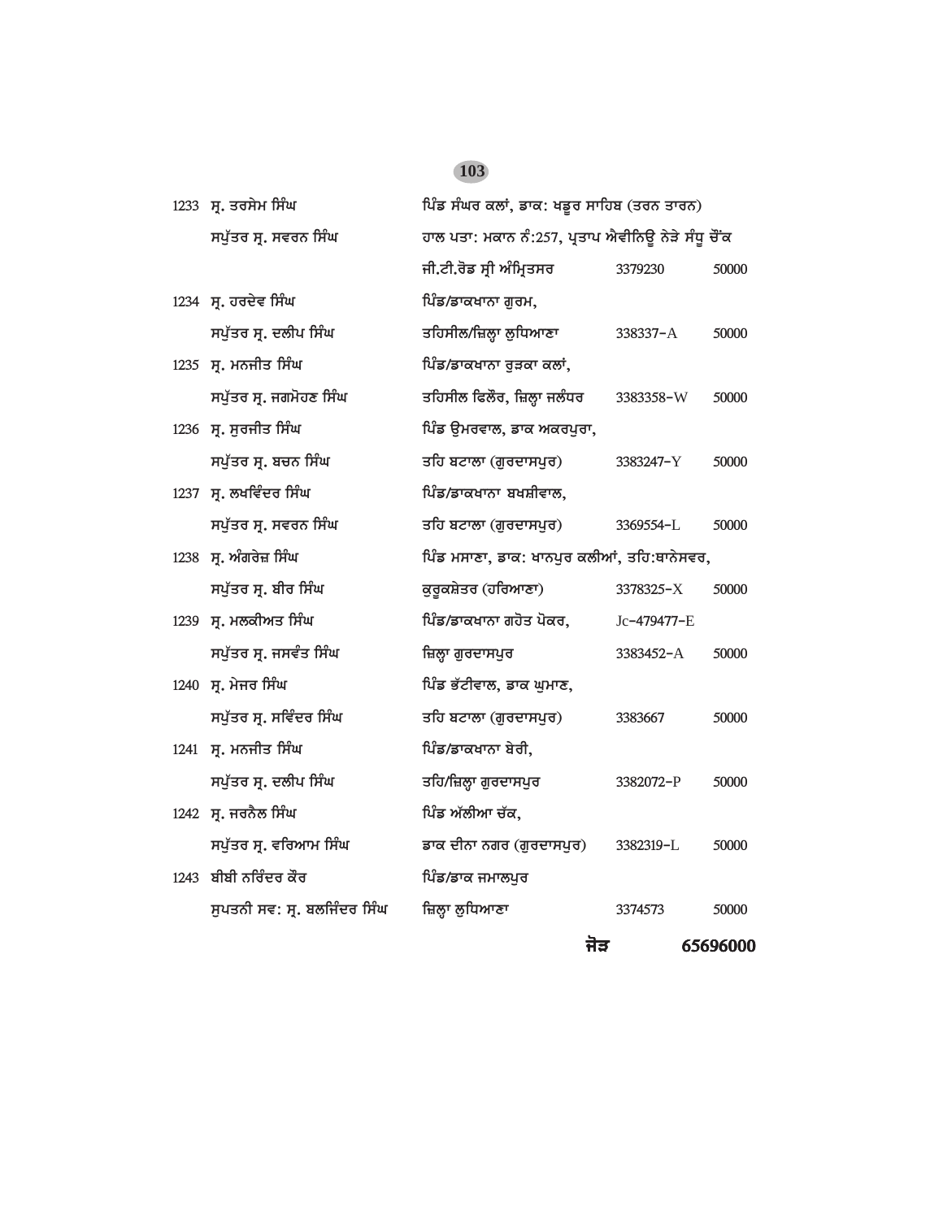| | | | | |
|---|---|---|---|---|
| 1233 | ਸ੍ਰ. ਤਰਸੇਮ ਸਿੰਘ | ਪਿੰਡ ਸੰਘਰ ਕਲਾਂ, ਡਾਕ: ਖਡੂਰ ਸਾਹਿਬ (ਤਰਨ ਤਾਰਨ) | | |
| | ਸਪੁੱਤਰ ਸ੍ਰ. ਸਵਰਨ ਸਿੰਘ | ਹਾਲ ਪਤਾ: ਮਕਾਨ ਨੰ:257, ਪ੍ਰਤਾਪ ਐਵੀਨਿਊ ਨੇੜੇ ਸੰਧੂ ਚੌਂਕ | | |
| | | ਜੀ.ਟੀ.ਰੋਡ ਸ੍ਰੀ ਅੰਮ੍ਰਿਤਸਰ | 3379230 | 50000 |
| 1234 | ਸ੍ਰ. ਹਰਦੇਵ ਸਿੰਘ | ਪਿੰਡ/ਡਾਕਖਾਨਾ ਗੁਰਮ, | | |
| | ਸਪੁੱਤਰ ਸ੍ਰ. ਦਲੀਪ ਸਿੰਘ | ਤਹਿਸੀਲ/ਜ਼ਿਲ੍ਹਾ ਲੁਧਿਆਣਾ | 338337-A | 50000 |
| 1235 | ਸ੍ਰ. ਮਨਜੀਤ ਸਿੰਘ | ਪਿੰਡ/ਡਾਕਖਾਨਾ ਰੁੜਕਾ ਕਲਾਂ, | | |
| | ਸਪੁੱਤਰ ਸ੍ਰ. ਜਗਮੋਹਣ ਸਿੰਘ | ਤਹਿਸੀਲ ਫਿਲੌਰ, ਜ਼ਿਲ੍ਹਾ ਜਲੰਧਰ | 3383358-W | 50000 |
| 1236 | ਸ੍ਰ. ਸੁਰਜੀਤ ਸਿੰਘ | ਪਿੰਡ ਉਮਰਵਾਲ, ਡਾਕ ਅਕਰਪੁਰਾ, | | |
| | ਸਪੁੱਤਰ ਸ੍ਰ. ਬਚਨ ਸਿੰਘ | ਤਹਿ ਬਟਾਲਾ (ਗੁਰਦਾਸਪੁਰ) | 3383247-Y | 50000 |
| 1237 | ਸ੍ਰ. ਲਖਵਿੰਦਰ ਸਿੰਘ | ਪਿੰਡ/ਡਾਕਖਾਨਾ ਬਖਸ਼ੀਵਾਲ, | | |
| | ਸਪੁੱਤਰ ਸ੍ਰ. ਸਵਰਨ ਸਿੰਘ | ਤਹਿ ਬਟਾਲਾ (ਗੁਰਦਾਸਪੁਰ) | 3369554-L | 50000 |
| 1238 | ਸ੍ਰ. ਅੰਗਰੇਜ਼ ਸਿੰਘ | ਪਿੰਡ ਮਸਾਣਾ, ਡਾਕ: ਖਾਨਪੁਰ ਕਲੀਆਂ, ਤਹਿ:ਥਾਨੇਸਵਰ, | | |
| | ਸਪੁੱਤਰ ਸ੍ਰ. ਬੀਰ ਸਿੰਘ | ਕੁਰੂਕਸ਼ੇਤਰ (ਹਰਿਆਣਾ) | 3378325-X | 50000 |
| 1239 | ਸ੍ਰ. ਮਲਕੀਅਤ ਸਿੰਘ | ਪਿੰਡ/ਡਾਕਖਾਨਾ ਗਹੋਤ ਪੋਕਰ, | Jc-479477-E | |
| | ਸਪੁੱਤਰ ਸ੍ਰ. ਜਸਵੰਤ ਸਿੰਘ | ਜ਼ਿਲ੍ਹਾ ਗੁਰਦਾਸਪੁਰ | 3383452-A | 50000 |
| 1240 | ਸ੍ਰ. ਮੇਜਰ ਸਿੰਘ | ਪਿੰਡ ਭੱਟੀਵਾਲ, ਡਾਕ ਘੁਮਾਣ, | | |
| | ਸਪੁੱਤਰ ਸ੍ਰ. ਸਵਿੰਦਰ ਸਿੰਘ | ਤਹਿ ਬਟਾਲਾ (ਗੁਰਦਾਸਪੁਰ) | 3383667 | 50000 |
| 1241 | ਸ੍ਰ. ਮਨਜੀਤ ਸਿੰਘ | ਪਿੰਡ/ਡਾਕਖਾਨਾ ਬੇਰੀ, | | |
| | ਸਪੁੱਤਰ ਸ੍ਰ. ਦਲੀਪ ਸਿੰਘ | ਤਹਿ/ਜ਼ਿਲ੍ਹਾ ਗੁਰਦਾਸਪੁਰ | 3382072-P | 50000 |
| 1242 | ਸ੍ਰ. ਜਰਨੈਲ ਸਿੰਘ | ਪਿੰਡ ਅੱਲੀਆ ਚੱਕ, | | |
| | ਸਪੁੱਤਰ ਸ੍ਰ. ਵਰਿਆਮ ਸਿੰਘ | ਡਾਕ ਦੀਨਾ ਨਗਰ (ਗੁਰਦਾਸਪੁਰ) | 3382319-L | 50000 |
| 1243 | ਬੀਬੀ ਨਰਿੰਦਰ ਕੌਰ | ਪਿੰਡ/ਡਾਕ ਜਮਾਲਪੁਰ | | |
| | ਸੁਪਤਨੀ ਸਵ: ਸ੍ਰ. ਬਲਜਿੰਦਰ ਸਿੰਘ | ਜ਼ਿਲ੍ਹਾ ਲੁਧਿਆਣਾ | 3374573 | 50000 |
| | | | **ਜੋੜ** | **65696000** |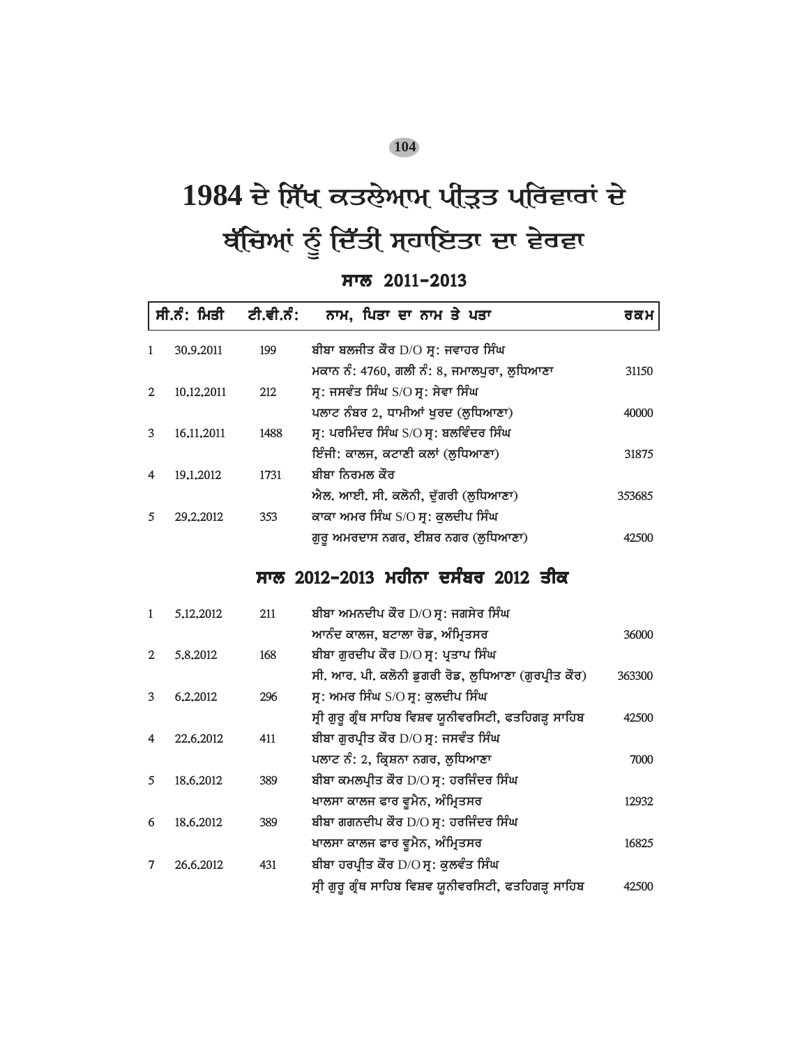# 1984 ਦੇ ਸਿੱਖ ਕਤਲੇਆਮ ਪੀੜ੍ਹਤ ਪਰਿਵਾਰਾਂ ਦੇ ਬੱਚਿਆਂ ਨੂੰ ਦਿੱਤੀ ਸਹਾਇਤਾ ਦਾ ਵੇਰਵਾ

## ਸਾਲ 2011-2013

| ਸੀ.ਨੰ: | ਮਿਤੀ | ਟੀ.ਵੀ.ਨੰ: | ਨਾਮ, ਪਿਤਾ ਦਾ ਨਾਮ ਤੇ ਪਤਾ | ਰਕਮ |
|---|---|---|---|---|
| 1 | 30.9.2011 | 199 | ਬੀਬਾ ਬਲਜੀਤ ਕੌਰ D/O ਸ੍ਰ: ਜਵਾਹਰ ਸਿੰਘ<br>ਮਕਾਨ ਨੰ: 4760, ਗਲੀ ਨੰ: 8, ਜਮਾਲਪੁਰਾ, ਲੁਧਿਆਣਾ | 31150 |
| 2 | 10.12.2011 | 212 | ਸ੍ਰ: ਜਸਵੰਤ ਸਿੰਘ S/O ਸ੍ਰ: ਸੇਵਾ ਸਿੰਘ<br>ਪਲਾਟ ਨੰਬਰ 2, ਧਾਮੀਆਂ ਖੁਰਦ (ਲੁਧਿਆਣਾ) | 40000 |
| 3 | 16.11.2011 | 1488 | ਸ੍ਰ: ਪਰਮਿੰਦਰ ਸਿੰਘ S/O ਸ੍ਰ: ਬਲਵਿੰਦਰ ਸਿੰਘ<br>ਇੰਜੀ: ਕਾਲਜ, ਕਟਾਣੀ ਕਲਾਂ (ਲੁਧਿਆਣਾ) | 31875 |
| 4 | 19.1.2012 | 1731 | ਬੀਬਾ ਨਿਰਮਲ ਕੌਰ<br>ਐਲ. ਆਈ. ਸੀ. ਕਲੋਨੀ, ਦੁੱਗਰੀ (ਲੁਧਿਆਣਾ) | 353685 |
| 5 | 29.2.2012 | 353 | ਕਾਕਾ ਅਮਰ ਸਿੰਘ S/O ਸ੍ਰ: ਕੁਲਦੀਪ ਸਿੰਘ<br>ਗੁਰੂ ਅਮਰਦਾਸ ਨਗਰ, ਈਸ਼ਰ ਨਗਰ (ਲੁਧਿਆਣਾ) | 42500 |

## ਸਾਲ 2012-2013 ਮਹੀਨਾ ਦਸੰਬਰ 2012 ਤੀਕ

| ਸੀ.ਨੰ: | ਮਿਤੀ | ਟੀ.ਵੀ.ਨੰ: | ਨਾਮ, ਪਿਤਾ ਦਾ ਨਾਮ ਤੇ ਪਤਾ | ਰਕਮ |
|---|---|---|---|---|
| 1 | 5.12.2012 | 211 | ਬੀਬਾ ਅਮਨਦੀਪ ਕੌਰ D/O ਸ੍ਰ: ਜਗਸੇਰ ਸਿੰਘ<br>ਆਨੰਦ ਕਾਲਜ, ਬਟਾਲਾ ਰੋਡ, ਅੰਮ੍ਰਿਤਸਰ | 36000 |
| 2 | 5.8.2012 | 168 | ਬੀਬਾ ਗੁਰਦੀਪ ਕੌਰ D/O ਸ੍ਰ: ਪ੍ਰਤਾਪ ਸਿੰਘ<br>ਸੀ. ਆਰ. ਪੀ. ਕਲੋਨੀ ਡੁਗਰੀ ਰੋਡ, ਲੁਧਿਆਣਾ (ਗੁਰਪ੍ਰੀਤ ਕੌਰ) | 363300 |
| 3 | 6.2.2012 | 296 | ਸ੍ਰ: ਅਮਰ ਸਿੰਘ S/O ਸ੍ਰ: ਕੁਲਦੀਪ ਸਿੰਘ<br>ਸ੍ਰੀ ਗੁਰੂ ਗ੍ਰੰਥ ਸਾਹਿਬ ਵਿਸ਼ਵ ਯੂਨੀਵਰਸਿਟੀ, ਫਤਹਿਗੜ੍ਹ ਸਾਹਿਬ | 42500 |
| 4 | 22.6.2012 | 411 | ਬੀਬਾ ਗੁਰਪ੍ਰੀਤ ਕੌਰ D/O ਸ੍ਰ: ਜਸਵੰਤ ਸਿੰਘ<br>ਪਲਾਟ ਨੰ: 2, ਕ੍ਰਿਸ਼ਨਾ ਨਗਰ, ਲੁਧਿਆਣਾ | 7000 |
| 5 | 18.6.2012 | 389 | ਬੀਬਾ ਕਮਲਪ੍ਰੀਤ ਕੌਰ D/O ਸ੍ਰ: ਹਰਜਿੰਦਰ ਸਿੰਘ<br>ਖਾਲਸਾ ਕਾਲਜ ਫਾਰ ਵੂਮੈਨ, ਅੰਮ੍ਰਿਤਸਰ | 12932 |
| 6 | 18.6.2012 | 389 | ਬੀਬਾ ਗਗਨਦੀਪ ਕੌਰ D/O ਸ੍ਰ: ਹਰਜਿੰਦਰ ਸਿੰਘ<br>ਖਾਲਸਾ ਕਾਲਜ ਫਾਰ ਵੂਮੈਨ, ਅੰਮ੍ਰਿਤਸਰ | 16825 |
| 7 | 26.6.2012 | 431 | ਬੀਬਾ ਹਰਪ੍ਰੀਤ ਕੌਰ D/O ਸ੍ਰ: ਕੁਲਵੰਤ ਸਿੰਘ<br>ਸ੍ਰੀ ਗੁਰੂ ਗ੍ਰੰਥ ਸਾਹਿਬ ਵਿਸ਼ਵ ਯੂਨੀਵਰਸਿਟੀ, ਫਤਹਿਗੜ੍ਹ ਸਾਹਿਬ | 42500 |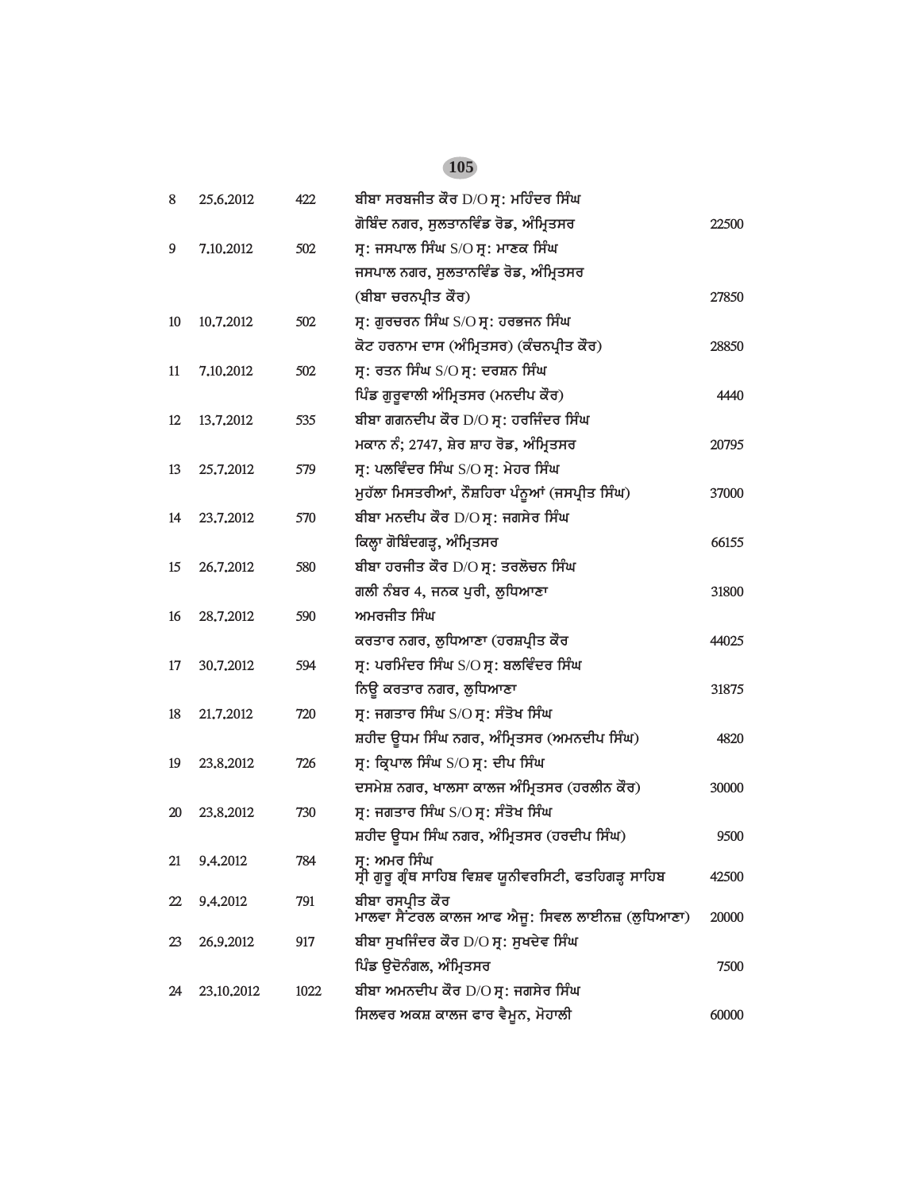| | | | | |
|---|---|---|---|---|
| 8 | 25.6.2012 | 422 | ਬੀਬਾ ਸਰਬਜੀਤ ਕੌਰ D/O ਸ੍ਰ: ਮਹਿੰਦਰ ਸਿੰਘ<br>ਗੋਬਿੰਦ ਨਗਰ, ਸੁਲਤਾਨਵਿੰਡ ਰੋਡ, ਅੰਮ੍ਰਿਤਸਰ | 22500 |
| 9 | 7.10.2012 | 502 | ਸ੍ਰ: ਜਸਪਾਲ ਸਿੰਘ S/O ਸ੍ਰ: ਮਾਣਕ ਸਿੰਘ<br>ਜਸਪਾਲ ਨਗਰ, ਸੁਲਤਾਨਵਿੰਡ ਰੋਡ, ਅੰਮ੍ਰਿਤਸਰ<br>(ਬੀਬਾ ਚਰਨਪ੍ਰੀਤ ਕੌਰ) | 27850 |
| 10 | 10.7.2012 | 502 | ਸ੍ਰ: ਗੁਰਚਰਨ ਸਿੰਘ S/O ਸ੍ਰ: ਹਰਭਜਨ ਸਿੰਘ<br>ਕੋਟ ਹਰਨਾਮ ਦਾਸ (ਅੰਮ੍ਰਿਤਸਰ) (ਕੰਚਨਪ੍ਰੀਤ ਕੌਰ) | 28850 |
| 11 | 7.10.2012 | 502 | ਸ੍ਰ: ਰਤਨ ਸਿੰਘ S/O ਸ੍ਰ: ਦਰਸ਼ਨ ਸਿੰਘ<br>ਪਿੰਡ ਗੁਰੂਵਾਲੀ ਅੰਮ੍ਰਿਤਸਰ (ਮਨਦੀਪ ਕੌਰ) | 4440 |
| 12 | 13.7.2012 | 535 | ਬੀਬਾ ਗਗਨਦੀਪ ਕੌਰ D/O ਸ੍ਰ: ਹਰਜਿੰਦਰ ਸਿੰਘ<br>ਮਕਾਨ ਨੰ; 2747, ਸ਼ੇਰ ਸ਼ਾਹ ਰੋਡ, ਅੰਮ੍ਰਿਤਸਰ | 20795 |
| 13 | 25.7.2012 | 579 | ਸ੍ਰ: ਪਲਵਿੰਦਰ ਸਿੰਘ S/O ਸ੍ਰ: ਮੇਹਰ ਸਿੰਘ<br>ਮੁਹੱਲਾ ਮਿਸਤਰੀਆਂ, ਨੌਸ਼ਹਿਰਾ ਪੰਨੂਆਂ (ਜਸਪ੍ਰੀਤ ਸਿੰਘ) | 37000 |
| 14 | 23.7.2012 | 570 | ਬੀਬਾ ਮਨਦੀਪ ਕੌਰ D/O ਸ੍ਰ: ਜਗਸੇਰ ਸਿੰਘ<br>ਕਿਲ੍ਹਾ ਗੋਬਿੰਦਗੜ੍ਹ, ਅੰਮ੍ਰਿਤਸਰ | 66155 |
| 15 | 26.7.2012 | 580 | ਬੀਬਾ ਹਰਜੀਤ ਕੌਰ D/O ਸ੍ਰ: ਤਰਲੋਚਨ ਸਿੰਘ<br>ਗਲੀ ਨੰਬਰ 4, ਜਨਕ ਪੁਰੀ, ਲੁਧਿਆਣਾ | 31800 |
| 16 | 28.7.2012 | 590 | ਅਮਰਜੀਤ ਸਿੰਘ<br>ਕਰਤਾਰ ਨਗਰ, ਲੁਧਿਆਣਾ (ਹਰਸ਼ਪ੍ਰੀਤ ਕੌਰ | 44025 |
| 17 | 30.7.2012 | 594 | ਸ੍ਰ: ਪਰਮਿੰਦਰ ਸਿੰਘ S/O ਸ੍ਰ: ਬਲਵਿੰਦਰ ਸਿੰਘ<br>ਨਿਊ ਕਰਤਾਰ ਨਗਰ, ਲੁਧਿਆਣਾ | 31875 |
| 18 | 21.7.2012 | 720 | ਸ੍ਰ: ਜਗਤਾਰ ਸਿੰਘ S/O ਸ੍ਰ: ਸੰਤੋਖ ਸਿੰਘ<br>ਸ਼ਹੀਦ ਊਧਮ ਸਿੰਘ ਨਗਰ, ਅੰਮ੍ਰਿਤਸਰ (ਅਮਨਦੀਪ ਸਿੰਘ) | 4820 |
| 19 | 23.8.2012 | 726 | ਸ੍ਰ: ਕ੍ਰਿਪਾਲ ਸਿੰਘ S/O ਸ੍ਰ: ਦੀਪ ਸਿੰਘ<br>ਦਸਮੇਸ਼ ਨਗਰ, ਖਾਲਸਾ ਕਾਲਜ ਅੰਮ੍ਰਿਤਸਰ (ਹਰਲੀਨ ਕੌਰ) | 30000 |
| 20 | 23.8.2012 | 730 | ਸ੍ਰ: ਜਗਤਾਰ ਸਿੰਘ S/O ਸ੍ਰ: ਸੰਤੋਖ ਸਿੰਘ<br>ਸ਼ਹੀਦ ਊਧਮ ਸਿੰਘ ਨਗਰ, ਅੰਮ੍ਰਿਤਸਰ (ਹਰਦੀਪ ਸਿੰਘ) | 9500 |
| 21 | 9.4.2012 | 784 | ਸ੍ਰ: ਅਮਰ ਸਿੰਘ<br>ਸ੍ਰੀ ਗੁਰੂ ਗ੍ਰੰਥ ਸਾਹਿਬ ਵਿਸ਼ਵ ਯੂਨੀਵਰਸਿਟੀ, ਫਤਹਿਗੜ੍ਹ ਸਾਹਿਬ | 42500 |
| 22 | 9.4.2012 | 791 | ਬੀਬਾ ਰਸਪ੍ਰੀਤ ਕੌਰ<br>ਮਾਲਵਾ ਸੈਂਟਰਲ ਕਾਲਜ ਆਫ ਐਜੂ: ਸਿਵਲ ਲਾਈਨਜ਼ (ਲੁਧਿਆਣਾ) | 20000 |
| 23 | 26.9.2012 | 917 | ਬੀਬਾ ਸੁਖਜਿੰਦਰ ਕੌਰ D/O ਸ੍ਰ: ਸੁਖਦੇਵ ਸਿੰਘ<br>ਪਿੰਡ ਉਦੋਨੰਗਲ, ਅੰਮ੍ਰਿਤਸਰ | 7500 |
| 24 | 23.10.2012 | 1022 | ਬੀਬਾ ਅਮਨਦੀਪ ਕੌਰ D/O ਸ੍ਰ: ਜਗਸੇਰ ਸਿੰਘ<br>ਸਿਲਵਰ ਅਕਸ਼ ਕਾਲਜ ਫਾਰ ਵੈਮੂਨ, ਮੋਹਾਲੀ | 60000 |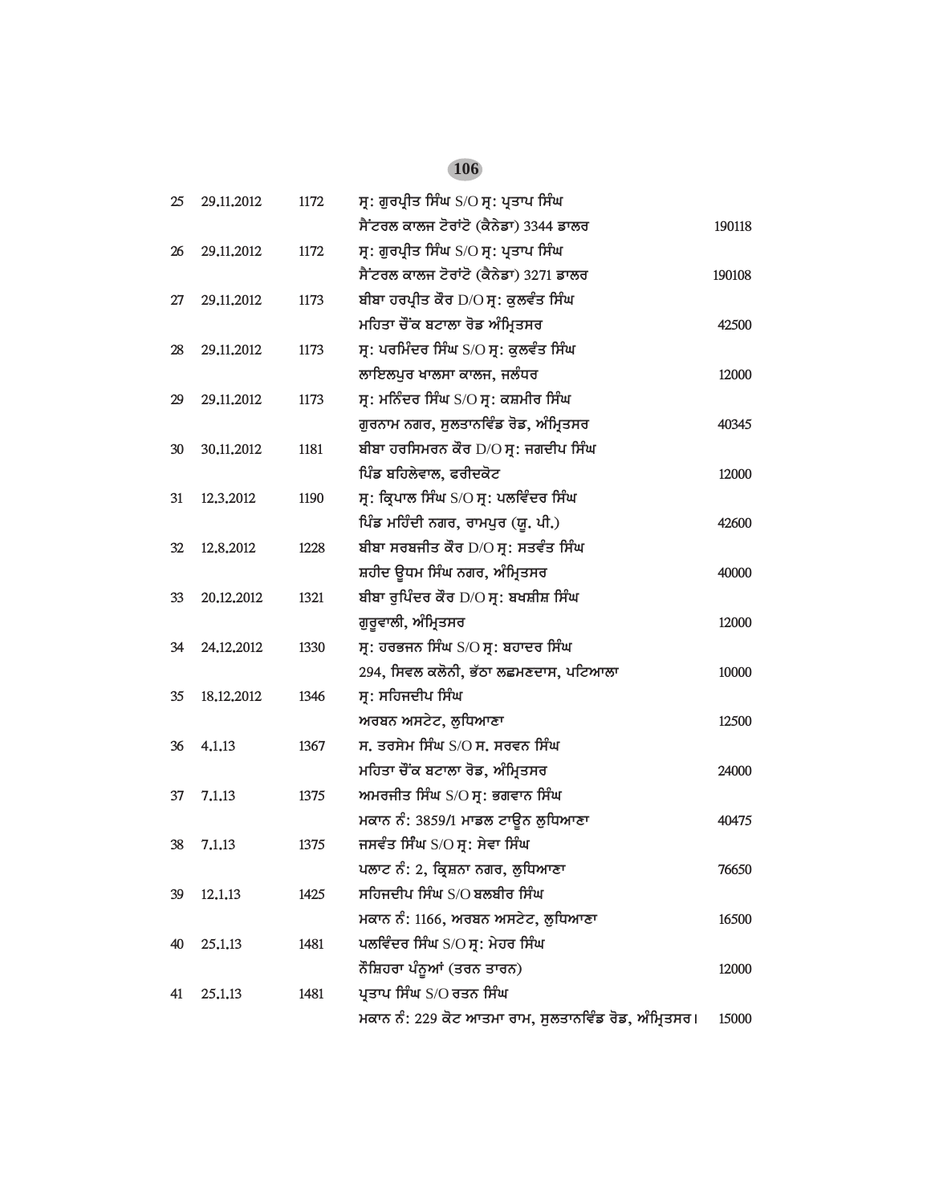| 25 | 29.11.2012 | 1172 | ਸ੍ਰ: ਗੁਰਪ੍ਰੀਤ ਸਿੰਘ S/O ਸ੍ਰ: ਪ੍ਰਤਾਪ ਸਿੰਘ<br>ਸੈਂਟਰਲ ਕਾਲਜ ਟੋਰਾਂਟੋ (ਕੈਨੇਡਾ) 3344 ਡਾਲਰ | 190118 |
|---|---|---|---|---|
| 26 | 29.11.2012 | 1172 | ਸ੍ਰ: ਗੁਰਪ੍ਰੀਤ ਸਿੰਘ S/O ਸ੍ਰ: ਪ੍ਰਤਾਪ ਸਿੰਘ<br>ਸੈਂਟਰਲ ਕਾਲਜ ਟੋਰਾਂਟੋ (ਕੈਨੇਡਾ) 3271 ਡਾਲਰ | 190108 |
| 27 | 29.11.2012 | 1173 | ਬੀਬਾ ਹਰਪ੍ਰੀਤ ਕੌਰ D/O ਸ੍ਰ: ਕੁਲਵੰਤ ਸਿੰਘ<br>ਮਹਿਤਾ ਚੌਂਕ ਬਟਾਲਾ ਰੋਡ ਅੰਮ੍ਰਿਤਸਰ | 42500 |
| 28 | 29.11.2012 | 1173 | ਸ੍ਰ: ਪਰਮਿੰਦਰ ਸਿੰਘ S/O ਸ੍ਰ: ਕੁਲਵੰਤ ਸਿੰਘ<br>ਲਾਇਲਪੁਰ ਖਾਲਸਾ ਕਾਲਜ, ਜਲੰਧਰ | 12000 |
| 29 | 29.11.2012 | 1173 | ਸ੍ਰ: ਮਨਿੰਦਰ ਸਿੰਘ S/O ਸ੍ਰ: ਕਸ਼ਮੀਰ ਸਿੰਘ<br>ਗੁਰਨਾਮ ਨਗਰ, ਸੁਲਤਾਨਵਿੰਡ ਰੋਡ, ਅੰਮ੍ਰਿਤਸਰ | 40345 |
| 30 | 30.11.2012 | 1181 | ਬੀਬਾ ਹਰਸਿਮਰਨ ਕੌਰ D/O ਸ੍ਰ: ਜਗਦੀਪ ਸਿੰਘ<br>ਪਿੰਡ ਬਹਿਲੇਵਾਲ, ਫਰੀਦਕੋਟ | 12000 |
| 31 | 12.3.2012 | 1190 | ਸ੍ਰ: ਕ੍ਰਿਪਾਲ ਸਿੰਘ S/O ਸ੍ਰ: ਪਲਵਿੰਦਰ ਸਿੰਘ<br>ਪਿੰਡ ਮਹਿੰਦੀ ਨਗਰ, ਰਾਮਪੁਰ (ਯੂ. ਪੀ.) | 42600 |
| 32 | 12.8.2012 | 1228 | ਬੀਬਾ ਸਰਬਜੀਤ ਕੌਰ D/O ਸ੍ਰ: ਸਤਵੰਤ ਸਿੰਘ<br>ਸ਼ਹੀਦ ਊਧਮ ਸਿੰਘ ਨਗਰ, ਅੰਮ੍ਰਿਤਸਰ | 40000 |
| 33 | 20.12.2012 | 1321 | ਬੀਬਾ ਰੁਪਿੰਦਰ ਕੌਰ D/O ਸ੍ਰ: ਬਖਸ਼ੀਸ਼ ਸਿੰਘ<br>ਗੁਰੂਵਾਲੀ, ਅੰਮ੍ਰਿਤਸਰ | 12000 |
| 34 | 24.12.2012 | 1330 | ਸ੍ਰ: ਹਰਭਜਨ ਸਿੰਘ S/O ਸ੍ਰ: ਬਹਾਦਰ ਸਿੰਘ<br>294, ਸਿਵਲ ਕਲੋਨੀ, ਭੱਠਾ ਲਛਮਣਦਾਸ, ਪਟਿਆਲਾ | 10000 |
| 35 | 18.12.2012 | 1346 | ਸ੍ਰ: ਸਹਿਜਦੀਪ ਸਿੰਘ<br>ਅਰਬਨ ਅਸਟੇਟ, ਲੁਧਿਆਣਾ | 12500 |
| 36 | 4.1.13 | 1367 | ਸ. ਤਰਸੇਮ ਸਿੰਘ S/O ਸ. ਸਰਵਨ ਸਿੰਘ<br>ਮਹਿਤਾ ਚੌਂਕ ਬਟਾਲਾ ਰੋਡ, ਅੰਮ੍ਰਿਤਸਰ | 24000 |
| 37 | 7.1.13 | 1375 | ਅਮਰਜੀਤ ਸਿੰਘ S/O ਸ੍ਰ: ਭਗਵਾਨ ਸਿੰਘ<br>ਮਕਾਨ ਨੰ: 3859/1 ਮਾਡਲ ਟਾਊਨ ਲੁਧਿਆਣਾ | 40475 |
| 38 | 7.1.13 | 1375 | ਜਸਵੰਤ ਸਿੰਘ S/O ਸ੍ਰ: ਸੇਵਾ ਸਿੰਘ<br>ਪਲਾਟ ਨੰ: 2, ਕ੍ਰਿਸ਼ਨਾ ਨਗਰ, ਲੁਧਿਆਣਾ | 76650 |
| 39 | 12.1.13 | 1425 | ਸਹਿਜਦੀਪ ਸਿੰਘ S/O ਬਲਬੀਰ ਸਿੰਘ<br>ਮਕਾਨ ਨੰ: 1166, ਅਰਬਨ ਅਸਟੇਟ, ਲੁਧਿਆਣਾ | 16500 |
| 40 | 25.1.13 | 1481 | ਪਲਵਿੰਦਰ ਸਿੰਘ S/O ਸ੍ਰ: ਮੇਹਰ ਸਿੰਘ<br>ਨੌਸ਼ਿਹਰਾ ਪੰਨੂਆਂ (ਤਰਨ ਤਾਰਨ) | 12000 |
| 41 | 25.1.13 | 1481 | ਪ੍ਰਤਾਪ ਸਿੰਘ S/O ਰਤਨ ਸਿੰਘ<br>ਮਕਾਨ ਨੰ: 229 ਕੋਟ ਆਤਮਾ ਰਾਮ, ਸੁਲਤਾਨਵਿੰਡ ਰੋਡ, ਅੰਮ੍ਰਿਤਸਰ। | 15000 |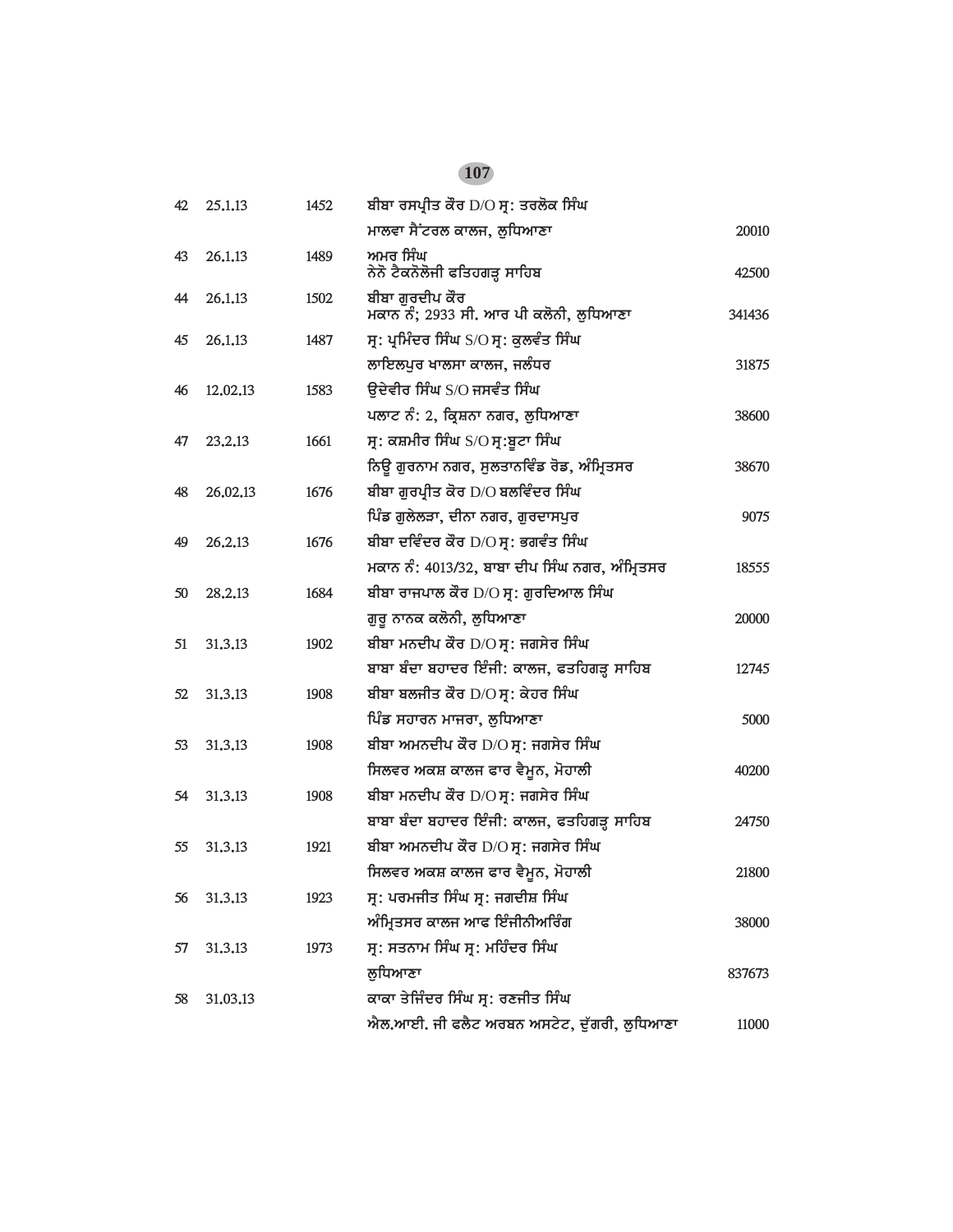| | | | | |
|---|---|---|---|---|
| 42 | 25.1.13 | 1452 | ਬੀਬਾ ਰਸਪ੍ਰੀਤ ਕੌਰ D/O ਸ੍ਰ: ਤਰਲੋਕ ਸਿੰਘ<br>ਮਾਲਵਾ ਸੈਂਟਰਲ ਕਾਲਜ, ਲੁਧਿਆਣਾ | 20010 |
| 43 | 26.1.13 | 1489 | ਅਮਰ ਸਿੰਘ<br>ਨੈਨੋ ਟੈਕਨੋਲੋਜੀ ਫਤਿਹਗੜ੍ਹ ਸਾਹਿਬ | 42500 |
| 44 | 26.1.13 | 1502 | ਬੀਬਾ ਗੁਰਦੀਪ ਕੌਰ<br>ਮਕਾਨ ਨੰ; 2933 ਸੀ. ਆਰ ਪੀ ਕਲੋਨੀ, ਲੁਧਿਆਣਾ | 341436 |
| 45 | 26.1.13 | 1487 | ਸ੍ਰ: ਪ੍ਰਮਿੰਦਰ ਸਿੰਘ S/O ਸ੍ਰ: ਕੁਲਵੰਤ ਸਿੰਘ<br>ਲਾਇਲਪੁਰ ਖਾਲਸਾ ਕਾਲਜ, ਜਲੰਧਰ | 31875 |
| 46 | 12.02.13 | 1583 | ਉਦੇਵੀਰ ਸਿੰਘ S/O ਜਸਵੰਤ ਸਿੰਘ<br>ਪਲਾਟ ਨੰ: 2, ਕ੍ਰਿਸ਼ਨਾ ਨਗਰ, ਲੁਧਿਆਣਾ | 38600 |
| 47 | 23.2.13 | 1661 | ਸ੍ਰ: ਕਸ਼ਮੀਰ ਸਿੰਘ S/O ਸ੍ਰ:ਬੂਟਾ ਸਿੰਘ<br>ਨਿਊ ਗੁਰਨਾਮ ਨਗਰ, ਸੁਲਤਾਨਵਿੰਡ ਰੋਡ, ਅੰਮ੍ਰਿਤਸਰ | 38670 |
| 48 | 26.02.13 | 1676 | ਬੀਬਾ ਗੁਰਪ੍ਰੀਤ ਕੋਰ D/O ਬਲਵਿੰਦਰ ਸਿੰਘ<br>ਪਿੰਡ ਗੁਲੇਲੜਾ, ਦੀਨਾ ਨਗਰ, ਗੁਰਦਾਸਪੁਰ | 9075 |
| 49 | 26.2.13 | 1676 | ਬੀਬਾ ਦਵਿੰਦਰ ਕੌਰ D/O ਸ੍ਰ: ਭਗਵੰਤ ਸਿੰਘ<br>ਮਕਾਨ ਨੰ: 4013/32, ਬਾਬਾ ਦੀਪ ਸਿੰਘ ਨਗਰ, ਅੰਮ੍ਰਿਤਸਰ | 18555 |
| 50 | 28.2.13 | 1684 | ਬੀਬਾ ਰਾਜਪਾਲ ਕੌਰ D/O ਸ੍ਰ: ਗੁਰਦਿਆਲ ਸਿੰਘ<br>ਗੁਰੂ ਨਾਨਕ ਕਲੋਨੀ, ਲੁਧਿਆਣਾ | 20000 |
| 51 | 31.3.13 | 1902 | ਬੀਬਾ ਮਨਦੀਪ ਕੌਰ D/O ਸ੍ਰ: ਜਗਸੇਰ ਸਿੰਘ<br>ਬਾਬਾ ਬੰਦਾ ਬਹਾਦਰ ਇੰਜੀ: ਕਾਲਜ, ਫਤਹਿਗੜ੍ਹ ਸਾਹਿਬ | 12745 |
| 52 | 31.3.13 | 1908 | ਬੀਬਾ ਬਲਜੀਤ ਕੌਰ D/O ਸ੍ਰ: ਕੇਹਰ ਸਿੰਘ<br>ਪਿੰਡ ਸਹਾਰਨ ਮਾਜਰਾ, ਲੁਧਿਆਣਾ | 5000 |
| 53 | 31.3.13 | 1908 | ਬੀਬਾ ਅਮਨਦੀਪ ਕੌਰ D/O ਸ੍ਰ: ਜਗਸੇਰ ਸਿੰਘ<br>ਸਿਲਵਰ ਅਕਸ਼ ਕਾਲਜ ਫਾਰ ਵੈਮੂਨ, ਮੋਹਾਲੀ | 40200 |
| 54 | 31.3.13 | 1908 | ਬੀਬਾ ਮਨਦੀਪ ਕੌਰ D/O ਸ੍ਰ: ਜਗਸੇਰ ਸਿੰਘ<br>ਬਾਬਾ ਬੰਦਾ ਬਹਾਦਰ ਇੰਜੀ: ਕਾਲਜ, ਫਤਹਿਗੜ੍ਹ ਸਾਹਿਬ | 24750 |
| 55 | 31.3.13 | 1921 | ਬੀਬਾ ਅਮਨਦੀਪ ਕੌਰ D/O ਸ੍ਰ: ਜਗਸੇਰ ਸਿੰਘ<br>ਸਿਲਵਰ ਅਕਸ਼ ਕਾਲਜ ਫਾਰ ਵੈਮੂਨ, ਮੋਹਾਲੀ | 21800 |
| 56 | 31.3.13 | 1923 | ਸ੍ਰ: ਪਰਮਜੀਤ ਸਿੰਘ ਸ੍ਰ: ਜਗਦੀਸ਼ ਸਿੰਘ<br>ਅੰਮ੍ਰਿਤਸਰ ਕਾਲਜ ਆਫ ਇੰਜੀਨੀਅਰਿੰਗ | 38000 |
| 57 | 31.3.13 | 1973 | ਸ੍ਰ: ਸਤਨਾਮ ਸਿੰਘ ਸ੍ਰ: ਮਹਿੰਦਰ ਸਿੰਘ<br>ਲੁਧਿਆਣਾ | 837673 |
| 58 | 31.03.13 | | ਕਾਕਾ ਤੇਜਿੰਦਰ ਸਿੰਘ ਸ੍ਰ: ਰਣਜੀਤ ਸਿੰਘ<br>ਐਲ.ਆਈ. ਜੀ ਫਲੈਟ ਅਰਬਨ ਅਸਟੇਟ, ਦੁੱਗਰੀ, ਲੁਧਿਆਣਾ | 11000 |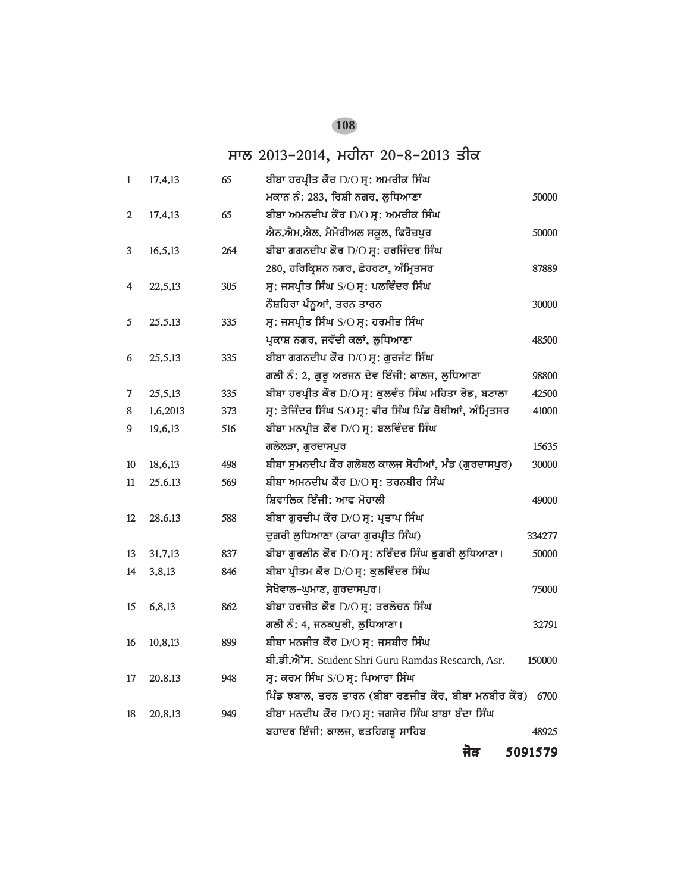## ਸਾਲ 2013-2014, ਮਹੀਨਾ 20-8-2013 ਤੀਕ

| | | | | |
|---|---|---|---|---|
| 1 | 17.4.13 | 65 | ਬੀਬਾ ਹਰਪ੍ਰੀਤ ਕੌਰ D/O ਸ੍ਰ: ਅਮਰੀਕ ਸਿੰਘ ਮਕਾਨ ਨੰ: 283, ਰਿਸ਼ੀ ਨਗਰ, ਲੁਧਿਆਣਾ | 50000 |
| 2 | 17.4.13 | 65 | ਬੀਬਾ ਅਮਨਦੀਪ ਕੌਰ D/O ਸ੍ਰ: ਅਮਰੀਕ ਸਿੰਘ ਐਨ.ਐਮ.ਐਲ. ਮੈਮੋਰੀਅਲ ਸਕੂਲ, ਫਿਰੋਜ਼ਪੁਰ | 50000 |
| 3 | 16.5.13 | 264 | ਬੀਬਾ ਗਗਨਦੀਪ ਕੌਰ D/O ਸ੍ਰ: ਹਰਜਿੰਦਰ ਸਿੰਘ 280, ਹਰਿਕ੍ਰਿਸ਼ਨ ਨਗਰ, ਛੇਹਰਟਾ, ਅੰਮ੍ਰਿਤਸਰ | 87889 |
| 4 | 22.5.13 | 305 | ਸ੍ਰ: ਜਸਪ੍ਰੀਤ ਸਿੰਘ S/O ਸ੍ਰ: ਪਲਵਿੰਦਰ ਸਿੰਘ ਨੌਸ਼ਹਿਰਾ ਪੰਨੂਆਂ, ਤਰਨ ਤਾਰਨ | 30000 |
| 5 | 25.5.13 | 335 | ਸ੍ਰ: ਜਸਪ੍ਰੀਤ ਸਿੰਘ S/O ਸ੍ਰ: ਹਰਮੀਤ ਸਿੰਘ ਪ੍ਰਕਾਸ਼ ਨਗਰ, ਜਵੱਦੀ ਕਲਾਂ, ਲੁਧਿਆਣਾ | 48500 |
| 6 | 25.5.13 | 335 | ਬੀਬਾ ਗਗਨਦੀਪ ਕੌਰ D/O ਸ੍ਰ: ਗੁਰਜੰਟ ਸਿੰਘ ਗਲੀ ਨੰ: 2, ਗੁਰੂ ਅਰਜਨ ਦੇਵ ਇੰਜੀ: ਕਾਲਜ, ਲੁਧਿਆਣਾ | 98800 |
| 7 | 25.5.13 | 335 | ਬੀਬਾ ਹਰਪ੍ਰੀਤ ਕੌਰ D/O ਸ੍ਰ: ਕੁਲਵੰਤ ਸਿੰਘ ਮਹਿਤਾ ਰੋਡ, ਬਟਾਲਾ | 42500 |
| 8 | 1.6.2013 | 373 | ਸ੍ਰ: ਤੇਜਿੰਦਰ ਸਿੰਘ S/O ਸ੍ਰ: ਵੀਰ ਸਿੰਘ ਪਿੰਡ ਥੋਥੀਆਂ, ਅੰਮ੍ਰਿਤਸਰ | 41000 |
| 9 | 19.6.13 | 516 | ਬੀਬਾ ਮਨਪ੍ਰੀਤ ਕੌਰ D/O ਸ੍ਰ: ਬਲਵਿੰਦਰ ਸਿੰਘ ਗਲੇਲੜਾ, ਗੁਰਦਾਸਪੁਰ | 15635 |
| 10 | 18.6.13 | 498 | ਬੀਬਾ ਸੁਮਨਦੀਪ ਕੌਰ ਗਲੋਬਲ ਕਾਲਜ ਸੋਹੀਆਂ, ਮੰਡ (ਗੁਰਦਾਸਪੁਰ) | 30000 |
| 11 | 25.6.13 | 569 | ਬੀਬਾ ਅਮਨਦੀਪ ਕੌਰ D/O ਸ੍ਰ: ਤਰਨਬੀਰ ਸਿੰਘ ਸ਼ਿਵਾਲਿਕ ਇੰਜੀ: ਆਫ ਮੋਹਾਲੀ | 49000 |
| 12 | 28.6.13 | 588 | ਬੀਬਾ ਗੁਰਦੀਪ ਕੌਰ D/O ਸ੍ਰ: ਪ੍ਰਤਾਪ ਸਿੰਘ ਦੁਗਰੀ ਲੁਧਿਆਣਾ (ਕਾਕਾ ਗੁਰਪ੍ਰੀਤ ਸਿੰਘ) | 334277 |
| 13 | 31.7.13 | 837 | ਬੀਬਾ ਗੁਰਲੀਨ ਕੌਰ D/O ਸ੍ਰ: ਨਰਿੰਦਰ ਸਿੰਘ ਡੁਗਰੀ ਲੁਧਿਆਣਾ। | 50000 |
| 14 | 3.8.13 | 846 | ਬੀਬਾ ਪ੍ਰੀਤਮ ਕੌਰ D/O ਸ੍ਰ: ਕੁਲਵਿੰਦਰ ਸਿੰਘ ਸੇਖੋਵਾਲ-ਘੁਮਾਣ, ਗੁਰਦਾਸਪੁਰ। | 75000 |
| 15 | 6.8.13 | 862 | ਬੀਬਾ ਹਰਜੀਤ ਕੌਰ D/O ਸ੍ਰ: ਤਰਲੋਚਨ ਸਿੰਘ ਗਲੀ ਨੰ: 4, ਜਨਕਪੁਰੀ, ਲੁਧਿਆਣਾ। | 32791 |
| 16 | 10.8.13 | 899 | ਬੀਬਾ ਮਨਜੀਤ ਕੌਰ D/O ਸ੍ਰ: ਜਸਬੀਰ ਸਿੰਘ ਬੀ.ਡੀ.ਐੱਸ. Student Shri Guru Ramdas Rescarch, Asr. | 150000 |
| 17 | 20.8.13 | 948 | ਸ੍ਰ: ਕਰਮ ਸਿੰਘ S/O ਸ੍ਰ: ਪਿਆਰਾ ਸਿੰਘ ਪਿੰਡ ਝਬਾਲ, ਤਰਨ ਤਾਰਨ (ਬੀਬਾ ਰਣਜੀਤ ਕੌਰ, ਬੀਬਾ ਮਨਬੀਰ ਕੌਰ) | 6700 |
| 18 | 20.8.13 | 949 | ਬੀਬਾ ਮਨਦੀਪ ਕੌਰ D/O ਸ੍ਰ: ਜਗਸੇਰ ਸਿੰਘ ਬਾਬਾ ਬੰਦਾ ਸਿੰਘ ਬਹਾਦਰ ਇੰਜੀ: ਕਾਲਜ, ਫਤਹਿਗੜ੍ਹ ਸਾਹਿਬ | 48925 |
| | | | **ਜੋੜ** | **5091579** |